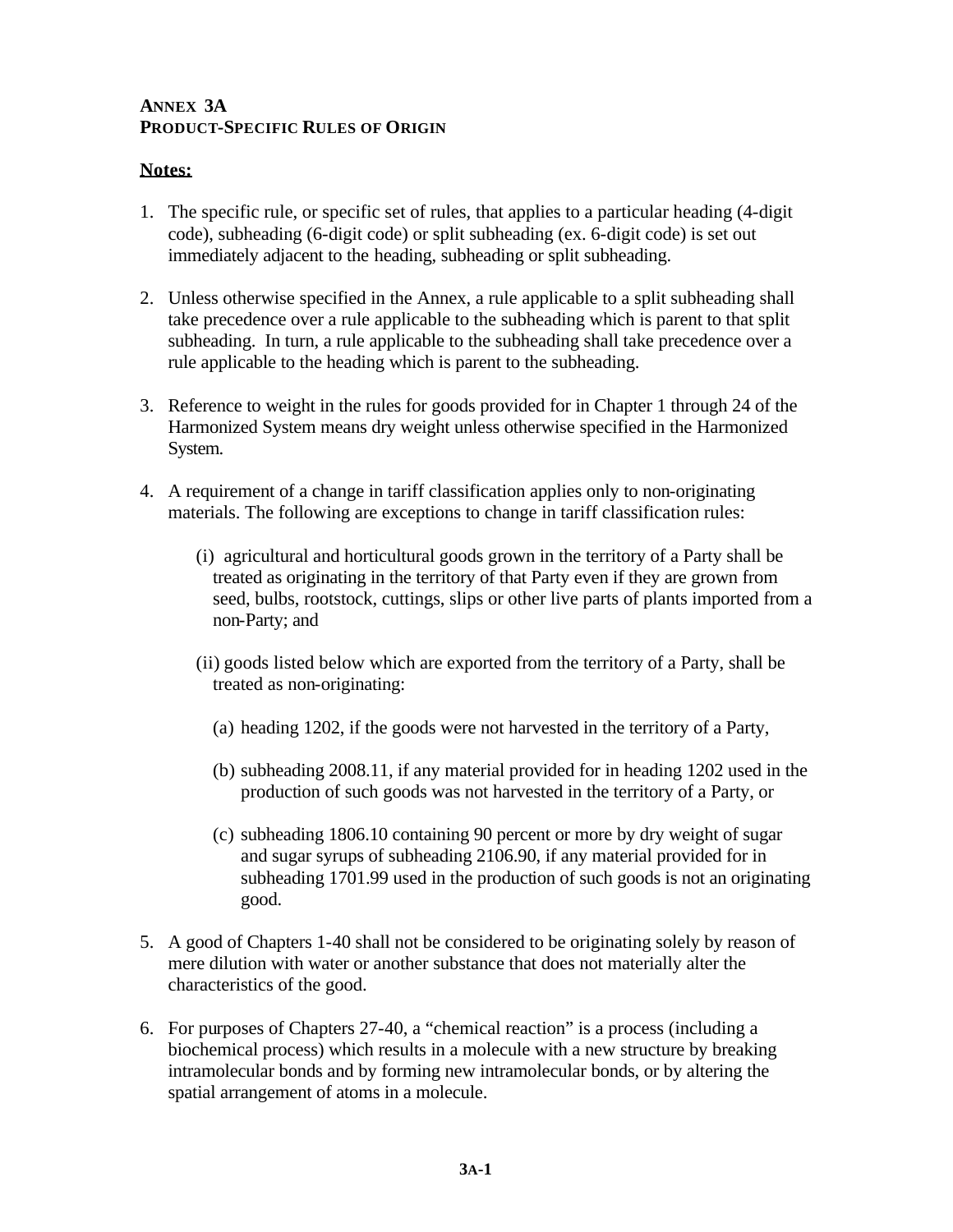# ANNEX 3A
# PRODUCT-SPECIFIC RULES OF ORIGIN

**Notes:**

1. The specific rule, or specific set of rules, that applies to a particular heading (4-digit code), subheading (6-digit code) or split subheading (ex. 6-digit code) is set out immediately adjacent to the heading, subheading or split subheading.

2. Unless otherwise specified in the Annex, a rule applicable to a split subheading shall take precedence over a rule applicable to the subheading which is parent to that split subheading. In turn, a rule applicable to the subheading shall take precedence over a rule applicable to the heading which is parent to the subheading.

3. Reference to weight in the rules for goods provided for in Chapter 1 through 24 of the Harmonized System means dry weight unless otherwise specified in the Harmonized System.

4. A requirement of a change in tariff classification applies only to non-originating materials. The following are exceptions to change in tariff classification rules:

   (i) agricultural and horticultural goods grown in the territory of a Party shall be treated as originating in the territory of that Party even if they are grown from seed, bulbs, rootstock, cuttings, slips or other live parts of plants imported from a non-Party; and

   (ii) goods listed below which are exported from the territory of a Party, shall be treated as non-originating:

      (a) heading 1202, if the goods were not harvested in the territory of a Party,

      (b) subheading 2008.11, if any material provided for in heading 1202 used in the production of such goods was not harvested in the territory of a Party, or

      (c) subheading 1806.10 containing 90 percent or more by dry weight of sugar and sugar syrups of subheading 2106.90, if any material provided for in subheading 1701.99 used in the production of such goods is not an originating good.

5. A good of Chapters 1-40 shall not be considered to be originating solely by reason of mere dilution with water or another substance that does not materially alter the characteristics of the good.

6. For purposes of Chapters 27-40, a "chemical reaction" is a process (including a biochemical process) which results in a molecule with a new structure by breaking intramolecular bonds and by forming new intramolecular bonds, or by altering the spatial arrangement of atoms in a molecule.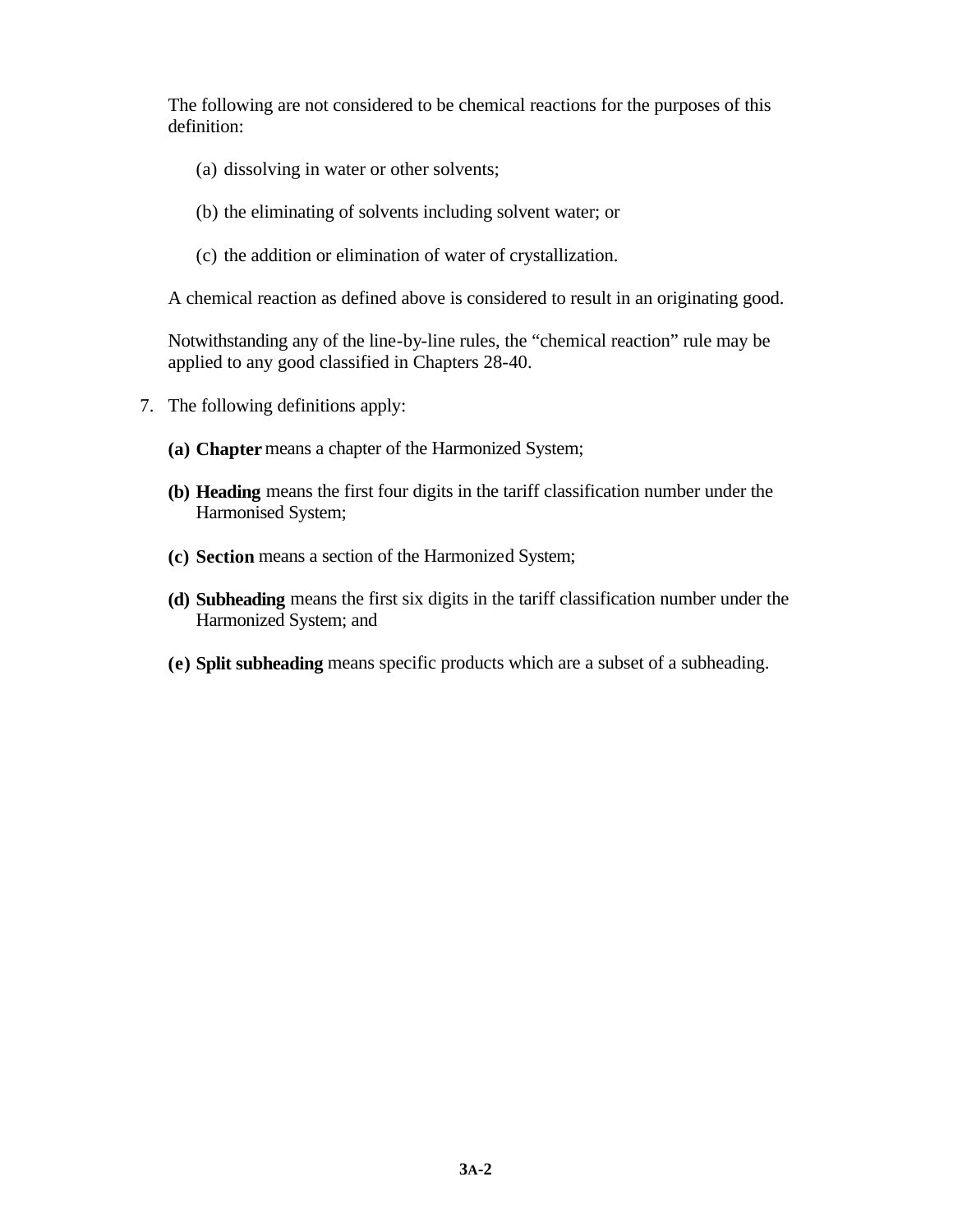The following are not considered to be chemical reactions for the purposes of this definition:

(a) dissolving in water or other solvents;

(b) the eliminating of solvents including solvent water; or

(c) the addition or elimination of water of crystallization.

A chemical reaction as defined above is considered to result in an originating good.

Notwithstanding any of the line-by-line rules, the "chemical reaction" rule may be applied to any good classified in Chapters 28-40.

7. The following definitions apply:

   **(a) Chapter** means a chapter of the Harmonized System;

   **(b) Heading** means the first four digits in the tariff classification number under the Harmonised System;

   **(c) Section** means a section of the Harmonized System;

   **(d) Subheading** means the first six digits in the tariff classification number under the Harmonized System; and

   **(e) Split subheading** means specific products which are a subset of a subheading.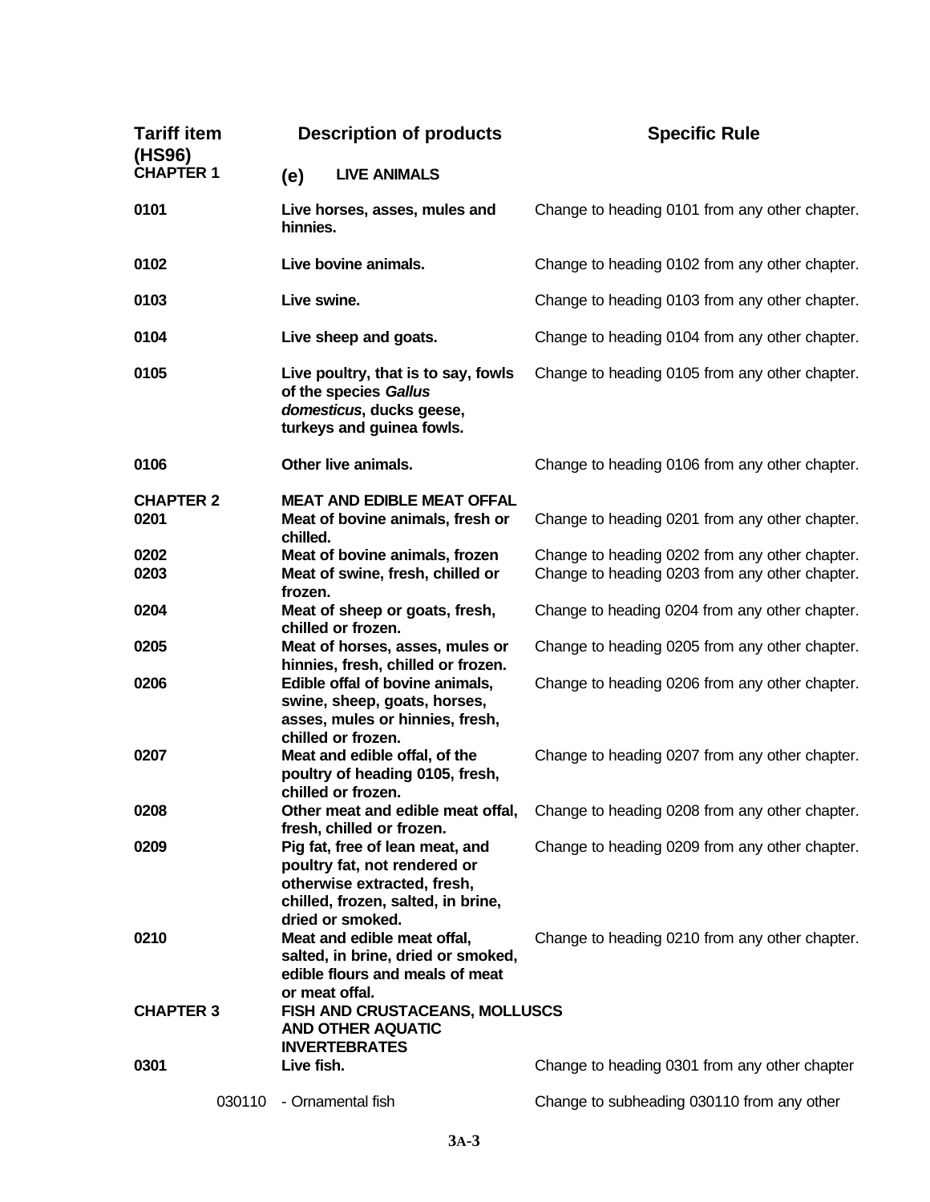| Tariff item (HS96) | Description of products | Specific Rule |
|---|---|---|
| **CHAPTER 1** | **(e) LIVE ANIMALS** | |
| **0101** | **Live horses, asses, mules and hinnies.** | Change to heading 0101 from any other chapter. |
| **0102** | **Live bovine animals.** | Change to heading 0102 from any other chapter. |
| **0103** | **Live swine.** | Change to heading 0103 from any other chapter. |
| **0104** | **Live sheep and goats.** | Change to heading 0104 from any other chapter. |
| **0105** | **Live poultry, that is to say, fowls of the species *Gallus domesticus*, ducks geese, turkeys and guinea fowls.** | Change to heading 0105 from any other chapter. |
| **0106** | **Other live animals.** | Change to heading 0106 from any other chapter. |
| **CHAPTER 2** | **MEAT AND EDIBLE MEAT OFFAL** | |
| **0201** | **Meat of bovine animals, fresh or chilled.** | Change to heading 0201 from any other chapter. |
| **0202** | **Meat of bovine animals, frozen** | Change to heading 0202 from any other chapter. |
| **0203** | **Meat of swine, fresh, chilled or frozen.** | Change to heading 0203 from any other chapter. |
| **0204** | **Meat of sheep or goats, fresh, chilled or frozen.** | Change to heading 0204 from any other chapter. |
| **0205** | **Meat of horses, asses, mules or hinnies, fresh, chilled or frozen.** | Change to heading 0205 from any other chapter. |
| **0206** | **Edible offal of bovine animals, swine, sheep, goats, horses, asses, mules or hinnies, fresh, chilled or frozen.** | Change to heading 0206 from any other chapter. |
| **0207** | **Meat and edible offal, of the poultry of heading 0105, fresh, chilled or frozen.** | Change to heading 0207 from any other chapter. |
| **0208** | **Other meat and edible meat offal, fresh, chilled or frozen.** | Change to heading 0208 from any other chapter. |
| **0209** | **Pig fat, free of lean meat, and poultry fat, not rendered or otherwise extracted, fresh, chilled, frozen, salted, in brine, dried or smoked.** | Change to heading 0209 from any other chapter. |
| **0210** | **Meat and edible meat offal, salted, in brine, dried or smoked, edible flours and meals of meat or meat offal.** | Change to heading 0210 from any other chapter. |
| **CHAPTER 3** | **FISH AND CRUSTACEANS, MOLLUSCS AND OTHER AQUATIC INVERTEBRATES** | |
| **0301** | **Live fish.** | Change to heading 0301 from any other chapter |
| 030110 | - Ornamental fish | Change to subheading 030110 from any other |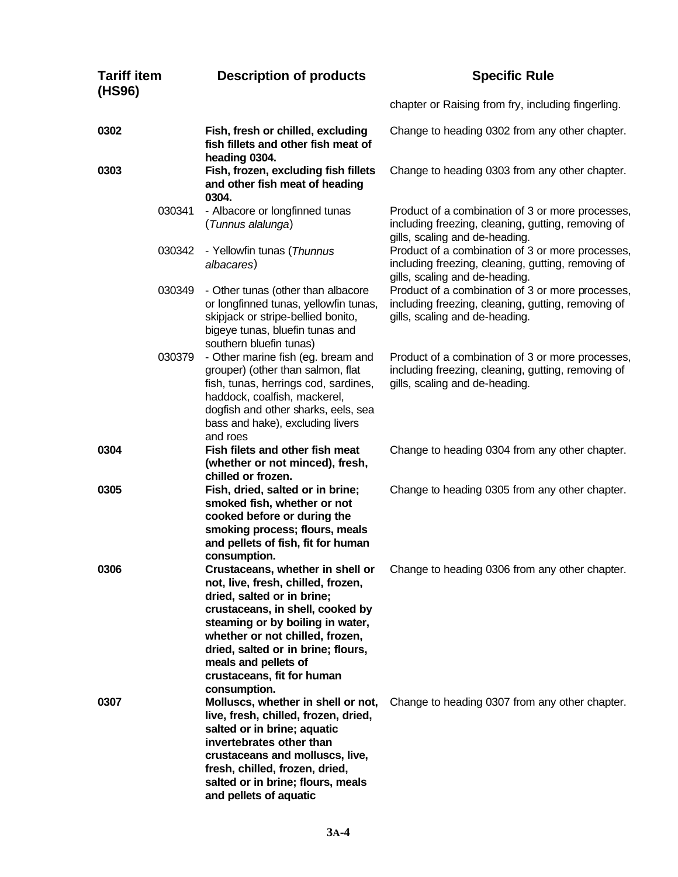| Tariff item (HS96) | | Description of products | Specific Rule |
|---|---|---|---|
| | | | chapter or Raising from fry, including fingerling. |
| **0302** | | **Fish, fresh or chilled, excluding fish fillets and other fish meat of heading 0304.** | Change to heading 0302 from any other chapter. |
| **0303** | | **Fish, frozen, excluding fish fillets and other fish meat of heading 0304.** | Change to heading 0303 from any other chapter. |
| | 030341 | - Albacore or longfinned tunas (*Tunnus alalunga*) | Product of a combination of 3 or more processes, including freezing, cleaning, gutting, removing of gills, scaling and de-heading. |
| | 030342 | - Yellowfin tunas (*Thunnus albacares*) | Product of a combination of 3 or more processes, including freezing, cleaning, gutting, removing of gills, scaling and de-heading. |
| | 030349 | - Other tunas (other than albacore or longfinned tunas, yellowfin tunas, skipjack or stripe-bellied bonito, bigeye tunas, bluefin tunas and southern bluefin tunas) | Product of a combination of 3 or more processes, including freezing, cleaning, gutting, removing of gills, scaling and de-heading. |
| | 030379 | - Other marine fish (eg. bream and grouper) (other than salmon, flat fish, tunas, herrings cod, sardines, haddock, coalfish, mackerel, dogfish and other sharks, eels, sea bass and hake), excluding livers and roes | Product of a combination of 3 or more processes, including freezing, cleaning, gutting, removing of gills, scaling and de-heading. |
| **0304** | | **Fish filets and other fish meat (whether or not minced), fresh, chilled or frozen.** | Change to heading 0304 from any other chapter. |
| **0305** | | **Fish, dried, salted or in brine; smoked fish, whether or not cooked before or during the smoking process; flours, meals and pellets of fish, fit for human consumption.** | Change to heading 0305 from any other chapter. |
| **0306** | | **Crustaceans, whether in shell or not, live, fresh, chilled, frozen, dried, salted or in brine; crustaceans, in shell, cooked by steaming or by boiling in water, whether or not chilled, frozen, dried, salted or in brine; flours, meals and pellets of crustaceans, fit for human consumption.** | Change to heading 0306 from any other chapter. |
| **0307** | | **Molluscs, whether in shell or not, live, fresh, chilled, frozen, dried, salted or in brine; aquatic invertebrates other than crustaceans and molluscs, live, fresh, chilled, frozen, dried, salted or in brine; flours, meals and pellets of aquatic** | Change to heading 0307 from any other chapter. |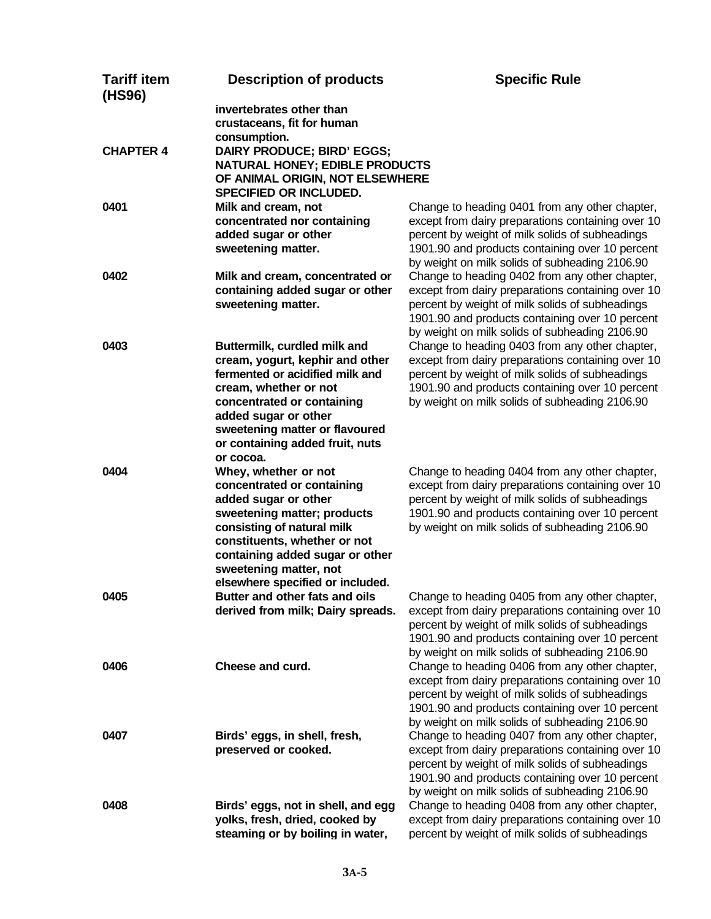| Tariff item (HS96) | Description of products | Specific Rule |
|---|---|---|
| | **invertebrates other than crustaceans, fit for human consumption.** | |
| **CHAPTER 4** | **DAIRY PRODUCE; BIRD' EGGS; NATURAL HONEY; EDIBLE PRODUCTS OF ANIMAL ORIGIN, NOT ELSEWHERE SPECIFIED OR INCLUDED.** | |
| **0401** | **Milk and cream, not concentrated nor containing added sugar or other sweetening matter.** | Change to heading 0401 from any other chapter, except from dairy preparations containing over 10 percent by weight of milk solids of subheadings 1901.90 and products containing over 10 percent by weight on milk solids of subheading 2106.90 |
| **0402** | **Milk and cream, concentrated or containing added sugar or other sweetening matter.** | Change to heading 0402 from any other chapter, except from dairy preparations containing over 10 percent by weight of milk solids of subheadings 1901.90 and products containing over 10 percent by weight on milk solids of subheading 2106.90 |
| **0403** | **Buttermilk, curdled milk and cream, yogurt, kephir and other fermented or acidified milk and cream, whether or not concentrated or containing added sugar or other sweetening matter or flavoured or containing added fruit, nuts or cocoa.** | Change to heading 0403 from any other chapter, except from dairy preparations containing over 10 percent by weight of milk solids of subheadings 1901.90 and products containing over 10 percent by weight on milk solids of subheading 2106.90 |
| **0404** | **Whey, whether or not concentrated or containing added sugar or other sweetening matter; products consisting of natural milk constituents, whether or not containing added sugar or other sweetening matter, not elsewhere specified or included.** | Change to heading 0404 from any other chapter, except from dairy preparations containing over 10 percent by weight of milk solids of subheadings 1901.90 and products containing over 10 percent by weight on milk solids of subheading 2106.90 |
| **0405** | **Butter and other fats and oils derived from milk; Dairy spreads.** | Change to heading 0405 from any other chapter, except from dairy preparations containing over 10 percent by weight of milk solids of subheadings 1901.90 and products containing over 10 percent by weight on milk solids of subheading 2106.90 |
| **0406** | **Cheese and curd.** | Change to heading 0406 from any other chapter, except from dairy preparations containing over 10 percent by weight of milk solids of subheadings 1901.90 and products containing over 10 percent by weight on milk solids of subheading 2106.90 |
| **0407** | **Birds' eggs, in shell, fresh, preserved or cooked.** | Change to heading 0407 from any other chapter, except from dairy preparations containing over 10 percent by weight of milk solids of subheadings 1901.90 and products containing over 10 percent by weight on milk solids of subheading 2106.90 |
| **0408** | **Birds' eggs, not in shell, and egg yolks, fresh, dried, cooked by steaming or by boiling in water,** | Change to heading 0408 from any other chapter, except from dairy preparations containing over 10 percent by weight of milk solids of subheadings |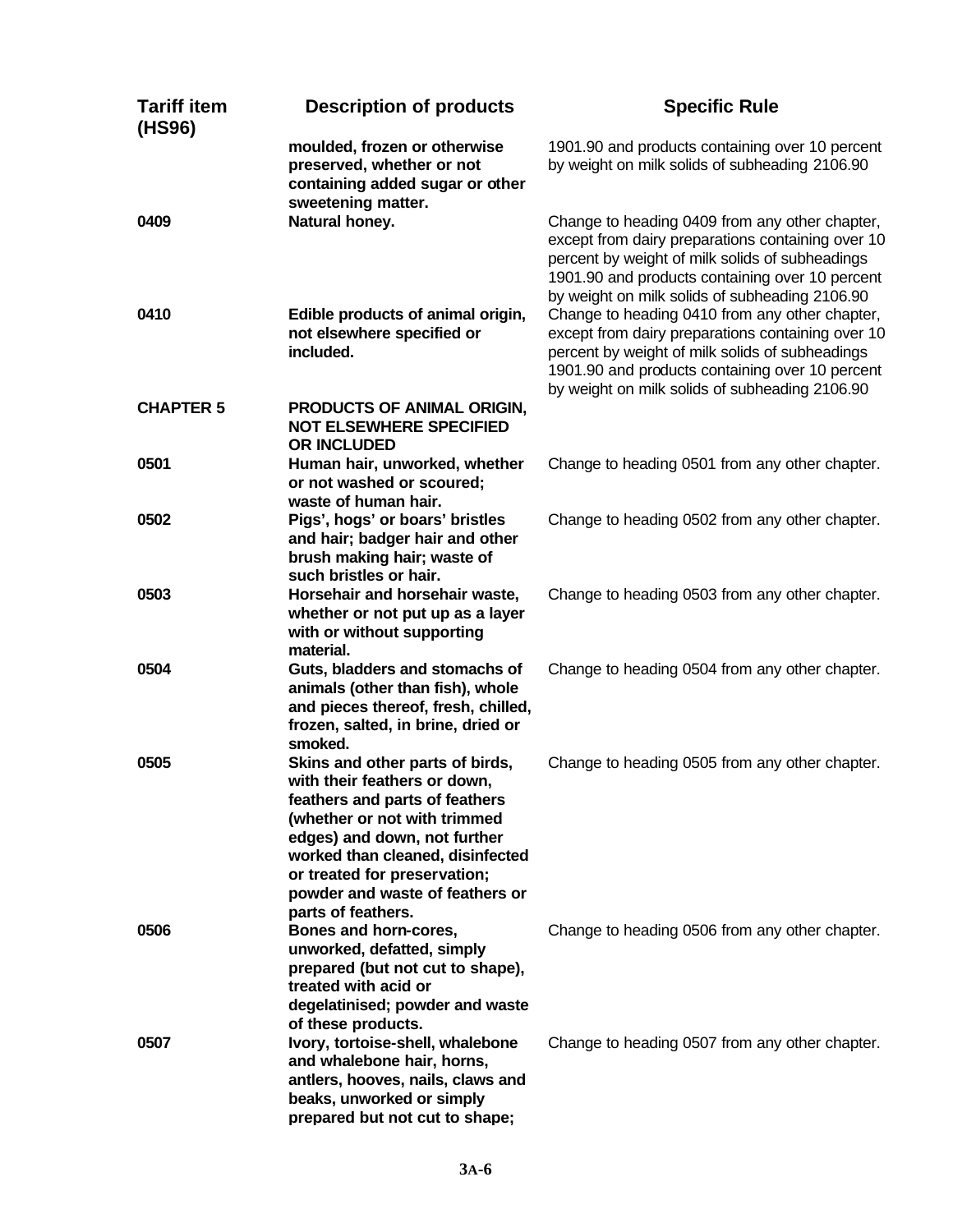| Tariff item (HS96) | Description of products | Specific Rule |
|---|---|---|
| | **moulded, frozen or otherwise preserved, whether or not containing added sugar or other sweetening matter.** | 1901.90 and products containing over 10 percent by weight on milk solids of subheading 2106.90 |
| **0409** | **Natural honey.** | Change to heading 0409 from any other chapter, except from dairy preparations containing over 10 percent by weight of milk solids of subheadings 1901.90 and products containing over 10 percent by weight on milk solids of subheading 2106.90 |
| **0410** | **Edible products of animal origin, not elsewhere specified or included.** | Change to heading 0410 from any other chapter, except from dairy preparations containing over 10 percent by weight of milk solids of subheadings 1901.90 and products containing over 10 percent by weight on milk solids of subheading 2106.90 |
| **CHAPTER 5** | **PRODUCTS OF ANIMAL ORIGIN, NOT ELSEWHERE SPECIFIED OR INCLUDED** | |
| **0501** | **Human hair, unworked, whether or not washed or scoured; waste of human hair.** | Change to heading 0501 from any other chapter. |
| **0502** | **Pigs', hogs' or boars' bristles and hair; badger hair and other brush making hair; waste of such bristles or hair.** | Change to heading 0502 from any other chapter. |
| **0503** | **Horsehair and horsehair waste, whether or not put up as a layer with or without supporting material.** | Change to heading 0503 from any other chapter. |
| **0504** | **Guts, bladders and stomachs of animals (other than fish), whole and pieces thereof, fresh, chilled, frozen, salted, in brine, dried or smoked.** | Change to heading 0504 from any other chapter. |
| **0505** | **Skins and other parts of birds, with their feathers or down, feathers and parts of feathers (whether or not with trimmed edges) and down, not further worked than cleaned, disinfected or treated for preservation; powder and waste of feathers or parts of feathers.** | Change to heading 0505 from any other chapter. |
| **0506** | **Bones and horn-cores, unworked, defatted, simply prepared (but not cut to shape), treated with acid or degelatinised; powder and waste of these products.** | Change to heading 0506 from any other chapter. |
| **0507** | **Ivory, tortoise-shell, whalebone and whalebone hair, horns, antlers, hooves, nails, claws and beaks, unworked or simply prepared but not cut to shape;** | Change to heading 0507 from any other chapter. |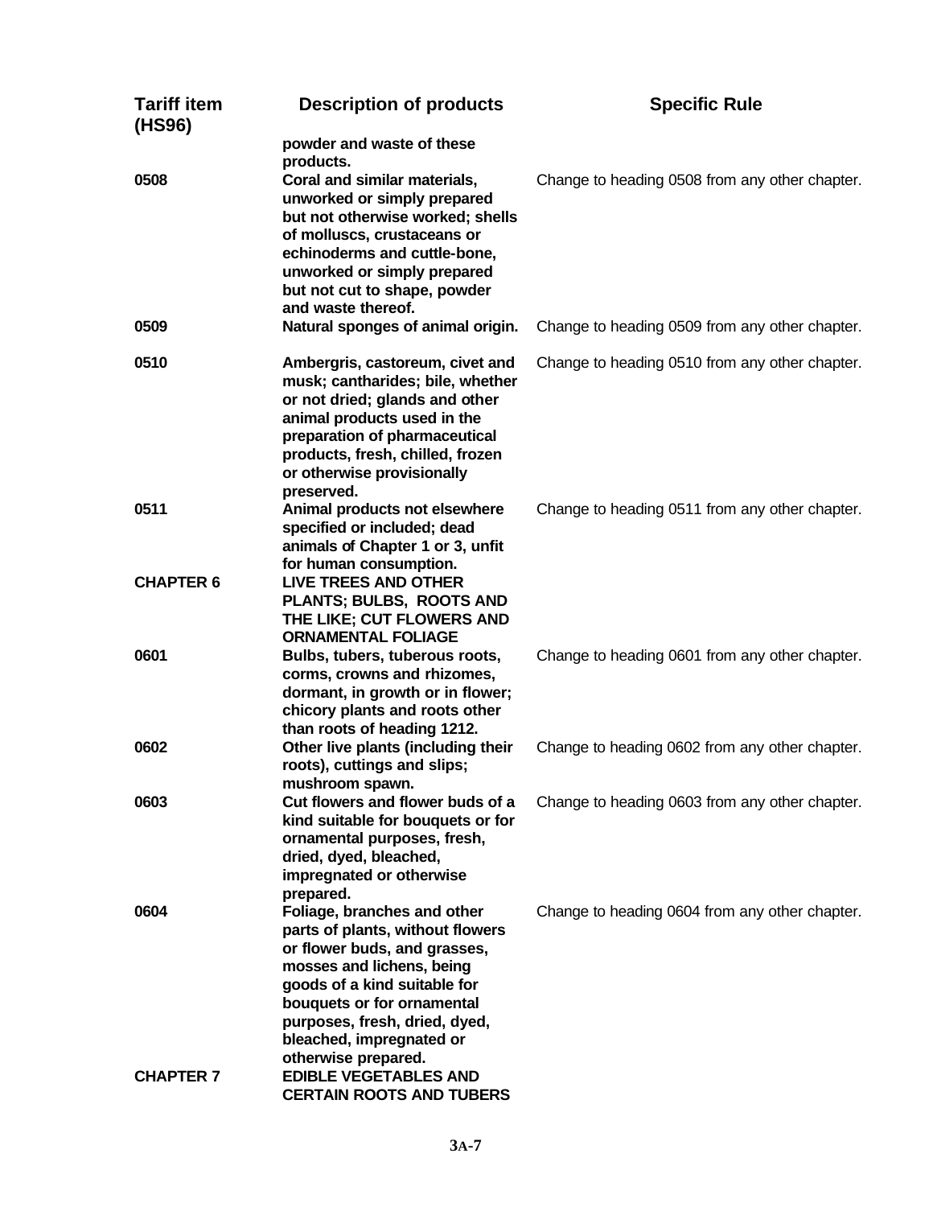| Tariff item (HS96) | Description of products | Specific Rule |
|---|---|---|
| | **powder and waste of these products.** | |
| 0508 | **Coral and similar materials, unworked or simply prepared but not otherwise worked; shells of molluscs, crustaceans or echinoderms and cuttle-bone, unworked or simply prepared but not cut to shape, powder and waste thereof.** | Change to heading 0508 from any other chapter. |
| 0509 | **Natural sponges of animal origin.** | Change to heading 0509 from any other chapter. |
| 0510 | **Ambergris, castoreum, civet and musk; cantharides; bile, whether or not dried; glands and other animal products used in the preparation of pharmaceutical products, fresh, chilled, frozen or otherwise provisionally preserved.** | Change to heading 0510 from any other chapter. |
| 0511 | **Animal products not elsewhere specified or included; dead animals of Chapter 1 or 3, unfit for human consumption.** | Change to heading 0511 from any other chapter. |
| **CHAPTER 6** | **LIVE TREES AND OTHER PLANTS; BULBS, ROOTS AND THE LIKE; CUT FLOWERS AND ORNAMENTAL FOLIAGE** | |
| 0601 | **Bulbs, tubers, tuberous roots, corms, crowns and rhizomes, dormant, in growth or in flower; chicory plants and roots other than roots of heading 1212.** | Change to heading 0601 from any other chapter. |
| 0602 | **Other live plants (including their roots), cuttings and slips; mushroom spawn.** | Change to heading 0602 from any other chapter. |
| 0603 | **Cut flowers and flower buds of a kind suitable for bouquets or for ornamental purposes, fresh, dried, dyed, bleached, impregnated or otherwise prepared.** | Change to heading 0603 from any other chapter. |
| 0604 | **Foliage, branches and other parts of plants, without flowers or flower buds, and grasses, mosses and lichens, being goods of a kind suitable for bouquets or for ornamental purposes, fresh, dried, dyed, bleached, impregnated or otherwise prepared.** | Change to heading 0604 from any other chapter. |
| **CHAPTER 7** | **EDIBLE VEGETABLES AND CERTAIN ROOTS AND TUBERS** | |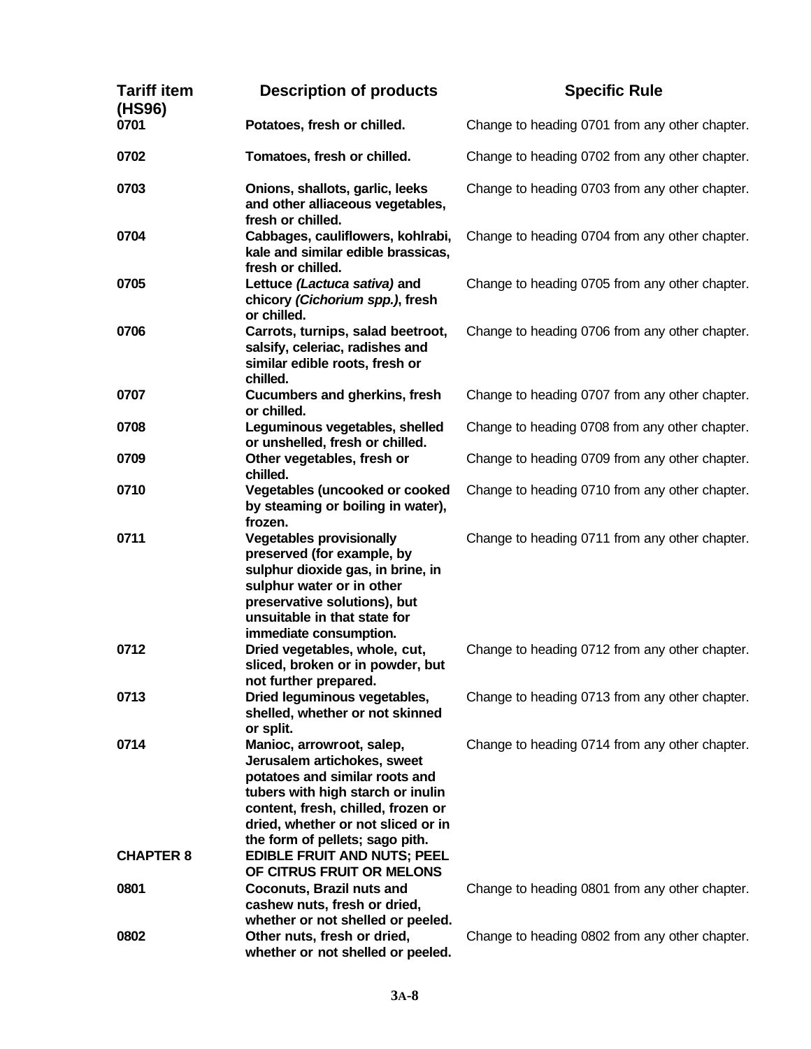| Tariff item (HS96) | Description of products | Specific Rule |
|---|---|---|
| 0701 | **Potatoes, fresh or chilled.** | Change to heading 0701 from any other chapter. |
| 0702 | **Tomatoes, fresh or chilled.** | Change to heading 0702 from any other chapter. |
| 0703 | **Onions, shallots, garlic, leeks and other alliaceous vegetables, fresh or chilled.** | Change to heading 0703 from any other chapter. |
| 0704 | **Cabbages, cauliflowers, kohlrabi, kale and similar edible brassicas, fresh or chilled.** | Change to heading 0704 from any other chapter. |
| 0705 | **Lettuce *(Lactuca sativa)* and chicory *(Cichorium spp.)*, fresh or chilled.** | Change to heading 0705 from any other chapter. |
| 0706 | **Carrots, turnips, salad beetroot, salsify, celeriac, radishes and similar edible roots, fresh or chilled.** | Change to heading 0706 from any other chapter. |
| 0707 | **Cucumbers and gherkins, fresh or chilled.** | Change to heading 0707 from any other chapter. |
| 0708 | **Leguminous vegetables, shelled or unshelled, fresh or chilled.** | Change to heading 0708 from any other chapter. |
| 0709 | **Other vegetables, fresh or chilled.** | Change to heading 0709 from any other chapter. |
| 0710 | **Vegetables (uncooked or cooked by steaming or boiling in water), frozen.** | Change to heading 0710 from any other chapter. |
| 0711 | **Vegetables provisionally preserved (for example, by sulphur dioxide gas, in brine, in sulphur water or in other preservative solutions), but unsuitable in that state for immediate consumption.** | Change to heading 0711 from any other chapter. |
| 0712 | **Dried vegetables, whole, cut, sliced, broken or in powder, but not further prepared.** | Change to heading 0712 from any other chapter. |
| 0713 | **Dried leguminous vegetables, shelled, whether or not skinned or split.** | Change to heading 0713 from any other chapter. |
| 0714 | **Manioc, arrowroot, salep, Jerusalem artichokes, sweet potatoes and similar roots and tubers with high starch or inulin content, fresh, chilled, frozen or dried, whether or not sliced or in the form of pellets; sago pith.** | Change to heading 0714 from any other chapter. |
| **CHAPTER 8** | **EDIBLE FRUIT AND NUTS; PEEL OF CITRUS FRUIT OR MELONS** | |
| 0801 | **Coconuts, Brazil nuts and cashew nuts, fresh or dried, whether or not shelled or peeled.** | Change to heading 0801 from any other chapter. |
| 0802 | **Other nuts, fresh or dried, whether or not shelled or peeled.** | Change to heading 0802 from any other chapter. |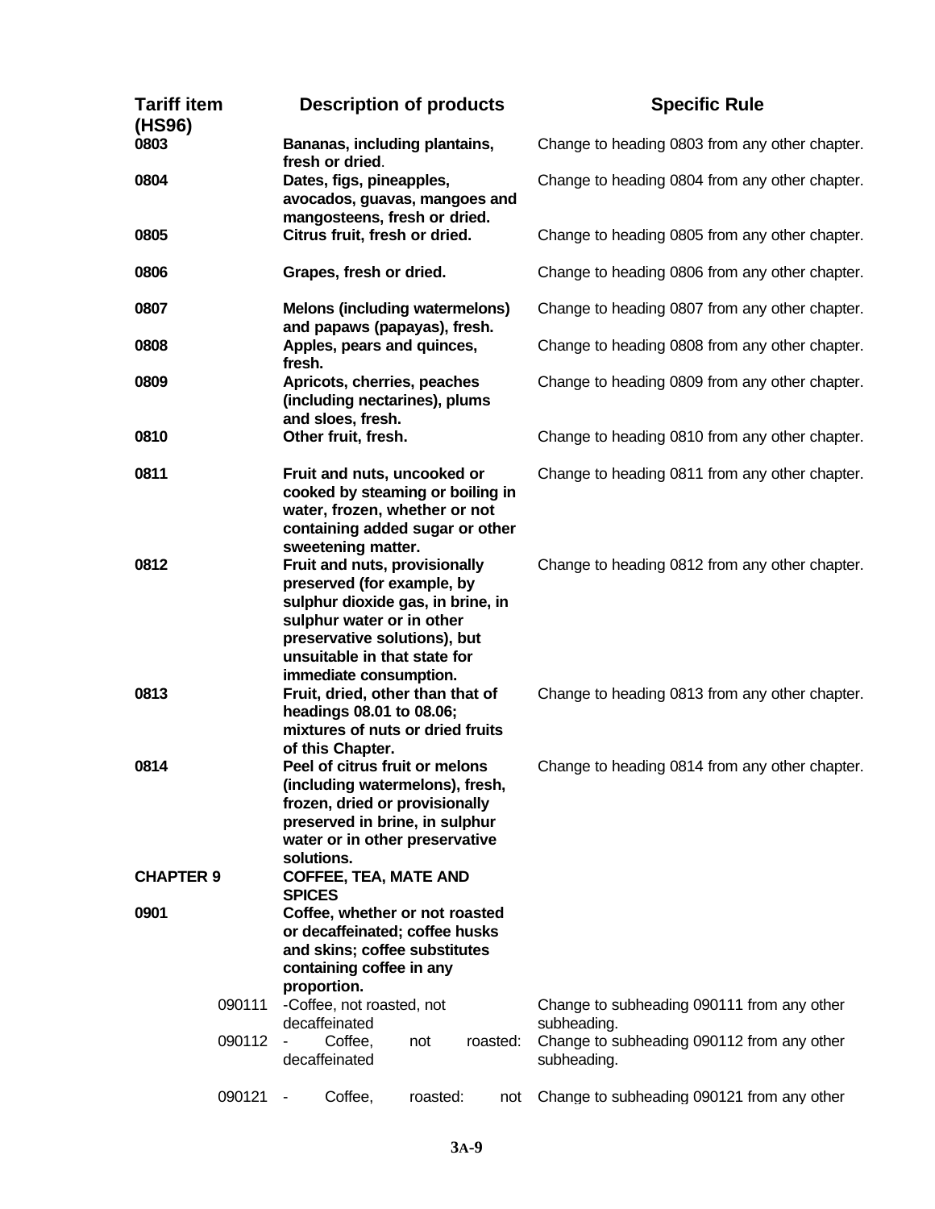| Tariff item (HS96) | Description of products | Specific Rule |
|---|---|---|
| **0803** | **Bananas, including plantains, fresh or dried**. | Change to heading 0803 from any other chapter. |
| **0804** | **Dates, figs, pineapples, avocados, guavas, mangoes and mangosteens, fresh or dried.** | Change to heading 0804 from any other chapter. |
| **0805** | **Citrus fruit, fresh or dried.** | Change to heading 0805 from any other chapter. |
| **0806** | **Grapes, fresh or dried.** | Change to heading 0806 from any other chapter. |
| **0807** | **Melons (including watermelons) and papaws (papayas), fresh.** | Change to heading 0807 from any other chapter. |
| **0808** | **Apples, pears and quinces, fresh.** | Change to heading 0808 from any other chapter. |
| **0809** | **Apricots, cherries, peaches (including nectarines), plums and sloes, fresh.** | Change to heading 0809 from any other chapter. |
| **0810** | **Other fruit, fresh.** | Change to heading 0810 from any other chapter. |
| **0811** | **Fruit and nuts, uncooked or cooked by steaming or boiling in water, frozen, whether or not containing added sugar or other sweetening matter.** | Change to heading 0811 from any other chapter. |
| **0812** | **Fruit and nuts, provisionally preserved (for example, by sulphur dioxide gas, in brine, in sulphur water or in other preservative solutions), but unsuitable in that state for immediate consumption.** | Change to heading 0812 from any other chapter. |
| **0813** | **Fruit, dried, other than that of headings 08.01 to 08.06; mixtures of nuts or dried fruits of this Chapter.** | Change to heading 0813 from any other chapter. |
| **0814** | **Peel of citrus fruit or melons (including watermelons), fresh, frozen, dried or provisionally preserved in brine, in sulphur water or in other preservative solutions.** | Change to heading 0814 from any other chapter. |
| **CHAPTER 9** | **COFFEE, TEA, MATE AND SPICES** | |
| **0901** | **Coffee, whether or not roasted or decaffeinated; coffee husks and skins; coffee substitutes containing coffee in any proportion.** | |
| 090111 | -Coffee, not roasted, not decaffeinated | Change to subheading 090111 from any other subheading. |
| 090112 | - Coffee, not roasted: decaffeinated | Change to subheading 090112 from any other subheading. |
| 090121 | - Coffee, roasted: not | Change to subheading 090121 from any other |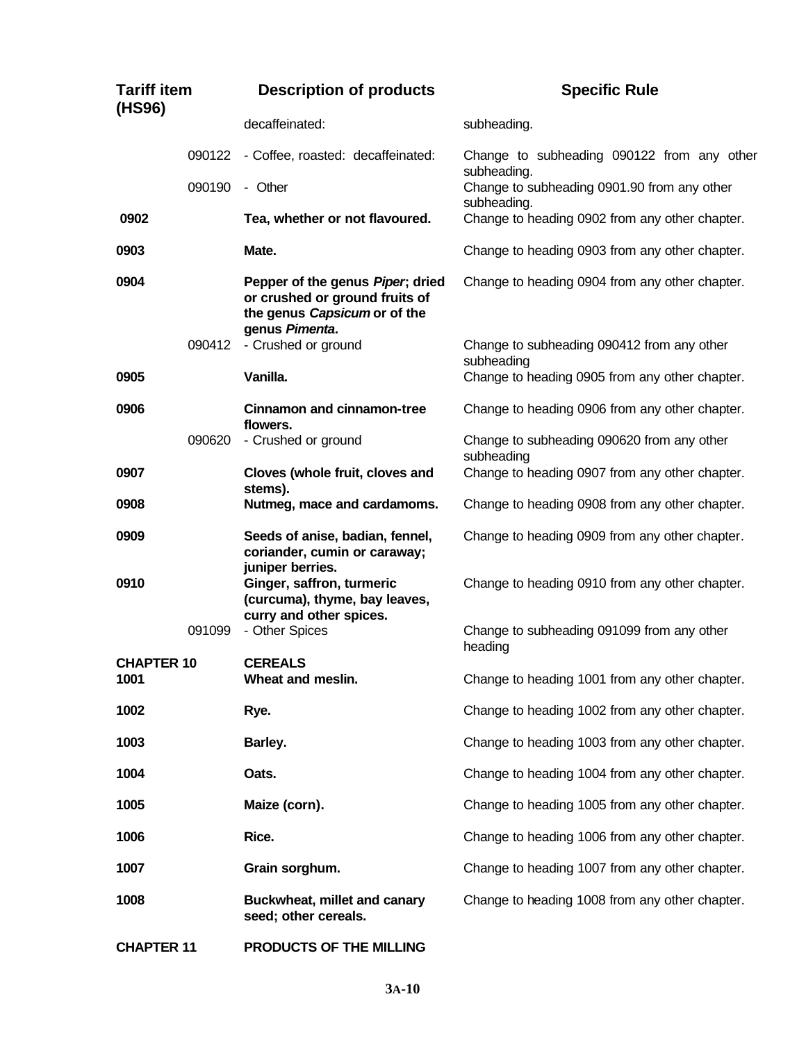| Tariff item (HS96) | | Description of products | Specific Rule |
|---|---|---|---|
| | | decaffeinated: | subheading. |
| | 090122 | - Coffee, roasted: decaffeinated: | Change to subheading 090122 from any other subheading. |
| | 090190 | - Other | Change to subheading 0901.90 from any other subheading. |
| **0902** | | **Tea, whether or not flavoured.** | Change to heading 0902 from any other chapter. |
| **0903** | | **Mate.** | Change to heading 0903 from any other chapter. |
| **0904** | | **Pepper of the genus *Piper*; dried or crushed or ground fruits of the genus *Capsicum* or of the genus *Pimenta*.** | Change to heading 0904 from any other chapter. |
| | 090412 | - Crushed or ground | Change to subheading 090412 from any other subheading |
| **0905** | | **Vanilla.** | Change to heading 0905 from any other chapter. |
| **0906** | | **Cinnamon and cinnamon-tree flowers.** | Change to heading 0906 from any other chapter. |
| | 090620 | - Crushed or ground | Change to subheading 090620 from any other subheading |
| **0907** | | **Cloves (whole fruit, cloves and stems).** | Change to heading 0907 from any other chapter. |
| **0908** | | **Nutmeg, mace and cardamoms.** | Change to heading 0908 from any other chapter. |
| **0909** | | **Seeds of anise, badian, fennel, coriander, cumin or caraway; juniper berries.** | Change to heading 0909 from any other chapter. |
| **0910** | | **Ginger, saffron, turmeric (curcuma), thyme, bay leaves, curry and other spices.** | Change to heading 0910 from any other chapter. |
| | 091099 | - Other Spices | Change to subheading 091099 from any other heading |
| **CHAPTER 10** | | **CEREALS** | |
| **1001** | | **Wheat and meslin.** | Change to heading 1001 from any other chapter. |
| **1002** | | **Rye.** | Change to heading 1002 from any other chapter. |
| **1003** | | **Barley.** | Change to heading 1003 from any other chapter. |
| **1004** | | **Oats.** | Change to heading 1004 from any other chapter. |
| **1005** | | **Maize (corn).** | Change to heading 1005 from any other chapter. |
| **1006** | | **Rice.** | Change to heading 1006 from any other chapter. |
| **1007** | | **Grain sorghum.** | Change to heading 1007 from any other chapter. |
| **1008** | | **Buckwheat, millet and canary seed; other cereals.** | Change to heading 1008 from any other chapter. |
| **CHAPTER 11** | | **PRODUCTS OF THE MILLING** | |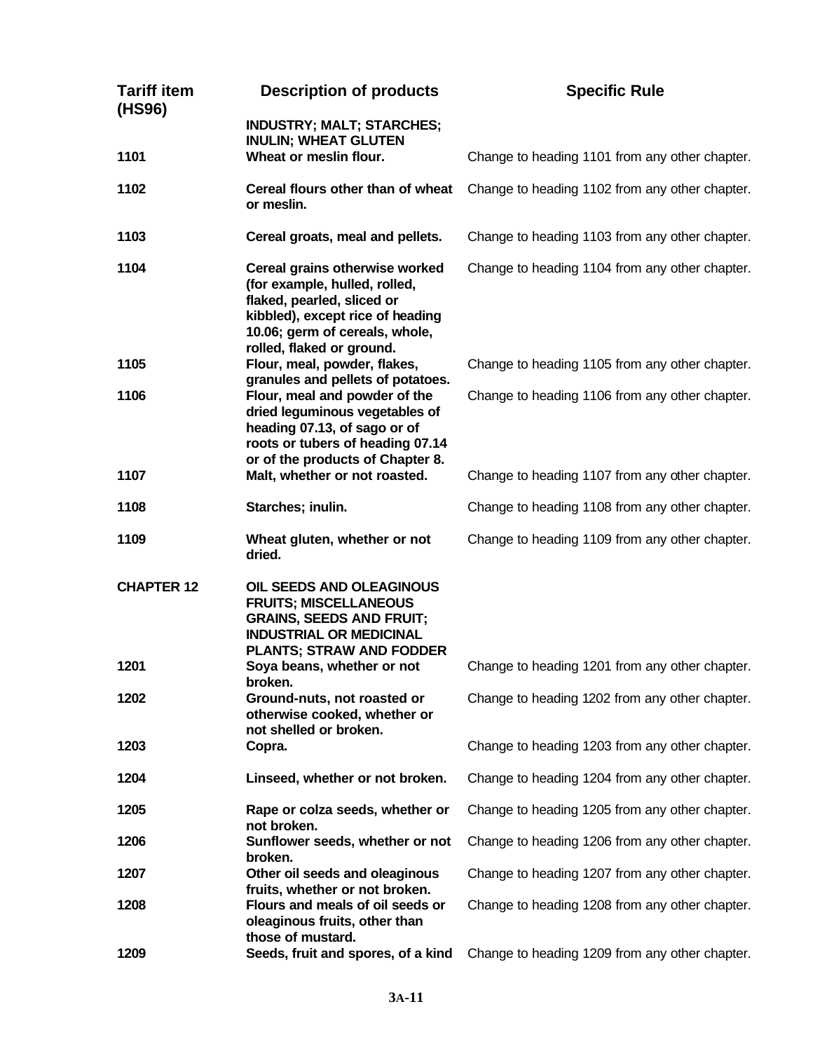| Tariff item (HS96) | Description of products | Specific Rule |
|---|---|---|
| | **INDUSTRY; MALT; STARCHES; INULIN; WHEAT GLUTEN** | |
| **1101** | **Wheat or meslin flour.** | Change to heading 1101 from any other chapter. |
| **1102** | **Cereal flours other than of wheat or meslin.** | Change to heading 1102 from any other chapter. |
| **1103** | **Cereal groats, meal and pellets.** | Change to heading 1103 from any other chapter. |
| **1104** | **Cereal grains otherwise worked (for example, hulled, rolled, flaked, pearled, sliced or kibbled), except rice of heading 10.06; germ of cereals, whole, rolled, flaked or ground.** | Change to heading 1104 from any other chapter. |
| **1105** | **Flour, meal, powder, flakes, granules and pellets of potatoes.** | Change to heading 1105 from any other chapter. |
| **1106** | **Flour, meal and powder of the dried leguminous vegetables of heading 07.13, of sago or of roots or tubers of heading 07.14 or of the products of Chapter 8.** | Change to heading 1106 from any other chapter. |
| **1107** | **Malt, whether or not roasted.** | Change to heading 1107 from any other chapter. |
| **1108** | **Starches; inulin.** | Change to heading 1108 from any other chapter. |
| **1109** | **Wheat gluten, whether or not dried.** | Change to heading 1109 from any other chapter. |
| **CHAPTER 12** | **OIL SEEDS AND OLEAGINOUS FRUITS; MISCELLANEOUS GRAINS, SEEDS AND FRUIT; INDUSTRIAL OR MEDICINAL PLANTS; STRAW AND FODDER** | |
| **1201** | **Soya beans, whether or not broken.** | Change to heading 1201 from any other chapter. |
| **1202** | **Ground-nuts, not roasted or otherwise cooked, whether or not shelled or broken.** | Change to heading 1202 from any other chapter. |
| **1203** | **Copra.** | Change to heading 1203 from any other chapter. |
| **1204** | **Linseed, whether or not broken.** | Change to heading 1204 from any other chapter. |
| **1205** | **Rape or colza seeds, whether or not broken.** | Change to heading 1205 from any other chapter. |
| **1206** | **Sunflower seeds, whether or not broken.** | Change to heading 1206 from any other chapter. |
| **1207** | **Other oil seeds and oleaginous fruits, whether or not broken.** | Change to heading 1207 from any other chapter. |
| **1208** | **Flours and meals of oil seeds or oleaginous fruits, other than those of mustard.** | Change to heading 1208 from any other chapter. |
| **1209** | **Seeds, fruit and spores, of a kind** | Change to heading 1209 from any other chapter. |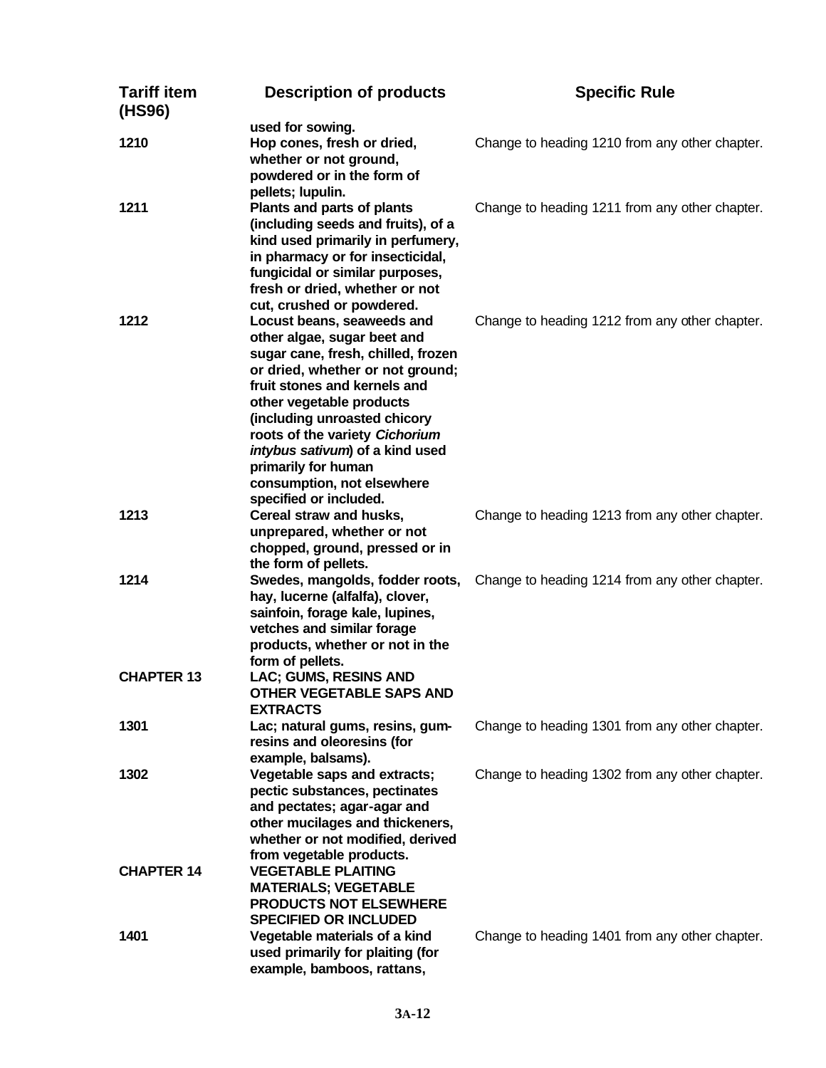| Tariff item (HS96) | Description of products | Specific Rule |
|---|---|---|
| | **used for sowing.** | |
| 1210 | **Hop cones, fresh or dried, whether or not ground, powdered or in the form of pellets; lupulin.** | Change to heading 1210 from any other chapter. |
| 1211 | **Plants and parts of plants (including seeds and fruits), of a kind used primarily in perfumery, in pharmacy or for insecticidal, fungicidal or similar purposes, fresh or dried, whether or not cut, crushed or powdered.** | Change to heading 1211 from any other chapter. |
| 1212 | **Locust beans, seaweeds and other algae, sugar beet and sugar cane, fresh, chilled, frozen or dried, whether or not ground; fruit stones and kernels and other vegetable products (including unroasted chicory roots of the variety *Cichorium intybus sativum*) of a kind used primarily for human consumption, not elsewhere specified or included.** | Change to heading 1212 from any other chapter. |
| 1213 | **Cereal straw and husks, unprepared, whether or not chopped, ground, pressed or in the form of pellets.** | Change to heading 1213 from any other chapter. |
| 1214 | **Swedes, mangolds, fodder roots, hay, lucerne (alfalfa), clover, sainfoin, forage kale, lupines, vetches and similar forage products, whether or not in the form of pellets.** | Change to heading 1214 from any other chapter. |
| **CHAPTER 13** | **LAC; GUMS, RESINS AND OTHER VEGETABLE SAPS AND EXTRACTS** | |
| 1301 | **Lac; natural gums, resins, gum-resins and oleoresins (for example, balsams).** | Change to heading 1301 from any other chapter. |
| 1302 | **Vegetable saps and extracts; pectic substances, pectinates and pectates; agar-agar and other mucilages and thickeners, whether or not modified, derived from vegetable products.** | Change to heading 1302 from any other chapter. |
| **CHAPTER 14** | **VEGETABLE PLAITING MATERIALS; VEGETABLE PRODUCTS NOT ELSEWHERE SPECIFIED OR INCLUDED** | |
| 1401 | **Vegetable materials of a kind used primarily for plaiting (for example, bamboos, rattans,** | Change to heading 1401 from any other chapter. |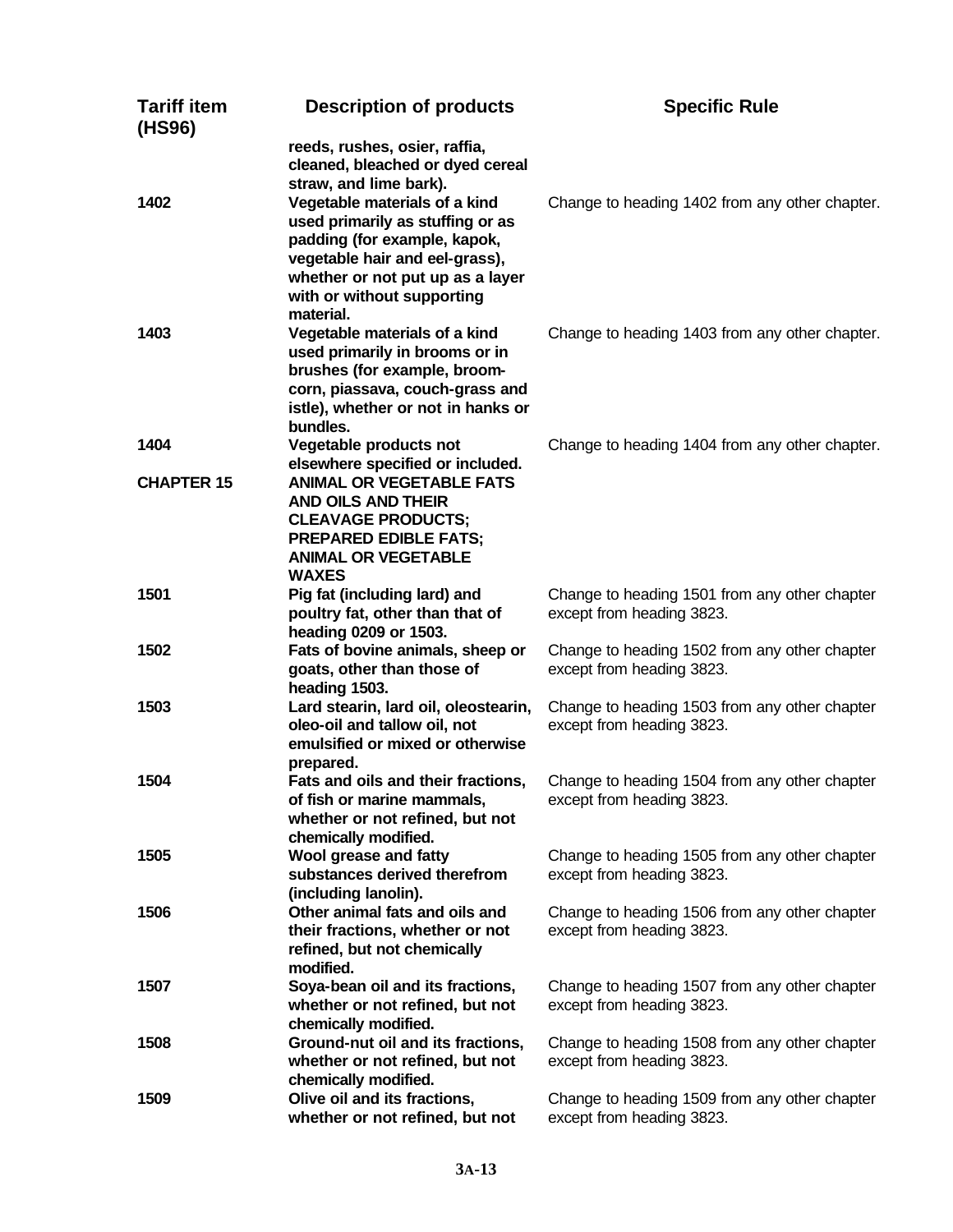| Tariff item (HS96) | Description of products | Specific Rule |
|---|---|---|
| | **reeds, rushes, osier, raffia, cleaned, bleached or dyed cereal straw, and lime bark).** | |
| 1402 | **Vegetable materials of a kind used primarily as stuffing or as padding (for example, kapok, vegetable hair and eel-grass), whether or not put up as a layer with or without supporting material.** | Change to heading 1402 from any other chapter. |
| 1403 | **Vegetable materials of a kind used primarily in brooms or in brushes (for example, broom-corn, piassava, couch-grass and istle), whether or not in hanks or bundles.** | Change to heading 1403 from any other chapter. |
| 1404 | **Vegetable products not elsewhere specified or included.** | Change to heading 1404 from any other chapter. |
| **CHAPTER 15** | **ANIMAL OR VEGETABLE FATS AND OILS AND THEIR CLEAVAGE PRODUCTS; PREPARED EDIBLE FATS; ANIMAL OR VEGETABLE WAXES** | |
| 1501 | **Pig fat (including lard) and poultry fat, other than that of heading 0209 or 1503.** | Change to heading 1501 from any other chapter except from heading 3823. |
| 1502 | **Fats of bovine animals, sheep or goats, other than those of heading 1503.** | Change to heading 1502 from any other chapter except from heading 3823. |
| 1503 | **Lard stearin, lard oil, oleostearin, oleo-oil and tallow oil, not emulsified or mixed or otherwise prepared.** | Change to heading 1503 from any other chapter except from heading 3823. |
| 1504 | **Fats and oils and their fractions, of fish or marine mammals, whether or not refined, but not chemically modified.** | Change to heading 1504 from any other chapter except from heading 3823. |
| 1505 | **Wool grease and fatty substances derived therefrom (including lanolin).** | Change to heading 1505 from any other chapter except from heading 3823. |
| 1506 | **Other animal fats and oils and their fractions, whether or not refined, but not chemically modified.** | Change to heading 1506 from any other chapter except from heading 3823. |
| 1507 | **Soya-bean oil and its fractions, whether or not refined, but not chemically modified.** | Change to heading 1507 from any other chapter except from heading 3823. |
| 1508 | **Ground-nut oil and its fractions, whether or not refined, but not chemically modified.** | Change to heading 1508 from any other chapter except from heading 3823. |
| 1509 | **Olive oil and its fractions, whether or not refined, but not** | Change to heading 1509 from any other chapter except from heading 3823. |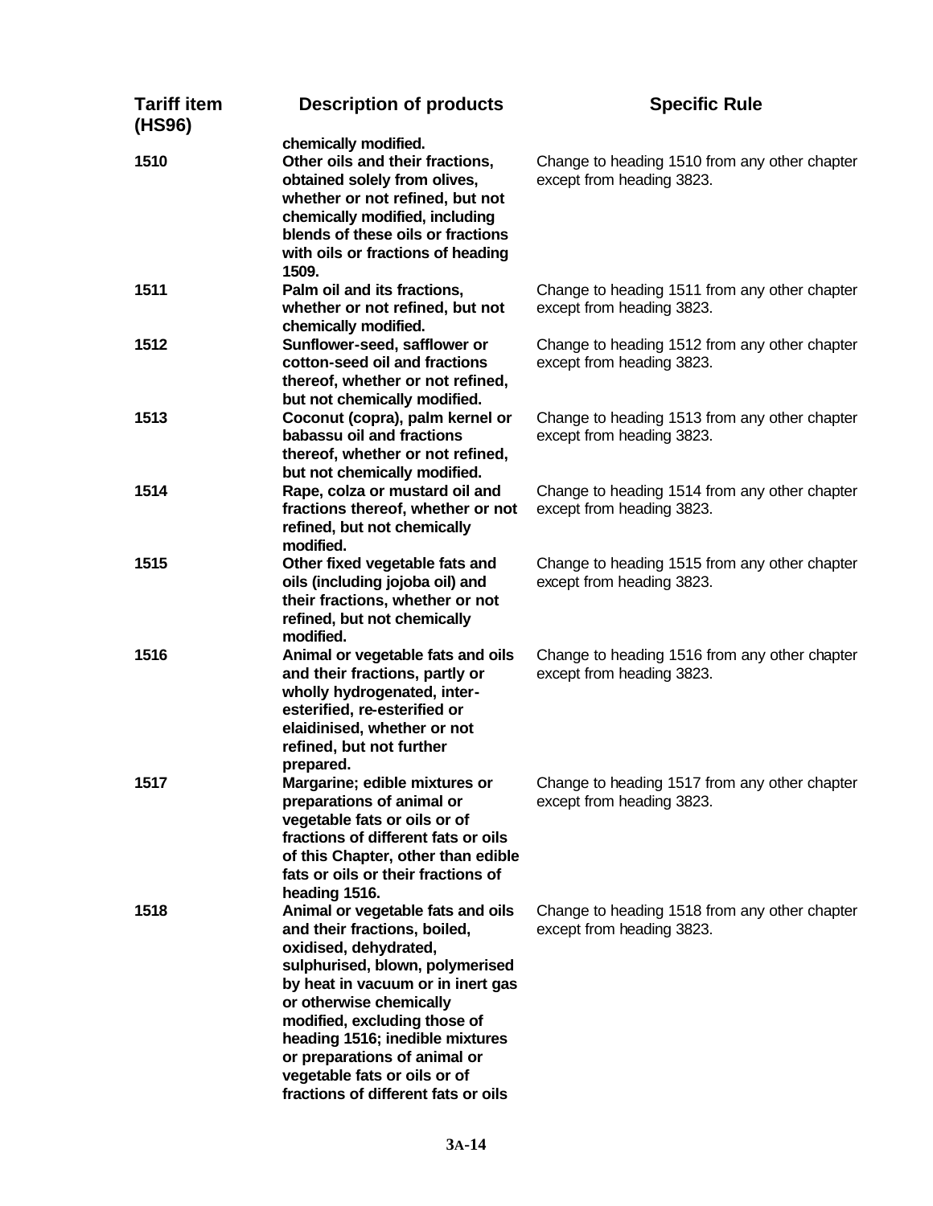| Tariff item (HS96) | Description of products | Specific Rule |
|---|---|---|
| | **chemically modified.** | |
| 1510 | **Other oils and their fractions, obtained solely from olives, whether or not refined, but not chemically modified, including blends of these oils or fractions with oils or fractions of heading 1509.** | Change to heading 1510 from any other chapter except from heading 3823. |
| 1511 | **Palm oil and its fractions, whether or not refined, but not chemically modified.** | Change to heading 1511 from any other chapter except from heading 3823. |
| 1512 | **Sunflower-seed, safflower or cotton-seed oil and fractions thereof, whether or not refined, but not chemically modified.** | Change to heading 1512 from any other chapter except from heading 3823. |
| 1513 | **Coconut (copra), palm kernel or babassu oil and fractions thereof, whether or not refined, but not chemically modified.** | Change to heading 1513 from any other chapter except from heading 3823. |
| 1514 | **Rape, colza or mustard oil and fractions thereof, whether or not refined, but not chemically modified.** | Change to heading 1514 from any other chapter except from heading 3823. |
| 1515 | **Other fixed vegetable fats and oils (including jojoba oil) and their fractions, whether or not refined, but not chemically modified.** | Change to heading 1515 from any other chapter except from heading 3823. |
| 1516 | **Animal or vegetable fats and oils and their fractions, partly or wholly hydrogenated, inter-esterified, re-esterified or elaidinised, whether or not refined, but not further prepared.** | Change to heading 1516 from any other chapter except from heading 3823. |
| 1517 | **Margarine; edible mixtures or preparations of animal or vegetable fats or oils or of fractions of different fats or oils of this Chapter, other than edible fats or oils or their fractions of heading 1516.** | Change to heading 1517 from any other chapter except from heading 3823. |
| 1518 | **Animal or vegetable fats and oils and their fractions, boiled, oxidised, dehydrated, sulphurised, blown, polymerised by heat in vacuum or in inert gas or otherwise chemically modified, excluding those of heading 1516; inedible mixtures or preparations of animal or vegetable fats or oils or of fractions of different fats or oils** | Change to heading 1518 from any other chapter except from heading 3823. |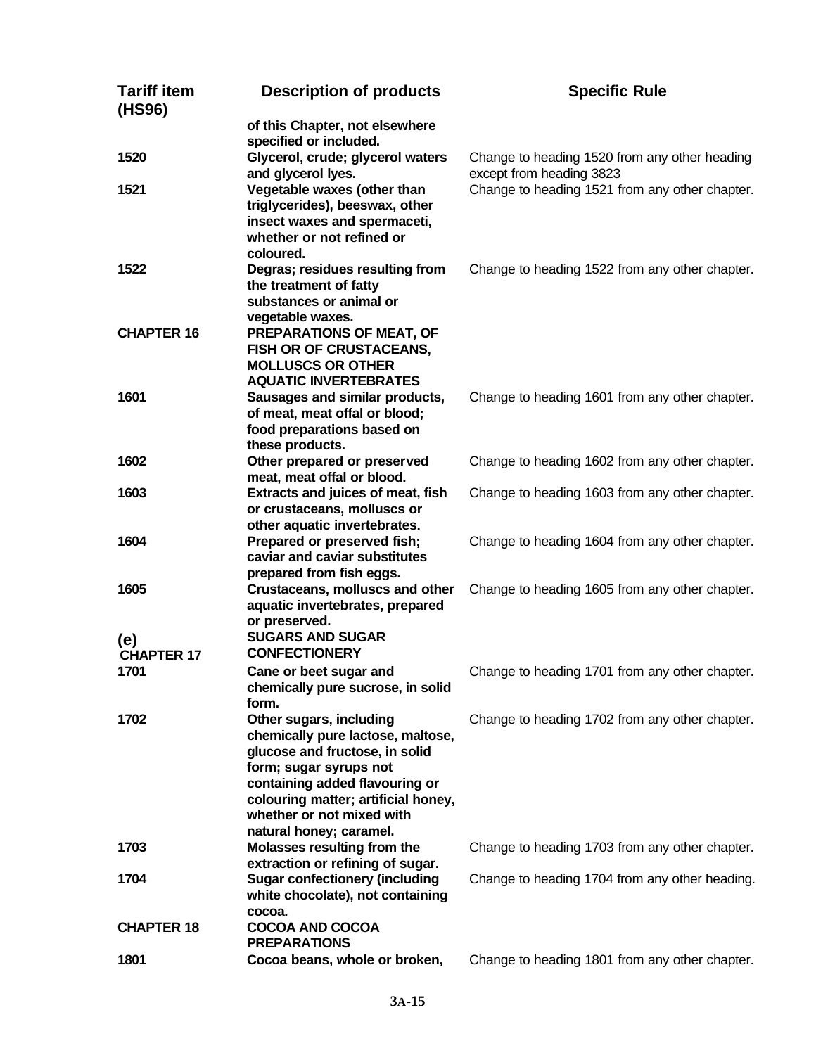| Tariff item (HS96) | Description of products | Specific Rule |
|---|---|---|
| | **of this Chapter, not elsewhere specified or included.** | |
| 1520 | **Glycerol, crude; glycerol waters and glycerol lyes.** | Change to heading 1520 from any other heading except from heading 3823 |
| 1521 | **Vegetable waxes (other than triglycerides), beeswax, other insect waxes and spermaceti, whether or not refined or coloured.** | Change to heading 1521 from any other chapter. |
| 1522 | **Degras; residues resulting from the treatment of fatty substances or animal or vegetable waxes.** | Change to heading 1522 from any other chapter. |
| **CHAPTER 16** | **PREPARATIONS OF MEAT, OF FISH OR OF CRUSTACEANS, MOLLUSCS OR OTHER AQUATIC INVERTEBRATES** | |
| 1601 | **Sausages and similar products, of meat, meat offal or blood; food preparations based on these products.** | Change to heading 1601 from any other chapter. |
| 1602 | **Other prepared or preserved meat, meat offal or blood.** | Change to heading 1602 from any other chapter. |
| 1603 | **Extracts and juices of meat, fish or crustaceans, molluscs or other aquatic invertebrates.** | Change to heading 1603 from any other chapter. |
| 1604 | **Prepared or preserved fish; caviar and caviar substitutes prepared from fish eggs.** | Change to heading 1604 from any other chapter. |
| 1605 | **Crustaceans, molluscs and other aquatic invertebrates, prepared or preserved.** | Change to heading 1605 from any other chapter. |
| **(e) CHAPTER 17** | **SUGARS AND SUGAR CONFECTIONERY** | |
| 1701 | **Cane or beet sugar and chemically pure sucrose, in solid form.** | Change to heading 1701 from any other chapter. |
| 1702 | **Other sugars, including chemically pure lactose, maltose, glucose and fructose, in solid form; sugar syrups not containing added flavouring or colouring matter; artificial honey, whether or not mixed with natural honey; caramel.** | Change to heading 1702 from any other chapter. |
| 1703 | **Molasses resulting from the extraction or refining of sugar.** | Change to heading 1703 from any other chapter. |
| 1704 | **Sugar confectionery (including white chocolate), not containing cocoa.** | Change to heading 1704 from any other heading. |
| **CHAPTER 18** | **COCOA AND COCOA PREPARATIONS** | |
| 1801 | **Cocoa beans, whole or broken,** | Change to heading 1801 from any other chapter. |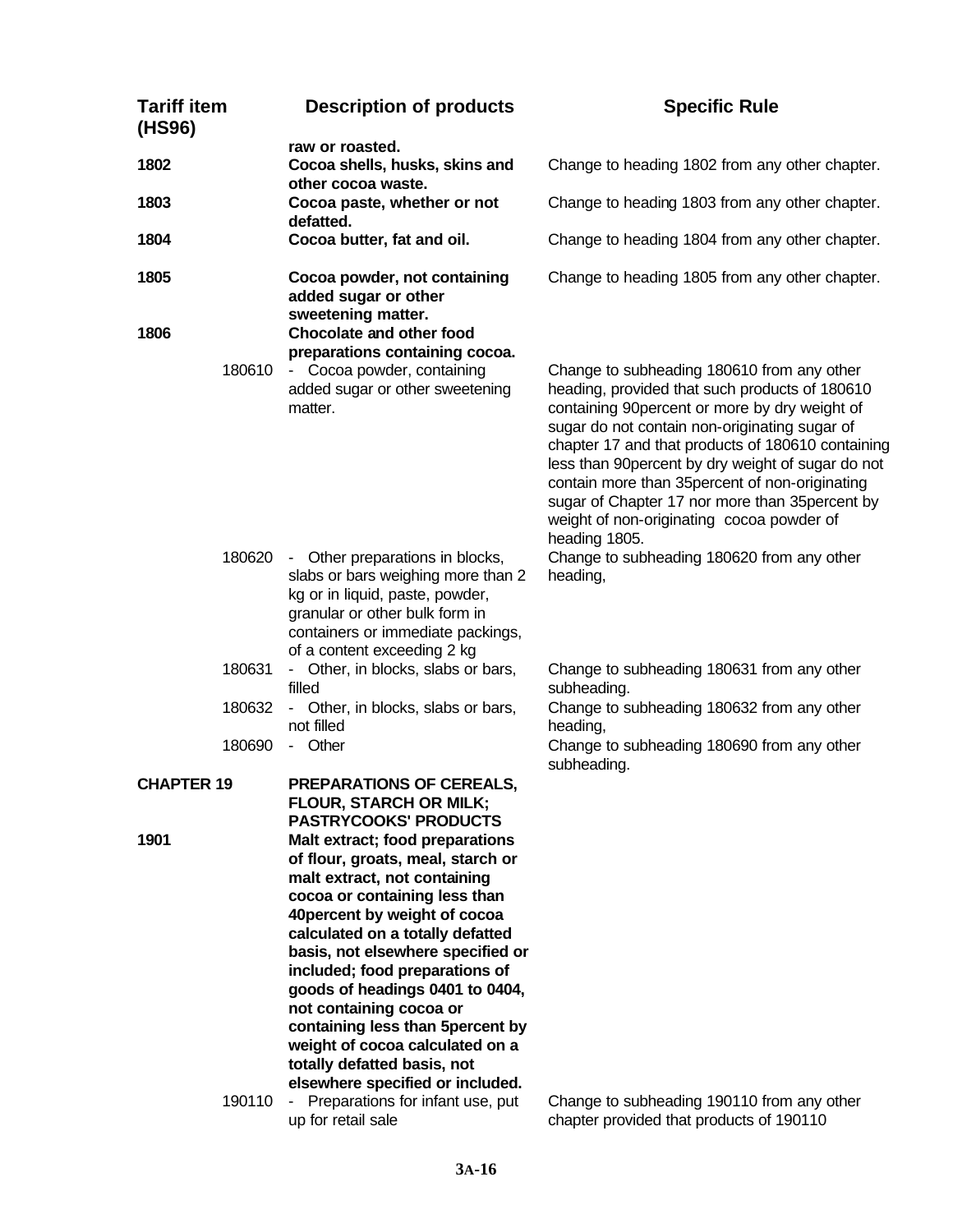| Tariff item (HS96) | | Description of products | Specific Rule |
|---|---|---|---|
| | | **raw or roasted.** | |
| **1802** | | **Cocoa shells, husks, skins and other cocoa waste.** | Change to heading 1802 from any other chapter. |
| **1803** | | **Cocoa paste, whether or not defatted.** | Change to heading 1803 from any other chapter. |
| **1804** | | **Cocoa butter, fat and oil.** | Change to heading 1804 from any other chapter. |
| **1805** | | **Cocoa powder, not containing added sugar or other sweetening matter.** | Change to heading 1805 from any other chapter. |
| **1806** | | **Chocolate and other food preparations containing cocoa.** | |
| | 180610 | - Cocoa powder, containing added sugar or other sweetening matter. | Change to subheading 180610 from any other heading, provided that such products of 180610 containing 90percent or more by dry weight of sugar do not contain non-originating sugar of chapter 17 and that products of 180610 containing less than 90percent by dry weight of sugar do not contain more than 35percent of non-originating sugar of Chapter 17 nor more than 35percent by weight of non-originating cocoa powder of heading 1805. |
| | 180620 | - Other preparations in blocks, slabs or bars weighing more than 2 kg or in liquid, paste, powder, granular or other bulk form in containers or immediate packings, of a content exceeding 2 kg | Change to subheading 180620 from any other heading, |
| | 180631 | - Other, in blocks, slabs or bars, filled | Change to subheading 180631 from any other subheading. |
| | 180632 | - Other, in blocks, slabs or bars, not filled | Change to subheading 180632 from any other heading, |
| | 180690 | - Other | Change to subheading 180690 from any other subheading. |
| **CHAPTER 19** | | **PREPARATIONS OF CEREALS, FLOUR, STARCH OR MILK; PASTRYCOOKS' PRODUCTS** | |
| **1901** | | **Malt extract; food preparations of flour, groats, meal, starch or malt extract, not containing cocoa or containing less than 40percent by weight of cocoa calculated on a totally defatted basis, not elsewhere specified or included; food preparations of goods of headings 0401 to 0404, not containing cocoa or containing less than 5percent by weight of cocoa calculated on a totally defatted basis, not elsewhere specified or included.** | |
| | 190110 | - Preparations for infant use, put up for retail sale | Change to subheading 190110 from any other chapter provided that products of 190110 |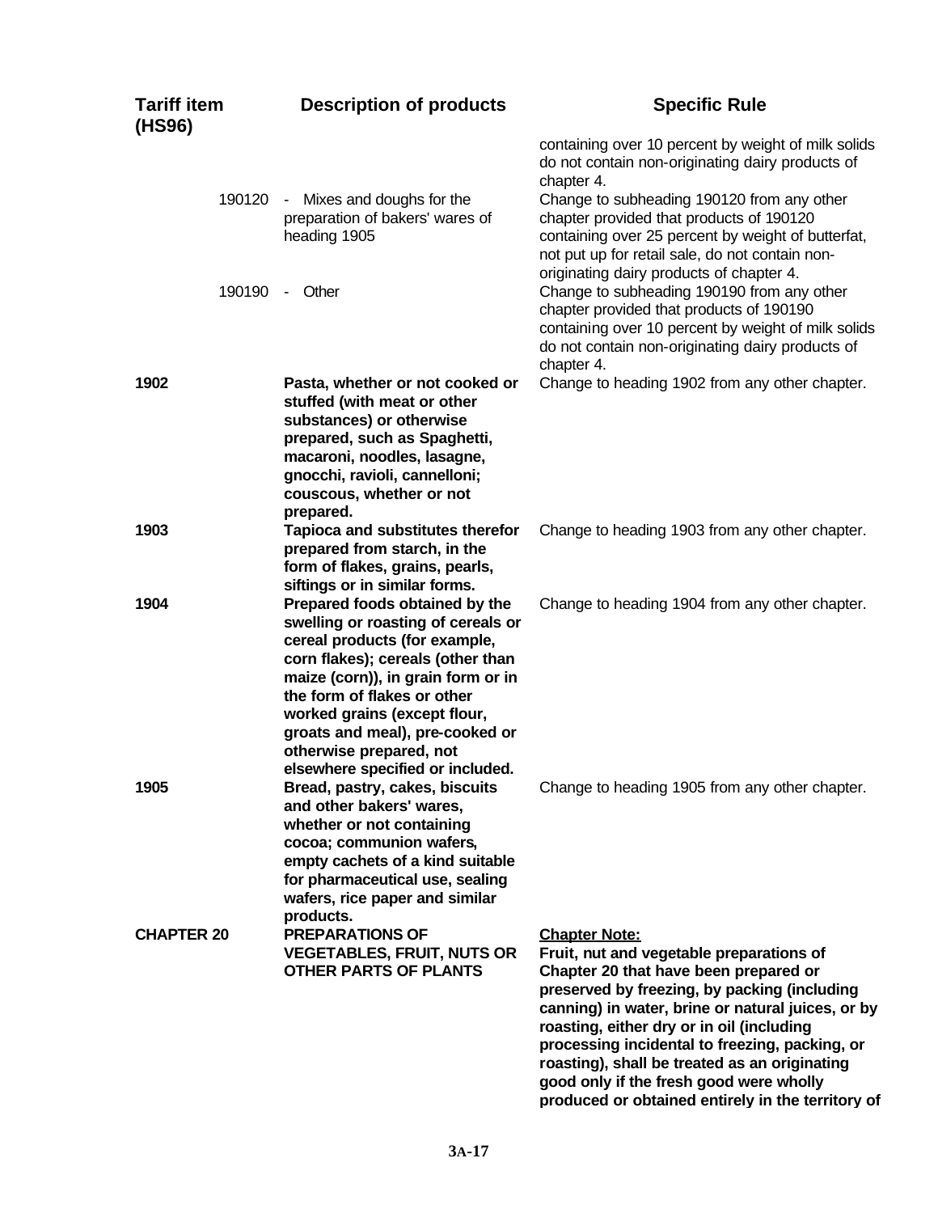| Tariff item (HS96) | Description of products | Specific Rule |
|---|---|---|
| | | containing over 10 percent by weight of milk solids do not contain non-originating dairy products of chapter 4. |
| 190120 | - Mixes and doughs for the preparation of bakers' wares of heading 1905 | Change to subheading 190120 from any other chapter provided that products of 190120 containing over 25 percent by weight of butterfat, not put up for retail sale, do not contain non-originating dairy products of chapter 4. |
| 190190 | - Other | Change to subheading 190190 from any other chapter provided that products of 190190 containing over 10 percent by weight of milk solids do not contain non-originating dairy products of chapter 4. |
| **1902** | **Pasta, whether or not cooked or stuffed (with meat or other substances) or otherwise prepared, such as Spaghetti, macaroni, noodles, lasagne, gnocchi, ravioli, cannelloni; couscous, whether or not prepared.** | Change to heading 1902 from any other chapter. |
| **1903** | **Tapioca and substitutes therefor prepared from starch, in the form of flakes, grains, pearls, siftings or in similar forms.** | Change to heading 1903 from any other chapter. |
| **1904** | **Prepared foods obtained by the swelling or roasting of cereals or cereal products (for example, corn flakes); cereals (other than maize (corn)), in grain form or in the form of flakes or other worked grains (except flour, groats and meal), pre-cooked or otherwise prepared, not elsewhere specified or included.** | Change to heading 1904 from any other chapter. |
| **1905** | **Bread, pastry, cakes, biscuits and other bakers' wares, whether or not containing cocoa; communion wafers, empty cachets of a kind suitable for pharmaceutical use, sealing wafers, rice paper and similar products.** | Change to heading 1905 from any other chapter. |
| **CHAPTER 20** | **PREPARATIONS OF VEGETABLES, FRUIT, NUTS OR OTHER PARTS OF PLANTS** | **<u>Chapter Note:</u>** **Fruit, nut and vegetable preparations of Chapter 20 that have been prepared or preserved by freezing, by packing (including canning) in water, brine or natural juices, or by roasting, either dry or in oil (including processing incidental to freezing, packing, or roasting), shall be treated as an originating good only if the fresh good were wholly produced or obtained entirely in the territory of** |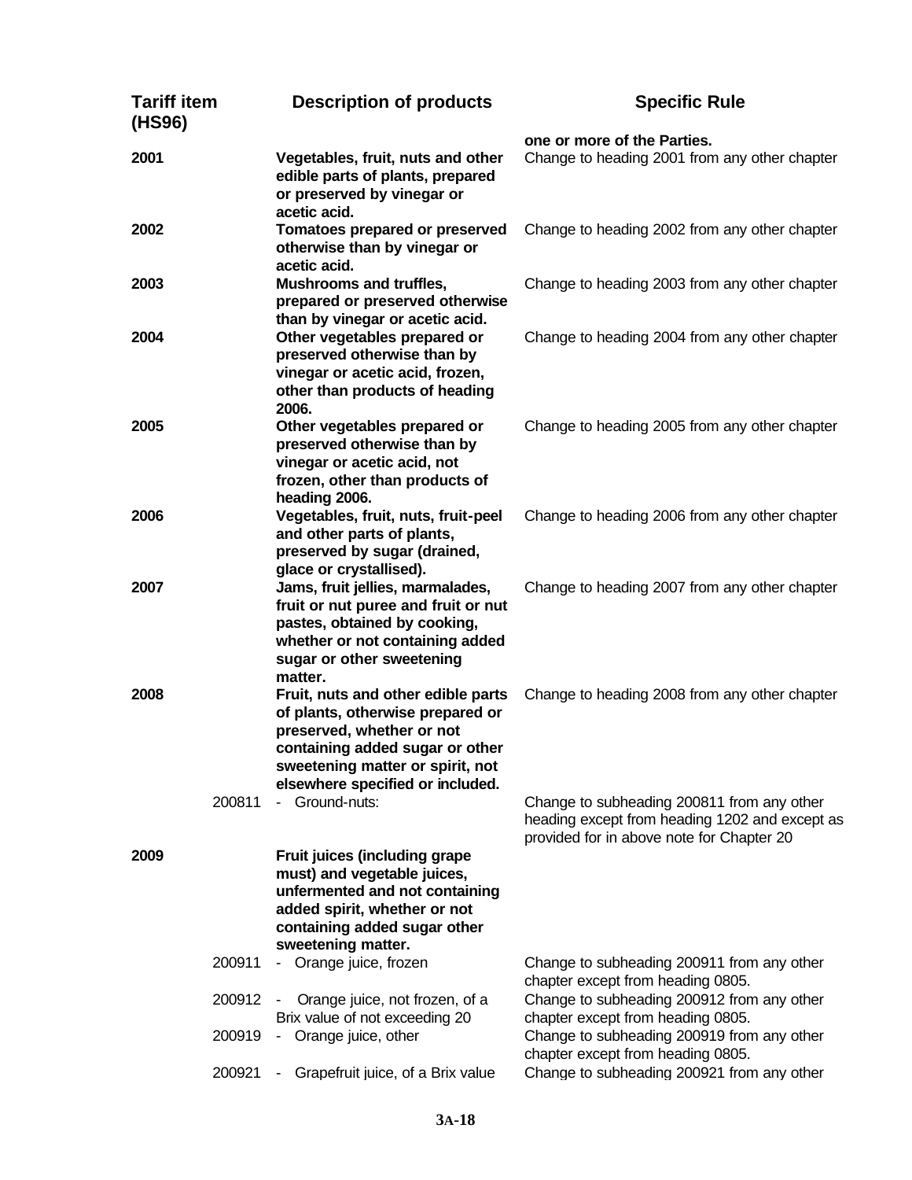| Tariff item (HS96) | | Description of products | Specific Rule |
|---|---|---|---|
| | | | **one or more of the Parties.** |
| **2001** | | **Vegetables, fruit, nuts and other edible parts of plants, prepared or preserved by vinegar or acetic acid.** | Change to heading 2001 from any other chapter |
| **2002** | | **Tomatoes prepared or preserved otherwise than by vinegar or acetic acid.** | Change to heading 2002 from any other chapter |
| **2003** | | **Mushrooms and truffles, prepared or preserved otherwise than by vinegar or acetic acid.** | Change to heading 2003 from any other chapter |
| **2004** | | **Other vegetables prepared or preserved otherwise than by vinegar or acetic acid, frozen, other than products of heading 2006.** | Change to heading 2004 from any other chapter |
| **2005** | | **Other vegetables prepared or preserved otherwise than by vinegar or acetic acid, not frozen, other than products of heading 2006.** | Change to heading 2005 from any other chapter |
| **2006** | | **Vegetables, fruit, nuts, fruit-peel and other parts of plants, preserved by sugar (drained, glace or crystallised).** | Change to heading 2006 from any other chapter |
| **2007** | | **Jams, fruit jellies, marmalades, fruit or nut puree and fruit or nut pastes, obtained by cooking, whether or not containing added sugar or other sweetening matter.** | Change to heading 2007 from any other chapter |
| **2008** | | **Fruit, nuts and other edible parts of plants, otherwise prepared or preserved, whether or not containing added sugar or other sweetening matter or spirit, not elsewhere specified or included.** | Change to heading 2008 from any other chapter |
| | 200811 | - Ground-nuts: | Change to subheading 200811 from any other heading except from heading 1202 and except as provided for in above note for Chapter 20 |
| **2009** | | **Fruit juices (including grape must) and vegetable juices, unfermented and not containing added spirit, whether or not containing added sugar other sweetening matter.** | |
| | 200911 | - Orange juice, frozen | Change to subheading 200911 from any other chapter except from heading 0805. |
| | 200912 | - Orange juice, not frozen, of a Brix value of not exceeding 20 | Change to subheading 200912 from any other chapter except from heading 0805. |
| | 200919 | - Orange juice, other | Change to subheading 200919 from any other chapter except from heading 0805. |
| | 200921 | - Grapefruit juice, of a Brix value | Change to subheading 200921 from any other |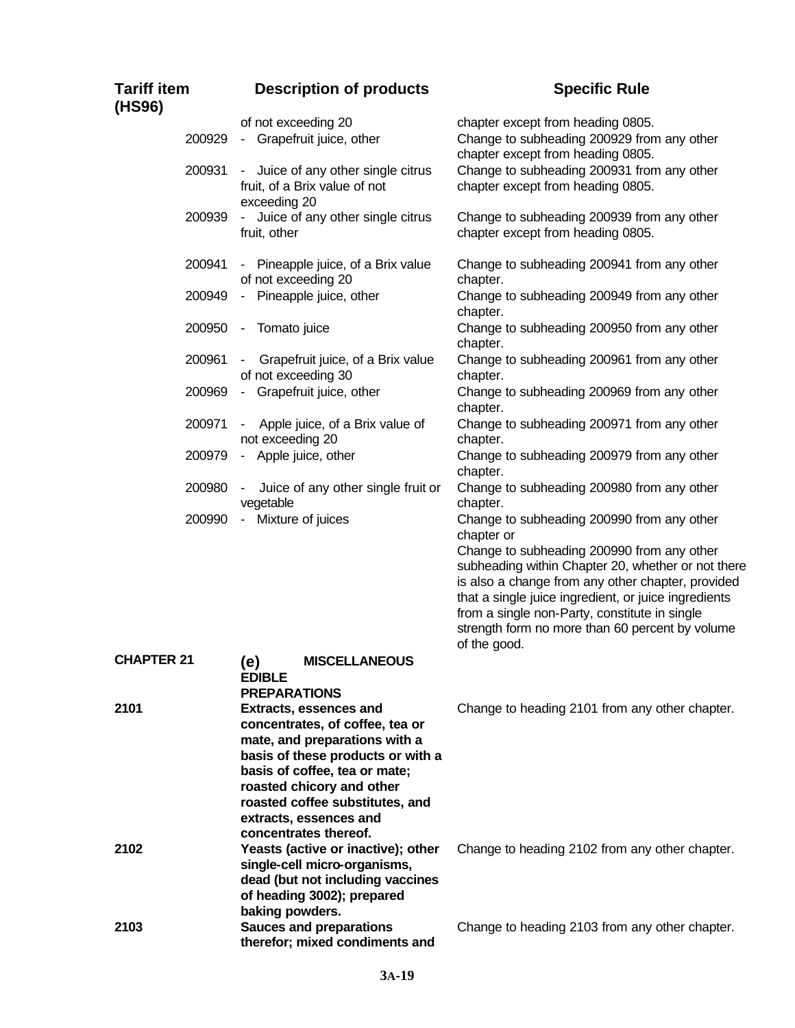| Tariff item (HS96) | Description of products | Specific Rule |
|---|---|---|
| | of not exceeding 20 | chapter except from heading 0805. |
| 200929 | - Grapefruit juice, other | Change to subheading 200929 from any other chapter except from heading 0805. |
| 200931 | - Juice of any other single citrus fruit, of a Brix value of not exceeding 20 | Change to subheading 200931 from any other chapter except from heading 0805. |
| 200939 | - Juice of any other single citrus fruit, other | Change to subheading 200939 from any other chapter except from heading 0805. |
| 200941 | - Pineapple juice, of a Brix value of not exceeding 20 | Change to subheading 200941 from any other chapter. |
| 200949 | - Pineapple juice, other | Change to subheading 200949 from any other chapter. |
| 200950 | - Tomato juice | Change to subheading 200950 from any other chapter. |
| 200961 | - Grapefruit juice, of a Brix value of not exceeding 30 | Change to subheading 200961 from any other chapter. |
| 200969 | - Grapefruit juice, other | Change to subheading 200969 from any other chapter. |
| 200971 | - Apple juice, of a Brix value of not exceeding 20 | Change to subheading 200971 from any other chapter. |
| 200979 | - Apple juice, other | Change to subheading 200979 from any other chapter. |
| 200980 | - Juice of any other single fruit or vegetable | Change to subheading 200980 from any other chapter. |
| 200990 | - Mixture of juices | Change to subheading 200990 from any other chapter or<br>Change to subheading 200990 from any other subheading within Chapter 20, whether or not there is also a change from any other chapter, provided that a single juice ingredient, or juice ingredients from a single non-Party, constitute in single strength form no more than 60 percent by volume of the good. |
| **CHAPTER 21** | **(e) MISCELLANEOUS EDIBLE PREPARATIONS** | |
| **2101** | **Extracts, essences and concentrates, of coffee, tea or mate, and preparations with a basis of these products or with a basis of coffee, tea or mate; roasted chicory and other roasted coffee substitutes, and extracts, essences and concentrates thereof.** | Change to heading 2101 from any other chapter. |
| **2102** | **Yeasts (active or inactive); other single-cell micro-organisms, dead (but not including vaccines of heading 3002); prepared baking powders.** | Change to heading 2102 from any other chapter. |
| **2103** | **Sauces and preparations therefor; mixed condiments and** | Change to heading 2103 from any other chapter. |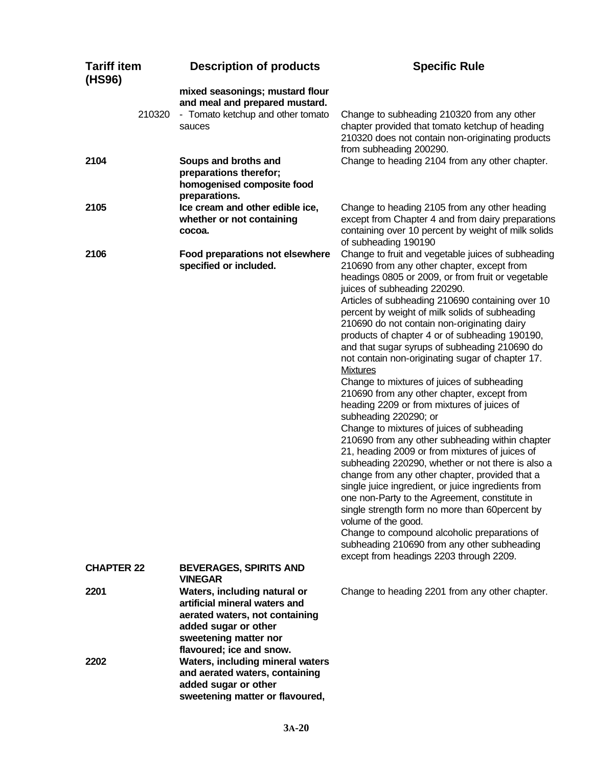| Tariff item (HS96) | Description of products | Specific Rule |
|---|---|---|
| | **mixed seasonings; mustard flour and meal and prepared mustard.** | |
| 210320 | - Tomato ketchup and other tomato sauces | Change to subheading 210320 from any other chapter provided that tomato ketchup of heading 210320 does not contain non-originating products from subheading 200290. |
| **2104** | **Soups and broths and preparations therefor; homogenised composite food preparations.** | Change to heading 2104 from any other chapter. |
| **2105** | **Ice cream and other edible ice, whether or not containing cocoa.** | Change to heading 2105 from any other heading except from Chapter 4 and from dairy preparations containing over 10 percent by weight of milk solids of subheading 190190 |
| **2106** | **Food preparations not elsewhere specified or included.** | Change to fruit and vegetable juices of subheading 210690 from any other chapter, except from headings 0805 or 2009, or from fruit or vegetable juices of subheading 220290.<br>Articles of subheading 210690 containing over 10 percent by weight of milk solids of subheading 210690 do not contain non-originating dairy products of chapter 4 or of subheading 190190, and that sugar syrups of subheading 210690 do not contain non-originating sugar of chapter 17.<br>Mixtures<br>Change to mixtures of juices of subheading 210690 from any other chapter, except from heading 2209 or from mixtures of juices of subheading 220290; or<br>Change to mixtures of juices of subheading 210690 from any other subheading within chapter 21, heading 2009 or from mixtures of juices of subheading 220290, whether or not there is also a change from any other chapter, provided that a single juice ingredient, or juice ingredients from one non-Party to the Agreement, constitute in single strength form no more than 60percent by volume of the good.<br>Change to compound alcoholic preparations of subheading 210690 from any other subheading except from headings 2203 through 2209. |
| **CHAPTER 22** | **BEVERAGES, SPIRITS AND VINEGAR** | |
| **2201** | **Waters, including natural or artificial mineral waters and aerated waters, not containing added sugar or other sweetening matter nor flavoured; ice and snow.** | Change to heading 2201 from any other chapter. |
| **2202** | **Waters, including mineral waters and aerated waters, containing added sugar or other sweetening matter or flavoured,** | |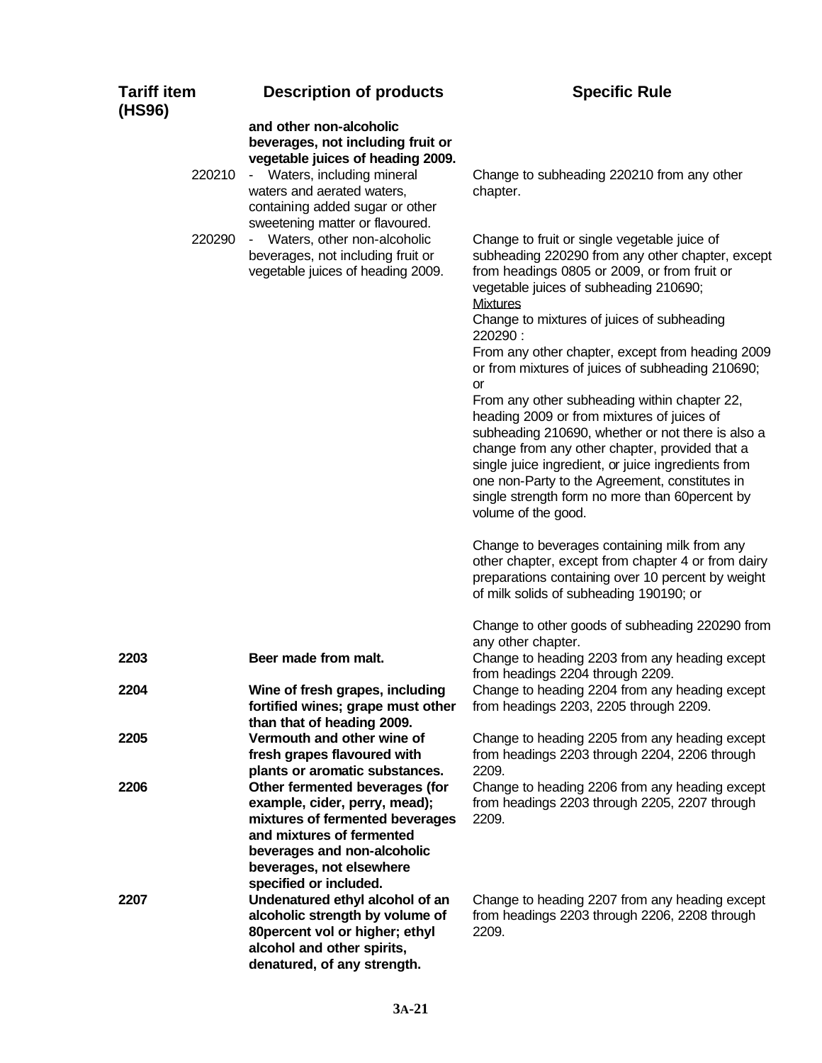| Tariff item (HS96) | Description of products | Specific Rule |
|---|---|---|
| | **and other non-alcoholic beverages, not including fruit or vegetable juices of heading 2009.** | |
| 220210 | - Waters, including mineral waters and aerated waters, containing added sugar or other sweetening matter or flavoured. | Change to subheading 220210 from any other chapter. |
| 220290 | - Waters, other non-alcoholic beverages, not including fruit or vegetable juices of heading 2009. | Change to fruit or single vegetable juice of subheading 220290 from any other chapter, except from headings 0805 or 2009, or from fruit or vegetable juices of subheading 210690;<br>Mixtures<br>Change to mixtures of juices of subheading 220290 :<br>From any other chapter, except from heading 2009 or from mixtures of juices of subheading 210690; or<br>From any other subheading within chapter 22, heading 2009 or from mixtures of juices of subheading 210690, whether or not there is also a change from any other chapter, provided that a single juice ingredient, or juice ingredients from one non-Party to the Agreement, constitutes in single strength form no more than 60percent by volume of the good.<br><br>Change to beverages containing milk from any other chapter, except from chapter 4 or from dairy preparations containing over 10 percent by weight of milk solids of subheading 190190; or<br><br>Change to other goods of subheading 220290 from any other chapter. |
| **2203** | **Beer made from malt.** | Change to heading 2203 from any heading except from headings 2204 through 2209. |
| **2204** | **Wine of fresh grapes, including fortified wines; grape must other than that of heading 2009.** | Change to heading 2204 from any heading except from headings 2203, 2205 through 2209. |
| **2205** | **Vermouth and other wine of fresh grapes flavoured with plants or aromatic substances.** | Change to heading 2205 from any heading except from headings 2203 through 2204, 2206 through 2209. |
| **2206** | **Other fermented beverages (for example, cider, perry, mead); mixtures of fermented beverages and mixtures of fermented beverages and non-alcoholic beverages, not elsewhere specified or included.** | Change to heading 2206 from any heading except from headings 2203 through 2205, 2207 through 2209. |
| **2207** | **Undenatured ethyl alcohol of an alcoholic strength by volume of 80percent vol or higher; ethyl alcohol and other spirits, denatured, of any strength.** | Change to heading 2207 from any heading except from headings 2203 through 2206, 2208 through 2209. |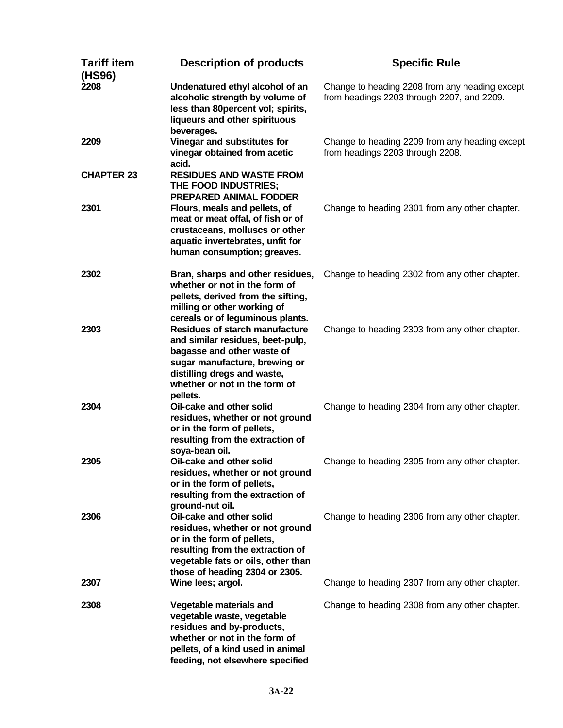| Tariff item (HS96) | Description of products | Specific Rule |
|---|---|---|
| 2208 | **Undenatured ethyl alcohol of an alcoholic strength by volume of less than 80percent vol; spirits, liqueurs and other spirituous beverages.** | Change to heading 2208 from any heading except from headings 2203 through 2207, and 2209. |
| 2209 | **Vinegar and substitutes for vinegar obtained from acetic acid.** | Change to heading 2209 from any heading except from headings 2203 through 2208. |
| **CHAPTER 23** | **RESIDUES AND WASTE FROM THE FOOD INDUSTRIES; PREPARED ANIMAL FODDER** | |
| 2301 | **Flours, meals and pellets, of meat or meat offal, of fish or of crustaceans, molluscs or other aquatic invertebrates, unfit for human consumption; greaves.** | Change to heading 2301 from any other chapter. |
| 2302 | **Bran, sharps and other residues, whether or not in the form of pellets, derived from the sifting, milling or other working of cereals or of leguminous plants.** | Change to heading 2302 from any other chapter. |
| 2303 | **Residues of starch manufacture and similar residues, beet-pulp, bagasse and other waste of sugar manufacture, brewing or distilling dregs and waste, whether or not in the form of pellets.** | Change to heading 2303 from any other chapter. |
| 2304 | **Oil-cake and other solid residues, whether or not ground or in the form of pellets, resulting from the extraction of soya-bean oil.** | Change to heading 2304 from any other chapter. |
| 2305 | **Oil-cake and other solid residues, whether or not ground or in the form of pellets, resulting from the extraction of ground-nut oil.** | Change to heading 2305 from any other chapter. |
| 2306 | **Oil-cake and other solid residues, whether or not ground or in the form of pellets, resulting from the extraction of vegetable fats or oils, other than those of heading 2304 or 2305.** | Change to heading 2306 from any other chapter. |
| 2307 | **Wine lees; argol.** | Change to heading 2307 from any other chapter. |
| 2308 | **Vegetable materials and vegetable waste, vegetable residues and by-products, whether or not in the form of pellets, of a kind used in animal feeding, not elsewhere specified** | Change to heading 2308 from any other chapter. |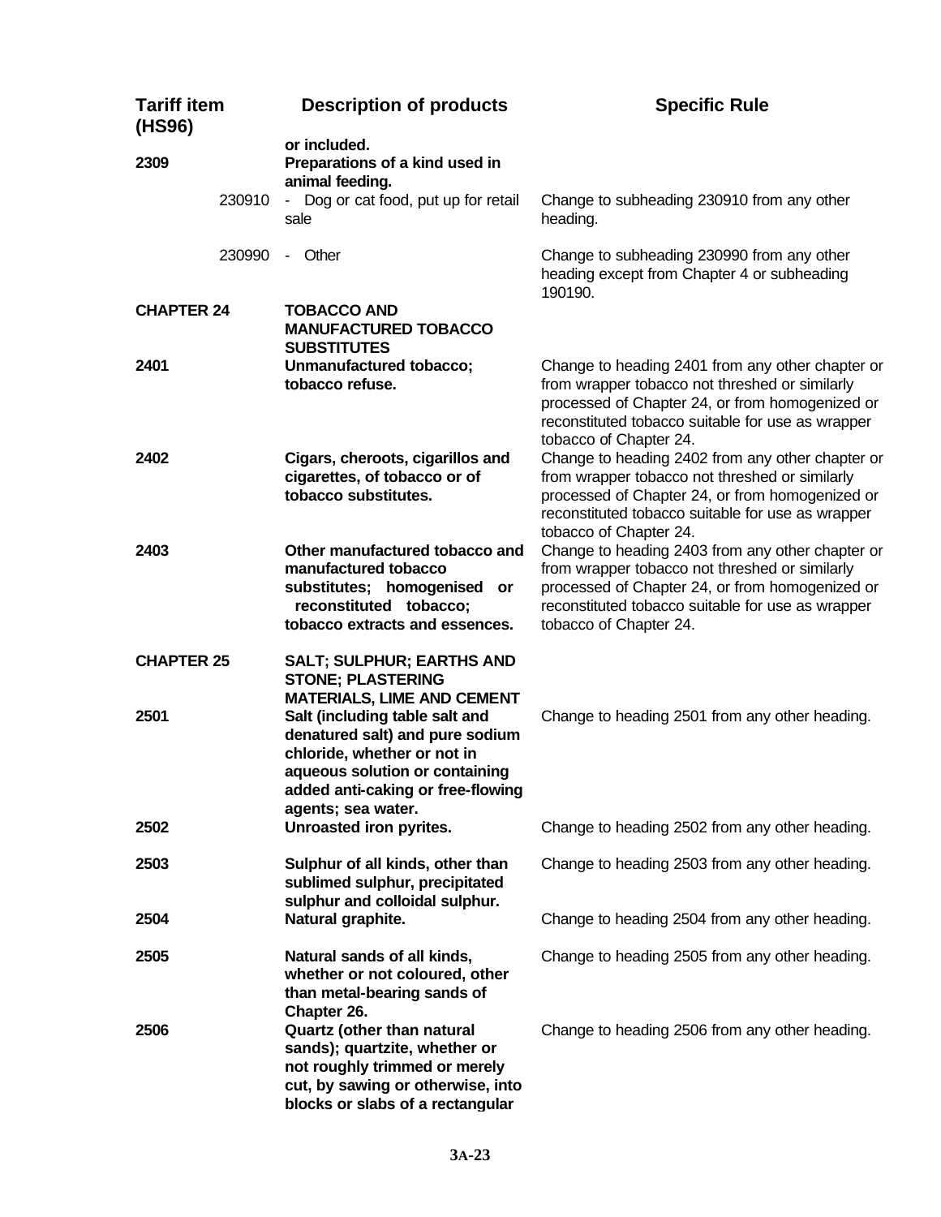| Tariff item (HS96) | Description of products | Specific Rule |
|---|---|---|
| | **or included.** | |
| **2309** | **Preparations of a kind used in animal feeding.** | |
| 230910 | - Dog or cat food, put up for retail sale | Change to subheading 230910 from any other heading. |
| 230990 | - Other | Change to subheading 230990 from any other heading except from Chapter 4 or subheading 190190. |
| **CHAPTER 24** | **TOBACCO AND MANUFACTURED TOBACCO SUBSTITUTES** | |
| **2401** | **Unmanufactured tobacco; tobacco refuse.** | Change to heading 2401 from any other chapter or from wrapper tobacco not threshed or similarly processed of Chapter 24, or from homogenized or reconstituted tobacco suitable for use as wrapper tobacco of Chapter 24. |
| **2402** | **Cigars, cheroots, cigarillos and cigarettes, of tobacco or of tobacco substitutes.** | Change to heading 2402 from any other chapter or from wrapper tobacco not threshed or similarly processed of Chapter 24, or from homogenized or reconstituted tobacco suitable for use as wrapper tobacco of Chapter 24. |
| **2403** | **Other manufactured tobacco and manufactured tobacco substitutes; homogenised or reconstituted tobacco; tobacco extracts and essences.** | Change to heading 2403 from any other chapter or from wrapper tobacco not threshed or similarly processed of Chapter 24, or from homogenized or reconstituted tobacco suitable for use as wrapper tobacco of Chapter 24. |
| **CHAPTER 25** | **SALT; SULPHUR; EARTHS AND STONE; PLASTERING MATERIALS, LIME AND CEMENT** | |
| **2501** | **Salt (including table salt and denatured salt) and pure sodium chloride, whether or not in aqueous solution or containing added anti-caking or free-flowing agents; sea water.** | Change to heading 2501 from any other heading. |
| **2502** | **Unroasted iron pyrites.** | Change to heading 2502 from any other heading. |
| **2503** | **Sulphur of all kinds, other than sublimed sulphur, precipitated sulphur and colloidal sulphur.** | Change to heading 2503 from any other heading. |
| **2504** | **Natural graphite.** | Change to heading 2504 from any other heading. |
| **2505** | **Natural sands of all kinds, whether or not coloured, other than metal-bearing sands of Chapter 26.** | Change to heading 2505 from any other heading. |
| **2506** | **Quartz (other than natural sands); quartzite, whether or not roughly trimmed or merely cut, by sawing or otherwise, into blocks or slabs of a rectangular** | Change to heading 2506 from any other heading. |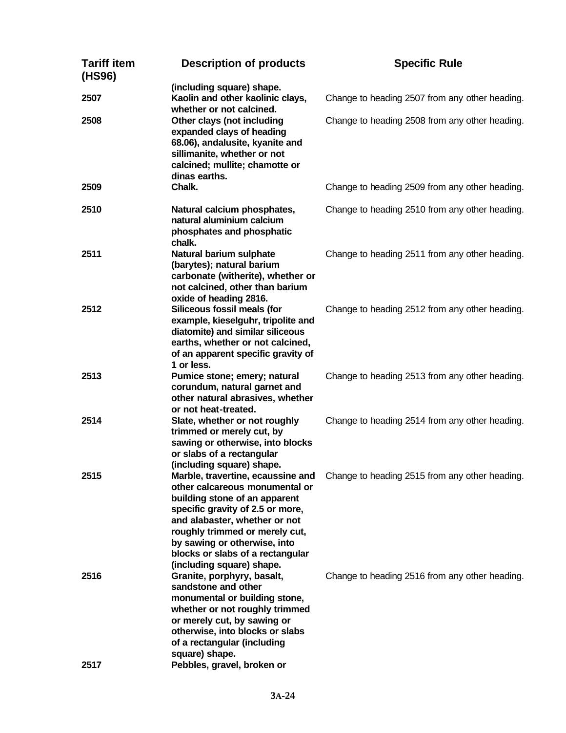| Tariff item (HS96) | Description of products | Specific Rule |
|---|---|---|
| | **(including square) shape.** | |
| 2507 | **Kaolin and other kaolinic clays, whether or not calcined.** | Change to heading 2507 from any other heading. |
| 2508 | **Other clays (not including expanded clays of heading 68.06), andalusite, kyanite and sillimanite, whether or not calcined; mullite; chamotte or dinas earths.** | Change to heading 2508 from any other heading. |
| 2509 | **Chalk.** | Change to heading 2509 from any other heading. |
| 2510 | **Natural calcium phosphates, natural aluminium calcium phosphates and phosphatic chalk.** | Change to heading 2510 from any other heading. |
| 2511 | **Natural barium sulphate (barytes); natural barium carbonate (witherite), whether or not calcined, other than barium oxide of heading 2816.** | Change to heading 2511 from any other heading. |
| 2512 | **Siliceous fossil meals (for example, kieselguhr, tripolite and diatomite) and similar siliceous earths, whether or not calcined, of an apparent specific gravity of 1 or less.** | Change to heading 2512 from any other heading. |
| 2513 | **Pumice stone; emery; natural corundum, natural garnet and other natural abrasives, whether or not heat-treated.** | Change to heading 2513 from any other heading. |
| 2514 | **Slate, whether or not roughly trimmed or merely cut, by sawing or otherwise, into blocks or slabs of a rectangular (including square) shape.** | Change to heading 2514 from any other heading. |
| 2515 | **Marble, travertine, ecaussine and other calcareous monumental or building stone of an apparent specific gravity of 2.5 or more, and alabaster, whether or not roughly trimmed or merely cut, by sawing or otherwise, into blocks or slabs of a rectangular (including square) shape.** | Change to heading 2515 from any other heading. |
| 2516 | **Granite, porphyry, basalt, sandstone and other monumental or building stone, whether or not roughly trimmed or merely cut, by sawing or otherwise, into blocks or slabs of a rectangular (including square) shape.** | Change to heading 2516 from any other heading. |
| 2517 | **Pebbles, gravel, broken or** | |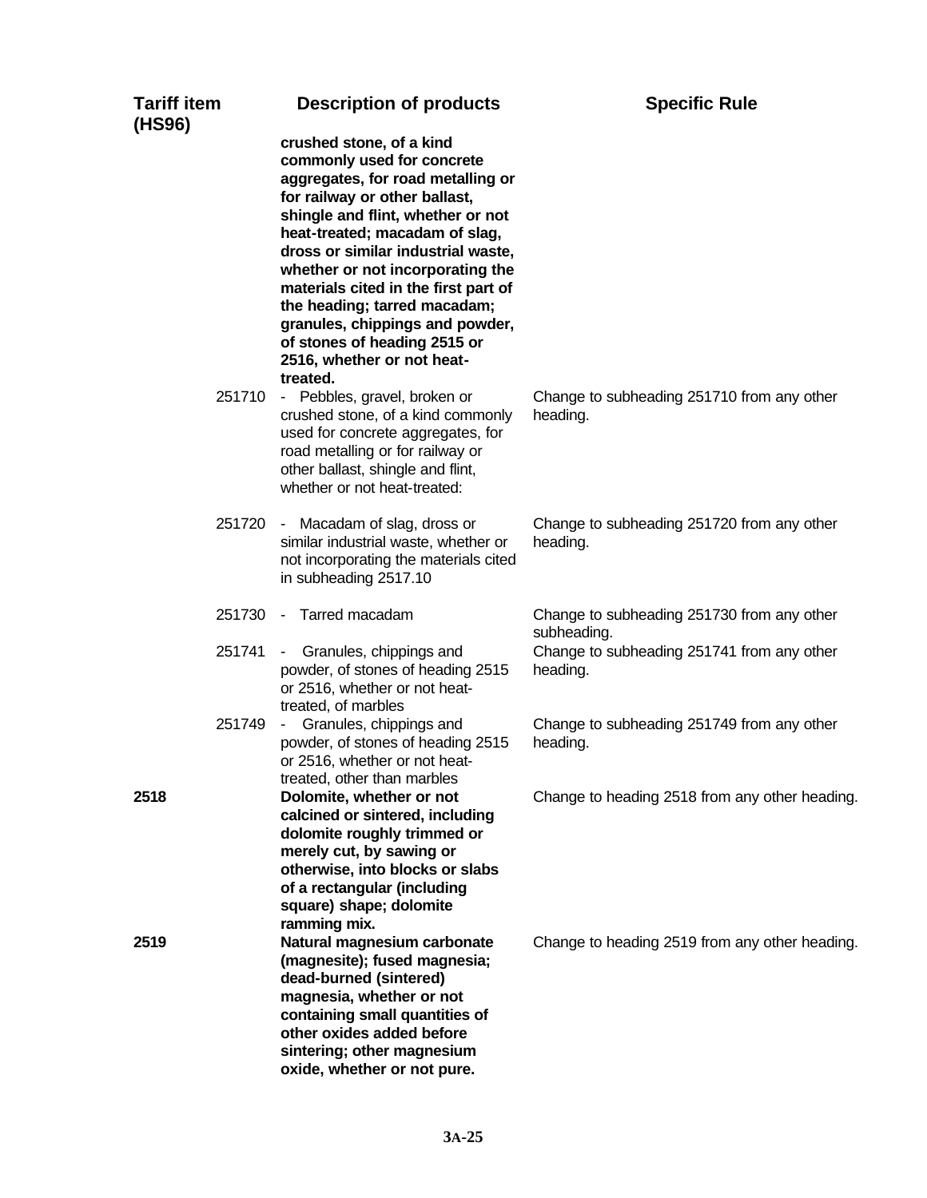| Tariff item (HS96) | | Description of products | Specific Rule |
|---|---|---|---|
| | | **crushed stone, of a kind commonly used for concrete aggregates, for road metalling or for railway or other ballast, shingle and flint, whether or not heat-treated; macadam of slag, dross or similar industrial waste, whether or not incorporating the materials cited in the first part of the heading; tarred macadam; granules, chippings and powder, of stones of heading 2515 or 2516, whether or not heat-treated.** | |
| | 251710 | - Pebbles, gravel, broken or crushed stone, of a kind commonly used for concrete aggregates, for road metalling or for railway or other ballast, shingle and flint, whether or not heat-treated: | Change to subheading 251710 from any other heading. |
| | 251720 | - Macadam of slag, dross or similar industrial waste, whether or not incorporating the materials cited in subheading 2517.10 | Change to subheading 251720 from any other heading. |
| | 251730 | - Tarred macadam | Change to subheading 251730 from any other subheading. |
| | 251741 | - Granules, chippings and powder, of stones of heading 2515 or 2516, whether or not heat-treated, of marbles | Change to subheading 251741 from any other heading. |
| | 251749 | - Granules, chippings and powder, of stones of heading 2515 or 2516, whether or not heat-treated, other than marbles | Change to subheading 251749 from any other heading. |
| **2518** | | **Dolomite, whether or not calcined or sintered, including dolomite roughly trimmed or merely cut, by sawing or otherwise, into blocks or slabs of a rectangular (including square) shape; dolomite ramming mix.** | Change to heading 2518 from any other heading. |
| **2519** | | **Natural magnesium carbonate (magnesite); fused magnesia; dead-burned (sintered) magnesia, whether or not containing small quantities of other oxides added before sintering; other magnesium oxide, whether or not pure.** | Change to heading 2519 from any other heading. |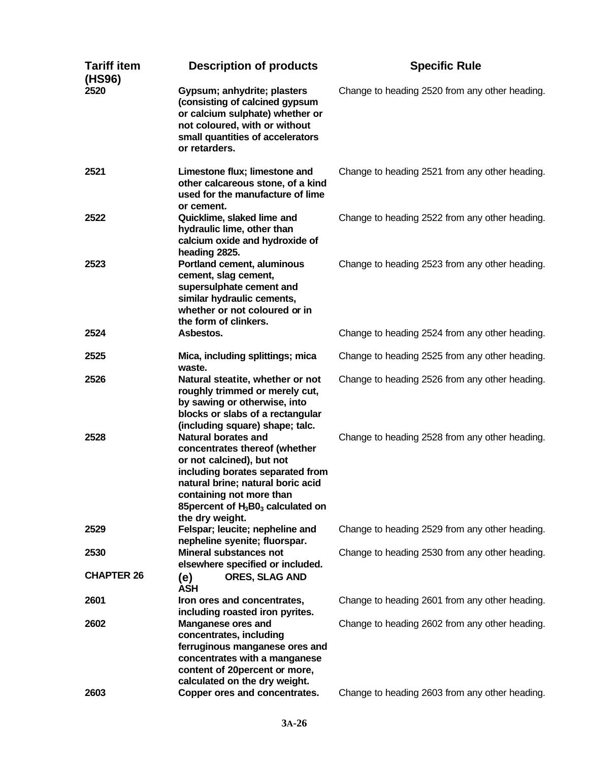| Tariff item (HS96) | Description of products | Specific Rule |
|---|---|---|
| 2520 | **Gypsum; anhydrite; plasters (consisting of calcined gypsum or calcium sulphate) whether or not coloured, with or without small quantities of accelerators or retarders.** | Change to heading 2520 from any other heading. |
| 2521 | **Limestone flux; limestone and other calcareous stone, of a kind used for the manufacture of lime or cement.** | Change to heading 2521 from any other heading. |
| 2522 | **Quicklime, slaked lime and hydraulic lime, other than calcium oxide and hydroxide of heading 2825.** | Change to heading 2522 from any other heading. |
| 2523 | **Portland cement, aluminous cement, slag cement, supersulphate cement and similar hydraulic cements, whether or not coloured or in the form of clinkers.** | Change to heading 2523 from any other heading. |
| 2524 | **Asbestos.** | Change to heading 2524 from any other heading. |
| 2525 | **Mica, including splittings; mica waste.** | Change to heading 2525 from any other heading. |
| 2526 | **Natural steatite, whether or not roughly trimmed or merely cut, by sawing or otherwise, into blocks or slabs of a rectangular (including square) shape; talc.** | Change to heading 2526 from any other heading. |
| 2528 | **Natural borates and concentrates thereof (whether or not calcined), but not including borates separated from natural brine; natural boric acid containing not more than 85percent of $H_3B0_3$ calculated on the dry weight.** | Change to heading 2528 from any other heading. |
| 2529 | **Felspar; leucite; nepheline and nepheline syenite; fluorspar.** | Change to heading 2529 from any other heading. |
| 2530 | **Mineral substances not elsewhere specified or included.** | Change to heading 2530 from any other heading. |
| **CHAPTER 26** | **(e) ORES, SLAG AND ASH** | |
| 2601 | **Iron ores and concentrates, including roasted iron pyrites.** | Change to heading 2601 from any other heading. |
| 2602 | **Manganese ores and concentrates, including ferruginous manganese ores and concentrates with a manganese content of 20percent or more, calculated on the dry weight.** | Change to heading 2602 from any other heading. |
| 2603 | **Copper ores and concentrates.** | Change to heading 2603 from any other heading. |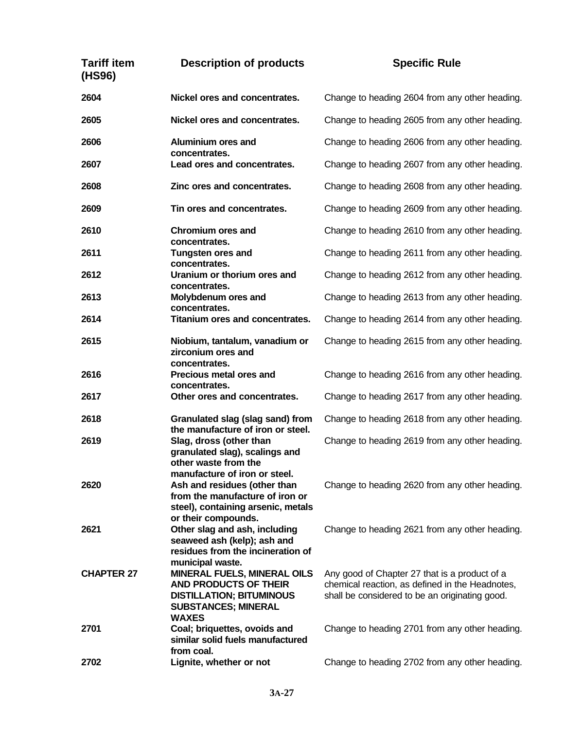| Tariff item (HS96) | Description of products | Specific Rule |
|---|---|---|
| **2604** | **Nickel ores and concentrates.** | Change to heading 2604 from any other heading. |
| **2605** | **Nickel ores and concentrates.** | Change to heading 2605 from any other heading. |
| **2606** | **Aluminium ores and concentrates.** | Change to heading 2606 from any other heading. |
| **2607** | **Lead ores and concentrates.** | Change to heading 2607 from any other heading. |
| **2608** | **Zinc ores and concentrates.** | Change to heading 2608 from any other heading. |
| **2609** | **Tin ores and concentrates.** | Change to heading 2609 from any other heading. |
| **2610** | **Chromium ores and concentrates.** | Change to heading 2610 from any other heading. |
| **2611** | **Tungsten ores and concentrates.** | Change to heading 2611 from any other heading. |
| **2612** | **Uranium or thorium ores and concentrates.** | Change to heading 2612 from any other heading. |
| **2613** | **Molybdenum ores and concentrates.** | Change to heading 2613 from any other heading. |
| **2614** | **Titanium ores and concentrates.** | Change to heading 2614 from any other heading. |
| **2615** | **Niobium, tantalum, vanadium or zirconium ores and concentrates.** | Change to heading 2615 from any other heading. |
| **2616** | **Precious metal ores and concentrates.** | Change to heading 2616 from any other heading. |
| **2617** | **Other ores and concentrates.** | Change to heading 2617 from any other heading. |
| **2618** | **Granulated slag (slag sand) from the manufacture of iron or steel.** | Change to heading 2618 from any other heading. |
| **2619** | **Slag, dross (other than granulated slag), scalings and other waste from the manufacture of iron or steel.** | Change to heading 2619 from any other heading. |
| **2620** | **Ash and residues (other than from the manufacture of iron or steel), containing arsenic, metals or their compounds.** | Change to heading 2620 from any other heading. |
| **2621** | **Other slag and ash, including seaweed ash (kelp); ash and residues from the incineration of municipal waste.** | Change to heading 2621 from any other heading. |
| **CHAPTER 27** | **MINERAL FUELS, MINERAL OILS AND PRODUCTS OF THEIR DISTILLATION; BITUMINOUS SUBSTANCES; MINERAL WAXES** | Any good of Chapter 27 that is a product of a chemical reaction, as defined in the Headnotes, shall be considered to be an originating good. |
| **2701** | **Coal; briquettes, ovoids and similar solid fuels manufactured from coal.** | Change to heading 2701 from any other heading. |
| **2702** | **Lignite, whether or not** | Change to heading 2702 from any other heading. |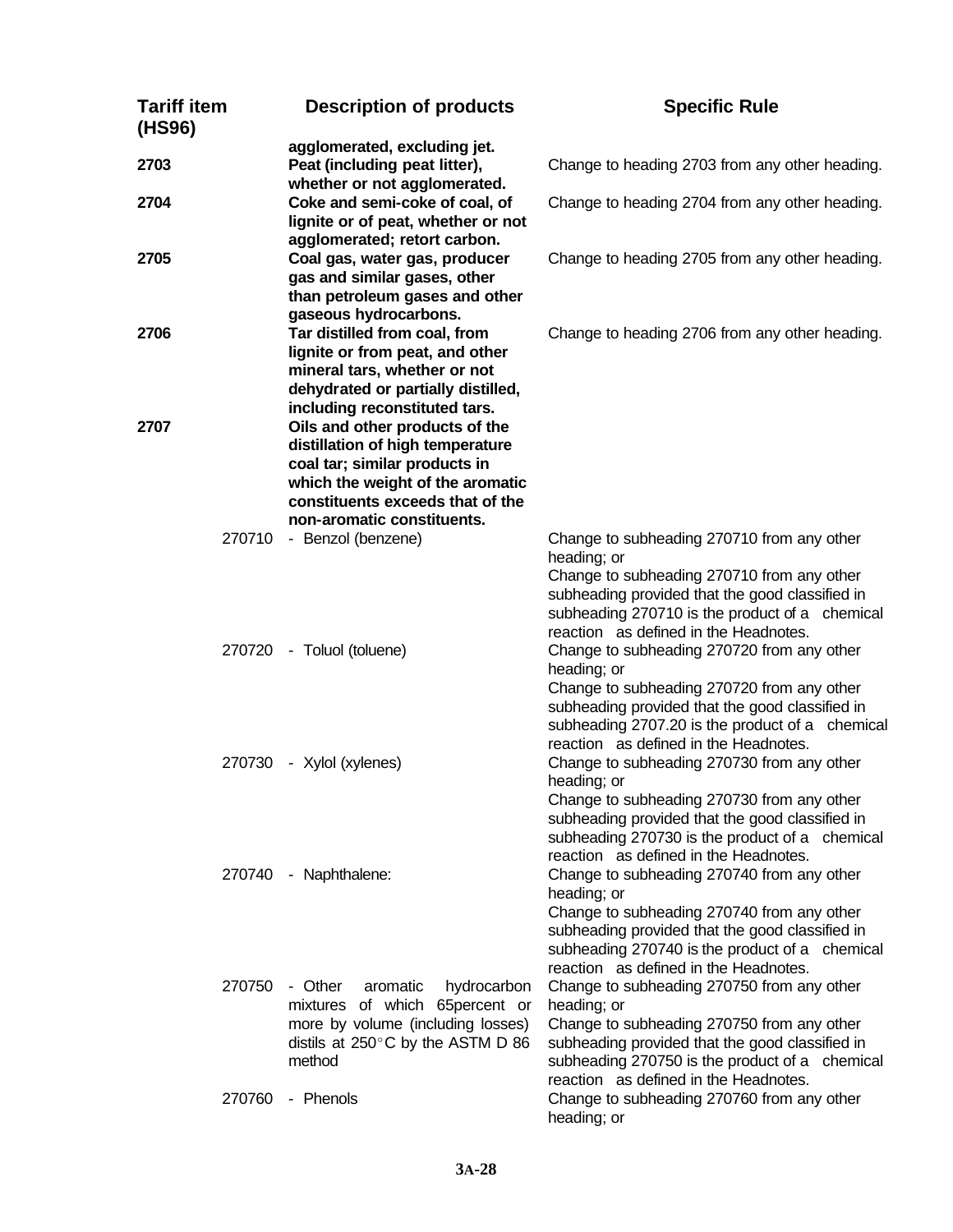| Tariff item (HS96) | | Description of products | Specific Rule |
|---|---|---|---|
| | | **agglomerated, excluding jet.** | |
| **2703** | | **Peat (including peat litter), whether or not agglomerated.** | Change to heading 2703 from any other heading. |
| **2704** | | **Coke and semi-coke of coal, of lignite or of peat, whether or not agglomerated; retort carbon.** | Change to heading 2704 from any other heading. |
| **2705** | | **Coal gas, water gas, producer gas and similar gases, other than petroleum gases and other gaseous hydrocarbons.** | Change to heading 2705 from any other heading. |
| **2706** | | **Tar distilled from coal, from lignite or from peat, and other mineral tars, whether or not dehydrated or partially distilled, including reconstituted tars.** | Change to heading 2706 from any other heading. |
| **2707** | | **Oils and other products of the distillation of high temperature coal tar; similar products in which the weight of the aromatic constituents exceeds that of the non-aromatic constituents.** | |
| | 270710 | - Benzol (benzene) | Change to subheading 270710 from any other heading; or<br>Change to subheading 270710 from any other subheading provided that the good classified in subheading 270710 is the product of a chemical reaction as defined in the Headnotes. |
| | 270720 | - Toluol (toluene) | Change to subheading 270720 from any other heading; or<br>Change to subheading 270720 from any other subheading provided that the good classified in subheading 2707.20 is the product of a chemical reaction as defined in the Headnotes. |
| | 270730 | - Xylol (xylenes) | Change to subheading 270730 from any other heading; or<br>Change to subheading 270730 from any other subheading provided that the good classified in subheading 270730 is the product of a chemical reaction as defined in the Headnotes. |
| | 270740 | - Naphthalene: | Change to subheading 270740 from any other heading; or<br>Change to subheading 270740 from any other subheading provided that the good classified in subheading 270740 is the product of a chemical reaction as defined in the Headnotes. |
| | 270750 | - Other aromatic hydrocarbon mixtures of which 65percent or more by volume (including losses) distils at 250°C by the ASTM D 86 method | Change to subheading 270750 from any other heading; or<br>Change to subheading 270750 from any other subheading provided that the good classified in subheading 270750 is the product of a chemical reaction as defined in the Headnotes. |
| | 270760 | - Phenols | Change to subheading 270760 from any other heading; or |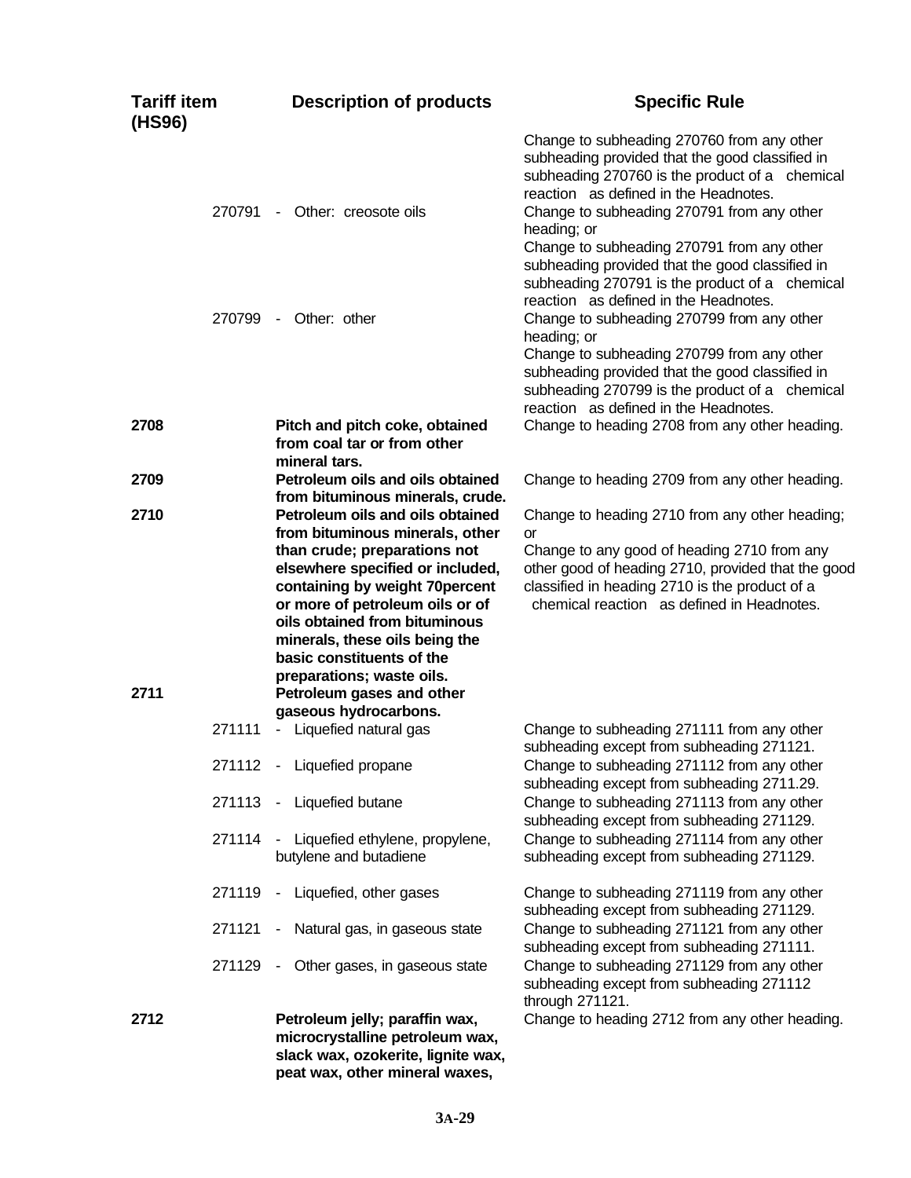| Tariff item (HS96) | | Description of products | Specific Rule |
|---|---|---|---|
| | | | Change to subheading 270760 from any other subheading provided that the good classified in subheading 270760 is the product of a chemical reaction as defined in the Headnotes. |
| | 270791 | - Other: creosote oils | Change to subheading 270791 from any other heading; or<br>Change to subheading 270791 from any other subheading provided that the good classified in subheading 270791 is the product of a chemical reaction as defined in the Headnotes. |
| | 270799 | - Other: other | Change to subheading 270799 from any other heading; or<br>Change to subheading 270799 from any other subheading provided that the good classified in subheading 270799 is the product of a chemical reaction as defined in the Headnotes. |
| **2708** | | **Pitch and pitch coke, obtained from coal tar or from other mineral tars.** | Change to heading 2708 from any other heading. |
| **2709** | | **Petroleum oils and oils obtained from bituminous minerals, crude.** | Change to heading 2709 from any other heading. |
| **2710** | | **Petroleum oils and oils obtained from bituminous minerals, other than crude; preparations not elsewhere specified or included, containing by weight 70percent or more of petroleum oils or of oils obtained from bituminous minerals, these oils being the basic constituents of the preparations; waste oils.** | Change to heading 2710 from any other heading; or<br>Change to any good of heading 2710 from any other good of heading 2710, provided that the good classified in heading 2710 is the product of a chemical reaction as defined in Headnotes. |
| **2711** | | **Petroleum gases and other gaseous hydrocarbons.** | |
| | 271111 | - Liquefied natural gas | Change to subheading 271111 from any other subheading except from subheading 271121. |
| | 271112 | - Liquefied propane | Change to subheading 271112 from any other subheading except from subheading 2711.29. |
| | 271113 | - Liquefied butane | Change to subheading 271113 from any other subheading except from subheading 271129. |
| | 271114 | - Liquefied ethylene, propylene, butylene and butadiene | Change to subheading 271114 from any other subheading except from subheading 271129. |
| | 271119 | - Liquefied, other gases | Change to subheading 271119 from any other subheading except from subheading 271129. |
| | 271121 | - Natural gas, in gaseous state | Change to subheading 271121 from any other subheading except from subheading 271111. |
| | 271129 | - Other gases, in gaseous state | Change to subheading 271129 from any other subheading except from subheading 271112 through 271121. |
| **2712** | | **Petroleum jelly; paraffin wax, microcrystalline petroleum wax, slack wax, ozokerite, lignite wax, peat wax, other mineral waxes,** | Change to heading 2712 from any other heading. |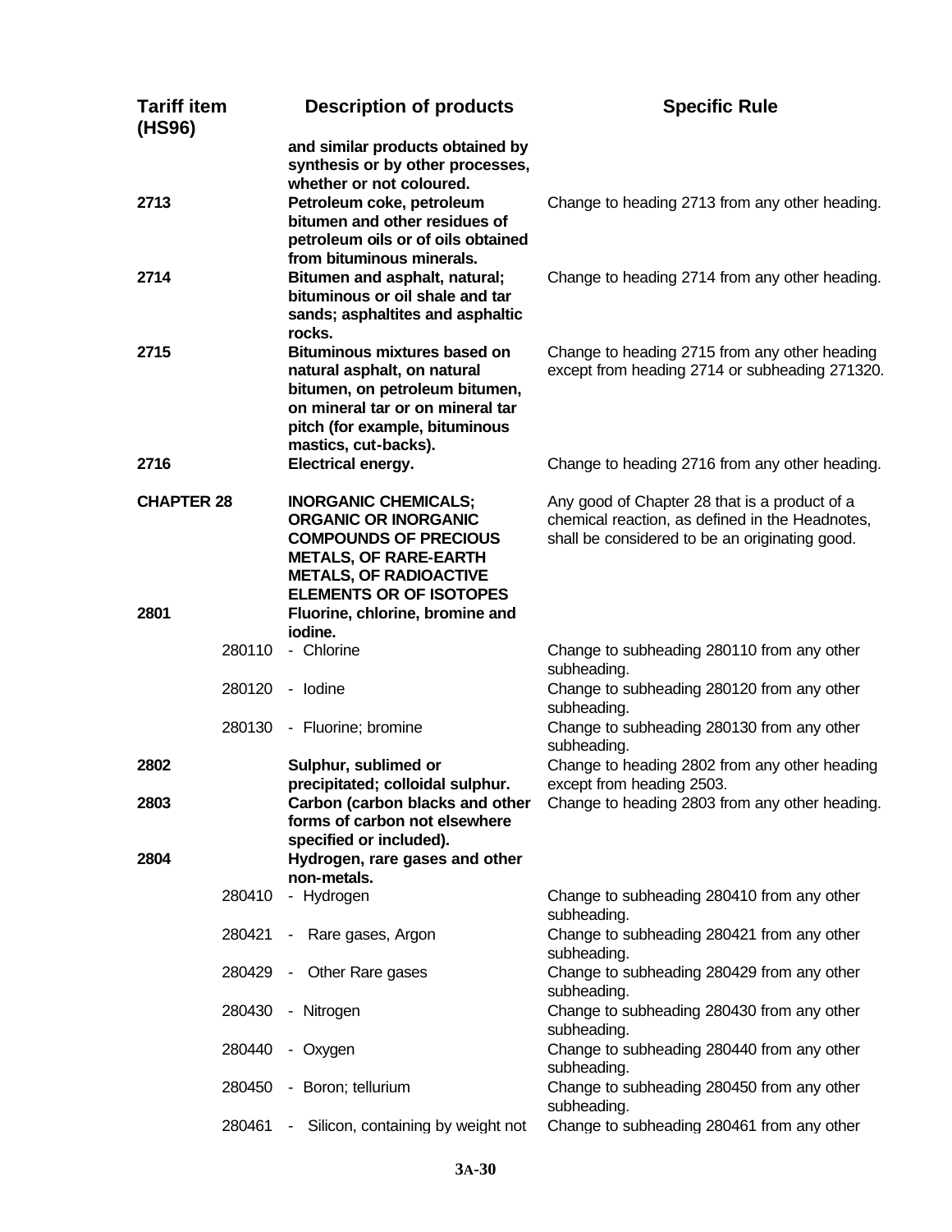| Tariff item (HS96) | | Description of products | Specific Rule |
|---|---|---|---|
| | | **and similar products obtained by synthesis or by other processes, whether or not coloured.** | |
| **2713** | | **Petroleum coke, petroleum bitumen and other residues of petroleum oils or of oils obtained from bituminous minerals.** | Change to heading 2713 from any other heading. |
| **2714** | | **Bitumen and asphalt, natural; bituminous or oil shale and tar sands; asphaltites and asphaltic rocks.** | Change to heading 2714 from any other heading. |
| **2715** | | **Bituminous mixtures based on natural asphalt, on natural bitumen, on petroleum bitumen, on mineral tar or on mineral tar pitch (for example, bituminous mastics, cut-backs).** | Change to heading 2715 from any other heading except from heading 2714 or subheading 271320. |
| **2716** | | **Electrical energy.** | Change to heading 2716 from any other heading. |
| **CHAPTER 28** | | **INORGANIC CHEMICALS; ORGANIC OR INORGANIC COMPOUNDS OF PRECIOUS METALS, OF RARE-EARTH METALS, OF RADIOACTIVE ELEMENTS OR OF ISOTOPES** | Any good of Chapter 28 that is a product of a chemical reaction, as defined in the Headnotes, shall be considered to be an originating good. |
| **2801** | | **Fluorine, chlorine, bromine and iodine.** | |
| | 280110 | - Chlorine | Change to subheading 280110 from any other subheading. |
| | 280120 | - Iodine | Change to subheading 280120 from any other subheading. |
| | 280130 | - Fluorine; bromine | Change to subheading 280130 from any other subheading. |
| **2802** | | **Sulphur, sublimed or precipitated; colloidal sulphur.** | Change to heading 2802 from any other heading except from heading 2503. |
| **2803** | | **Carbon (carbon blacks and other forms of carbon not elsewhere specified or included).** | Change to heading 2803 from any other heading. |
| **2804** | | **Hydrogen, rare gases and other non-metals.** | |
| | 280410 | - Hydrogen | Change to subheading 280410 from any other subheading. |
| | 280421 | - Rare gases, Argon | Change to subheading 280421 from any other subheading. |
| | 280429 | - Other Rare gases | Change to subheading 280429 from any other subheading. |
| | 280430 | - Nitrogen | Change to subheading 280430 from any other subheading. |
| | 280440 | - Oxygen | Change to subheading 280440 from any other subheading. |
| | 280450 | - Boron; tellurium | Change to subheading 280450 from any other subheading. |
| | 280461 | - Silicon, containing by weight not | Change to subheading 280461 from any other |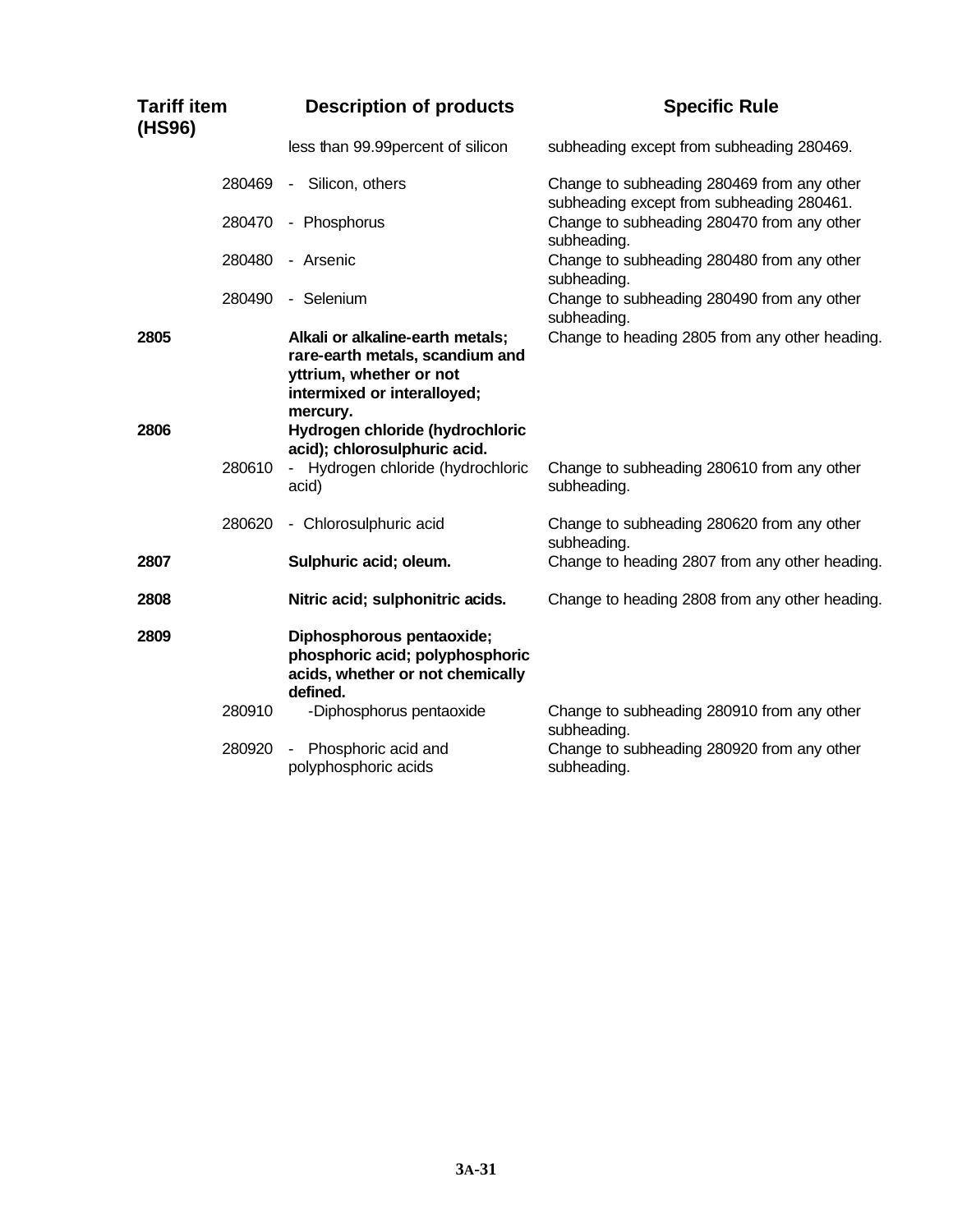| Tariff item (HS96) | | Description of products | Specific Rule |
|---|---|---|---|
| | | less than 99.99percent of silicon | subheading except from subheading 280469. |
| | 280469 | - Silicon, others | Change to subheading 280469 from any other subheading except from subheading 280461. |
| | 280470 | - Phosphorus | Change to subheading 280470 from any other subheading. |
| | 280480 | - Arsenic | Change to subheading 280480 from any other subheading. |
| | 280490 | - Selenium | Change to subheading 280490 from any other subheading. |
| **2805** | | **Alkali or alkaline-earth metals; rare-earth metals, scandium and yttrium, whether or not intermixed or interalloyed; mercury.** | Change to heading 2805 from any other heading. |
| **2806** | | **Hydrogen chloride (hydrochloric acid); chlorosulphuric acid.** | |
| | 280610 | - Hydrogen chloride (hydrochloric acid) | Change to subheading 280610 from any other subheading. |
| | 280620 | - Chlorosulphuric acid | Change to subheading 280620 from any other subheading. |
| **2807** | | **Sulphuric acid; oleum.** | Change to heading 2807 from any other heading. |
| **2808** | | **Nitric acid; sulphonitric acids.** | Change to heading 2808 from any other heading. |
| **2809** | | **Diphosphorous pentaoxide; phosphoric acid; polyphosphoric acids, whether or not chemically defined.** | |
| | 280910 | -Diphosphorus pentaoxide | Change to subheading 280910 from any other subheading. |
| | 280920 | - Phosphoric acid and polyphosphoric acids | Change to subheading 280920 from any other subheading. |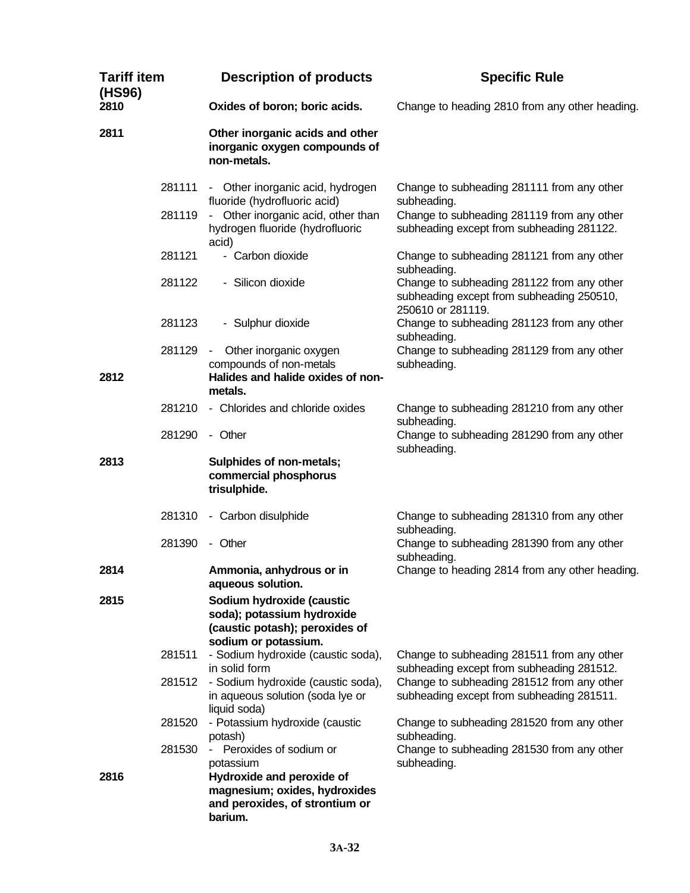| Tariff item (HS96) | | Description of products | Specific Rule |
|---|---|---|---|
| **2810** | | **Oxides of boron; boric acids.** | Change to heading 2810 from any other heading. |
| **2811** | | **Other inorganic acids and other inorganic oxygen compounds of non-metals.** | |
| | 281111 | - Other inorganic acid, hydrogen fluoride (hydrofluoric acid) | Change to subheading 281111 from any other subheading. |
| | 281119 | - Other inorganic acid, other than hydrogen fluoride (hydrofluoric acid) | Change to subheading 281119 from any other subheading except from subheading 281122. |
| | 281121 | - Carbon dioxide | Change to subheading 281121 from any other subheading. |
| | 281122 | - Silicon dioxide | Change to subheading 281122 from any other subheading except from subheading 250510, 250610 or 281119. |
| | 281123 | - Sulphur dioxide | Change to subheading 281123 from any other subheading. |
| | 281129 | - Other inorganic oxygen compounds of non-metals | Change to subheading 281129 from any other subheading. |
| **2812** | | **Halides and halide oxides of non-metals.** | |
| | 281210 | - Chlorides and chloride oxides | Change to subheading 281210 from any other subheading. |
| | 281290 | - Other | Change to subheading 281290 from any other subheading. |
| **2813** | | **Sulphides of non-metals; commercial phosphorus trisulphide.** | |
| | 281310 | - Carbon disulphide | Change to subheading 281310 from any other subheading. |
| | 281390 | - Other | Change to subheading 281390 from any other subheading. |
| **2814** | | **Ammonia, anhydrous or in aqueous solution.** | Change to heading 2814 from any other heading. |
| **2815** | | **Sodium hydroxide (caustic soda); potassium hydroxide (caustic potash); peroxides of sodium or potassium.** | |
| | 281511 | - Sodium hydroxide (caustic soda), in solid form | Change to subheading 281511 from any other subheading except from subheading 281512. |
| | 281512 | - Sodium hydroxide (caustic soda), in aqueous solution (soda lye or liquid soda) | Change to subheading 281512 from any other subheading except from subheading 281511. |
| | 281520 | - Potassium hydroxide (caustic potash) | Change to subheading 281520 from any other subheading. |
| | 281530 | - Peroxides of sodium or potassium | Change to subheading 281530 from any other subheading. |
| **2816** | | **Hydroxide and peroxide of magnesium; oxides, hydroxides and peroxides, of strontium or barium.** | |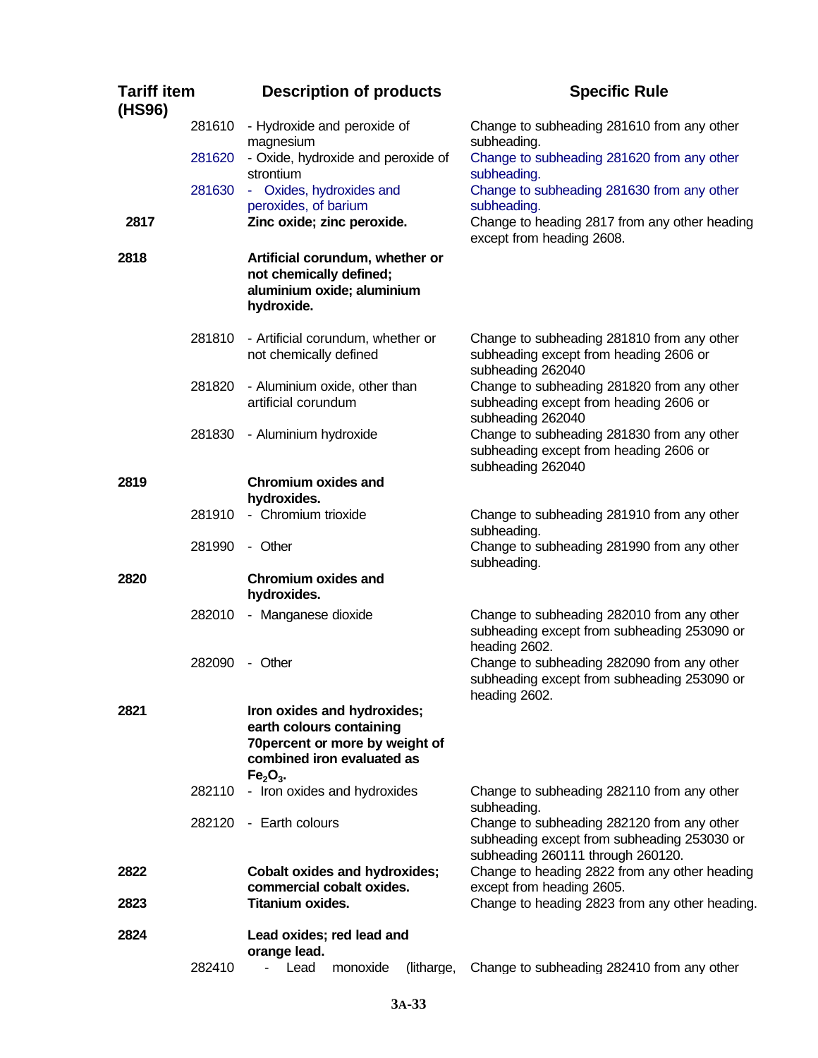| Tariff item (HS96) | | Description of products | Specific Rule |
|---|---|---|---|
| | 281610 | - Hydroxide and peroxide of magnesium | Change to subheading 281610 from any other subheading. |
| | 281620 | - Oxide, hydroxide and peroxide of strontium | Change to subheading 281620 from any other subheading. |
| | 281630 | - Oxides, hydroxides and peroxides, of barium | Change to subheading 281630 from any other subheading. |
| 2817 | | **Zinc oxide; zinc peroxide.** | Change to heading 2817 from any other heading except from heading 2608. |
| 2818 | | **Artificial corundum, whether or not chemically defined; aluminium oxide; aluminium hydroxide.** | |
| | 281810 | - Artificial corundum, whether or not chemically defined | Change to subheading 281810 from any other subheading except from heading 2606 or subheading 262040 |
| | 281820 | - Aluminium oxide, other than artificial corundum | Change to subheading 281820 from any other subheading except from heading 2606 or subheading 262040 |
| | 281830 | - Aluminium hydroxide | Change to subheading 281830 from any other subheading except from heading 2606 or subheading 262040 |
| 2819 | | **Chromium oxides and hydroxides.** | |
| | 281910 | - Chromium trioxide | Change to subheading 281910 from any other subheading. |
| | 281990 | - Other | Change to subheading 281990 from any other subheading. |
| 2820 | | **Chromium oxides and hydroxides.** | |
| | 282010 | - Manganese dioxide | Change to subheading 282010 from any other subheading except from subheading 253090 or heading 2602. |
| | 282090 | - Other | Change to subheading 282090 from any other subheading except from subheading 253090 or heading 2602. |
| 2821 | | **Iron oxides and hydroxides; earth colours containing 70percent or more by weight of combined iron evaluated as $Fe_2O_3$.** | |
| | 282110 | - Iron oxides and hydroxides | Change to subheading 282110 from any other subheading. |
| | 282120 | - Earth colours | Change to subheading 282120 from any other subheading except from subheading 253030 or subheading 260111 through 260120. |
| 2822 | | **Cobalt oxides and hydroxides; commercial cobalt oxides.** | Change to heading 2822 from any other heading except from heading 2605. |
| 2823 | | **Titanium oxides.** | Change to heading 2823 from any other heading. |
| 2824 | | **Lead oxides; red lead and orange lead.** | |
| | 282410 | - Lead monoxide (litharge, | Change to subheading 282410 from any other |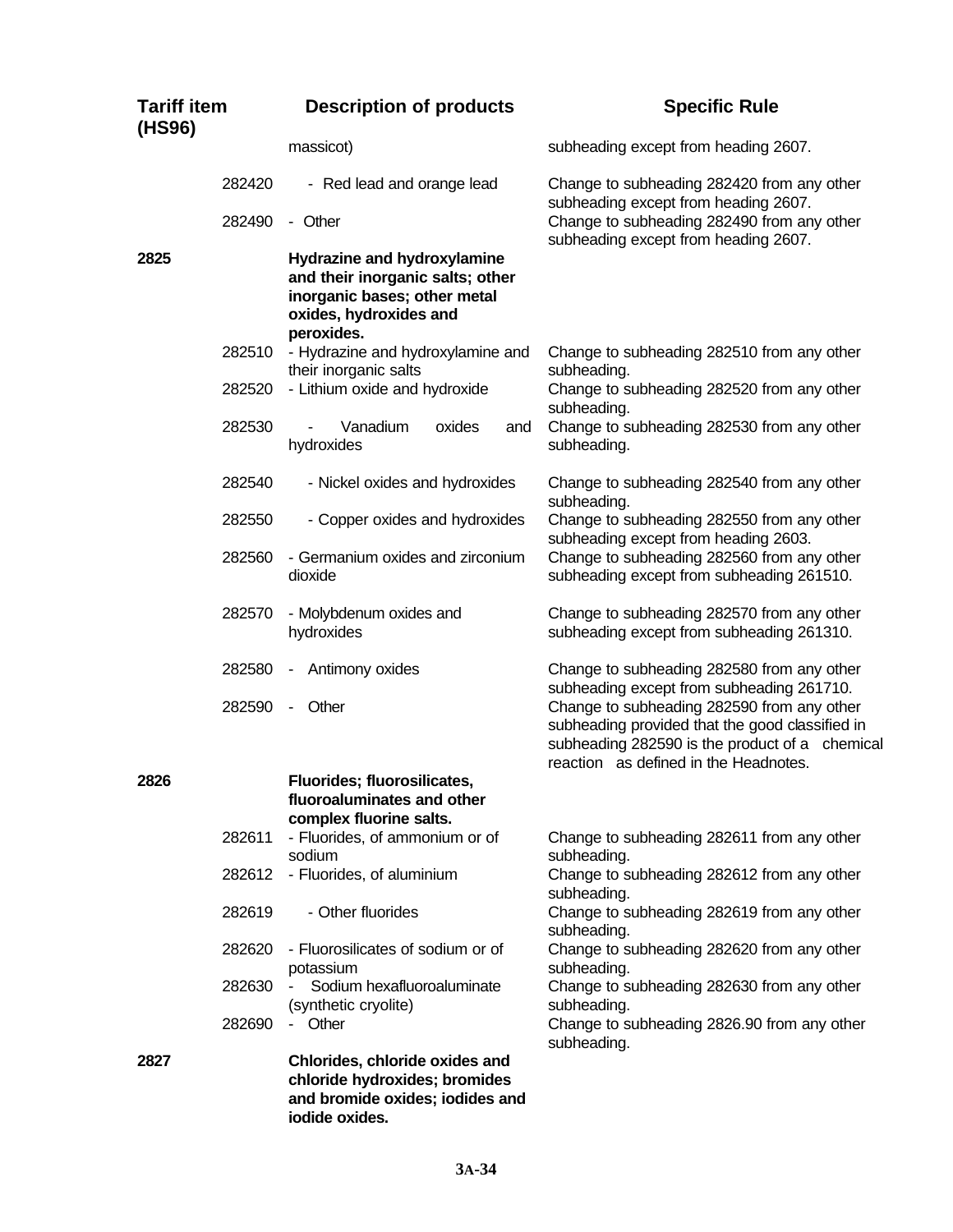| Tariff item (HS96) | | Description of products | Specific Rule |
|---|---|---|---|
| | | massicot) | subheading except from heading 2607. |
| | 282420 | - Red lead and orange lead | Change to subheading 282420 from any other subheading except from heading 2607. |
| | 282490 | - Other | Change to subheading 282490 from any other subheading except from heading 2607. |
| **2825** | | **Hydrazine and hydroxylamine and their inorganic salts; other inorganic bases; other metal oxides, hydroxides and peroxides.** | |
| | 282510 | - Hydrazine and hydroxylamine and their inorganic salts | Change to subheading 282510 from any other subheading. |
| | 282520 | - Lithium oxide and hydroxide | Change to subheading 282520 from any other subheading. |
| | 282530 | - Vanadium oxides and hydroxides | Change to subheading 282530 from any other subheading. |
| | 282540 | - Nickel oxides and hydroxides | Change to subheading 282540 from any other subheading. |
| | 282550 | - Copper oxides and hydroxides | Change to subheading 282550 from any other subheading except from heading 2603. |
| | 282560 | - Germanium oxides and zirconium dioxide | Change to subheading 282560 from any other subheading except from subheading 261510. |
| | 282570 | - Molybdenum oxides and hydroxides | Change to subheading 282570 from any other subheading except from subheading 261310. |
| | 282580 | - Antimony oxides | Change to subheading 282580 from any other subheading except from subheading 261710. |
| | 282590 | - Other | Change to subheading 282590 from any other subheading provided that the good classified in subheading 282590 is the product of a chemical reaction as defined in the Headnotes. |
| **2826** | | **Fluorides; fluorosilicates, fluoroaluminates and other complex fluorine salts.** | |
| | 282611 | - Fluorides, of ammonium or of sodium | Change to subheading 282611 from any other subheading. |
| | 282612 | - Fluorides, of aluminium | Change to subheading 282612 from any other subheading. |
| | 282619 | - Other fluorides | Change to subheading 282619 from any other subheading. |
| | 282620 | - Fluorosilicates of sodium or of potassium | Change to subheading 282620 from any other subheading. |
| | 282630 | - Sodium hexafluoroaluminate (synthetic cryolite) | Change to subheading 282630 from any other subheading. |
| | 282690 | - Other | Change to subheading 2826.90 from any other subheading. |
| **2827** | | **Chlorides, chloride oxides and chloride hydroxides; bromides and bromide oxides; iodides and iodide oxides.** | |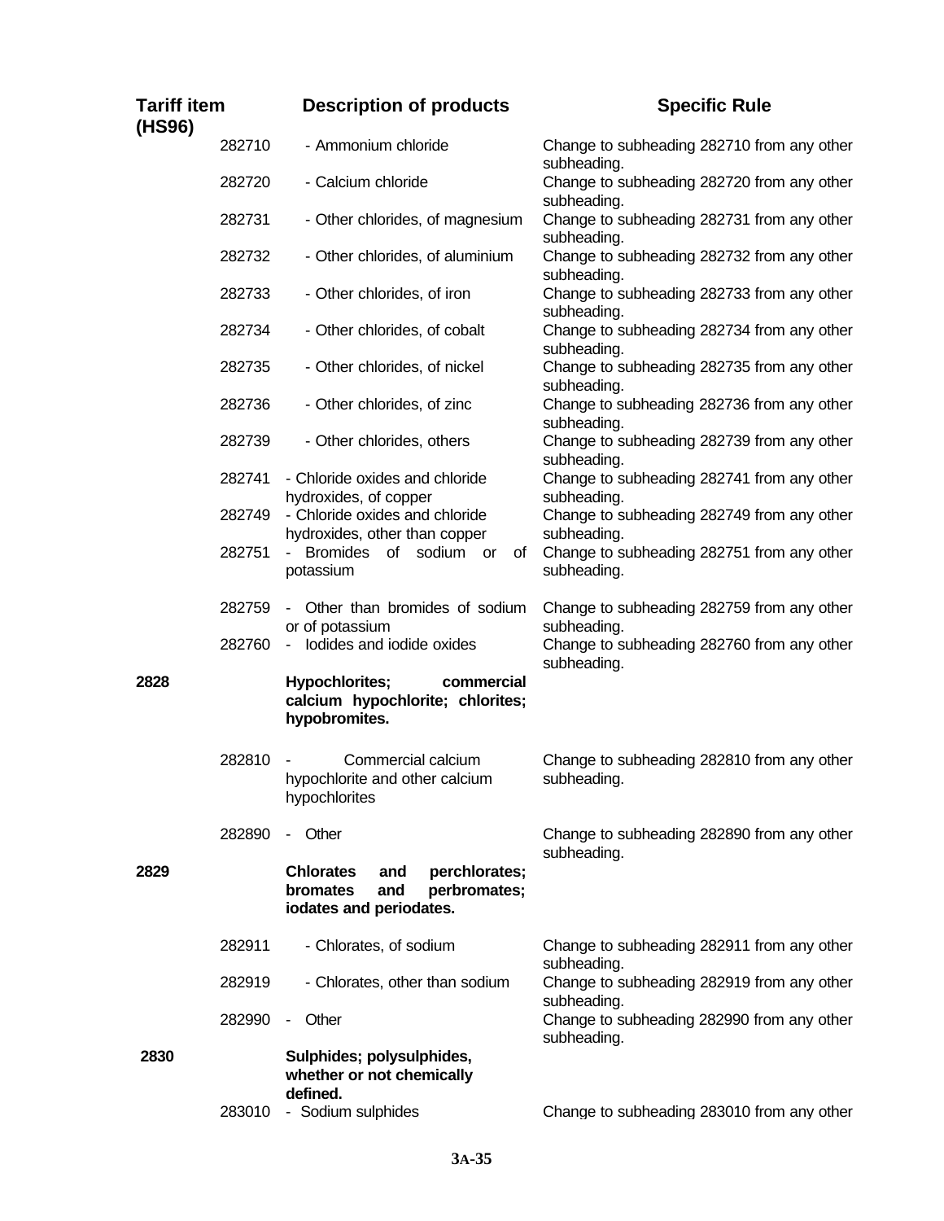| Tariff item (HS96) | | Description of products | Specific Rule |
|---|---|---|---|
| | 282710 | - Ammonium chloride | Change to subheading 282710 from any other subheading. |
| | 282720 | - Calcium chloride | Change to subheading 282720 from any other subheading. |
| | 282731 | - Other chlorides, of magnesium | Change to subheading 282731 from any other subheading. |
| | 282732 | - Other chlorides, of aluminium | Change to subheading 282732 from any other subheading. |
| | 282733 | - Other chlorides, of iron | Change to subheading 282733 from any other subheading. |
| | 282734 | - Other chlorides, of cobalt | Change to subheading 282734 from any other subheading. |
| | 282735 | - Other chlorides, of nickel | Change to subheading 282735 from any other subheading. |
| | 282736 | - Other chlorides, of zinc | Change to subheading 282736 from any other subheading. |
| | 282739 | - Other chlorides, others | Change to subheading 282739 from any other subheading. |
| | 282741 | - Chloride oxides and chloride hydroxides, of copper | Change to subheading 282741 from any other subheading. |
| | 282749 | - Chloride oxides and chloride hydroxides, other than copper | Change to subheading 282749 from any other subheading. |
| | 282751 | - Bromides of sodium or of potassium | Change to subheading 282751 from any other subheading. |
| | 282759 | - Other than bromides of sodium or of potassium | Change to subheading 282759 from any other subheading. |
| | 282760 | - Iodides and iodide oxides | Change to subheading 282760 from any other subheading. |
| **2828** | | **Hypochlorites; commercial calcium hypochlorite; chlorites; hypobromites.** | |
| | 282810 | - Commercial calcium hypochlorite and other calcium hypochlorites | Change to subheading 282810 from any other subheading. |
| | 282890 | - Other | Change to subheading 282890 from any other subheading. |
| **2829** | | **Chlorates and perchlorates; bromates and perbromates; iodates and periodates.** | |
| | 282911 | - Chlorates, of sodium | Change to subheading 282911 from any other subheading. |
| | 282919 | - Chlorates, other than sodium | Change to subheading 282919 from any other subheading. |
| | 282990 | - Other | Change to subheading 282990 from any other subheading. |
| **2830** | | **Sulphides; polysulphides, whether or not chemically defined.** | |
| | 283010 | - Sodium sulphides | Change to subheading 283010 from any other |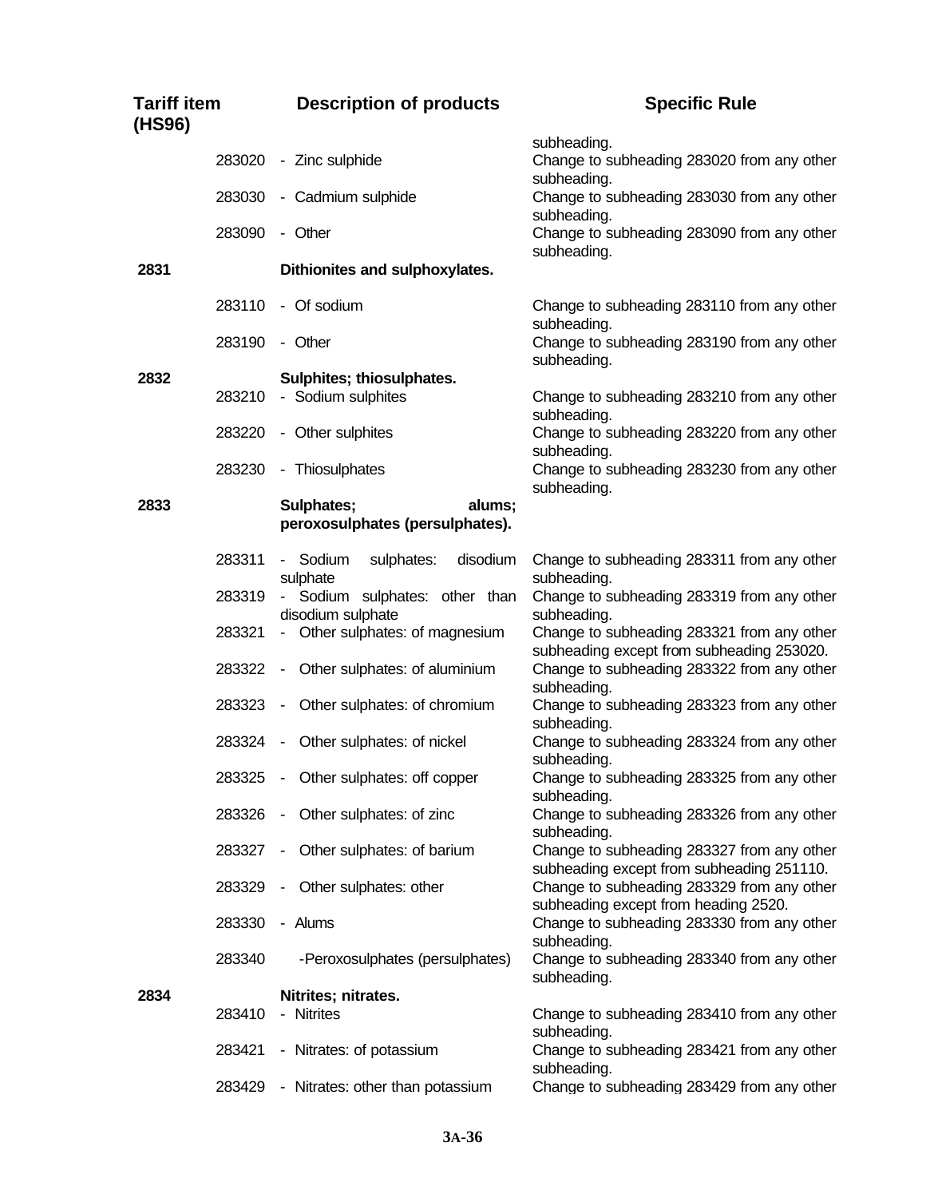| Tariff item (HS96) | | Description of products | Specific Rule |
|---|---|---|---|
| | | | subheading. |
| | 283020 | - Zinc sulphide | Change to subheading 283020 from any other subheading. |
| | 283030 | - Cadmium sulphide | Change to subheading 283030 from any other subheading. |
| | 283090 | - Other | Change to subheading 283090 from any other subheading. |
| **2831** | | **Dithionites and sulphoxylates.** | |
| | 283110 | - Of sodium | Change to subheading 283110 from any other subheading. |
| | 283190 | - Other | Change to subheading 283190 from any other subheading. |
| **2832** | | **Sulphites; thiosulphates.** | |
| | 283210 | - Sodium sulphites | Change to subheading 283210 from any other subheading. |
| | 283220 | - Other sulphites | Change to subheading 283220 from any other subheading. |
| | 283230 | - Thiosulphates | Change to subheading 283230 from any other subheading. |
| **2833** | | **Sulphates; alums; peroxosulphates (persulphates).** | |
| | 283311 | - Sodium sulphates: disodium sulphate | Change to subheading 283311 from any other subheading. |
| | 283319 | - Sodium sulphates: other than disodium sulphate | Change to subheading 283319 from any other subheading. |
| | 283321 | - Other sulphates: of magnesium | Change to subheading 283321 from any other subheading except from subheading 253020. |
| | 283322 | - Other sulphates: of aluminium | Change to subheading 283322 from any other subheading. |
| | 283323 | - Other sulphates: of chromium | Change to subheading 283323 from any other subheading. |
| | 283324 | - Other sulphates: of nickel | Change to subheading 283324 from any other subheading. |
| | 283325 | - Other sulphates: off copper | Change to subheading 283325 from any other subheading. |
| | 283326 | - Other sulphates: of zinc | Change to subheading 283326 from any other subheading. |
| | 283327 | - Other sulphates: of barium | Change to subheading 283327 from any other subheading except from subheading 251110. |
| | 283329 | - Other sulphates: other | Change to subheading 283329 from any other subheading except from heading 2520. |
| | 283330 | - Alums | Change to subheading 283330 from any other subheading. |
| | 283340 | -Peroxosulphates (persulphates) | Change to subheading 283340 from any other subheading. |
| **2834** | | **Nitrites; nitrates.** | |
| | 283410 | - Nitrites | Change to subheading 283410 from any other subheading. |
| | 283421 | - Nitrates: of potassium | Change to subheading 283421 from any other subheading. |
| | 283429 | - Nitrates: other than potassium | Change to subheading 283429 from any other |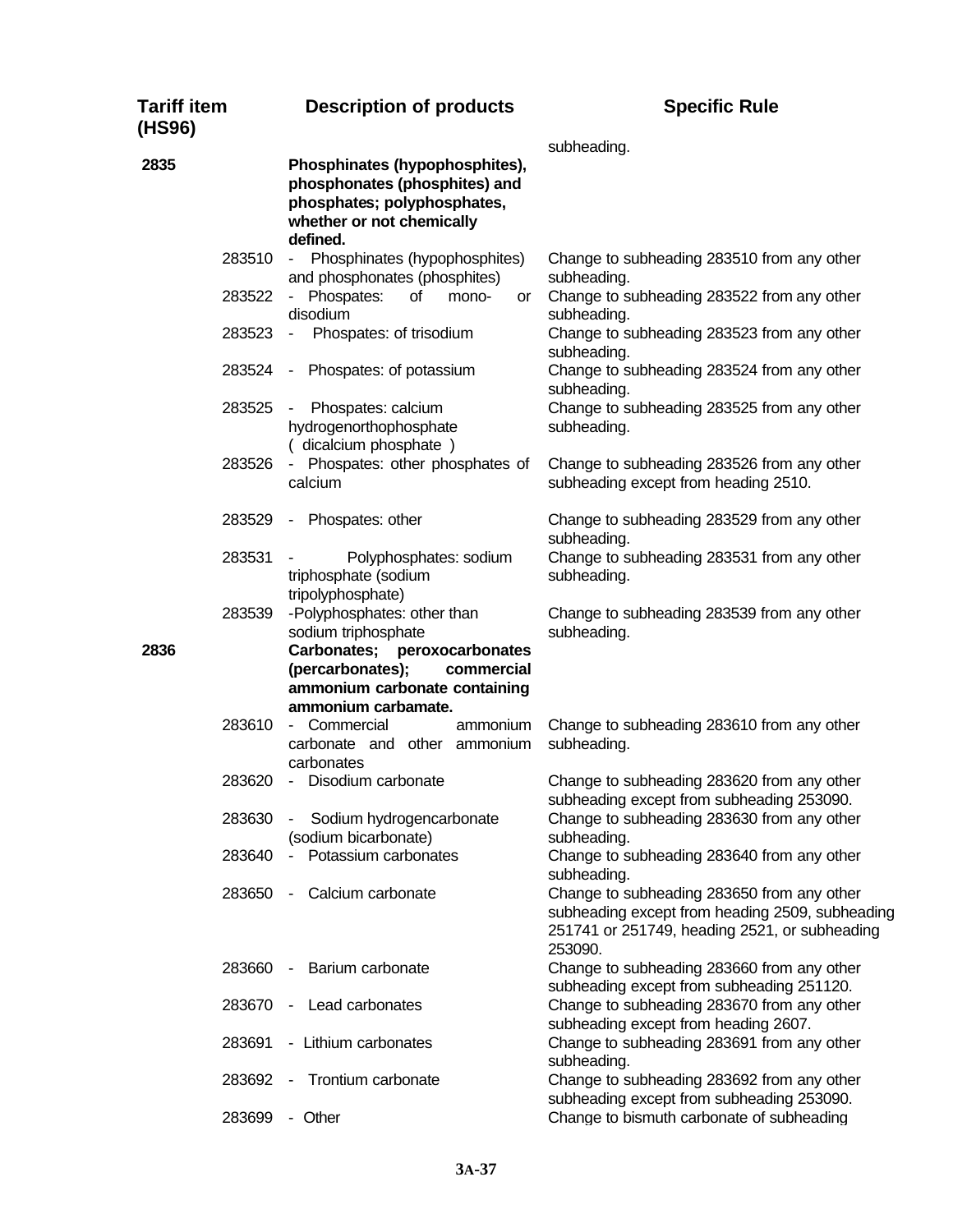| Tariff item (HS96) | Description of products | Specific Rule |
|---|---|---|
| | | subheading. |
| **2835** | **Phosphinates (hypophosphites), phosphonates (phosphites) and phosphates; polyphosphates, whether or not chemically defined.** | |
| 283510 | - Phosphinates (hypophosphites) and phosphonates (phosphites) | Change to subheading 283510 from any other subheading. |
| 283522 | - Phospates: of mono- or disodium | Change to subheading 283522 from any other subheading. |
| 283523 | - Phospates: of trisodium | Change to subheading 283523 from any other subheading. |
| 283524 | - Phospates: of potassium | Change to subheading 283524 from any other subheading. |
| 283525 | - Phospates: calcium hydrogenorthophosphate ( dicalcium phosphate ) | Change to subheading 283525 from any other subheading. |
| 283526 | - Phospates: other phosphates of calcium | Change to subheading 283526 from any other subheading except from heading 2510. |
| 283529 | - Phospates: other | Change to subheading 283529 from any other subheading. |
| 283531 | - Polyphosphates: sodium triphosphate (sodium tripolyphosphate) | Change to subheading 283531 from any other subheading. |
| 283539 | -Polyphosphates: other than sodium triphosphate | Change to subheading 283539 from any other subheading. |
| **2836** | **Carbonates; peroxocarbonates (percarbonates); commercial ammonium carbonate containing ammonium carbamate.** | |
| 283610 | - Commercial ammonium carbonate and other ammonium carbonates | Change to subheading 283610 from any other subheading. |
| 283620 | - Disodium carbonate | Change to subheading 283620 from any other subheading except from subheading 253090. |
| 283630 | - Sodium hydrogencarbonate (sodium bicarbonate) | Change to subheading 283630 from any other subheading. |
| 283640 | - Potassium carbonates | Change to subheading 283640 from any other subheading. |
| 283650 | - Calcium carbonate | Change to subheading 283650 from any other subheading except from heading 2509, subheading 251741 or 251749, heading 2521, or subheading 253090. |
| 283660 | - Barium carbonate | Change to subheading 283660 from any other subheading except from subheading 251120. |
| 283670 | - Lead carbonates | Change to subheading 283670 from any other subheading except from heading 2607. |
| 283691 | - Lithium carbonates | Change to subheading 283691 from any other subheading. |
| 283692 | - Trontium carbonate | Change to subheading 283692 from any other subheading except from subheading 253090. |
| 283699 | - Other | Change to bismuth carbonate of subheading |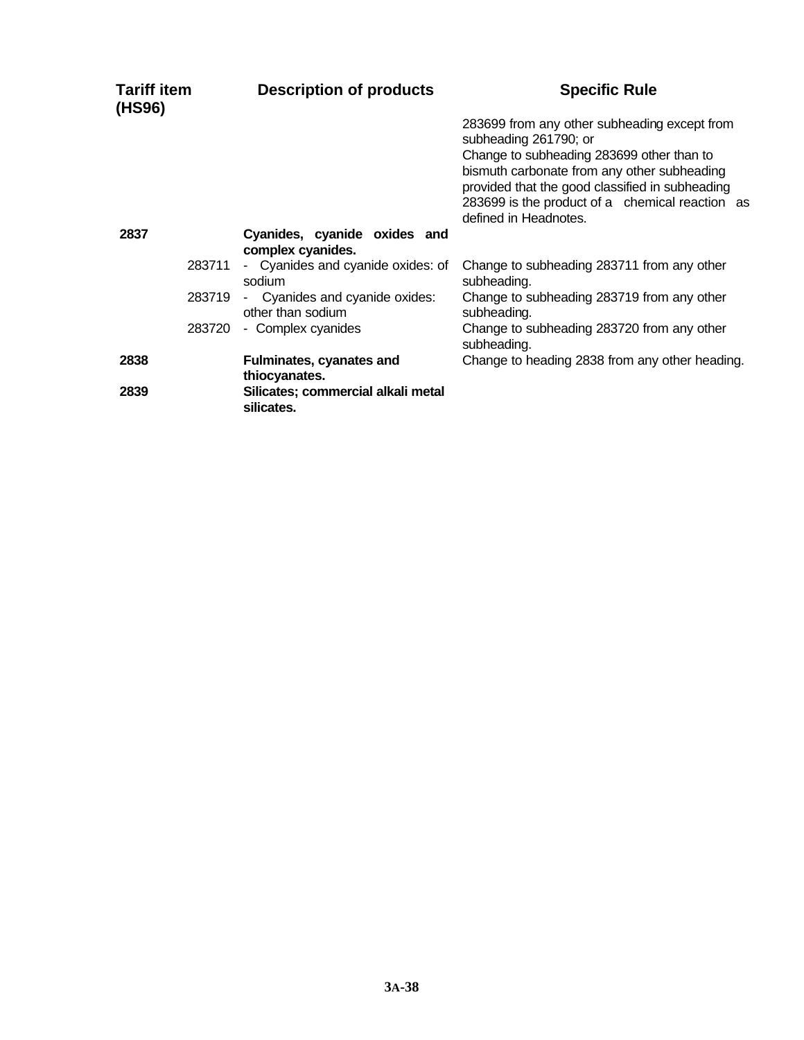| Tariff item (HS96) | | Description of products | Specific Rule |
|---|---|---|---|
| | | | 283699 from any other subheading except from subheading 261790; or<br>Change to subheading 283699 other than to bismuth carbonate from any other subheading provided that the good classified in subheading 283699 is the product of a chemical reaction as defined in Headnotes. |
| **2837** | | **Cyanides, cyanide oxides and complex cyanides.** | |
| | 283711 | - Cyanides and cyanide oxides: of sodium | Change to subheading 283711 from any other subheading. |
| | 283719 | - Cyanides and cyanide oxides: other than sodium | Change to subheading 283719 from any other subheading. |
| | 283720 | - Complex cyanides | Change to subheading 283720 from any other subheading. |
| **2838** | | **Fulminates, cyanates and thiocyanates.** | Change to heading 2838 from any other heading. |
| **2839** | | **Silicates; commercial alkali metal silicates.** | |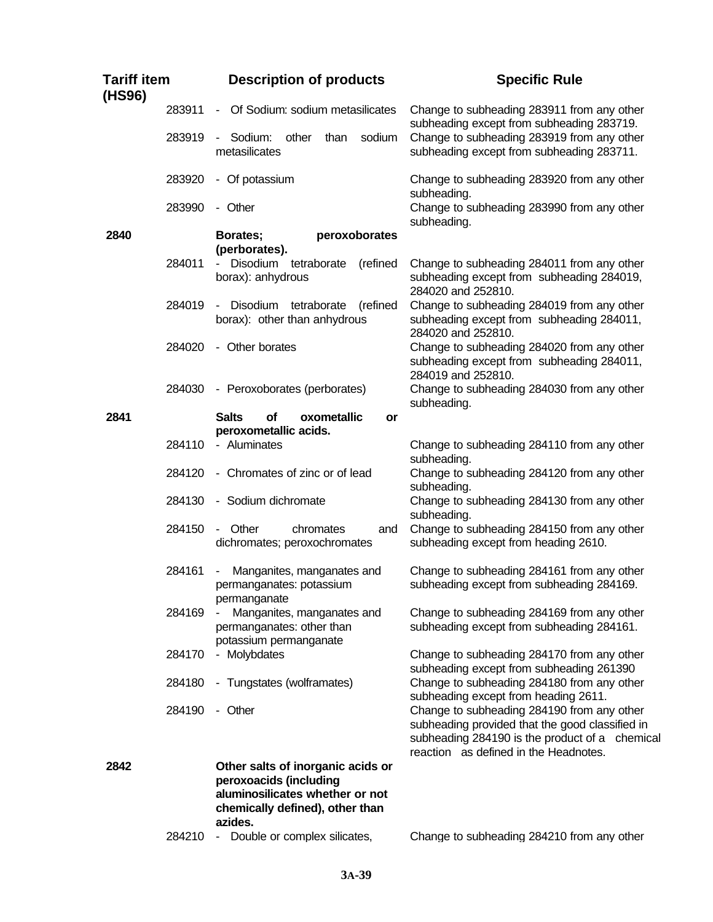| Tariff item (HS96) | | Description of products | Specific Rule |
|---|---|---|---|
| | 283911 | - Of Sodium: sodium metasilicates | Change to subheading 283911 from any other subheading except from subheading 283719. |
| | 283919 | - Sodium: other than sodium metasilicates | Change to subheading 283919 from any other subheading except from subheading 283711. |
| | 283920 | - Of potassium | Change to subheading 283920 from any other subheading. |
| | 283990 | - Other | Change to subheading 283990 from any other subheading. |
| **2840** | | **Borates; peroxoborates (perborates).** | |
| | 284011 | - Disodium tetraborate (refined borax): anhydrous | Change to subheading 284011 from any other subheading except from subheading 284019, 284020 and 252810. |
| | 284019 | - Disodium tetraborate (refined borax): other than anhydrous | Change to subheading 284019 from any other subheading except from subheading 284011, 284020 and 252810. |
| | 284020 | - Other borates | Change to subheading 284020 from any other subheading except from subheading 284011, 284019 and 252810. |
| | 284030 | - Peroxoborates (perborates) | Change to subheading 284030 from any other subheading. |
| **2841** | | **Salts of oxometallic or peroxometallic acids.** | |
| | 284110 | - Aluminates | Change to subheading 284110 from any other subheading. |
| | 284120 | - Chromates of zinc or of lead | Change to subheading 284120 from any other subheading. |
| | 284130 | - Sodium dichromate | Change to subheading 284130 from any other subheading. |
| | 284150 | - Other chromates and dichromates; peroxochromates | Change to subheading 284150 from any other subheading except from heading 2610. |
| | 284161 | - Manganites, manganates and permanganates: potassium permanganate | Change to subheading 284161 from any other subheading except from subheading 284169. |
| | 284169 | - Manganites, manganates and permanganates: other than potassium permanganate | Change to subheading 284169 from any other subheading except from subheading 284161. |
| | 284170 | - Molybdates | Change to subheading 284170 from any other subheading except from subheading 261390 |
| | 284180 | - Tungstates (wolframates) | Change to subheading 284180 from any other subheading except from heading 2611. |
| | 284190 | - Other | Change to subheading 284190 from any other subheading provided that the good classified in subheading 284190 is the product of a chemical reaction as defined in the Headnotes. |
| **2842** | | **Other salts of inorganic acids or peroxoacids (including aluminosilicates whether or not chemically defined), other than azides.** | |
| | 284210 | - Double or complex silicates, | Change to subheading 284210 from any other |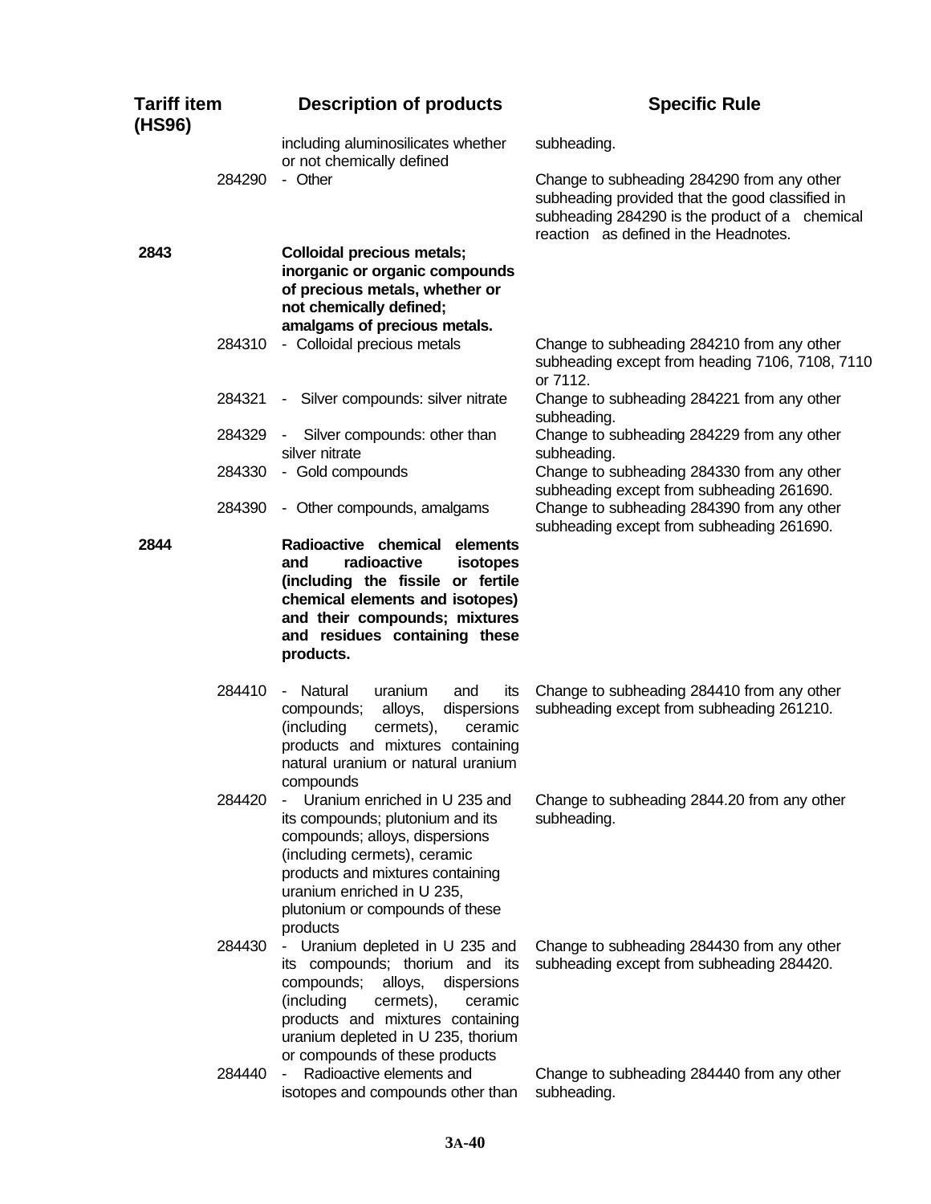| Tariff item (HS96) | | Description of products | Specific Rule |
|---|---|---|---|
| | | including aluminosilicates whether or not chemically defined | subheading. |
| | 284290 | - Other | Change to subheading 284290 from any other subheading provided that the good classified in subheading 284290 is the product of a chemical reaction as defined in the Headnotes. |
| **2843** | | **Colloidal precious metals; inorganic or organic compounds of precious metals, whether or not chemically defined; amalgams of precious metals.** | |
| | 284310 | - Colloidal precious metals | Change to subheading 284210 from any other subheading except from heading 7106, 7108, 7110 or 7112. |
| | 284321 | - Silver compounds: silver nitrate | Change to subheading 284221 from any other subheading. |
| | 284329 | - Silver compounds: other than silver nitrate | Change to subheading 284229 from any other subheading. |
| | 284330 | - Gold compounds | Change to subheading 284330 from any other subheading except from subheading 261690. |
| | 284390 | - Other compounds, amalgams | Change to subheading 284390 from any other subheading except from subheading 261690. |
| **2844** | | **Radioactive chemical elements and radioactive isotopes (including the fissile or fertile chemical elements and isotopes) and their compounds; mixtures and residues containing these products.** | |
| | 284410 | - Natural uranium and its compounds; alloys, dispersions (including cermets), ceramic products and mixtures containing natural uranium or natural uranium compounds | Change to subheading 284410 from any other subheading except from subheading 261210. |
| | 284420 | - Uranium enriched in U 235 and its compounds; plutonium and its compounds; alloys, dispersions (including cermets), ceramic products and mixtures containing uranium enriched in U 235, plutonium or compounds of these products | Change to subheading 2844.20 from any other subheading. |
| | 284430 | - Uranium depleted in U 235 and its compounds; thorium and its compounds; alloys, dispersions (including cermets), ceramic products and mixtures containing uranium depleted in U 235, thorium or compounds of these products | Change to subheading 284430 from any other subheading except from subheading 284420. |
| | 284440 | - Radioactive elements and isotopes and compounds other than | Change to subheading 284440 from any other subheading. |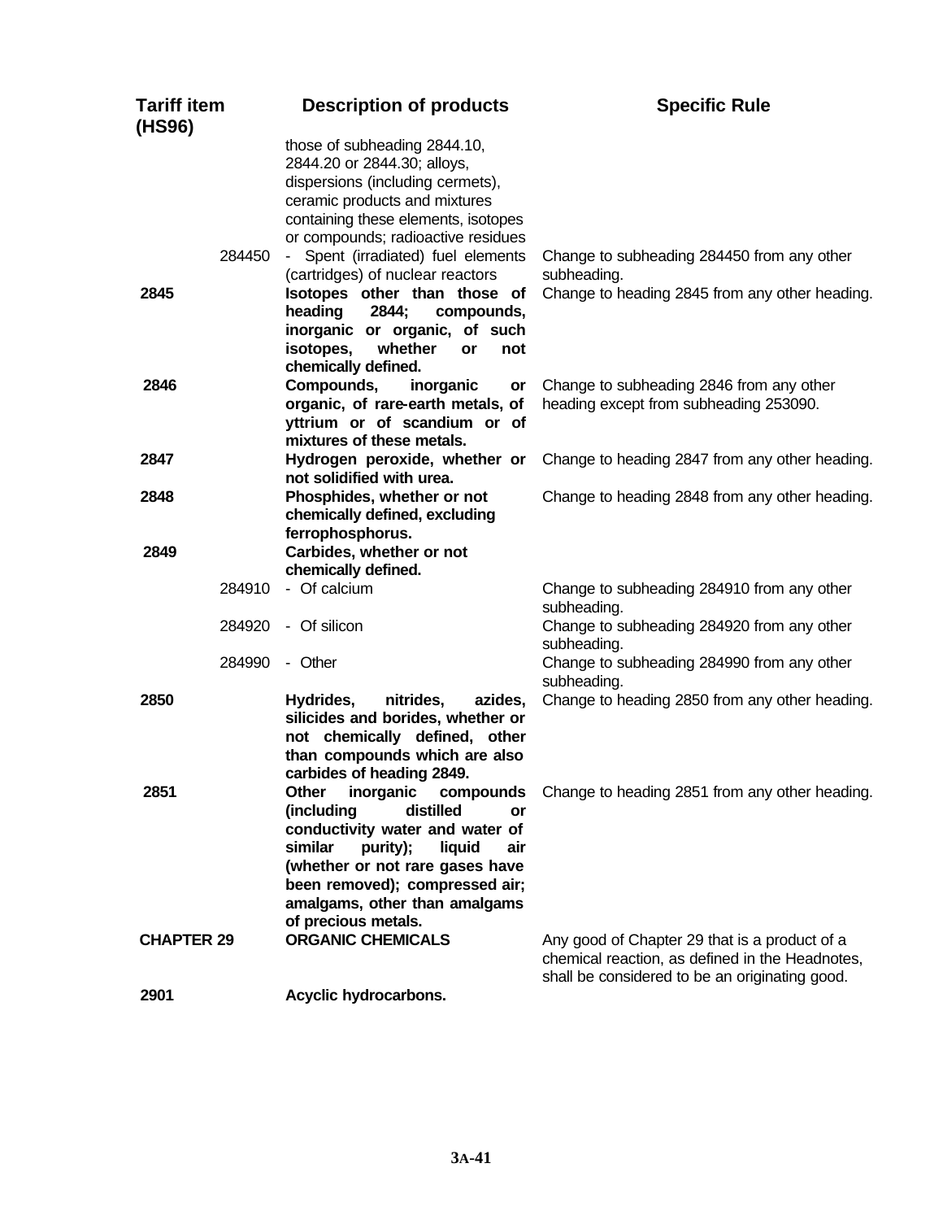| Tariff item (HS96) | | Description of products | Specific Rule |
|---|---|---|---|
| | | those of subheading 2844.10, 2844.20 or 2844.30; alloys, dispersions (including cermets), ceramic products and mixtures containing these elements, isotopes or compounds; radioactive residues | |
| | 284450 | - Spent (irradiated) fuel elements (cartridges) of nuclear reactors | Change to subheading 284450 from any other subheading. |
| **2845** | | **Isotopes other than those of heading 2844; compounds, inorganic or organic, of such isotopes, whether or not chemically defined.** | Change to heading 2845 from any other heading. |
| **2846** | | **Compounds, inorganic or organic, of rare-earth metals, of yttrium or of scandium or of mixtures of these metals.** | Change to subheading 2846 from any other heading except from subheading 253090. |
| **2847** | | **Hydrogen peroxide, whether or not solidified with urea.** | Change to heading 2847 from any other heading. |
| **2848** | | **Phosphides, whether or not chemically defined, excluding ferrophosphorus.** | Change to heading 2848 from any other heading. |
| **2849** | | **Carbides, whether or not chemically defined.** | |
| | 284910 | - Of calcium | Change to subheading 284910 from any other subheading. |
| | 284920 | - Of silicon | Change to subheading 284920 from any other subheading. |
| | 284990 | - Other | Change to subheading 284990 from any other subheading. |
| **2850** | | **Hydrides, nitrides, azides, silicides and borides, whether or not chemically defined, other than compounds which are also carbides of heading 2849.** | Change to heading 2850 from any other heading. |
| **2851** | | **Other inorganic compounds (including distilled or conductivity water and water of similar purity); liquid air (whether or not rare gases have been removed); compressed air; amalgams, other than amalgams of precious metals.** | Change to heading 2851 from any other heading. |
| **CHAPTER 29** | | **ORGANIC CHEMICALS** | Any good of Chapter 29 that is a product of a chemical reaction, as defined in the Headnotes, shall be considered to be an originating good. |
| **2901** | | **Acyclic hydrocarbons.** | |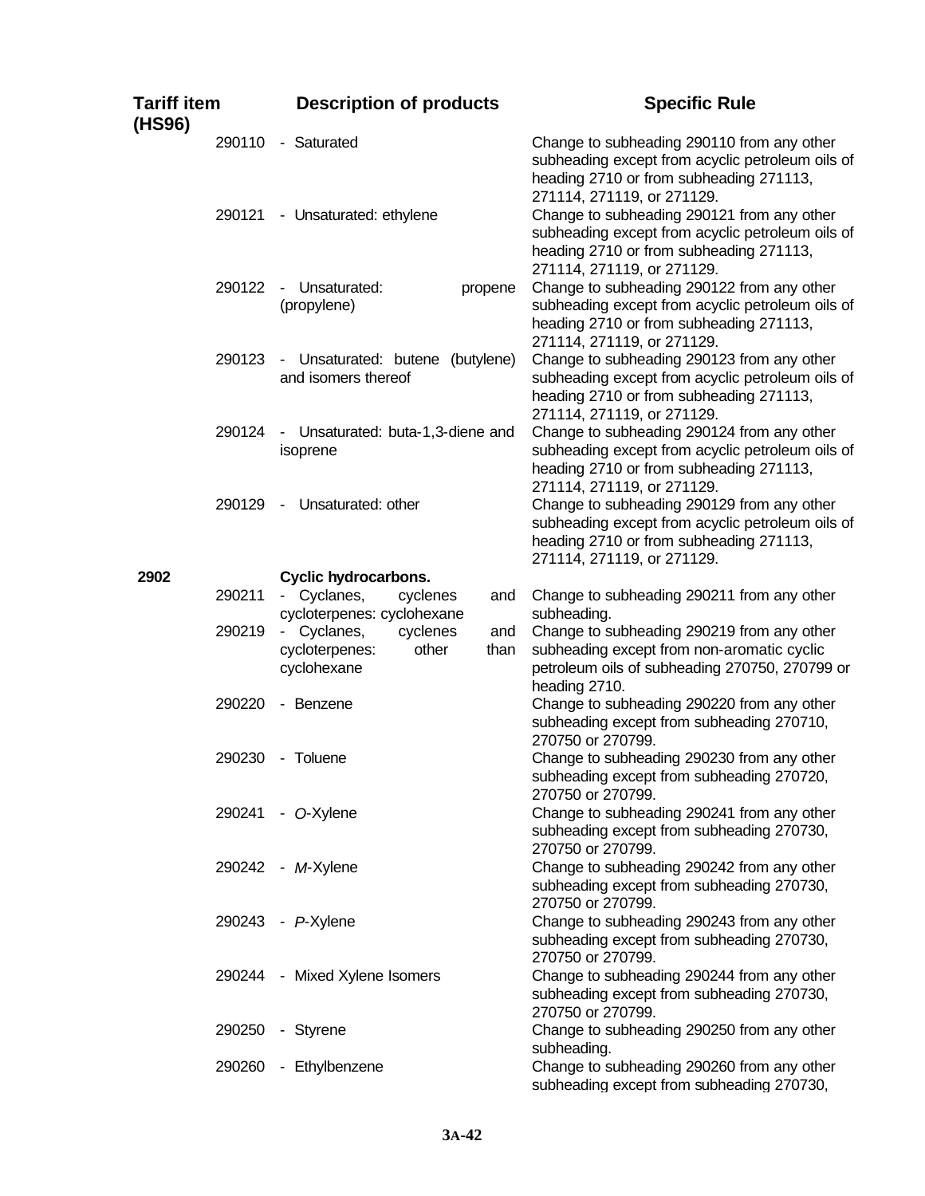| Tariff item (HS96) | | Description of products | Specific Rule |
|---|---|---|---|
| | 290110 | - Saturated | Change to subheading 290110 from any other subheading except from acyclic petroleum oils of heading 2710 or from subheading 271113, 271114, 271119, or 271129. |
| | 290121 | - Unsaturated: ethylene | Change to subheading 290121 from any other subheading except from acyclic petroleum oils of heading 2710 or from subheading 271113, 271114, 271119, or 271129. |
| | 290122 | - Unsaturated: propene (propylene) | Change to subheading 290122 from any other subheading except from acyclic petroleum oils of heading 2710 or from subheading 271113, 271114, 271119, or 271129. |
| | 290123 | - Unsaturated: butene (butylene) and isomers thereof | Change to subheading 290123 from any other subheading except from acyclic petroleum oils of heading 2710 or from subheading 271113, 271114, 271119, or 271129. |
| | 290124 | - Unsaturated: buta-1,3-diene and isoprene | Change to subheading 290124 from any other subheading except from acyclic petroleum oils of heading 2710 or from subheading 271113, 271114, 271119, or 271129. |
| | 290129 | - Unsaturated: other | Change to subheading 290129 from any other subheading except from acyclic petroleum oils of heading 2710 or from subheading 271113, 271114, 271119, or 271129. |
| **2902** | | **Cyclic hydrocarbons.** | |
| | 290211 | - Cyclanes, cyclenes and cycloterpenes: cyclohexane | Change to subheading 290211 from any other subheading. |
| | 290219 | - Cyclanes, cyclenes and cycloterpenes: other than cyclohexane | Change to subheading 290219 from any other subheading except from non-aromatic cyclic petroleum oils of subheading 270750, 270799 or heading 2710. |
| | 290220 | - Benzene | Change to subheading 290220 from any other subheading except from subheading 270710, 270750 or 270799. |
| | 290230 | - Toluene | Change to subheading 290230 from any other subheading except from subheading 270720, 270750 or 270799. |
| | 290241 | - *O*-Xylene | Change to subheading 290241 from any other subheading except from subheading 270730, 270750 or 270799. |
| | 290242 | - *M*-Xylene | Change to subheading 290242 from any other subheading except from subheading 270730, 270750 or 270799. |
| | 290243 | - *P*-Xylene | Change to subheading 290243 from any other subheading except from subheading 270730, 270750 or 270799. |
| | 290244 | - Mixed Xylene Isomers | Change to subheading 290244 from any other subheading except from subheading 270730, 270750 or 270799. |
| | 290250 | - Styrene | Change to subheading 290250 from any other subheading. |
| | 290260 | - Ethylbenzene | Change to subheading 290260 from any other subheading except from subheading 270730, |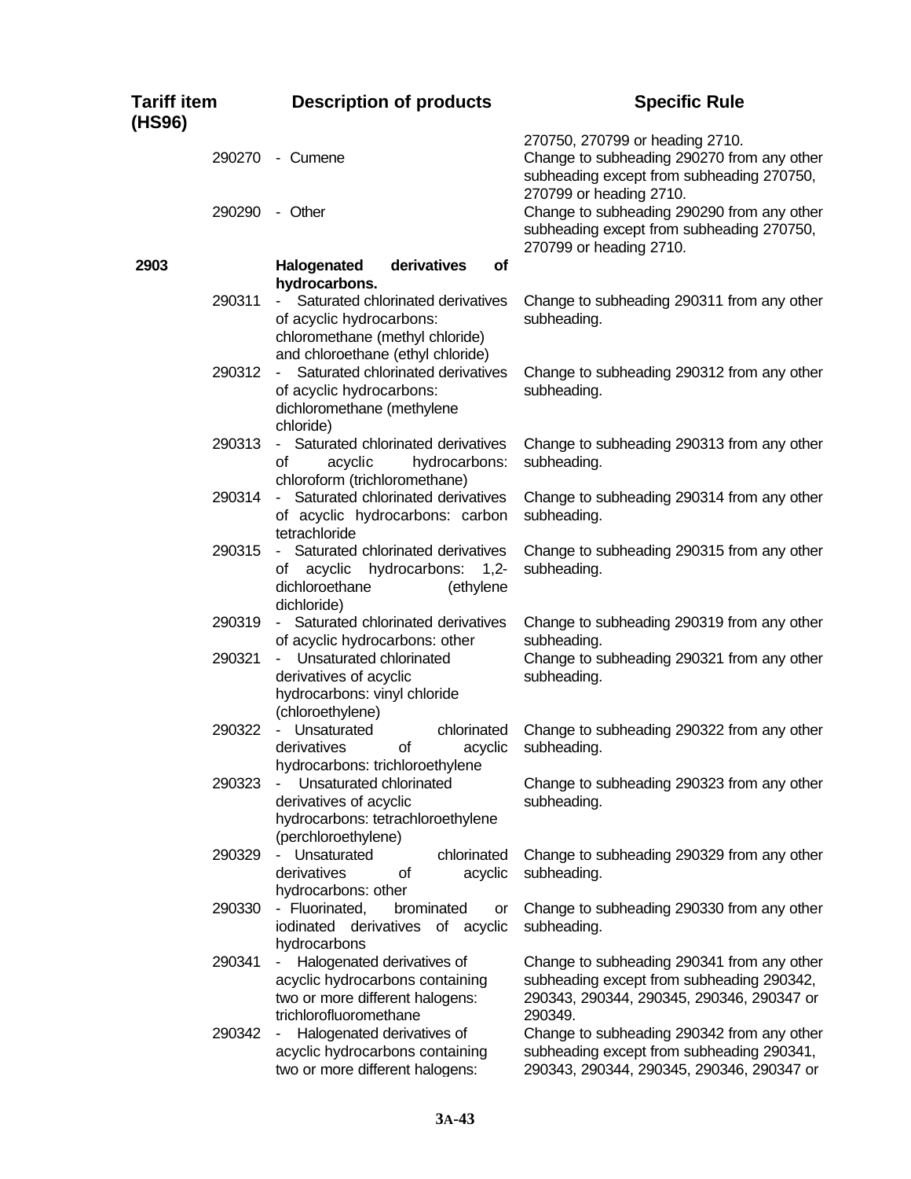| Tariff item (HS96) | | Description of products | Specific Rule |
|---|---|---|---|
| | | | 270750, 270799 or heading 2710. |
| | 290270 | - Cumene | Change to subheading 290270 from any other subheading except from subheading 270750, 270799 or heading 2710. |
| | 290290 | - Other | Change to subheading 290290 from any other subheading except from subheading 270750, 270799 or heading 2710. |
| **2903** | | **Halogenated derivatives of hydrocarbons.** | |
| | 290311 | - Saturated chlorinated derivatives of acyclic hydrocarbons: chloromethane (methyl chloride) and chloroethane (ethyl chloride) | Change to subheading 290311 from any other subheading. |
| | 290312 | - Saturated chlorinated derivatives of acyclic hydrocarbons: dichloromethane (methylene chloride) | Change to subheading 290312 from any other subheading. |
| | 290313 | - Saturated chlorinated derivatives of acyclic hydrocarbons: chloroform (trichloromethane) | Change to subheading 290313 from any other subheading. |
| | 290314 | - Saturated chlorinated derivatives of acyclic hydrocarbons: carbon tetrachloride | Change to subheading 290314 from any other subheading. |
| | 290315 | - Saturated chlorinated derivatives of acyclic hydrocarbons: 1,2-dichloroethane (ethylene dichloride) | Change to subheading 290315 from any other subheading. |
| | 290319 | - Saturated chlorinated derivatives of acyclic hydrocarbons: other | Change to subheading 290319 from any other subheading. |
| | 290321 | - Unsaturated chlorinated derivatives of acyclic hydrocarbons: vinyl chloride (chloroethylene) | Change to subheading 290321 from any other subheading. |
| | 290322 | - Unsaturated chlorinated derivatives of acyclic hydrocarbons: trichloroethylene | Change to subheading 290322 from any other subheading. |
| | 290323 | - Unsaturated chlorinated derivatives of acyclic hydrocarbons: tetrachloroethylene (perchloroethylene) | Change to subheading 290323 from any other subheading. |
| | 290329 | - Unsaturated chlorinated derivatives of acyclic hydrocarbons: other | Change to subheading 290329 from any other subheading. |
| | 290330 | - Fluorinated, brominated or iodinated derivatives of acyclic hydrocarbons | Change to subheading 290330 from any other subheading. |
| | 290341 | - Halogenated derivatives of acyclic hydrocarbons containing two or more different halogens: trichlorofluoromethane | Change to subheading 290341 from any other subheading except from subheading 290342, 290343, 290344, 290345, 290346, 290347 or 290349. |
| | 290342 | - Halogenated derivatives of acyclic hydrocarbons containing two or more different halogens: | Change to subheading 290342 from any other subheading except from subheading 290341, 290343, 290344, 290345, 290346, 290347 or |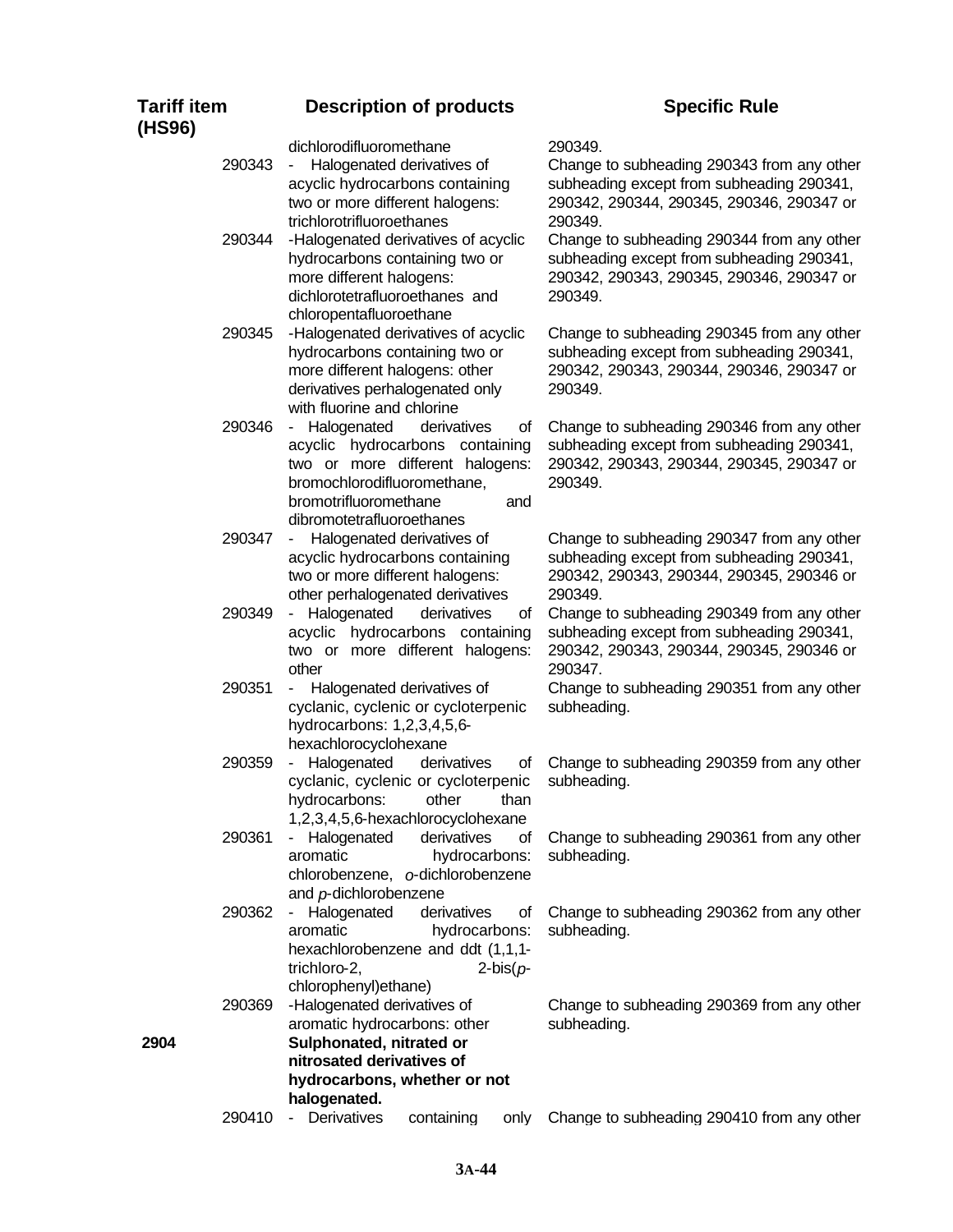| Tariff item (HS96) | Description of products | Specific Rule |
|---|---|---|
| | dichlorodifluoromethane | 290349. |
| 290343 | - Halogenated derivatives of acyclic hydrocarbons containing two or more different halogens: trichlorotrifluoroethanes | Change to subheading 290343 from any other subheading except from subheading 290341, 290342, 290344, 290345, 290346, 290347 or 290349. |
| 290344 | -Halogenated derivatives of acyclic hydrocarbons containing two or more different halogens: dichlorotetrafluoroethanes and chloropentafluoroethane | Change to subheading 290344 from any other subheading except from subheading 290341, 290342, 290343, 290345, 290346, 290347 or 290349. |
| 290345 | -Halogenated derivatives of acyclic hydrocarbons containing two or more different halogens: other derivatives perhalogenated only with fluorine and chlorine | Change to subheading 290345 from any other subheading except from subheading 290341, 290342, 290343, 290344, 290346, 290347 or 290349. |
| 290346 | - Halogenated derivatives of acyclic hydrocarbons containing two or more different halogens: bromochlorodifluoromethane, bromotrifluoromethane and dibromotetrafluoroethanes | Change to subheading 290346 from any other subheading except from subheading 290341, 290342, 290343, 290344, 290345, 290347 or 290349. |
| 290347 | - Halogenated derivatives of acyclic hydrocarbons containing two or more different halogens: other perhalogenated derivatives | Change to subheading 290347 from any other subheading except from subheading 290341, 290342, 290343, 290344, 290345, 290346 or 290349. |
| 290349 | - Halogenated derivatives of acyclic hydrocarbons containing two or more different halogens: other | Change to subheading 290349 from any other subheading except from subheading 290341, 290342, 290343, 290344, 290345, 290346 or 290347. |
| 290351 | - Halogenated derivatives of cyclanic, cyclenic or cycloterpenic hydrocarbons: 1,2,3,4,5,6-hexachlorocyclohexane | Change to subheading 290351 from any other subheading. |
| 290359 | - Halogenated derivatives of cyclanic, cyclenic or cycloterpenic hydrocarbons: other than 1,2,3,4,5,6-hexachlorocyclohexane | Change to subheading 290359 from any other subheading. |
| 290361 | - Halogenated derivatives of aromatic hydrocarbons: chlorobenzene, *o*-dichlorobenzene and *p*-dichlorobenzene | Change to subheading 290361 from any other subheading. |
| 290362 | - Halogenated derivatives of aromatic hydrocarbons: hexachlorobenzene and ddt (1,1,1-trichloro-2, 2-bis(*p*-chlorophenyl)ethane) | Change to subheading 290362 from any other subheading. |
| 290369 | -Halogenated derivatives of aromatic hydrocarbons: other | Change to subheading 290369 from any other subheading. |
| **2904** | **Sulphonated, nitrated or nitrosated derivatives of hydrocarbons, whether or not halogenated.** | |
| 290410 | - Derivatives containing only | Change to subheading 290410 from any other |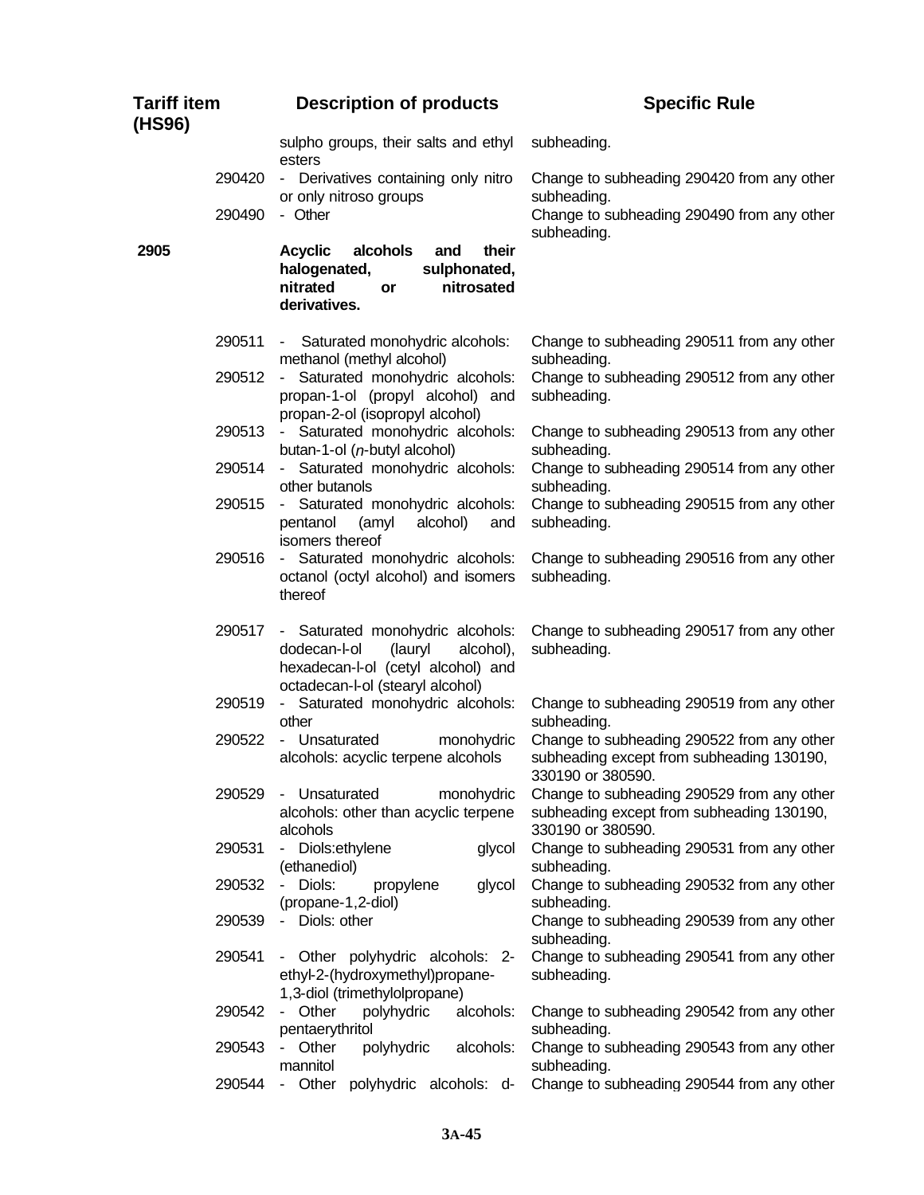| Tariff item (HS96) | | Description of products | Specific Rule |
|---|---|---|---|
| | | sulpho groups, their salts and ethyl esters | subheading. |
| | 290420 | - Derivatives containing only nitro or only nitroso groups | Change to subheading 290420 from any other subheading. |
| | 290490 | - Other | Change to subheading 290490 from any other subheading. |
| **2905** | | **Acyclic alcohols and their halogenated, sulphonated, nitrated or nitrosated derivatives.** | |
| | 290511 | - Saturated monohydric alcohols: methanol (methyl alcohol) | Change to subheading 290511 from any other subheading. |
| | 290512 | - Saturated monohydric alcohols: propan-1-ol (propyl alcohol) and propan-2-ol (isopropyl alcohol) | Change to subheading 290512 from any other subheading. |
| | 290513 | - Saturated monohydric alcohols: butan-1-ol (*n*-butyl alcohol) | Change to subheading 290513 from any other subheading. |
| | 290514 | - Saturated monohydric alcohols: other butanols | Change to subheading 290514 from any other subheading. |
| | 290515 | - Saturated monohydric alcohols: pentanol (amyl alcohol) and isomers thereof | Change to subheading 290515 from any other subheading. |
| | 290516 | - Saturated monohydric alcohols: octanol (octyl alcohol) and isomers thereof | Change to subheading 290516 from any other subheading. |
| | 290517 | - Saturated monohydric alcohols: dodecan-l-ol (lauryl alcohol), hexadecan-l-ol (cetyl alcohol) and octadecan-l-ol (stearyl alcohol) | Change to subheading 290517 from any other subheading. |
| | 290519 | - Saturated monohydric alcohols: other | Change to subheading 290519 from any other subheading. |
| | 290522 | - Unsaturated monohydric alcohols: acyclic terpene alcohols | Change to subheading 290522 from any other subheading except from subheading 130190, 330190 or 380590. |
| | 290529 | - Unsaturated monohydric alcohols: other than acyclic terpene alcohols | Change to subheading 290529 from any other subheading except from subheading 130190, 330190 or 380590. |
| | 290531 | - Diols:ethylene glycol (ethanediol) | Change to subheading 290531 from any other subheading. |
| | 290532 | - Diols: propylene glycol (propane-1,2-diol) | Change to subheading 290532 from any other subheading. |
| | 290539 | - Diols: other | Change to subheading 290539 from any other subheading. |
| | 290541 | - Other polyhydric alcohols: 2-ethyl-2-(hydroxymethyl)propane-1,3-diol (trimethylolpropane) | Change to subheading 290541 from any other subheading. |
| | 290542 | - Other polyhydric alcohols: pentaerythritol | Change to subheading 290542 from any other subheading. |
| | 290543 | - Other polyhydric alcohols: mannitol | Change to subheading 290543 from any other subheading. |
| | 290544 | - Other polyhydric alcohols: d- | Change to subheading 290544 from any other |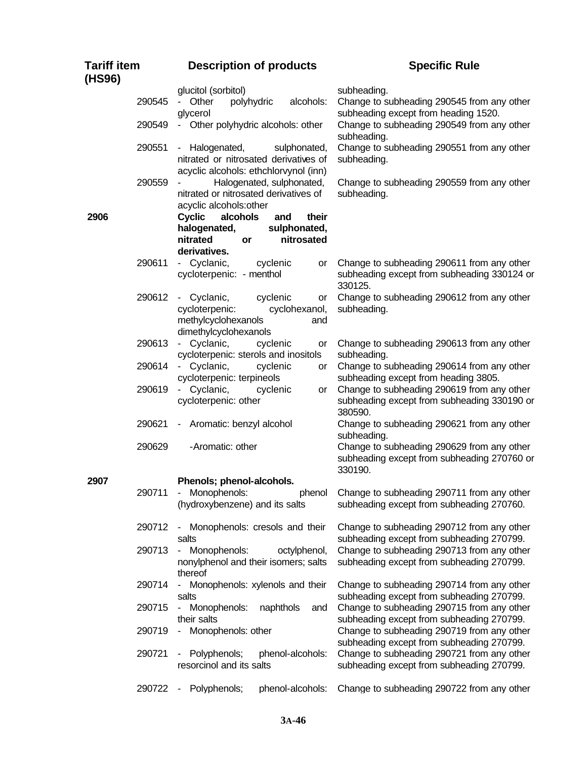| Tariff item (HS96) | | Description of products | Specific Rule |
|---|---|---|---|
| | | glucitol (sorbitol) | subheading. |
| | 290545 | - Other polyhydric alcohols: glycerol | Change to subheading 290545 from any other subheading except from heading 1520. |
| | 290549 | - Other polyhydric alcohols: other | Change to subheading 290549 from any other subheading. |
| | 290551 | - Halogenated, sulphonated, nitrated or nitrosated derivatives of acyclic alcohols: ethchlorvynol (inn) | Change to subheading 290551 from any other subheading. |
| | 290559 | - Halogenated, sulphonated, nitrated or nitrosated derivatives of acyclic alcohols:other | Change to subheading 290559 from any other subheading. |
| **2906** | | **Cyclic alcohols and their halogenated, sulphonated, nitrated or nitrosated derivatives.** | |
| | 290611 | - Cyclanic, cyclenic or cycloterpenic: - menthol | Change to subheading 290611 from any other subheading except from subheading 330124 or 330125. |
| | 290612 | - Cyclanic, cyclenic or cycloterpenic: cyclohexanol, methylcyclohexanols and dimethylcyclohexanols | Change to subheading 290612 from any other subheading. |
| | 290613 | - Cyclanic, cyclenic or cycloterpenic: sterols and inositols | Change to subheading 290613 from any other subheading. |
| | 290614 | - Cyclanic, cyclenic or cycloterpenic: terpineols | Change to subheading 290614 from any other subheading except from heading 3805. |
| | 290619 | - Cyclanic, cyclenic or cycloterpenic: other | Change to subheading 290619 from any other subheading except from subheading 330190 or 380590. |
| | 290621 | - Aromatic: benzyl alcohol | Change to subheading 290621 from any other subheading. |
| | 290629 | -Aromatic: other | Change to subheading 290629 from any other subheading except from subheading 270760 or 330190. |
| **2907** | | **Phenols; phenol-alcohols.** | |
| | 290711 | - Monophenols: phenol (hydroxybenzene) and its salts | Change to subheading 290711 from any other subheading except from subheading 270760. |
| | 290712 | - Monophenols: cresols and their salts | Change to subheading 290712 from any other subheading except from subheading 270799. |
| | 290713 | - Monophenols: octylphenol, nonylphenol and their isomers; salts thereof | Change to subheading 290713 from any other subheading except from subheading 270799. |
| | 290714 | - Monophenols: xylenols and their salts | Change to subheading 290714 from any other subheading except from subheading 270799. |
| | 290715 | - Monophenols: naphthols and their salts | Change to subheading 290715 from any other subheading except from subheading 270799. |
| | 290719 | - Monophenols: other | Change to subheading 290719 from any other subheading except from subheading 270799. |
| | 290721 | - Polyphenols; phenol-alcohols: resorcinol and its salts | Change to subheading 290721 from any other subheading except from subheading 270799. |
| | 290722 | - Polyphenols; phenol-alcohols: | Change to subheading 290722 from any other |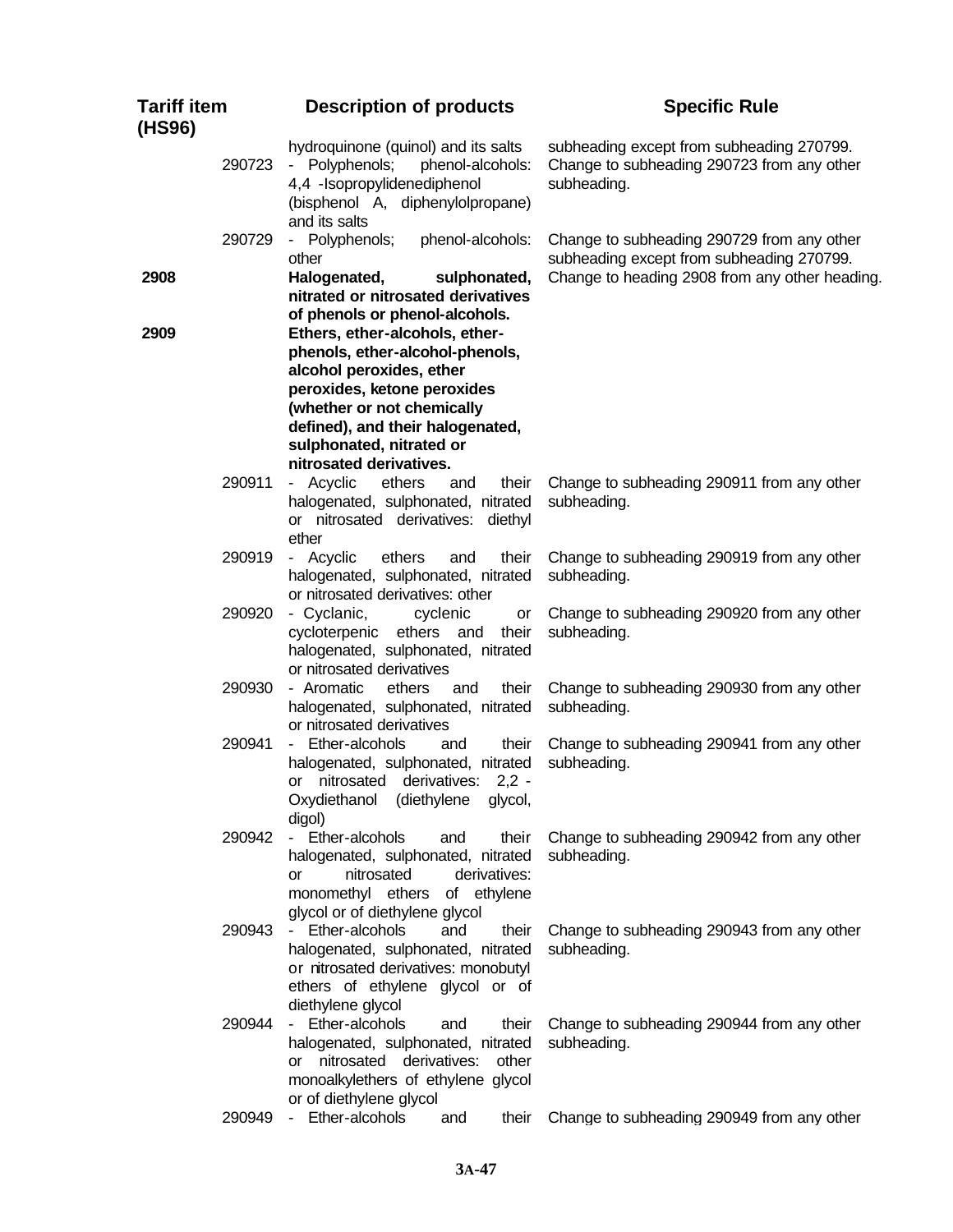| Tariff item (HS96) | | Description of products | Specific Rule |
|---|---|---|---|
| | | hydroquinone (quinol) and its salts | subheading except from subheading 270799. |
| | 290723 | - Polyphenols; phenol-alcohols: 4,4 -Isopropylidenediphenol (bisphenol A, diphenylolpropane) and its salts | Change to subheading 290723 from any other subheading. |
| | 290729 | - Polyphenols; phenol-alcohols: other | Change to subheading 290729 from any other subheading except from subheading 270799. |
| **2908** | | **Halogenated, sulphonated, nitrated or nitrosated derivatives of phenols or phenol-alcohols.** | Change to heading 2908 from any other heading. |
| **2909** | | **Ethers, ether-alcohols, ether-phenols, ether-alcohol-phenols, alcohol peroxides, ether peroxides, ketone peroxides (whether or not chemically defined), and their halogenated, sulphonated, nitrated or nitrosated derivatives.** | |
| | 290911 | - Acyclic ethers and their halogenated, sulphonated, nitrated or nitrosated derivatives: diethyl ether | Change to subheading 290911 from any other subheading. |
| | 290919 | - Acyclic ethers and their halogenated, sulphonated, nitrated or nitrosated derivatives: other | Change to subheading 290919 from any other subheading. |
| | 290920 | - Cyclanic, cyclenic or cycloterpenic ethers and their halogenated, sulphonated, nitrated or nitrosated derivatives | Change to subheading 290920 from any other subheading. |
| | 290930 | - Aromatic ethers and their halogenated, sulphonated, nitrated or nitrosated derivatives | Change to subheading 290930 from any other subheading. |
| | 290941 | - Ether-alcohols and their halogenated, sulphonated, nitrated or nitrosated derivatives: 2,2 -Oxydiethanol (diethylene glycol, digol) | Change to subheading 290941 from any other subheading. |
| | 290942 | - Ether-alcohols and their halogenated, sulphonated, nitrated or nitrosated derivatives: monomethyl ethers of ethylene glycol or of diethylene glycol | Change to subheading 290942 from any other subheading. |
| | 290943 | - Ether-alcohols and their halogenated, sulphonated, nitrated or nitrosated derivatives: monobutyl ethers of ethylene glycol or of diethylene glycol | Change to subheading 290943 from any other subheading. |
| | 290944 | - Ether-alcohols and their halogenated, sulphonated, nitrated or nitrosated derivatives: other monoalkylethers of ethylene glycol or of diethylene glycol | Change to subheading 290944 from any other subheading. |
| | 290949 | - Ether-alcohols and their | Change to subheading 290949 from any other |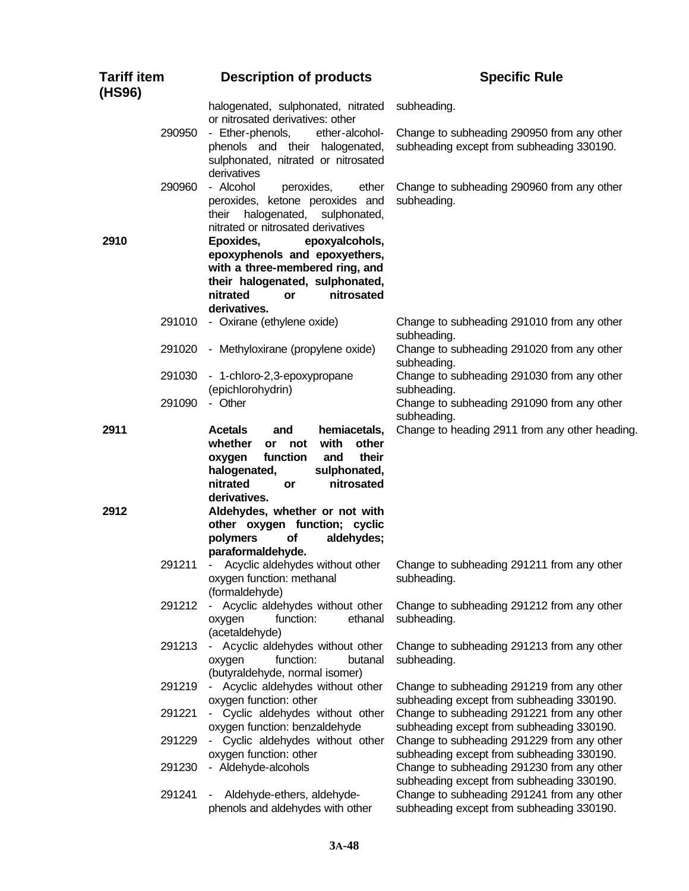| Tariff item (HS96) | | Description of products | Specific Rule |
|---|---|---|---|
| | | halogenated, sulphonated, nitrated or nitrosated derivatives: other | subheading. |
| | 290950 | - Ether-phenols, ether-alcohol-phenols and their halogenated, sulphonated, nitrated or nitrosated derivatives | Change to subheading 290950 from any other subheading except from subheading 330190. |
| | 290960 | - Alcohol peroxides, ether peroxides, ketone peroxides and their halogenated, sulphonated, nitrated or nitrosated derivatives | Change to subheading 290960 from any other subheading. |
| **2910** | | **Epoxides, epoxyalcohols, epoxyphenols and epoxyethers, with a three-membered ring, and their halogenated, sulphonated, nitrated or nitrosated derivatives.** | |
| | 291010 | - Oxirane (ethylene oxide) | Change to subheading 291010 from any other subheading. |
| | 291020 | - Methyloxirane (propylene oxide) | Change to subheading 291020 from any other subheading. |
| | 291030 | - 1-chloro-2,3-epoxypropane (epichlorohydrin) | Change to subheading 291030 from any other subheading. |
| | 291090 | - Other | Change to subheading 291090 from any other subheading. |
| **2911** | | **Acetals and hemiacetals, whether or not with other oxygen function and their halogenated, sulphonated, nitrated or nitrosated derivatives.** | Change to heading 2911 from any other heading. |
| **2912** | | **Aldehydes, whether or not with other oxygen function; cyclic polymers of aldehydes; paraformaldehyde.** | |
| | 291211 | - Acyclic aldehydes without other oxygen function: methanal (formaldehyde) | Change to subheading 291211 from any other subheading. |
| | 291212 | - Acyclic aldehydes without other oxygen function: ethanal (acetaldehyde) | Change to subheading 291212 from any other subheading. |
| | 291213 | - Acyclic aldehydes without other oxygen function: butanal (butyraldehyde, normal isomer) | Change to subheading 291213 from any other subheading. |
| | 291219 | - Acyclic aldehydes without other oxygen function: other | Change to subheading 291219 from any other subheading except from subheading 330190. |
| | 291221 | - Cyclic aldehydes without other oxygen function: benzaldehyde | Change to subheading 291221 from any other subheading except from subheading 330190. |
| | 291229 | - Cyclic aldehydes without other oxygen function: other | Change to subheading 291229 from any other subheading except from subheading 330190. |
| | 291230 | - Aldehyde-alcohols | Change to subheading 291230 from any other subheading except from subheading 330190. |
| | 291241 | - Aldehyde-ethers, aldehyde-phenols and aldehydes with other | Change to subheading 291241 from any other subheading except from subheading 330190. |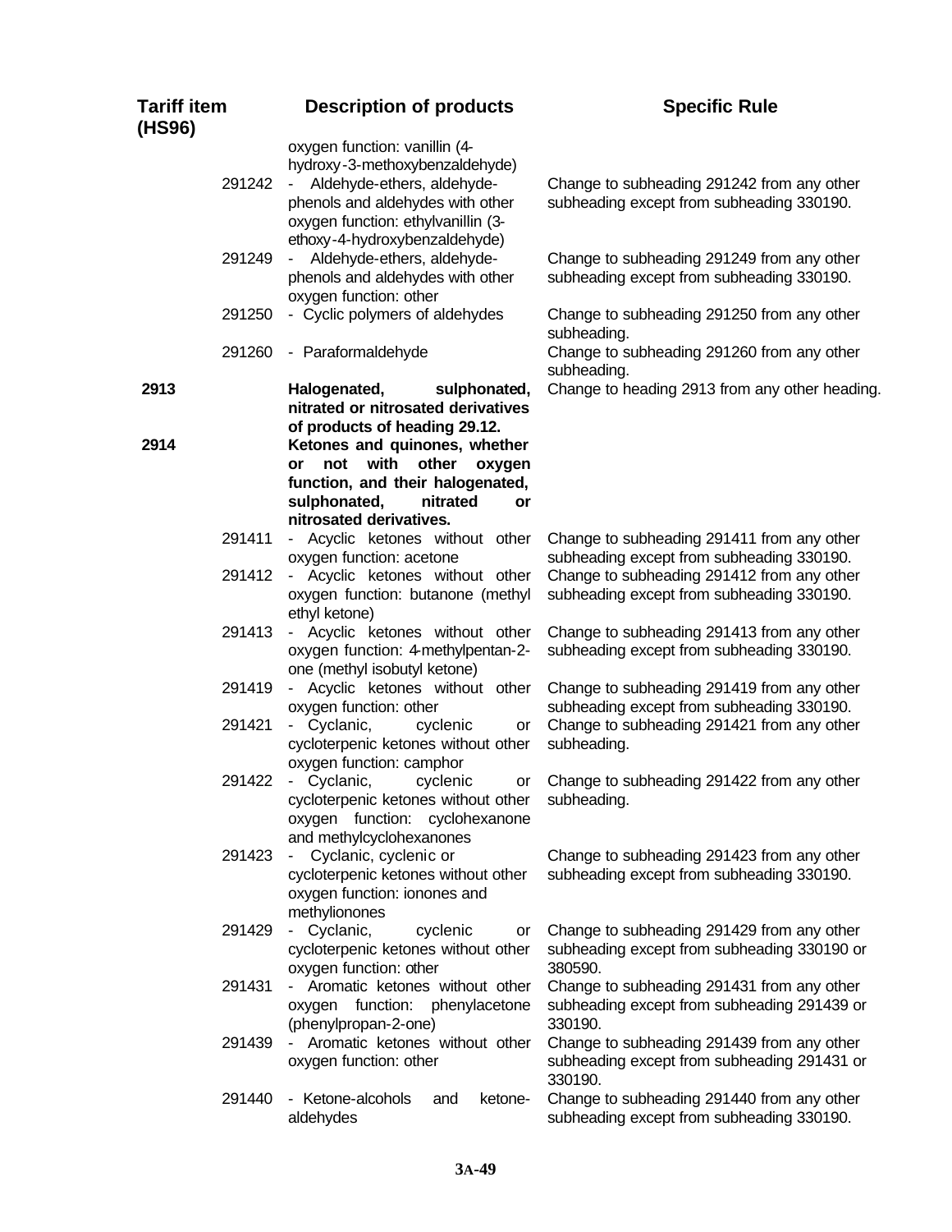| Tariff item (HS96) | | Description of products | Specific Rule |
|---|---|---|---|
| | | oxygen function: vanillin (4-hydroxy-3-methoxybenzaldehyde) | |
| | 291242 | - Aldehyde-ethers, aldehyde-phenols and aldehydes with other oxygen function: ethylvanillin (3-ethoxy-4-hydroxybenzaldehyde) | Change to subheading 291242 from any other subheading except from subheading 330190. |
| | 291249 | - Aldehyde-ethers, aldehyde-phenols and aldehydes with other oxygen function: other | Change to subheading 291249 from any other subheading except from subheading 330190. |
| | 291250 | - Cyclic polymers of aldehydes | Change to subheading 291250 from any other subheading. |
| | 291260 | - Paraformaldehyde | Change to subheading 291260 from any other subheading. |
| **2913** | | **Halogenated, sulphonated, nitrated or nitrosated derivatives of products of heading 29.12.** | Change to heading 2913 from any other heading. |
| **2914** | | **Ketones and quinones, whether or not with other oxygen function, and their halogenated, sulphonated, nitrated or nitrosated derivatives.** | |
| | 291411 | - Acyclic ketones without other oxygen function: acetone | Change to subheading 291411 from any other subheading except from subheading 330190. |
| | 291412 | - Acyclic ketones without other oxygen function: butanone (methyl ethyl ketone) | Change to subheading 291412 from any other subheading except from subheading 330190. |
| | 291413 | - Acyclic ketones without other oxygen function: 4-methylpentan-2-one (methyl isobutyl ketone) | Change to subheading 291413 from any other subheading except from subheading 330190. |
| | 291419 | - Acyclic ketones without other oxygen function: other | Change to subheading 291419 from any other subheading except from subheading 330190. |
| | 291421 | - Cyclanic, cyclenic or cycloterpenic ketones without other oxygen function: camphor | Change to subheading 291421 from any other subheading. |
| | 291422 | - Cyclanic, cyclenic or cycloterpenic ketones without other oxygen function: cyclohexanone and methylcyclohexanones | Change to subheading 291422 from any other subheading. |
| | 291423 | - Cyclanic, cyclenic or cycloterpenic ketones without other oxygen function: ionones and methylionones | Change to subheading 291423 from any other subheading except from subheading 330190. |
| | 291429 | - Cyclanic, cyclenic or cycloterpenic ketones without other oxygen function: other | Change to subheading 291429 from any other subheading except from subheading 330190 or 380590. |
| | 291431 | - Aromatic ketones without other oxygen function: phenylacetone (phenylpropan-2-one) | Change to subheading 291431 from any other subheading except from subheading 291439 or 330190. |
| | 291439 | - Aromatic ketones without other oxygen function: other | Change to subheading 291439 from any other subheading except from subheading 291431 or 330190. |
| | 291440 | - Ketone-alcohols and ketone-aldehydes | Change to subheading 291440 from any other subheading except from subheading 330190. |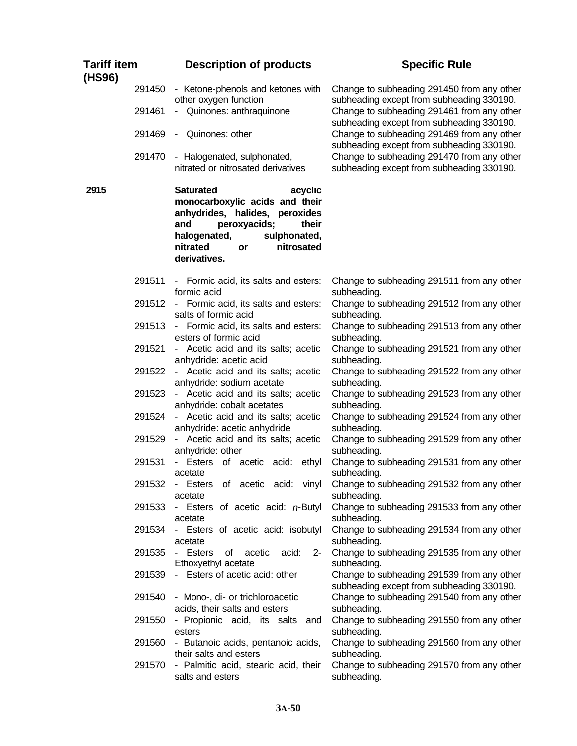| Tariff item (HS96) | | Description of products | Specific Rule |
|---|---|---|---|
| | 291450 | - Ketone-phenols and ketones with other oxygen function | Change to subheading 291450 from any other subheading except from subheading 330190. |
| | 291461 | - Quinones: anthraquinone | Change to subheading 291461 from any other subheading except from subheading 330190. |
| | 291469 | - Quinones: other | Change to subheading 291469 from any other subheading except from subheading 330190. |
| | 291470 | - Halogenated, sulphonated, nitrated or nitrosated derivatives | Change to subheading 291470 from any other subheading except from subheading 330190. |
| **2915** | | **Saturated acyclic monocarboxylic acids and their anhydrides, halides, peroxides and peroxyacids; their halogenated, sulphonated, nitrated or nitrosated derivatives.** | |
| | 291511 | - Formic acid, its salts and esters: formic acid | Change to subheading 291511 from any other subheading. |
| | 291512 | - Formic acid, its salts and esters: salts of formic acid | Change to subheading 291512 from any other subheading. |
| | 291513 | - Formic acid, its salts and esters: esters of formic acid | Change to subheading 291513 from any other subheading. |
| | 291521 | - Acetic acid and its salts; acetic anhydride: acetic acid | Change to subheading 291521 from any other subheading. |
| | 291522 | - Acetic acid and its salts; acetic anhydride: sodium acetate | Change to subheading 291522 from any other subheading. |
| | 291523 | - Acetic acid and its salts; acetic anhydride: cobalt acetates | Change to subheading 291523 from any other subheading. |
| | 291524 | - Acetic acid and its salts; acetic anhydride: acetic anhydride | Change to subheading 291524 from any other subheading. |
| | 291529 | - Acetic acid and its salts; acetic anhydride: other | Change to subheading 291529 from any other subheading. |
| | 291531 | - Esters of acetic acid: ethyl acetate | Change to subheading 291531 from any other subheading. |
| | 291532 | - Esters of acetic acid: vinyl acetate | Change to subheading 291532 from any other subheading. |
| | 291533 | - Esters of acetic acid: *n*-Butyl acetate | Change to subheading 291533 from any other subheading. |
| | 291534 | - Esters of acetic acid: isobutyl acetate | Change to subheading 291534 from any other subheading. |
| | 291535 | - Esters of acetic acid: 2-Ethoxyethyl acetate | Change to subheading 291535 from any other subheading. |
| | 291539 | - Esters of acetic acid: other | Change to subheading 291539 from any other subheading except from subheading 330190. |
| | 291540 | - Mono-, di- or trichloroacetic acids, their salts and esters | Change to subheading 291540 from any other subheading. |
| | 291550 | - Propionic acid, its salts and esters | Change to subheading 291550 from any other subheading. |
| | 291560 | - Butanoic acids, pentanoic acids, their salts and esters | Change to subheading 291560 from any other subheading. |
| | 291570 | - Palmitic acid, stearic acid, their salts and esters | Change to subheading 291570 from any other subheading. |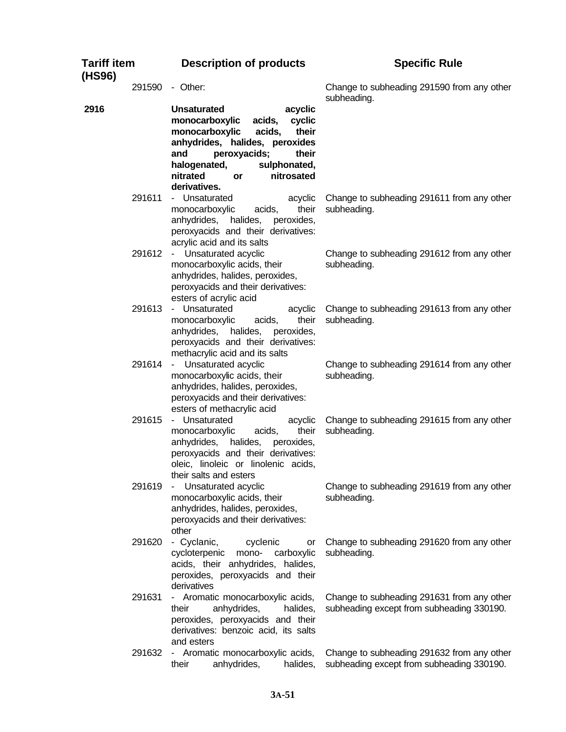| Tariff item (HS96) | | Description of products | Specific Rule |
|---|---|---|---|
| | 291590 | - Other: | Change to subheading 291590 from any other subheading. |
| **2916** | | **Unsaturated acyclic monocarboxylic acids, cyclic monocarboxylic acids, their anhydrides, halides, peroxides and peroxyacids; their halogenated, sulphonated, nitrated or nitrosated derivatives.** | |
| | 291611 | - Unsaturated acyclic monocarboxylic acids, their anhydrides, halides, peroxides, peroxyacids and their derivatives: acrylic acid and its salts | Change to subheading 291611 from any other subheading. |
| | 291612 | - Unsaturated acyclic monocarboxylic acids, their anhydrides, halides, peroxides, peroxyacids and their derivatives: esters of acrylic acid | Change to subheading 291612 from any other subheading. |
| | 291613 | - Unsaturated acyclic monocarboxylic acids, their anhydrides, halides, peroxides, peroxyacids and their derivatives: methacrylic acid and its salts | Change to subheading 291613 from any other subheading. |
| | 291614 | - Unsaturated acyclic monocarboxylic acids, their anhydrides, halides, peroxides, peroxyacids and their derivatives: esters of methacrylic acid | Change to subheading 291614 from any other subheading. |
| | 291615 | - Unsaturated acyclic monocarboxylic acids, their anhydrides, halides, peroxides, peroxyacids and their derivatives: oleic, linoleic or linolenic acids, their salts and esters | Change to subheading 291615 from any other subheading. |
| | 291619 | - Unsaturated acyclic monocarboxylic acids, their anhydrides, halides, peroxides, peroxyacids and their derivatives: other | Change to subheading 291619 from any other subheading. |
| | 291620 | - Cyclanic, cyclenic or cycloterpenic mono- carboxylic acids, their anhydrides, halides, peroxides, peroxyacids and their derivatives | Change to subheading 291620 from any other subheading. |
| | 291631 | - Aromatic monocarboxylic acids, their anhydrides, halides, peroxides, peroxyacids and their derivatives: benzoic acid, its salts and esters | Change to subheading 291631 from any other subheading except from subheading 330190. |
| | 291632 | - Aromatic monocarboxylic acids, their anhydrides, halides, | Change to subheading 291632 from any other subheading except from subheading 330190. |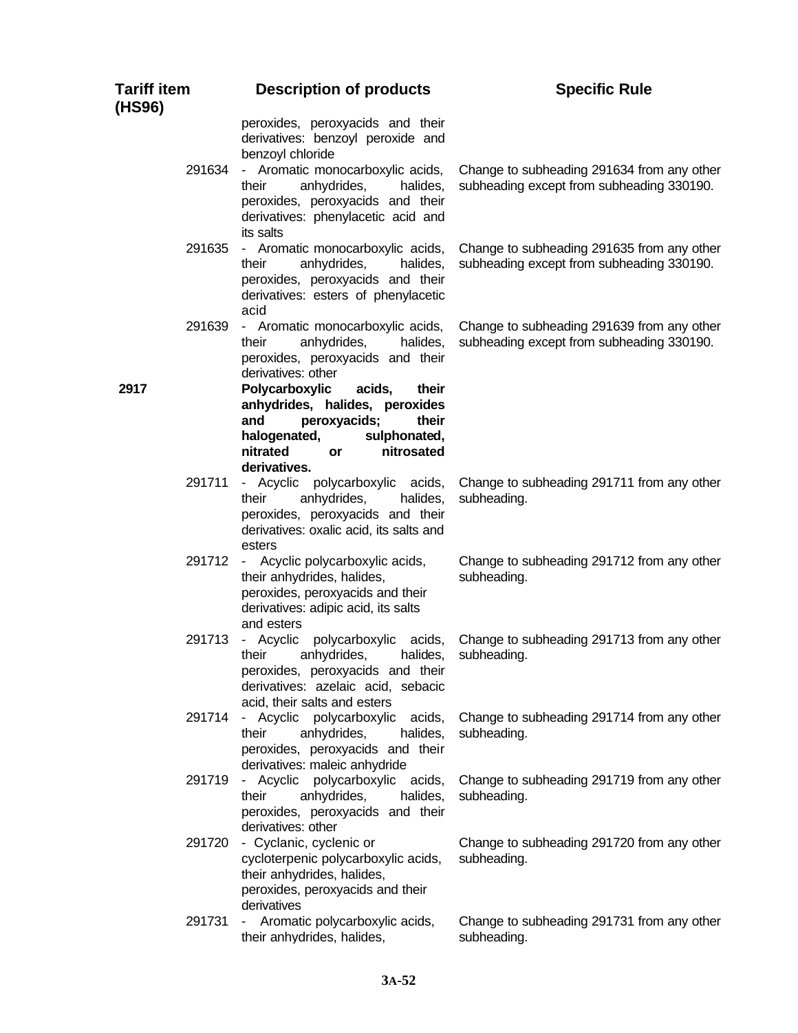| Tariff item (HS96) | Description of products | Specific Rule |
|---|---|---|
| | peroxides, peroxyacids and their derivatives: benzoyl peroxide and benzoyl chloride | |
| 291634 | - Aromatic monocarboxylic acids, their anhydrides, halides, peroxides, peroxyacids and their derivatives: phenylacetic acid and its salts | Change to subheading 291634 from any other subheading except from subheading 330190. |
| 291635 | - Aromatic monocarboxylic acids, their anhydrides, halides, peroxides, peroxyacids and their derivatives: esters of phenylacetic acid | Change to subheading 291635 from any other subheading except from subheading 330190. |
| 291639 | - Aromatic monocarboxylic acids, their anhydrides, halides, peroxides, peroxyacids and their derivatives: other | Change to subheading 291639 from any other subheading except from subheading 330190. |
| **2917** | **Polycarboxylic acids, their anhydrides, halides, peroxides and peroxyacids; their halogenated, sulphonated, nitrated or nitrosated derivatives.** | |
| 291711 | - Acyclic polycarboxylic acids, their anhydrides, halides, peroxides, peroxyacids and their derivatives: oxalic acid, its salts and esters | Change to subheading 291711 from any other subheading. |
| 291712 | - Acyclic polycarboxylic acids, their anhydrides, halides, peroxides, peroxyacids and their derivatives: adipic acid, its salts and esters | Change to subheading 291712 from any other subheading. |
| 291713 | - Acyclic polycarboxylic acids, their anhydrides, halides, peroxides, peroxyacids and their derivatives: azelaic acid, sebacic acid, their salts and esters | Change to subheading 291713 from any other subheading. |
| 291714 | - Acyclic polycarboxylic acids, their anhydrides, halides, peroxides, peroxyacids and their derivatives: maleic anhydride | Change to subheading 291714 from any other subheading. |
| 291719 | - Acyclic polycarboxylic acids, their anhydrides, halides, peroxides, peroxyacids and their derivatives: other | Change to subheading 291719 from any other subheading. |
| 291720 | - Cyclanic, cyclenic or cycloterpenic polycarboxylic acids, their anhydrides, halides, peroxides, peroxyacids and their derivatives | Change to subheading 291720 from any other subheading. |
| 291731 | - Aromatic polycarboxylic acids, their anhydrides, halides, | Change to subheading 291731 from any other subheading. |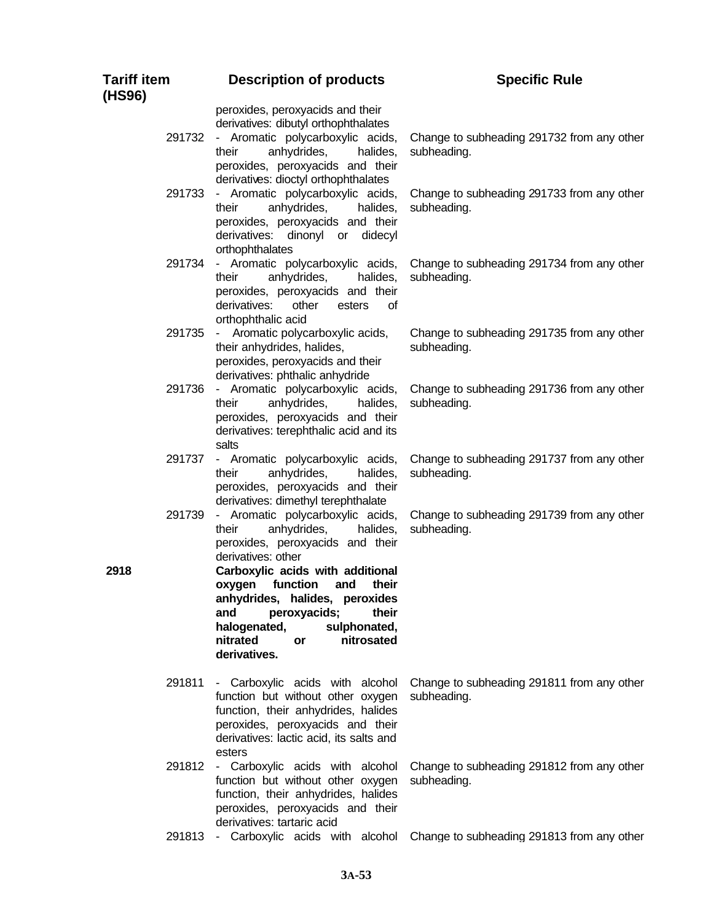| Tariff item (HS96) | Description of products | Specific Rule |
|---|---|---|
| | peroxides, peroxyacids and their derivatives: dibutyl orthophthalates | |
| 291732 | - Aromatic polycarboxylic acids, their anhydrides, halides, peroxides, peroxyacids and their derivatives: dioctyl orthophthalates | Change to subheading 291732 from any other subheading. |
| 291733 | - Aromatic polycarboxylic acids, their anhydrides, halides, peroxides, peroxyacids and their derivatives: dinonyl or didecyl orthophthalates | Change to subheading 291733 from any other subheading. |
| 291734 | - Aromatic polycarboxylic acids, their anhydrides, halides, peroxides, peroxyacids and their derivatives: other esters of orthophthalic acid | Change to subheading 291734 from any other subheading. |
| 291735 | - Aromatic polycarboxylic acids, their anhydrides, halides, peroxides, peroxyacids and their derivatives: phthalic anhydride | Change to subheading 291735 from any other subheading. |
| 291736 | - Aromatic polycarboxylic acids, their anhydrides, halides, peroxides, peroxyacids and their derivatives: terephthalic acid and its salts | Change to subheading 291736 from any other subheading. |
| 291737 | - Aromatic polycarboxylic acids, their anhydrides, halides, peroxides, peroxyacids and their derivatives: dimethyl terephthalate | Change to subheading 291737 from any other subheading. |
| 291739 | - Aromatic polycarboxylic acids, their anhydrides, halides, peroxides, peroxyacids and their derivatives: other | Change to subheading 291739 from any other subheading. |
| **2918** | **Carboxylic acids with additional oxygen function and their anhydrides, halides, peroxides and peroxyacids; their halogenated, sulphonated, nitrated or nitrosated derivatives.** | |
| 291811 | - Carboxylic acids with alcohol function but without other oxygen function, their anhydrides, halides peroxides, peroxyacids and their derivatives: lactic acid, its salts and esters | Change to subheading 291811 from any other subheading. |
| 291812 | - Carboxylic acids with alcohol function but without other oxygen function, their anhydrides, halides peroxides, peroxyacids and their derivatives: tartaric acid | Change to subheading 291812 from any other subheading. |
| 291813 | - Carboxylic acids with alcohol | Change to subheading 291813 from any other |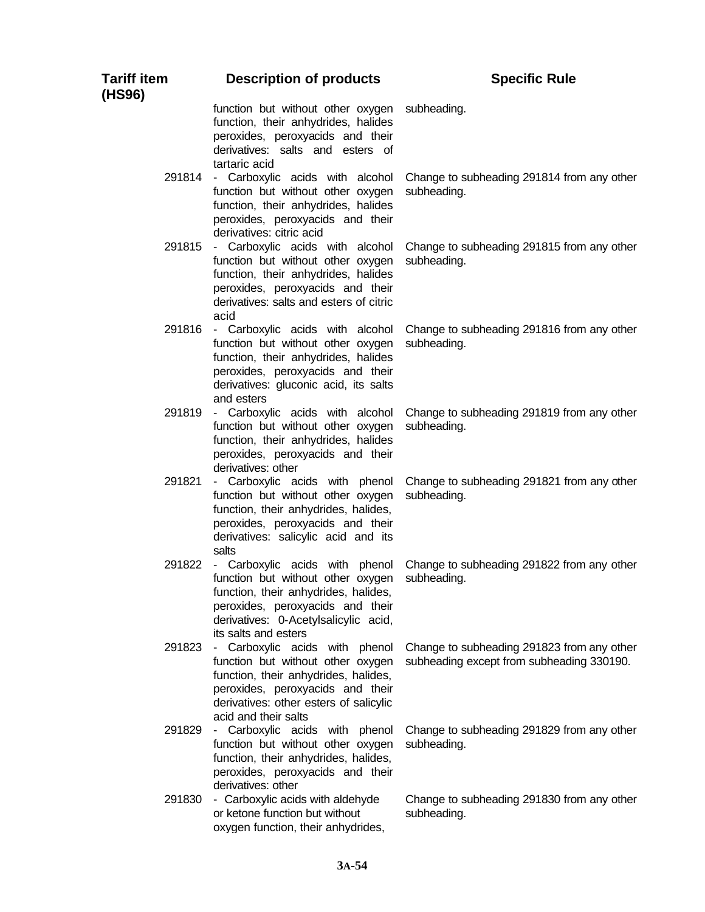| Tariff item (HS96) | Description of products | Specific Rule |
|---|---|---|
| | function but without other oxygen function, their anhydrides, halides peroxides, peroxyacids and their derivatives: salts and esters of tartaric acid | subheading. |
| 291814 | - Carboxylic acids with alcohol function but without other oxygen function, their anhydrides, halides peroxides, peroxyacids and their derivatives: citric acid | Change to subheading 291814 from any other subheading. |
| 291815 | - Carboxylic acids with alcohol function but without other oxygen function, their anhydrides, halides peroxides, peroxyacids and their derivatives: salts and esters of citric acid | Change to subheading 291815 from any other subheading. |
| 291816 | - Carboxylic acids with alcohol function but without other oxygen function, their anhydrides, halides peroxides, peroxyacids and their derivatives: gluconic acid, its salts and esters | Change to subheading 291816 from any other subheading. |
| 291819 | - Carboxylic acids with alcohol function but without other oxygen function, their anhydrides, halides peroxides, peroxyacids and their derivatives: other | Change to subheading 291819 from any other subheading. |
| 291821 | - Carboxylic acids with phenol function but without other oxygen function, their anhydrides, halides, peroxides, peroxyacids and their derivatives: salicylic acid and its salts | Change to subheading 291821 from any other subheading. |
| 291822 | - Carboxylic acids with phenol function but without other oxygen function, their anhydrides, halides, peroxides, peroxyacids and their derivatives: 0-Acetylsalicylic acid, its salts and esters | Change to subheading 291822 from any other subheading. |
| 291823 | - Carboxylic acids with phenol function but without other oxygen function, their anhydrides, halides, peroxides, peroxyacids and their derivatives: other esters of salicylic acid and their salts | Change to subheading 291823 from any other subheading except from subheading 330190. |
| 291829 | - Carboxylic acids with phenol function but without other oxygen function, their anhydrides, halides, peroxides, peroxyacids and their derivatives: other | Change to subheading 291829 from any other subheading. |
| 291830 | - Carboxylic acids with aldehyde or ketone function but without oxygen function, their anhydrides, | Change to subheading 291830 from any other subheading. |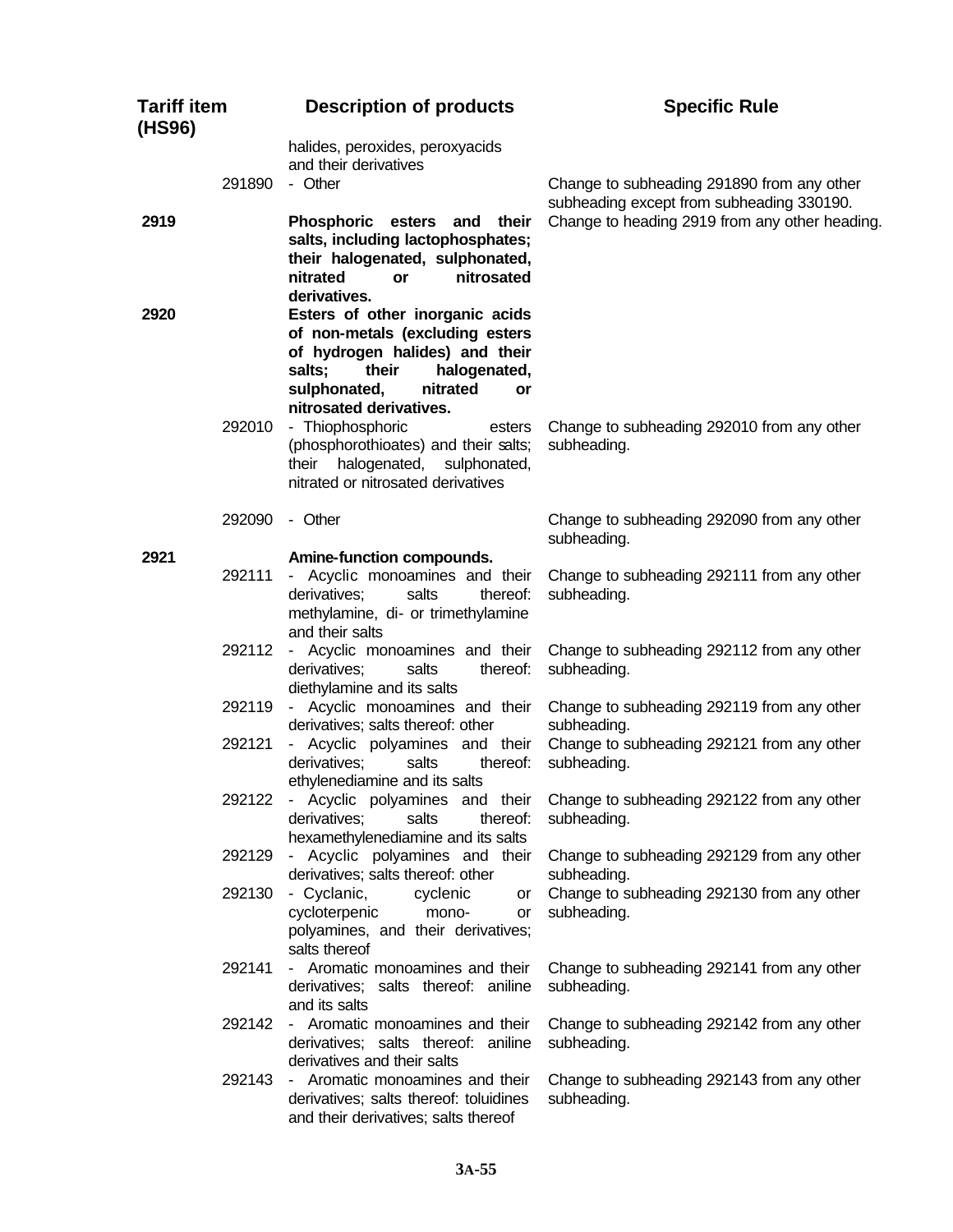| Tariff item (HS96) | | Description of products | Specific Rule |
|---|---|---|---|
| | | halides, peroxides, peroxyacids and their derivatives | |
| | 291890 | - Other | Change to subheading 291890 from any other subheading except from subheading 330190. |
| **2919** | | **Phosphoric esters and their salts, including lactophosphates; their halogenated, sulphonated, nitrated or nitrosated derivatives.** | Change to heading 2919 from any other heading. |
| **2920** | | **Esters of other inorganic acids of non-metals (excluding esters of hydrogen halides) and their salts; their halogenated, sulphonated, nitrated or nitrosated derivatives.** | |
| | 292010 | - Thiophosphoric esters (phosphorothioates) and their salts; their halogenated, sulphonated, nitrated or nitrosated derivatives | Change to subheading 292010 from any other subheading. |
| | 292090 | - Other | Change to subheading 292090 from any other subheading. |
| **2921** | | **Amine-function compounds.** | |
| | 292111 | - Acyclic monoamines and their derivatives; salts thereof: methylamine, di- or trimethylamine and their salts | Change to subheading 292111 from any other subheading. |
| | 292112 | - Acyclic monoamines and their derivatives; salts thereof: diethylamine and its salts | Change to subheading 292112 from any other subheading. |
| | 292119 | - Acyclic monoamines and their derivatives; salts thereof: other | Change to subheading 292119 from any other subheading. |
| | 292121 | - Acyclic polyamines and their derivatives; salts thereof: ethylenediamine and its salts | Change to subheading 292121 from any other subheading. |
| | 292122 | - Acyclic polyamines and their derivatives; salts thereof: hexamethylenediamine and its salts | Change to subheading 292122 from any other subheading. |
| | 292129 | - Acyclic polyamines and their derivatives; salts thereof: other | Change to subheading 292129 from any other subheading. |
| | 292130 | - Cyclanic, cyclenic or cycloterpenic mono- or polyamines, and their derivatives; salts thereof | Change to subheading 292130 from any other subheading. |
| | 292141 | - Aromatic monoamines and their derivatives; salts thereof: aniline and its salts | Change to subheading 292141 from any other subheading. |
| | 292142 | - Aromatic monoamines and their derivatives; salts thereof: aniline derivatives and their salts | Change to subheading 292142 from any other subheading. |
| | 292143 | - Aromatic monoamines and their derivatives; salts thereof: toluidines and their derivatives; salts thereof | Change to subheading 292143 from any other subheading. |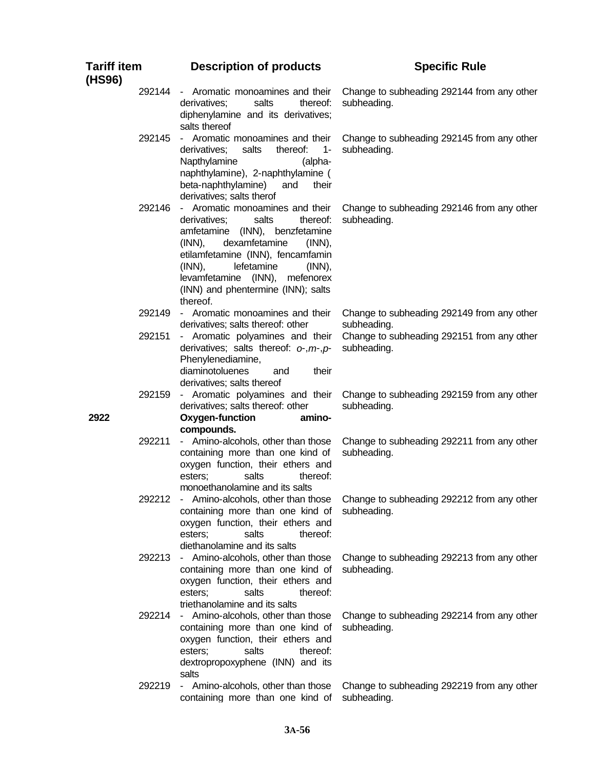| Tariff item (HS96) | | Description of products | Specific Rule |
|---|---|---|---|
| | 292144 | - Aromatic monoamines and their derivatives; salts thereof: diphenylamine and its derivatives; salts thereof | Change to subheading 292144 from any other subheading. |
| | 292145 | - Aromatic monoamines and their derivatives; salts thereof: 1-Napthylamine (alpha-naphthylamine), 2-naphthylamine ( beta-naphthylamine) and their derivatives; salts therof | Change to subheading 292145 from any other subheading. |
| | 292146 | - Aromatic monoamines and their derivatives; salts thereof: amfetamine (INN), benzfetamine (INN), dexamfetamine (INN), etilamfetamine (INN), fencamfamin (INN), lefetamine (INN), levamfetamine (INN), mefenorex (INN) and phentermine (INN); salts thereof. | Change to subheading 292146 from any other subheading. |
| | 292149 | - Aromatic monoamines and their derivatives; salts thereof: other | Change to subheading 292149 from any other subheading. |
| | 292151 | - Aromatic polyamines and their derivatives; salts thereof: *o*-,*m*-,*p*-Phenylenediamine, diaminotoluenes and their derivatives; salts thereof | Change to subheading 292151 from any other subheading. |
| | 292159 | - Aromatic polyamines and their derivatives; salts thereof: other | Change to subheading 292159 from any other subheading. |
| **2922** | | **Oxygen-function amino-compounds.** | |
| | 292211 | - Amino-alcohols, other than those containing more than one kind of oxygen function, their ethers and esters; salts thereof: monoethanolamine and its salts | Change to subheading 292211 from any other subheading. |
| | 292212 | - Amino-alcohols, other than those containing more than one kind of oxygen function, their ethers and esters; salts thereof: diethanolamine and its salts | Change to subheading 292212 from any other subheading. |
| | 292213 | - Amino-alcohols, other than those containing more than one kind of oxygen function, their ethers and esters; salts thereof: triethanolamine and its salts | Change to subheading 292213 from any other subheading. |
| | 292214 | - Amino-alcohols, other than those containing more than one kind of oxygen function, their ethers and esters; salts thereof: dextropropoxyphene (INN) and its salts | Change to subheading 292214 from any other subheading. |
| | 292219 | - Amino-alcohols, other than those containing more than one kind of | Change to subheading 292219 from any other subheading. |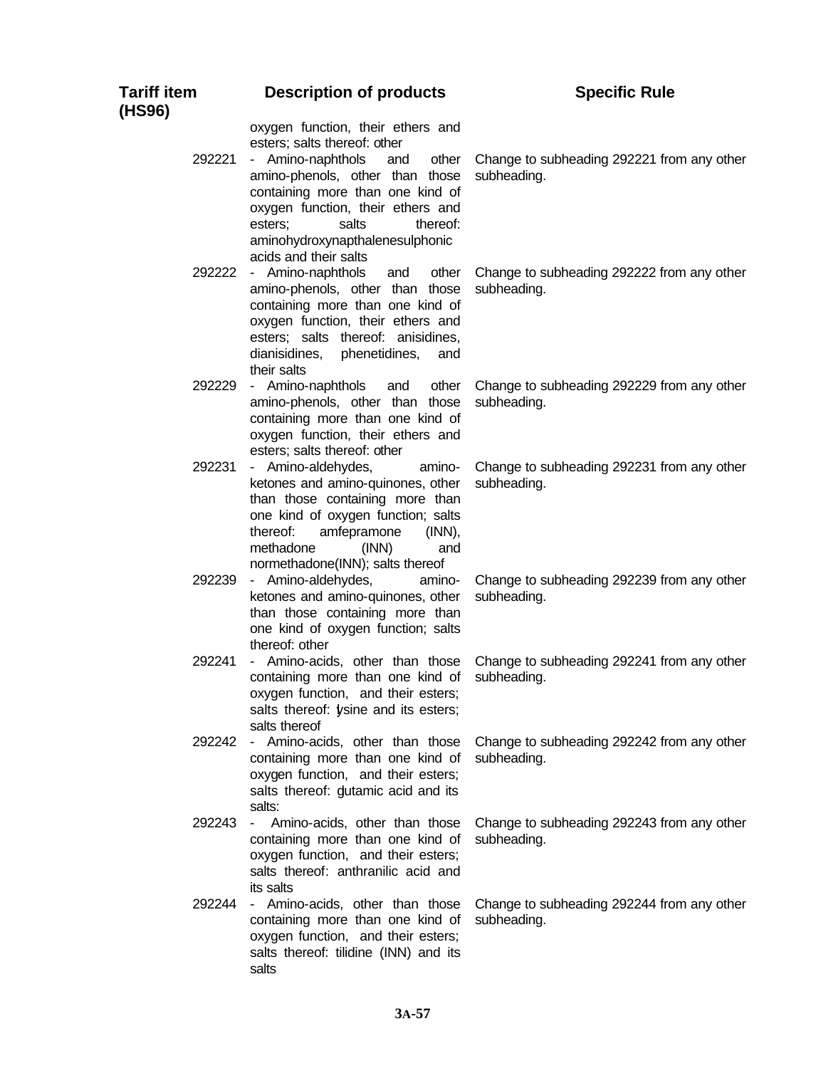| Tariff item (HS96) | Description of products | Specific Rule |
|---|---|---|
| | oxygen function, their ethers and esters; salts thereof: other | |
| 292221 | - Amino-naphthols and other amino-phenols, other than those containing more than one kind of oxygen function, their ethers and esters; salts thereof: aminohydroxynapthalenesulphonic acids and their salts | Change to subheading 292221 from any other subheading. |
| 292222 | - Amino-naphthols and other amino-phenols, other than those containing more than one kind of oxygen function, their ethers and esters; salts thereof: anisidines, dianisidines, phenetidines, and their salts | Change to subheading 292222 from any other subheading. |
| 292229 | - Amino-naphthols and other amino-phenols, other than those containing more than one kind of oxygen function, their ethers and esters; salts thereof: other | Change to subheading 292229 from any other subheading. |
| 292231 | - Amino-aldehydes, amino-ketones and amino-quinones, other than those containing more than one kind of oxygen function; salts thereof: amfepramone (INN), methadone (INN) and normethadone(INN); salts thereof | Change to subheading 292231 from any other subheading. |
| 292239 | - Amino-aldehydes, amino-ketones and amino-quinones, other than those containing more than one kind of oxygen function; salts thereof: other | Change to subheading 292239 from any other subheading. |
| 292241 | - Amino-acids, other than those containing more than one kind of oxygen function, and their esters; salts thereof: lysine and its esters; salts thereof | Change to subheading 292241 from any other subheading. |
| 292242 | - Amino-acids, other than those containing more than one kind of oxygen function, and their esters; salts thereof: glutamic acid and its salts: | Change to subheading 292242 from any other subheading. |
| 292243 | - Amino-acids, other than those containing more than one kind of oxygen function, and their esters; salts thereof: anthranilic acid and its salts | Change to subheading 292243 from any other subheading. |
| 292244 | - Amino-acids, other than those containing more than one kind of oxygen function, and their esters; salts thereof: tilidine (INN) and its salts | Change to subheading 292244 from any other subheading. |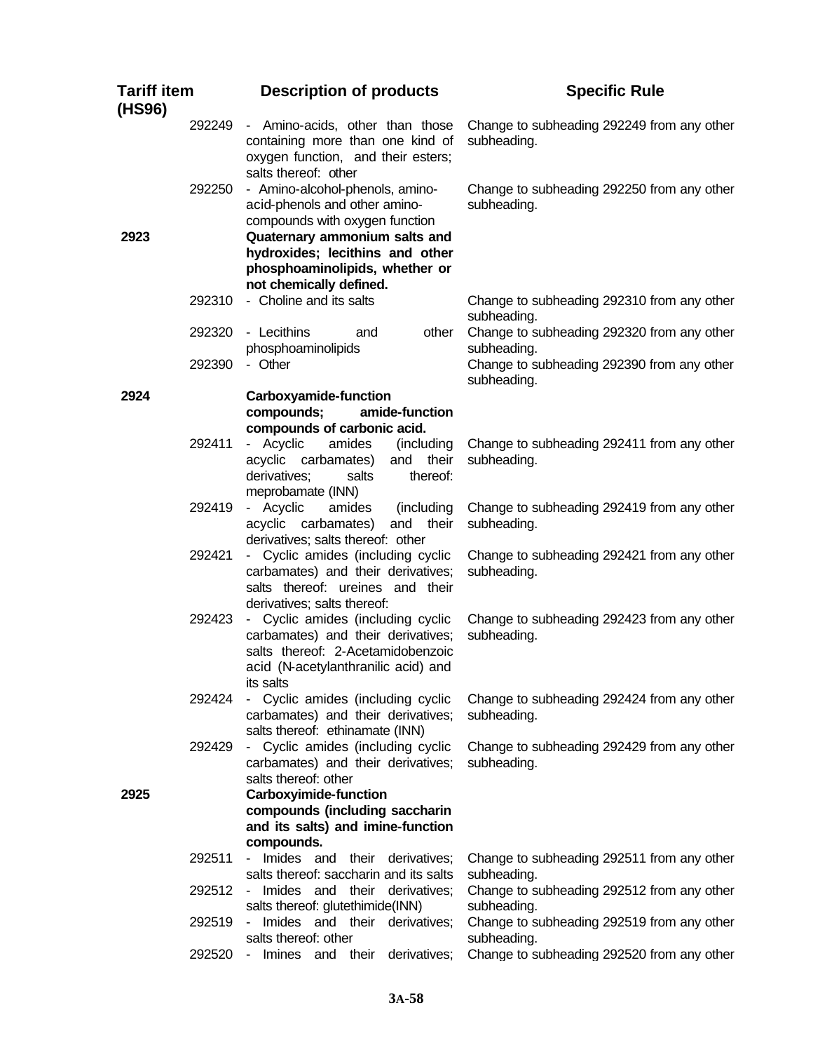| Tariff item (HS96) | Description of products | Specific Rule |
|---|---|---|
| 292249 | - Amino-acids, other than those containing more than one kind of oxygen function, and their esters; salts thereof: other | Change to subheading 292249 from any other subheading. |
| 292250 | - Amino-alcohol-phenols, amino-acid-phenols and other amino-compounds with oxygen function | Change to subheading 292250 from any other subheading. |
| **2923** | **Quaternary ammonium salts and hydroxides; lecithins and other phosphoaminolipids, whether or not chemically defined.** | |
| 292310 | - Choline and its salts | Change to subheading 292310 from any other subheading. |
| 292320 | - Lecithins and other phosphoaminolipids | Change to subheading 292320 from any other subheading. |
| 292390 | - Other | Change to subheading 292390 from any other subheading. |
| **2924** | **Carboxyamide-function compounds; amide-function compounds of carbonic acid.** | |
| 292411 | - Acyclic amides (including acyclic carbamates) and their derivatives; salts thereof: meprobamate (INN) | Change to subheading 292411 from any other subheading. |
| 292419 | - Acyclic amides (including acyclic carbamates) and their derivatives; salts thereof: other | Change to subheading 292419 from any other subheading. |
| 292421 | - Cyclic amides (including cyclic carbamates) and their derivatives; salts thereof: ureines and their derivatives; salts thereof: | Change to subheading 292421 from any other subheading. |
| 292423 | - Cyclic amides (including cyclic carbamates) and their derivatives; salts thereof: 2-Acetamidobenzoic acid (N-acetylanthranilic acid) and its salts | Change to subheading 292423 from any other subheading. |
| 292424 | - Cyclic amides (including cyclic carbamates) and their derivatives; salts thereof: ethinamate (INN) | Change to subheading 292424 from any other subheading. |
| 292429 | - Cyclic amides (including cyclic carbamates) and their derivatives; salts thereof: other | Change to subheading 292429 from any other subheading. |
| **2925** | **Carboxyimide-function compounds (including saccharin and its salts) and imine-function compounds.** | |
| 292511 | - Imides and their derivatives; salts thereof: saccharin and its salts | Change to subheading 292511 from any other subheading. |
| 292512 | - Imides and their derivatives; salts thereof: glutethimide(INN) | Change to subheading 292512 from any other subheading. |
| 292519 | - Imides and their derivatives; salts thereof: other | Change to subheading 292519 from any other subheading. |
| 292520 | - Imines and their derivatives; | Change to subheading 292520 from any other |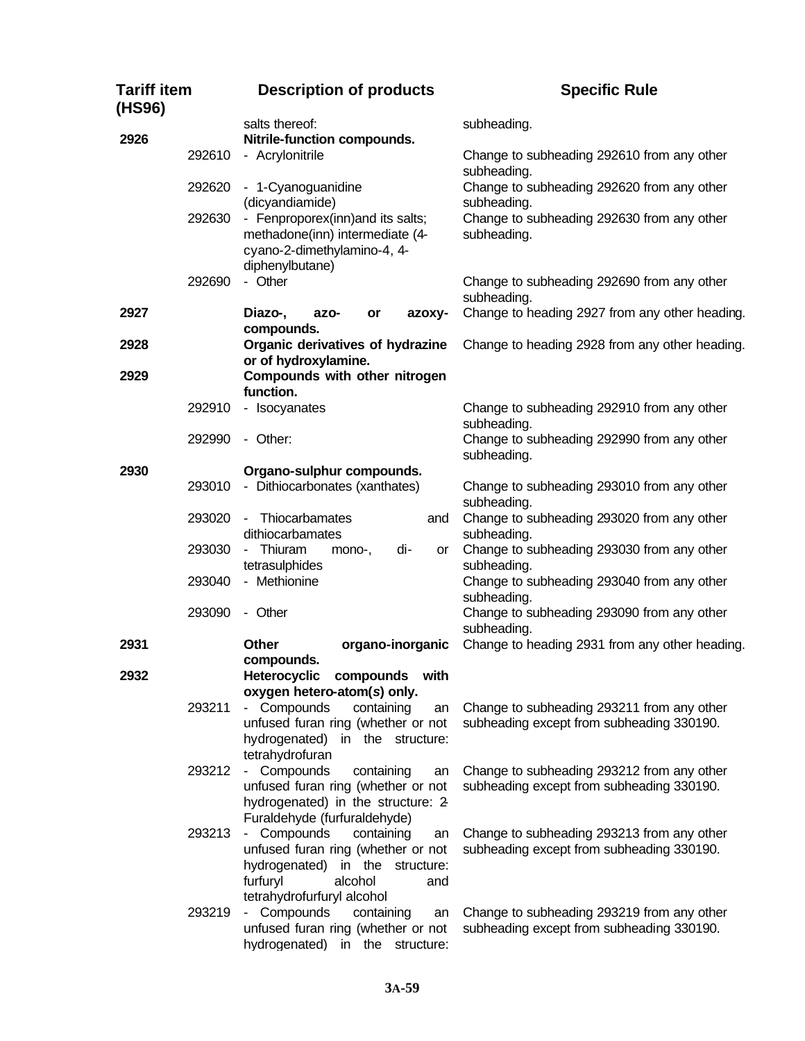| Tariff item (HS96) | | Description of products | Specific Rule |
|---|---|---|---|
| | | salts thereof: | subheading. |
| **2926** | | **Nitrile-function compounds.** | |
| | 292610 | - Acrylonitrile | Change to subheading 292610 from any other subheading. |
| | 292620 | - 1-Cyanoguanidine (dicyandiamide) | Change to subheading 292620 from any other subheading. |
| | 292630 | - Fenproporex(inn)and its salts; methadone(inn) intermediate (4-cyano-2-dimethylamino-4, 4-diphenylbutane) | Change to subheading 292630 from any other subheading. |
| | 292690 | - Other | Change to subheading 292690 from any other subheading. |
| **2927** | | **Diazo-, azo- or azoxy-compounds.** | Change to heading 2927 from any other heading. |
| **2928** | | **Organic derivatives of hydrazine or of hydroxylamine.** | Change to heading 2928 from any other heading. |
| **2929** | | **Compounds with other nitrogen function.** | |
| | 292910 | - Isocyanates | Change to subheading 292910 from any other subheading. |
| | 292990 | - Other: | Change to subheading 292990 from any other subheading. |
| **2930** | | **Organo-sulphur compounds.** | |
| | 293010 | - Dithiocarbonates (xanthates) | Change to subheading 293010 from any other subheading. |
| | 293020 | - Thiocarbamates and dithiocarbamates | Change to subheading 293020 from any other subheading. |
| | 293030 | - Thiuram mono-, di- or tetrasulphides | Change to subheading 293030 from any other subheading. |
| | 293040 | - Methionine | Change to subheading 293040 from any other subheading. |
| | 293090 | - Other | Change to subheading 293090 from any other subheading. |
| **2931** | | **Other organo-inorganic compounds.** | Change to heading 2931 from any other heading. |
| **2932** | | **Heterocyclic compounds with oxygen hetero-atom(s) only.** | |
| | 293211 | - Compounds containing an unfused furan ring (whether or not hydrogenated) in the structure: tetrahydrofuran | Change to subheading 293211 from any other subheading except from subheading 330190. |
| | 293212 | - Compounds containing an unfused furan ring (whether or not hydrogenated) in the structure: 2-Furaldehyde (furfuraldehyde) | Change to subheading 293212 from any other subheading except from subheading 330190. |
| | 293213 | - Compounds containing an unfused furan ring (whether or not hydrogenated) in the structure: furfuryl alcohol and tetrahydrofurfuryl alcohol | Change to subheading 293213 from any other subheading except from subheading 330190. |
| | 293219 | - Compounds containing an unfused furan ring (whether or not hydrogenated) in the structure: | Change to subheading 293219 from any other subheading except from subheading 330190. |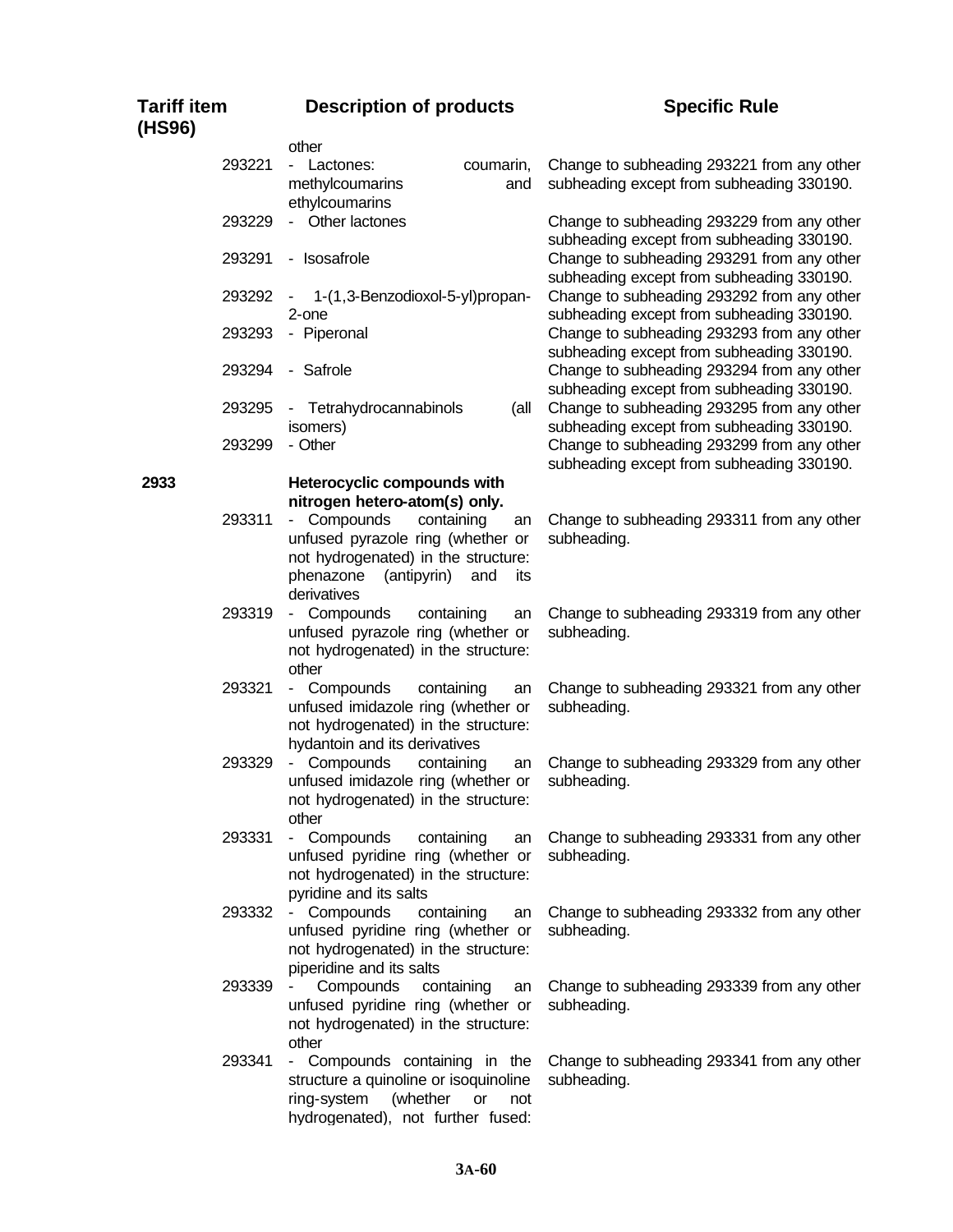| Tariff item (HS96) | | Description of products | Specific Rule |
|---|---|---|---|
| | | other | |
| | 293221 | - Lactones: coumarin, methylcoumarins and ethylcoumarins | Change to subheading 293221 from any other subheading except from subheading 330190. |
| | 293229 | - Other lactones | Change to subheading 293229 from any other subheading except from subheading 330190. |
| | 293291 | - Isosafrole | Change to subheading 293291 from any other subheading except from subheading 330190. |
| | 293292 | - 1-(1,3-Benzodioxol-5-yl)propan-2-one | Change to subheading 293292 from any other subheading except from subheading 330190. |
| | 293293 | - Piperonal | Change to subheading 293293 from any other subheading except from subheading 330190. |
| | 293294 | - Safrole | Change to subheading 293294 from any other subheading except from subheading 330190. |
| | 293295 | - Tetrahydrocannabinols (all isomers) | Change to subheading 293295 from any other subheading except from subheading 330190. |
| | 293299 | - Other | Change to subheading 293299 from any other subheading except from subheading 330190. |
| **2933** | | **Heterocyclic compounds with nitrogen hetero-atom(*s*) only.** | |
| | 293311 | - Compounds containing an unfused pyrazole ring (whether or not hydrogenated) in the structure: phenazone (antipyrin) and its derivatives | Change to subheading 293311 from any other subheading. |
| | 293319 | - Compounds containing an unfused pyrazole ring (whether or not hydrogenated) in the structure: other | Change to subheading 293319 from any other subheading. |
| | 293321 | - Compounds containing an unfused imidazole ring (whether or not hydrogenated) in the structure: hydantoin and its derivatives | Change to subheading 293321 from any other subheading. |
| | 293329 | - Compounds containing an unfused imidazole ring (whether or not hydrogenated) in the structure: other | Change to subheading 293329 from any other subheading. |
| | 293331 | - Compounds containing an unfused pyridine ring (whether or not hydrogenated) in the structure: pyridine and its salts | Change to subheading 293331 from any other subheading. |
| | 293332 | - Compounds containing an unfused pyridine ring (whether or not hydrogenated) in the structure: piperidine and its salts | Change to subheading 293332 from any other subheading. |
| | 293339 | - Compounds containing an unfused pyridine ring (whether or not hydrogenated) in the structure: other | Change to subheading 293339 from any other subheading. |
| | 293341 | - Compounds containing in the structure a quinoline or isoquinoline ring-system (whether or not hydrogenated), not further fused: | Change to subheading 293341 from any other subheading. |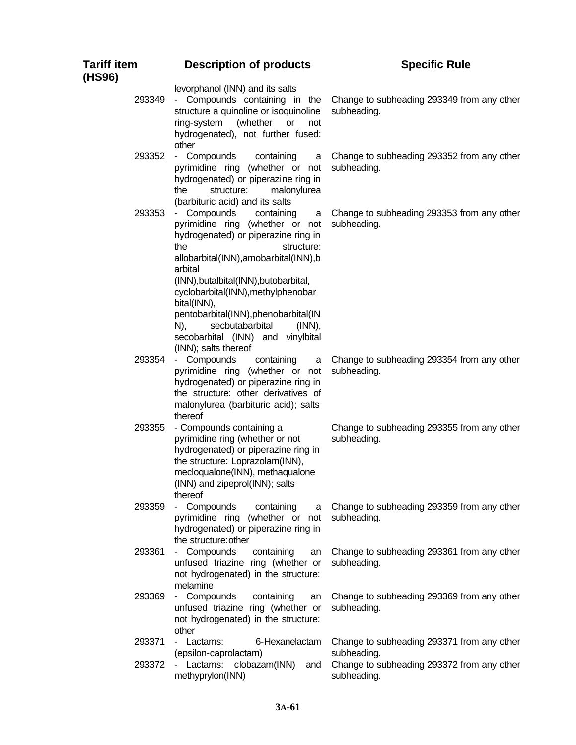| Tariff item (HS96) | Description of products | Specific Rule |
|---|---|---|
| | levorphanol (INN) and its salts | |
| 293349 | - Compounds containing in the structure a quinoline or isoquinoline ring-system (whether or not hydrogenated), not further fused: other | Change to subheading 293349 from any other subheading. |
| 293352 | - Compounds containing a pyrimidine ring (whether or not hydrogenated) or piperazine ring in the structure: malonylurea (barbituric acid) and its salts | Change to subheading 293352 from any other subheading. |
| 293353 | - Compounds containing a pyrimidine ring (whether or not hydrogenated) or piperazine ring in the structure: allobarbital(INN),amobarbital(INN),barbital (INN),butalbital(INN),butobarbital, cyclobarbital(INN),methylphenobarbital(INN), pentobarbital(INN),phenobarbital(INN), secbutabarbital (INN), secobarbital (INN) and vinylbital (INN); salts thereof | Change to subheading 293353 from any other subheading. |
| 293354 | - Compounds containing a pyrimidine ring (whether or not hydrogenated) or piperazine ring in the structure: other derivatives of malonylurea (barbituric acid); salts thereof | Change to subheading 293354 from any other subheading. |
| 293355 | - Compounds containing a pyrimidine ring (whether or not hydrogenated) or piperazine ring in the structure: Loprazolam(INN), mecloqualone(INN), methaqualone (INN) and zipeprol(INN); salts thereof | Change to subheading 293355 from any other subheading. |
| 293359 | - Compounds containing a pyrimidine ring (whether or not hydrogenated) or piperazine ring in the structure:other | Change to subheading 293359 from any other subheading. |
| 293361 | - Compounds containing an unfused triazine ring (whether or not hydrogenated) in the structure: melamine | Change to subheading 293361 from any other subheading. |
| 293369 | - Compounds containing an unfused triazine ring (whether or not hydrogenated) in the structure: other | Change to subheading 293369 from any other subheading. |
| 293371 | - Lactams: 6-Hexanelactam (epsilon-caprolactam) | Change to subheading 293371 from any other subheading. |
| 293372 | - Lactams: clobazam(INN) and methyprylon(INN) | Change to subheading 293372 from any other subheading. |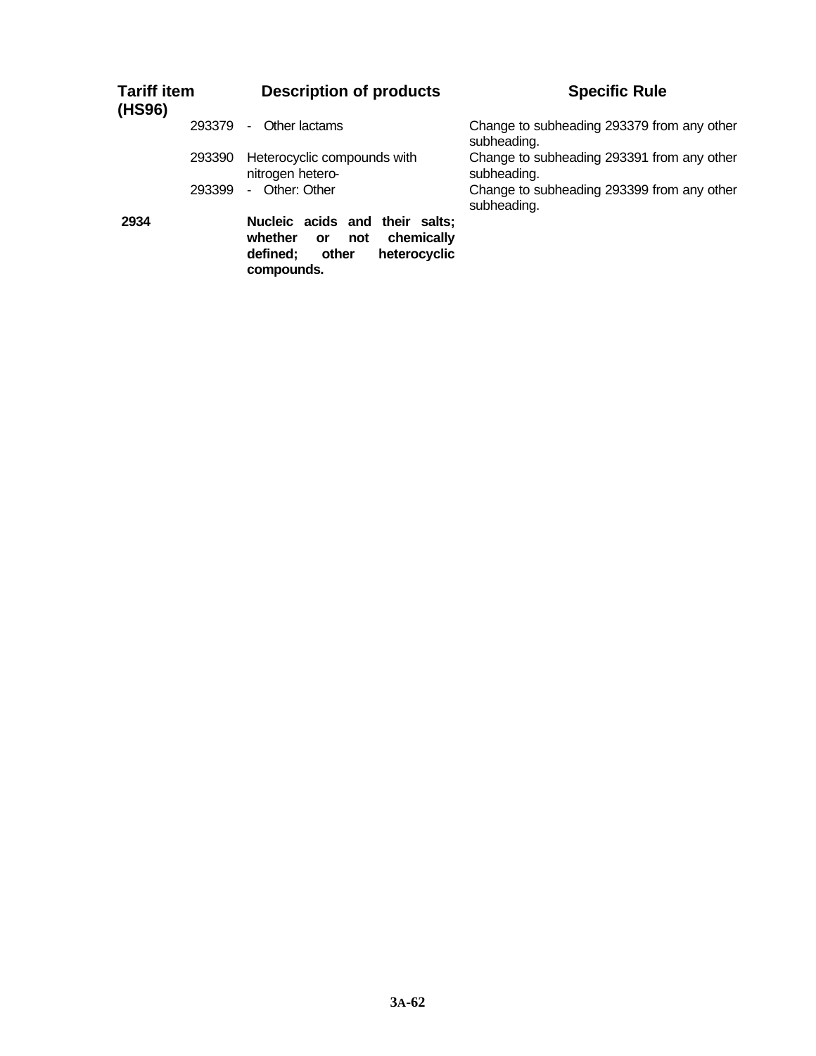| Tariff item (HS96) | | Description of products | Specific Rule |
|---|---|---|---|
| | 293379 | - Other lactams | Change to subheading 293379 from any other subheading. |
| | 293390 | Heterocyclic compounds with nitrogen hetero- | Change to subheading 293391 from any other subheading. |
| | 293399 | - Other: Other | Change to subheading 293399 from any other subheading. |
| **2934** | | **Nucleic acids and their salts; whether or not chemically defined; other heterocyclic compounds.** | |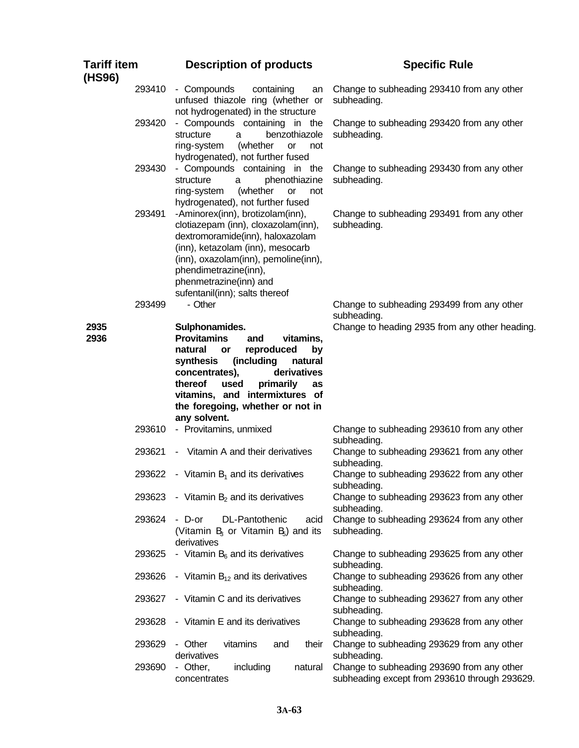| Tariff item (HS96) | | Description of products | Specific Rule |
|---|---|---|---|
| | 293410 | - Compounds containing an unfused thiazole ring (whether or not hydrogenated) in the structure | Change to subheading 293410 from any other subheading. |
| | 293420 | - Compounds containing in the structure a benzothiazole ring-system (whether or not hydrogenated), not further fused | Change to subheading 293420 from any other subheading. |
| | 293430 | - Compounds containing in the structure a phenothiazine ring-system (whether or not hydrogenated), not further fused | Change to subheading 293430 from any other subheading. |
| | 293491 | -Aminorex(inn), brotizolam(inn), clotiazepam (inn), cloxazolam(inn), dextromoramide(inn), haloxazolam (inn), ketazolam (inn), mesocarb (inn), oxazolam(inn), pemoline(inn), phendimetrazine(inn), phenmetrazine(inn) and sufentanil(inn); salts thereof | Change to subheading 293491 from any other subheading. |
| | 293499 | - Other | Change to subheading 293499 from any other subheading. |
| **2935** | | **Sulphonamides.** | Change to heading 2935 from any other heading. |
| **2936** | | **Provitamins and vitamins, natural or reproduced by synthesis (including natural concentrates), derivatives thereof used primarily as vitamins, and intermixtures of the foregoing, whether or not in any solvent.** | |
| | 293610 | - Provitamins, unmixed | Change to subheading 293610 from any other subheading. |
| | 293621 | - Vitamin A and their derivatives | Change to subheading 293621 from any other subheading. |
| | 293622 | - Vitamin $B_1$ and its derivatives | Change to subheading 293622 from any other subheading. |
| | 293623 | - Vitamin $B_2$ and its derivatives | Change to subheading 293623 from any other subheading. |
| | 293624 | - D-or DL-Pantothenic acid (Vitamin $B_3$ or Vitamin $B_5$) and its derivatives | Change to subheading 293624 from any other subheading. |
| | 293625 | - Vitamin $B_6$ and its derivatives | Change to subheading 293625 from any other subheading. |
| | 293626 | - Vitamin $B_{12}$ and its derivatives | Change to subheading 293626 from any other subheading. |
| | 293627 | - Vitamin C and its derivatives | Change to subheading 293627 from any other subheading. |
| | 293628 | - Vitamin E and its derivatives | Change to subheading 293628 from any other subheading. |
| | 293629 | - Other vitamins and their derivatives | Change to subheading 293629 from any other subheading. |
| | 293690 | - Other, including natural concentrates | Change to subheading 293690 from any other subheading except from 293610 through 293629. |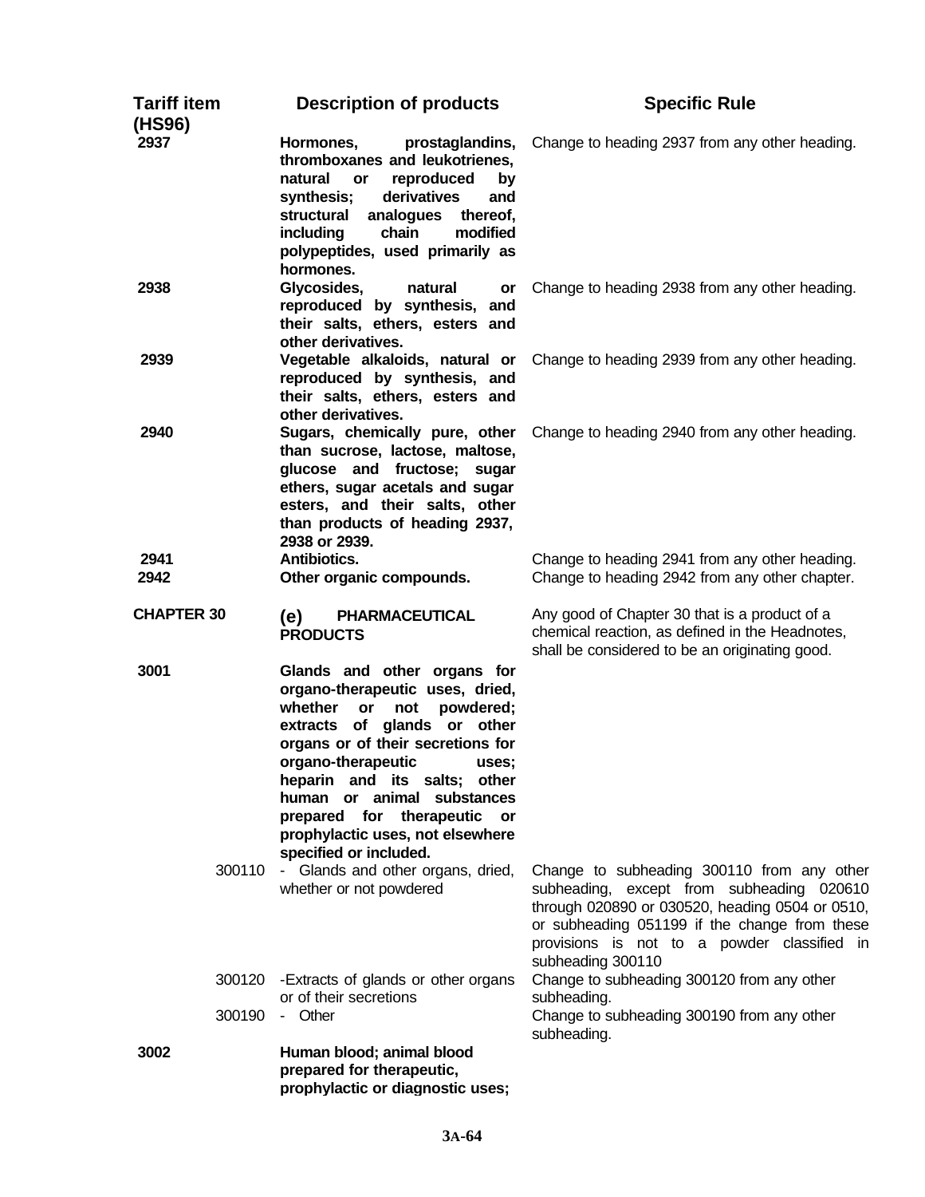| Tariff item (HS96) | Description of products | Specific Rule |
|---|---|---|
| **2937** | **Hormones, prostaglandins, thromboxanes and leukotrienes, natural or reproduced by synthesis; derivatives and structural analogues thereof, including chain modified polypeptides, used primarily as hormones.** | Change to heading 2937 from any other heading. |
| **2938** | **Glycosides, natural or reproduced by synthesis, and their salts, ethers, esters and other derivatives.** | Change to heading 2938 from any other heading. |
| **2939** | **Vegetable alkaloids, natural or reproduced by synthesis, and their salts, ethers, esters and other derivatives.** | Change to heading 2939 from any other heading. |
| **2940** | **Sugars, chemically pure, other than sucrose, lactose, maltose, glucose and fructose; sugar ethers, sugar acetals and sugar esters, and their salts, other than products of heading 2937, 2938 or 2939.** | Change to heading 2940 from any other heading. |
| **2941** | **Antibiotics.** | Change to heading 2941 from any other heading. |
| **2942** | **Other organic compounds.** | Change to heading 2942 from any other chapter. |
| **CHAPTER 30** | **(e) PHARMACEUTICAL PRODUCTS** | Any good of Chapter 30 that is a product of a chemical reaction, as defined in the Headnotes, shall be considered to be an originating good. |
| **3001** | **Glands and other organs for organo-therapeutic uses, dried, whether or not powdered; extracts of glands or other organs or of their secretions for organo-therapeutic uses; heparin and its salts; other human or animal substances prepared for therapeutic or prophylactic uses, not elsewhere specified or included.** | |
| 300110 | - Glands and other organs, dried, whether or not powdered | Change to subheading 300110 from any other subheading, except from subheading 020610 through 020890 or 030520, heading 0504 or 0510, or subheading 051199 if the change from these provisions is not to a powder classified in subheading 300110 |
| 300120 | -Extracts of glands or other organs or of their secretions | Change to subheading 300120 from any other subheading. |
| 300190 | - Other | Change to subheading 300190 from any other subheading. |
| **3002** | **Human blood; animal blood prepared for therapeutic, prophylactic or diagnostic uses;** | |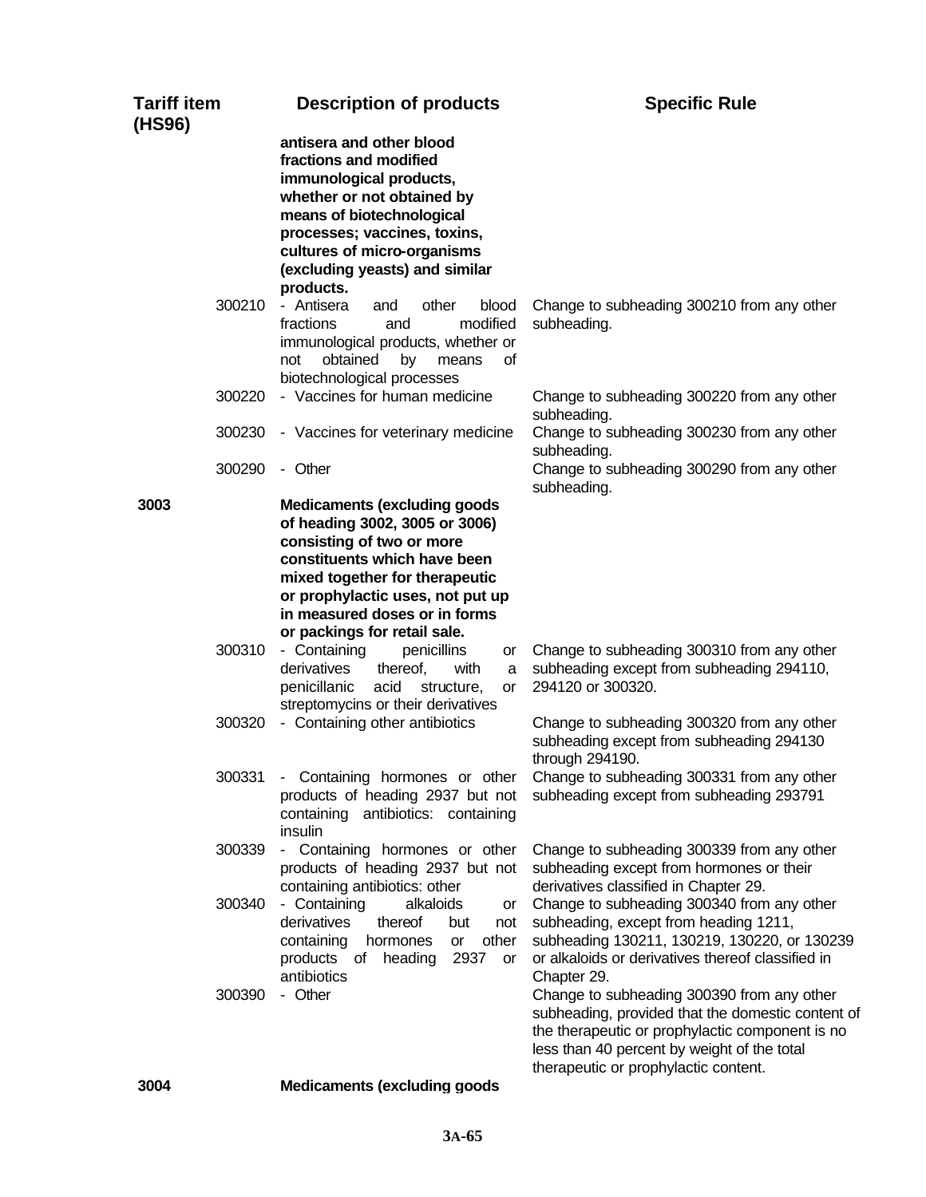| Tariff item (HS96) | | Description of products | Specific Rule |
|---|---|---|---|
| | | **antisera and other blood fractions and modified immunological products, whether or not obtained by means of biotechnological processes; vaccines, toxins, cultures of micro-organisms (excluding yeasts) and similar products.** | |
| | 300210 | - Antisera and other blood fractions and modified immunological products, whether or not obtained by means of biotechnological processes | Change to subheading 300210 from any other subheading. |
| | 300220 | - Vaccines for human medicine | Change to subheading 300220 from any other subheading. |
| | 300230 | - Vaccines for veterinary medicine | Change to subheading 300230 from any other subheading. |
| | 300290 | - Other | Change to subheading 300290 from any other subheading. |
| **3003** | | **Medicaments (excluding goods of heading 3002, 3005 or 3006) consisting of two or more constituents which have been mixed together for therapeutic or prophylactic uses, not put up in measured doses or in forms or packings for retail sale.** | |
| | 300310 | - Containing penicillins or derivatives thereof, with a penicillanic acid structure, or streptomycins or their derivatives | Change to subheading 300310 from any other subheading except from subheading 294110, 294120 or 300320. |
| | 300320 | - Containing other antibiotics | Change to subheading 300320 from any other subheading except from subheading 294130 through 294190. |
| | 300331 | - Containing hormones or other products of heading 2937 but not containing antibiotics: containing insulin | Change to subheading 300331 from any other subheading except from subheading 293791 |
| | 300339 | - Containing hormones or other products of heading 2937 but not containing antibiotics: other | Change to subheading 300339 from any other subheading except from hormones or their derivatives classified in Chapter 29. |
| | 300340 | - Containing alkaloids or derivatives thereof but not containing hormones or other products of heading 2937 or antibiotics | Change to subheading 300340 from any other subheading, except from heading 1211, subheading 130211, 130219, 130220, or 130239 or alkaloids or derivatives thereof classified in Chapter 29. |
| | 300390 | - Other | Change to subheading 300390 from any other subheading, provided that the domestic content of the therapeutic or prophylactic component is no less than 40 percent by weight of the total therapeutic or prophylactic content. |
| **3004** | | **Medicaments (excluding goods** | |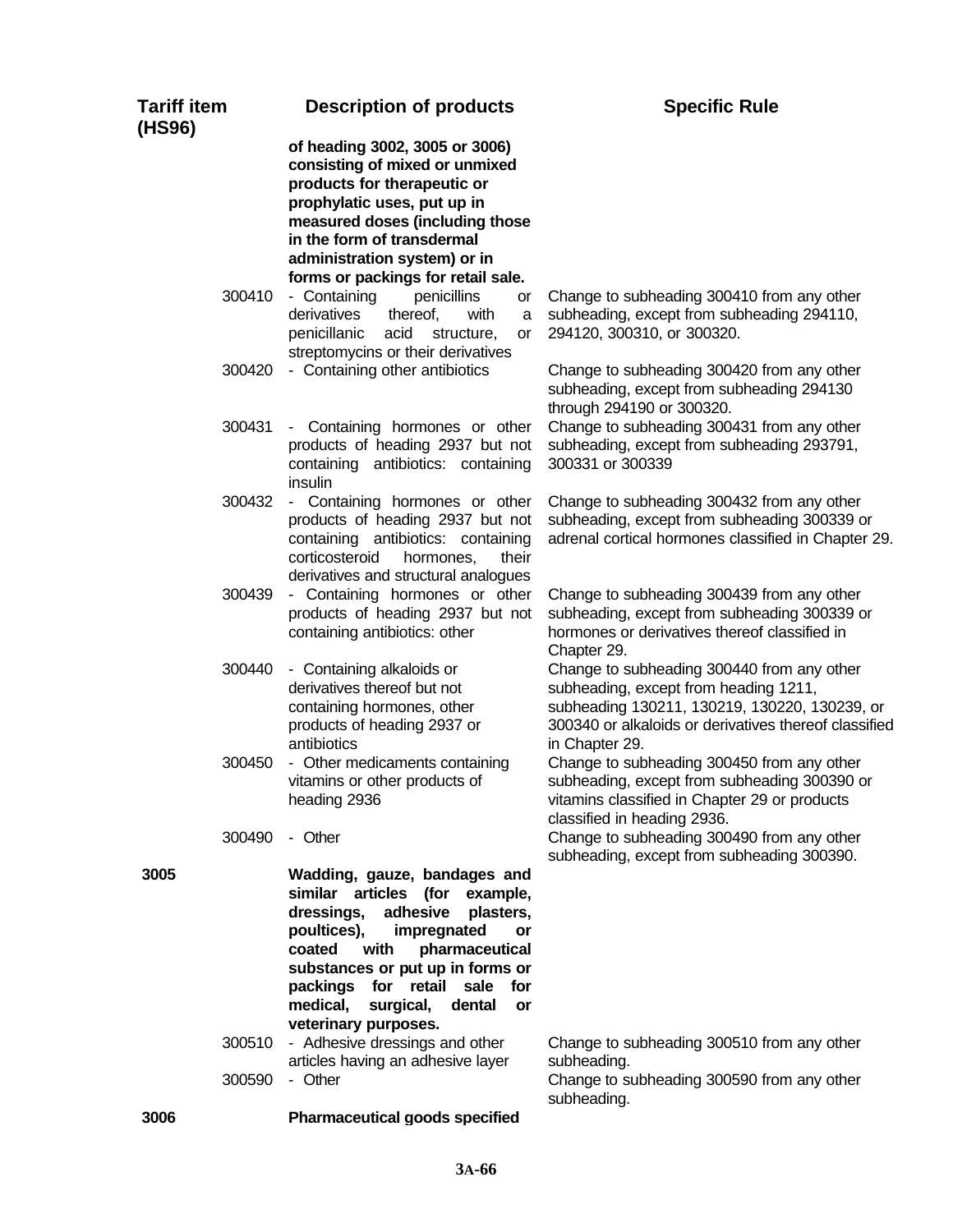| Tariff item (HS96) | Description of products | Specific Rule |
|---|---|---|
| | **of heading 3002, 3005 or 3006) consisting of mixed or unmixed products for therapeutic or prophylatic uses, put up in measured doses (including those in the form of transdermal administration system) or in forms or packings for retail sale.** | |
| 300410 | - Containing penicillins or derivatives thereof, with a penicillanic acid structure, or streptomycins or their derivatives | Change to subheading 300410 from any other subheading, except from subheading 294110, 294120, 300310, or 300320. |
| 300420 | - Containing other antibiotics | Change to subheading 300420 from any other subheading, except from subheading 294130 through 294190 or 300320. |
| 300431 | - Containing hormones or other products of heading 2937 but not containing antibiotics: containing insulin | Change to subheading 300431 from any other subheading, except from subheading 293791, 300331 or 300339 |
| 300432 | - Containing hormones or other products of heading 2937 but not containing antibiotics: containing corticosteroid hormones, their derivatives and structural analogues | Change to subheading 300432 from any other subheading, except from subheading 300339 or adrenal cortical hormones classified in Chapter 29. |
| 300439 | - Containing hormones or other products of heading 2937 but not containing antibiotics: other | Change to subheading 300439 from any other subheading, except from subheading 300339 or hormones or derivatives thereof classified in Chapter 29. |
| 300440 | - Containing alkaloids or derivatives thereof but not containing hormones, other products of heading 2937 or antibiotics | Change to subheading 300440 from any other subheading, except from heading 1211, subheading 130211, 130219, 130220, 130239, or 300340 or alkaloids or derivatives thereof classified in Chapter 29. |
| 300450 | - Other medicaments containing vitamins or other products of heading 2936 | Change to subheading 300450 from any other subheading, except from subheading 300390 or vitamins classified in Chapter 29 or products classified in heading 2936. |
| 300490 | - Other | Change to subheading 300490 from any other subheading, except from subheading 300390. |
| **3005** | **Wadding, gauze, bandages and similar articles (for example, dressings, adhesive plasters, poultices), impregnated or coated with pharmaceutical substances or put up in forms or packings for retail sale for medical, surgical, dental or veterinary purposes.** | |
| 300510 | - Adhesive dressings and other articles having an adhesive layer | Change to subheading 300510 from any other subheading. |
| 300590 | - Other | Change to subheading 300590 from any other subheading. |
| **3006** | **Pharmaceutical goods specified** | |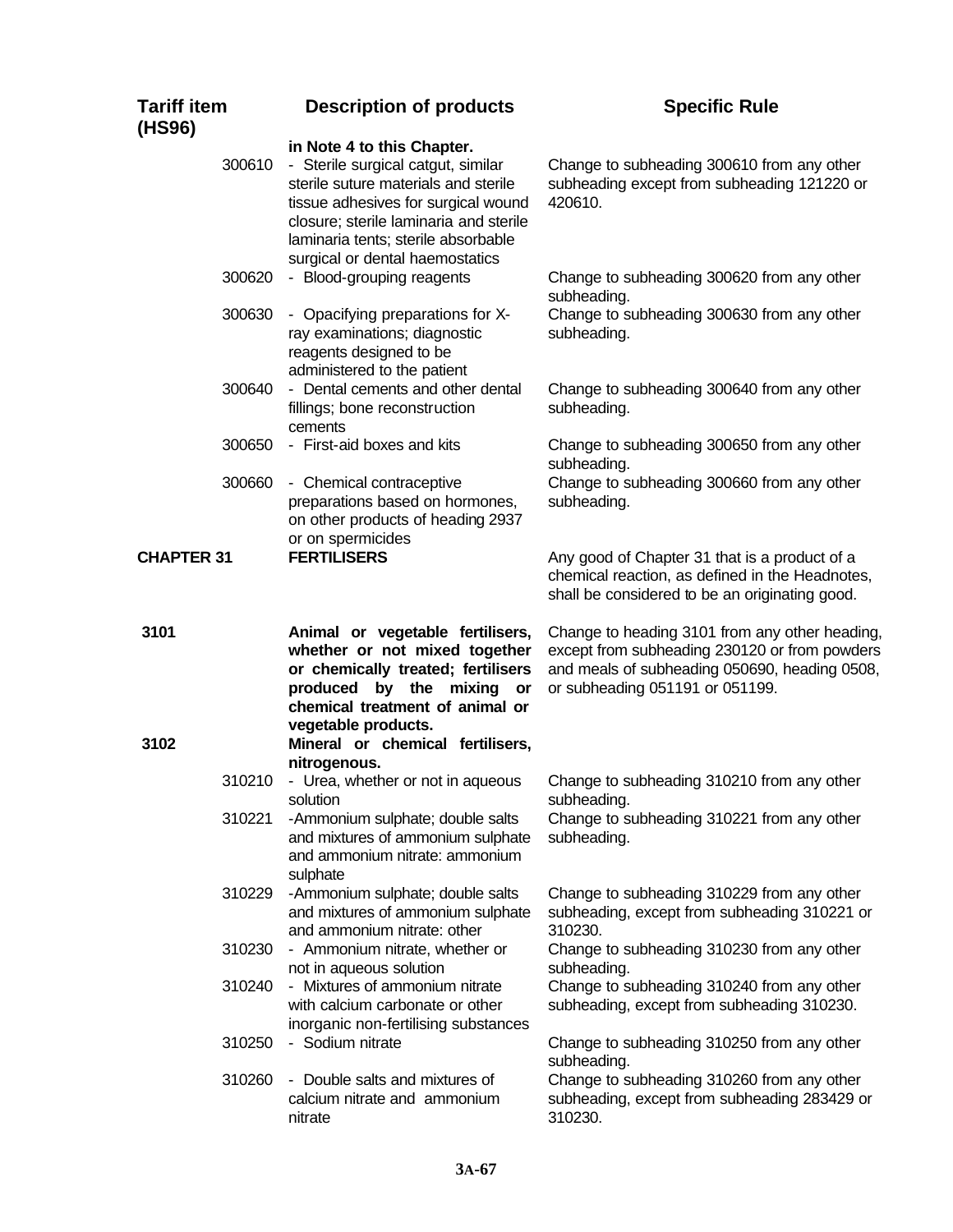| Tariff item (HS96) | Description of products | Specific Rule |
|---|---|---|
| | **in Note 4 to this Chapter.** | |
| 300610 | - Sterile surgical catgut, similar sterile suture materials and sterile tissue adhesives for surgical wound closure; sterile laminaria and sterile laminaria tents; sterile absorbable surgical or dental haemostatics | Change to subheading 300610 from any other subheading except from subheading 121220 or 420610. |
| 300620 | - Blood-grouping reagents | Change to subheading 300620 from any other subheading. |
| 300630 | - Opacifying preparations for X-ray examinations; diagnostic reagents designed to be administered to the patient | Change to subheading 300630 from any other subheading. |
| 300640 | - Dental cements and other dental fillings; bone reconstruction cements | Change to subheading 300640 from any other subheading. |
| 300650 | - First-aid boxes and kits | Change to subheading 300650 from any other subheading. |
| 300660 | - Chemical contraceptive preparations based on hormones, on other products of heading 2937 or on spermicides | Change to subheading 300660 from any other subheading. |
| **CHAPTER 31** | **FERTILISERS** | Any good of Chapter 31 that is a product of a chemical reaction, as defined in the Headnotes, shall be considered to be an originating good. |
| **3101** | **Animal or vegetable fertilisers, whether or not mixed together or chemically treated; fertilisers produced by the mixing or chemical treatment of animal or vegetable products.** | Change to heading 3101 from any other heading, except from subheading 230120 or from powders and meals of subheading 050690, heading 0508, or subheading 051191 or 051199. |
| **3102** | **Mineral or chemical fertilisers, nitrogenous.** | |
| 310210 | - Urea, whether or not in aqueous solution | Change to subheading 310210 from any other subheading. |
| 310221 | -Ammonium sulphate; double salts and mixtures of ammonium sulphate and ammonium nitrate: ammonium sulphate | Change to subheading 310221 from any other subheading. |
| 310229 | -Ammonium sulphate; double salts and mixtures of ammonium sulphate and ammonium nitrate: other | Change to subheading 310229 from any other subheading, except from subheading 310221 or 310230. |
| 310230 | - Ammonium nitrate, whether or not in aqueous solution | Change to subheading 310230 from any other subheading. |
| 310240 | - Mixtures of ammonium nitrate with calcium carbonate or other inorganic non-fertilising substances | Change to subheading 310240 from any other subheading, except from subheading 310230. |
| 310250 | - Sodium nitrate | Change to subheading 310250 from any other subheading. |
| 310260 | - Double salts and mixtures of calcium nitrate and ammonium nitrate | Change to subheading 310260 from any other subheading, except from subheading 283429 or 310230. |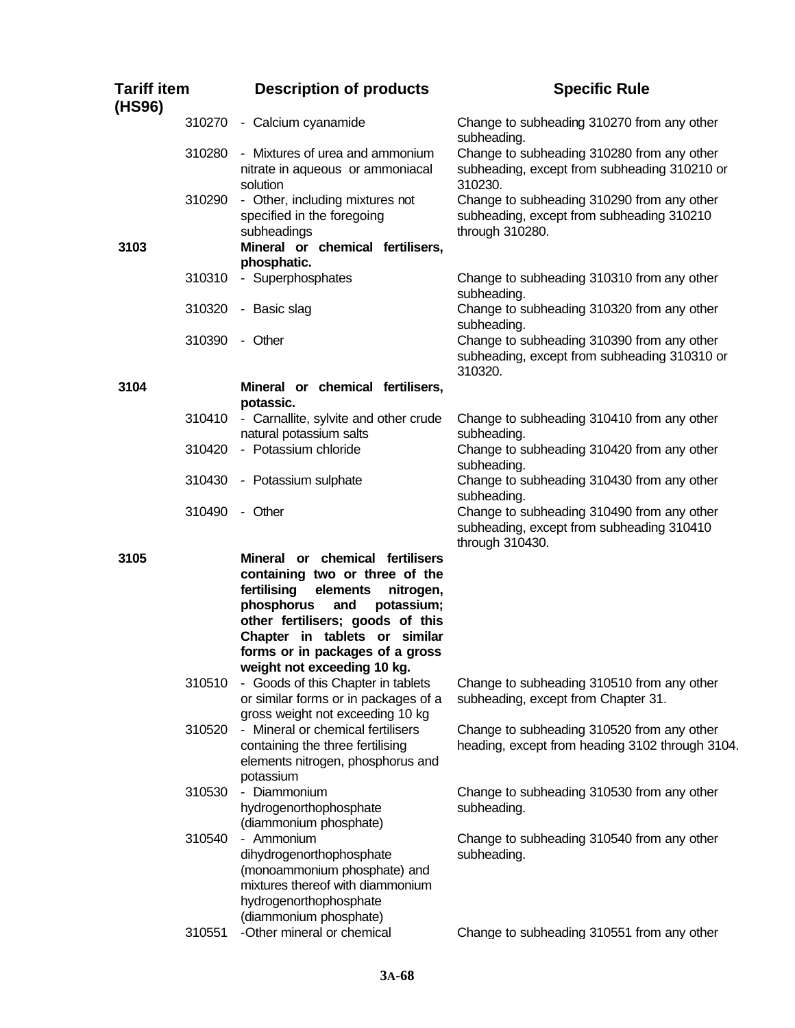| Tariff item (HS96) | | Description of products | Specific Rule |
|---|---|---|---|
| | 310270 | - Calcium cyanamide | Change to subheading 310270 from any other subheading. |
| | 310280 | - Mixtures of urea and ammonium nitrate in aqueous or ammoniacal solution | Change to subheading 310280 from any other subheading, except from subheading 310210 or 310230. |
| | 310290 | - Other, including mixtures not specified in the foregoing subheadings | Change to subheading 310290 from any other subheading, except from subheading 310210 through 310280. |
| **3103** | | **Mineral or chemical fertilisers, phosphatic.** | |
| | 310310 | - Superphosphates | Change to subheading 310310 from any other subheading. |
| | 310320 | - Basic slag | Change to subheading 310320 from any other subheading. |
| | 310390 | - Other | Change to subheading 310390 from any other subheading, except from subheading 310310 or 310320. |
| **3104** | | **Mineral or chemical fertilisers, potassic.** | |
| | 310410 | - Carnallite, sylvite and other crude natural potassium salts | Change to subheading 310410 from any other subheading. |
| | 310420 | - Potassium chloride | Change to subheading 310420 from any other subheading. |
| | 310430 | - Potassium sulphate | Change to subheading 310430 from any other subheading. |
| | 310490 | - Other | Change to subheading 310490 from any other subheading, except from subheading 310410 through 310430. |
| **3105** | | **Mineral or chemical fertilisers containing two or three of the fertilising elements nitrogen, phosphorus and potassium; other fertilisers; goods of this Chapter in tablets or similar forms or in packages of a gross weight not exceeding 10 kg.** | |
| | 310510 | - Goods of this Chapter in tablets or similar forms or in packages of a gross weight not exceeding 10 kg | Change to subheading 310510 from any other subheading, except from Chapter 31. |
| | 310520 | - Mineral or chemical fertilisers containing the three fertilising elements nitrogen, phosphorus and potassium | Change to subheading 310520 from any other heading, except from heading 3102 through 3104. |
| | 310530 | - Diammonium hydrogenorthophosphate (diammonium phosphate) | Change to subheading 310530 from any other subheading. |
| | 310540 | - Ammonium dihydrogenorthophosphate (monoammonium phosphate) and mixtures thereof with diammonium hydrogenorthophosphate (diammonium phosphate) | Change to subheading 310540 from any other subheading. |
| | 310551 | -Other mineral or chemical | Change to subheading 310551 from any other |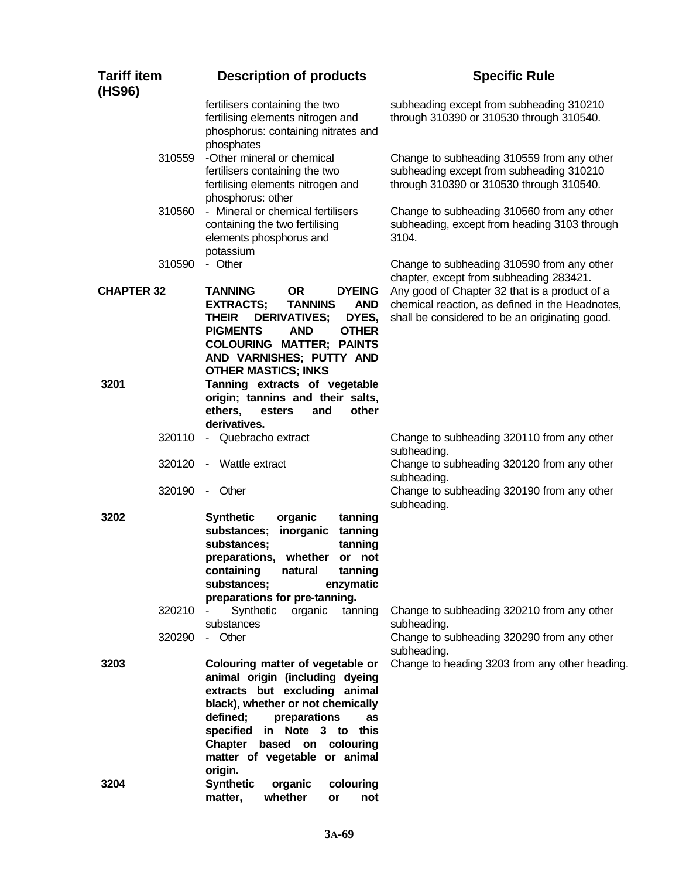| Tariff item (HS96) | | Description of products | Specific Rule |
|---|---|---|---|
| | | fertilisers containing the two fertilising elements nitrogen and phosphorus: containing nitrates and phosphates | subheading except from subheading 310210 through 310390 or 310530 through 310540. |
| | 310559 | -Other mineral or chemical fertilisers containing the two fertilising elements nitrogen and phosphorus: other | Change to subheading 310559 from any other subheading except from subheading 310210 through 310390 or 310530 through 310540. |
| | 310560 | - Mineral or chemical fertilisers containing the two fertilising elements phosphorus and potassium | Change to subheading 310560 from any other subheading, except from heading 3103 through 3104. |
| | 310590 | - Other | Change to subheading 310590 from any other chapter, except from subheading 283421. |
| **CHAPTER 32** | | **TANNING OR DYEING EXTRACTS; TANNINS AND THEIR DERIVATIVES; DYES, PIGMENTS AND OTHER COLOURING MATTER; PAINTS AND VARNISHES; PUTTY AND OTHER MASTICS; INKS** | Any good of Chapter 32 that is a product of a chemical reaction, as defined in the Headnotes, shall be considered to be an originating good. |
| **3201** | | **Tanning extracts of vegetable origin; tannins and their salts, ethers, esters and other derivatives.** | |
| | 320110 | - Quebracho extract | Change to subheading 320110 from any other subheading. |
| | 320120 | - Wattle extract | Change to subheading 320120 from any other subheading. |
| | 320190 | - Other | Change to subheading 320190 from any other subheading. |
| **3202** | | **Synthetic organic tanning substances; inorganic tanning substances; tanning preparations, whether or not containing natural tanning substances; enzymatic preparations for pre-tanning.** | |
| | 320210 | - Synthetic organic tanning substances | Change to subheading 320210 from any other subheading. |
| | 320290 | - Other | Change to subheading 320290 from any other subheading. |
| **3203** | | **Colouring matter of vegetable or animal origin (including dyeing extracts but excluding animal black), whether or not chemically defined; preparations as specified in Note 3 to this Chapter based on colouring matter of vegetable or animal origin.** | Change to heading 3203 from any other heading. |
| **3204** | | **Synthetic organic colouring matter, whether or not** | |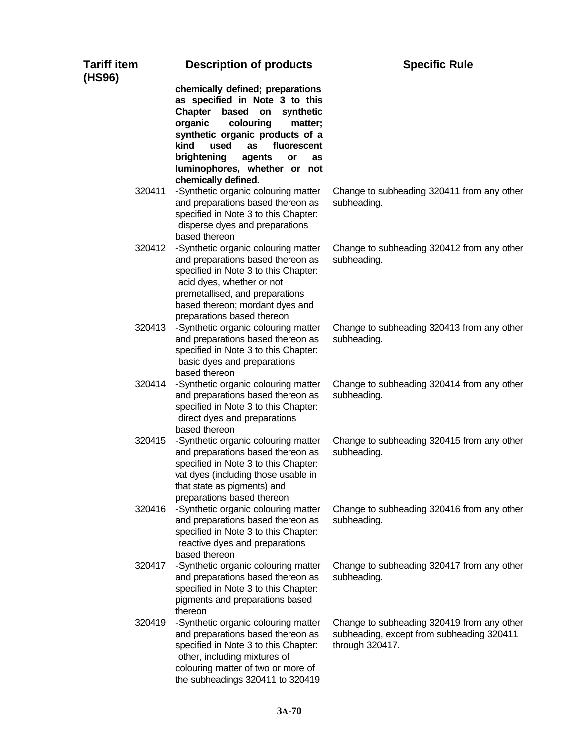| Tariff item (HS96) | Description of products | Specific Rule |
|---|---|---|
| | **chemically defined; preparations as specified in Note 3 to this Chapter based on synthetic organic colouring matter; synthetic organic products of a kind used as fluorescent brightening agents or as luminophores, whether or not chemically defined.** | |
| 320411 | -Synthetic organic colouring matter and preparations based thereon as specified in Note 3 to this Chapter: disperse dyes and preparations based thereon | Change to subheading 320411 from any other subheading. |
| 320412 | -Synthetic organic colouring matter and preparations based thereon as specified in Note 3 to this Chapter: acid dyes, whether or not premetallised, and preparations based thereon; mordant dyes and preparations based thereon | Change to subheading 320412 from any other subheading. |
| 320413 | -Synthetic organic colouring matter and preparations based thereon as specified in Note 3 to this Chapter: basic dyes and preparations based thereon | Change to subheading 320413 from any other subheading. |
| 320414 | -Synthetic organic colouring matter and preparations based thereon as specified in Note 3 to this Chapter: direct dyes and preparations based thereon | Change to subheading 320414 from any other subheading. |
| 320415 | -Synthetic organic colouring matter and preparations based thereon as specified in Note 3 to this Chapter: vat dyes (including those usable in that state as pigments) and preparations based thereon | Change to subheading 320415 from any other subheading. |
| 320416 | -Synthetic organic colouring matter and preparations based thereon as specified in Note 3 to this Chapter: reactive dyes and preparations based thereon | Change to subheading 320416 from any other subheading. |
| 320417 | -Synthetic organic colouring matter and preparations based thereon as specified in Note 3 to this Chapter: pigments and preparations based thereon | Change to subheading 320417 from any other subheading. |
| 320419 | -Synthetic organic colouring matter and preparations based thereon as specified in Note 3 to this Chapter: other, including mixtures of colouring matter of two or more of the subheadings 320411 to 320419 | Change to subheading 320419 from any other subheading, except from subheading 320411 through 320417. |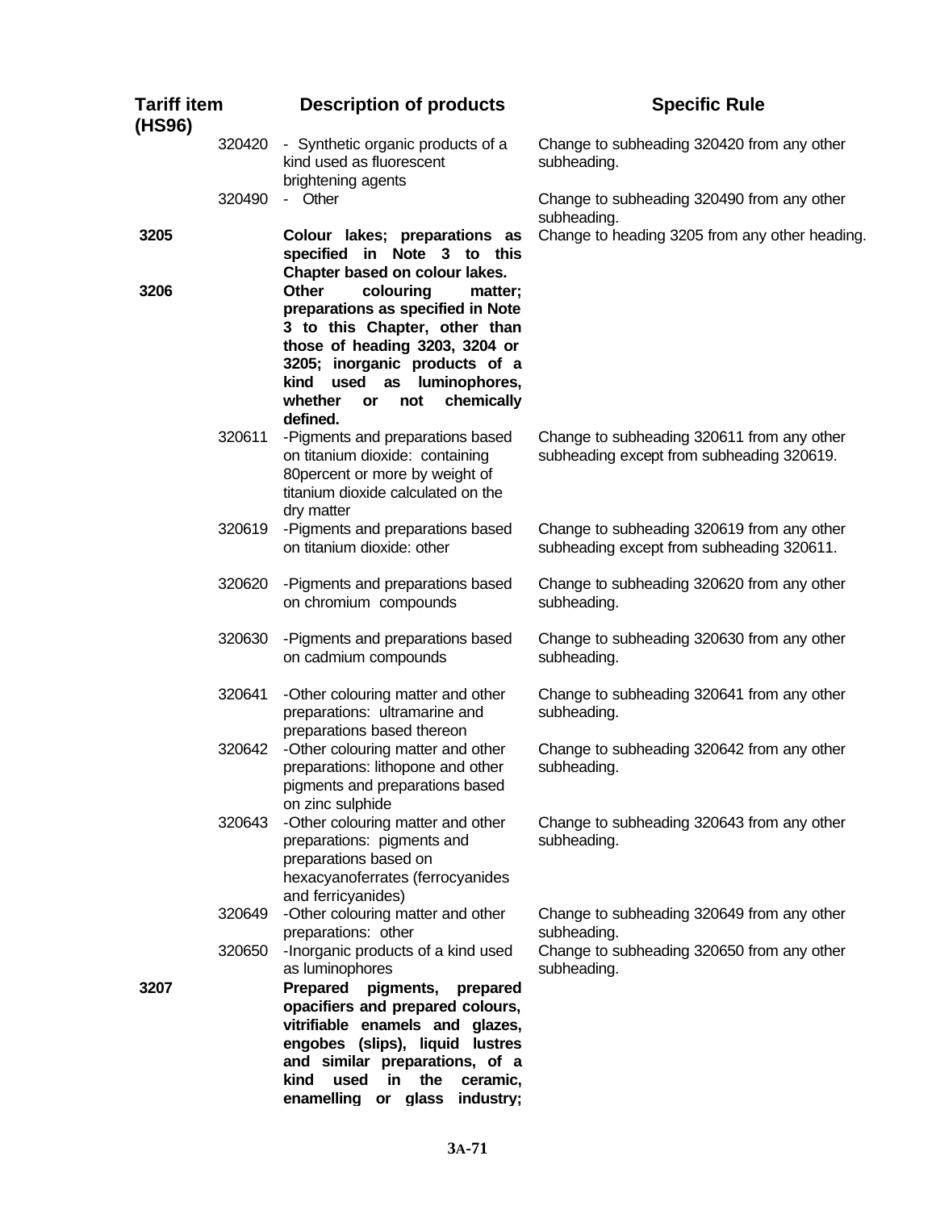| Tariff item (HS96) | | Description of products | Specific Rule |
|---|---|---|---|
| | 320420 | - Synthetic organic products of a kind used as fluorescent brightening agents | Change to subheading 320420 from any other subheading. |
| | 320490 | - Other | Change to subheading 320490 from any other subheading. |
| **3205** | | **Colour lakes; preparations as specified in Note 3 to this Chapter based on colour lakes.** | Change to heading 3205 from any other heading. |
| **3206** | | **Other colouring matter; preparations as specified in Note 3 to this Chapter, other than those of heading 3203, 3204 or 3205; inorganic products of a kind used as luminophores, whether or not chemically defined.** | |
| | 320611 | -Pigments and preparations based on titanium dioxide: containing 80percent or more by weight of titanium dioxide calculated on the dry matter | Change to subheading 320611 from any other subheading except from subheading 320619. |
| | 320619 | -Pigments and preparations based on titanium dioxide: other | Change to subheading 320619 from any other subheading except from subheading 320611. |
| | 320620 | -Pigments and preparations based on chromium compounds | Change to subheading 320620 from any other subheading. |
| | 320630 | -Pigments and preparations based on cadmium compounds | Change to subheading 320630 from any other subheading. |
| | 320641 | -Other colouring matter and other preparations: ultramarine and preparations based thereon | Change to subheading 320641 from any other subheading. |
| | 320642 | -Other colouring matter and other preparations: lithopone and other pigments and preparations based on zinc sulphide | Change to subheading 320642 from any other subheading. |
| | 320643 | -Other colouring matter and other preparations: pigments and preparations based on hexacyanoferrates (ferrocyanides and ferricyanides) | Change to subheading 320643 from any other subheading. |
| | 320649 | -Other colouring matter and other preparations: other | Change to subheading 320649 from any other subheading. |
| | 320650 | -Inorganic products of a kind used as luminophores | Change to subheading 320650 from any other subheading. |
| **3207** | | **Prepared pigments, prepared opacifiers and prepared colours, vitrifiable enamels and glazes, engobes (slips), liquid lustres and similar preparations, of a kind used in the ceramic, enamelling or glass industry;** | |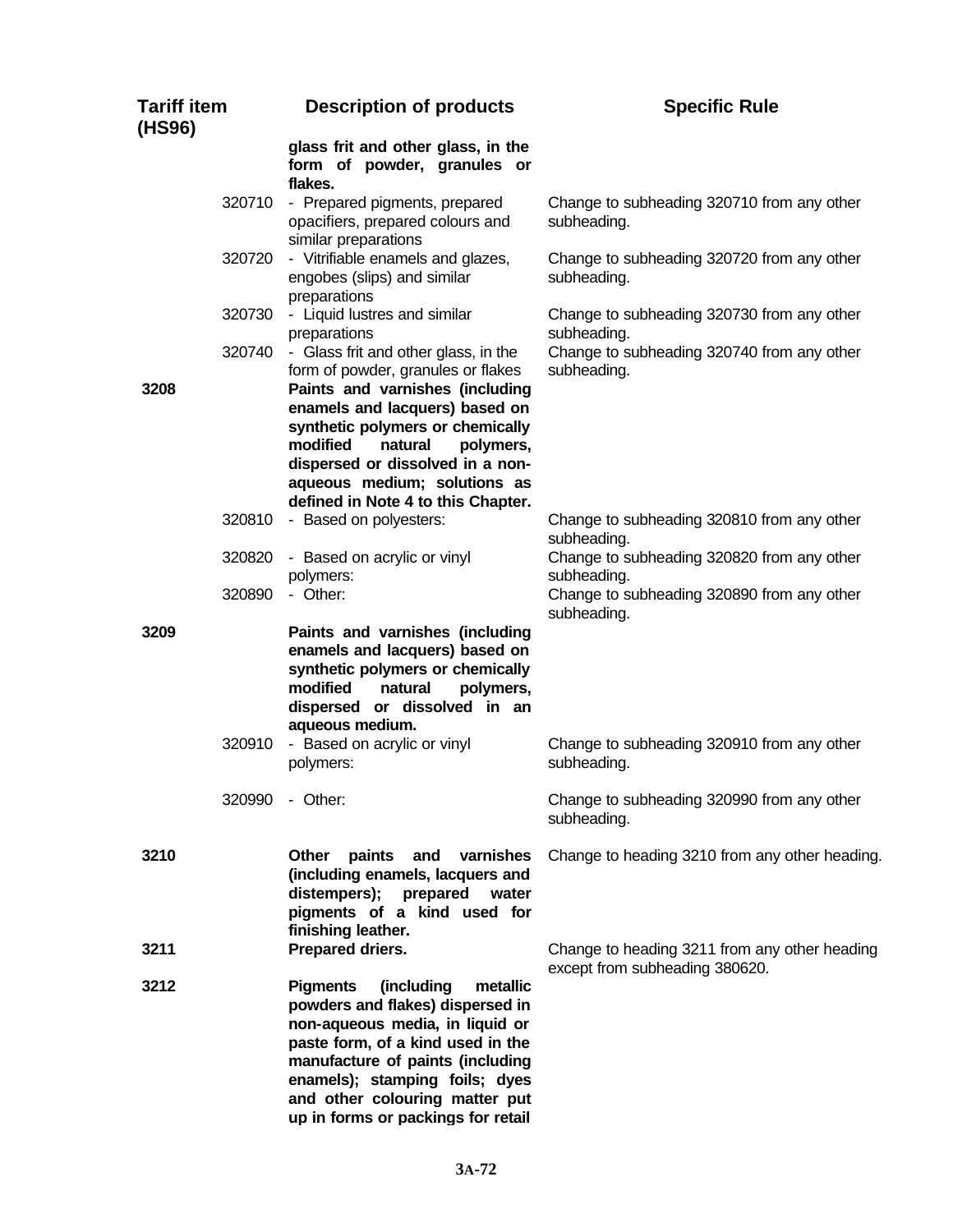| Tariff item (HS96) | | Description of products | Specific Rule |
|---|---|---|---|
| | | **glass frit and other glass, in the form of powder, granules or flakes.** | |
| | 320710 | - Prepared pigments, prepared opacifiers, prepared colours and similar preparations | Change to subheading 320710 from any other subheading. |
| | 320720 | - Vitrifiable enamels and glazes, engobes (slips) and similar preparations | Change to subheading 320720 from any other subheading. |
| | 320730 | - Liquid lustres and similar preparations | Change to subheading 320730 from any other subheading. |
| | 320740 | - Glass frit and other glass, in the form of powder, granules or flakes | Change to subheading 320740 from any other subheading. |
| **3208** | | **Paints and varnishes (including enamels and lacquers) based on synthetic polymers or chemically modified natural polymers, dispersed or dissolved in a non-aqueous medium; solutions as defined in Note 4 to this Chapter.** | |
| | 320810 | - Based on polyesters: | Change to subheading 320810 from any other subheading. |
| | 320820 | - Based on acrylic or vinyl polymers: | Change to subheading 320820 from any other subheading. |
| | 320890 | - Other: | Change to subheading 320890 from any other subheading. |
| **3209** | | **Paints and varnishes (including enamels and lacquers) based on synthetic polymers or chemically modified natural polymers, dispersed or dissolved in an aqueous medium.** | |
| | 320910 | - Based on acrylic or vinyl polymers: | Change to subheading 320910 from any other subheading. |
| | 320990 | - Other: | Change to subheading 320990 from any other subheading. |
| **3210** | | **Other paints and varnishes (including enamels, lacquers and distempers); prepared water pigments of a kind used for finishing leather.** | Change to heading 3210 from any other heading. |
| **3211** | | **Prepared driers.** | Change to heading 3211 from any other heading except from subheading 380620. |
| **3212** | | **Pigments (including metallic powders and flakes) dispersed in non-aqueous media, in liquid or paste form, of a kind used in the manufacture of paints (including enamels); stamping foils; dyes and other colouring matter put up in forms or packings for retail** | |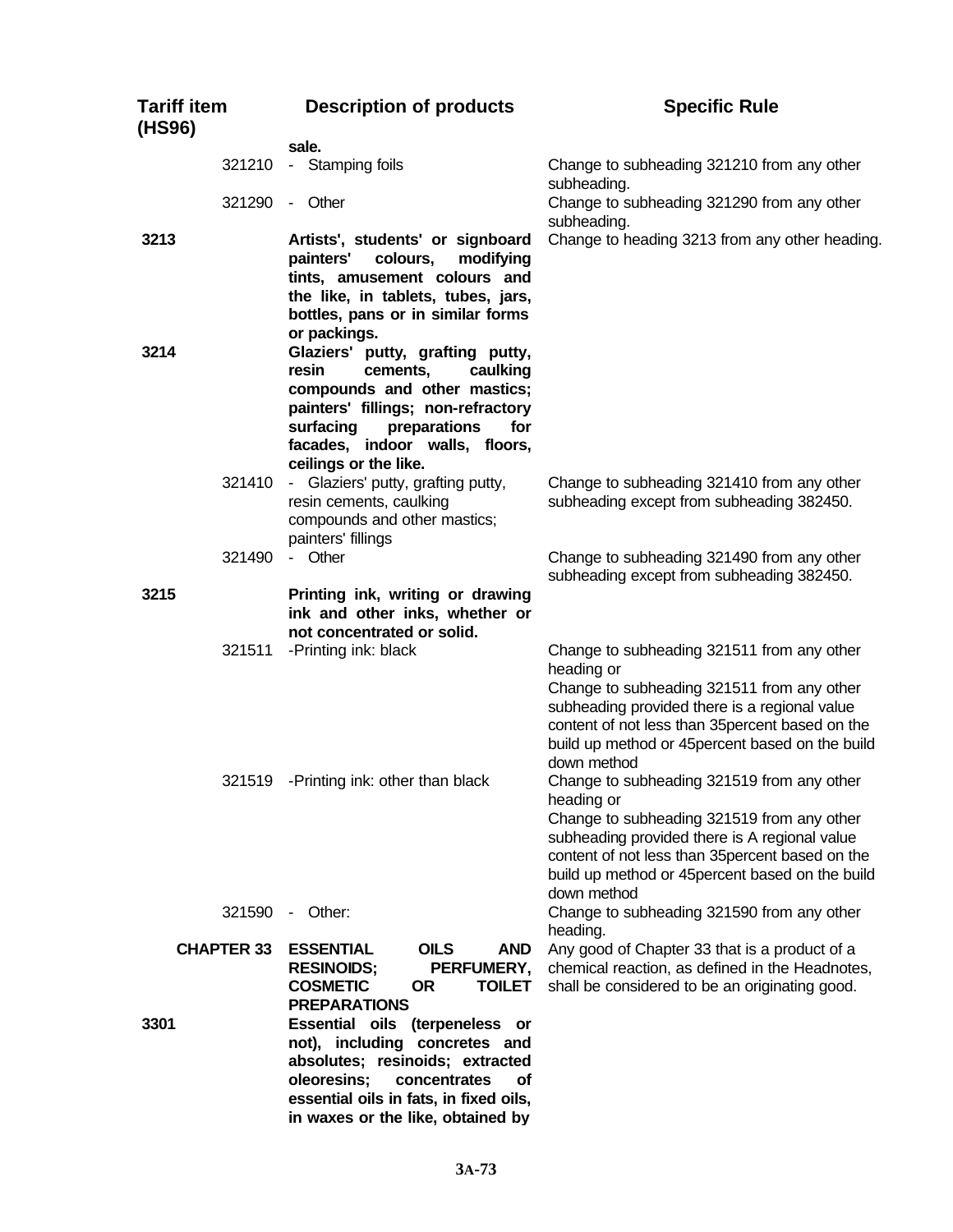| Tariff item (HS96) | | Description of products | Specific Rule |
|---|---|---|---|
| | | **sale.** | |
| | 321210 | - Stamping foils | Change to subheading 321210 from any other subheading. |
| | 321290 | - Other | Change to subheading 321290 from any other subheading. |
| **3213** | | **Artists', students' or signboard painters' colours, modifying tints, amusement colours and the like, in tablets, tubes, jars, bottles, pans or in similar forms or packings.** | Change to heading 3213 from any other heading. |
| **3214** | | **Glaziers' putty, grafting putty, resin cements, caulking compounds and other mastics; painters' fillings; non-refractory surfacing preparations for facades, indoor walls, floors, ceilings or the like.** | |
| | 321410 | - Glaziers' putty, grafting putty, resin cements, caulking compounds and other mastics; painters' fillings | Change to subheading 321410 from any other subheading except from subheading 382450. |
| | 321490 | - Other | Change to subheading 321490 from any other subheading except from subheading 382450. |
| **3215** | | **Printing ink, writing or drawing ink and other inks, whether or not concentrated or solid.** | |
| | 321511 | -Printing ink: black | Change to subheading 321511 from any other heading or<br>Change to subheading 321511 from any other subheading provided there is a regional value content of not less than 35percent based on the build up method or 45percent based on the build down method |
| | 321519 | -Printing ink: other than black | Change to subheading 321519 from any other heading or<br>Change to subheading 321519 from any other subheading provided there is A regional value content of not less than 35percent based on the build up method or 45percent based on the build down method |
| | 321590 | - Other: | Change to subheading 321590 from any other heading. |
| | **CHAPTER 33** | **ESSENTIAL OILS AND RESINOIDS; PERFUMERY, COSMETIC OR TOILET PREPARATIONS** | Any good of Chapter 33 that is a product of a chemical reaction, as defined in the Headnotes, shall be considered to be an originating good. |
| **3301** | | **Essential oils (terpeneless or not), including concretes and absolutes; resinoids; extracted oleoresins; concentrates of essential oils in fats, in fixed oils, in waxes or the like, obtained by** | |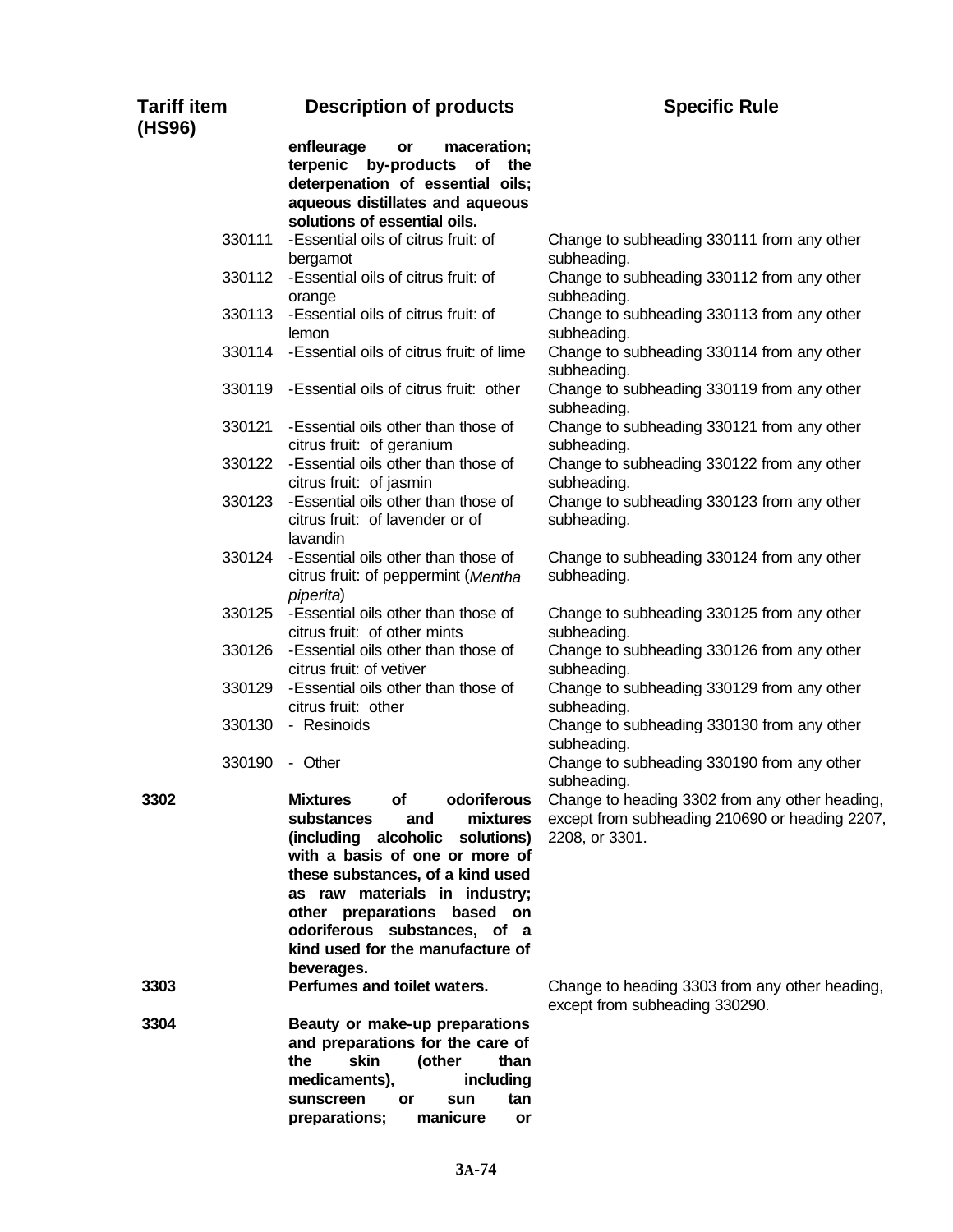| Tariff item (HS96) | | Description of products | Specific Rule |
|---|---|---|---|
| | | **enfleurage or maceration; terpenic by-products of the deterpenation of essential oils; aqueous distillates and aqueous solutions of essential oils.** | |
| | 330111 | -Essential oils of citrus fruit: of bergamot | Change to subheading 330111 from any other subheading. |
| | 330112 | -Essential oils of citrus fruit: of orange | Change to subheading 330112 from any other subheading. |
| | 330113 | -Essential oils of citrus fruit: of lemon | Change to subheading 330113 from any other subheading. |
| | 330114 | -Essential oils of citrus fruit: of lime | Change to subheading 330114 from any other subheading. |
| | 330119 | -Essential oils of citrus fruit: other | Change to subheading 330119 from any other subheading. |
| | 330121 | -Essential oils other than those of citrus fruit: of geranium | Change to subheading 330121 from any other subheading. |
| | 330122 | -Essential oils other than those of citrus fruit: of jasmin | Change to subheading 330122 from any other subheading. |
| | 330123 | -Essential oils other than those of citrus fruit: of lavender or of lavandin | Change to subheading 330123 from any other subheading. |
| | 330124 | -Essential oils other than those of citrus fruit: of peppermint (*Mentha piperita*) | Change to subheading 330124 from any other subheading. |
| | 330125 | -Essential oils other than those of citrus fruit: of other mints | Change to subheading 330125 from any other subheading. |
| | 330126 | -Essential oils other than those of citrus fruit: of vetiver | Change to subheading 330126 from any other subheading. |
| | 330129 | -Essential oils other than those of citrus fruit: other | Change to subheading 330129 from any other subheading. |
| | 330130 | - Resinoids | Change to subheading 330130 from any other subheading. |
| | 330190 | - Other | Change to subheading 330190 from any other subheading. |
| **3302** | | **Mixtures of odoriferous substances and mixtures (including alcoholic solutions) with a basis of one or more of these substances, of a kind used as raw materials in industry; other preparations based on odoriferous substances, of a kind used for the manufacture of beverages.** | Change to heading 3302 from any other heading, except from subheading 210690 or heading 2207, 2208, or 3301. |
| **3303** | | **Perfumes and toilet waters.** | Change to heading 3303 from any other heading, except from subheading 330290. |
| **3304** | | **Beauty or make-up preparations and preparations for the care of the skin (other than medicaments), including sunscreen or sun tan preparations; manicure or** | |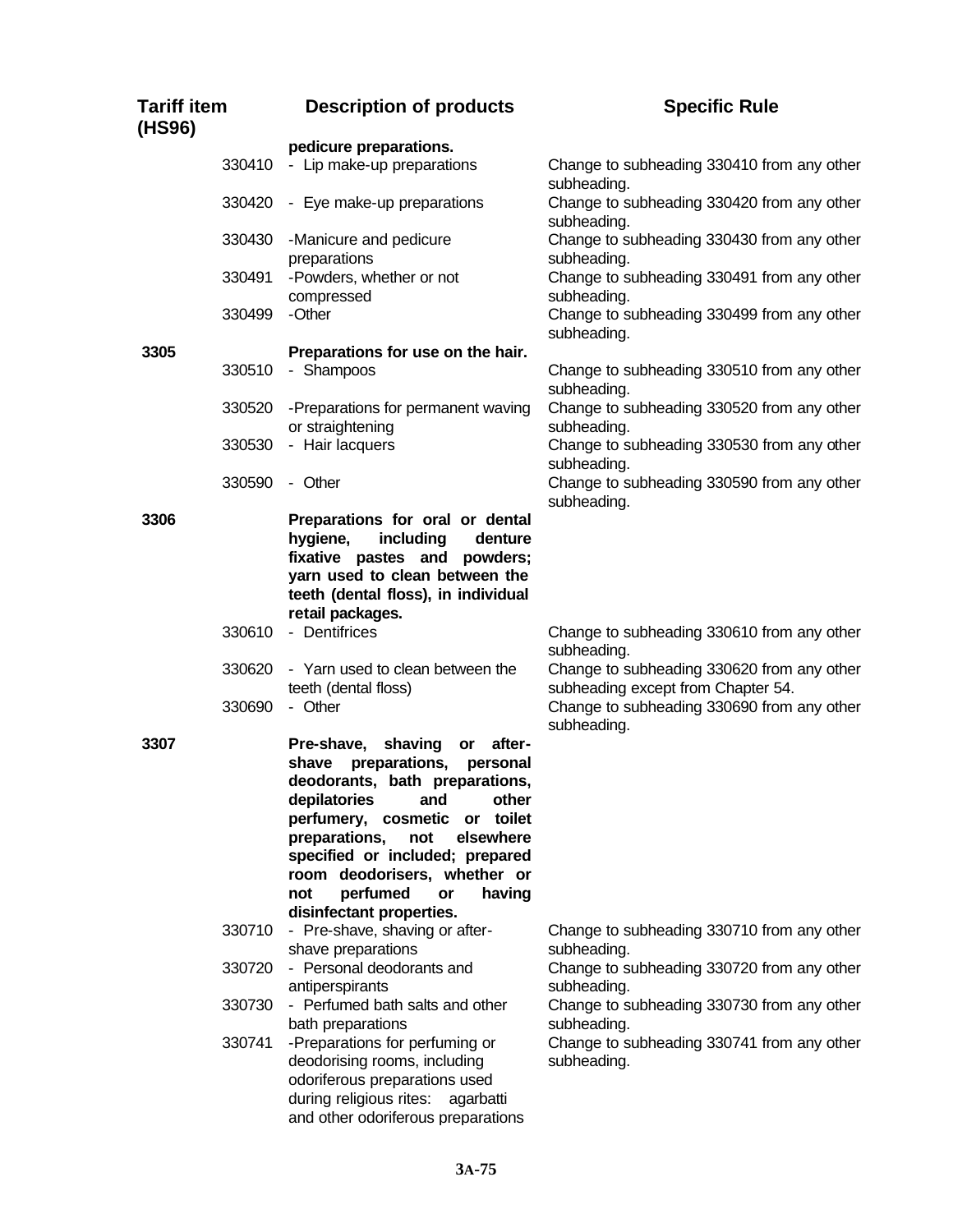| Tariff item (HS96) | | Description of products | Specific Rule |
|---|---|---|---|
| | | **pedicure preparations.** | |
| | 330410 | - Lip make-up preparations | Change to subheading 330410 from any other subheading. |
| | 330420 | - Eye make-up preparations | Change to subheading 330420 from any other subheading. |
| | 330430 | -Manicure and pedicure preparations | Change to subheading 330430 from any other subheading. |
| | 330491 | -Powders, whether or not compressed | Change to subheading 330491 from any other subheading. |
| | 330499 | -Other | Change to subheading 330499 from any other subheading. |
| **3305** | | **Preparations for use on the hair.** | |
| | 330510 | - Shampoos | Change to subheading 330510 from any other subheading. |
| | 330520 | -Preparations for permanent waving or straightening | Change to subheading 330520 from any other subheading. |
| | 330530 | - Hair lacquers | Change to subheading 330530 from any other subheading. |
| | 330590 | - Other | Change to subheading 330590 from any other subheading. |
| **3306** | | **Preparations for oral or dental hygiene, including denture fixative pastes and powders; yarn used to clean between the teeth (dental floss), in individual retail packages.** | |
| | 330610 | - Dentifrices | Change to subheading 330610 from any other subheading. |
| | 330620 | - Yarn used to clean between the teeth (dental floss) | Change to subheading 330620 from any other subheading except from Chapter 54. |
| | 330690 | - Other | Change to subheading 330690 from any other subheading. |
| **3307** | | **Pre-shave, shaving or after-shave preparations, personal deodorants, bath preparations, depilatories and other perfumery, cosmetic or toilet preparations, not elsewhere specified or included; prepared room deodorisers, whether or not perfumed or having disinfectant properties.** | |
| | 330710 | - Pre-shave, shaving or after-shave preparations | Change to subheading 330710 from any other subheading. |
| | 330720 | - Personal deodorants and antiperspirants | Change to subheading 330720 from any other subheading. |
| | 330730 | - Perfumed bath salts and other bath preparations | Change to subheading 330730 from any other subheading. |
| | 330741 | -Preparations for perfuming or deodorising rooms, including odoriferous preparations used during religious rites: agarbatti and other odoriferous preparations | Change to subheading 330741 from any other subheading. |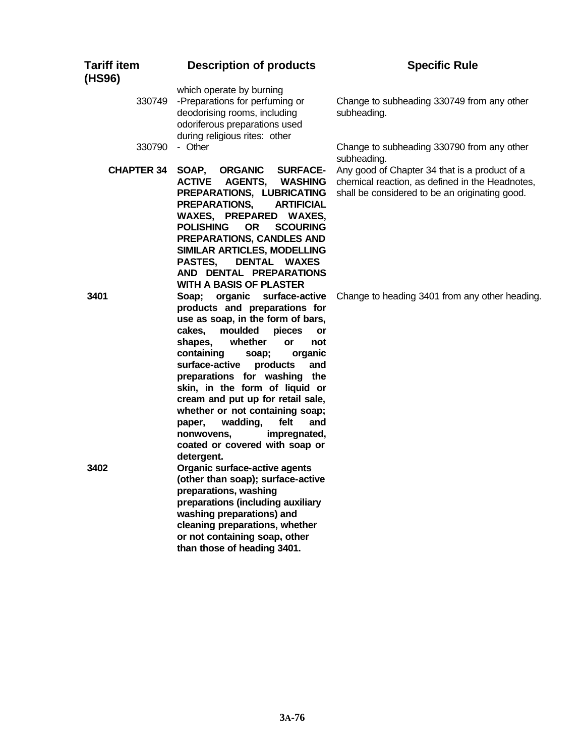| Tariff item (HS96) | Description of products | Specific Rule |
|---|---|---|
| | which operate by burning | |
| 330749 | -Preparations for perfuming or deodorising rooms, including odoriferous preparations used during religious rites: other | Change to subheading 330749 from any other subheading. |
| 330790 | - Other | Change to subheading 330790 from any other subheading. |
| **CHAPTER 34** | **SOAP, ORGANIC SURFACE-ACTIVE AGENTS, WASHING PREPARATIONS, LUBRICATING PREPARATIONS, ARTIFICIAL WAXES, PREPARED WAXES, POLISHING OR SCOURING PREPARATIONS, CANDLES AND SIMILAR ARTICLES, MODELLING PASTES, DENTAL WAXES AND DENTAL PREPARATIONS WITH A BASIS OF PLASTER** | Any good of Chapter 34 that is a product of a chemical reaction, as defined in the Headnotes, shall be considered to be an originating good. |
| **3401** | **Soap; organic surface-active products and preparations for use as soap, in the form of bars, cakes, moulded pieces or shapes, whether or not containing soap; organic surface-active products and preparations for washing the skin, in the form of liquid or cream and put up for retail sale, whether or not containing soap; paper, wadding, felt and nonwovens, impregnated, coated or covered with soap or detergent.** | Change to heading 3401 from any other heading. |
| **3402** | **Organic surface-active agents (other than soap); surface-active preparations, washing preparations (including auxiliary washing preparations) and cleaning preparations, whether or not containing soap, other than those of heading 3401.** | |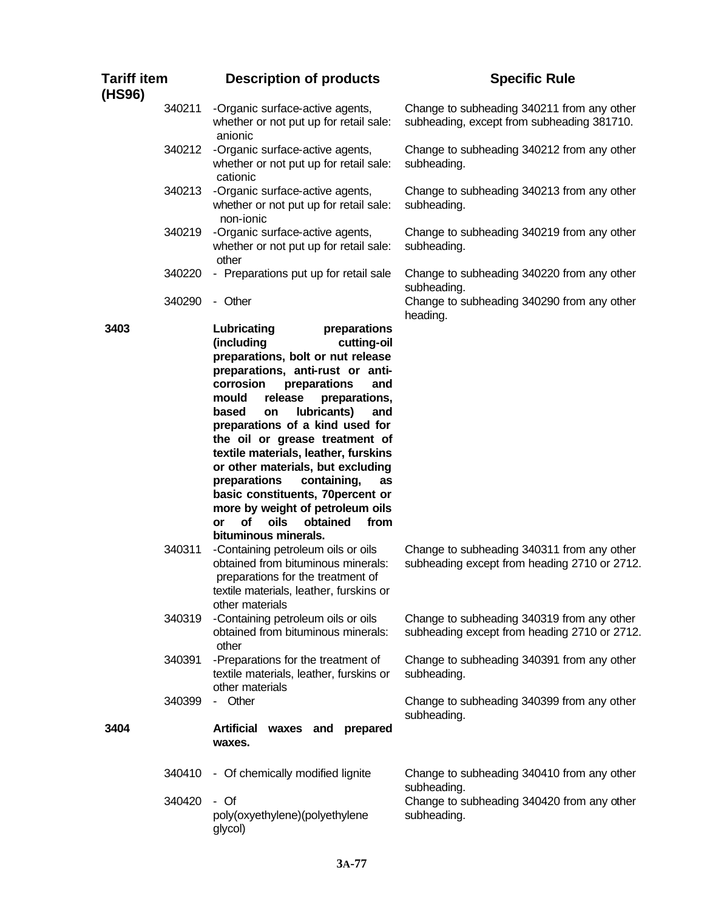| Tariff item (HS96) | | Description of products | Specific Rule |
|---|---|---|---|
| | 340211 | -Organic surface-active agents, whether or not put up for retail sale: anionic | Change to subheading 340211 from any other subheading, except from subheading 381710. |
| | 340212 | -Organic surface-active agents, whether or not put up for retail sale: cationic | Change to subheading 340212 from any other subheading. |
| | 340213 | -Organic surface-active agents, whether or not put up for retail sale: non-ionic | Change to subheading 340213 from any other subheading. |
| | 340219 | -Organic surface-active agents, whether or not put up for retail sale: other | Change to subheading 340219 from any other subheading. |
| | 340220 | - Preparations put up for retail sale | Change to subheading 340220 from any other subheading. |
| | 340290 | - Other | Change to subheading 340290 from any other heading. |
| **3403** | | **Lubricating preparations (including cutting-oil preparations, bolt or nut release preparations, anti-rust or anti-corrosion preparations and mould release preparations, based on lubricants) and preparations of a kind used for the oil or grease treatment of textile materials, leather, furskins or other materials, but excluding preparations containing, as basic constituents, 70percent or more by weight of petroleum oils or of oils obtained from bituminous minerals.** | |
| | 340311 | -Containing petroleum oils or oils obtained from bituminous minerals: preparations for the treatment of textile materials, leather, furskins or other materials | Change to subheading 340311 from any other subheading except from heading 2710 or 2712. |
| | 340319 | -Containing petroleum oils or oils obtained from bituminous minerals: other | Change to subheading 340319 from any other subheading except from heading 2710 or 2712. |
| | 340391 | -Preparations for the treatment of textile materials, leather, furskins or other materials | Change to subheading 340391 from any other subheading. |
| | 340399 | - Other | Change to subheading 340399 from any other subheading. |
| **3404** | | **Artificial waxes and prepared waxes.** | |
| | 340410 | - Of chemically modified lignite | Change to subheading 340410 from any other subheading. |
| | 340420 | - Of poly(oxyethylene)(polyethylene glycol) | Change to subheading 340420 from any other subheading. |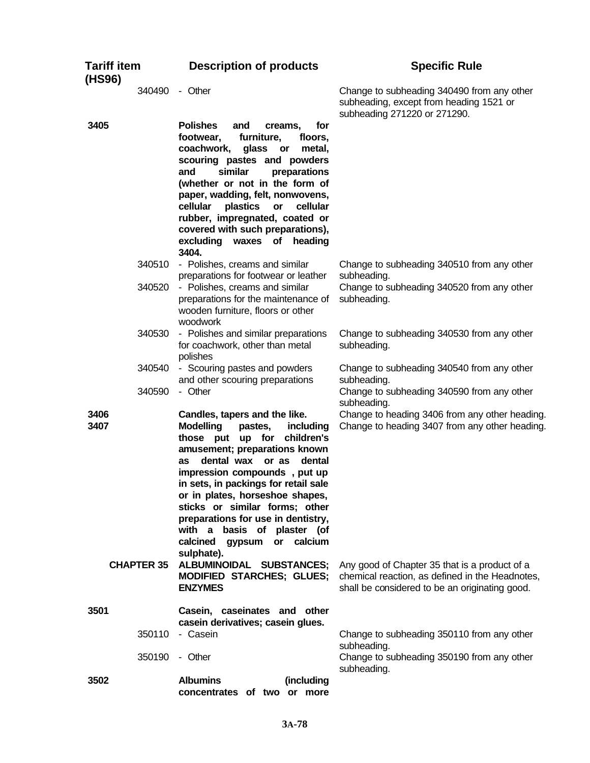| Tariff item (HS96) | | Description of products | Specific Rule |
|---|---|---|---|
| | 340490 | - Other | Change to subheading 340490 from any other subheading, except from heading 1521 or subheading 271220 or 271290. |
| **3405** | | **Polishes and creams, for footwear, furniture, floors, coachwork, glass or metal, scouring pastes and powders and similar preparations (whether or not in the form of paper, wadding, felt, nonwovens, cellular plastics or cellular rubber, impregnated, coated or covered with such preparations), excluding waxes of heading 3404.** | |
| | 340510 | - Polishes, creams and similar preparations for footwear or leather | Change to subheading 340510 from any other subheading. |
| | 340520 | - Polishes, creams and similar preparations for the maintenance of wooden furniture, floors or other woodwork | Change to subheading 340520 from any other subheading. |
| | 340530 | - Polishes and similar preparations for coachwork, other than metal polishes | Change to subheading 340530 from any other subheading. |
| | 340540 | - Scouring pastes and powders and other scouring preparations | Change to subheading 340540 from any other subheading. |
| | 340590 | - Other | Change to subheading 340590 from any other subheading. |
| **3406** | | **Candles, tapers and the like.** | Change to heading 3406 from any other heading. |
| **3407** | | **Modelling pastes, including those put up for children's amusement; preparations known as dental wax or as dental impression compounds , put up in sets, in packings for retail sale or in plates, horseshoe shapes, sticks or similar forms; other preparations for use in dentistry, with a basis of plaster (of calcined gypsum or calcium sulphate).** | Change to heading 3407 from any other heading. |
| **CHAPTER 35** | | **ALBUMINOIDAL SUBSTANCES; MODIFIED STARCHES; GLUES; ENZYMES** | Any good of Chapter 35 that is a product of a chemical reaction, as defined in the Headnotes, shall be considered to be an originating good. |
| **3501** | | **Casein, caseinates and other casein derivatives; casein glues.** | |
| | 350110 | - Casein | Change to subheading 350110 from any other subheading. |
| | 350190 | - Other | Change to subheading 350190 from any other subheading. |
| **3502** | | **Albumins (including concentrates of two or more** | |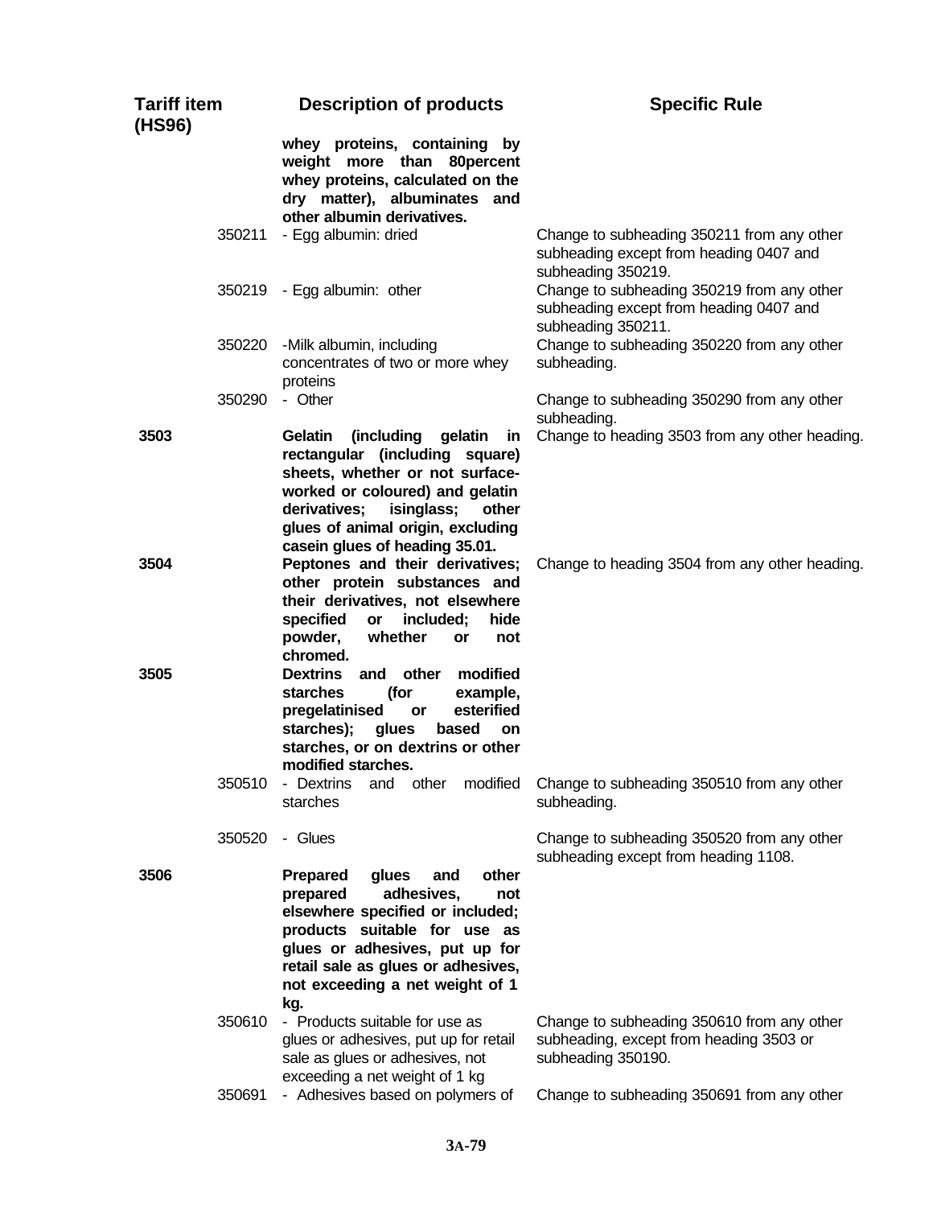| Tariff item (HS96) | | Description of products | Specific Rule |
|---|---|---|---|
| | | **whey proteins, containing by weight more than 80percent whey proteins, calculated on the dry matter), albuminates and other albumin derivatives.** | |
| | 350211 | - Egg albumin: dried | Change to subheading 350211 from any other subheading except from heading 0407 and subheading 350219. |
| | 350219 | - Egg albumin: other | Change to subheading 350219 from any other subheading except from heading 0407 and subheading 350211. |
| | 350220 | -Milk albumin, including concentrates of two or more whey proteins | Change to subheading 350220 from any other subheading. |
| | 350290 | - Other | Change to subheading 350290 from any other subheading. |
| **3503** | | **Gelatin (including gelatin in rectangular (including square) sheets, whether or not surface-worked or coloured) and gelatin derivatives; isinglass; other glues of animal origin, excluding casein glues of heading 35.01.** | Change to heading 3503 from any other heading. |
| **3504** | | **Peptones and their derivatives; other protein substances and their derivatives, not elsewhere specified or included; hide powder, whether or not chromed.** | Change to heading 3504 from any other heading. |
| **3505** | | **Dextrins and other modified starches (for example, pregelatinised or esterified starches); glues based on starches, or on dextrins or other modified starches.** | |
| | 350510 | - Dextrins and other modified starches | Change to subheading 350510 from any other subheading. |
| | 350520 | - Glues | Change to subheading 350520 from any other subheading except from heading 1108. |
| **3506** | | **Prepared glues and other prepared adhesives, not elsewhere specified or included; products suitable for use as glues or adhesives, put up for retail sale as glues or adhesives, not exceeding a net weight of 1 kg.** | |
| | 350610 | - Products suitable for use as glues or adhesives, put up for retail sale as glues or adhesives, not exceeding a net weight of 1 kg | Change to subheading 350610 from any other subheading, except from heading 3503 or subheading 350190. |
| | 350691 | - Adhesives based on polymers of | Change to subheading 350691 from any other |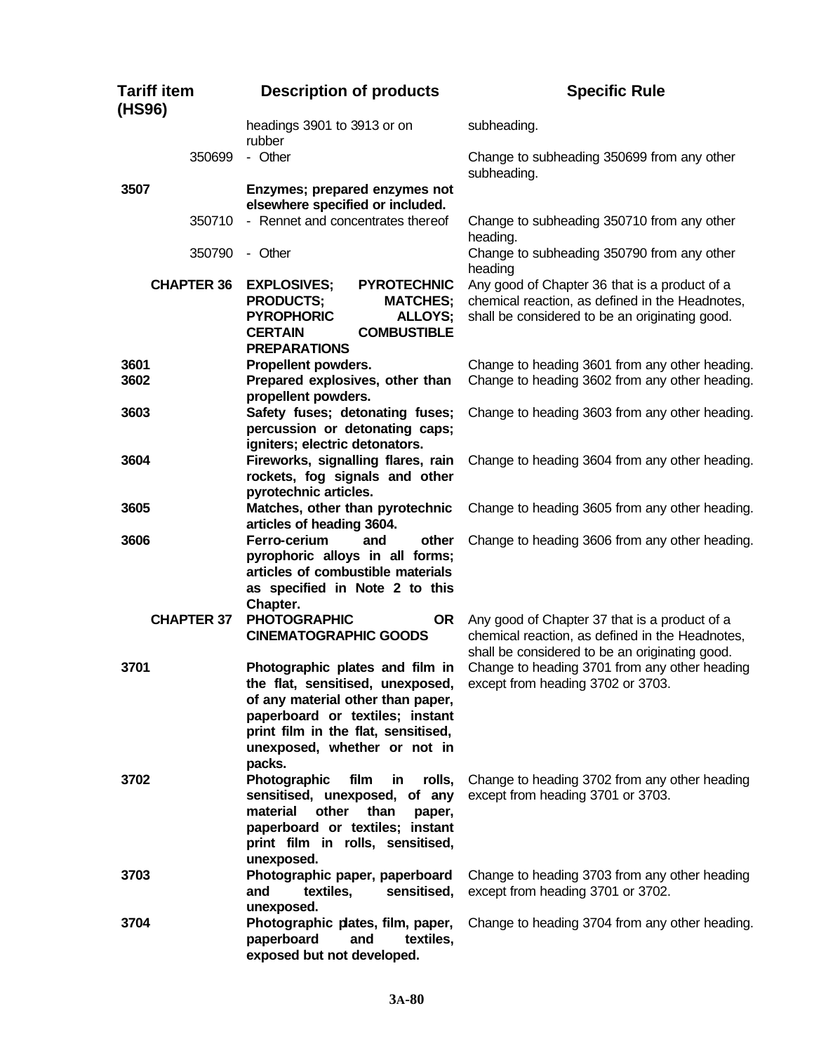| Tariff item (HS96) | Description of products | Specific Rule |
|---|---|---|
| | headings 3901 to 3913 or on rubber | subheading. |
| 350699 | - Other | Change to subheading 350699 from any other subheading. |
| **3507** | **Enzymes; prepared enzymes not elsewhere specified or included.** | |
| 350710 | - Rennet and concentrates thereof | Change to subheading 350710 from any other heading. |
| 350790 | - Other | Change to subheading 350790 from any other heading |
| **CHAPTER 36** | **EXPLOSIVES; PYROTECHNIC PRODUCTS; MATCHES; PYROPHORIC ALLOYS; CERTAIN COMBUSTIBLE PREPARATIONS** | Any good of Chapter 36 that is a product of a chemical reaction, as defined in the Headnotes, shall be considered to be an originating good. |
| **3601** | **Propellent powders.** | Change to heading 3601 from any other heading. |
| **3602** | **Prepared explosives, other than propellent powders.** | Change to heading 3602 from any other heading. |
| **3603** | **Safety fuses; detonating fuses; percussion or detonating caps; igniters; electric detonators.** | Change to heading 3603 from any other heading. |
| **3604** | **Fireworks, signalling flares, rain rockets, fog signals and other pyrotechnic articles.** | Change to heading 3604 from any other heading. |
| **3605** | **Matches, other than pyrotechnic articles of heading 3604.** | Change to heading 3605 from any other heading. |
| **3606** | **Ferro-cerium and other pyrophoric alloys in all forms; articles of combustible materials as specified in Note 2 to this Chapter.** | Change to heading 3606 from any other heading. |
| **CHAPTER 37** | **PHOTOGRAPHIC OR CINEMATOGRAPHIC GOODS** | Any good of Chapter 37 that is a product of a chemical reaction, as defined in the Headnotes, shall be considered to be an originating good. |
| **3701** | **Photographic plates and film in the flat, sensitised, unexposed, of any material other than paper, paperboard or textiles; instant print film in the flat, sensitised, unexposed, whether or not in packs.** | Change to heading 3701 from any other heading except from heading 3702 or 3703. |
| **3702** | **Photographic film in rolls, sensitised, unexposed, of any material other than paper, paperboard or textiles; instant print film in rolls, sensitised, unexposed.** | Change to heading 3702 from any other heading except from heading 3701 or 3703. |
| **3703** | **Photographic paper, paperboard and textiles, sensitised, unexposed.** | Change to heading 3703 from any other heading except from heading 3701 or 3702. |
| **3704** | **Photographic plates, film, paper, paperboard and textiles, exposed but not developed.** | Change to heading 3704 from any other heading. |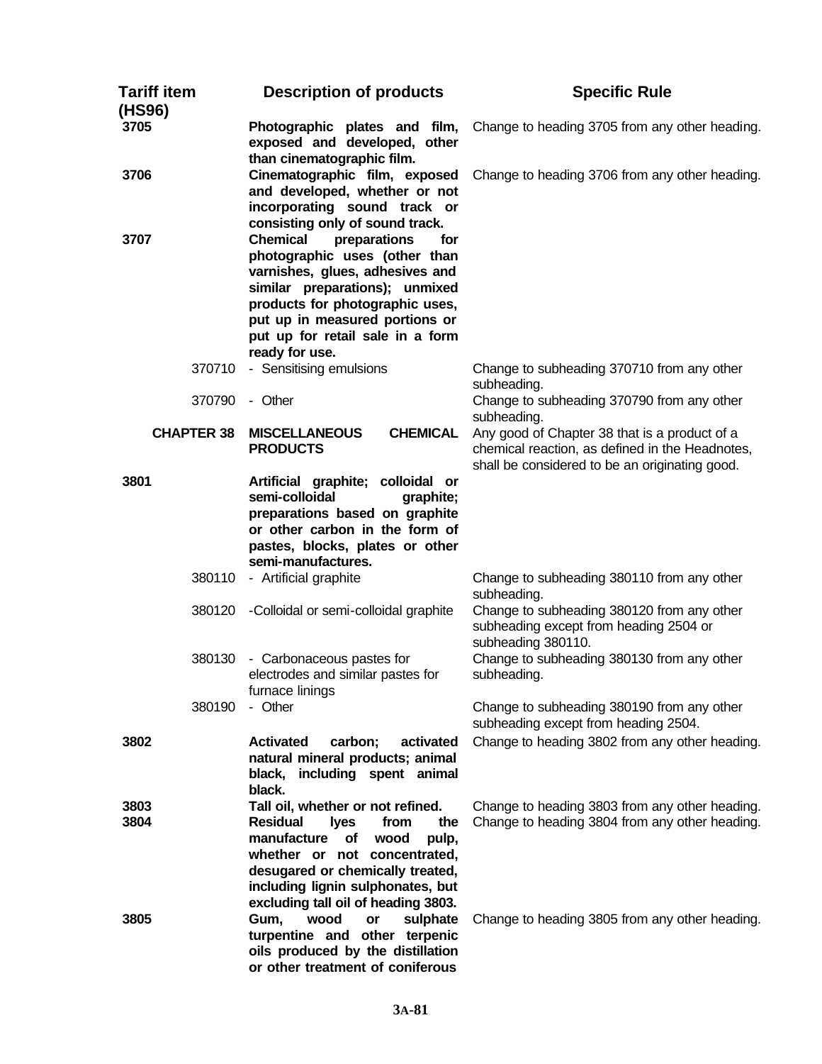| Tariff item (HS96) | Description of products | Specific Rule |
|---|---|---|
| **3705** | **Photographic plates and film, exposed and developed, other than cinematographic film.** | Change to heading 3705 from any other heading. |
| **3706** | **Cinematographic film, exposed and developed, whether or not incorporating sound track or consisting only of sound track.** | Change to heading 3706 from any other heading. |
| **3707** | **Chemical preparations for photographic uses (other than varnishes, glues, adhesives and similar preparations); unmixed products for photographic uses, put up in measured portions or put up for retail sale in a form ready for use.** | |
| 370710 | - Sensitising emulsions | Change to subheading 370710 from any other subheading. |
| 370790 | - Other | Change to subheading 370790 from any other subheading. |
| **CHAPTER 38** | **MISCELLANEOUS CHEMICAL PRODUCTS** | Any good of Chapter 38 that is a product of a chemical reaction, as defined in the Headnotes, shall be considered to be an originating good. |
| **3801** | **Artificial graphite; colloidal or semi-colloidal graphite; preparations based on graphite or other carbon in the form of pastes, blocks, plates or other semi-manufactures.** | |
| 380110 | - Artificial graphite | Change to subheading 380110 from any other subheading. |
| 380120 | -Colloidal or semi-colloidal graphite | Change to subheading 380120 from any other subheading except from heading 2504 or subheading 380110. |
| 380130 | - Carbonaceous pastes for electrodes and similar pastes for furnace linings | Change to subheading 380130 from any other subheading. |
| 380190 | - Other | Change to subheading 380190 from any other subheading except from heading 2504. |
| **3802** | **Activated carbon; activated natural mineral products; animal black, including spent animal black.** | Change to heading 3802 from any other heading. |
| **3803** | **Tall oil, whether or not refined.** | Change to heading 3803 from any other heading. |
| **3804** | **Residual lyes from the manufacture of wood pulp, whether or not concentrated, desugared or chemically treated, including lignin sulphonates, but excluding tall oil of heading 3803.** | Change to heading 3804 from any other heading. |
| **3805** | **Gum, wood or sulphate turpentine and other terpenic oils produced by the distillation or other treatment of coniferous** | Change to heading 3805 from any other heading. |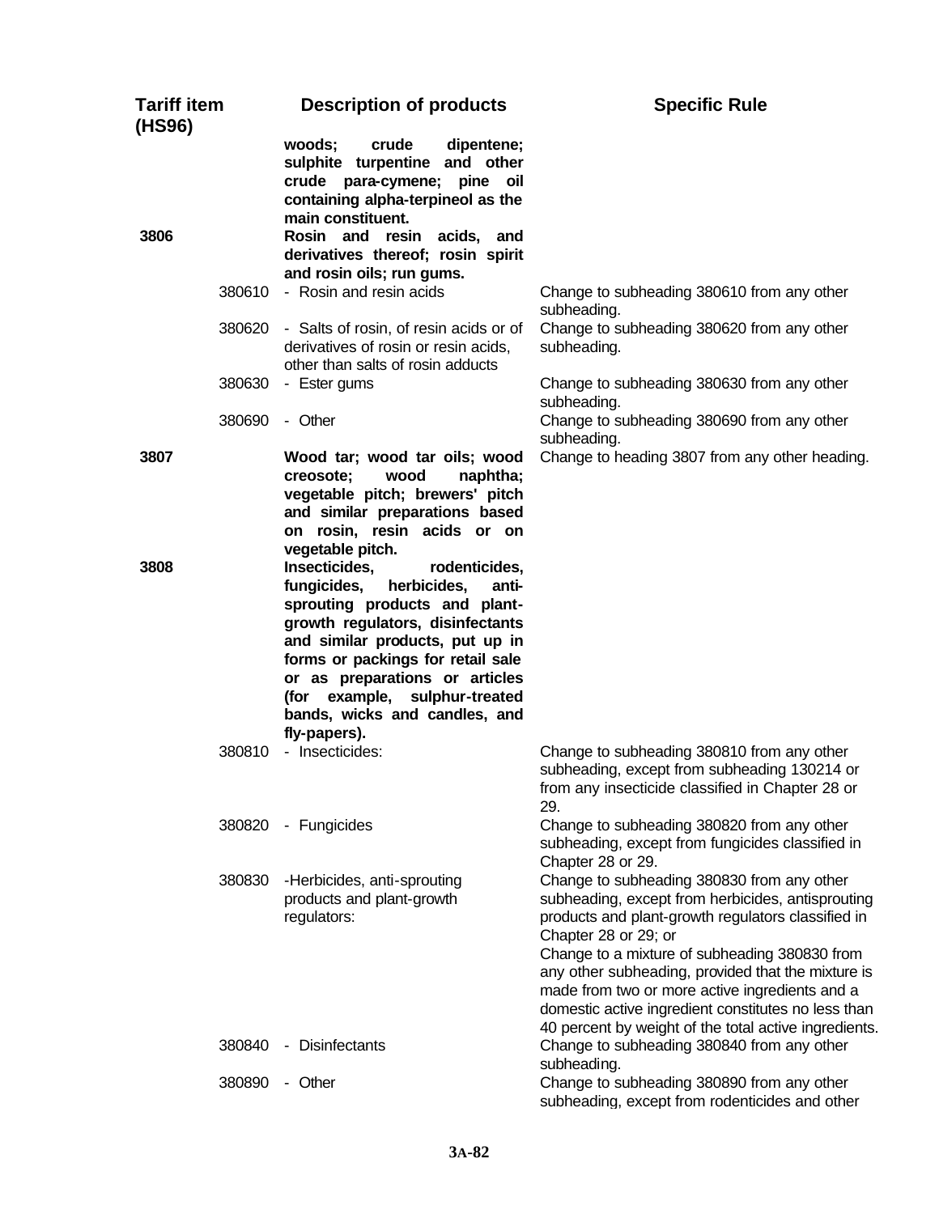| Tariff item (HS96) | | Description of products | Specific Rule |
|---|---|---|---|
| | | **woods; crude dipentene; sulphite turpentine and other crude para-cymene; pine oil containing alpha-terpineol as the main constituent.** | |
| **3806** | | **Rosin and resin acids, and derivatives thereof; rosin spirit and rosin oils; run gums.** | |
| | 380610 | - Rosin and resin acids | Change to subheading 380610 from any other subheading. |
| | 380620 | - Salts of rosin, of resin acids or of derivatives of rosin or resin acids, other than salts of rosin adducts | Change to subheading 380620 from any other subheading. |
| | 380630 | - Ester gums | Change to subheading 380630 from any other subheading. |
| | 380690 | - Other | Change to subheading 380690 from any other subheading. |
| **3807** | | **Wood tar; wood tar oils; wood creosote; wood naphtha; vegetable pitch; brewers' pitch and similar preparations based on rosin, resin acids or on vegetable pitch.** | Change to heading 3807 from any other heading. |
| **3808** | | **Insecticides, rodenticides, fungicides, herbicides, anti-sprouting products and plant-growth regulators, disinfectants and similar products, put up in forms or packings for retail sale or as preparations or articles (for example, sulphur-treated bands, wicks and candles, and fly-papers).** | |
| | 380810 | - Insecticides: | Change to subheading 380810 from any other subheading, except from subheading 130214 or from any insecticide classified in Chapter 28 or 29. |
| | 380820 | - Fungicides | Change to subheading 380820 from any other subheading, except from fungicides classified in Chapter 28 or 29. |
| | 380830 | -Herbicides, anti-sprouting products and plant-growth regulators: | Change to subheading 380830 from any other subheading, except from herbicides, antisprouting products and plant-growth regulators classified in Chapter 28 or 29; or<br>Change to a mixture of subheading 380830 from any other subheading, provided that the mixture is made from two or more active ingredients and a domestic active ingredient constitutes no less than 40 percent by weight of the total active ingredients. |
| | 380840 | - Disinfectants | Change to subheading 380840 from any other subheading. |
| | 380890 | - Other | Change to subheading 380890 from any other subheading, except from rodenticides and other |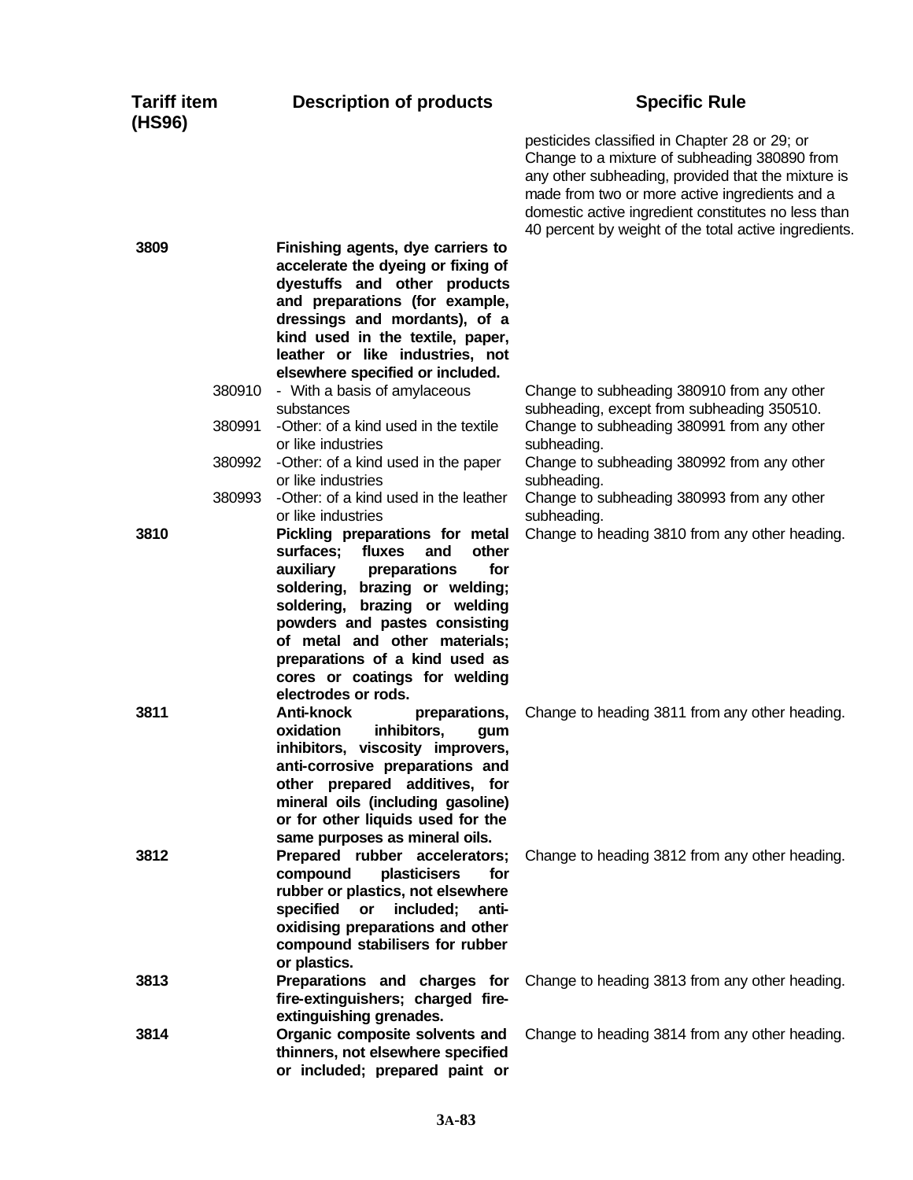| Tariff item (HS96) | | Description of products | Specific Rule |
|---|---|---|---|
| | | | pesticides classified in Chapter 28 or 29; or Change to a mixture of subheading 380890 from any other subheading, provided that the mixture is made from two or more active ingredients and a domestic active ingredient constitutes no less than 40 percent by weight of the total active ingredients. |
| **3809** | | **Finishing agents, dye carriers to accelerate the dyeing or fixing of dyestuffs and other products and preparations (for example, dressings and mordants), of a kind used in the textile, paper, leather or like industries, not elsewhere specified or included.** | |
| | 380910 | - With a basis of amylaceous substances | Change to subheading 380910 from any other subheading, except from subheading 350510. |
| | 380991 | -Other: of a kind used in the textile or like industries | Change to subheading 380991 from any other subheading. |
| | 380992 | -Other: of a kind used in the paper or like industries | Change to subheading 380992 from any other subheading. |
| | 380993 | -Other: of a kind used in the leather or like industries | Change to subheading 380993 from any other subheading. |
| **3810** | | **Pickling preparations for metal surfaces; fluxes and other auxiliary preparations for soldering, brazing or welding; soldering, brazing or welding powders and pastes consisting of metal and other materials; preparations of a kind used as cores or coatings for welding electrodes or rods.** | Change to heading 3810 from any other heading. |
| **3811** | | **Anti-knock preparations, oxidation inhibitors, gum inhibitors, viscosity improvers, anti-corrosive preparations and other prepared additives, for mineral oils (including gasoline) or for other liquids used for the same purposes as mineral oils.** | Change to heading 3811 from any other heading. |
| **3812** | | **Prepared rubber accelerators; compound plasticisers for rubber or plastics, not elsewhere specified or included; anti-oxidising preparations and other compound stabilisers for rubber or plastics.** | Change to heading 3812 from any other heading. |
| **3813** | | **Preparations and charges for fire-extinguishers; charged fire-extinguishing grenades.** | Change to heading 3813 from any other heading. |
| **3814** | | **Organic composite solvents and thinners, not elsewhere specified or included; prepared paint or** | Change to heading 3814 from any other heading. |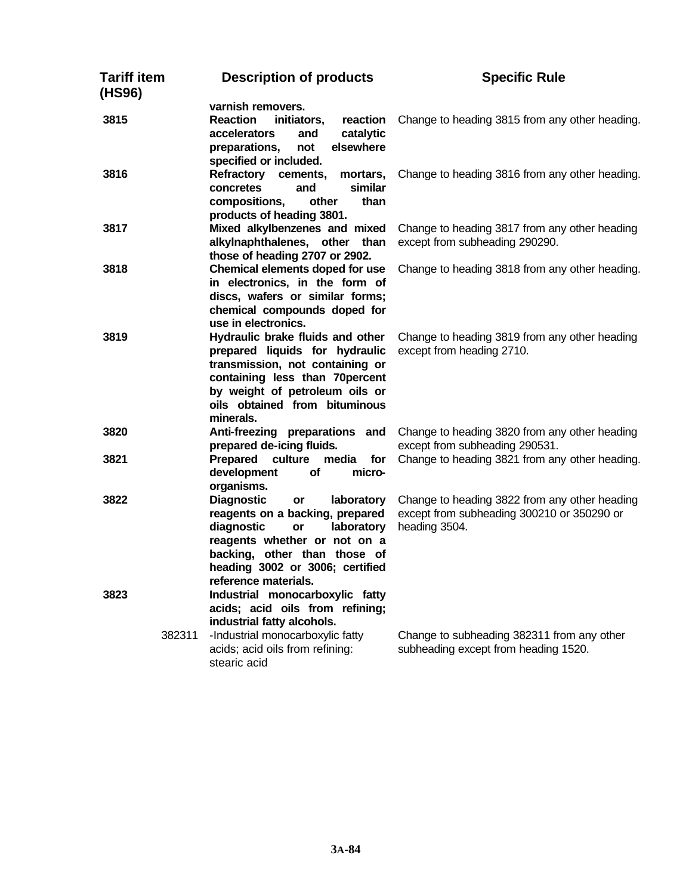| Tariff item (HS96) | | Description of products | Specific Rule |
|---|---|---|---|
| | | **varnish removers.** | |
| **3815** | | **Reaction initiators, reaction accelerators and catalytic preparations, not elsewhere specified or included.** | Change to heading 3815 from any other heading. |
| **3816** | | **Refractory cements, mortars, concretes and similar compositions, other than products of heading 3801.** | Change to heading 3816 from any other heading. |
| **3817** | | **Mixed alkylbenzenes and mixed alkylnaphthalenes, other than those of heading 2707 or 2902.** | Change to heading 3817 from any other heading except from subheading 290290. |
| **3818** | | **Chemical elements doped for use in electronics, in the form of discs, wafers or similar forms; chemical compounds doped for use in electronics.** | Change to heading 3818 from any other heading. |
| **3819** | | **Hydraulic brake fluids and other prepared liquids for hydraulic transmission, not containing or containing less than 70percent by weight of petroleum oils or oils obtained from bituminous minerals.** | Change to heading 3819 from any other heading except from heading 2710. |
| **3820** | | **Anti-freezing preparations and prepared de-icing fluids.** | Change to heading 3820 from any other heading except from subheading 290531. |
| **3821** | | **Prepared culture media for development of micro-organisms.** | Change to heading 3821 from any other heading. |
| **3822** | | **Diagnostic or laboratory reagents on a backing, prepared diagnostic or laboratory reagents whether or not on a backing, other than those of heading 3002 or 3006; certified reference materials.** | Change to heading 3822 from any other heading except from subheading 300210 or 350290 or heading 3504. |
| **3823** | | **Industrial monocarboxylic fatty acids; acid oils from refining; industrial fatty alcohols.** | |
| | 382311 | -Industrial monocarboxylic fatty acids; acid oils from refining: stearic acid | Change to subheading 382311 from any other subheading except from heading 1520. |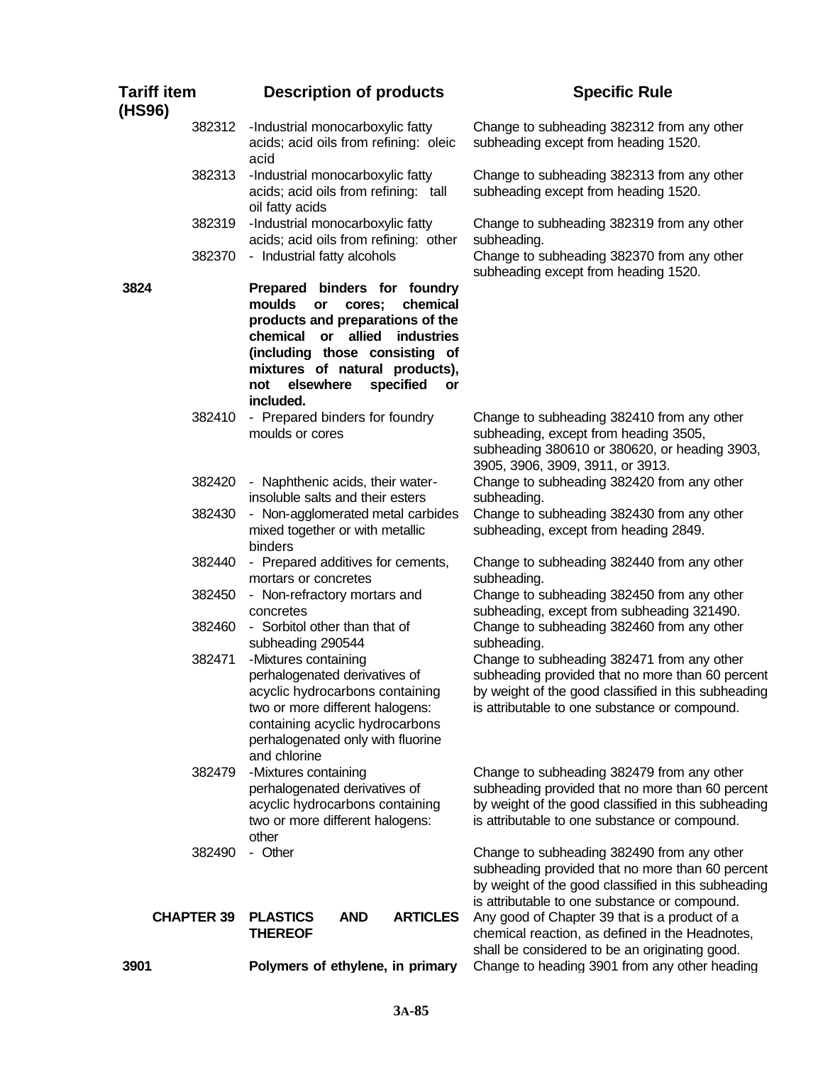| Tariff item (HS96) | Description of products | Specific Rule |
|---|---|---|
| 382312 | -Industrial monocarboxylic fatty acids; acid oils from refining: oleic acid | Change to subheading 382312 from any other subheading except from heading 1520. |
| 382313 | -Industrial monocarboxylic fatty acids; acid oils from refining: tall oil fatty acids | Change to subheading 382313 from any other subheading except from heading 1520. |
| 382319 | -Industrial monocarboxylic fatty acids; acid oils from refining: other | Change to subheading 382319 from any other subheading. |
| 382370 | - Industrial fatty alcohols | Change to subheading 382370 from any other subheading except from heading 1520. |
| **3824** | **Prepared binders for foundry moulds or cores; chemical products and preparations of the chemical or allied industries (including those consisting of mixtures of natural products), not elsewhere specified or included.** | |
| 382410 | - Prepared binders for foundry moulds or cores | Change to subheading 382410 from any other subheading, except from heading 3505, subheading 380610 or 380620, or heading 3903, 3905, 3906, 3909, 3911, or 3913. |
| 382420 | - Naphthenic acids, their water-insoluble salts and their esters | Change to subheading 382420 from any other subheading. |
| 382430 | - Non-agglomerated metal carbides mixed together or with metallic binders | Change to subheading 382430 from any other subheading, except from heading 2849. |
| 382440 | - Prepared additives for cements, mortars or concretes | Change to subheading 382440 from any other subheading. |
| 382450 | - Non-refractory mortars and concretes | Change to subheading 382450 from any other subheading, except from subheading 321490. |
| 382460 | - Sorbitol other than that of subheading 290544 | Change to subheading 382460 from any other subheading. |
| 382471 | -Mixtures containing perhalogenated derivatives of acyclic hydrocarbons containing two or more different halogens: containing acyclic hydrocarbons perhalogenated only with fluorine and chlorine | Change to subheading 382471 from any other subheading provided that no more than 60 percent by weight of the good classified in this subheading is attributable to one substance or compound. |
| 382479 | -Mixtures containing perhalogenated derivatives of acyclic hydrocarbons containing two or more different halogens: other | Change to subheading 382479 from any other subheading provided that no more than 60 percent by weight of the good classified in this subheading is attributable to one substance or compound. |
| 382490 | - Other | Change to subheading 382490 from any other subheading provided that no more than 60 percent by weight of the good classified in this subheading is attributable to one substance or compound. |
| **CHAPTER 39** | **PLASTICS AND ARTICLES THEREOF** | Any good of Chapter 39 that is a product of a chemical reaction, as defined in the Headnotes, shall be considered to be an originating good. |
| **3901** | **Polymers of ethylene, in primary** | Change to heading 3901 from any other heading |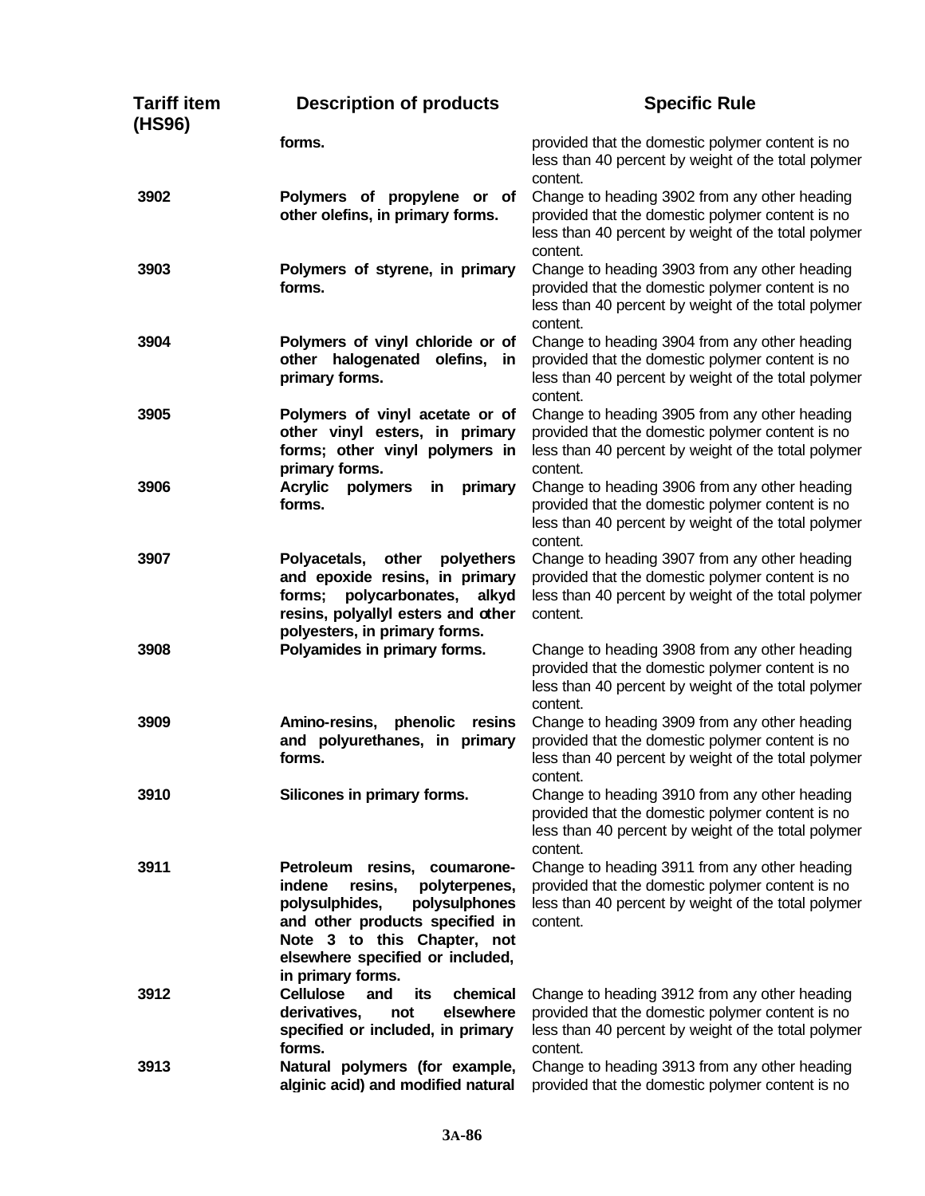| Tariff item (HS96) | Description of products | Specific Rule |
|---|---|---|
| | **forms.** | provided that the domestic polymer content is no less than 40 percent by weight of the total polymer content. |
| 3902 | **Polymers of propylene or of other olefins, in primary forms.** | Change to heading 3902 from any other heading provided that the domestic polymer content is no less than 40 percent by weight of the total polymer content. |
| 3903 | **Polymers of styrene, in primary forms.** | Change to heading 3903 from any other heading provided that the domestic polymer content is no less than 40 percent by weight of the total polymer content. |
| 3904 | **Polymers of vinyl chloride or of other halogenated olefins, in primary forms.** | Change to heading 3904 from any other heading provided that the domestic polymer content is no less than 40 percent by weight of the total polymer content. |
| 3905 | **Polymers of vinyl acetate or of other vinyl esters, in primary forms; other vinyl polymers in primary forms.** | Change to heading 3905 from any other heading provided that the domestic polymer content is no less than 40 percent by weight of the total polymer content. |
| 3906 | **Acrylic polymers in primary forms.** | Change to heading 3906 from any other heading provided that the domestic polymer content is no less than 40 percent by weight of the total polymer content. |
| 3907 | **Polyacetals, other polyethers and epoxide resins, in primary forms; polycarbonates, alkyd resins, polyallyl esters and other polyesters, in primary forms.** | Change to heading 3907 from any other heading provided that the domestic polymer content is no less than 40 percent by weight of the total polymer content. |
| 3908 | **Polyamides in primary forms.** | Change to heading 3908 from any other heading provided that the domestic polymer content is no less than 40 percent by weight of the total polymer content. |
| 3909 | **Amino-resins, phenolic resins and polyurethanes, in primary forms.** | Change to heading 3909 from any other heading provided that the domestic polymer content is no less than 40 percent by weight of the total polymer content. |
| 3910 | **Silicones in primary forms.** | Change to heading 3910 from any other heading provided that the domestic polymer content is no less than 40 percent by weight of the total polymer content. |
| 3911 | **Petroleum resins, coumarone-indene resins, polyterpenes, polysulphides, polysulphones and other products specified in Note 3 to this Chapter, not elsewhere specified or included, in primary forms.** | Change to heading 3911 from any other heading provided that the domestic polymer content is no less than 40 percent by weight of the total polymer content. |
| 3912 | **Cellulose and its chemical derivatives, not elsewhere specified or included, in primary forms.** | Change to heading 3912 from any other heading provided that the domestic polymer content is no less than 40 percent by weight of the total polymer content. |
| 3913 | **Natural polymers (for example, alginic acid) and modified natural** | Change to heading 3913 from any other heading provided that the domestic polymer content is no |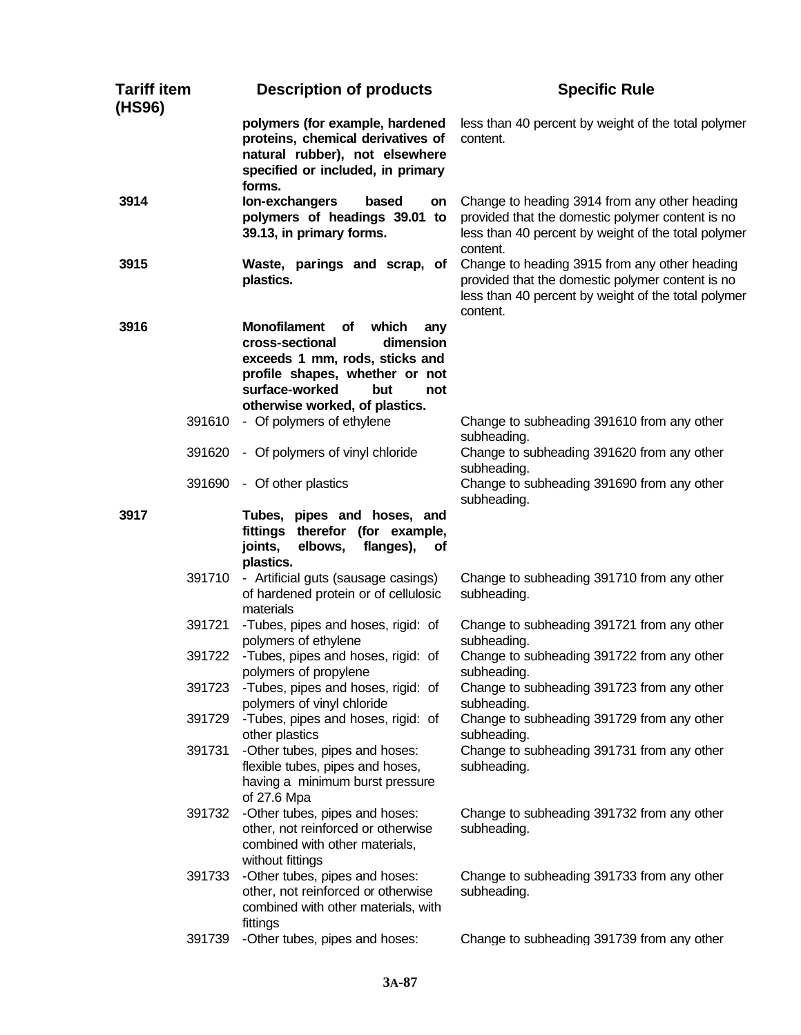| Tariff item (HS96) | | Description of products | Specific Rule |
|---|---|---|---|
| | | **polymers (for example, hardened proteins, chemical derivatives of natural rubber), not elsewhere specified or included, in primary forms.** | less than 40 percent by weight of the total polymer content. |
| **3914** | | **Ion-exchangers based on polymers of headings 39.01 to 39.13, in primary forms.** | Change to heading 3914 from any other heading provided that the domestic polymer content is no less than 40 percent by weight of the total polymer content. |
| **3915** | | **Waste, parings and scrap, of plastics.** | Change to heading 3915 from any other heading provided that the domestic polymer content is no less than 40 percent by weight of the total polymer content. |
| **3916** | | **Monofilament of which any cross-sectional dimension exceeds 1 mm, rods, sticks and profile shapes, whether or not surface-worked but not otherwise worked, of plastics.** | |
| | 391610 | - Of polymers of ethylene | Change to subheading 391610 from any other subheading. |
| | 391620 | - Of polymers of vinyl chloride | Change to subheading 391620 from any other subheading. |
| | 391690 | - Of other plastics | Change to subheading 391690 from any other subheading. |
| **3917** | | **Tubes, pipes and hoses, and fittings therefor (for example, joints, elbows, flanges), of plastics.** | |
| | 391710 | - Artificial guts (sausage casings) of hardened protein or of cellulosic materials | Change to subheading 391710 from any other subheading. |
| | 391721 | -Tubes, pipes and hoses, rigid: of polymers of ethylene | Change to subheading 391721 from any other subheading. |
| | 391722 | -Tubes, pipes and hoses, rigid: of polymers of propylene | Change to subheading 391722 from any other subheading. |
| | 391723 | -Tubes, pipes and hoses, rigid: of polymers of vinyl chloride | Change to subheading 391723 from any other subheading. |
| | 391729 | -Tubes, pipes and hoses, rigid: of other plastics | Change to subheading 391729 from any other subheading. |
| | 391731 | -Other tubes, pipes and hoses: flexible tubes, pipes and hoses, having a minimum burst pressure of 27.6 Mpa | Change to subheading 391731 from any other subheading. |
| | 391732 | -Other tubes, pipes and hoses: other, not reinforced or otherwise combined with other materials, without fittings | Change to subheading 391732 from any other subheading. |
| | 391733 | -Other tubes, pipes and hoses: other, not reinforced or otherwise combined with other materials, with fittings | Change to subheading 391733 from any other subheading. |
| | 391739 | -Other tubes, pipes and hoses: | Change to subheading 391739 from any other |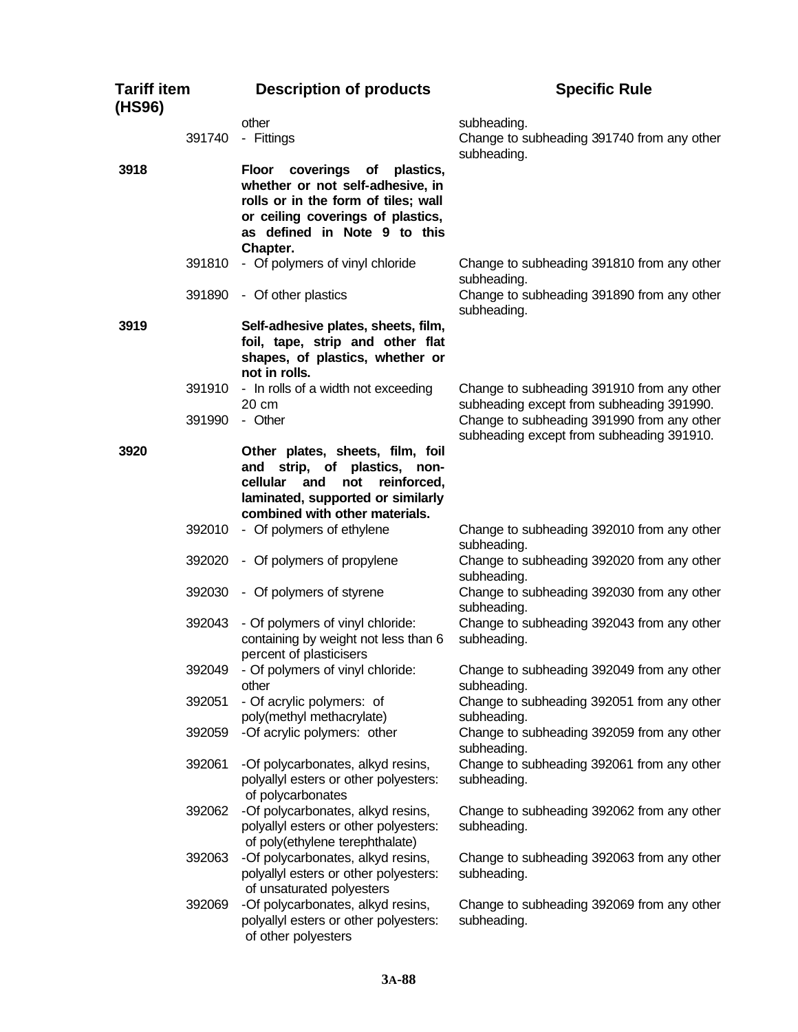| Tariff item (HS96) | | Description of products | Specific Rule |
|---|---|---|---|
| | | other | subheading. |
| | 391740 | - Fittings | Change to subheading 391740 from any other subheading. |
| **3918** | | **Floor coverings of plastics, whether or not self-adhesive, in rolls or in the form of tiles; wall or ceiling coverings of plastics, as defined in Note 9 to this Chapter.** | |
| | 391810 | - Of polymers of vinyl chloride | Change to subheading 391810 from any other subheading. |
| | 391890 | - Of other plastics | Change to subheading 391890 from any other subheading. |
| **3919** | | **Self-adhesive plates, sheets, film, foil, tape, strip and other flat shapes, of plastics, whether or not in rolls.** | |
| | 391910 | - In rolls of a width not exceeding 20 cm | Change to subheading 391910 from any other subheading except from subheading 391990. |
| | 391990 | - Other | Change to subheading 391990 from any other subheading except from subheading 391910. |
| **3920** | | **Other plates, sheets, film, foil and strip, of plastics, non-cellular and not reinforced, laminated, supported or similarly combined with other materials.** | |
| | 392010 | - Of polymers of ethylene | Change to subheading 392010 from any other subheading. |
| | 392020 | - Of polymers of propylene | Change to subheading 392020 from any other subheading. |
| | 392030 | - Of polymers of styrene | Change to subheading 392030 from any other subheading. |
| | 392043 | - Of polymers of vinyl chloride: containing by weight not less than 6 percent of plasticisers | Change to subheading 392043 from any other subheading. |
| | 392049 | - Of polymers of vinyl chloride: other | Change to subheading 392049 from any other subheading. |
| | 392051 | - Of acrylic polymers: of poly(methyl methacrylate) | Change to subheading 392051 from any other subheading. |
| | 392059 | -Of acrylic polymers: other | Change to subheading 392059 from any other subheading. |
| | 392061 | -Of polycarbonates, alkyd resins, polyallyl esters or other polyesters: of polycarbonates | Change to subheading 392061 from any other subheading. |
| | 392062 | -Of polycarbonates, alkyd resins, polyallyl esters or other polyesters: of poly(ethylene terephthalate) | Change to subheading 392062 from any other subheading. |
| | 392063 | -Of polycarbonates, alkyd resins, polyallyl esters or other polyesters: of unsaturated polyesters | Change to subheading 392063 from any other subheading. |
| | 392069 | -Of polycarbonates, alkyd resins, polyallyl esters or other polyesters: of other polyesters | Change to subheading 392069 from any other subheading. |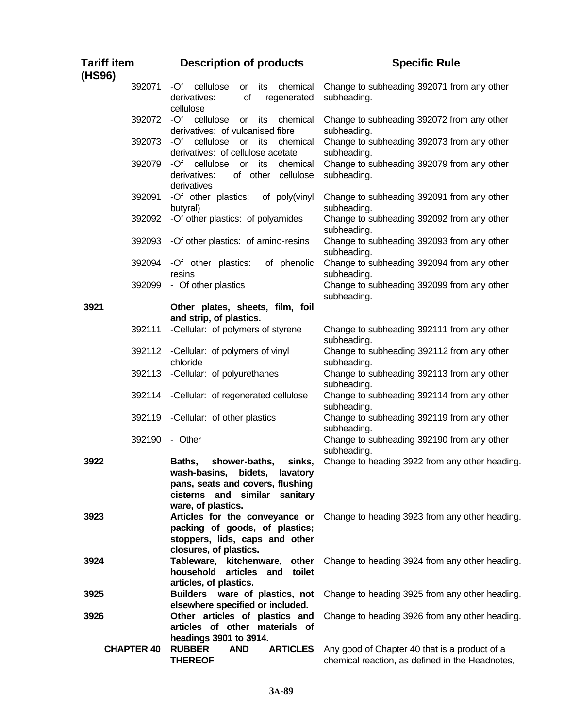| Tariff item (HS96) | | Description of products | Specific Rule |
|---|---|---|---|
| | 392071 | -Of cellulose or its chemical derivatives: of regenerated cellulose | Change to subheading 392071 from any other subheading. |
| | 392072 | -Of cellulose or its chemical derivatives: of vulcanised fibre | Change to subheading 392072 from any other subheading. |
| | 392073 | -Of cellulose or its chemical derivatives: of cellulose acetate | Change to subheading 392073 from any other subheading. |
| | 392079 | -Of cellulose or its chemical derivatives: of other cellulose derivatives | Change to subheading 392079 from any other subheading. |
| | 392091 | -Of other plastics: of poly(vinyl butyral) | Change to subheading 392091 from any other subheading. |
| | 392092 | -Of other plastics: of polyamides | Change to subheading 392092 from any other subheading. |
| | 392093 | -Of other plastics: of amino-resins | Change to subheading 392093 from any other subheading. |
| | 392094 | -Of other plastics: of phenolic resins | Change to subheading 392094 from any other subheading. |
| | 392099 | - Of other plastics | Change to subheading 392099 from any other subheading. |
| **3921** | | **Other plates, sheets, film, foil and strip, of plastics.** | |
| | 392111 | -Cellular: of polymers of styrene | Change to subheading 392111 from any other subheading. |
| | 392112 | -Cellular: of polymers of vinyl chloride | Change to subheading 392112 from any other subheading. |
| | 392113 | -Cellular: of polyurethanes | Change to subheading 392113 from any other subheading. |
| | 392114 | -Cellular: of regenerated cellulose | Change to subheading 392114 from any other subheading. |
| | 392119 | -Cellular: of other plastics | Change to subheading 392119 from any other subheading. |
| | 392190 | - Other | Change to subheading 392190 from any other subheading. |
| **3922** | | **Baths, shower-baths, sinks, wash-basins, bidets, lavatory pans, seats and covers, flushing cisterns and similar sanitary ware, of plastics.** | Change to heading 3922 from any other heading. |
| **3923** | | **Articles for the conveyance or packing of goods, of plastics; stoppers, lids, caps and other closures, of plastics.** | Change to heading 3923 from any other heading. |
| **3924** | | **Tableware, kitchenware, other household articles and toilet articles, of plastics.** | Change to heading 3924 from any other heading. |
| **3925** | | **Builders ware of plastics, not elsewhere specified or included.** | Change to heading 3925 from any other heading. |
| **3926** | | **Other articles of plastics and articles of other materials of headings 3901 to 3914.** | Change to heading 3926 from any other heading. |
| | **CHAPTER 40** | **RUBBER AND ARTICLES THEREOF** | Any good of Chapter 40 that is a product of a chemical reaction, as defined in the Headnotes, |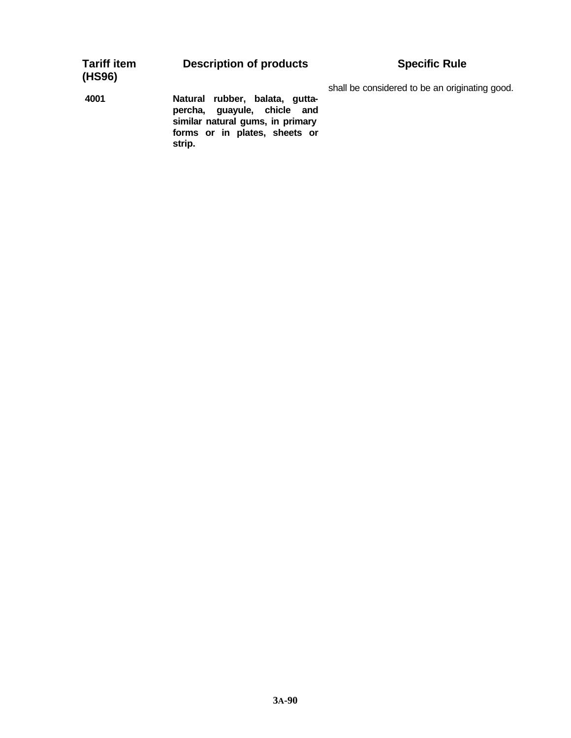| Tariff item (HS96) | Description of products | Specific Rule |
| --- | --- | --- |
| | | shall be considered to be an originating good. |
| **4001** | **Natural rubber, balata, gutta-percha, guayule, chicle and similar natural gums, in primary forms or in plates, sheets or strip.** | |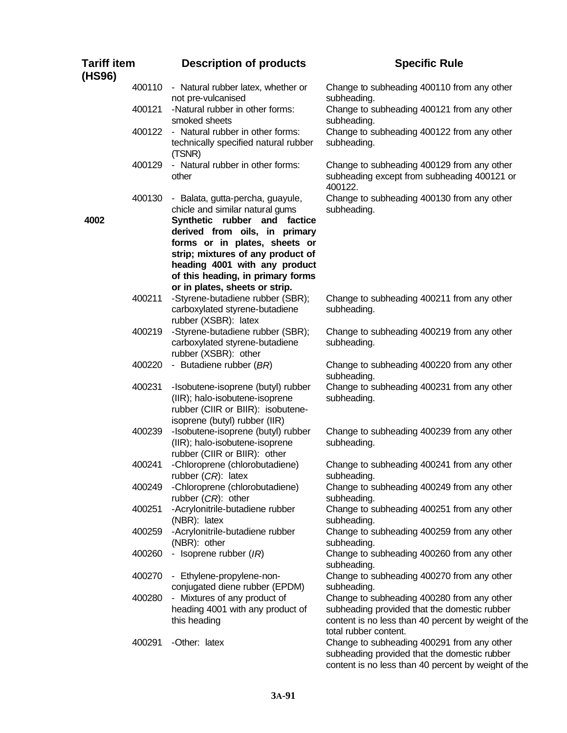| Tariff item (HS96) | | Description of products | Specific Rule |
|---|---|---|---|
| | 400110 | - Natural rubber latex, whether or not pre-vulcanised | Change to subheading 400110 from any other subheading. |
| | 400121 | -Natural rubber in other forms: smoked sheets | Change to subheading 400121 from any other subheading. |
| | 400122 | - Natural rubber in other forms: technically specified natural rubber (TSNR) | Change to subheading 400122 from any other subheading. |
| | 400129 | - Natural rubber in other forms: other | Change to subheading 400129 from any other subheading except from subheading 400121 or 400122. |
| | 400130 | - Balata, gutta-percha, guayule, chicle and similar natural gums | Change to subheading 400130 from any other subheading. |
| **4002** | | **Synthetic rubber and factice derived from oils, in primary forms or in plates, sheets or strip; mixtures of any product of heading 4001 with any product of this heading, in primary forms or in plates, sheets or strip.** | |
| | 400211 | -Styrene-butadiene rubber (SBR); carboxylated styrene-butadiene rubber (XSBR): latex | Change to subheading 400211 from any other subheading. |
| | 400219 | -Styrene-butadiene rubber (SBR); carboxylated styrene-butadiene rubber (XSBR): other | Change to subheading 400219 from any other subheading. |
| | 400220 | - Butadiene rubber (*BR*) | Change to subheading 400220 from any other subheading. |
| | 400231 | -Isobutene-isoprene (butyl) rubber (IIR); halo-isobutene-isoprene rubber (CIIR or BIIR): isobutene-isoprene (butyl) rubber (IIR) | Change to subheading 400231 from any other subheading. |
| | 400239 | -Isobutene-isoprene (butyl) rubber (IIR); halo-isobutene-isoprene rubber (CIIR or BIIR): other | Change to subheading 400239 from any other subheading. |
| | 400241 | -Chloroprene (chlorobutadiene) rubber (*CR*): latex | Change to subheading 400241 from any other subheading. |
| | 400249 | -Chloroprene (chlorobutadiene) rubber (*CR*): other | Change to subheading 400249 from any other subheading. |
| | 400251 | -Acrylonitrile-butadiene rubber (NBR): latex | Change to subheading 400251 from any other subheading. |
| | 400259 | -Acrylonitrile-butadiene rubber (NBR): other | Change to subheading 400259 from any other subheading. |
| | 400260 | - Isoprene rubber (*IR*) | Change to subheading 400260 from any other subheading. |
| | 400270 | - Ethylene-propylene-non-conjugated diene rubber (EPDM) | Change to subheading 400270 from any other subheading. |
| | 400280 | - Mixtures of any product of heading 4001 with any product of this heading | Change to subheading 400280 from any other subheading provided that the domestic rubber content is no less than 40 percent by weight of the total rubber content. |
| | 400291 | -Other: latex | Change to subheading 400291 from any other subheading provided that the domestic rubber content is no less than 40 percent by weight of the |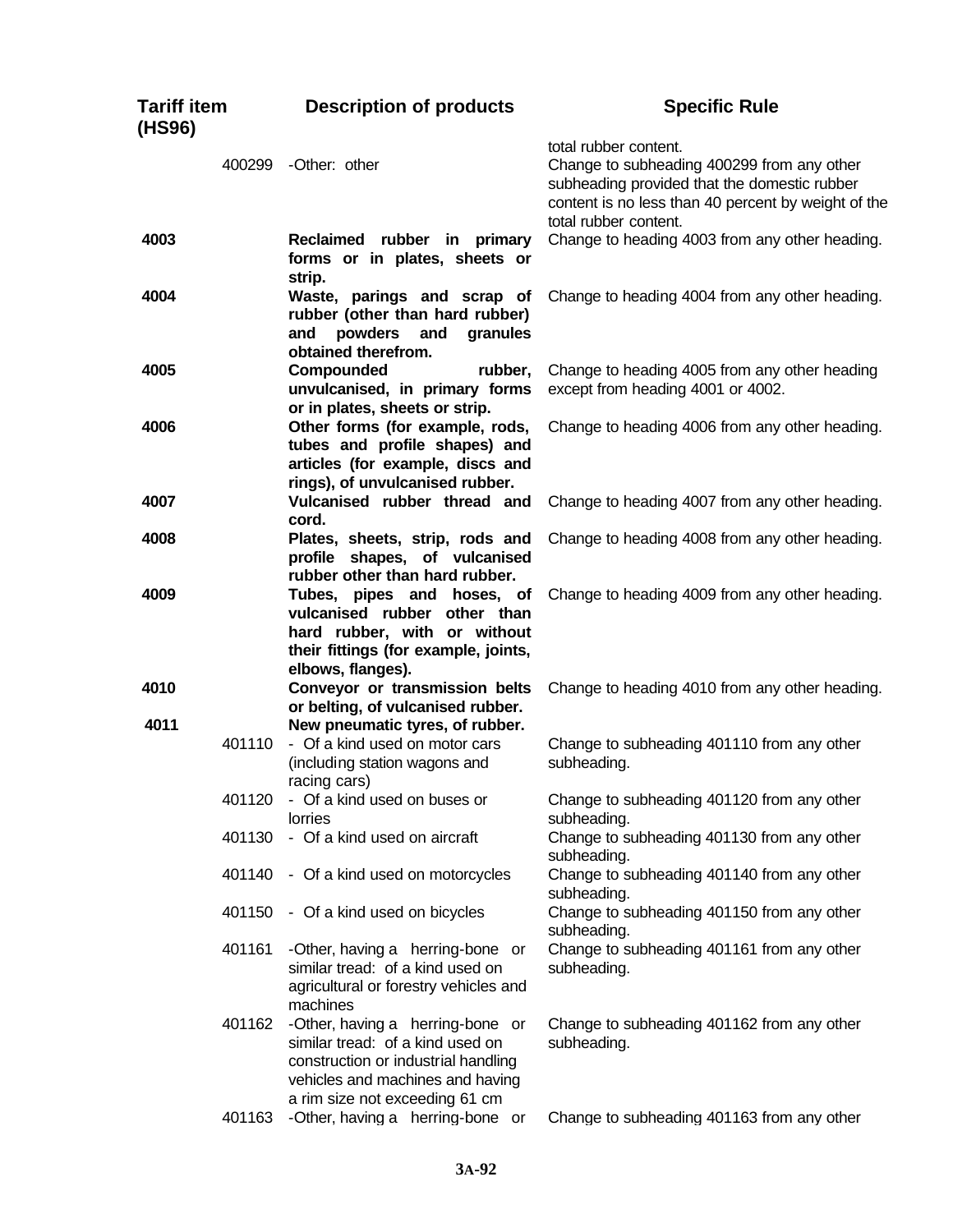| Tariff item (HS96) | | Description of products | Specific Rule |
|---|---|---|---|
| | | | total rubber content. |
| | 400299 | -Other: other | Change to subheading 400299 from any other subheading provided that the domestic rubber content is no less than 40 percent by weight of the total rubber content. |
| **4003** | | **Reclaimed rubber in primary forms or in plates, sheets or strip.** | Change to heading 4003 from any other heading. |
| **4004** | | **Waste, parings and scrap of rubber (other than hard rubber) and powders and granules obtained therefrom.** | Change to heading 4004 from any other heading. |
| **4005** | | **Compounded rubber, unvulcanised, in primary forms or in plates, sheets or strip.** | Change to heading 4005 from any other heading except from heading 4001 or 4002. |
| **4006** | | **Other forms (for example, rods, tubes and profile shapes) and articles (for example, discs and rings), of unvulcanised rubber.** | Change to heading 4006 from any other heading. |
| **4007** | | **Vulcanised rubber thread and cord.** | Change to heading 4007 from any other heading. |
| **4008** | | **Plates, sheets, strip, rods and profile shapes, of vulcanised rubber other than hard rubber.** | Change to heading 4008 from any other heading. |
| **4009** | | **Tubes, pipes and hoses, of vulcanised rubber other than hard rubber, with or without their fittings (for example, joints, elbows, flanges).** | Change to heading 4009 from any other heading. |
| **4010** | | **Conveyor or transmission belts or belting, of vulcanised rubber.** | Change to heading 4010 from any other heading. |
| **4011** | | **New pneumatic tyres, of rubber.** | |
| | 401110 | - Of a kind used on motor cars (including station wagons and racing cars) | Change to subheading 401110 from any other subheading. |
| | 401120 | - Of a kind used on buses or lorries | Change to subheading 401120 from any other subheading. |
| | 401130 | - Of a kind used on aircraft | Change to subheading 401130 from any other subheading. |
| | 401140 | - Of a kind used on motorcycles | Change to subheading 401140 from any other subheading. |
| | 401150 | - Of a kind used on bicycles | Change to subheading 401150 from any other subheading. |
| | 401161 | -Other, having a herring-bone or similar tread: of a kind used on agricultural or forestry vehicles and machines | Change to subheading 401161 from any other subheading. |
| | 401162 | -Other, having a herring-bone or similar tread: of a kind used on construction or industrial handling vehicles and machines and having a rim size not exceeding 61 cm | Change to subheading 401162 from any other subheading. |
| | 401163 | -Other, having a herring-bone or | Change to subheading 401163 from any other |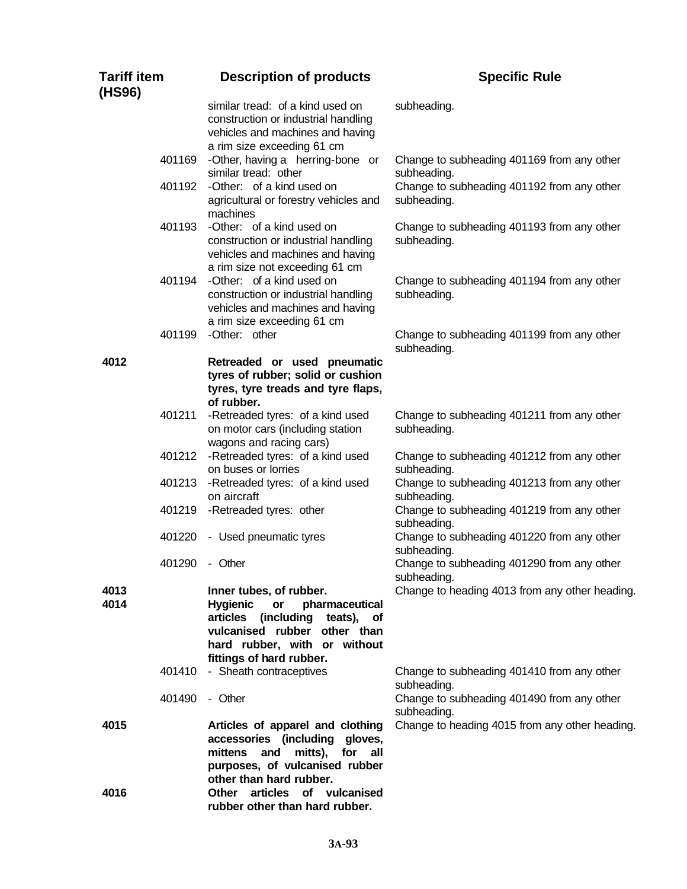| Tariff item (HS96) | | Description of products | Specific Rule |
|---|---|---|---|
| | | similar tread: of a kind used on construction or industrial handling vehicles and machines and having a rim size exceeding 61 cm | subheading. |
| | 401169 | -Other, having a herring-bone or similar tread: other | Change to subheading 401169 from any other subheading. |
| | 401192 | -Other: of a kind used on agricultural or forestry vehicles and machines | Change to subheading 401192 from any other subheading. |
| | 401193 | -Other: of a kind used on construction or industrial handling vehicles and machines and having a rim size not exceeding 61 cm | Change to subheading 401193 from any other subheading. |
| | 401194 | -Other: of a kind used on construction or industrial handling vehicles and machines and having a rim size exceeding 61 cm | Change to subheading 401194 from any other subheading. |
| | 401199 | -Other: other | Change to subheading 401199 from any other subheading. |
| **4012** | | **Retreaded or used pneumatic tyres of rubber; solid or cushion tyres, tyre treads and tyre flaps, of rubber.** | |
| | 401211 | -Retreaded tyres: of a kind used on motor cars (including station wagons and racing cars) | Change to subheading 401211 from any other subheading. |
| | 401212 | -Retreaded tyres: of a kind used on buses or lorries | Change to subheading 401212 from any other subheading. |
| | 401213 | -Retreaded tyres: of a kind used on aircraft | Change to subheading 401213 from any other subheading. |
| | 401219 | -Retreaded tyres: other | Change to subheading 401219 from any other subheading. |
| | 401220 | - Used pneumatic tyres | Change to subheading 401220 from any other subheading. |
| | 401290 | - Other | Change to subheading 401290 from any other subheading. |
| **4013** | | **Inner tubes, of rubber.** | Change to heading 4013 from any other heading. |
| **4014** | | **Hygienic or pharmaceutical articles (including teats), of vulcanised rubber other than hard rubber, with or without fittings of hard rubber.** | |
| | 401410 | - Sheath contraceptives | Change to subheading 401410 from any other subheading. |
| | 401490 | - Other | Change to subheading 401490 from any other subheading. |
| **4015** | | **Articles of apparel and clothing accessories (including gloves, mittens and mitts), for all purposes, of vulcanised rubber other than hard rubber.** | Change to heading 4015 from any other heading. |
| **4016** | | **Other articles of vulcanised rubber other than hard rubber.** | |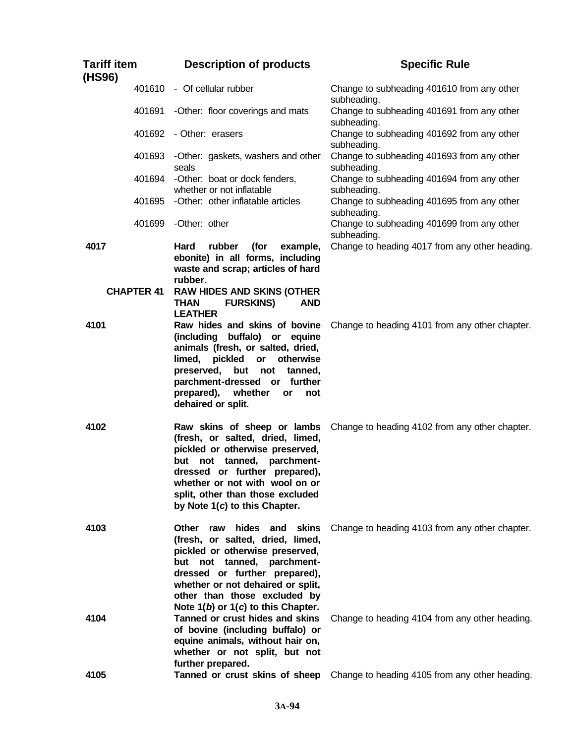| Tariff item (HS96) | Description of products | Specific Rule |
|---|---|---|
| 401610 | - Of cellular rubber | Change to subheading 401610 from any other subheading. |
| 401691 | -Other: floor coverings and mats | Change to subheading 401691 from any other subheading. |
| 401692 | - Other: erasers | Change to subheading 401692 from any other subheading. |
| 401693 | -Other: gaskets, washers and other seals | Change to subheading 401693 from any other subheading. |
| 401694 | -Other: boat or dock fenders, whether or not inflatable | Change to subheading 401694 from any other subheading. |
| 401695 | -Other: other inflatable articles | Change to subheading 401695 from any other subheading. |
| 401699 | -Other: other | Change to subheading 401699 from any other subheading. |
| **4017** | **Hard rubber (for example, ebonite) in all forms, including waste and scrap; articles of hard rubber.** | Change to heading 4017 from any other heading. |
| **CHAPTER 41** | **RAW HIDES AND SKINS (OTHER THAN FURSKINS) AND LEATHER** | |
| **4101** | **Raw hides and skins of bovine (including buffalo) or equine animals (fresh, or salted, dried, limed, pickled or otherwise preserved, but not tanned, parchment-dressed or further prepared), whether or not dehaired or split.** | Change to heading 4101 from any other chapter. |
| **4102** | **Raw skins of sheep or lambs (fresh, or salted, dried, limed, pickled or otherwise preserved, but not tanned, parchment-dressed or further prepared), whether or not with wool on or split, other than those excluded by Note 1(*c*) to this Chapter.** | Change to heading 4102 from any other chapter. |
| **4103** | **Other raw hides and skins (fresh, or salted, dried, limed, pickled or otherwise preserved, but not tanned, parchment-dressed or further prepared), whether or not dehaired or split, other than those excluded by Note 1(*b*) or 1(*c*) to this Chapter.** | Change to heading 4103 from any other chapter. |
| **4104** | **Tanned or crust hides and skins of bovine (including buffalo) or equine animals, without hair on, whether or not split, but not further prepared.** | Change to heading 4104 from any other heading. |
| **4105** | **Tanned or crust skins of sheep** | Change to heading 4105 from any other heading. |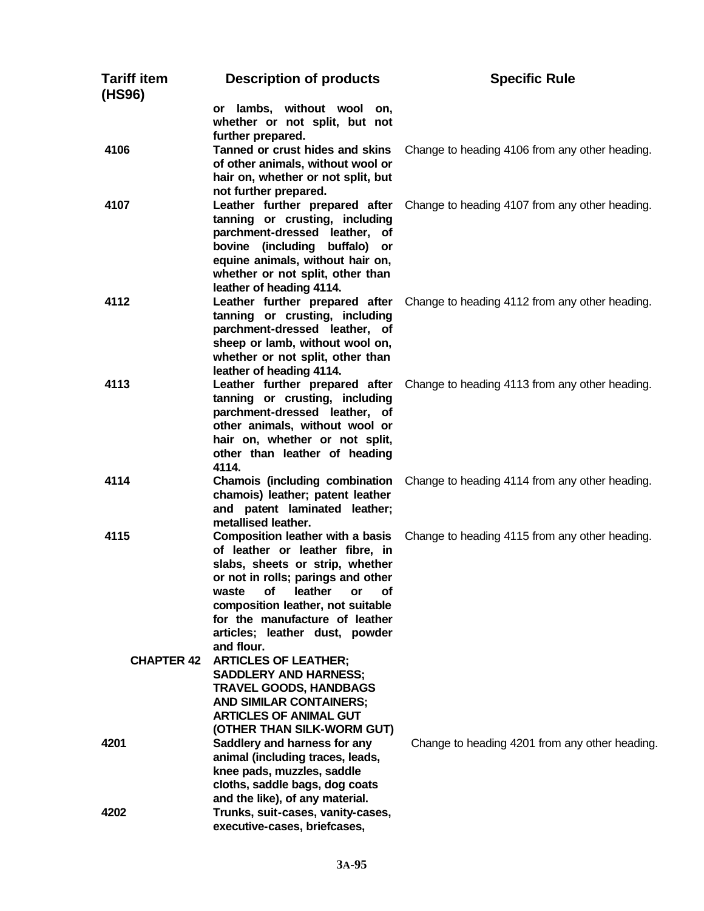| Tariff item (HS96) | Description of products | Specific Rule |
|---|---|---|
| | **or lambs, without wool on, whether or not split, but not further prepared.** | |
| 4106 | **Tanned or crust hides and skins of other animals, without wool or hair on, whether or not split, but not further prepared.** | Change to heading 4106 from any other heading. |
| 4107 | **Leather further prepared after tanning or crusting, including parchment-dressed leather, of bovine (including buffalo) or equine animals, without hair on, whether or not split, other than leather of heading 4114.** | Change to heading 4107 from any other heading. |
| 4112 | **Leather further prepared after tanning or crusting, including parchment-dressed leather, of sheep or lamb, without wool on, whether or not split, other than leather of heading 4114.** | Change to heading 4112 from any other heading. |
| 4113 | **Leather further prepared after tanning or crusting, including parchment-dressed leather, of other animals, without wool or hair on, whether or not split, other than leather of heading 4114.** | Change to heading 4113 from any other heading. |
| 4114 | **Chamois (including combination chamois) leather; patent leather and patent laminated leather; metallised leather.** | Change to heading 4114 from any other heading. |
| 4115 | **Composition leather with a basis of leather or leather fibre, in slabs, sheets or strip, whether or not in rolls; parings and other waste of leather or of composition leather, not suitable for the manufacture of leather articles; leather dust, powder and flour.** | Change to heading 4115 from any other heading. |
| **CHAPTER 42** | **ARTICLES OF LEATHER; SADDLERY AND HARNESS; TRAVEL GOODS, HANDBAGS AND SIMILAR CONTAINERS; ARTICLES OF ANIMAL GUT (OTHER THAN SILK-WORM GUT)** | |
| 4201 | **Saddlery and harness for any animal (including traces, leads, knee pads, muzzles, saddle cloths, saddle bags, dog coats and the like), of any material.** | Change to heading 4201 from any other heading. |
| 4202 | **Trunks, suit-cases, vanity-cases, executive-cases, briefcases,** | |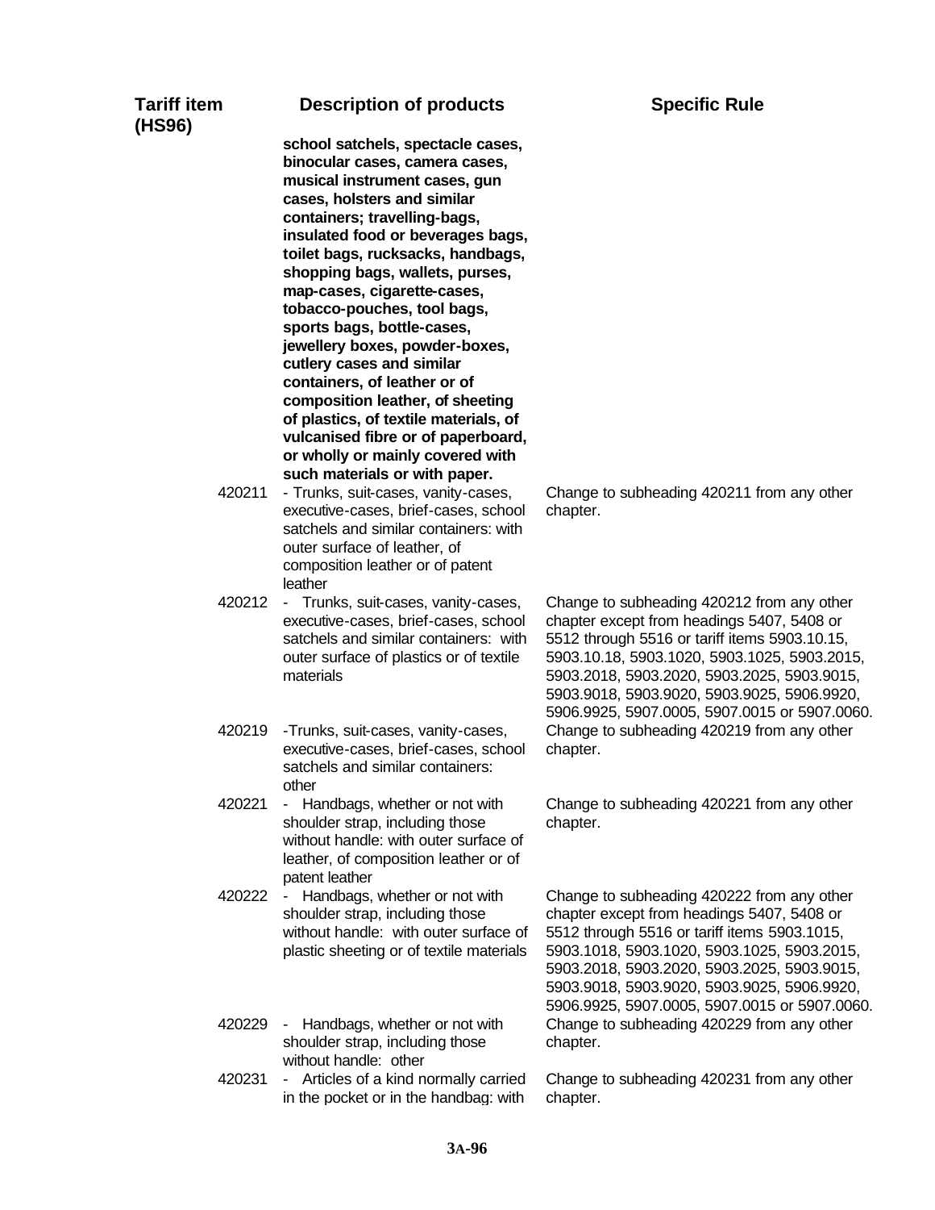| Tariff item (HS96) | Description of products | Specific Rule |
|---|---|---|
| | **school satchels, spectacle cases, binocular cases, camera cases, musical instrument cases, gun cases, holsters and similar containers; travelling-bags, insulated food or beverages bags, toilet bags, rucksacks, handbags, shopping bags, wallets, purses, map-cases, cigarette-cases, tobacco-pouches, tool bags, sports bags, bottle-cases, jewellery boxes, powder-boxes, cutlery cases and similar containers, of leather or of composition leather, of sheeting of plastics, of textile materials, of vulcanised fibre or of paperboard, or wholly or mainly covered with such materials or with paper.** | |
| 420211 | - Trunks, suit-cases, vanity-cases, executive-cases, brief-cases, school satchels and similar containers: with outer surface of leather, of composition leather or of patent leather | Change to subheading 420211 from any other chapter. |
| 420212 | - Trunks, suit-cases, vanity-cases, executive-cases, brief-cases, school satchels and similar containers: with outer surface of plastics or of textile materials | Change to subheading 420212 from any other chapter except from headings 5407, 5408 or 5512 through 5516 or tariff items 5903.10.15, 5903.10.18, 5903.1020, 5903.1025, 5903.2015, 5903.2018, 5903.2020, 5903.2025, 5903.9015, 5903.9018, 5903.9020, 5903.9025, 5906.9920, 5906.9925, 5907.0005, 5907.0015 or 5907.0060. |
| 420219 | -Trunks, suit-cases, vanity-cases, executive-cases, brief-cases, school satchels and similar containers: other | Change to subheading 420219 from any other chapter. |
| 420221 | - Handbags, whether or not with shoulder strap, including those without handle: with outer surface of leather, of composition leather or of patent leather | Change to subheading 420221 from any other chapter. |
| 420222 | - Handbags, whether or not with shoulder strap, including those without handle: with outer surface of plastic sheeting or of textile materials | Change to subheading 420222 from any other chapter except from headings 5407, 5408 or 5512 through 5516 or tariff items 5903.1015, 5903.1018, 5903.1020, 5903.1025, 5903.2015, 5903.2018, 5903.2020, 5903.2025, 5903.9015, 5903.9018, 5903.9020, 5903.9025, 5906.9920, 5906.9925, 5907.0005, 5907.0015 or 5907.0060. |
| 420229 | - Handbags, whether or not with shoulder strap, including those without handle: other | Change to subheading 420229 from any other chapter. |
| 420231 | - Articles of a kind normally carried in the pocket or in the handbag: with | Change to subheading 420231 from any other chapter. |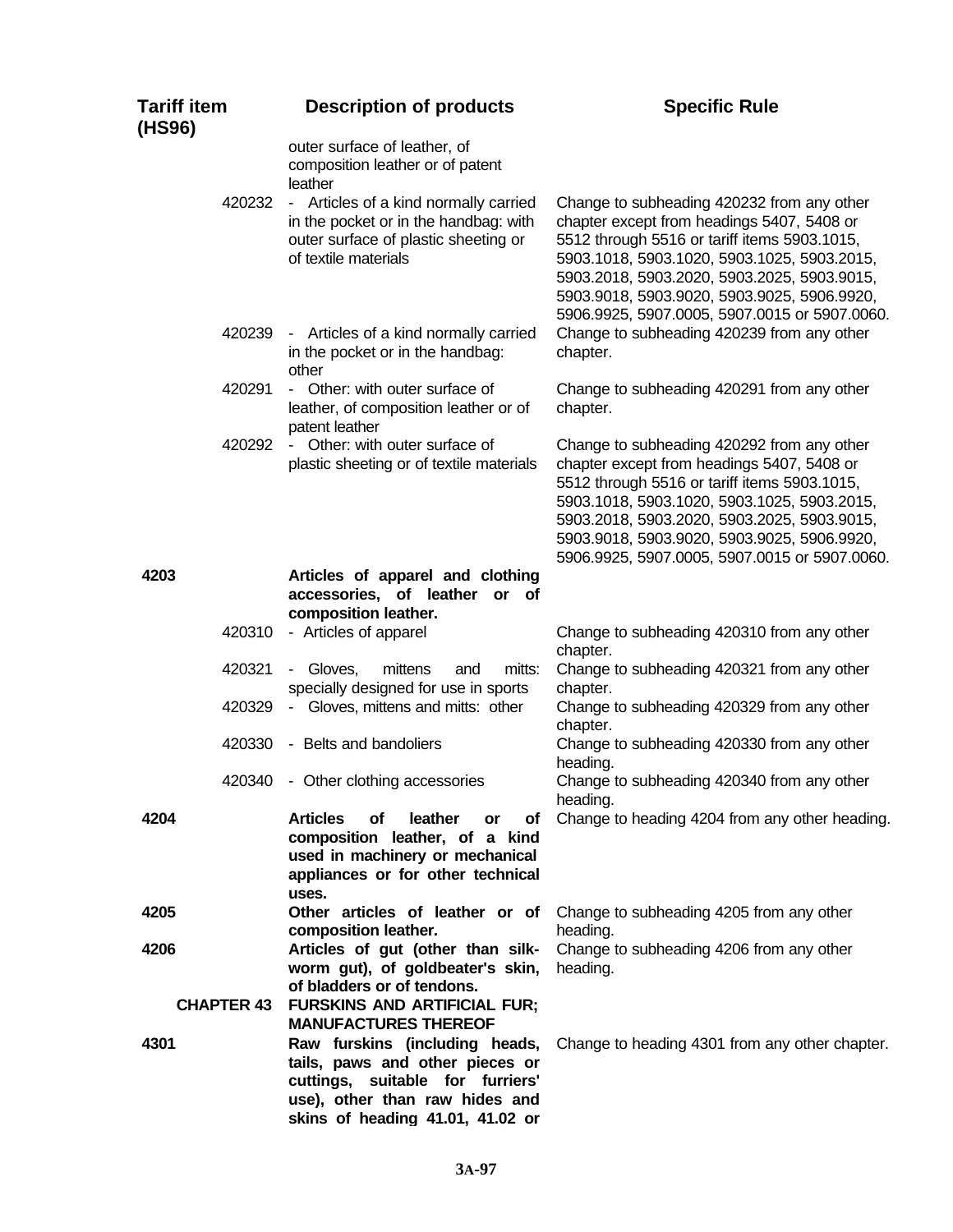| Tariff item (HS96) | Description of products | Specific Rule |
|---|---|---|
| | outer surface of leather, of composition leather or of patent leather | |
| 420232 | - Articles of a kind normally carried in the pocket or in the handbag: with outer surface of plastic sheeting or of textile materials | Change to subheading 420232 from any other chapter except from headings 5407, 5408 or 5512 through 5516 or tariff items 5903.1015, 5903.1018, 5903.1020, 5903.1025, 5903.2015, 5903.2018, 5903.2020, 5903.2025, 5903.9015, 5903.9018, 5903.9020, 5903.9025, 5906.9920, 5906.9925, 5907.0005, 5907.0015 or 5907.0060. |
| 420239 | - Articles of a kind normally carried in the pocket or in the handbag: other | Change to subheading 420239 from any other chapter. |
| 420291 | - Other: with outer surface of leather, of composition leather or of patent leather | Change to subheading 420291 from any other chapter. |
| 420292 | - Other: with outer surface of plastic sheeting or of textile materials | Change to subheading 420292 from any other chapter except from headings 5407, 5408 or 5512 through 5516 or tariff items 5903.1015, 5903.1018, 5903.1020, 5903.1025, 5903.2015, 5903.2018, 5903.2020, 5903.2025, 5903.9015, 5903.9018, 5903.9020, 5903.9025, 5906.9920, 5906.9925, 5907.0005, 5907.0015 or 5907.0060. |
| **4203** | **Articles of apparel and clothing accessories, of leather or of composition leather.** | |
| 420310 | - Articles of apparel | Change to subheading 420310 from any other chapter. |
| 420321 | - Gloves, mittens and mitts: specially designed for use in sports | Change to subheading 420321 from any other chapter. |
| 420329 | - Gloves, mittens and mitts: other | Change to subheading 420329 from any other chapter. |
| 420330 | - Belts and bandoliers | Change to subheading 420330 from any other heading. |
| 420340 | - Other clothing accessories | Change to subheading 420340 from any other heading. |
| **4204** | **Articles of leather or of composition leather, of a kind used in machinery or mechanical appliances or for other technical uses.** | Change to heading 4204 from any other heading. |
| **4205** | **Other articles of leather or of composition leather.** | Change to subheading 4205 from any other heading. |
| **4206** | **Articles of gut (other than silk-worm gut), of goldbeater's skin, of bladders or of tendons.** | Change to subheading 4206 from any other heading. |
| **CHAPTER 43** | **FURSKINS AND ARTIFICIAL FUR; MANUFACTURES THEREOF** | |
| **4301** | **Raw furskins (including heads, tails, paws and other pieces or cuttings, suitable for furriers' use), other than raw hides and skins of heading 41.01, 41.02 or** | Change to heading 4301 from any other chapter. |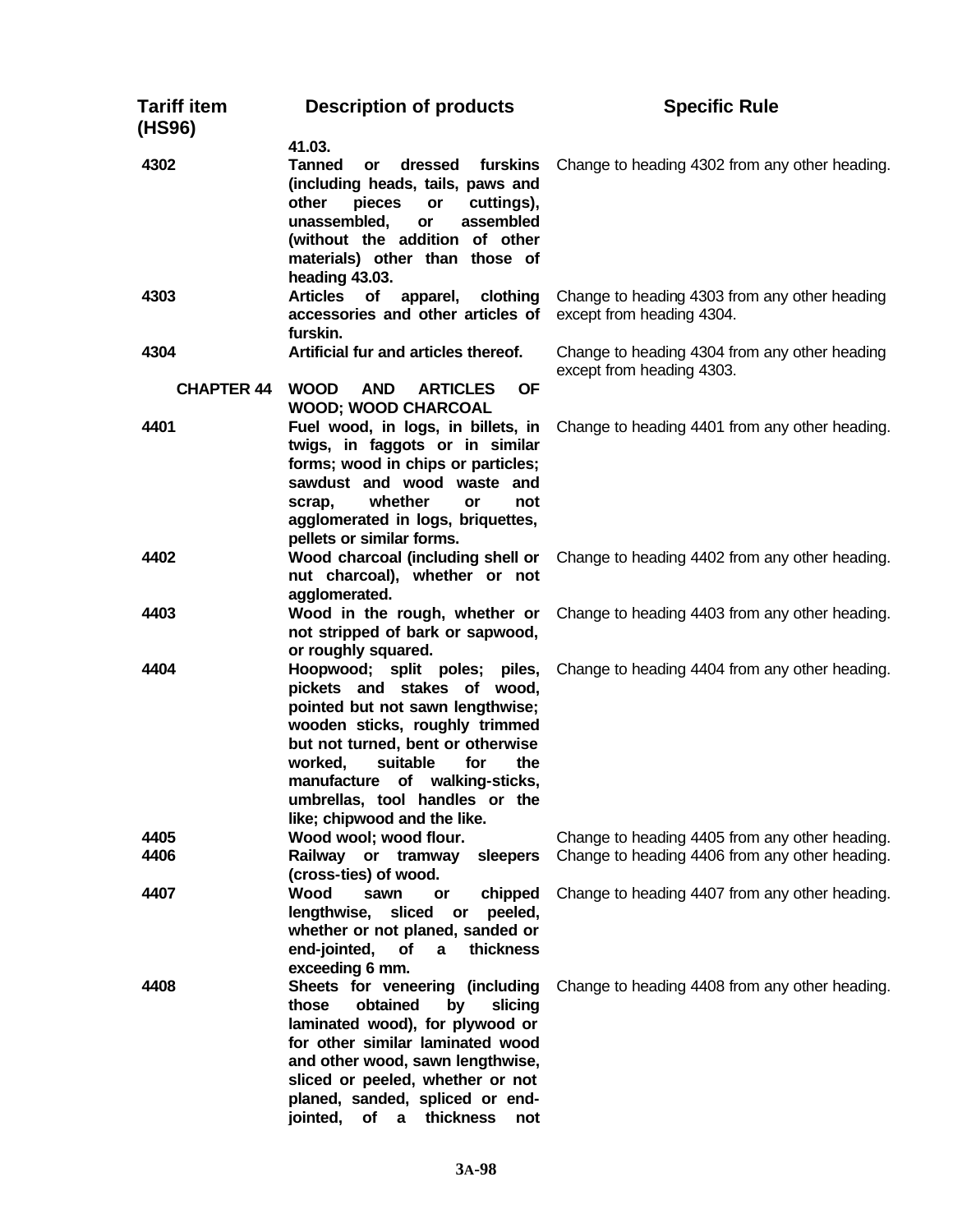| Tariff item (HS96) | Description of products | Specific Rule |
|---|---|---|
| | **41.03.** | |
| 4302 | **Tanned or dressed furskins (including heads, tails, paws and other pieces or cuttings), unassembled, or assembled (without the addition of other materials) other than those of heading 43.03.** | Change to heading 4302 from any other heading. |
| 4303 | **Articles of apparel, clothing accessories and other articles of furskin.** | Change to heading 4303 from any other heading except from heading 4304. |
| 4304 | **Artificial fur and articles thereof.** | Change to heading 4304 from any other heading except from heading 4303. |
| **CHAPTER 44** | **WOOD AND ARTICLES OF WOOD; WOOD CHARCOAL** | |
| 4401 | **Fuel wood, in logs, in billets, in twigs, in faggots or in similar forms; wood in chips or particles; sawdust and wood waste and scrap, whether or not agglomerated in logs, briquettes, pellets or similar forms.** | Change to heading 4401 from any other heading. |
| 4402 | **Wood charcoal (including shell or nut charcoal), whether or not agglomerated.** | Change to heading 4402 from any other heading. |
| 4403 | **Wood in the rough, whether or not stripped of bark or sapwood, or roughly squared.** | Change to heading 4403 from any other heading. |
| 4404 | **Hoopwood; split poles; piles, pickets and stakes of wood, pointed but not sawn lengthwise; wooden sticks, roughly trimmed but not turned, bent or otherwise worked, suitable for the manufacture of walking-sticks, umbrellas, tool handles or the like; chipwood and the like.** | Change to heading 4404 from any other heading. |
| 4405 | **Wood wool; wood flour.** | Change to heading 4405 from any other heading. |
| 4406 | **Railway or tramway sleepers (cross-ties) of wood.** | Change to heading 4406 from any other heading. |
| 4407 | **Wood sawn or chipped lengthwise, sliced or peeled, whether or not planed, sanded or end-jointed, of a thickness exceeding 6 mm.** | Change to heading 4407 from any other heading. |
| 4408 | **Sheets for veneering (including those obtained by slicing laminated wood), for plywood or for other similar laminated wood and other wood, sawn lengthwise, sliced or peeled, whether or not planed, sanded, spliced or end-jointed, of a thickness not** | Change to heading 4408 from any other heading. |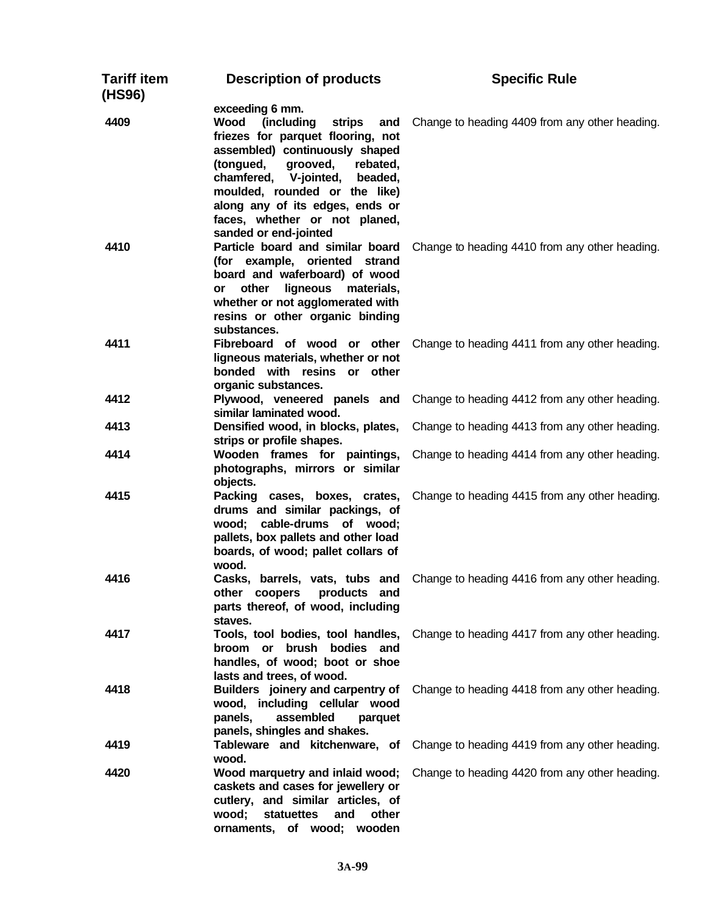| Tariff item (HS96) | Description of products | Specific Rule |
|---|---|---|
| | **exceeding 6 mm.** | |
| 4409 | **Wood (including strips and friezes for parquet flooring, not assembled) continuously shaped (tongued, grooved, rebated, chamfered, V-jointed, beaded, moulded, rounded or the like) along any of its edges, ends or faces, whether or not planed, sanded or end-jointed** | Change to heading 4409 from any other heading. |
| 4410 | **Particle board and similar board (for example, oriented strand board and waferboard) of wood or other ligneous materials, whether or not agglomerated with resins or other organic binding substances.** | Change to heading 4410 from any other heading. |
| 4411 | **Fibreboard of wood or other ligneous materials, whether or not bonded with resins or other organic substances.** | Change to heading 4411 from any other heading. |
| 4412 | **Plywood, veneered panels and similar laminated wood.** | Change to heading 4412 from any other heading. |
| 4413 | **Densified wood, in blocks, plates, strips or profile shapes.** | Change to heading 4413 from any other heading. |
| 4414 | **Wooden frames for paintings, photographs, mirrors or similar objects.** | Change to heading 4414 from any other heading. |
| 4415 | **Packing cases, boxes, crates, drums and similar packings, of wood; cable-drums of wood; pallets, box pallets and other load boards, of wood; pallet collars of wood.** | Change to heading 4415 from any other heading. |
| 4416 | **Casks, barrels, vats, tubs and other coopers products and parts thereof, of wood, including staves.** | Change to heading 4416 from any other heading. |
| 4417 | **Tools, tool bodies, tool handles, broom or brush bodies and handles, of wood; boot or shoe lasts and trees, of wood.** | Change to heading 4417 from any other heading. |
| 4418 | **Builders joinery and carpentry of wood, including cellular wood panels, assembled parquet panels, shingles and shakes.** | Change to heading 4418 from any other heading. |
| 4419 | **Tableware and kitchenware, of wood.** | Change to heading 4419 from any other heading. |
| 4420 | **Wood marquetry and inlaid wood; caskets and cases for jewellery or cutlery, and similar articles, of wood; statuettes and other ornaments, of wood; wooden** | Change to heading 4420 from any other heading. |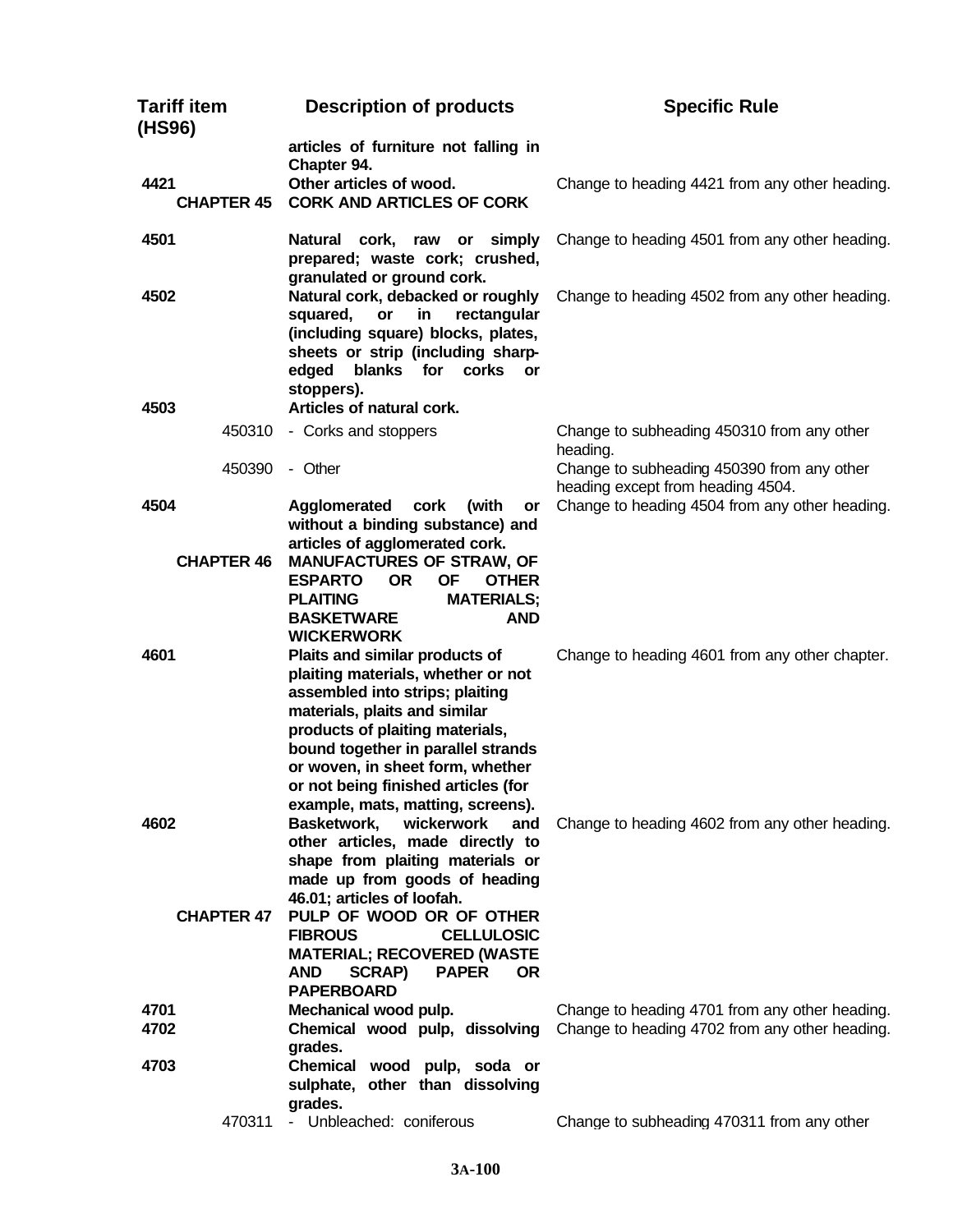| Tariff item (HS96) | Description of products | Specific Rule |
|---|---|---|
| | **articles of furniture not falling in Chapter 94.** | |
| **4421** | **Other articles of wood.** | Change to heading 4421 from any other heading. |
| **CHAPTER 45** | **CORK AND ARTICLES OF CORK** | |
| **4501** | **Natural cork, raw or simply prepared; waste cork; crushed, granulated or ground cork.** | Change to heading 4501 from any other heading. |
| **4502** | **Natural cork, debacked or roughly squared, or in rectangular (including square) blocks, plates, sheets or strip (including sharp-edged blanks for corks or stoppers).** | Change to heading 4502 from any other heading. |
| **4503** | **Articles of natural cork.** | |
| 450310 | - Corks and stoppers | Change to subheading 450310 from any other heading. |
| 450390 | - Other | Change to subheading 450390 from any other heading except from heading 4504. |
| **4504** | **Agglomerated cork (with or without a binding substance) and articles of agglomerated cork.** | Change to heading 4504 from any other heading. |
| **CHAPTER 46** | **MANUFACTURES OF STRAW, OF ESPARTO OR OF OTHER PLAITING MATERIALS; BASKETWARE AND WICKERWORK** | |
| **4601** | **Plaits and similar products of plaiting materials, whether or not assembled into strips; plaiting materials, plaits and similar products of plaiting materials, bound together in parallel strands or woven, in sheet form, whether or not being finished articles (for example, mats, matting, screens).** | Change to heading 4601 from any other chapter. |
| **4602** | **Basketwork, wickerwork and other articles, made directly to shape from plaiting materials or made up from goods of heading 46.01; articles of loofah.** | Change to heading 4602 from any other heading. |
| **CHAPTER 47** | **PULP OF WOOD OR OF OTHER FIBROUS CELLULOSIC MATERIAL; RECOVERED (WASTE AND SCRAP) PAPER OR PAPERBOARD** | |
| **4701** | **Mechanical wood pulp.** | Change to heading 4701 from any other heading. |
| **4702** | **Chemical wood pulp, dissolving grades.** | Change to heading 4702 from any other heading. |
| **4703** | **Chemical wood pulp, soda or sulphate, other than dissolving grades.** | |
| 470311 | - Unbleached: coniferous | Change to subheading 470311 from any other |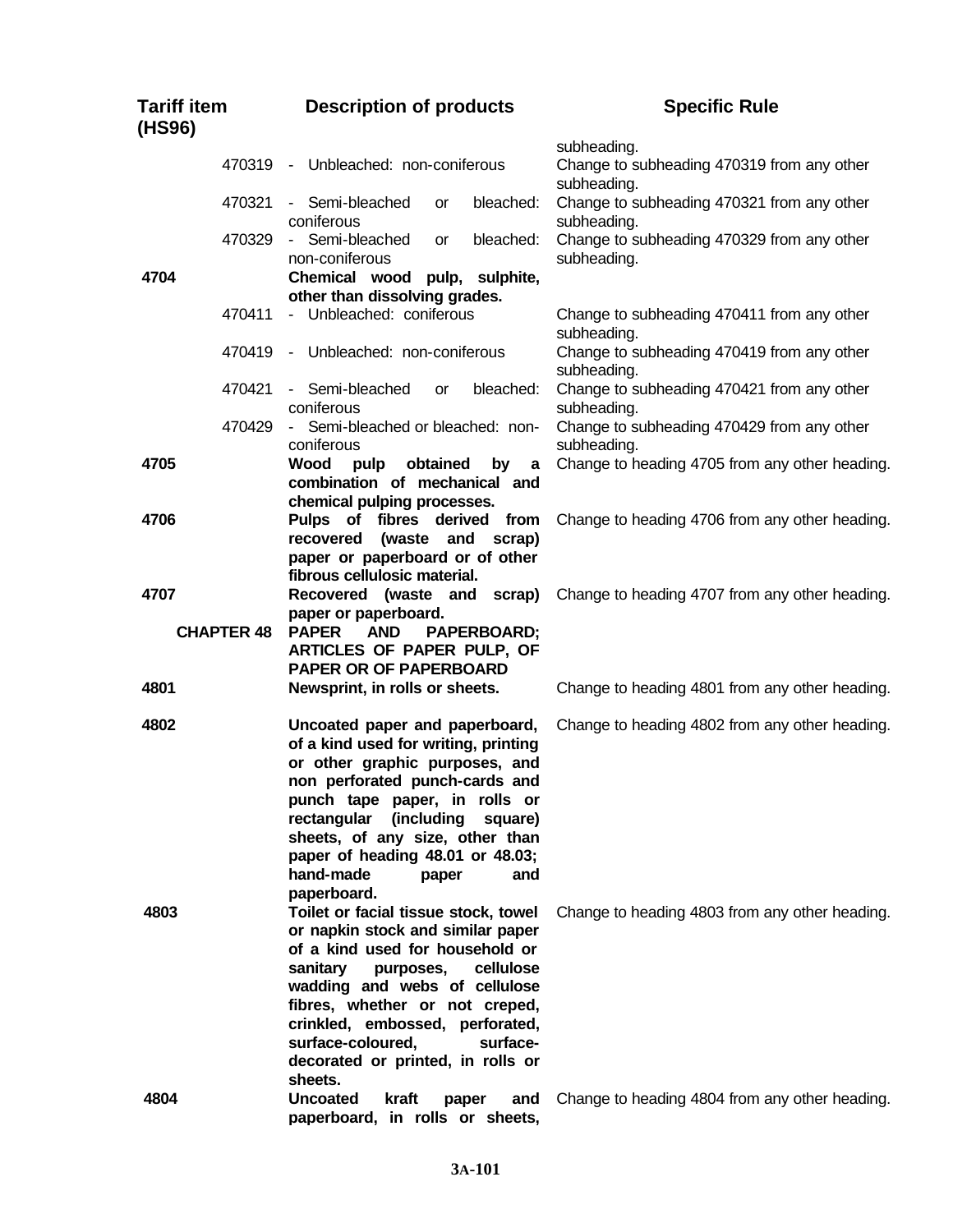| Tariff item (HS96) | Description of products | Specific Rule |
|---|---|---|
| | | subheading. |
| 470319 | - Unbleached: non-coniferous | Change to subheading 470319 from any other subheading. |
| 470321 | - Semi-bleached or bleached: coniferous | Change to subheading 470321 from any other subheading. |
| 470329 | - Semi-bleached or bleached: non-coniferous | Change to subheading 470329 from any other subheading. |
| **4704** | **Chemical wood pulp, sulphite, other than dissolving grades.** | |
| 470411 | - Unbleached: coniferous | Change to subheading 470411 from any other subheading. |
| 470419 | - Unbleached: non-coniferous | Change to subheading 470419 from any other subheading. |
| 470421 | - Semi-bleached or bleached: coniferous | Change to subheading 470421 from any other subheading. |
| 470429 | - Semi-bleached or bleached: non-coniferous | Change to subheading 470429 from any other subheading. |
| **4705** | **Wood pulp obtained by a combination of mechanical and chemical pulping processes.** | Change to heading 4705 from any other heading. |
| **4706** | **Pulps of fibres derived from recovered (waste and scrap) paper or paperboard or of other fibrous cellulosic material.** | Change to heading 4706 from any other heading. |
| **4707** | **Recovered (waste and scrap) paper or paperboard.** | Change to heading 4707 from any other heading. |
| **CHAPTER 48** | **PAPER AND PAPERBOARD; ARTICLES OF PAPER PULP, OF PAPER OR OF PAPERBOARD** | |
| **4801** | **Newsprint, in rolls or sheets.** | Change to heading 4801 from any other heading. |
| **4802** | **Uncoated paper and paperboard, of a kind used for writing, printing or other graphic purposes, and non perforated punch-cards and punch tape paper, in rolls or rectangular (including square) sheets, of any size, other than paper of heading 48.01 or 48.03; hand-made paper and paperboard.** | Change to heading 4802 from any other heading. |
| **4803** | **Toilet or facial tissue stock, towel or napkin stock and similar paper of a kind used for household or sanitary purposes, cellulose wadding and webs of cellulose fibres, whether or not creped, crinkled, embossed, perforated, surface-coloured, surface-decorated or printed, in rolls or sheets.** | Change to heading 4803 from any other heading. |
| **4804** | **Uncoated kraft paper and paperboard, in rolls or sheets,** | Change to heading 4804 from any other heading. |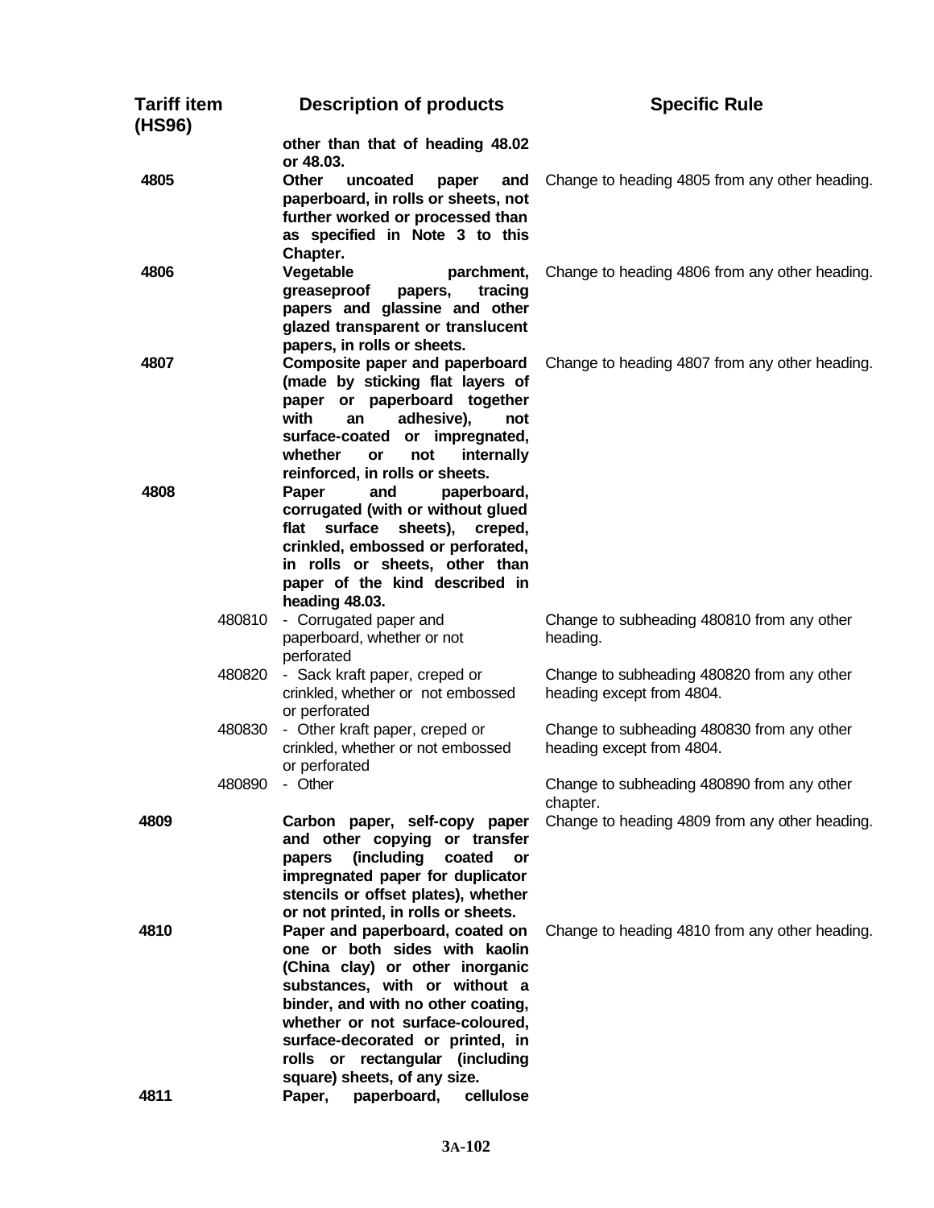| Tariff item (HS96) | | Description of products | Specific Rule |
|---|---|---|---|
| | | **other than that of heading 48.02 or 48.03.** | |
| 4805 | | **Other uncoated paper and paperboard, in rolls or sheets, not further worked or processed than as specified in Note 3 to this Chapter.** | Change to heading 4805 from any other heading. |
| 4806 | | **Vegetable parchment, greaseproof papers, tracing papers and glassine and other glazed transparent or translucent papers, in rolls or sheets.** | Change to heading 4806 from any other heading. |
| 4807 | | **Composite paper and paperboard (made by sticking flat layers of paper or paperboard together with an adhesive), not surface-coated or impregnated, whether or not internally reinforced, in rolls or sheets.** | Change to heading 4807 from any other heading. |
| 4808 | | **Paper and paperboard, corrugated (with or without glued flat surface sheets), creped, crinkled, embossed or perforated, in rolls or sheets, other than paper of the kind described in heading 48.03.** | |
| | 480810 | - Corrugated paper and paperboard, whether or not perforated | Change to subheading 480810 from any other heading. |
| | 480820 | - Sack kraft paper, creped or crinkled, whether or not embossed or perforated | Change to subheading 480820 from any other heading except from 4804. |
| | 480830 | - Other kraft paper, creped or crinkled, whether or not embossed or perforated | Change to subheading 480830 from any other heading except from 4804. |
| | 480890 | - Other | Change to subheading 480890 from any other chapter. |
| 4809 | | **Carbon paper, self-copy paper and other copying or transfer papers (including coated or impregnated paper for duplicator stencils or offset plates), whether or not printed, in rolls or sheets.** | Change to heading 4809 from any other heading. |
| 4810 | | **Paper and paperboard, coated on one or both sides with kaolin (China clay) or other inorganic substances, with or without a binder, and with no other coating, whether or not surface-coloured, surface-decorated or printed, in rolls or rectangular (including square) sheets, of any size.** | Change to heading 4810 from any other heading. |
| 4811 | | **Paper, paperboard, cellulose** | |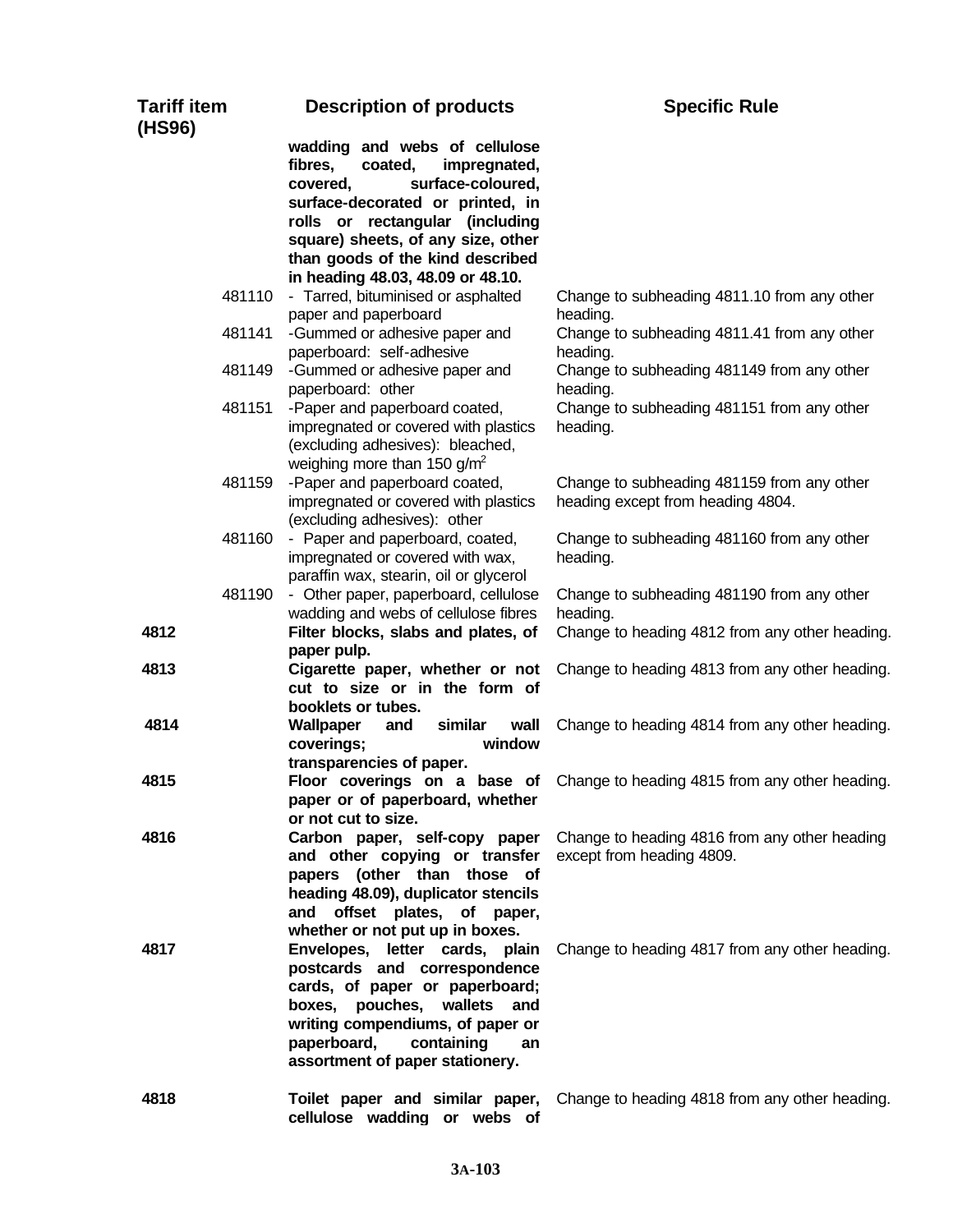| Tariff item (HS96) | Description of products | Specific Rule |
|---|---|---|
| | **wadding and webs of cellulose fibres, coated, impregnated, covered, surface-coloured, surface-decorated or printed, in rolls or rectangular (including square) sheets, of any size, other than goods of the kind described in heading 48.03, 48.09 or 48.10.** | |
| 481110 | - Tarred, bituminised or asphalted paper and paperboard | Change to subheading 4811.10 from any other heading. |
| 481141 | -Gummed or adhesive paper and paperboard: self-adhesive | Change to subheading 4811.41 from any other heading. |
| 481149 | -Gummed or adhesive paper and paperboard: other | Change to subheading 481149 from any other heading. |
| 481151 | -Paper and paperboard coated, impregnated or covered with plastics (excluding adhesives): bleached, weighing more than 150 g/m$^2$ | Change to subheading 481151 from any other heading. |
| 481159 | -Paper and paperboard coated, impregnated or covered with plastics (excluding adhesives): other | Change to subheading 481159 from any other heading except from heading 4804. |
| 481160 | - Paper and paperboard, coated, impregnated or covered with wax, paraffin wax, stearin, oil or glycerol | Change to subheading 481160 from any other heading. |
| 481190 | - Other paper, paperboard, cellulose wadding and webs of cellulose fibres | Change to subheading 481190 from any other heading. |
| **4812** | **Filter blocks, slabs and plates, of paper pulp.** | Change to heading 4812 from any other heading. |
| **4813** | **Cigarette paper, whether or not cut to size or in the form of booklets or tubes.** | Change to heading 4813 from any other heading. |
| **4814** | **Wallpaper and similar wall coverings; window transparencies of paper.** | Change to heading 4814 from any other heading. |
| **4815** | **Floor coverings on a base of paper or of paperboard, whether or not cut to size.** | Change to heading 4815 from any other heading. |
| **4816** | **Carbon paper, self-copy paper and other copying or transfer papers (other than those of heading 48.09), duplicator stencils and offset plates, of paper, whether or not put up in boxes.** | Change to heading 4816 from any other heading except from heading 4809. |
| **4817** | **Envelopes, letter cards, plain postcards and correspondence cards, of paper or paperboard; boxes, pouches, wallets and writing compendiums, of paper or paperboard, containing an assortment of paper stationery.** | Change to heading 4817 from any other heading. |
| **4818** | **Toilet paper and similar paper, cellulose wadding or webs of** | Change to heading 4818 from any other heading. |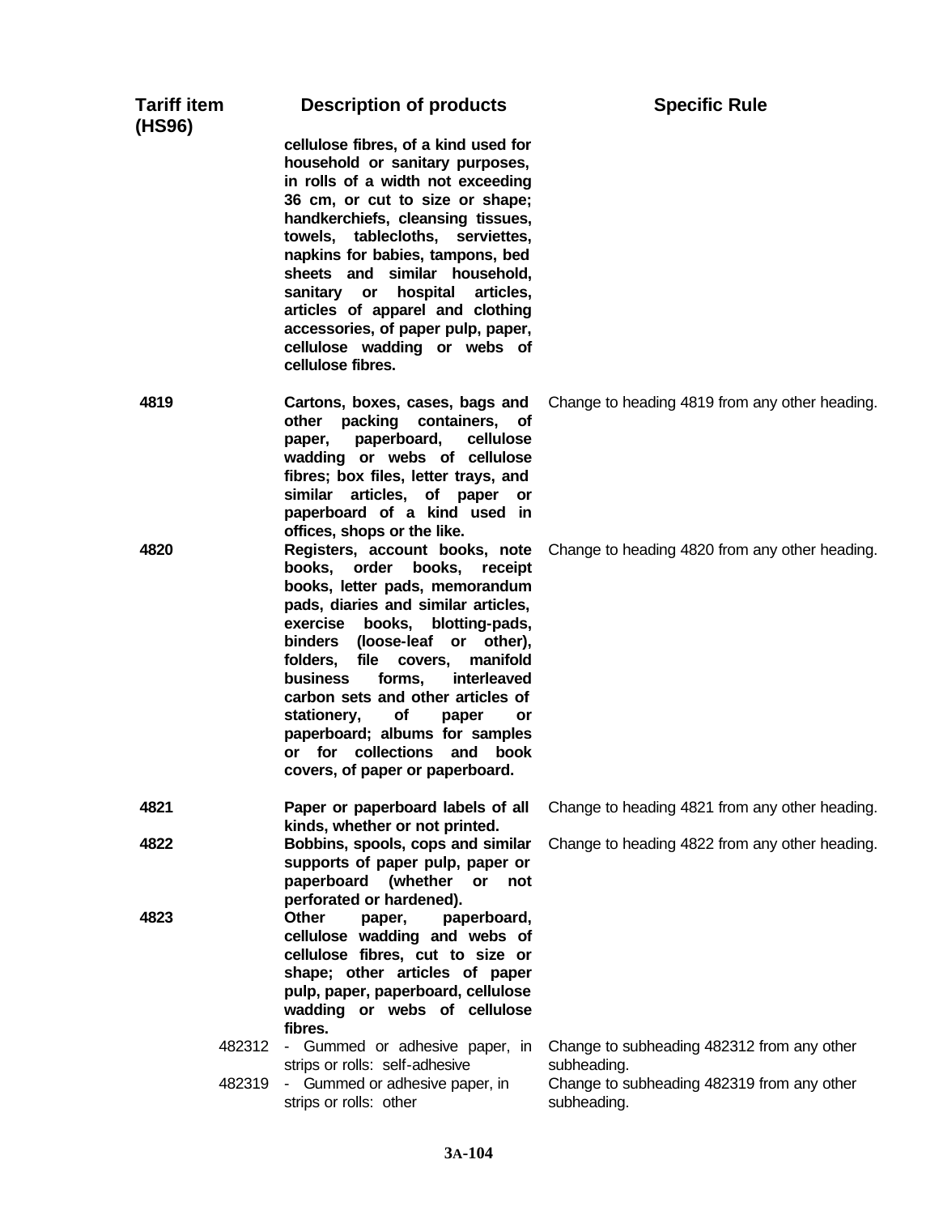| Tariff item (HS96) | Description of products | Specific Rule |
|---|---|---|
| | **cellulose fibres, of a kind used for household or sanitary purposes, in rolls of a width not exceeding 36 cm, or cut to size or shape; handkerchiefs, cleansing tissues, towels, tablecloths, serviettes, napkins for babies, tampons, bed sheets and similar household, sanitary or hospital articles, articles of apparel and clothing accessories, of paper pulp, paper, cellulose wadding or webs of cellulose fibres.** | |
| 4819 | **Cartons, boxes, cases, bags and other packing containers, of paper, paperboard, cellulose wadding or webs of cellulose fibres; box files, letter trays, and similar articles, of paper or paperboard of a kind used in offices, shops or the like.** | Change to heading 4819 from any other heading. |
| 4820 | **Registers, account books, note books, order books, receipt books, letter pads, memorandum pads, diaries and similar articles, exercise books, blotting-pads, binders (loose-leaf or other), folders, file covers, manifold business forms, interleaved carbon sets and other articles of stationery, of paper or paperboard; albums for samples or for collections and book covers, of paper or paperboard.** | Change to heading 4820 from any other heading. |
| 4821 | **Paper or paperboard labels of all kinds, whether or not printed.** | Change to heading 4821 from any other heading. |
| 4822 | **Bobbins, spools, cops and similar supports of paper pulp, paper or paperboard (whether or not perforated or hardened).** | Change to heading 4822 from any other heading. |
| 4823 | **Other paper, paperboard, cellulose wadding and webs of cellulose fibres, cut to size or shape; other articles of paper pulp, paper, paperboard, cellulose wadding or webs of cellulose fibres.** | |
| 482312 | - Gummed or adhesive paper, in strips or rolls: self-adhesive | Change to subheading 482312 from any other subheading. |
| 482319 | - Gummed or adhesive paper, in strips or rolls: other | Change to subheading 482319 from any other subheading. |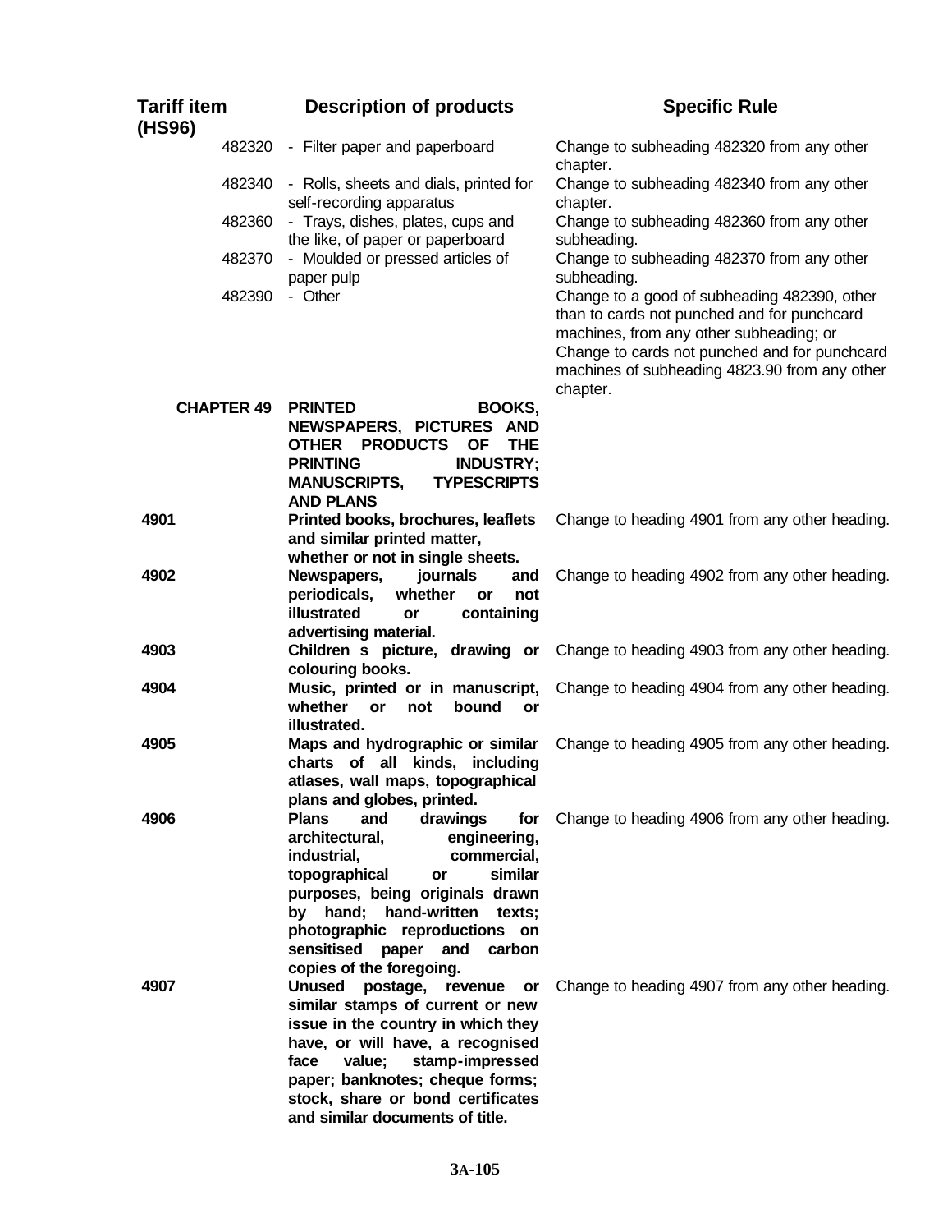| Tariff item (HS96) | Description of products | Specific Rule |
|---|---|---|
| 482320 | - Filter paper and paperboard | Change to subheading 482320 from any other chapter. |
| 482340 | - Rolls, sheets and dials, printed for self-recording apparatus | Change to subheading 482340 from any other chapter. |
| 482360 | - Trays, dishes, plates, cups and the like, of paper or paperboard | Change to subheading 482360 from any other subheading. |
| 482370 | - Moulded or pressed articles of paper pulp | Change to subheading 482370 from any other subheading. |
| 482390 | - Other | Change to a good of subheading 482390, other than to cards not punched and for punchcard machines, from any other subheading; or<br>Change to cards not punched and for punchcard machines of subheading 4823.90 from any other chapter. |
| **CHAPTER 49** | **PRINTED BOOKS, NEWSPAPERS, PICTURES AND OTHER PRODUCTS OF THE PRINTING INDUSTRY; MANUSCRIPTS, TYPESCRIPTS AND PLANS** | |
| **4901** | **Printed books, brochures, leaflets and similar printed matter, whether or not in single sheets.** | Change to heading 4901 from any other heading. |
| **4902** | **Newspapers, journals and periodicals, whether or not illustrated or containing advertising material.** | Change to heading 4902 from any other heading. |
| **4903** | **Children s picture, drawing or colouring books.** | Change to heading 4903 from any other heading. |
| **4904** | **Music, printed or in manuscript, whether or not bound or illustrated.** | Change to heading 4904 from any other heading. |
| **4905** | **Maps and hydrographic or similar charts of all kinds, including atlases, wall maps, topographical plans and globes, printed.** | Change to heading 4905 from any other heading. |
| **4906** | **Plans and drawings for architectural, engineering, industrial, commercial, topographical or similar purposes, being originals drawn by hand; hand-written texts; photographic reproductions on sensitised paper and carbon copies of the foregoing.** | Change to heading 4906 from any other heading. |
| **4907** | **Unused postage, revenue or similar stamps of current or new issue in the country in which they have, or will have, a recognised face value; stamp-impressed paper; banknotes; cheque forms; stock, share or bond certificates and similar documents of title.** | Change to heading 4907 from any other heading. |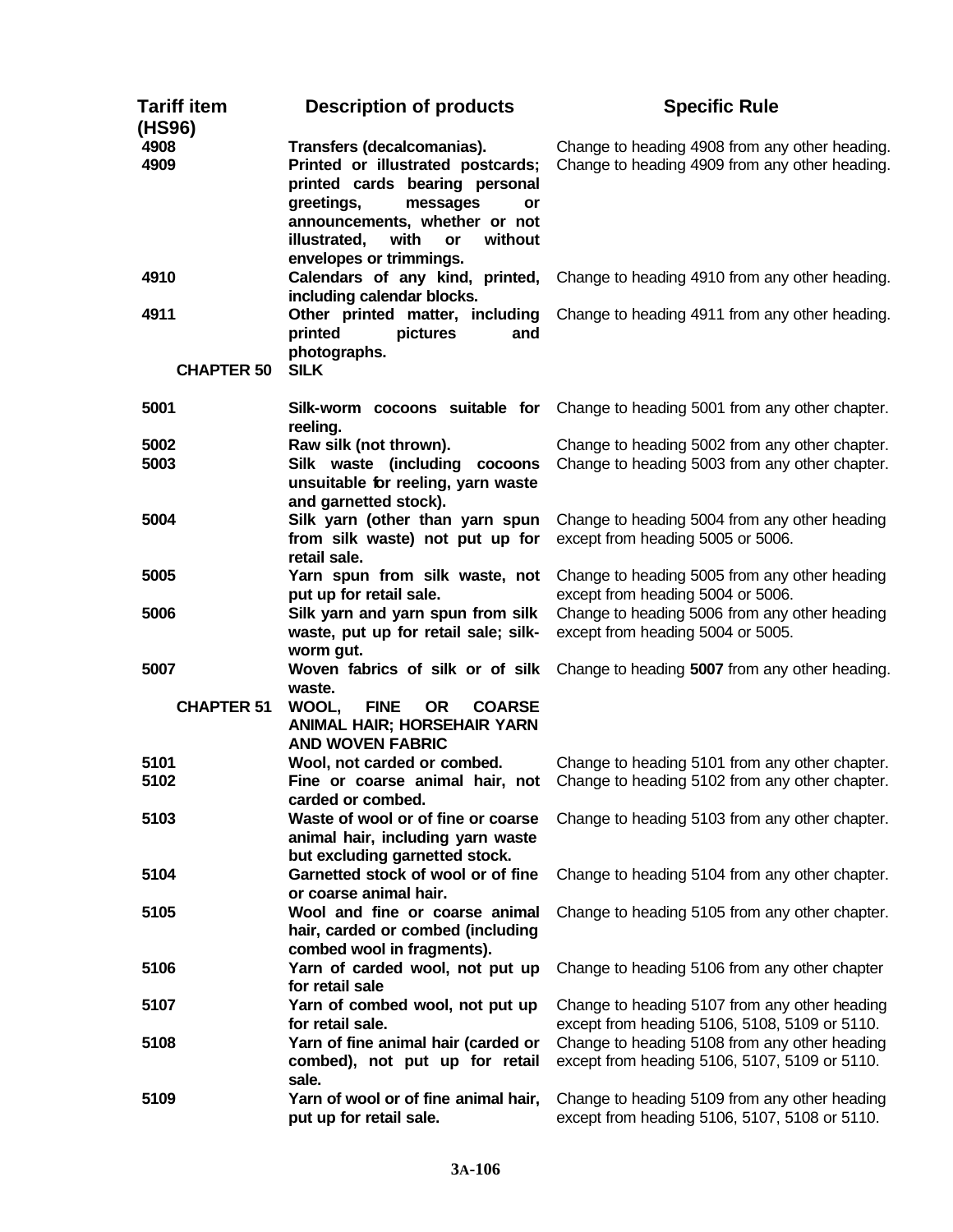| Tariff item (HS96) | Description of products | Specific Rule |
|---|---|---|
| 4908 | **Transfers (decalcomanias).** | Change to heading 4908 from any other heading. |
| 4909 | **Printed or illustrated postcards; printed cards bearing personal greetings, messages or announcements, whether or not illustrated, with or without envelopes or trimmings.** | Change to heading 4909 from any other heading. |
| 4910 | **Calendars of any kind, printed, including calendar blocks.** | Change to heading 4910 from any other heading. |
| 4911 | **Other printed matter, including printed pictures and photographs.** | Change to heading 4911 from any other heading. |
| **CHAPTER 50** | **SILK** | |
| 5001 | **Silk-worm cocoons suitable for reeling.** | Change to heading 5001 from any other chapter. |
| 5002 | **Raw silk (not thrown).** | Change to heading 5002 from any other chapter. |
| 5003 | **Silk waste (including cocoons unsuitable for reeling, yarn waste and garnetted stock).** | Change to heading 5003 from any other chapter. |
| 5004 | **Silk yarn (other than yarn spun from silk waste) not put up for retail sale.** | Change to heading 5004 from any other heading except from heading 5005 or 5006. |
| 5005 | **Yarn spun from silk waste, not put up for retail sale.** | Change to heading 5005 from any other heading except from heading 5004 or 5006. |
| 5006 | **Silk yarn and yarn spun from silk waste, put up for retail sale; silk-worm gut.** | Change to heading 5006 from any other heading except from heading 5004 or 5005. |
| 5007 | **Woven fabrics of silk or of silk waste.** | Change to heading **5007** from any other heading. |
| **CHAPTER 51** | **WOOL, FINE OR COARSE ANIMAL HAIR; HORSEHAIR YARN AND WOVEN FABRIC** | |
| 5101 | **Wool, not carded or combed.** | Change to heading 5101 from any other chapter. |
| 5102 | **Fine or coarse animal hair, not carded or combed.** | Change to heading 5102 from any other chapter. |
| 5103 | **Waste of wool or of fine or coarse animal hair, including yarn waste but excluding garnetted stock.** | Change to heading 5103 from any other chapter. |
| 5104 | **Garnetted stock of wool or of fine or coarse animal hair.** | Change to heading 5104 from any other chapter. |
| 5105 | **Wool and fine or coarse animal hair, carded or combed (including combed wool in fragments).** | Change to heading 5105 from any other chapter. |
| 5106 | **Yarn of carded wool, not put up for retail sale** | Change to heading 5106 from any other chapter |
| 5107 | **Yarn of combed wool, not put up for retail sale.** | Change to heading 5107 from any other heading except from heading 5106, 5108, 5109 or 5110. |
| 5108 | **Yarn of fine animal hair (carded or combed), not put up for retail sale.** | Change to heading 5108 from any other heading except from heading 5106, 5107, 5109 or 5110. |
| 5109 | **Yarn of wool or of fine animal hair, put up for retail sale.** | Change to heading 5109 from any other heading except from heading 5106, 5107, 5108 or 5110. |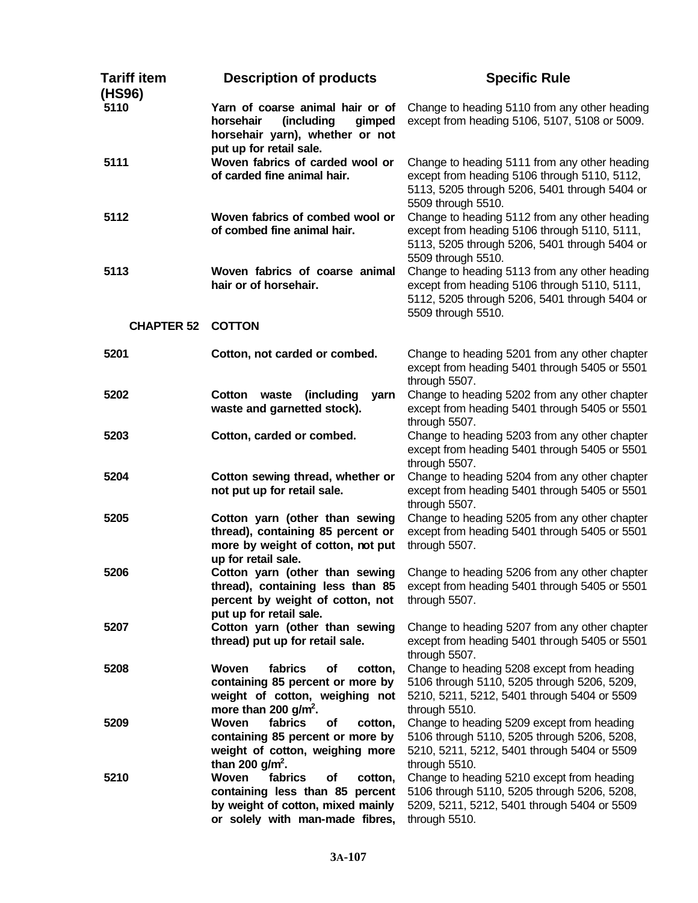| Tariff item (HS96) | Description of products | Specific Rule |
|---|---|---|
| 5110 | **Yarn of coarse animal hair or of horsehair (including gimped horsehair yarn), whether or not put up for retail sale.** | Change to heading 5110 from any other heading except from heading 5106, 5107, 5108 or 5009. |
| 5111 | **Woven fabrics of carded wool or of carded fine animal hair.** | Change to heading 5111 from any other heading except from heading 5106 through 5110, 5112, 5113, 5205 through 5206, 5401 through 5404 or 5509 through 5510. |
| 5112 | **Woven fabrics of combed wool or of combed fine animal hair.** | Change to heading 5112 from any other heading except from heading 5106 through 5110, 5111, 5113, 5205 through 5206, 5401 through 5404 or 5509 through 5510. |
| 5113 | **Woven fabrics of coarse animal hair or of horsehair.** | Change to heading 5113 from any other heading except from heading 5106 through 5110, 5111, 5112, 5205 through 5206, 5401 through 5404 or 5509 through 5510. |
| **CHAPTER 52** | **COTTON** | |
| 5201 | **Cotton, not carded or combed.** | Change to heading 5201 from any other chapter except from heading 5401 through 5405 or 5501 through 5507. |
| 5202 | **Cotton waste (including yarn waste and garnetted stock).** | Change to heading 5202 from any other chapter except from heading 5401 through 5405 or 5501 through 5507. |
| 5203 | **Cotton, carded or combed.** | Change to heading 5203 from any other chapter except from heading 5401 through 5405 or 5501 through 5507. |
| 5204 | **Cotton sewing thread, whether or not put up for retail sale.** | Change to heading 5204 from any other chapter except from heading 5401 through 5405 or 5501 through 5507. |
| 5205 | **Cotton yarn (other than sewing thread), containing 85 percent or more by weight of cotton, not put up for retail sale.** | Change to heading 5205 from any other chapter except from heading 5401 through 5405 or 5501 through 5507. |
| 5206 | **Cotton yarn (other than sewing thread), containing less than 85 percent by weight of cotton, not put up for retail sale.** | Change to heading 5206 from any other chapter except from heading 5401 through 5405 or 5501 through 5507. |
| 5207 | **Cotton yarn (other than sewing thread) put up for retail sale.** | Change to heading 5207 from any other chapter except from heading 5401 through 5405 or 5501 through 5507. |
| 5208 | **Woven fabrics of cotton, containing 85 percent or more by weight of cotton, weighing not more than 200 g/m$^2$.** | Change to heading 5208 except from heading 5106 through 5110, 5205 through 5206, 5209, 5210, 5211, 5212, 5401 through 5404 or 5509 through 5510. |
| 5209 | **Woven fabrics of cotton, containing 85 percent or more by weight of cotton, weighing more than 200 g/m$^2$.** | Change to heading 5209 except from heading 5106 through 5110, 5205 through 5206, 5208, 5210, 5211, 5212, 5401 through 5404 or 5509 through 5510. |
| 5210 | **Woven fabrics of cotton, containing less than 85 percent by weight of cotton, mixed mainly or solely with man-made fibres,** | Change to heading 5210 except from heading 5106 through 5110, 5205 through 5206, 5208, 5209, 5211, 5212, 5401 through 5404 or 5509 through 5510. |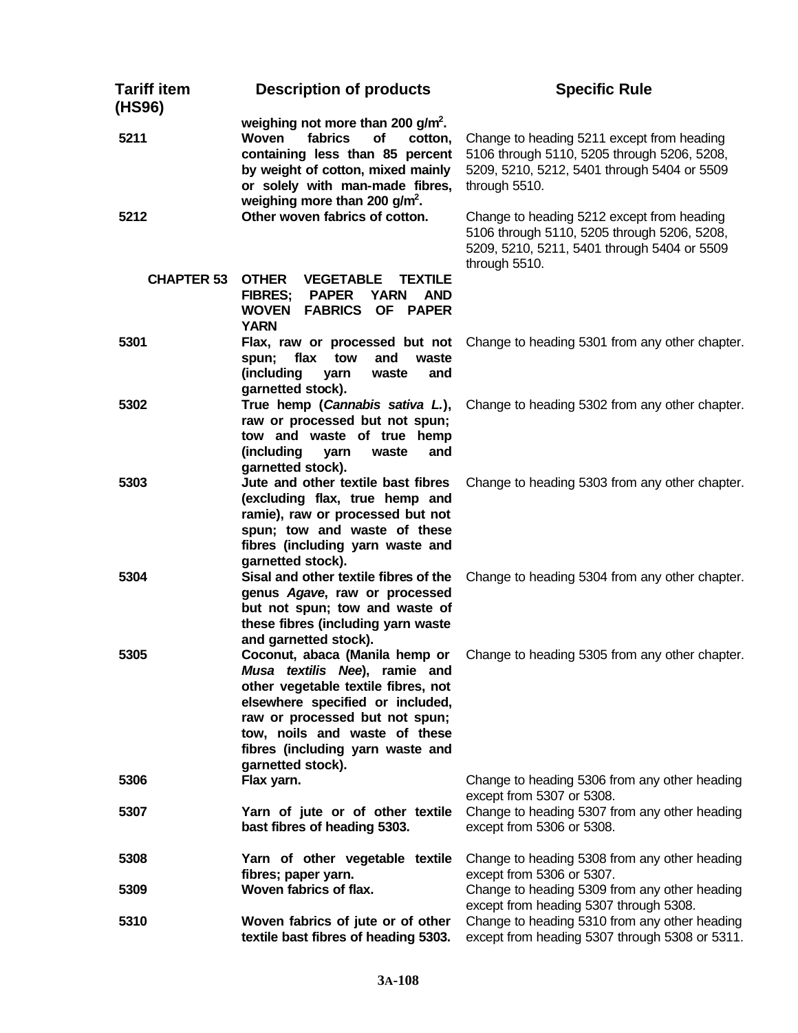| Tariff item (HS96) | Description of products | Specific Rule |
|---|---|---|
| | **weighing not more than 200 g/m$^2$.** | |
| 5211 | **Woven fabrics of cotton, containing less than 85 percent by weight of cotton, mixed mainly or solely with man-made fibres, weighing more than 200 g/m$^2$.** | Change to heading 5211 except from heading 5106 through 5110, 5205 through 5206, 5208, 5209, 5210, 5212, 5401 through 5404 or 5509 through 5510. |
| 5212 | **Other woven fabrics of cotton.** | Change to heading 5212 except from heading 5106 through 5110, 5205 through 5206, 5208, 5209, 5210, 5211, 5401 through 5404 or 5509 through 5510. |
| **CHAPTER 53** | **OTHER VEGETABLE TEXTILE FIBRES; PAPER YARN AND WOVEN FABRICS OF PAPER YARN** | |
| 5301 | **Flax, raw or processed but not spun; flax tow and waste (including yarn waste and garnetted stock).** | Change to heading 5301 from any other chapter. |
| 5302 | **True hemp (*Cannabis sativa L.*), raw or processed but not spun; tow and waste of true hemp (including yarn waste and garnetted stock).** | Change to heading 5302 from any other chapter. |
| 5303 | **Jute and other textile bast fibres (excluding flax, true hemp and ramie), raw or processed but not spun; tow and waste of these fibres (including yarn waste and garnetted stock).** | Change to heading 5303 from any other chapter. |
| 5304 | **Sisal and other textile fibres of the genus *Agave*, raw or processed but not spun; tow and waste of these fibres (including yarn waste and garnetted stock).** | Change to heading 5304 from any other chapter. |
| 5305 | **Coconut, abaca (Manila hemp or *Musa textilis Nee*), ramie and other vegetable textile fibres, not elsewhere specified or included, raw or processed but not spun; tow, noils and waste of these fibres (including yarn waste and garnetted stock).** | Change to heading 5305 from any other chapter. |
| 5306 | **Flax yarn.** | Change to heading 5306 from any other heading except from 5307 or 5308. |
| 5307 | **Yarn of jute or of other textile bast fibres of heading 5303.** | Change to heading 5307 from any other heading except from 5306 or 5308. |
| 5308 | **Yarn of other vegetable textile fibres; paper yarn.** | Change to heading 5308 from any other heading except from 5306 or 5307. |
| 5309 | **Woven fabrics of flax.** | Change to heading 5309 from any other heading except from heading 5307 through 5308. |
| 5310 | **Woven fabrics of jute or of other textile bast fibres of heading 5303.** | Change to heading 5310 from any other heading except from heading 5307 through 5308 or 5311. |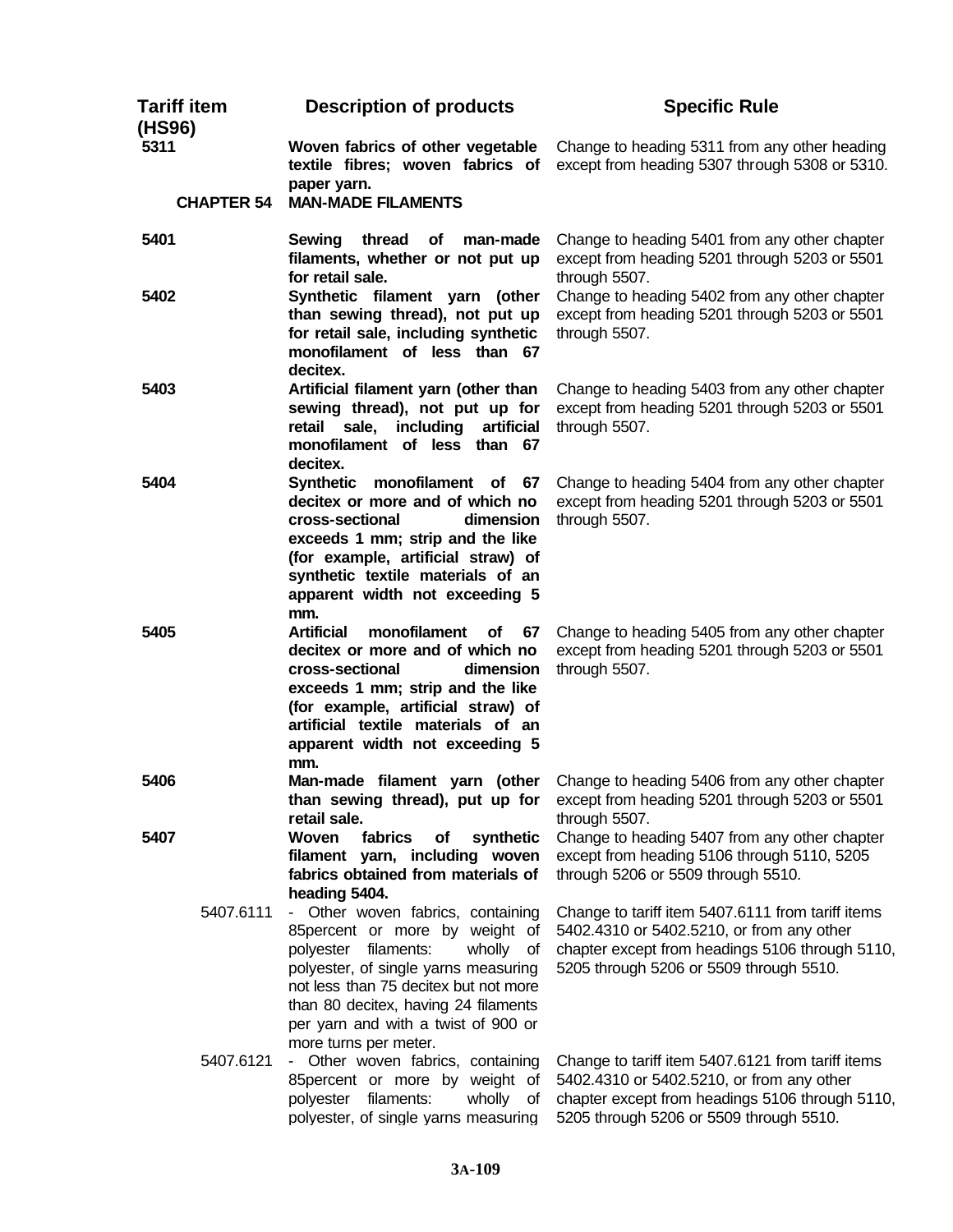| Tariff item (HS96) | Description of products | Specific Rule |
|---|---|---|
| 5311 | **Woven fabrics of other vegetable textile fibres; woven fabrics of paper yarn.** | Change to heading 5311 from any other heading except from heading 5307 through 5308 or 5310. |
| CHAPTER 54 | **MAN-MADE FILAMENTS** | |
| 5401 | **Sewing thread of man-made filaments, whether or not put up for retail sale.** | Change to heading 5401 from any other chapter except from heading 5201 through 5203 or 5501 through 5507. |
| 5402 | **Synthetic filament yarn (other than sewing thread), not put up for retail sale, including synthetic monofilament of less than 67 decitex.** | Change to heading 5402 from any other chapter except from heading 5201 through 5203 or 5501 through 5507. |
| 5403 | **Artificial filament yarn (other than sewing thread), not put up for retail sale, including artificial monofilament of less than 67 decitex.** | Change to heading 5403 from any other chapter except from heading 5201 through 5203 or 5501 through 5507. |
| 5404 | **Synthetic monofilament of 67 decitex or more and of which no cross-sectional dimension exceeds 1 mm; strip and the like (for example, artificial straw) of synthetic textile materials of an apparent width not exceeding 5 mm.** | Change to heading 5404 from any other chapter except from heading 5201 through 5203 or 5501 through 5507. |
| 5405 | **Artificial monofilament of 67 decitex or more and of which no cross-sectional dimension exceeds 1 mm; strip and the like (for example, artificial straw) of artificial textile materials of an apparent width not exceeding 5 mm.** | Change to heading 5405 from any other chapter except from heading 5201 through 5203 or 5501 through 5507. |
| 5406 | **Man-made filament yarn (other than sewing thread), put up for retail sale.** | Change to heading 5406 from any other chapter except from heading 5201 through 5203 or 5501 through 5507. |
| 5407 | **Woven fabrics of synthetic filament yarn, including woven fabrics obtained from materials of heading 5404.** | Change to heading 5407 from any other chapter except from heading 5106 through 5110, 5205 through 5206 or 5509 through 5510. |
| 5407.6111 | - Other woven fabrics, containing 85percent or more by weight of polyester filaments: wholly of polyester, of single yarns measuring not less than 75 decitex but not more than 80 decitex, having 24 filaments per yarn and with a twist of 900 or more turns per meter. | Change to tariff item 5407.6111 from tariff items 5402.4310 or 5402.5210, or from any other chapter except from headings 5106 through 5110, 5205 through 5206 or 5509 through 5510. |
| 5407.6121 | - Other woven fabrics, containing 85percent or more by weight of polyester filaments: wholly of polyester, of single yarns measuring | Change to tariff item 5407.6121 from tariff items 5402.4310 or 5402.5210, or from any other chapter except from headings 5106 through 5110, 5205 through 5206 or 5509 through 5510. |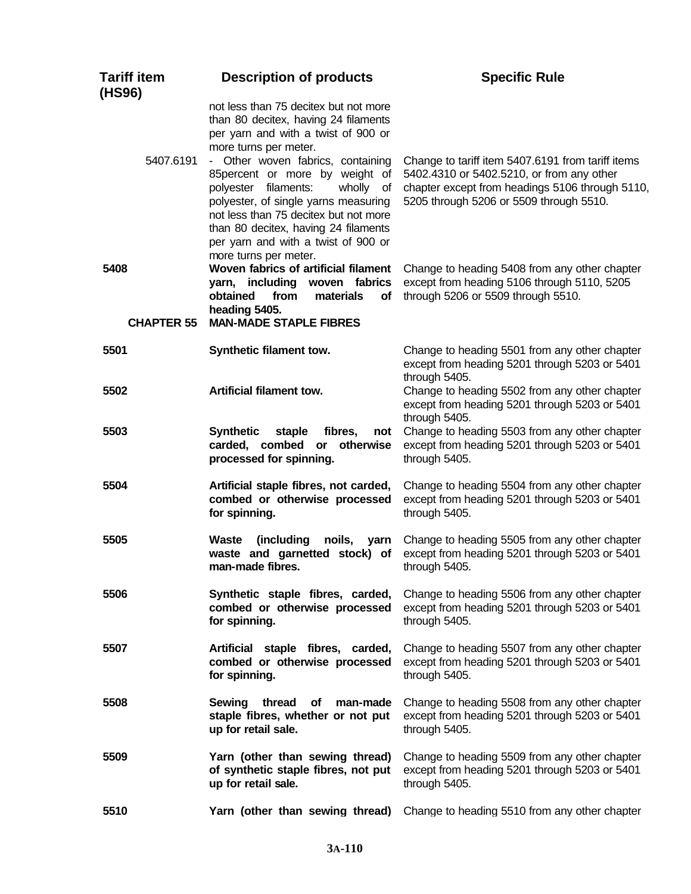| Tariff item (HS96) | Description of products | Specific Rule |
|---|---|---|
| | not less than 75 decitex but not more than 80 decitex, having 24 filaments per yarn and with a twist of 900 or more turns per meter. | |
| 5407.6191 | - Other woven fabrics, containing 85percent or more by weight of polyester filaments: wholly of polyester, of single yarns measuring not less than 75 decitex but not more than 80 decitex, having 24 filaments per yarn and with a twist of 900 or more turns per meter. | Change to tariff item 5407.6191 from tariff items 5402.4310 or 5402.5210, or from any other chapter except from headings 5106 through 5110, 5205 through 5206 or 5509 through 5510. |
| **5408** | **Woven fabrics of artificial filament yarn, including woven fabrics obtained from materials of heading 5405.** | Change to heading 5408 from any other chapter except from heading 5106 through 5110, 5205 through 5206 or 5509 through 5510. |
| **CHAPTER 55** | **MAN-MADE STAPLE FIBRES** | |
| **5501** | **Synthetic filament tow.** | Change to heading 5501 from any other chapter except from heading 5201 through 5203 or 5401 through 5405. |
| **5502** | **Artificial filament tow.** | Change to heading 5502 from any other chapter except from heading 5201 through 5203 or 5401 through 5405. |
| **5503** | **Synthetic staple fibres, not carded, combed or otherwise processed for spinning.** | Change to heading 5503 from any other chapter except from heading 5201 through 5203 or 5401 through 5405. |
| **5504** | **Artificial staple fibres, not carded, combed or otherwise processed for spinning.** | Change to heading 5504 from any other chapter except from heading 5201 through 5203 or 5401 through 5405. |
| **5505** | **Waste (including noils, yarn waste and garnetted stock) of man-made fibres.** | Change to heading 5505 from any other chapter except from heading 5201 through 5203 or 5401 through 5405. |
| **5506** | **Synthetic staple fibres, carded, combed or otherwise processed for spinning.** | Change to heading 5506 from any other chapter except from heading 5201 through 5203 or 5401 through 5405. |
| **5507** | **Artificial staple fibres, carded, combed or otherwise processed for spinning.** | Change to heading 5507 from any other chapter except from heading 5201 through 5203 or 5401 through 5405. |
| **5508** | **Sewing thread of man-made staple fibres, whether or not put up for retail sale.** | Change to heading 5508 from any other chapter except from heading 5201 through 5203 or 5401 through 5405. |
| **5509** | **Yarn (other than sewing thread) of synthetic staple fibres, not put up for retail sale.** | Change to heading 5509 from any other chapter except from heading 5201 through 5203 or 5401 through 5405. |
| **5510** | **Yarn (other than sewing thread)** | Change to heading 5510 from any other chapter |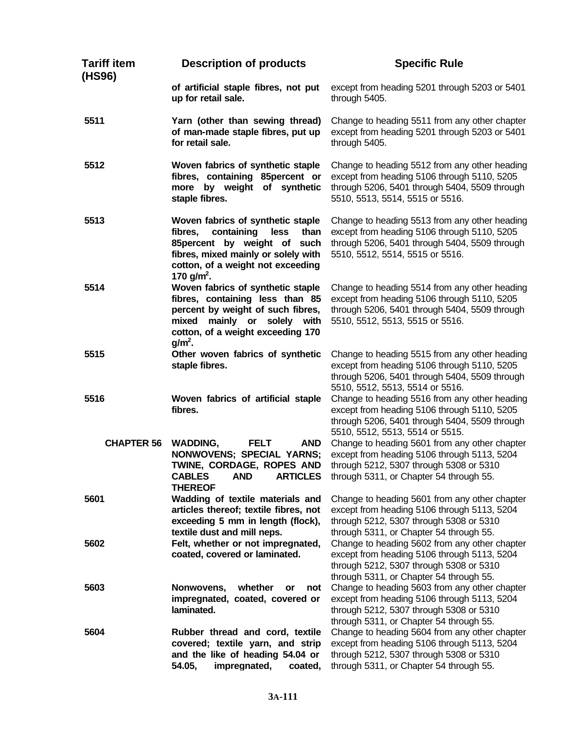| Tariff item (HS96) | Description of products | Specific Rule |
|---|---|---|
| | **of artificial staple fibres, not put up for retail sale.** | except from heading 5201 through 5203 or 5401 through 5405. |
| 5511 | **Yarn (other than sewing thread) of man-made staple fibres, put up for retail sale.** | Change to heading 5511 from any other chapter except from heading 5201 through 5203 or 5401 through 5405. |
| 5512 | **Woven fabrics of synthetic staple fibres, containing 85percent or more by weight of synthetic staple fibres.** | Change to heading 5512 from any other heading except from heading 5106 through 5110, 5205 through 5206, 5401 through 5404, 5509 through 5510, 5513, 5514, 5515 or 5516. |
| 5513 | **Woven fabrics of synthetic staple fibres, containing less than 85percent by weight of such fibres, mixed mainly or solely with cotton, of a weight not exceeding 170 g/m².** | Change to heading 5513 from any other heading except from heading 5106 through 5110, 5205 through 5206, 5401 through 5404, 5509 through 5510, 5512, 5514, 5515 or 5516. |
| 5514 | **Woven fabrics of synthetic staple fibres, containing less than 85 percent by weight of such fibres, mixed mainly or solely with cotton, of a weight exceeding 170 g/m².** | Change to heading 5514 from any other heading except from heading 5106 through 5110, 5205 through 5206, 5401 through 5404, 5509 through 5510, 5512, 5513, 5515 or 5516. |
| 5515 | **Other woven fabrics of synthetic staple fibres.** | Change to heading 5515 from any other heading except from heading 5106 through 5110, 5205 through 5206, 5401 through 5404, 5509 through 5510, 5512, 5513, 5514 or 5516. |
| 5516 | **Woven fabrics of artificial staple fibres.** | Change to heading 5516 from any other heading except from heading 5106 through 5110, 5205 through 5206, 5401 through 5404, 5509 through 5510, 5512, 5513, 5514 or 5515. |
| **CHAPTER 56** | **WADDING, FELT AND NONWOVENS; SPECIAL YARNS; TWINE, CORDAGE, ROPES AND CABLES AND ARTICLES THEREOF** | Change to heading 5601 from any other chapter except from heading 5106 through 5113, 5204 through 5212, 5307 through 5308 or 5310 through 5311, or Chapter 54 through 55. |
| 5601 | **Wadding of textile materials and articles thereof; textile fibres, not exceeding 5 mm in length (flock), textile dust and mill neps.** | Change to heading 5601 from any other chapter except from heading 5106 through 5113, 5204 through 5212, 5307 through 5308 or 5310 through 5311, or Chapter 54 through 55. |
| 5602 | **Felt, whether or not impregnated, coated, covered or laminated.** | Change to heading 5602 from any other chapter except from heading 5106 through 5113, 5204 through 5212, 5307 through 5308 or 5310 through 5311, or Chapter 54 through 55. |
| 5603 | **Nonwovens, whether or not impregnated, coated, covered or laminated.** | Change to heading 5603 from any other chapter except from heading 5106 through 5113, 5204 through 5212, 5307 through 5308 or 5310 through 5311, or Chapter 54 through 55. |
| 5604 | **Rubber thread and cord, textile covered; textile yarn, and strip and the like of heading 54.04 or 54.05, impregnated, coated,** | Change to heading 5604 from any other chapter except from heading 5106 through 5113, 5204 through 5212, 5307 through 5308 or 5310 through 5311, or Chapter 54 through 55. |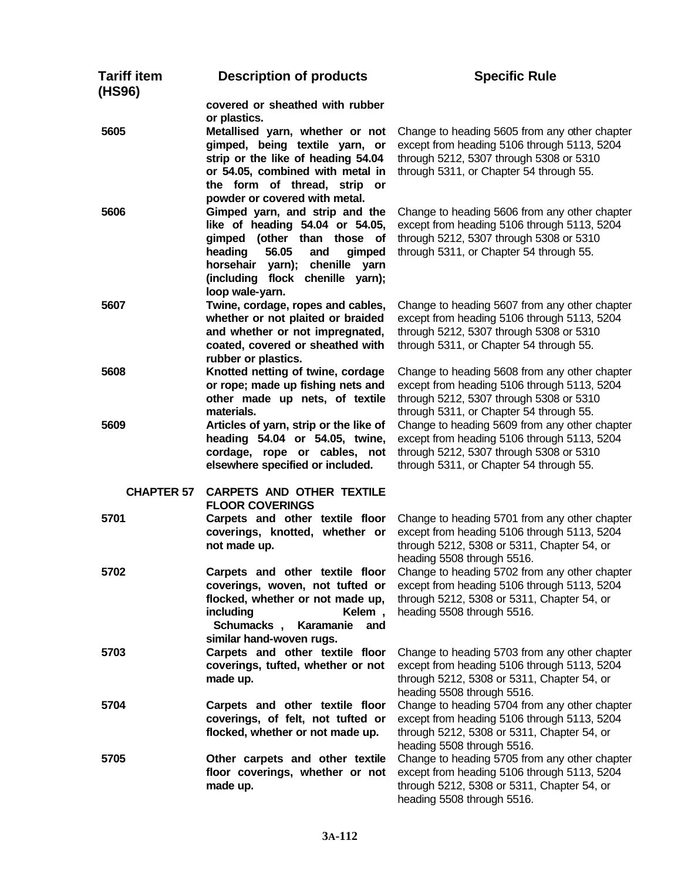| Tariff item (HS96) | Description of products | Specific Rule |
|---|---|---|
| | **covered or sheathed with rubber or plastics.** | |
| 5605 | **Metallised yarn, whether or not gimped, being textile yarn, or strip or the like of heading 54.04 or 54.05, combined with metal in the form of thread, strip or powder or covered with metal.** | Change to heading 5605 from any other chapter except from heading 5106 through 5113, 5204 through 5212, 5307 through 5308 or 5310 through 5311, or Chapter 54 through 55. |
| 5606 | **Gimped yarn, and strip and the like of heading 54.04 or 54.05, gimped (other than those of heading 56.05 and gimped horsehair yarn); chenille yarn (including flock chenille yarn); loop wale-yarn.** | Change to heading 5606 from any other chapter except from heading 5106 through 5113, 5204 through 5212, 5307 through 5308 or 5310 through 5311, or Chapter 54 through 55. |
| 5607 | **Twine, cordage, ropes and cables, whether or not plaited or braided and whether or not impregnated, coated, covered or sheathed with rubber or plastics.** | Change to heading 5607 from any other chapter except from heading 5106 through 5113, 5204 through 5212, 5307 through 5308 or 5310 through 5311, or Chapter 54 through 55. |
| 5608 | **Knotted netting of twine, cordage or rope; made up fishing nets and other made up nets, of textile materials.** | Change to heading 5608 from any other chapter except from heading 5106 through 5113, 5204 through 5212, 5307 through 5308 or 5310 through 5311, or Chapter 54 through 55. |
| 5609 | **Articles of yarn, strip or the like of heading 54.04 or 54.05, twine, cordage, rope or cables, not elsewhere specified or included.** | Change to heading 5609 from any other chapter except from heading 5106 through 5113, 5204 through 5212, 5307 through 5308 or 5310 through 5311, or Chapter 54 through 55. |
| **CHAPTER 57** | **CARPETS AND OTHER TEXTILE FLOOR COVERINGS** | |
| 5701 | **Carpets and other textile floor coverings, knotted, whether or not made up.** | Change to heading 5701 from any other chapter except from heading 5106 through 5113, 5204 through 5212, 5308 or 5311, Chapter 54, or heading 5508 through 5516. |
| 5702 | **Carpets and other textile floor coverings, woven, not tufted or flocked, whether or not made up, including Kelem, Schumacks, Karamanie and similar hand-woven rugs.** | Change to heading 5702 from any other chapter except from heading 5106 through 5113, 5204 through 5212, 5308 or 5311, Chapter 54, or heading 5508 through 5516. |
| 5703 | **Carpets and other textile floor coverings, tufted, whether or not made up.** | Change to heading 5703 from any other chapter except from heading 5106 through 5113, 5204 through 5212, 5308 or 5311, Chapter 54, or heading 5508 through 5516. |
| 5704 | **Carpets and other textile floor coverings, of felt, not tufted or flocked, whether or not made up.** | Change to heading 5704 from any other chapter except from heading 5106 through 5113, 5204 through 5212, 5308 or 5311, Chapter 54, or heading 5508 through 5516. |
| 5705 | **Other carpets and other textile floor coverings, whether or not made up.** | Change to heading 5705 from any other chapter except from heading 5106 through 5113, 5204 through 5212, 5308 or 5311, Chapter 54, or heading 5508 through 5516. |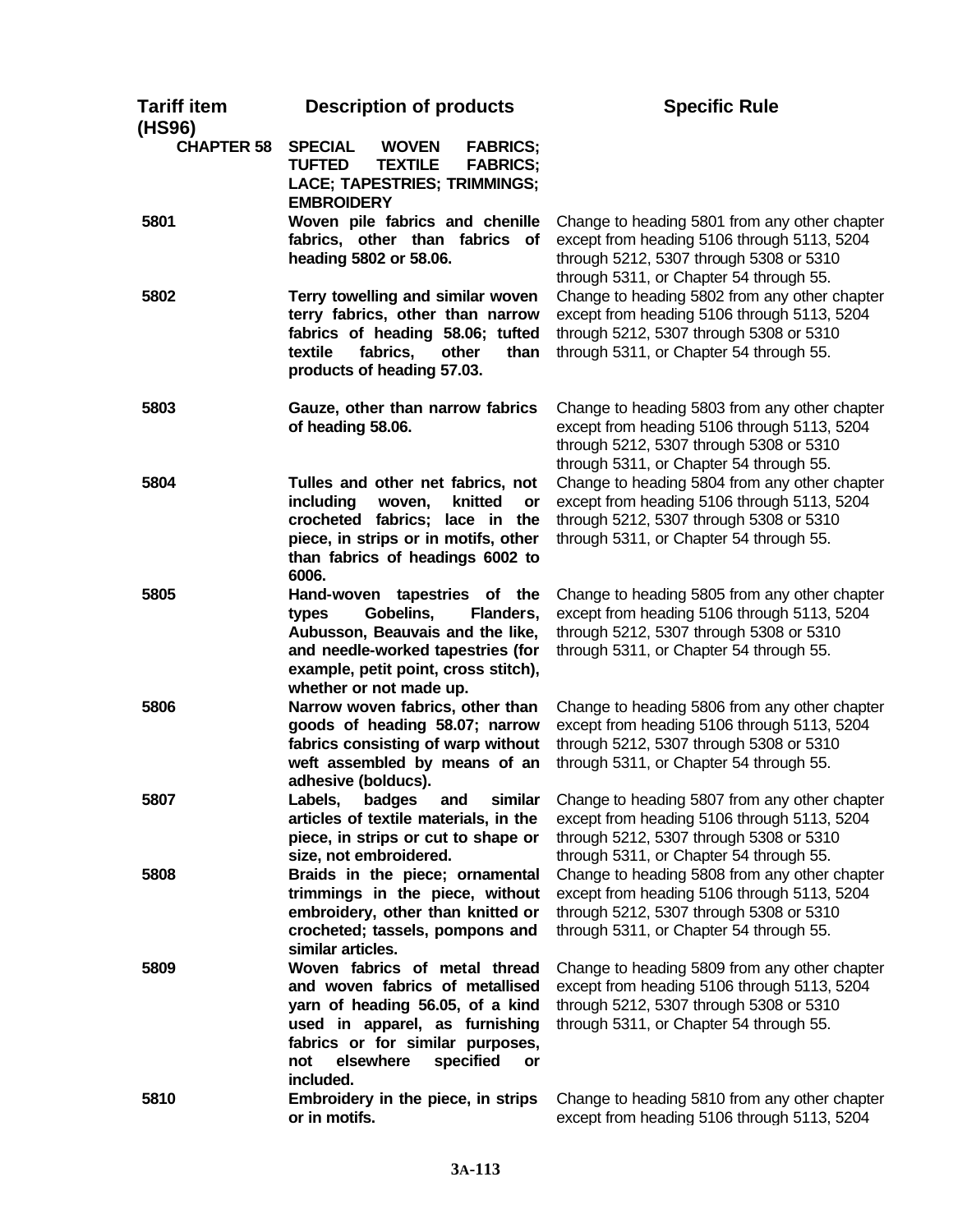| Tariff item (HS96) | Description of products | Specific Rule |
|---|---|---|
| **CHAPTER 58** | **SPECIAL WOVEN FABRICS; TUFTED TEXTILE FABRICS; LACE; TAPESTRIES; TRIMMINGS; EMBROIDERY** | |
| 5801 | **Woven pile fabrics and chenille fabrics, other than fabrics of heading 5802 or 58.06.** | Change to heading 5801 from any other chapter except from heading 5106 through 5113, 5204 through 5212, 5307 through 5308 or 5310 through 5311, or Chapter 54 through 55. |
| 5802 | **Terry towelling and similar woven terry fabrics, other than narrow fabrics of heading 58.06; tufted textile fabrics, other than products of heading 57.03.** | Change to heading 5802 from any other chapter except from heading 5106 through 5113, 5204 through 5212, 5307 through 5308 or 5310 through 5311, or Chapter 54 through 55. |
| 5803 | **Gauze, other than narrow fabrics of heading 58.06.** | Change to heading 5803 from any other chapter except from heading 5106 through 5113, 5204 through 5212, 5307 through 5308 or 5310 through 5311, or Chapter 54 through 55. |
| 5804 | **Tulles and other net fabrics, not including woven, knitted or crocheted fabrics; lace in the piece, in strips or in motifs, other than fabrics of headings 6002 to 6006.** | Change to heading 5804 from any other chapter except from heading 5106 through 5113, 5204 through 5212, 5307 through 5308 or 5310 through 5311, or Chapter 54 through 55. |
| 5805 | **Hand-woven tapestries of the types Gobelins, Flanders, Aubusson, Beauvais and the like, and needle-worked tapestries (for example, petit point, cross stitch), whether or not made up.** | Change to heading 5805 from any other chapter except from heading 5106 through 5113, 5204 through 5212, 5307 through 5308 or 5310 through 5311, or Chapter 54 through 55. |
| 5806 | **Narrow woven fabrics, other than goods of heading 58.07; narrow fabrics consisting of warp without weft assembled by means of an adhesive (bolducs).** | Change to heading 5806 from any other chapter except from heading 5106 through 5113, 5204 through 5212, 5307 through 5308 or 5310 through 5311, or Chapter 54 through 55. |
| 5807 | **Labels, badges and similar articles of textile materials, in the piece, in strips or cut to shape or size, not embroidered.** | Change to heading 5807 from any other chapter except from heading 5106 through 5113, 5204 through 5212, 5307 through 5308 or 5310 through 5311, or Chapter 54 through 55. |
| 5808 | **Braids in the piece; ornamental trimmings in the piece, without embroidery, other than knitted or crocheted; tassels, pompons and similar articles.** | Change to heading 5808 from any other chapter except from heading 5106 through 5113, 5204 through 5212, 5307 through 5308 or 5310 through 5311, or Chapter 54 through 55. |
| 5809 | **Woven fabrics of metal thread and woven fabrics of metallised yarn of heading 56.05, of a kind used in apparel, as furnishing fabrics or for similar purposes, not elsewhere specified or included.** | Change to heading 5809 from any other chapter except from heading 5106 through 5113, 5204 through 5212, 5307 through 5308 or 5310 through 5311, or Chapter 54 through 55. |
| 5810 | **Embroidery in the piece, in strips or in motifs.** | Change to heading 5810 from any other chapter except from heading 5106 through 5113, 5204 |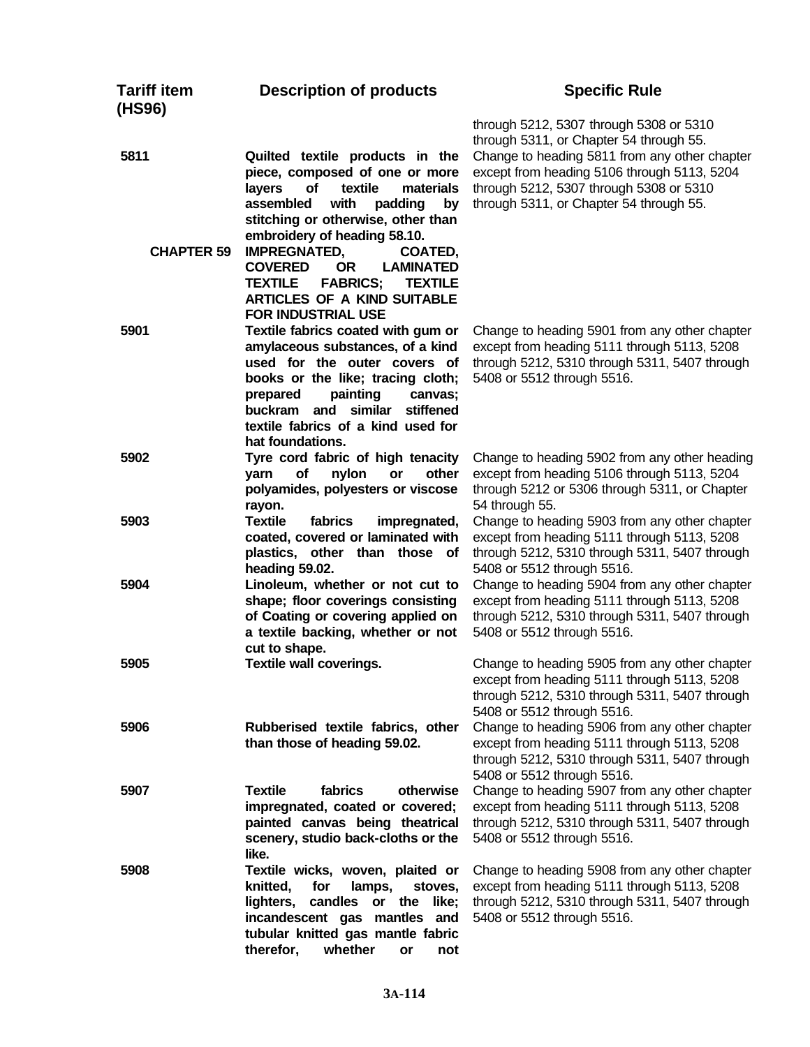| Tariff item (HS96) | Description of products | Specific Rule |
|---|---|---|
| | | through 5212, 5307 through 5308 or 5310 through 5311, or Chapter 54 through 55. |
| 5811 | **Quilted textile products in the piece, composed of one or more layers of textile materials assembled with padding by stitching or otherwise, other than embroidery of heading 58.10.** | Change to heading 5811 from any other chapter except from heading 5106 through 5113, 5204 through 5212, 5307 through 5308 or 5310 through 5311, or Chapter 54 through 55. |
| **CHAPTER 59** | **IMPREGNATED, COATED, COVERED OR LAMINATED TEXTILE FABRICS; TEXTILE ARTICLES OF A KIND SUITABLE FOR INDUSTRIAL USE** | |
| 5901 | **Textile fabrics coated with gum or amylaceous substances, of a kind used for the outer covers of books or the like; tracing cloth; prepared painting canvas; buckram and similar stiffened textile fabrics of a kind used for hat foundations.** | Change to heading 5901 from any other chapter except from heading 5111 through 5113, 5208 through 5212, 5310 through 5311, 5407 through 5408 or 5512 through 5516. |
| 5902 | **Tyre cord fabric of high tenacity yarn of nylon or other polyamides, polyesters or viscose rayon.** | Change to heading 5902 from any other heading except from heading 5106 through 5113, 5204 through 5212 or 5306 through 5311, or Chapter 54 through 55. |
| 5903 | **Textile fabrics impregnated, coated, covered or laminated with plastics, other than those of heading 59.02.** | Change to heading 5903 from any other chapter except from heading 5111 through 5113, 5208 through 5212, 5310 through 5311, 5407 through 5408 or 5512 through 5516. |
| 5904 | **Linoleum, whether or not cut to shape; floor coverings consisting of Coating or covering applied on a textile backing, whether or not cut to shape.** | Change to heading 5904 from any other chapter except from heading 5111 through 5113, 5208 through 5212, 5310 through 5311, 5407 through 5408 or 5512 through 5516. |
| 5905 | **Textile wall coverings.** | Change to heading 5905 from any other chapter except from heading 5111 through 5113, 5208 through 5212, 5310 through 5311, 5407 through 5408 or 5512 through 5516. |
| 5906 | **Rubberised textile fabrics, other than those of heading 59.02.** | Change to heading 5906 from any other chapter except from heading 5111 through 5113, 5208 through 5212, 5310 through 5311, 5407 through 5408 or 5512 through 5516. |
| 5907 | **Textile fabrics otherwise impregnated, coated or covered; painted canvas being theatrical scenery, studio back-cloths or the like.** | Change to heading 5907 from any other chapter except from heading 5111 through 5113, 5208 through 5212, 5310 through 5311, 5407 through 5408 or 5512 through 5516. |
| 5908 | **Textile wicks, woven, plaited or knitted, for lamps, stoves, lighters, candles or the like; incandescent gas mantles and tubular knitted gas mantle fabric therefor, whether or not** | Change to heading 5908 from any other chapter except from heading 5111 through 5113, 5208 through 5212, 5310 through 5311, 5407 through 5408 or 5512 through 5516. |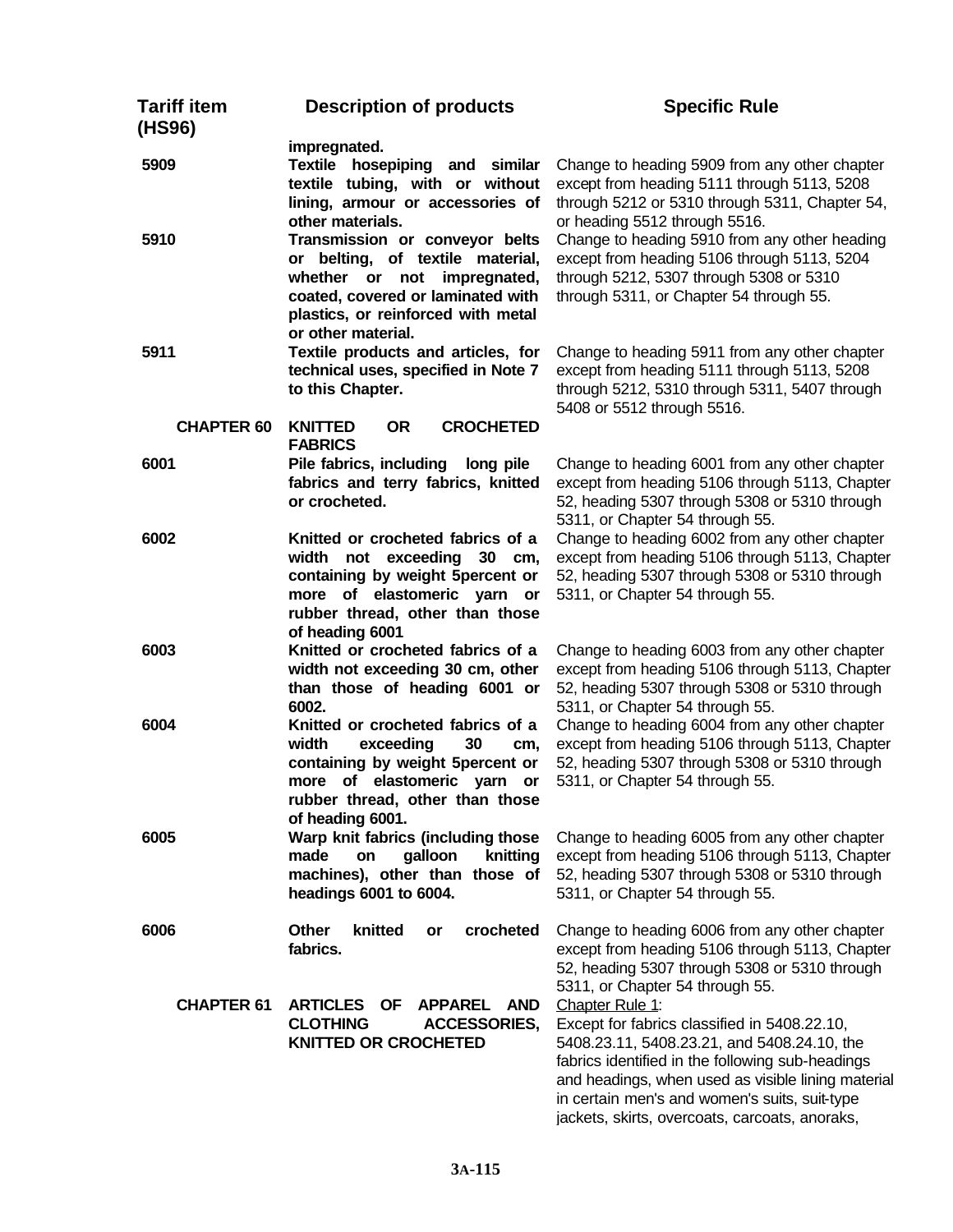| Tariff item (HS96) | Description of products | Specific Rule |
|---|---|---|
| | **impregnated.** | |
| 5909 | **Textile hosepiping and similar textile tubing, with or without lining, armour or accessories of other materials.** | Change to heading 5909 from any other chapter except from heading 5111 through 5113, 5208 through 5212 or 5310 through 5311, Chapter 54, or heading 5512 through 5516. |
| 5910 | **Transmission or conveyor belts or belting, of textile material, whether or not impregnated, coated, covered or laminated with plastics, or reinforced with metal or other material.** | Change to heading 5910 from any other heading except from heading 5106 through 5113, 5204 through 5212, 5307 through 5308 or 5310 through 5311, or Chapter 54 through 55. |
| 5911 | **Textile products and articles, for technical uses, specified in Note 7 to this Chapter.** | Change to heading 5911 from any other chapter except from heading 5111 through 5113, 5208 through 5212, 5310 through 5311, 5407 through 5408 or 5512 through 5516. |
| **CHAPTER 60** | **KNITTED OR CROCHETED FABRICS** | |
| 6001 | **Pile fabrics, including long pile fabrics and terry fabrics, knitted or crocheted.** | Change to heading 6001 from any other chapter except from heading 5106 through 5113, Chapter 52, heading 5307 through 5308 or 5310 through 5311, or Chapter 54 through 55. |
| 6002 | **Knitted or crocheted fabrics of a width not exceeding 30 cm, containing by weight 5percent or more of elastomeric yarn or rubber thread, other than those of heading 6001** | Change to heading 6002 from any other chapter except from heading 5106 through 5113, Chapter 52, heading 5307 through 5308 or 5310 through 5311, or Chapter 54 through 55. |
| 6003 | **Knitted or crocheted fabrics of a width not exceeding 30 cm, other than those of heading 6001 or 6002.** | Change to heading 6003 from any other chapter except from heading 5106 through 5113, Chapter 52, heading 5307 through 5308 or 5310 through 5311, or Chapter 54 through 55. |
| 6004 | **Knitted or crocheted fabrics of a width exceeding 30 cm, containing by weight 5percent or more of elastomeric yarn or rubber thread, other than those of heading 6001.** | Change to heading 6004 from any other chapter except from heading 5106 through 5113, Chapter 52, heading 5307 through 5308 or 5310 through 5311, or Chapter 54 through 55. |
| 6005 | **Warp knit fabrics (including those made on galloon knitting machines), other than those of headings 6001 to 6004.** | Change to heading 6005 from any other chapter except from heading 5106 through 5113, Chapter 52, heading 5307 through 5308 or 5310 through 5311, or Chapter 54 through 55. |
| 6006 | **Other knitted or crocheted fabrics.** | Change to heading 6006 from any other chapter except from heading 5106 through 5113, Chapter 52, heading 5307 through 5308 or 5310 through 5311, or Chapter 54 through 55. |
| **CHAPTER 61** | **ARTICLES OF APPAREL AND CLOTHING ACCESSORIES, KNITTED OR CROCHETED** | Chapter Rule 1: Except for fabrics classified in 5408.22.10, 5408.23.11, 5408.23.21, and 5408.24.10, the fabrics identified in the following sub-headings and headings, when used as visible lining material in certain men's and women's suits, suit-type jackets, skirts, overcoats, carcoats, anoraks, |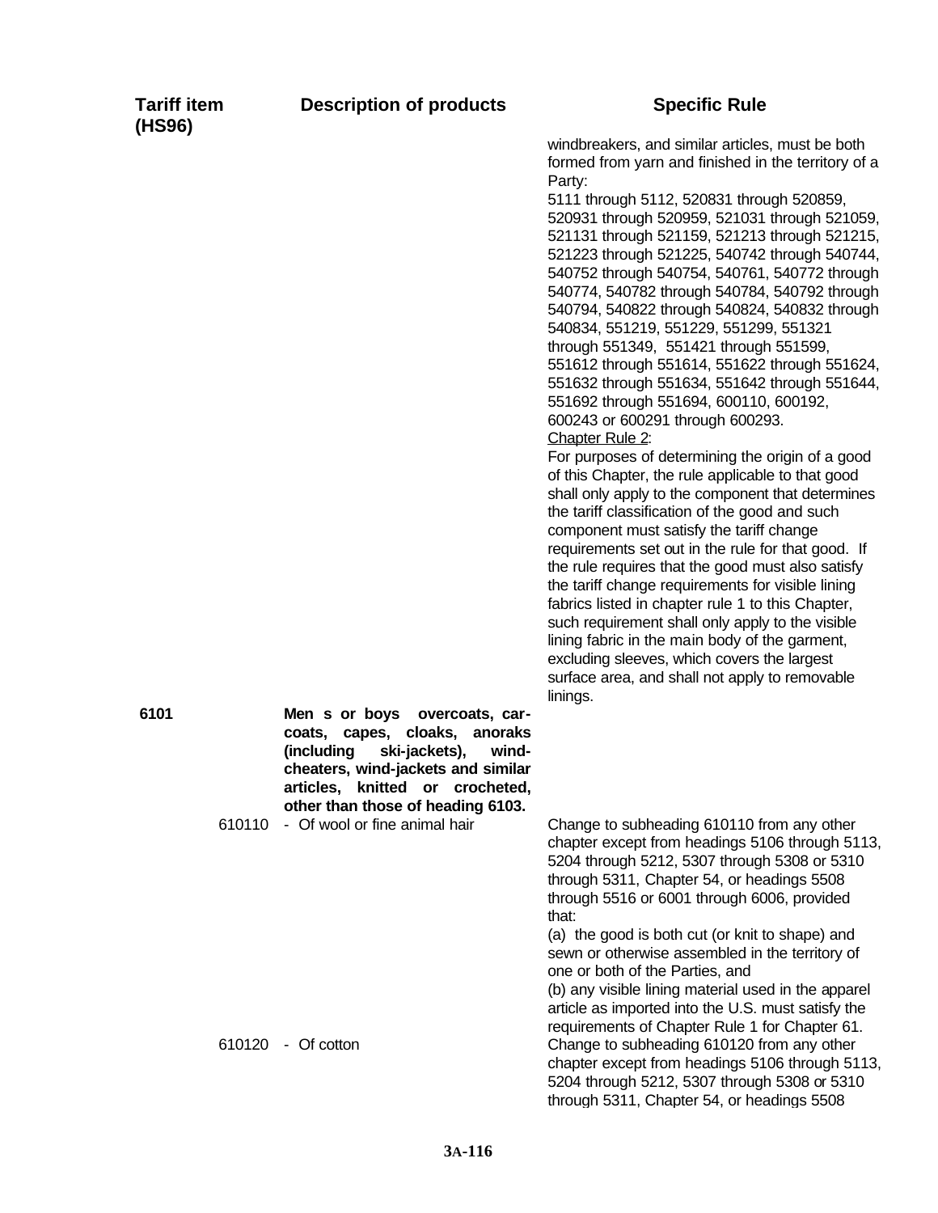| Tariff item (HS96) | | Description of products | Specific Rule |
|---|---|---|---|
| | | | windbreakers, and similar articles, must be both formed from yarn and finished in the territory of a Party:<br>5111 through 5112, 520831 through 520859, 520931 through 520959, 521031 through 521059, 521131 through 521159, 521213 through 521215, 521223 through 521225, 540742 through 540744, 540752 through 540754, 540761, 540772 through 540774, 540782 through 540784, 540792 through 540794, 540822 through 540824, 540832 through 540834, 551219, 551229, 551299, 551321 through 551349, 551421 through 551599, 551612 through 551614, 551622 through 551624, 551632 through 551634, 551642 through 551644, 551692 through 551694, 600110, 600192, 600243 or 600291 through 600293.<br>Chapter Rule 2:<br>For purposes of determining the origin of a good of this Chapter, the rule applicable to that good shall only apply to the component that determines the tariff classification of the good and such component must satisfy the tariff change requirements set out in the rule for that good. If the rule requires that the good must also satisfy the tariff change requirements for visible lining fabrics listed in chapter rule 1 to this Chapter, such requirement shall only apply to the visible lining fabric in the main body of the garment, excluding sleeves, which covers the largest surface area, and shall not apply to removable linings. |
| 6101 | | **Men s or boys overcoats, car-coats, capes, cloaks, anoraks (including ski-jackets), wind-cheaters, wind-jackets and similar articles, knitted or crocheted, other than those of heading 6103.** | |
| | 610110 | - Of wool or fine animal hair | Change to subheading 610110 from any other chapter except from headings 5106 through 5113, 5204 through 5212, 5307 through 5308 or 5310 through 5311, Chapter 54, or headings 5508 through 5516 or 6001 through 6006, provided that:<br>(a) the good is both cut (or knit to shape) and sewn or otherwise assembled in the territory of one or both of the Parties, and<br>(b) any visible lining material used in the apparel article as imported into the U.S. must satisfy the requirements of Chapter Rule 1 for Chapter 61. |
| | 610120 | - Of cotton | Change to subheading 610120 from any other chapter except from headings 5106 through 5113, 5204 through 5212, 5307 through 5308 or 5310 through 5311, Chapter 54, or headings 5508 |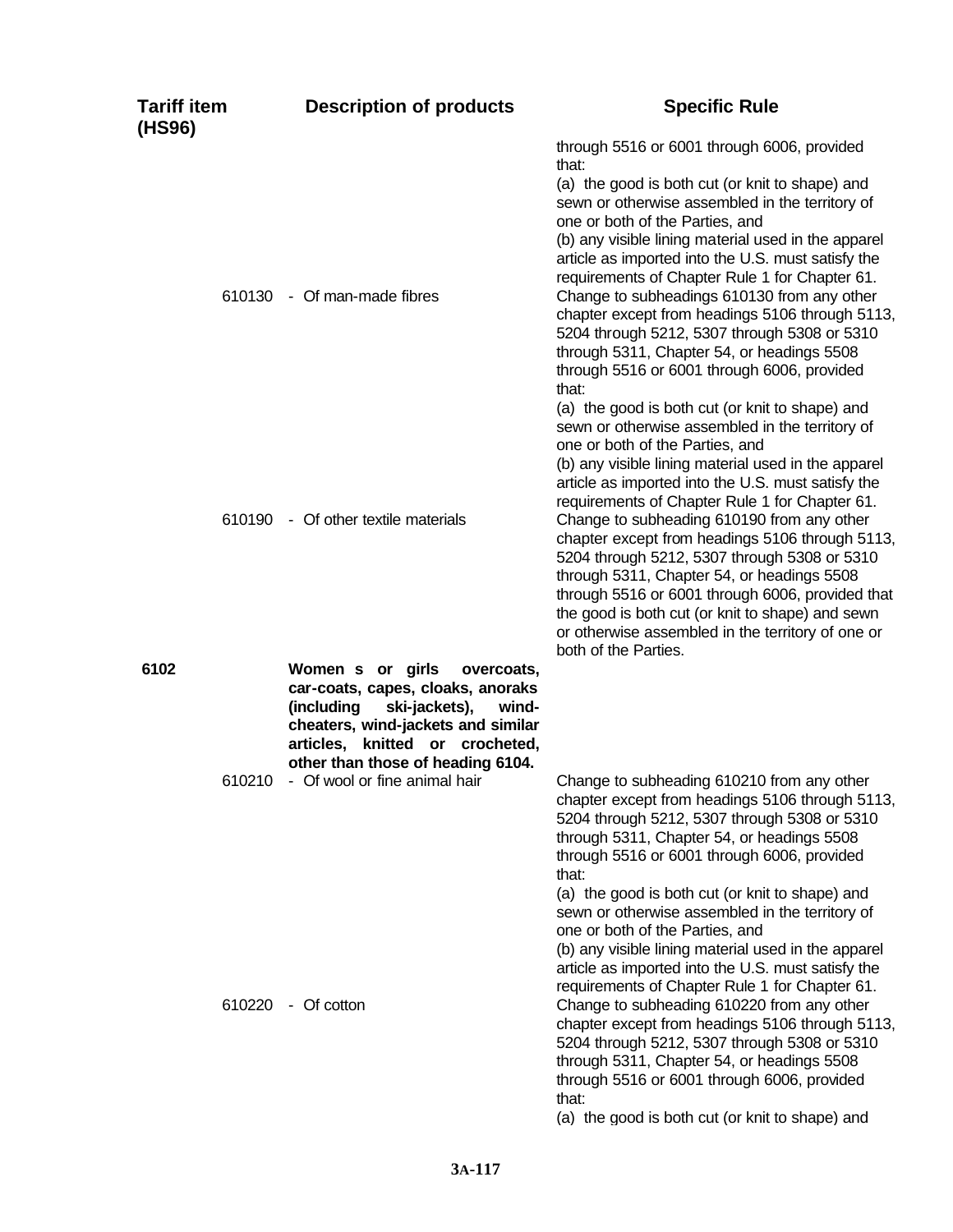| Tariff item (HS96) | Description of products | Specific Rule |
|---|---|---|
| | | through 5516 or 6001 through 6006, provided that:<br>(a) the good is both cut (or knit to shape) and sewn or otherwise assembled in the territory of one or both of the Parties, and<br>(b) any visible lining material used in the apparel article as imported into the U.S. must satisfy the requirements of Chapter Rule 1 for Chapter 61. |
| 610130 | - Of man-made fibres | Change to subheadings 610130 from any other chapter except from headings 5106 through 5113, 5204 through 5212, 5307 through 5308 or 5310 through 5311, Chapter 54, or headings 5508 through 5516 or 6001 through 6006, provided that:<br>(a) the good is both cut (or knit to shape) and sewn or otherwise assembled in the territory of one or both of the Parties, and<br>(b) any visible lining material used in the apparel article as imported into the U.S. must satisfy the requirements of Chapter Rule 1 for Chapter 61. |
| 610190 | - Of other textile materials | Change to subheading 610190 from any other chapter except from headings 5106 through 5113, 5204 through 5212, 5307 through 5308 or 5310 through 5311, Chapter 54, or headings 5508 through 5516 or 6001 through 6006, provided that the good is both cut (or knit to shape) and sewn or otherwise assembled in the territory of one or both of the Parties. |
| **6102** | **Women s or girls overcoats, car-coats, capes, cloaks, anoraks (including ski-jackets), wind-cheaters, wind-jackets and similar articles, knitted or crocheted, other than those of heading 6104.** | |
| 610210 | - Of wool or fine animal hair | Change to subheading 610210 from any other chapter except from headings 5106 through 5113, 5204 through 5212, 5307 through 5308 or 5310 through 5311, Chapter 54, or headings 5508 through 5516 or 6001 through 6006, provided that:<br>(a) the good is both cut (or knit to shape) and sewn or otherwise assembled in the territory of one or both of the Parties, and<br>(b) any visible lining material used in the apparel article as imported into the U.S. must satisfy the requirements of Chapter Rule 1 for Chapter 61. |
| 610220 | - Of cotton | Change to subheading 610220 from any other chapter except from headings 5106 through 5113, 5204 through 5212, 5307 through 5308 or 5310 through 5311, Chapter 54, or headings 5508 through 5516 or 6001 through 6006, provided that:<br>(a) the good is both cut (or knit to shape) and |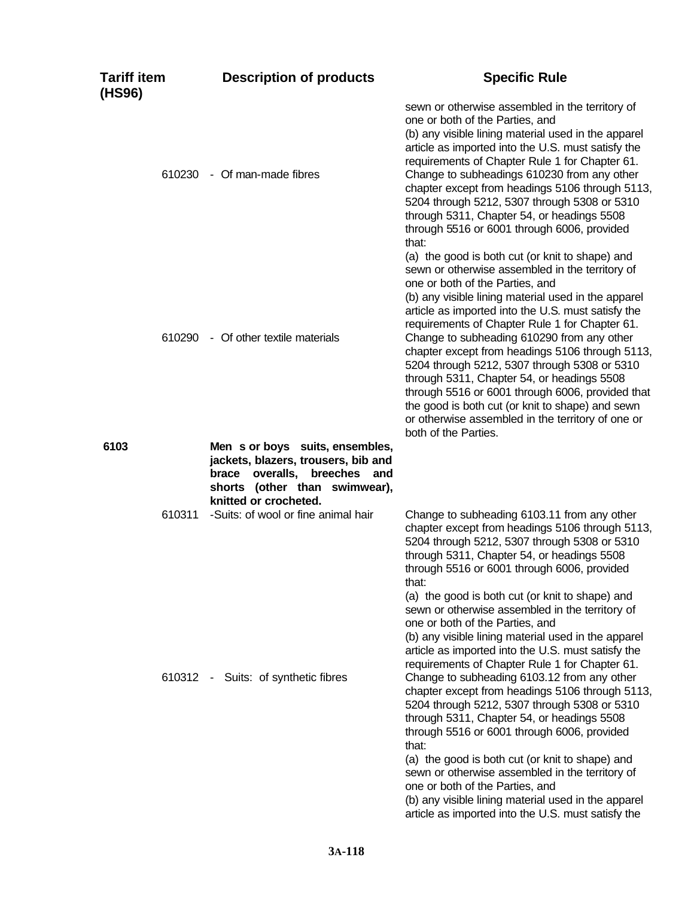| Tariff item (HS96) | | Description of products | Specific Rule |
|---|---|---|---|
| | | | sewn or otherwise assembled in the territory of one or both of the Parties, and<br>(b) any visible lining material used in the apparel article as imported into the U.S. must satisfy the requirements of Chapter Rule 1 for Chapter 61. |
| | 610230 | - Of man-made fibres | Change to subheadings 610230 from any other chapter except from headings 5106 through 5113, 5204 through 5212, 5307 through 5308 or 5310 through 5311, Chapter 54, or headings 5508 through 5516 or 6001 through 6006, provided that:<br>(a) the good is both cut (or knit to shape) and sewn or otherwise assembled in the territory of one or both of the Parties, and<br>(b) any visible lining material used in the apparel article as imported into the U.S. must satisfy the requirements of Chapter Rule 1 for Chapter 61. |
| | 610290 | - Of other textile materials | Change to subheading 610290 from any other chapter except from headings 5106 through 5113, 5204 through 5212, 5307 through 5308 or 5310 through 5311, Chapter 54, or headings 5508 through 5516 or 6001 through 6006, provided that the good is both cut (or knit to shape) and sewn or otherwise assembled in the territory of one or both of the Parties. |
| **6103** | | **Men s or boys suits, ensembles, jackets, blazers, trousers, bib and brace overalls, breeches and shorts (other than swimwear), knitted or crocheted.** | |
| | 610311 | -Suits: of wool or fine animal hair | Change to subheading 6103.11 from any other chapter except from headings 5106 through 5113, 5204 through 5212, 5307 through 5308 or 5310 through 5311, Chapter 54, or headings 5508 through 5516 or 6001 through 6006, provided that:<br>(a) the good is both cut (or knit to shape) and sewn or otherwise assembled in the territory of one or both of the Parties, and<br>(b) any visible lining material used in the apparel article as imported into the U.S. must satisfy the requirements of Chapter Rule 1 for Chapter 61. |
| | 610312 | - Suits: of synthetic fibres | Change to subheading 6103.12 from any other chapter except from headings 5106 through 5113, 5204 through 5212, 5307 through 5308 or 5310 through 5311, Chapter 54, or headings 5508 through 5516 or 6001 through 6006, provided that:<br>(a) the good is both cut (or knit to shape) and sewn or otherwise assembled in the territory of one or both of the Parties, and<br>(b) any visible lining material used in the apparel article as imported into the U.S. must satisfy the |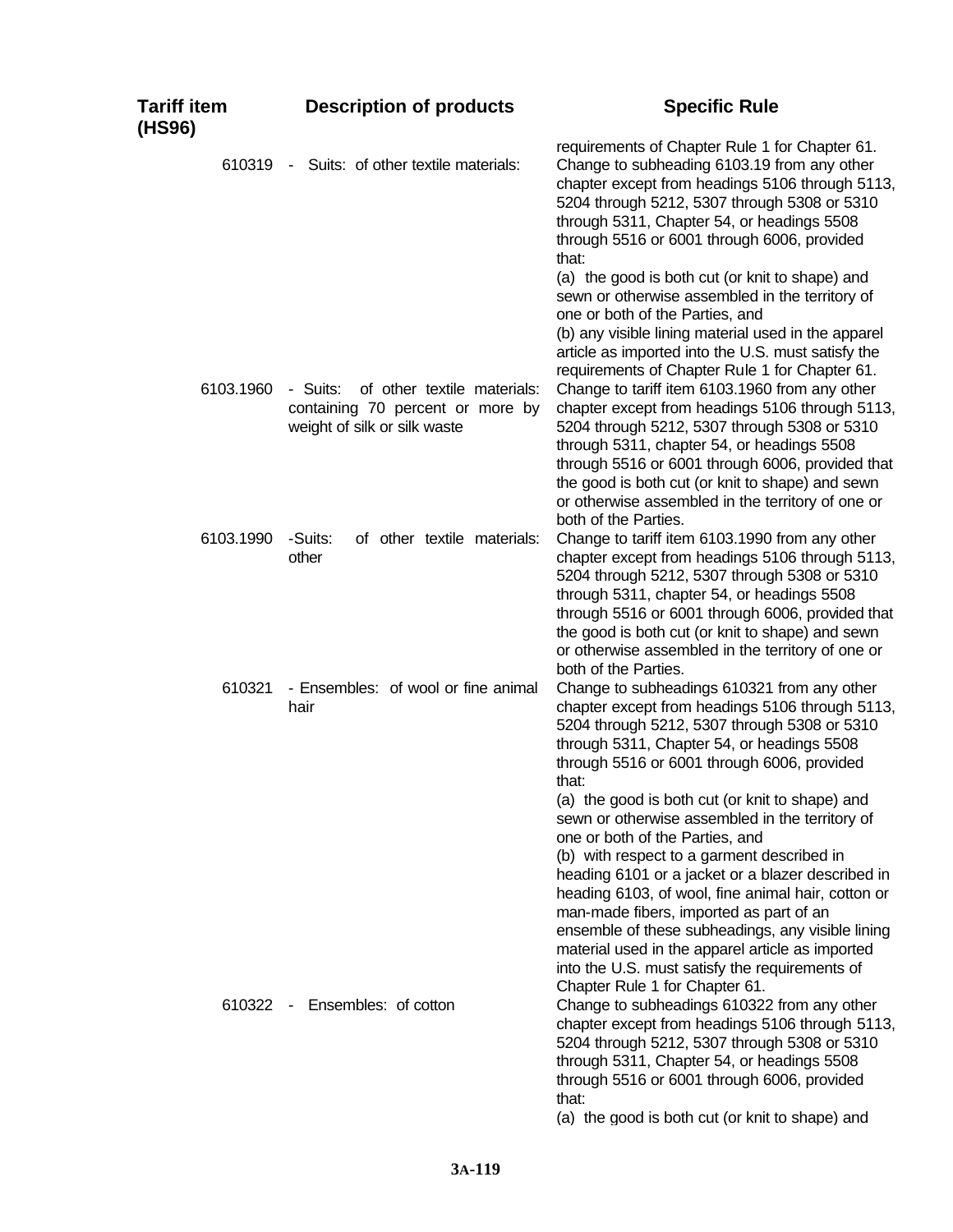| Tariff item (HS96) | Description of products | Specific Rule |
|---|---|---|
| | | requirements of Chapter Rule 1 for Chapter 61. |
| 610319 | - Suits: of other textile materials: | Change to subheading 6103.19 from any other chapter except from headings 5106 through 5113, 5204 through 5212, 5307 through 5308 or 5310 through 5311, Chapter 54, or headings 5508 through 5516 or 6001 through 6006, provided that:<br>(a) the good is both cut (or knit to shape) and sewn or otherwise assembled in the territory of one or both of the Parties, and<br>(b) any visible lining material used in the apparel article as imported into the U.S. must satisfy the requirements of Chapter Rule 1 for Chapter 61. |
| 6103.1960 | - Suits: of other textile materials: containing 70 percent or more by weight of silk or silk waste | Change to tariff item 6103.1960 from any other chapter except from headings 5106 through 5113, 5204 through 5212, 5307 through 5308 or 5310 through 5311, chapter 54, or headings 5508 through 5516 or 6001 through 6006, provided that the good is both cut (or knit to shape) and sewn or otherwise assembled in the territory of one or both of the Parties. |
| 6103.1990 | -Suits: of other textile materials: other | Change to tariff item 6103.1990 from any other chapter except from headings 5106 through 5113, 5204 through 5212, 5307 through 5308 or 5310 through 5311, chapter 54, or headings 5508 through 5516 or 6001 through 6006, provided that the good is both cut (or knit to shape) and sewn or otherwise assembled in the territory of one or both of the Parties. |
| 610321 | - Ensembles: of wool or fine animal hair | Change to subheadings 610321 from any other chapter except from headings 5106 through 5113, 5204 through 5212, 5307 through 5308 or 5310 through 5311, Chapter 54, or headings 5508 through 5516 or 6001 through 6006, provided that:<br>(a) the good is both cut (or knit to shape) and sewn or otherwise assembled in the territory of one or both of the Parties, and<br>(b) with respect to a garment described in heading 6101 or a jacket or a blazer described in heading 6103, of wool, fine animal hair, cotton or man-made fibers, imported as part of an ensemble of these subheadings, any visible lining material used in the apparel article as imported into the U.S. must satisfy the requirements of Chapter Rule 1 for Chapter 61. |
| 610322 | - Ensembles: of cotton | Change to subheadings 610322 from any other chapter except from headings 5106 through 5113, 5204 through 5212, 5307 through 5308 or 5310 through 5311, Chapter 54, or headings 5508 through 5516 or 6001 through 6006, provided that:<br>(a) the good is both cut (or knit to shape) and |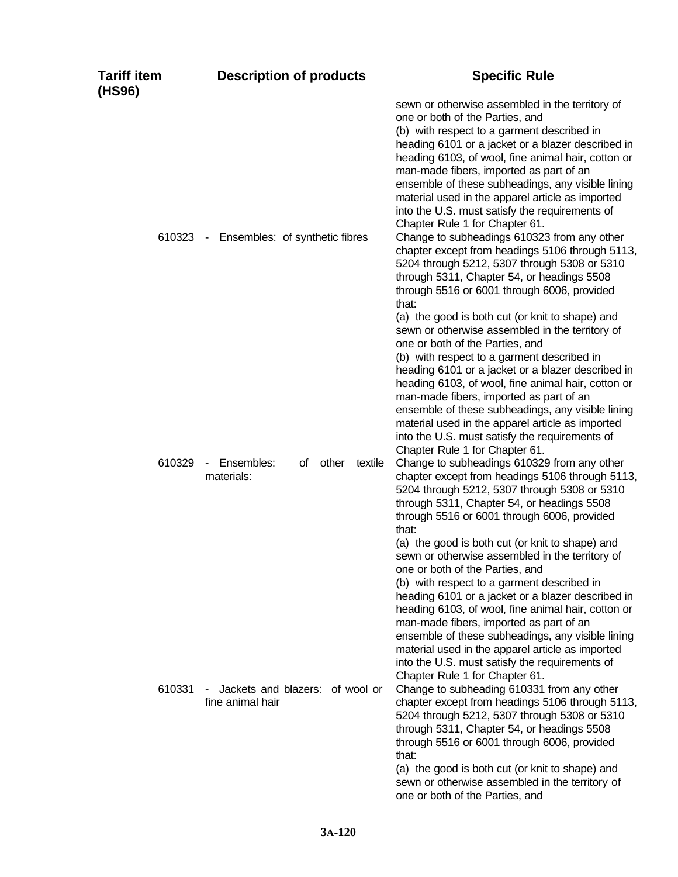| Tariff item (HS96) | Description of products | Specific Rule |
|---|---|---|
| | | sewn or otherwise assembled in the territory of one or both of the Parties, and<br>(b) with respect to a garment described in heading 6101 or a jacket or a blazer described in heading 6103, of wool, fine animal hair, cotton or man-made fibers, imported as part of an ensemble of these subheadings, any visible lining material used in the apparel article as imported into the U.S. must satisfy the requirements of Chapter Rule 1 for Chapter 61. |
| 610323 | - Ensembles: of synthetic fibres | Change to subheadings 610323 from any other chapter except from headings 5106 through 5113, 5204 through 5212, 5307 through 5308 or 5310 through 5311, Chapter 54, or headings 5508 through 5516 or 6001 through 6006, provided that:<br>(a) the good is both cut (or knit to shape) and sewn or otherwise assembled in the territory of one or both of the Parties, and<br>(b) with respect to a garment described in heading 6101 or a jacket or a blazer described in heading 6103, of wool, fine animal hair, cotton or man-made fibers, imported as part of an ensemble of these subheadings, any visible lining material used in the apparel article as imported into the U.S. must satisfy the requirements of Chapter Rule 1 for Chapter 61. |
| 610329 | - Ensembles: of other textile materials: | Change to subheadings 610329 from any other chapter except from headings 5106 through 5113, 5204 through 5212, 5307 through 5308 or 5310 through 5311, Chapter 54, or headings 5508 through 5516 or 6001 through 6006, provided that:<br>(a) the good is both cut (or knit to shape) and sewn or otherwise assembled in the territory of one or both of the Parties, and<br>(b) with respect to a garment described in heading 6101 or a jacket or a blazer described in heading 6103, of wool, fine animal hair, cotton or man-made fibers, imported as part of an ensemble of these subheadings, any visible lining material used in the apparel article as imported into the U.S. must satisfy the requirements of Chapter Rule 1 for Chapter 61. |
| 610331 | - Jackets and blazers: of wool or fine animal hair | Change to subheading 610331 from any other chapter except from headings 5106 through 5113, 5204 through 5212, 5307 through 5308 or 5310 through 5311, Chapter 54, or headings 5508 through 5516 or 6001 through 6006, provided that:<br>(a) the good is both cut (or knit to shape) and sewn or otherwise assembled in the territory of one or both of the Parties, and |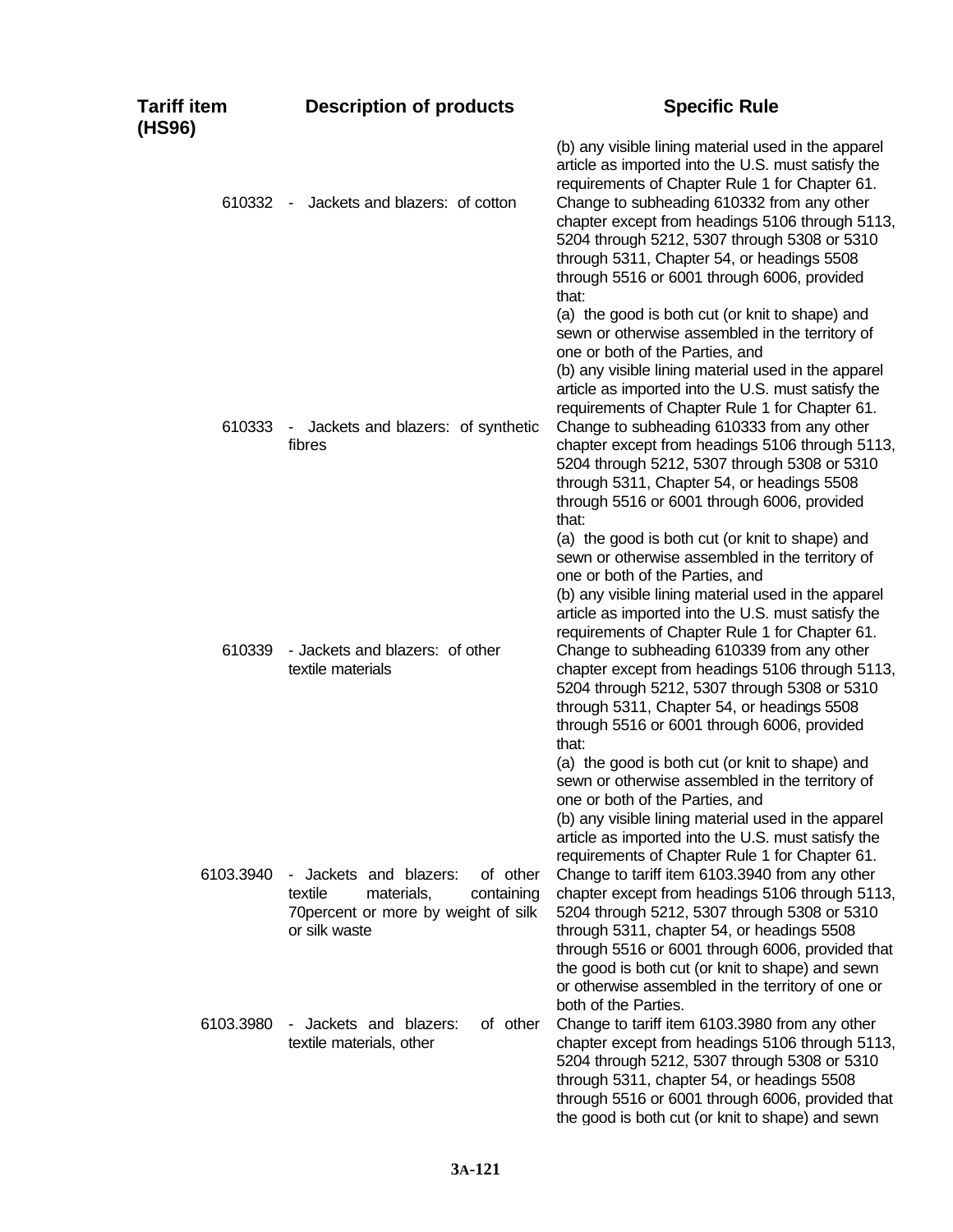| Tariff item (HS96) | Description of products | Specific Rule |
|---|---|---|
| | | (b) any visible lining material used in the apparel article as imported into the U.S. must satisfy the requirements of Chapter Rule 1 for Chapter 61. |
| 610332 | - Jackets and blazers: of cotton | Change to subheading 610332 from any other chapter except from headings 5106 through 5113, 5204 through 5212, 5307 through 5308 or 5310 through 5311, Chapter 54, or headings 5508 through 5516 or 6001 through 6006, provided that:<br>(a) the good is both cut (or knit to shape) and sewn or otherwise assembled in the territory of one or both of the Parties, and<br>(b) any visible lining material used in the apparel article as imported into the U.S. must satisfy the requirements of Chapter Rule 1 for Chapter 61. |
| 610333 | - Jackets and blazers: of synthetic fibres | Change to subheading 610333 from any other chapter except from headings 5106 through 5113, 5204 through 5212, 5307 through 5308 or 5310 through 5311, Chapter 54, or headings 5508 through 5516 or 6001 through 6006, provided that:<br>(a) the good is both cut (or knit to shape) and sewn or otherwise assembled in the territory of one or both of the Parties, and<br>(b) any visible lining material used in the apparel article as imported into the U.S. must satisfy the requirements of Chapter Rule 1 for Chapter 61. |
| 610339 | - Jackets and blazers: of other textile materials | Change to subheading 610339 from any other chapter except from headings 5106 through 5113, 5204 through 5212, 5307 through 5308 or 5310 through 5311, Chapter 54, or headings 5508 through 5516 or 6001 through 6006, provided that:<br>(a) the good is both cut (or knit to shape) and sewn or otherwise assembled in the territory of one or both of the Parties, and<br>(b) any visible lining material used in the apparel article as imported into the U.S. must satisfy the requirements of Chapter Rule 1 for Chapter 61. |
| 6103.3940 | - Jackets and blazers: of other textile materials, containing 70percent or more by weight of silk or silk waste | Change to tariff item 6103.3940 from any other chapter except from headings 5106 through 5113, 5204 through 5212, 5307 through 5308 or 5310 through 5311, chapter 54, or headings 5508 through 5516 or 6001 through 6006, provided that the good is both cut (or knit to shape) and sewn or otherwise assembled in the territory of one or both of the Parties. |
| 6103.3980 | - Jackets and blazers: of other textile materials, other | Change to tariff item 6103.3980 from any other chapter except from headings 5106 through 5113, 5204 through 5212, 5307 through 5308 or 5310 through 5311, chapter 54, or headings 5508 through 5516 or 6001 through 6006, provided that the good is both cut (or knit to shape) and sewn |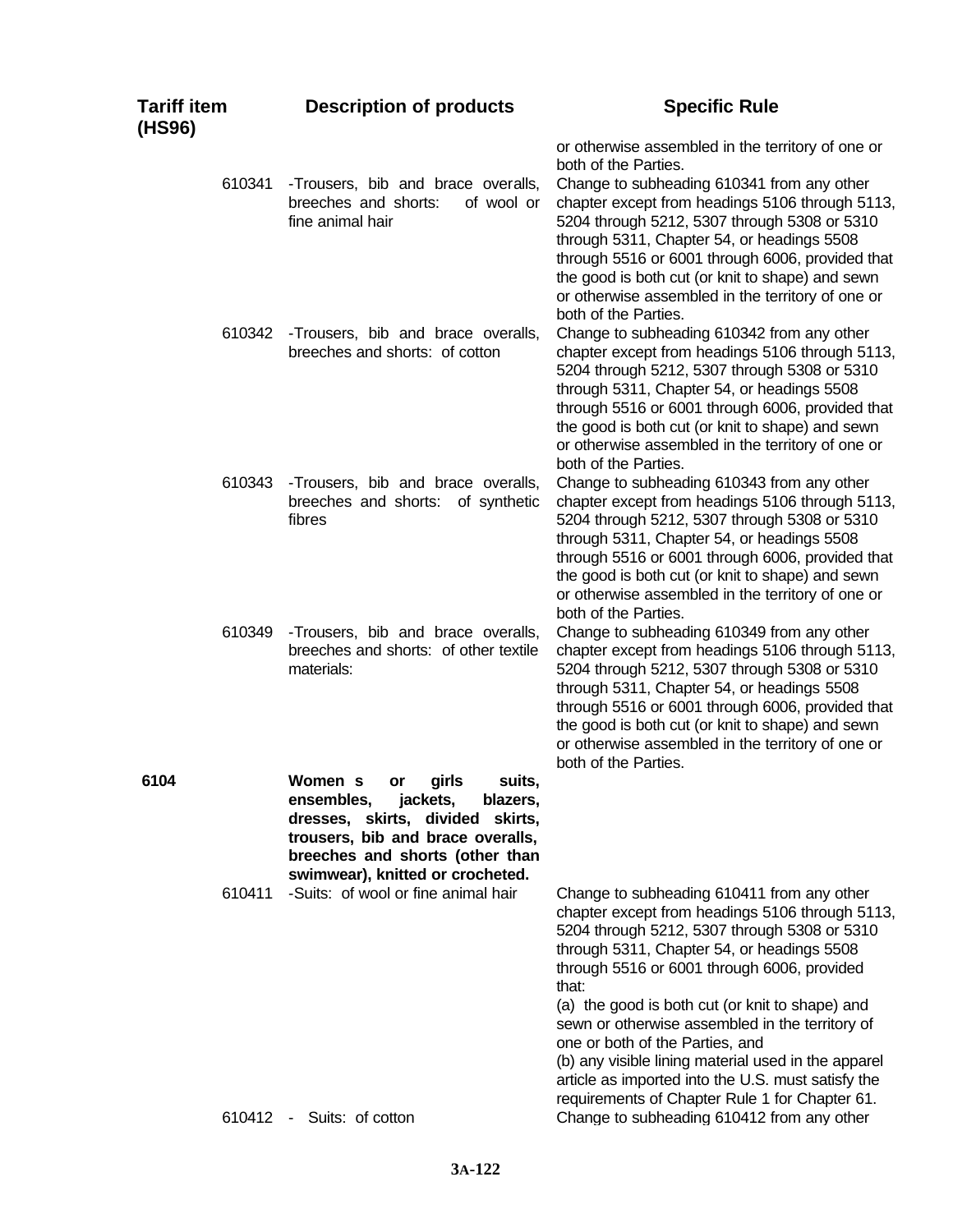| Tariff item (HS96) | | Description of products | Specific Rule |
|---|---|---|---|
| | | | or otherwise assembled in the territory of one or both of the Parties. |
| | 610341 | -Trousers, bib and brace overalls, breeches and shorts: of wool or fine animal hair | Change to subheading 610341 from any other chapter except from headings 5106 through 5113, 5204 through 5212, 5307 through 5308 or 5310 through 5311, Chapter 54, or headings 5508 through 5516 or 6001 through 6006, provided that the good is both cut (or knit to shape) and sewn or otherwise assembled in the territory of one or both of the Parties. |
| | 610342 | -Trousers, bib and brace overalls, breeches and shorts: of cotton | Change to subheading 610342 from any other chapter except from headings 5106 through 5113, 5204 through 5212, 5307 through 5308 or 5310 through 5311, Chapter 54, or headings 5508 through 5516 or 6001 through 6006, provided that the good is both cut (or knit to shape) and sewn or otherwise assembled in the territory of one or both of the Parties. |
| | 610343 | -Trousers, bib and brace overalls, breeches and shorts: of synthetic fibres | Change to subheading 610343 from any other chapter except from headings 5106 through 5113, 5204 through 5212, 5307 through 5308 or 5310 through 5311, Chapter 54, or headings 5508 through 5516 or 6001 through 6006, provided that the good is both cut (or knit to shape) and sewn or otherwise assembled in the territory of one or both of the Parties. |
| | 610349 | -Trousers, bib and brace overalls, breeches and shorts: of other textile materials: | Change to subheading 610349 from any other chapter except from headings 5106 through 5113, 5204 through 5212, 5307 through 5308 or 5310 through 5311, Chapter 54, or headings 5508 through 5516 or 6001 through 6006, provided that the good is both cut (or knit to shape) and sewn or otherwise assembled in the territory of one or both of the Parties. |
| **6104** | | **Women s or girls suits, ensembles, jackets, blazers, dresses, skirts, divided skirts, trousers, bib and brace overalls, breeches and shorts (other than swimwear), knitted or crocheted.** | |
| | 610411 | -Suits: of wool or fine animal hair | Change to subheading 610411 from any other chapter except from headings 5106 through 5113, 5204 through 5212, 5307 through 5308 or 5310 through 5311, Chapter 54, or headings 5508 through 5516 or 6001 through 6006, provided that:<br>(a) the good is both cut (or knit to shape) and sewn or otherwise assembled in the territory of one or both of the Parties, and<br>(b) any visible lining material used in the apparel article as imported into the U.S. must satisfy the requirements of Chapter Rule 1 for Chapter 61. |
| | 610412 | - Suits: of cotton | Change to subheading 610412 from any other |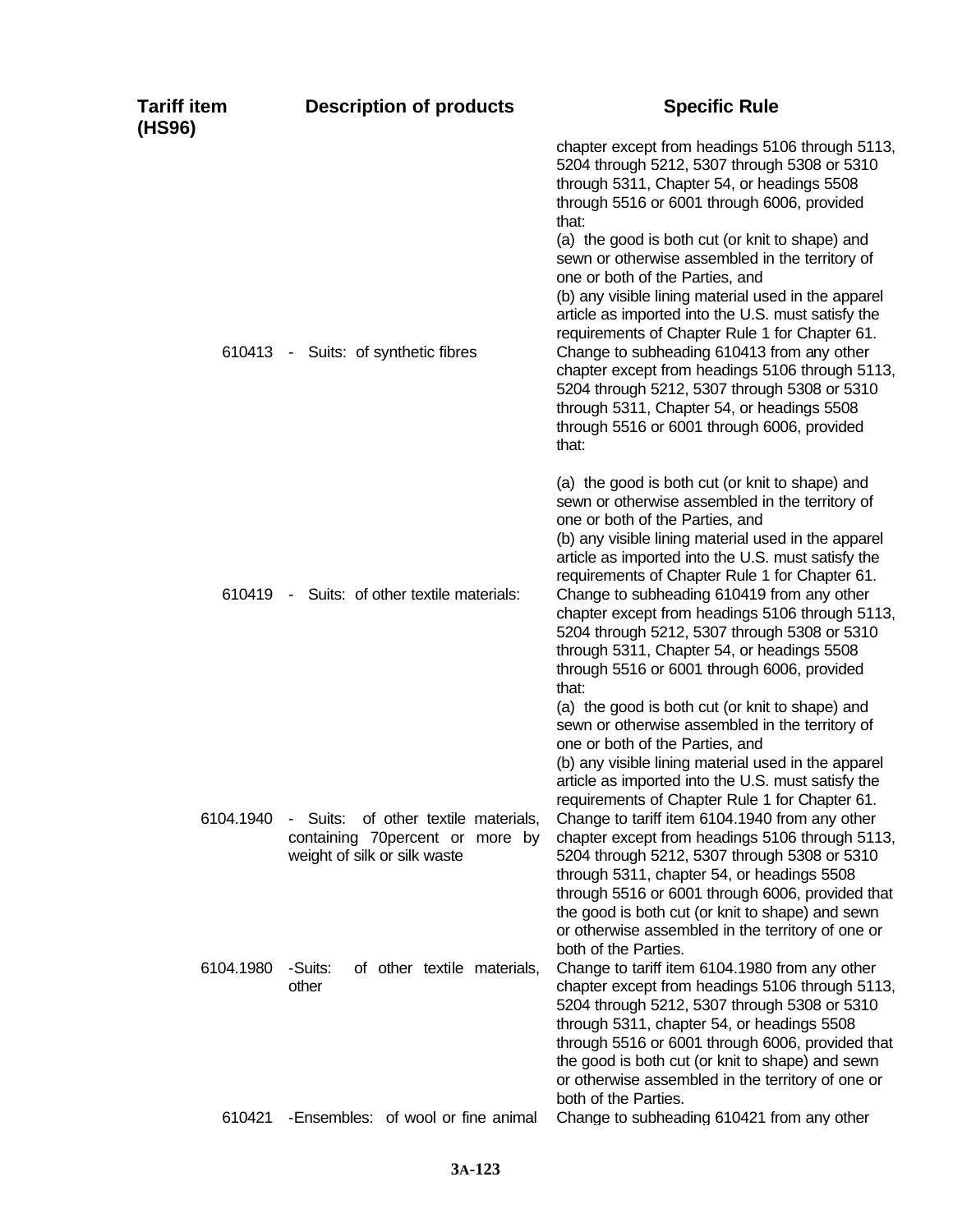| Tariff item (HS96) | Description of products | Specific Rule |
| --- | --- | --- |
| | | chapter except from headings 5106 through 5113, 5204 through 5212, 5307 through 5308 or 5310 through 5311, Chapter 54, or headings 5508 through 5516 or 6001 through 6006, provided that:<br>(a) the good is both cut (or knit to shape) and sewn or otherwise assembled in the territory of one or both of the Parties, and<br>(b) any visible lining material used in the apparel article as imported into the U.S. must satisfy the requirements of Chapter Rule 1 for Chapter 61. |
| 610413 | - Suits: of synthetic fibres | Change to subheading 610413 from any other chapter except from headings 5106 through 5113, 5204 through 5212, 5307 through 5308 or 5310 through 5311, Chapter 54, or headings 5508 through 5516 or 6001 through 6006, provided that:<br>(a) the good is both cut (or knit to shape) and sewn or otherwise assembled in the territory of one or both of the Parties, and<br>(b) any visible lining material used in the apparel article as imported into the U.S. must satisfy the requirements of Chapter Rule 1 for Chapter 61. |
| 610419 | - Suits: of other textile materials: | Change to subheading 610419 from any other chapter except from headings 5106 through 5113, 5204 through 5212, 5307 through 5308 or 5310 through 5311, Chapter 54, or headings 5508 through 5516 or 6001 through 6006, provided that:<br>(a) the good is both cut (or knit to shape) and sewn or otherwise assembled in the territory of one or both of the Parties, and<br>(b) any visible lining material used in the apparel article as imported into the U.S. must satisfy the requirements of Chapter Rule 1 for Chapter 61. |
| 6104.1940 | - Suits: of other textile materials, containing 70percent or more by weight of silk or silk waste | Change to tariff item 6104.1940 from any other chapter except from headings 5106 through 5113, 5204 through 5212, 5307 through 5308 or 5310 through 5311, chapter 54, or headings 5508 through 5516 or 6001 through 6006, provided that the good is both cut (or knit to shape) and sewn or otherwise assembled in the territory of one or both of the Parties. |
| 6104.1980 | -Suits: of other textile materials, other | Change to tariff item 6104.1980 from any other chapter except from headings 5106 through 5113, 5204 through 5212, 5307 through 5308 or 5310 through 5311, chapter 54, or headings 5508 through 5516 or 6001 through 6006, provided that the good is both cut (or knit to shape) and sewn or otherwise assembled in the territory of one or both of the Parties. |
| 610421 | -Ensembles: of wool or fine animal | Change to subheading 610421 from any other |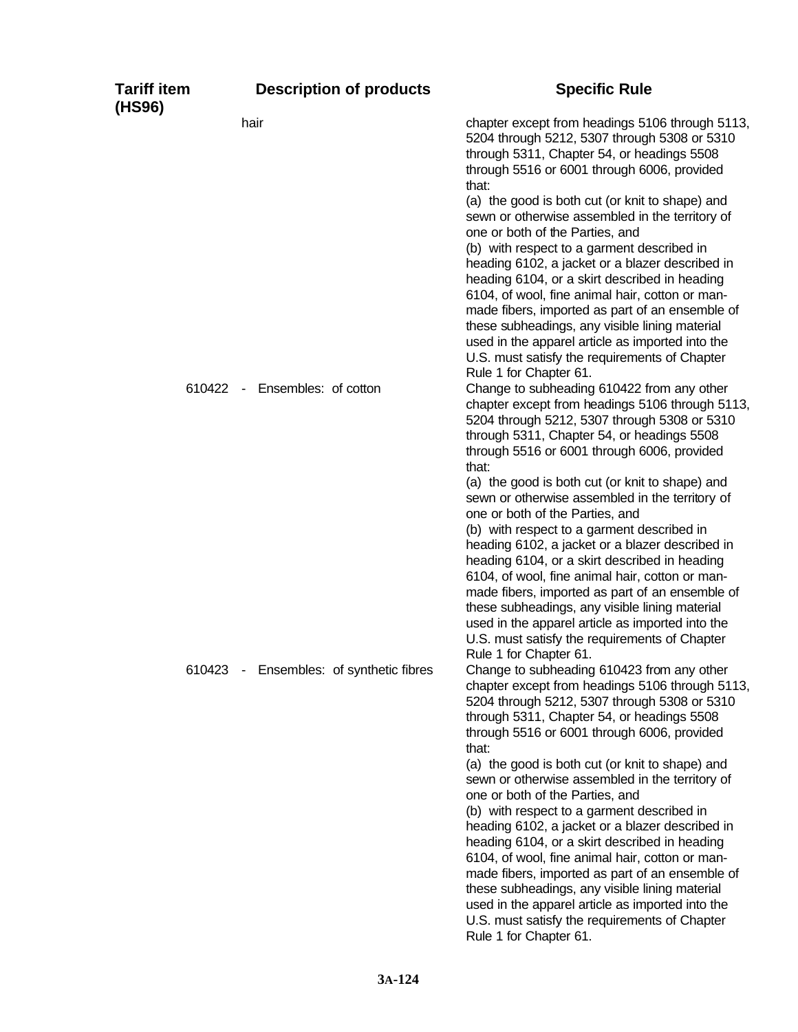| Tariff item (HS96) | Description of products | Specific Rule |
|---|---|---|
| | hair | chapter except from headings 5106 through 5113, 5204 through 5212, 5307 through 5308 or 5310 through 5311, Chapter 54, or headings 5508 through 5516 or 6001 through 6006, provided that:<br>(a) the good is both cut (or knit to shape) and sewn or otherwise assembled in the territory of one or both of the Parties, and<br>(b) with respect to a garment described in heading 6102, a jacket or a blazer described in heading 6104, or a skirt described in heading 6104, of wool, fine animal hair, cotton or man-made fibers, imported as part of an ensemble of these subheadings, any visible lining material used in the apparel article as imported into the U.S. must satisfy the requirements of Chapter Rule 1 for Chapter 61. |
| 610422 | - Ensembles: of cotton | Change to subheading 610422 from any other chapter except from headings 5106 through 5113, 5204 through 5212, 5307 through 5308 or 5310 through 5311, Chapter 54, or headings 5508 through 5516 or 6001 through 6006, provided that:<br>(a) the good is both cut (or knit to shape) and sewn or otherwise assembled in the territory of one or both of the Parties, and<br>(b) with respect to a garment described in heading 6102, a jacket or a blazer described in heading 6104, or a skirt described in heading 6104, of wool, fine animal hair, cotton or man-made fibers, imported as part of an ensemble of these subheadings, any visible lining material used in the apparel article as imported into the U.S. must satisfy the requirements of Chapter Rule 1 for Chapter 61. |
| 610423 | - Ensembles: of synthetic fibres | Change to subheading 610423 from any other chapter except from headings 5106 through 5113, 5204 through 5212, 5307 through 5308 or 5310 through 5311, Chapter 54, or headings 5508 through 5516 or 6001 through 6006, provided that:<br>(a) the good is both cut (or knit to shape) and sewn or otherwise assembled in the territory of one or both of the Parties, and<br>(b) with respect to a garment described in heading 6102, a jacket or a blazer described in heading 6104, or a skirt described in heading 6104, of wool, fine animal hair, cotton or man-made fibers, imported as part of an ensemble of these subheadings, any visible lining material used in the apparel article as imported into the U.S. must satisfy the requirements of Chapter Rule 1 for Chapter 61. |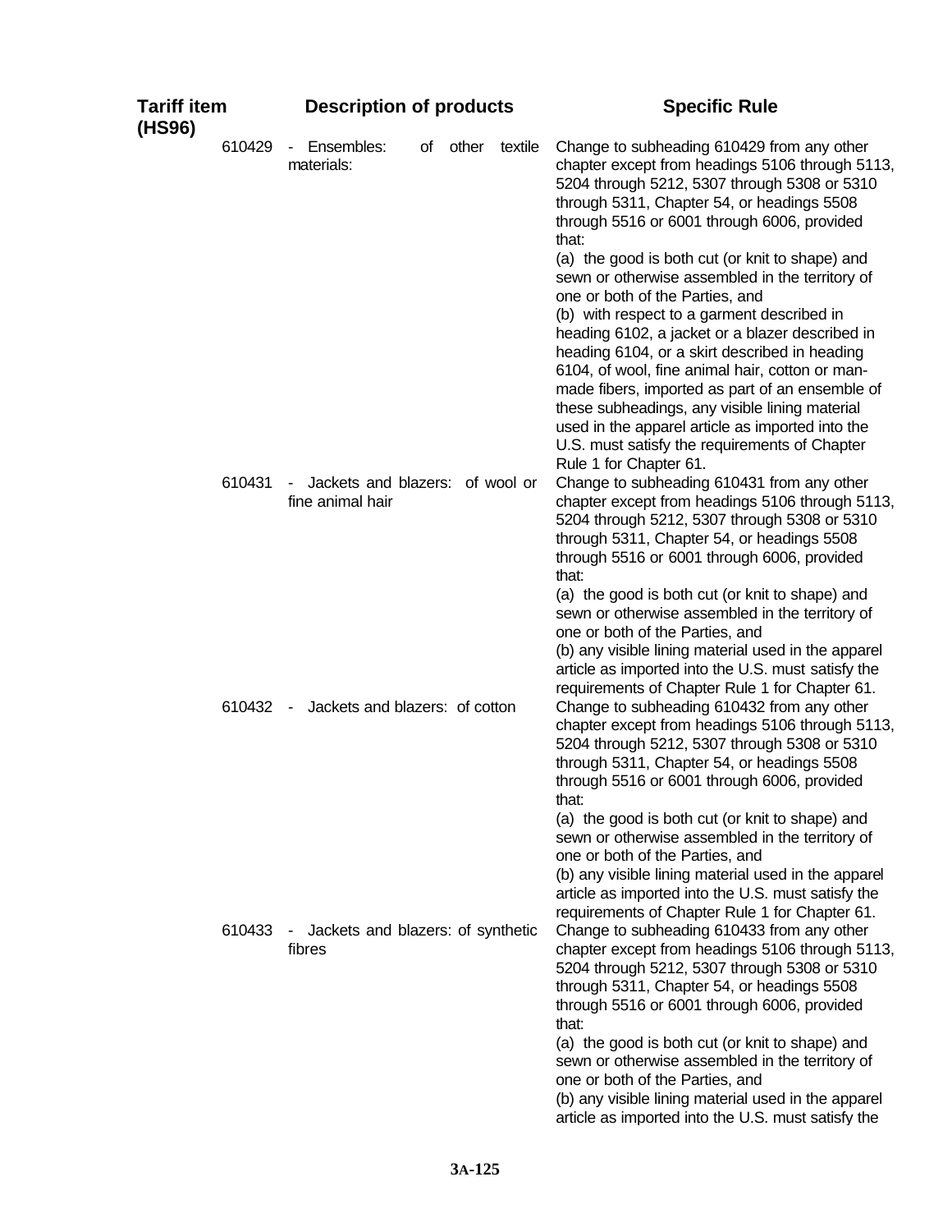| Tariff item (HS96) | Description of products | Specific Rule |
|---|---|---|
| 610429 | - Ensembles: of other textile materials: | Change to subheading 610429 from any other chapter except from headings 5106 through 5113, 5204 through 5212, 5307 through 5308 or 5310 through 5311, Chapter 54, or headings 5508 through 5516 or 6001 through 6006, provided that:<br>(a) the good is both cut (or knit to shape) and sewn or otherwise assembled in the territory of one or both of the Parties, and<br>(b) with respect to a garment described in heading 6102, a jacket or a blazer described in heading 6104, or a skirt described in heading 6104, of wool, fine animal hair, cotton or man-made fibers, imported as part of an ensemble of these subheadings, any visible lining material used in the apparel article as imported into the U.S. must satisfy the requirements of Chapter Rule 1 for Chapter 61. |
| 610431 | - Jackets and blazers: of wool or fine animal hair | Change to subheading 610431 from any other chapter except from headings 5106 through 5113, 5204 through 5212, 5307 through 5308 or 5310 through 5311, Chapter 54, or headings 5508 through 5516 or 6001 through 6006, provided that:<br>(a) the good is both cut (or knit to shape) and sewn or otherwise assembled in the territory of one or both of the Parties, and<br>(b) any visible lining material used in the apparel article as imported into the U.S. must satisfy the requirements of Chapter Rule 1 for Chapter 61. |
| 610432 | - Jackets and blazers: of cotton | Change to subheading 610432 from any other chapter except from headings 5106 through 5113, 5204 through 5212, 5307 through 5308 or 5310 through 5311, Chapter 54, or headings 5508 through 5516 or 6001 through 6006, provided that:<br>(a) the good is both cut (or knit to shape) and sewn or otherwise assembled in the territory of one or both of the Parties, and<br>(b) any visible lining material used in the apparel article as imported into the U.S. must satisfy the requirements of Chapter Rule 1 for Chapter 61. |
| 610433 | - Jackets and blazers: of synthetic fibres | Change to subheading 610433 from any other chapter except from headings 5106 through 5113, 5204 through 5212, 5307 through 5308 or 5310 through 5311, Chapter 54, or headings 5508 through 5516 or 6001 through 6006, provided that:<br>(a) the good is both cut (or knit to shape) and sewn or otherwise assembled in the territory of one or both of the Parties, and<br>(b) any visible lining material used in the apparel article as imported into the U.S. must satisfy the |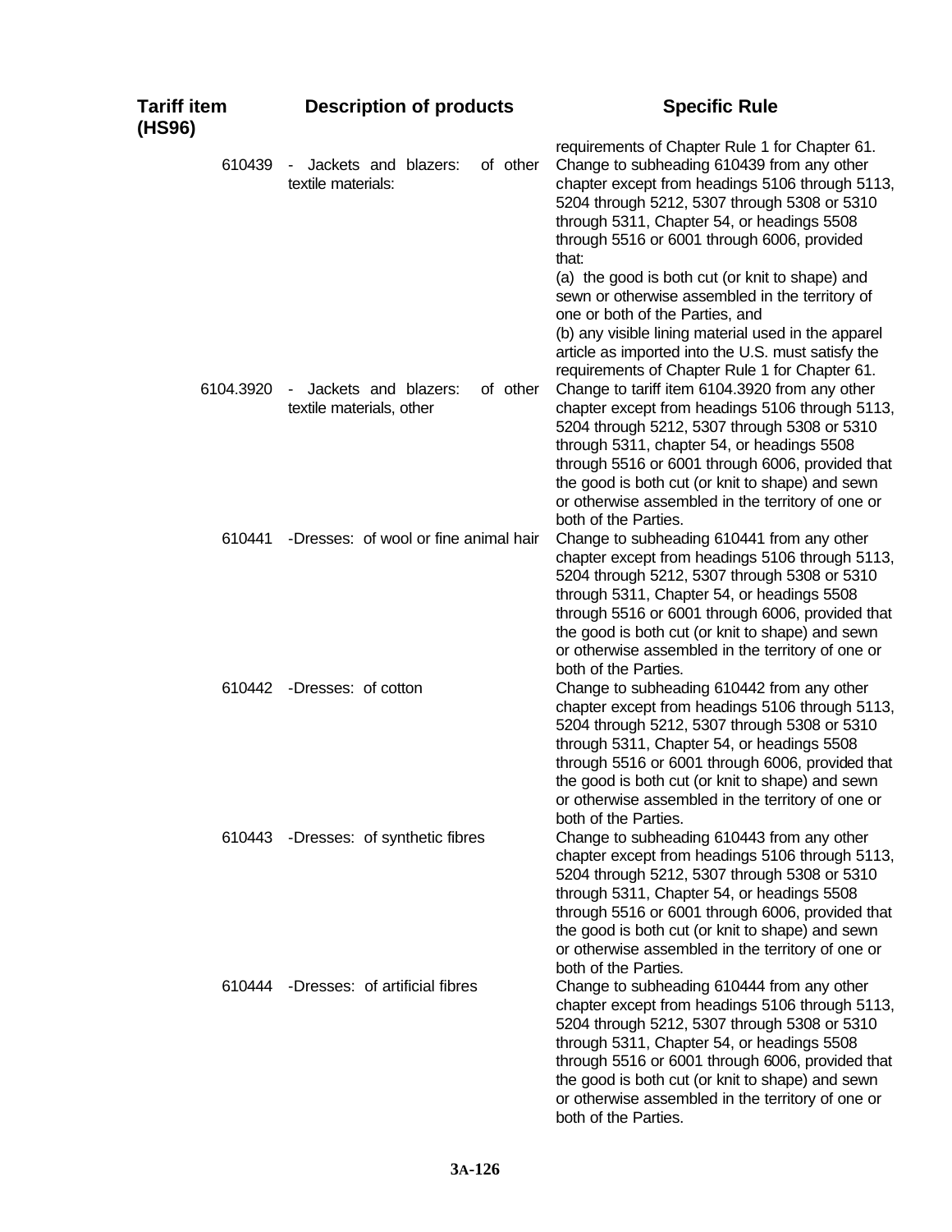| Tariff item (HS96) | Description of products | Specific Rule |
|---|---|---|
| | | requirements of Chapter Rule 1 for Chapter 61. |
| 610439 | - Jackets and blazers: of other textile materials: | Change to subheading 610439 from any other chapter except from headings 5106 through 5113, 5204 through 5212, 5307 through 5308 or 5310 through 5311, Chapter 54, or headings 5508 through 5516 or 6001 through 6006, provided that: (a) the good is both cut (or knit to shape) and sewn or otherwise assembled in the territory of one or both of the Parties, and (b) any visible lining material used in the apparel article as imported into the U.S. must satisfy the requirements of Chapter Rule 1 for Chapter 61. |
| 6104.3920 | - Jackets and blazers: of other textile materials, other | Change to tariff item 6104.3920 from any other chapter except from headings 5106 through 5113, 5204 through 5212, 5307 through 5308 or 5310 through 5311, chapter 54, or headings 5508 through 5516 or 6001 through 6006, provided that the good is both cut (or knit to shape) and sewn or otherwise assembled in the territory of one or both of the Parties. |
| 610441 | -Dresses: of wool or fine animal hair | Change to subheading 610441 from any other chapter except from headings 5106 through 5113, 5204 through 5212, 5307 through 5308 or 5310 through 5311, Chapter 54, or headings 5508 through 5516 or 6001 through 6006, provided that the good is both cut (or knit to shape) and sewn or otherwise assembled in the territory of one or both of the Parties. |
| 610442 | -Dresses: of cotton | Change to subheading 610442 from any other chapter except from headings 5106 through 5113, 5204 through 5212, 5307 through 5308 or 5310 through 5311, Chapter 54, or headings 5508 through 5516 or 6001 through 6006, provided that the good is both cut (or knit to shape) and sewn or otherwise assembled in the territory of one or both of the Parties. |
| 610443 | -Dresses: of synthetic fibres | Change to subheading 610443 from any other chapter except from headings 5106 through 5113, 5204 through 5212, 5307 through 5308 or 5310 through 5311, Chapter 54, or headings 5508 through 5516 or 6001 through 6006, provided that the good is both cut (or knit to shape) and sewn or otherwise assembled in the territory of one or both of the Parties. |
| 610444 | -Dresses: of artificial fibres | Change to subheading 610444 from any other chapter except from headings 5106 through 5113, 5204 through 5212, 5307 through 5308 or 5310 through 5311, Chapter 54, or headings 5508 through 5516 or 6001 through 6006, provided that the good is both cut (or knit to shape) and sewn or otherwise assembled in the territory of one or both of the Parties. |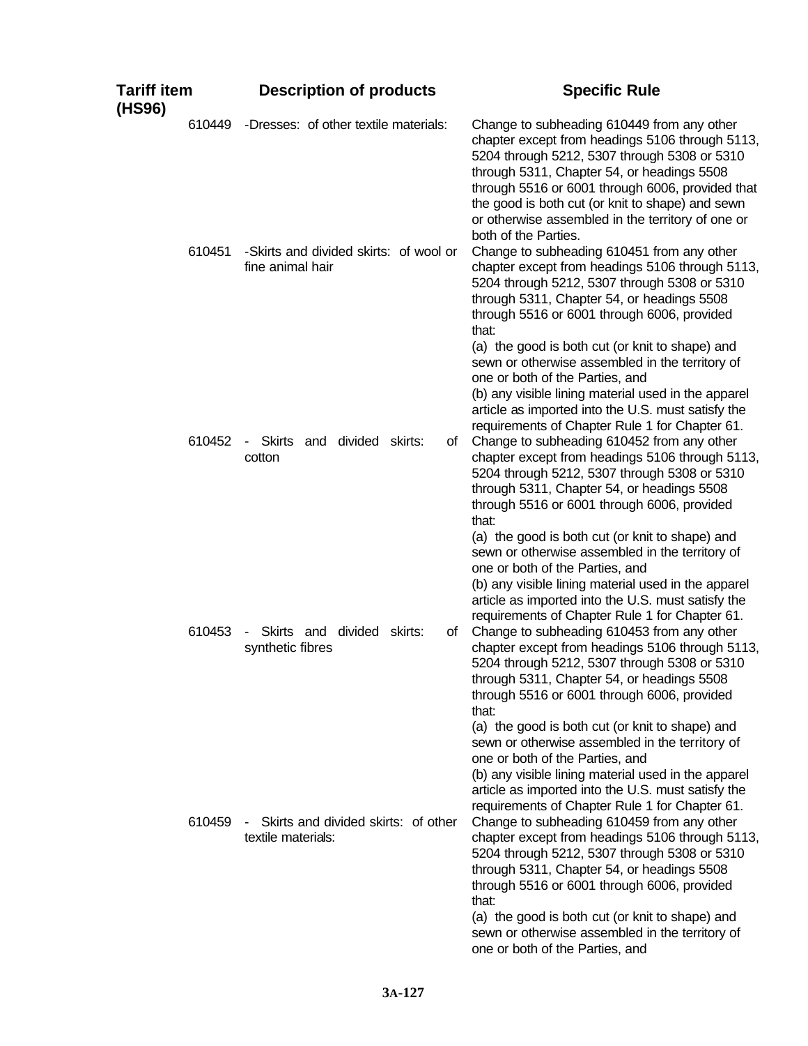| Tariff item (HS96) | Description of products | Specific Rule |
|---|---|---|
| 610449 | -Dresses: of other textile materials: | Change to subheading 610449 from any other chapter except from headings 5106 through 5113, 5204 through 5212, 5307 through 5308 or 5310 through 5311, Chapter 54, or headings 5508 through 5516 or 6001 through 6006, provided that the good is both cut (or knit to shape) and sewn or otherwise assembled in the territory of one or both of the Parties. |
| 610451 | -Skirts and divided skirts: of wool or fine animal hair | Change to subheading 610451 from any other chapter except from headings 5106 through 5113, 5204 through 5212, 5307 through 5308 or 5310 through 5311, Chapter 54, or headings 5508 through 5516 or 6001 through 6006, provided that:<br>(a) the good is both cut (or knit to shape) and sewn or otherwise assembled in the territory of one or both of the Parties, and<br>(b) any visible lining material used in the apparel article as imported into the U.S. must satisfy the requirements of Chapter Rule 1 for Chapter 61. |
| 610452 | - Skirts and divided skirts: of cotton | Change to subheading 610452 from any other chapter except from headings 5106 through 5113, 5204 through 5212, 5307 through 5308 or 5310 through 5311, Chapter 54, or headings 5508 through 5516 or 6001 through 6006, provided that:<br>(a) the good is both cut (or knit to shape) and sewn or otherwise assembled in the territory of one or both of the Parties, and<br>(b) any visible lining material used in the apparel article as imported into the U.S. must satisfy the requirements of Chapter Rule 1 for Chapter 61. |
| 610453 | - Skirts and divided skirts: of synthetic fibres | Change to subheading 610453 from any other chapter except from headings 5106 through 5113, 5204 through 5212, 5307 through 5308 or 5310 through 5311, Chapter 54, or headings 5508 through 5516 or 6001 through 6006, provided that:<br>(a) the good is both cut (or knit to shape) and sewn or otherwise assembled in the territory of one or both of the Parties, and<br>(b) any visible lining material used in the apparel article as imported into the U.S. must satisfy the requirements of Chapter Rule 1 for Chapter 61. |
| 610459 | - Skirts and divided skirts: of other textile materials: | Change to subheading 610459 from any other chapter except from headings 5106 through 5113, 5204 through 5212, 5307 through 5308 or 5310 through 5311, Chapter 54, or headings 5508 through 5516 or 6001 through 6006, provided that:<br>(a) the good is both cut (or knit to shape) and sewn or otherwise assembled in the territory of one or both of the Parties, and |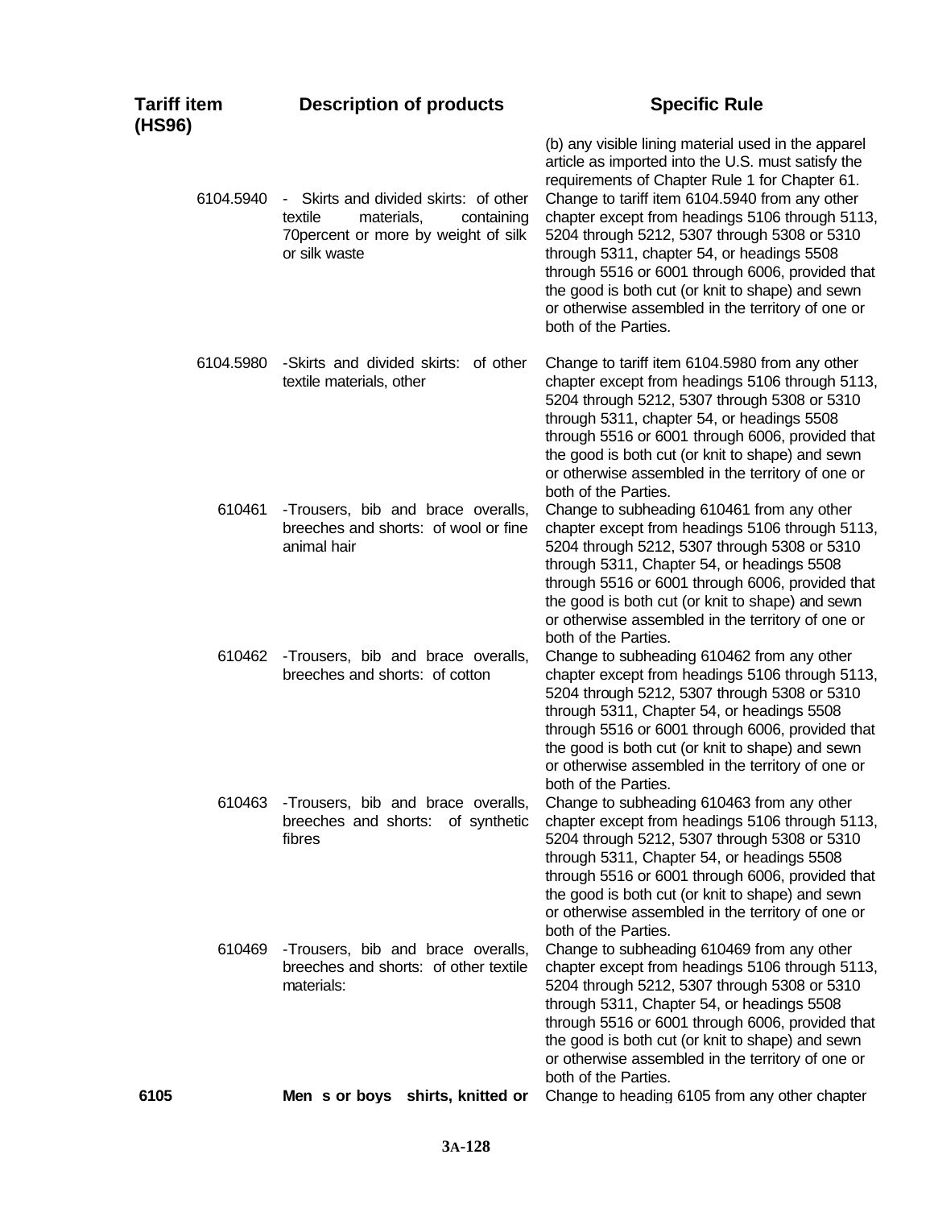| Tariff item (HS96) | Description of products | Specific Rule |
|---|---|---|
| | | (b) any visible lining material used in the apparel article as imported into the U.S. must satisfy the requirements of Chapter Rule 1 for Chapter 61. |
| 6104.5940 | - Skirts and divided skirts: of other textile materials, containing 70percent or more by weight of silk or silk waste | Change to tariff item 6104.5940 from any other chapter except from headings 5106 through 5113, 5204 through 5212, 5307 through 5308 or 5310 through 5311, chapter 54, or headings 5508 through 5516 or 6001 through 6006, provided that the good is both cut (or knit to shape) and sewn or otherwise assembled in the territory of one or both of the Parties. |
| 6104.5980 | -Skirts and divided skirts: of other textile materials, other | Change to tariff item 6104.5980 from any other chapter except from headings 5106 through 5113, 5204 through 5212, 5307 through 5308 or 5310 through 5311, chapter 54, or headings 5508 through 5516 or 6001 through 6006, provided that the good is both cut (or knit to shape) and sewn or otherwise assembled in the territory of one or both of the Parties. |
| 610461 | -Trousers, bib and brace overalls, breeches and shorts: of wool or fine animal hair | Change to subheading 610461 from any other chapter except from headings 5106 through 5113, 5204 through 5212, 5307 through 5308 or 5310 through 5311, Chapter 54, or headings 5508 through 5516 or 6001 through 6006, provided that the good is both cut (or knit to shape) and sewn or otherwise assembled in the territory of one or both of the Parties. |
| 610462 | -Trousers, bib and brace overalls, breeches and shorts: of cotton | Change to subheading 610462 from any other chapter except from headings 5106 through 5113, 5204 through 5212, 5307 through 5308 or 5310 through 5311, Chapter 54, or headings 5508 through 5516 or 6001 through 6006, provided that the good is both cut (or knit to shape) and sewn or otherwise assembled in the territory of one or both of the Parties. |
| 610463 | -Trousers, bib and brace overalls, breeches and shorts: of synthetic fibres | Change to subheading 610463 from any other chapter except from headings 5106 through 5113, 5204 through 5212, 5307 through 5308 or 5310 through 5311, Chapter 54, or headings 5508 through 5516 or 6001 through 6006, provided that the good is both cut (or knit to shape) and sewn or otherwise assembled in the territory of one or both of the Parties. |
| 610469 | -Trousers, bib and brace overalls, breeches and shorts: of other textile materials: | Change to subheading 610469 from any other chapter except from headings 5106 through 5113, 5204 through 5212, 5307 through 5308 or 5310 through 5311, Chapter 54, or headings 5508 through 5516 or 6001 through 6006, provided that the good is both cut (or knit to shape) and sewn or otherwise assembled in the territory of one or both of the Parties. |
| **6105** | **Men s or boys shirts, knitted or** | Change to heading 6105 from any other chapter |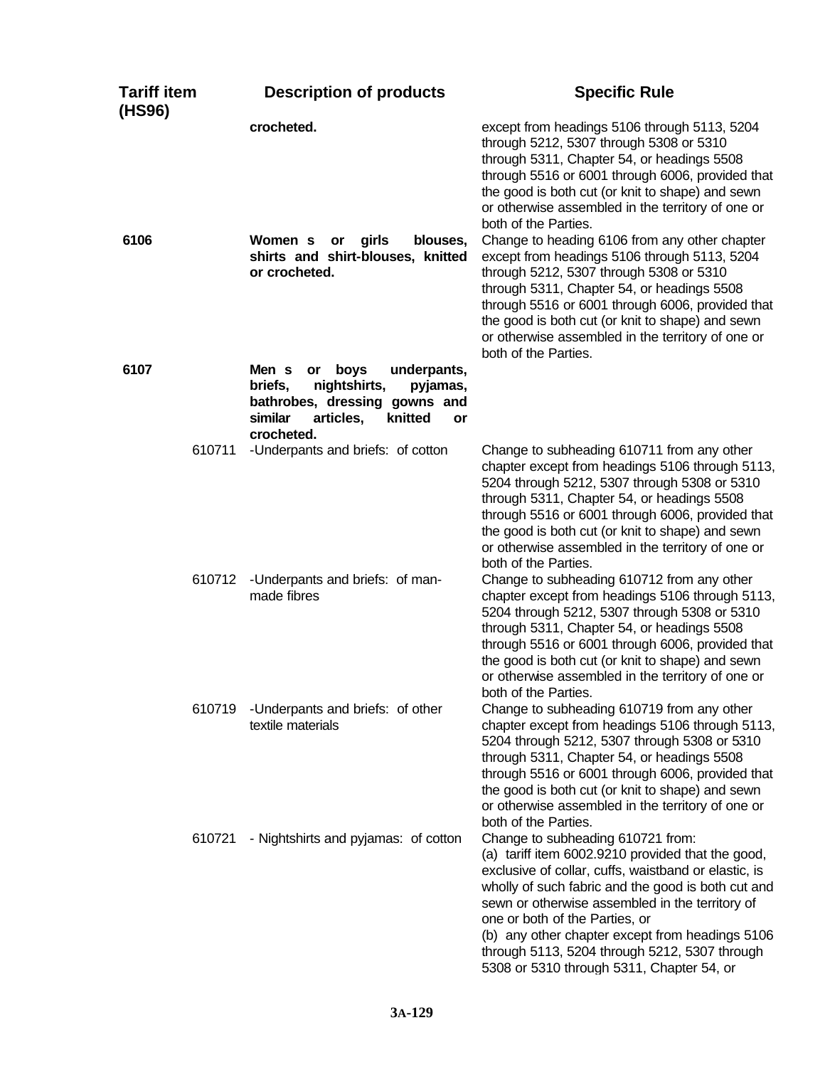| Tariff item (HS96) | | Description of products | Specific Rule |
|---|---|---|---|
| | | **crocheted.** | except from headings 5106 through 5113, 5204 through 5212, 5307 through 5308 or 5310 through 5311, Chapter 54, or headings 5508 through 5516 or 6001 through 6006, provided that the good is both cut (or knit to shape) and sewn or otherwise assembled in the territory of one or both of the Parties. |
| **6106** | | **Women s or girls blouses, shirts and shirt-blouses, knitted or crocheted.** | Change to heading 6106 from any other chapter except from headings 5106 through 5113, 5204 through 5212, 5307 through 5308 or 5310 through 5311, Chapter 54, or headings 5508 through 5516 or 6001 through 6006, provided that the good is both cut (or knit to shape) and sewn or otherwise assembled in the territory of one or both of the Parties. |
| **6107** | | **Men s or boys underpants, briefs, nightshirts, pyjamas, bathrobes, dressing gowns and similar articles, knitted or crocheted.** | |
| | 610711 | -Underpants and briefs: of cotton | Change to subheading 610711 from any other chapter except from headings 5106 through 5113, 5204 through 5212, 5307 through 5308 or 5310 through 5311, Chapter 54, or headings 5508 through 5516 or 6001 through 6006, provided that the good is both cut (or knit to shape) and sewn or otherwise assembled in the territory of one or both of the Parties. |
| | 610712 | -Underpants and briefs: of man-made fibres | Change to subheading 610712 from any other chapter except from headings 5106 through 5113, 5204 through 5212, 5307 through 5308 or 5310 through 5311, Chapter 54, or headings 5508 through 5516 or 6001 through 6006, provided that the good is both cut (or knit to shape) and sewn or otherwise assembled in the territory of one or both of the Parties. |
| | 610719 | -Underpants and briefs: of other textile materials | Change to subheading 610719 from any other chapter except from headings 5106 through 5113, 5204 through 5212, 5307 through 5308 or 5310 through 5311, Chapter 54, or headings 5508 through 5516 or 6001 through 6006, provided that the good is both cut (or knit to shape) and sewn or otherwise assembled in the territory of one or both of the Parties. |
| | 610721 | - Nightshirts and pyjamas: of cotton | Change to subheading 610721 from:<br>(a) tariff item 6002.9210 provided that the good, exclusive of collar, cuffs, waistband or elastic, is wholly of such fabric and the good is both cut and sewn or otherwise assembled in the territory of one or both of the Parties, or<br>(b) any other chapter except from headings 5106 through 5113, 5204 through 5212, 5307 through 5308 or 5310 through 5311, Chapter 54, or |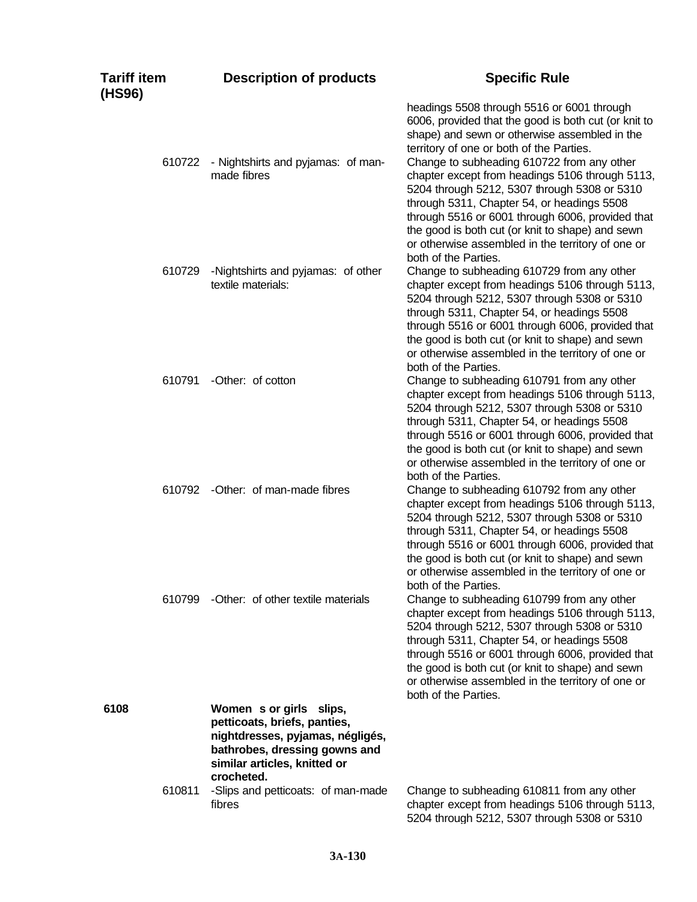| Tariff item (HS96) | | Description of products | Specific Rule |
|---|---|---|---|
| | | | headings 5508 through 5516 or 6001 through 6006, provided that the good is both cut (or knit to shape) and sewn or otherwise assembled in the territory of one or both of the Parties. |
| | 610722 | - Nightshirts and pyjamas: of man-made fibres | Change to subheading 610722 from any other chapter except from headings 5106 through 5113, 5204 through 5212, 5307 through 5308 or 5310 through 5311, Chapter 54, or headings 5508 through 5516 or 6001 through 6006, provided that the good is both cut (or knit to shape) and sewn or otherwise assembled in the territory of one or both of the Parties. |
| | 610729 | -Nightshirts and pyjamas: of other textile materials: | Change to subheading 610729 from any other chapter except from headings 5106 through 5113, 5204 through 5212, 5307 through 5308 or 5310 through 5311, Chapter 54, or headings 5508 through 5516 or 6001 through 6006, provided that the good is both cut (or knit to shape) and sewn or otherwise assembled in the territory of one or both of the Parties. |
| | 610791 | -Other: of cotton | Change to subheading 610791 from any other chapter except from headings 5106 through 5113, 5204 through 5212, 5307 through 5308 or 5310 through 5311, Chapter 54, or headings 5508 through 5516 or 6001 through 6006, provided that the good is both cut (or knit to shape) and sewn or otherwise assembled in the territory of one or both of the Parties. |
| | 610792 | -Other: of man-made fibres | Change to subheading 610792 from any other chapter except from headings 5106 through 5113, 5204 through 5212, 5307 through 5308 or 5310 through 5311, Chapter 54, or headings 5508 through 5516 or 6001 through 6006, provided that the good is both cut (or knit to shape) and sewn or otherwise assembled in the territory of one or both of the Parties. |
| | 610799 | -Other: of other textile materials | Change to subheading 610799 from any other chapter except from headings 5106 through 5113, 5204 through 5212, 5307 through 5308 or 5310 through 5311, Chapter 54, or headings 5508 through 5516 or 6001 through 6006, provided that the good is both cut (or knit to shape) and sewn or otherwise assembled in the territory of one or both of the Parties. |
| **6108** | | **Women s or girls slips, petticoats, briefs, panties, nightdresses, pyjamas, négligés, bathrobes, dressing gowns and similar articles, knitted or crocheted.** | |
| | 610811 | -Slips and petticoats: of man-made fibres | Change to subheading 610811 from any other chapter except from headings 5106 through 5113, 5204 through 5212, 5307 through 5308 or 5310 |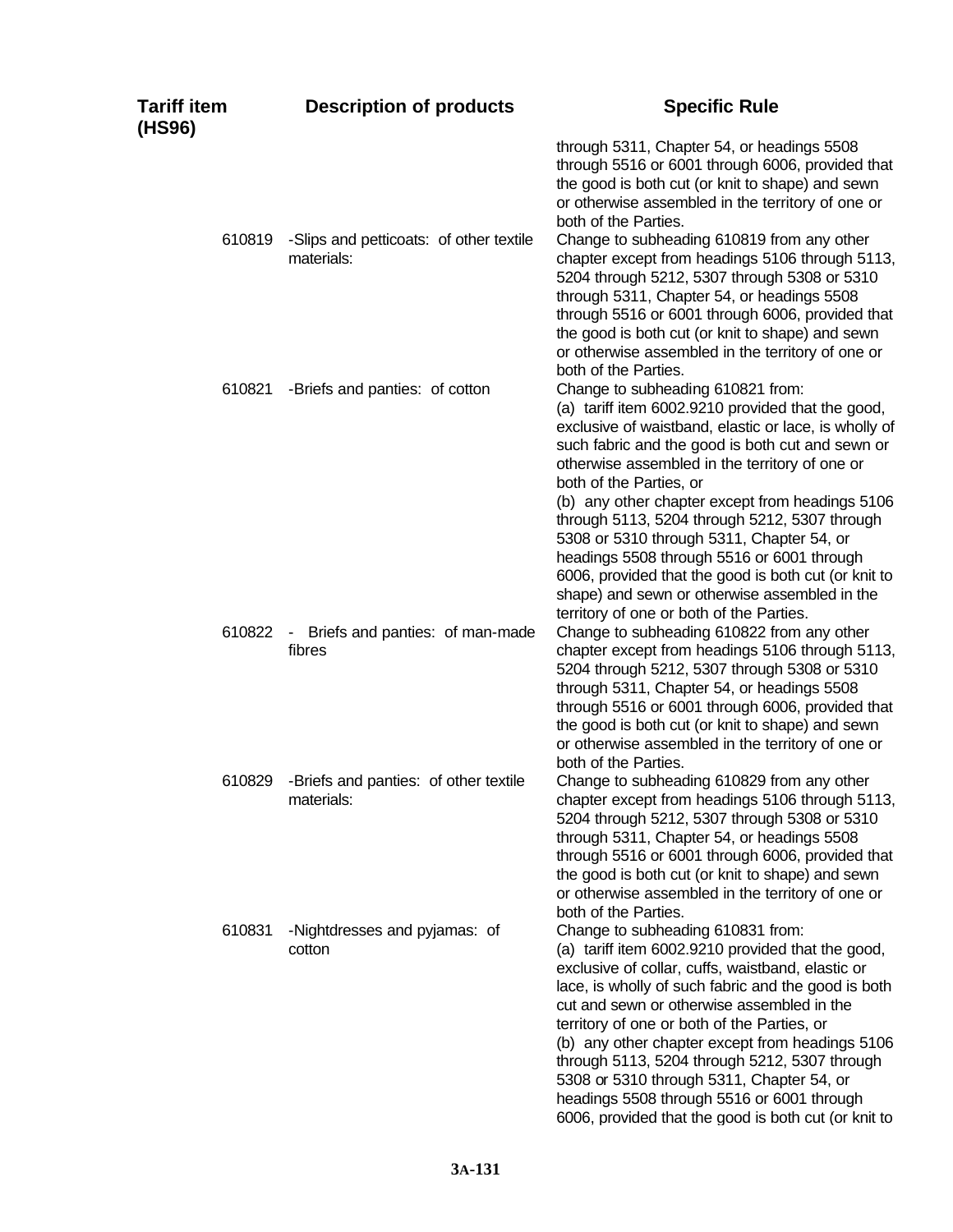| Tariff item (HS96) | Description of products | Specific Rule |
|---|---|---|
| | | through 5311, Chapter 54, or headings 5508 through 5516 or 6001 through 6006, provided that the good is both cut (or knit to shape) and sewn or otherwise assembled in the territory of one or both of the Parties. |
| 610819 | -Slips and petticoats: of other textile materials: | Change to subheading 610819 from any other chapter except from headings 5106 through 5113, 5204 through 5212, 5307 through 5308 or 5310 through 5311, Chapter 54, or headings 5508 through 5516 or 6001 through 6006, provided that the good is both cut (or knit to shape) and sewn or otherwise assembled in the territory of one or both of the Parties. |
| 610821 | -Briefs and panties: of cotton | Change to subheading 610821 from:<br>(a) tariff item 6002.9210 provided that the good, exclusive of waistband, elastic or lace, is wholly of such fabric and the good is both cut and sewn or otherwise assembled in the territory of one or both of the Parties, or<br>(b) any other chapter except from headings 5106 through 5113, 5204 through 5212, 5307 through 5308 or 5310 through 5311, Chapter 54, or headings 5508 through 5516 or 6001 through 6006, provided that the good is both cut (or knit to shape) and sewn or otherwise assembled in the territory of one or both of the Parties. |
| 610822 | - Briefs and panties: of man-made fibres | Change to subheading 610822 from any other chapter except from headings 5106 through 5113, 5204 through 5212, 5307 through 5308 or 5310 through 5311, Chapter 54, or headings 5508 through 5516 or 6001 through 6006, provided that the good is both cut (or knit to shape) and sewn or otherwise assembled in the territory of one or both of the Parties. |
| 610829 | -Briefs and panties: of other textile materials: | Change to subheading 610829 from any other chapter except from headings 5106 through 5113, 5204 through 5212, 5307 through 5308 or 5310 through 5311, Chapter 54, or headings 5508 through 5516 or 6001 through 6006, provided that the good is both cut (or knit to shape) and sewn or otherwise assembled in the territory of one or both of the Parties. |
| 610831 | -Nightdresses and pyjamas: of cotton | Change to subheading 610831 from:<br>(a) tariff item 6002.9210 provided that the good, exclusive of collar, cuffs, waistband, elastic or lace, is wholly of such fabric and the good is both cut and sewn or otherwise assembled in the territory of one or both of the Parties, or<br>(b) any other chapter except from headings 5106 through 5113, 5204 through 5212, 5307 through 5308 or 5310 through 5311, Chapter 54, or headings 5508 through 5516 or 6001 through 6006, provided that the good is both cut (or knit to |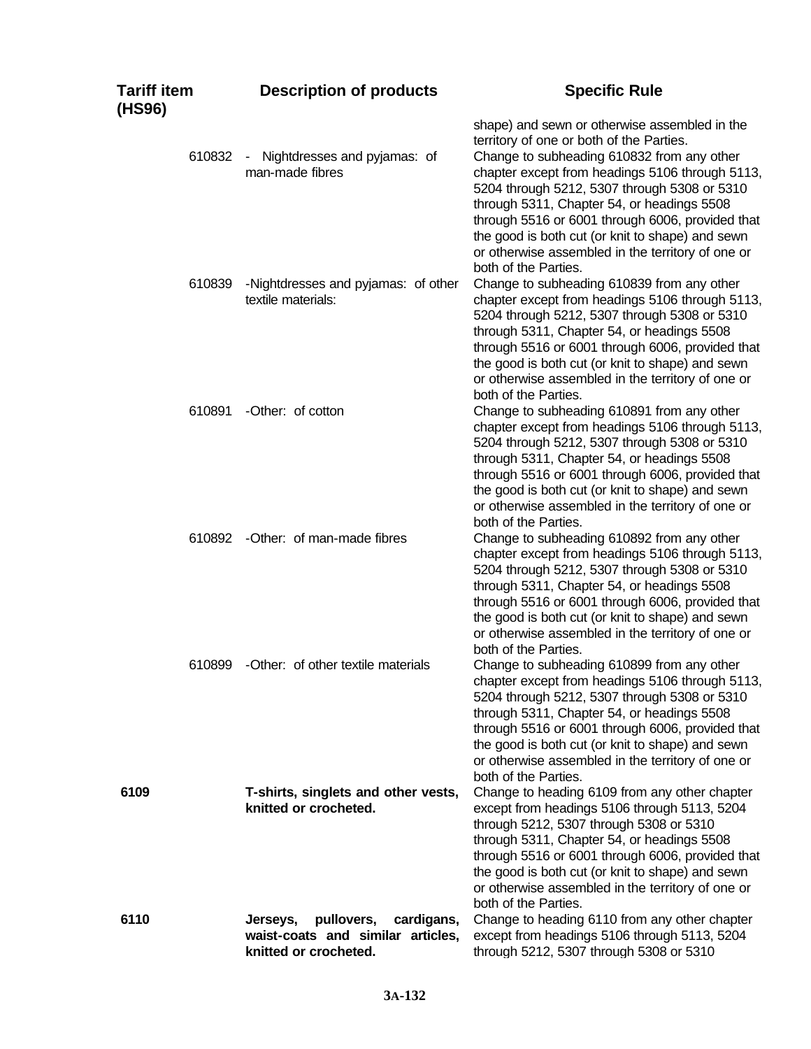| Tariff item (HS96) | Description of products | Specific Rule |
|---|---|---|
| | | shape) and sewn or otherwise assembled in the territory of one or both of the Parties. |
| 610832 | - Nightdresses and pyjamas: of man-made fibres | Change to subheading 610832 from any other chapter except from headings 5106 through 5113, 5204 through 5212, 5307 through 5308 or 5310 through 5311, Chapter 54, or headings 5508 through 5516 or 6001 through 6006, provided that the good is both cut (or knit to shape) and sewn or otherwise assembled in the territory of one or both of the Parties. |
| 610839 | -Nightdresses and pyjamas: of other textile materials: | Change to subheading 610839 from any other chapter except from headings 5106 through 5113, 5204 through 5212, 5307 through 5308 or 5310 through 5311, Chapter 54, or headings 5508 through 5516 or 6001 through 6006, provided that the good is both cut (or knit to shape) and sewn or otherwise assembled in the territory of one or both of the Parties. |
| 610891 | -Other: of cotton | Change to subheading 610891 from any other chapter except from headings 5106 through 5113, 5204 through 5212, 5307 through 5308 or 5310 through 5311, Chapter 54, or headings 5508 through 5516 or 6001 through 6006, provided that the good is both cut (or knit to shape) and sewn or otherwise assembled in the territory of one or both of the Parties. |
| 610892 | -Other: of man-made fibres | Change to subheading 610892 from any other chapter except from headings 5106 through 5113, 5204 through 5212, 5307 through 5308 or 5310 through 5311, Chapter 54, or headings 5508 through 5516 or 6001 through 6006, provided that the good is both cut (or knit to shape) and sewn or otherwise assembled in the territory of one or both of the Parties. |
| 610899 | -Other: of other textile materials | Change to subheading 610899 from any other chapter except from headings 5106 through 5113, 5204 through 5212, 5307 through 5308 or 5310 through 5311, Chapter 54, or headings 5508 through 5516 or 6001 through 6006, provided that the good is both cut (or knit to shape) and sewn or otherwise assembled in the territory of one or both of the Parties. |
| **6109** | **T-shirts, singlets and other vests, knitted or crocheted.** | Change to heading 6109 from any other chapter except from headings 5106 through 5113, 5204 through 5212, 5307 through 5308 or 5310 through 5311, Chapter 54, or headings 5508 through 5516 or 6001 through 6006, provided that the good is both cut (or knit to shape) and sewn or otherwise assembled in the territory of one or both of the Parties. |
| **6110** | **Jerseys, pullovers, cardigans, waist-coats and similar articles, knitted or crocheted.** | Change to heading 6110 from any other chapter except from headings 5106 through 5113, 5204 through 5212, 5307 through 5308 or 5310 |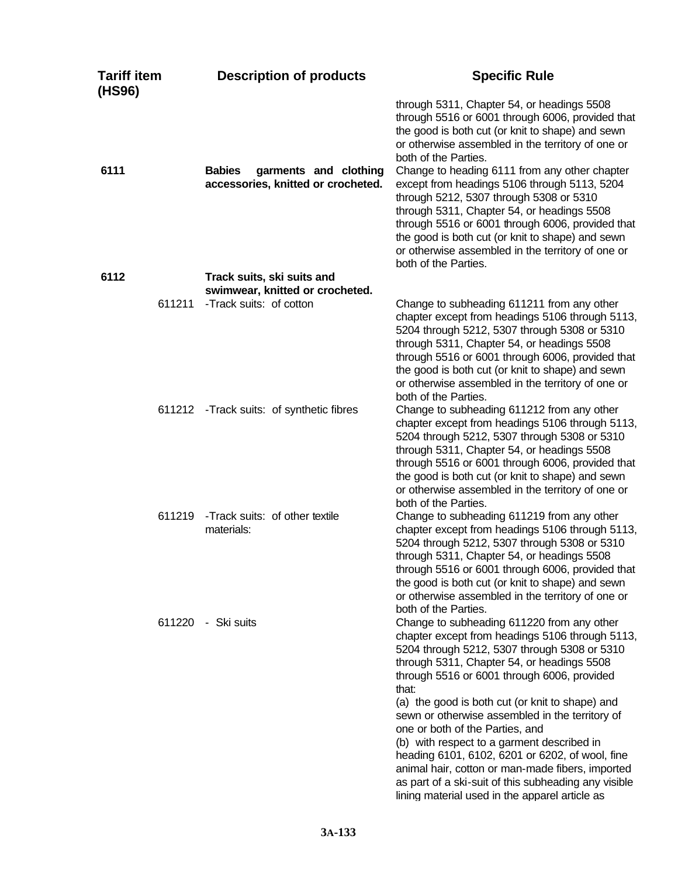| Tariff item (HS96) | | Description of products | Specific Rule |
|---|---|---|---|
| | | | through 5311, Chapter 54, or headings 5508 through 5516 or 6001 through 6006, provided that the good is both cut (or knit to shape) and sewn or otherwise assembled in the territory of one or both of the Parties. |
| **6111** | | **Babies garments and clothing accessories, knitted or crocheted.** | Change to heading 6111 from any other chapter except from headings 5106 through 5113, 5204 through 5212, 5307 through 5308 or 5310 through 5311, Chapter 54, or headings 5508 through 5516 or 6001 through 6006, provided that the good is both cut (or knit to shape) and sewn or otherwise assembled in the territory of one or both of the Parties. |
| **6112** | | **Track suits, ski suits and swimwear, knitted or crocheted.** | |
| | 611211 | -Track suits: of cotton | Change to subheading 611211 from any other chapter except from headings 5106 through 5113, 5204 through 5212, 5307 through 5308 or 5310 through 5311, Chapter 54, or headings 5508 through 5516 or 6001 through 6006, provided that the good is both cut (or knit to shape) and sewn or otherwise assembled in the territory of one or both of the Parties. |
| | 611212 | -Track suits: of synthetic fibres | Change to subheading 611212 from any other chapter except from headings 5106 through 5113, 5204 through 5212, 5307 through 5308 or 5310 through 5311, Chapter 54, or headings 5508 through 5516 or 6001 through 6006, provided that the good is both cut (or knit to shape) and sewn or otherwise assembled in the territory of one or both of the Parties. |
| | 611219 | -Track suits: of other textile materials: | Change to subheading 611219 from any other chapter except from headings 5106 through 5113, 5204 through 5212, 5307 through 5308 or 5310 through 5311, Chapter 54, or headings 5508 through 5516 or 6001 through 6006, provided that the good is both cut (or knit to shape) and sewn or otherwise assembled in the territory of one or both of the Parties. |
| | 611220 | - Ski suits | Change to subheading 611220 from any other chapter except from headings 5106 through 5113, 5204 through 5212, 5307 through 5308 or 5310 through 5311, Chapter 54, or headings 5508 through 5516 or 6001 through 6006, provided that: (a) the good is both cut (or knit to shape) and sewn or otherwise assembled in the territory of one or both of the Parties, and (b) with respect to a garment described in heading 6101, 6102, 6201 or 6202, of wool, fine animal hair, cotton or man-made fibers, imported as part of a ski-suit of this subheading any visible lining material used in the apparel article as |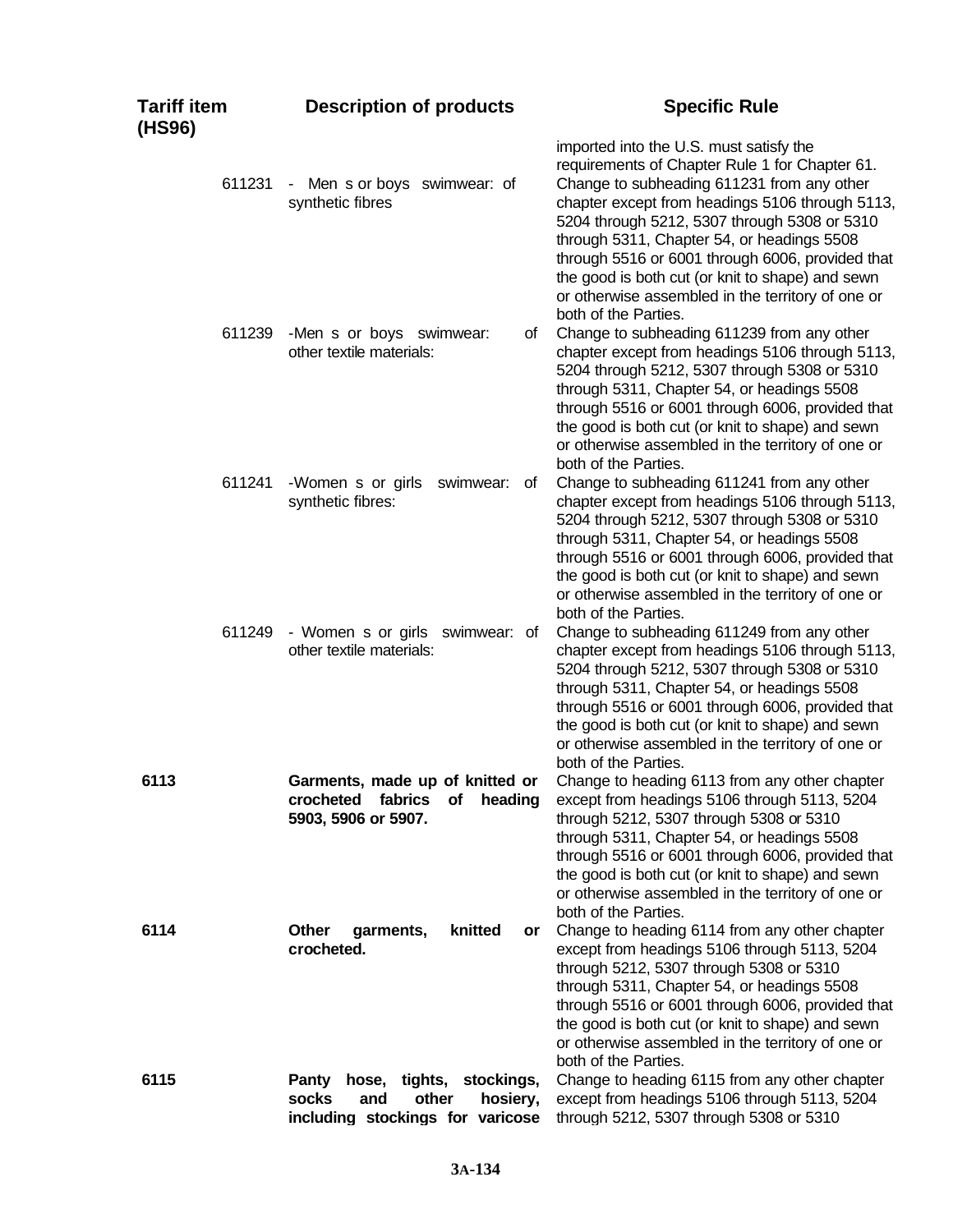| Tariff item (HS96) | Description of products | Specific Rule |
|---|---|---|
| | | imported into the U.S. must satisfy the requirements of Chapter Rule 1 for Chapter 61. |
| 611231 | - Men s or boys swimwear: of synthetic fibres | Change to subheading 611231 from any other chapter except from headings 5106 through 5113, 5204 through 5212, 5307 through 5308 or 5310 through 5311, Chapter 54, or headings 5508 through 5516 or 6001 through 6006, provided that the good is both cut (or knit to shape) and sewn or otherwise assembled in the territory of one or both of the Parties. |
| 611239 | -Men s or boys swimwear: of other textile materials: | Change to subheading 611239 from any other chapter except from headings 5106 through 5113, 5204 through 5212, 5307 through 5308 or 5310 through 5311, Chapter 54, or headings 5508 through 5516 or 6001 through 6006, provided that the good is both cut (or knit to shape) and sewn or otherwise assembled in the territory of one or both of the Parties. |
| 611241 | -Women s or girls swimwear: of synthetic fibres: | Change to subheading 611241 from any other chapter except from headings 5106 through 5113, 5204 through 5212, 5307 through 5308 or 5310 through 5311, Chapter 54, or headings 5508 through 5516 or 6001 through 6006, provided that the good is both cut (or knit to shape) and sewn or otherwise assembled in the territory of one or both of the Parties. |
| 611249 | - Women s or girls swimwear: of other textile materials: | Change to subheading 611249 from any other chapter except from headings 5106 through 5113, 5204 through 5212, 5307 through 5308 or 5310 through 5311, Chapter 54, or headings 5508 through 5516 or 6001 through 6006, provided that the good is both cut (or knit to shape) and sewn or otherwise assembled in the territory of one or both of the Parties. |
| **6113** | **Garments, made up of knitted or crocheted fabrics of heading 5903, 5906 or 5907.** | Change to heading 6113 from any other chapter except from headings 5106 through 5113, 5204 through 5212, 5307 through 5308 or 5310 through 5311, Chapter 54, or headings 5508 through 5516 or 6001 through 6006, provided that the good is both cut (or knit to shape) and sewn or otherwise assembled in the territory of one or both of the Parties. |
| **6114** | **Other garments, knitted or crocheted.** | Change to heading 6114 from any other chapter except from headings 5106 through 5113, 5204 through 5212, 5307 through 5308 or 5310 through 5311, Chapter 54, or headings 5508 through 5516 or 6001 through 6006, provided that the good is both cut (or knit to shape) and sewn or otherwise assembled in the territory of one or both of the Parties. |
| **6115** | **Panty hose, tights, stockings, socks and other hosiery, including stockings for varicose** | Change to heading 6115 from any other chapter except from headings 5106 through 5113, 5204 through 5212, 5307 through 5308 or 5310 |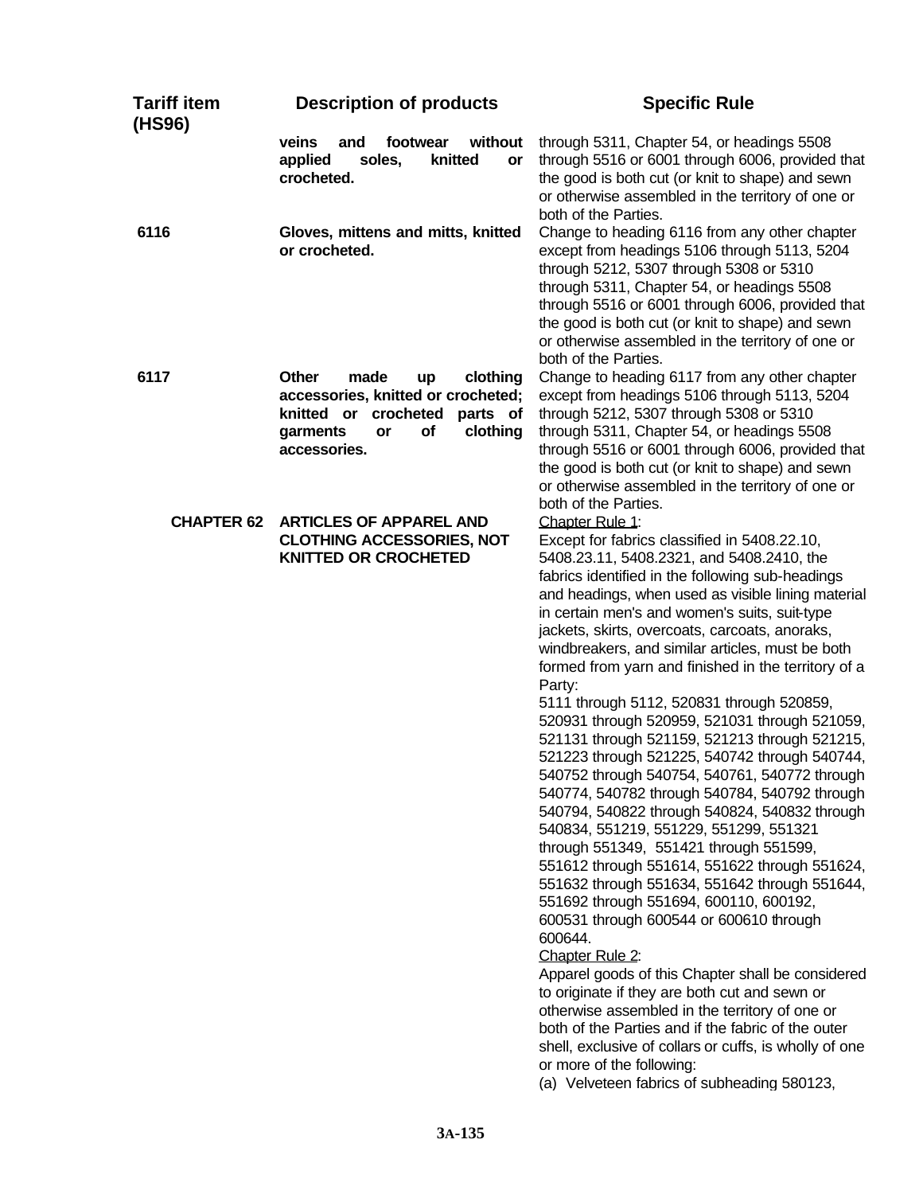| Tariff item (HS96) | Description of products | Specific Rule |
|---|---|---|
| | **veins and footwear without applied soles, knitted or crocheted.** | through 5311, Chapter 54, or headings 5508 through 5516 or 6001 through 6006, provided that the good is both cut (or knit to shape) and sewn or otherwise assembled in the territory of one or both of the Parties. |
| 6116 | **Gloves, mittens and mitts, knitted or crocheted.** | Change to heading 6116 from any other chapter except from headings 5106 through 5113, 5204 through 5212, 5307 through 5308 or 5310 through 5311, Chapter 54, or headings 5508 through 5516 or 6001 through 6006, provided that the good is both cut (or knit to shape) and sewn or otherwise assembled in the territory of one or both of the Parties. |
| 6117 | **Other made up clothing accessories, knitted or crocheted; knitted or crocheted parts of garments or of clothing accessories.** | Change to heading 6117 from any other chapter except from headings 5106 through 5113, 5204 through 5212, 5307 through 5308 or 5310 through 5311, Chapter 54, or headings 5508 through 5516 or 6001 through 6006, provided that the good is both cut (or knit to shape) and sewn or otherwise assembled in the territory of one or both of the Parties. |
| **CHAPTER 62** | **ARTICLES OF APPAREL AND CLOTHING ACCESSORIES, NOT KNITTED OR CROCHETED** | Chapter Rule 1: Except for fabrics classified in 5408.22.10, 5408.23.11, 5408.2321, and 5408.2410, the fabrics identified in the following sub-headings and headings, when used as visible lining material in certain men's and women's suits, suit-type jackets, skirts, overcoats, carcoats, anoraks, windbreakers, and similar articles, must be both formed from yarn and finished in the territory of a Party: 5111 through 5112, 520831 through 520859, 520931 through 520959, 521031 through 521059, 521131 through 521159, 521213 through 521215, 521223 through 521225, 540742 through 540744, 540752 through 540754, 540761, 540772 through 540774, 540782 through 540784, 540792 through 540794, 540822 through 540824, 540832 through 540834, 551219, 551229, 551299, 551321 through 551349, 551421 through 551599, 551612 through 551614, 551622 through 551624, 551632 through 551634, 551642 through 551644, 551692 through 551694, 600110, 600192, 600531 through 600544 or 600610 through 600644.<br>Chapter Rule 2: Apparel goods of this Chapter shall be considered to originate if they are both cut and sewn or otherwise assembled in the territory of one or both of the Parties and if the fabric of the outer shell, exclusive of collars or cuffs, is wholly of one or more of the following:<br>(a) Velveteen fabrics of subheading 580123, |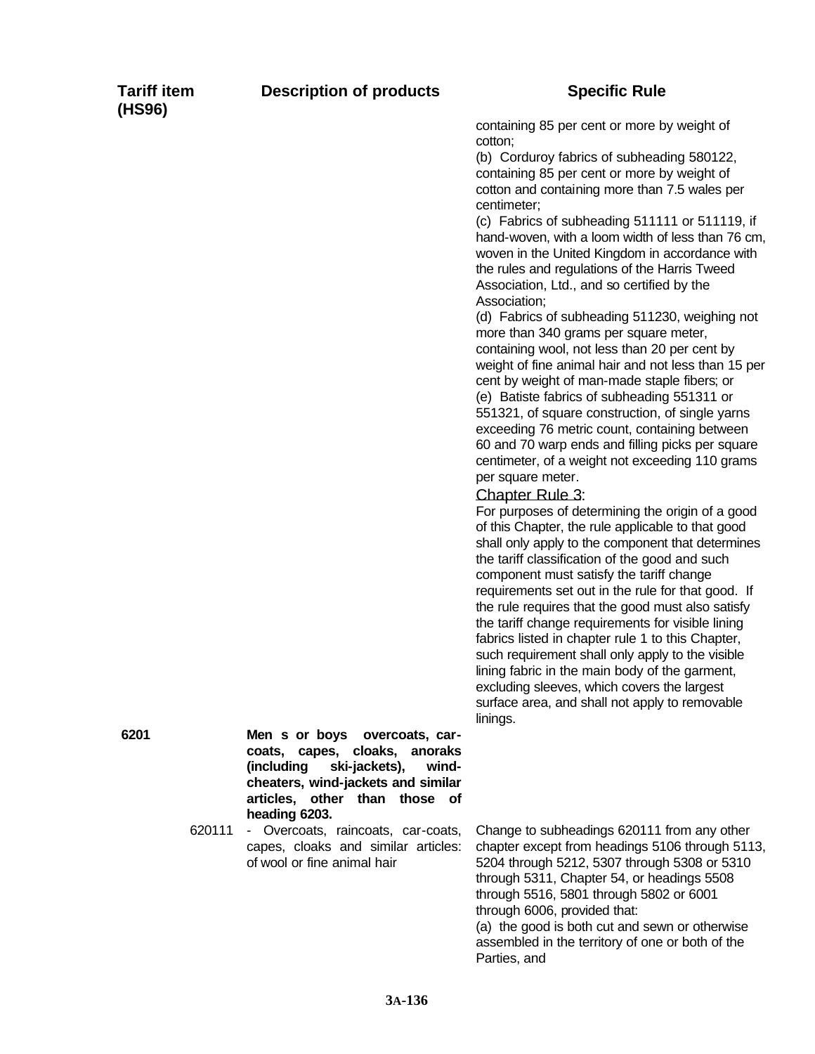| Tariff item (HS96) | Description of products | Specific Rule |
|---|---|---|
| | | containing 85 per cent or more by weight of cotton;<br>(b) Corduroy fabrics of subheading 580122, containing 85 per cent or more by weight of cotton and containing more than 7.5 wales per centimeter;<br>(c) Fabrics of subheading 511111 or 511119, if hand-woven, with a loom width of less than 76 cm, woven in the United Kingdom in accordance with the rules and regulations of the Harris Tweed Association, Ltd., and so certified by the Association;<br>(d) Fabrics of subheading 511230, weighing not more than 340 grams per square meter, containing wool, not less than 20 per cent by weight of fine animal hair and not less than 15 per cent by weight of man-made staple fibers; or<br>(e) Batiste fabrics of subheading 551311 or 551321, of square construction, of single yarns exceeding 76 metric count, containing between 60 and 70 warp ends and filling picks per square centimeter, of a weight not exceeding 110 grams per square meter.<br>Chapter Rule 3:<br>For purposes of determining the origin of a good of this Chapter, the rule applicable to that good shall only apply to the component that determines the tariff classification of the good and such component must satisfy the tariff change requirements set out in the rule for that good. If the rule requires that the good must also satisfy the tariff change requirements for visible lining fabrics listed in chapter rule 1 to this Chapter, such requirement shall only apply to the visible lining fabric in the main body of the garment, excluding sleeves, which covers the largest surface area, and shall not apply to removable linings. |
| **6201** | **Men s or boys overcoats, car-coats, capes, cloaks, anoraks (including ski-jackets), wind-cheaters, wind-jackets and similar articles, other than those of heading 6203.** | |
| 620111 | - Overcoats, raincoats, car-coats, capes, cloaks and similar articles: of wool or fine animal hair | Change to subheadings 620111 from any other chapter except from headings 5106 through 5113, 5204 through 5212, 5307 through 5308 or 5310 through 5311, Chapter 54, or headings 5508 through 5516, 5801 through 5802 or 6001 through 6006, provided that:<br>(a) the good is both cut and sewn or otherwise assembled in the territory of one or both of the Parties, and |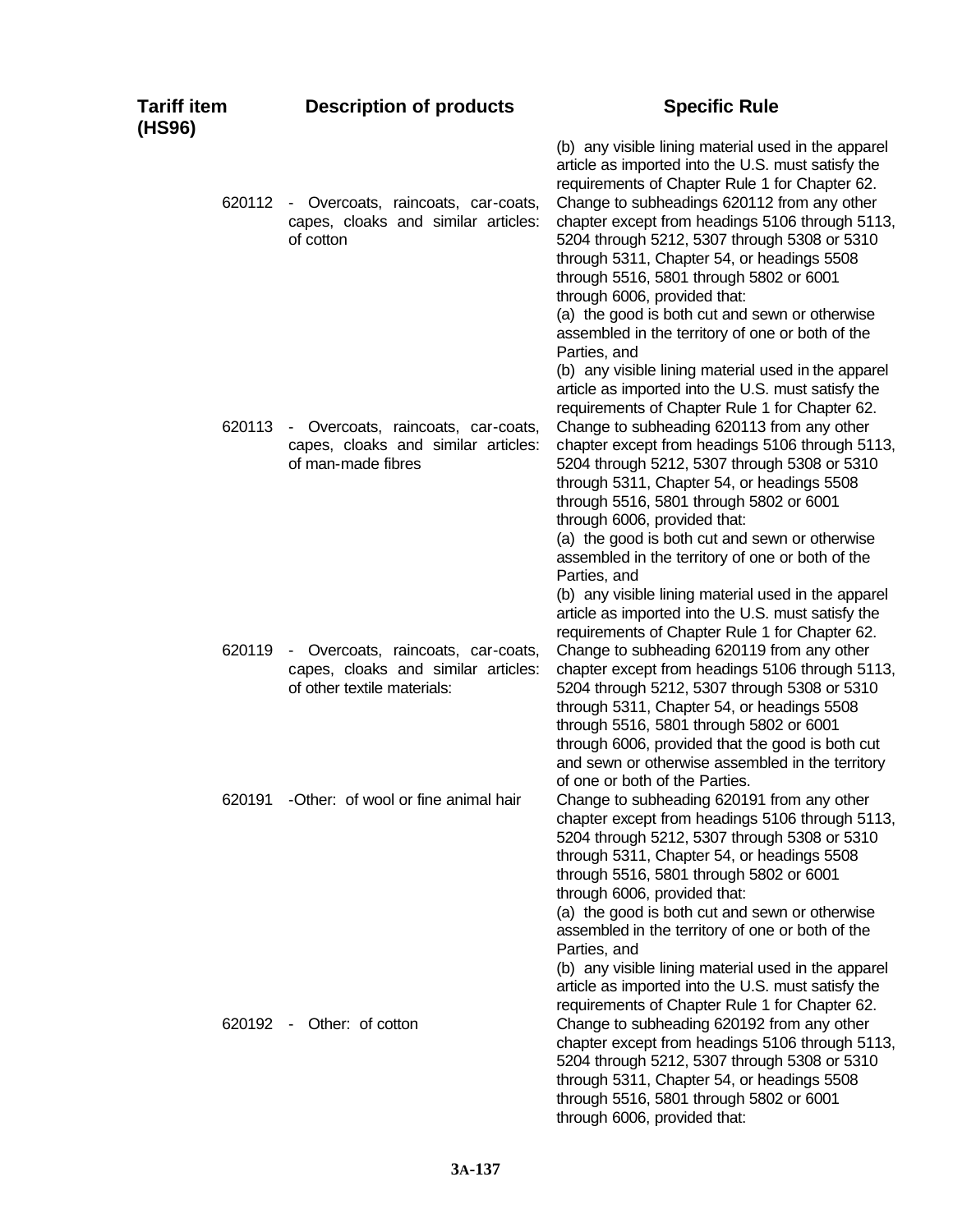| Tariff item (HS96) | Description of products | Specific Rule |
|---|---|---|
| | | (b) any visible lining material used in the apparel article as imported into the U.S. must satisfy the requirements of Chapter Rule 1 for Chapter 62. |
| 620112 | - Overcoats, raincoats, car-coats, capes, cloaks and similar articles: of cotton | Change to subheadings 620112 from any other chapter except from headings 5106 through 5113, 5204 through 5212, 5307 through 5308 or 5310 through 5311, Chapter 54, or headings 5508 through 5516, 5801 through 5802 or 6001 through 6006, provided that:<br>(a) the good is both cut and sewn or otherwise assembled in the territory of one or both of the Parties, and<br>(b) any visible lining material used in the apparel article as imported into the U.S. must satisfy the requirements of Chapter Rule 1 for Chapter 62. |
| 620113 | - Overcoats, raincoats, car-coats, capes, cloaks and similar articles: of man-made fibres | Change to subheading 620113 from any other chapter except from headings 5106 through 5113, 5204 through 5212, 5307 through 5308 or 5310 through 5311, Chapter 54, or headings 5508 through 5516, 5801 through 5802 or 6001 through 6006, provided that:<br>(a) the good is both cut and sewn or otherwise assembled in the territory of one or both of the Parties, and<br>(b) any visible lining material used in the apparel article as imported into the U.S. must satisfy the requirements of Chapter Rule 1 for Chapter 62. |
| 620119 | - Overcoats, raincoats, car-coats, capes, cloaks and similar articles: of other textile materials: | Change to subheading 620119 from any other chapter except from headings 5106 through 5113, 5204 through 5212, 5307 through 5308 or 5310 through 5311, Chapter 54, or headings 5508 through 5516, 5801 through 5802 or 6001 through 6006, provided that the good is both cut and sewn or otherwise assembled in the territory of one or both of the Parties. |
| 620191 | -Other: of wool or fine animal hair | Change to subheading 620191 from any other chapter except from headings 5106 through 5113, 5204 through 5212, 5307 through 5308 or 5310 through 5311, Chapter 54, or headings 5508 through 5516, 5801 through 5802 or 6001 through 6006, provided that:<br>(a) the good is both cut and sewn or otherwise assembled in the territory of one or both of the Parties, and<br>(b) any visible lining material used in the apparel article as imported into the U.S. must satisfy the requirements of Chapter Rule 1 for Chapter 62. |
| 620192 | - Other: of cotton | Change to subheading 620192 from any other chapter except from headings 5106 through 5113, 5204 through 5212, 5307 through 5308 or 5310 through 5311, Chapter 54, or headings 5508 through 5516, 5801 through 5802 or 6001 through 6006, provided that: |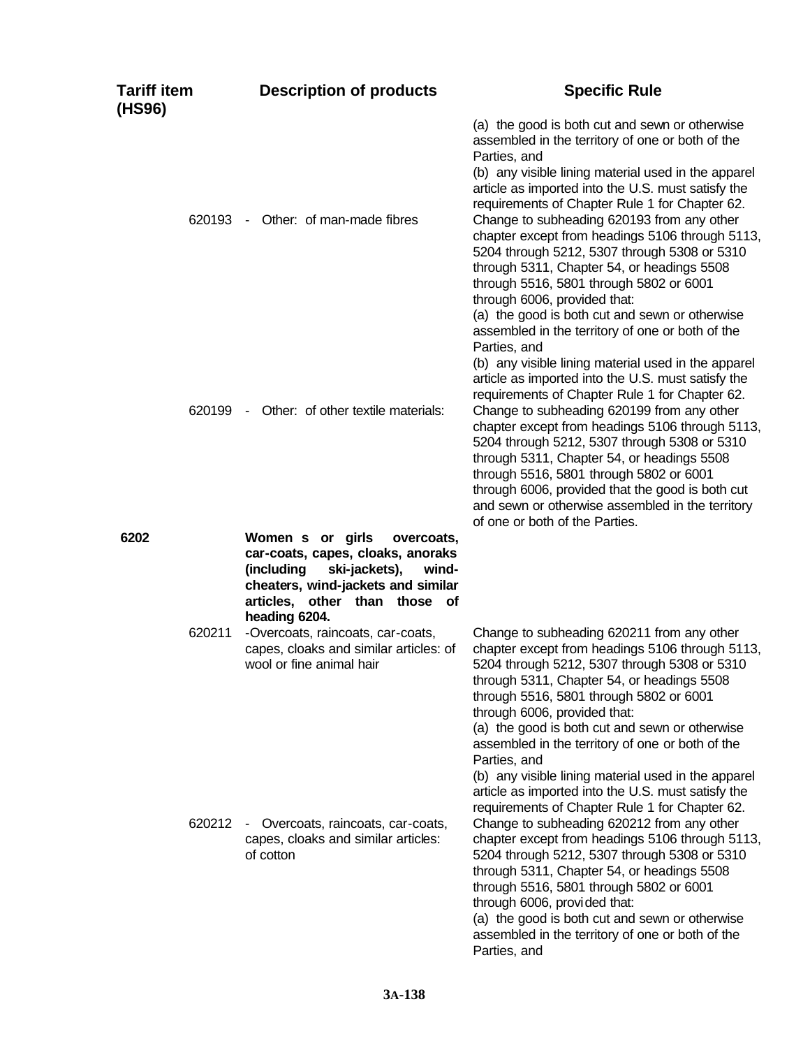| Tariff item (HS96) | | Description of products | Specific Rule |
|---|---|---|---|
| | | | (a) the good is both cut and sewn or otherwise assembled in the territory of one or both of the Parties, and (b) any visible lining material used in the apparel article as imported into the U.S. must satisfy the requirements of Chapter Rule 1 for Chapter 62. |
| | 620193 | - Other: of man-made fibres | Change to subheading 620193 from any other chapter except from headings 5106 through 5113, 5204 through 5212, 5307 through 5308 or 5310 through 5311, Chapter 54, or headings 5508 through 5516, 5801 through 5802 or 6001 through 6006, provided that: (a) the good is both cut and sewn or otherwise assembled in the territory of one or both of the Parties, and (b) any visible lining material used in the apparel article as imported into the U.S. must satisfy the requirements of Chapter Rule 1 for Chapter 62. |
| | 620199 | - Other: of other textile materials: | Change to subheading 620199 from any other chapter except from headings 5106 through 5113, 5204 through 5212, 5307 through 5308 or 5310 through 5311, Chapter 54, or headings 5508 through 5516, 5801 through 5802 or 6001 through 6006, provided that the good is both cut and sewn or otherwise assembled in the territory of one or both of the Parties. |
| **6202** | | **Women s or girls overcoats, car-coats, capes, cloaks, anoraks (including ski-jackets), wind-cheaters, wind-jackets and similar articles, other than those of heading 6204.** | |
| | 620211 | -Overcoats, raincoats, car-coats, capes, cloaks and similar articles: of wool or fine animal hair | Change to subheading 620211 from any other chapter except from headings 5106 through 5113, 5204 through 5212, 5307 through 5308 or 5310 through 5311, Chapter 54, or headings 5508 through 5516, 5801 through 5802 or 6001 through 6006, provided that: (a) the good is both cut and sewn or otherwise assembled in the territory of one or both of the Parties, and (b) any visible lining material used in the apparel article as imported into the U.S. must satisfy the requirements of Chapter Rule 1 for Chapter 62. |
| | 620212 | - Overcoats, raincoats, car-coats, capes, cloaks and similar articles: of cotton | Change to subheading 620212 from any other chapter except from headings 5106 through 5113, 5204 through 5212, 5307 through 5308 or 5310 through 5311, Chapter 54, or headings 5508 through 5516, 5801 through 5802 or 6001 through 6006, provided that: (a) the good is both cut and sewn or otherwise assembled in the territory of one or both of the Parties, and |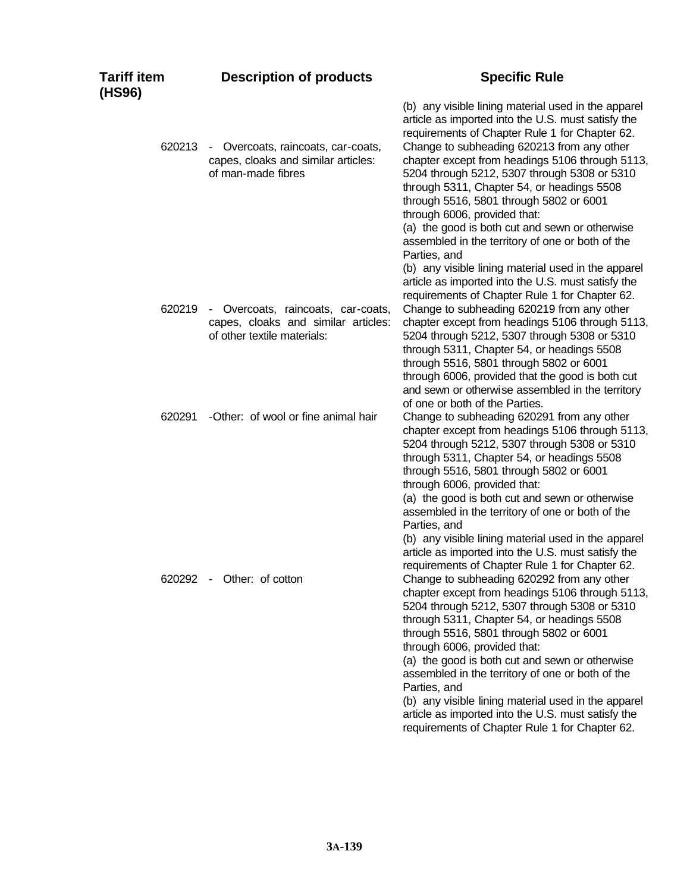| Tariff item (HS96) | Description of products | Specific Rule |
|---|---|---|
| | | (b) any visible lining material used in the apparel article as imported into the U.S. must satisfy the requirements of Chapter Rule 1 for Chapter 62. |
| 620213 | - Overcoats, raincoats, car-coats, capes, cloaks and similar articles: of man-made fibres | Change to subheading 620213 from any other chapter except from headings 5106 through 5113, 5204 through 5212, 5307 through 5308 or 5310 through 5311, Chapter 54, or headings 5508 through 5516, 5801 through 5802 or 6001 through 6006, provided that: (a) the good is both cut and sewn or otherwise assembled in the territory of one or both of the Parties, and (b) any visible lining material used in the apparel article as imported into the U.S. must satisfy the requirements of Chapter Rule 1 for Chapter 62. |
| 620219 | - Overcoats, raincoats, car-coats, capes, cloaks and similar articles: of other textile materials: | Change to subheading 620219 from any other chapter except from headings 5106 through 5113, 5204 through 5212, 5307 through 5308 or 5310 through 5311, Chapter 54, or headings 5508 through 5516, 5801 through 5802 or 6001 through 6006, provided that the good is both cut and sewn or otherwise assembled in the territory of one or both of the Parties. |
| 620291 | -Other: of wool or fine animal hair | Change to subheading 620291 from any other chapter except from headings 5106 through 5113, 5204 through 5212, 5307 through 5308 or 5310 through 5311, Chapter 54, or headings 5508 through 5516, 5801 through 5802 or 6001 through 6006, provided that: (a) the good is both cut and sewn or otherwise assembled in the territory of one or both of the Parties, and (b) any visible lining material used in the apparel article as imported into the U.S. must satisfy the requirements of Chapter Rule 1 for Chapter 62. |
| 620292 | - Other: of cotton | Change to subheading 620292 from any other chapter except from headings 5106 through 5113, 5204 through 5212, 5307 through 5308 or 5310 through 5311, Chapter 54, or headings 5508 through 5516, 5801 through 5802 or 6001 through 6006, provided that: (a) the good is both cut and sewn or otherwise assembled in the territory of one or both of the Parties, and (b) any visible lining material used in the apparel article as imported into the U.S. must satisfy the requirements of Chapter Rule 1 for Chapter 62. |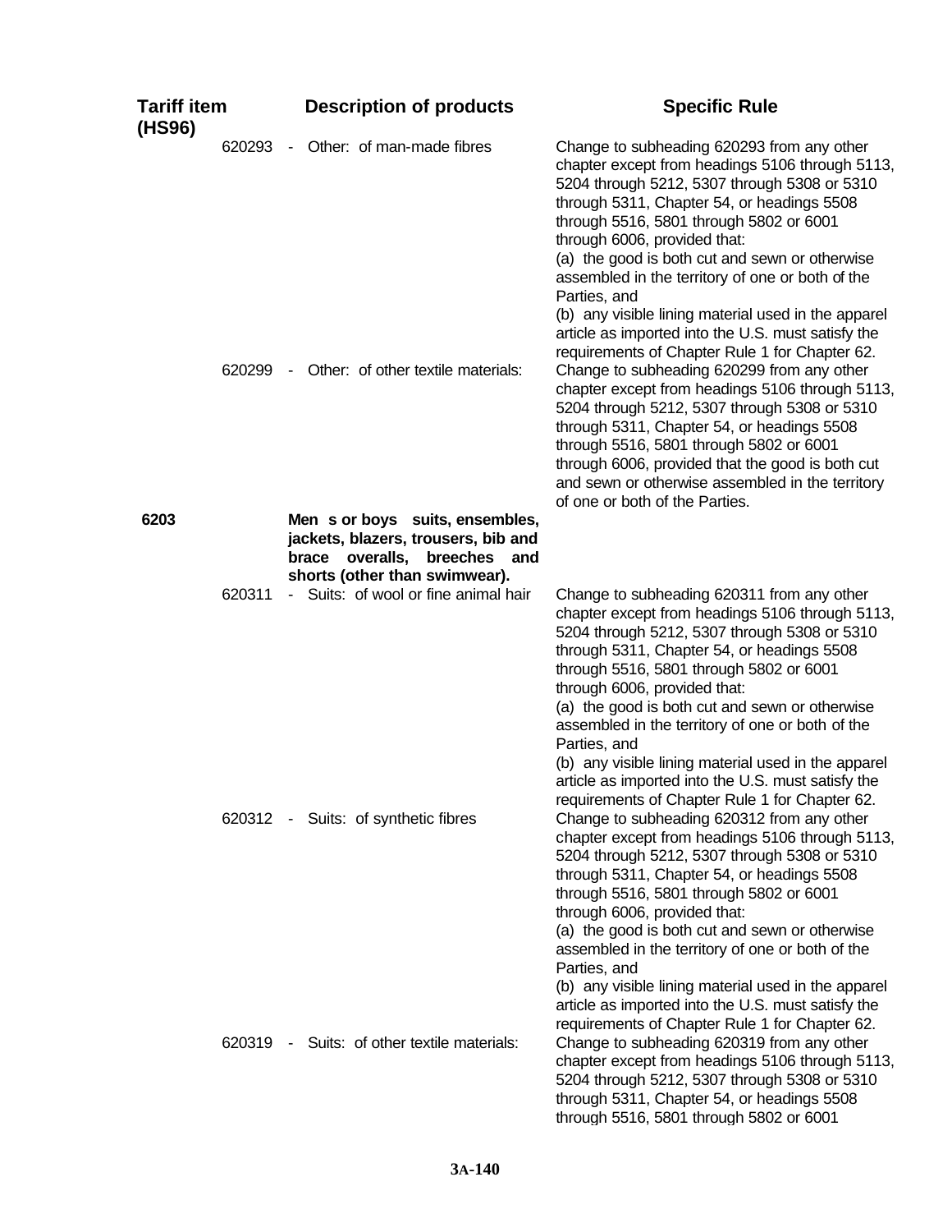| Tariff item (HS96) | Description of products | Specific Rule |
|---|---|---|
| 620293 | - Other: of man-made fibres | Change to subheading 620293 from any other chapter except from headings 5106 through 5113, 5204 through 5212, 5307 through 5308 or 5310 through 5311, Chapter 54, or headings 5508 through 5516, 5801 through 5802 or 6001 through 6006, provided that: (a) the good is both cut and sewn or otherwise assembled in the territory of one or both of the Parties, and (b) any visible lining material used in the apparel article as imported into the U.S. must satisfy the requirements of Chapter Rule 1 for Chapter 62. |
| 620299 | - Other: of other textile materials: | Change to subheading 620299 from any other chapter except from headings 5106 through 5113, 5204 through 5212, 5307 through 5308 or 5310 through 5311, Chapter 54, or headings 5508 through 5516, 5801 through 5802 or 6001 through 6006, provided that the good is both cut and sewn or otherwise assembled in the territory of one or both of the Parties. |
| **6203** | **Men s or boys suits, ensembles, jackets, blazers, trousers, bib and brace overalls, breeches and shorts (other than swimwear).** | |
| 620311 | - Suits: of wool or fine animal hair | Change to subheading 620311 from any other chapter except from headings 5106 through 5113, 5204 through 5212, 5307 through 5308 or 5310 through 5311, Chapter 54, or headings 5508 through 5516, 5801 through 5802 or 6001 through 6006, provided that: (a) the good is both cut and sewn or otherwise assembled in the territory of one or both of the Parties, and (b) any visible lining material used in the apparel article as imported into the U.S. must satisfy the requirements of Chapter Rule 1 for Chapter 62. |
| 620312 | - Suits: of synthetic fibres | Change to subheading 620312 from any other chapter except from headings 5106 through 5113, 5204 through 5212, 5307 through 5308 or 5310 through 5311, Chapter 54, or headings 5508 through 5516, 5801 through 5802 or 6001 through 6006, provided that: (a) the good is both cut and sewn or otherwise assembled in the territory of one or both of the Parties, and (b) any visible lining material used in the apparel article as imported into the U.S. must satisfy the requirements of Chapter Rule 1 for Chapter 62. |
| 620319 | - Suits: of other textile materials: | Change to subheading 620319 from any other chapter except from headings 5106 through 5113, 5204 through 5212, 5307 through 5308 or 5310 through 5311, Chapter 54, or headings 5508 through 5516, 5801 through 5802 or 6001 |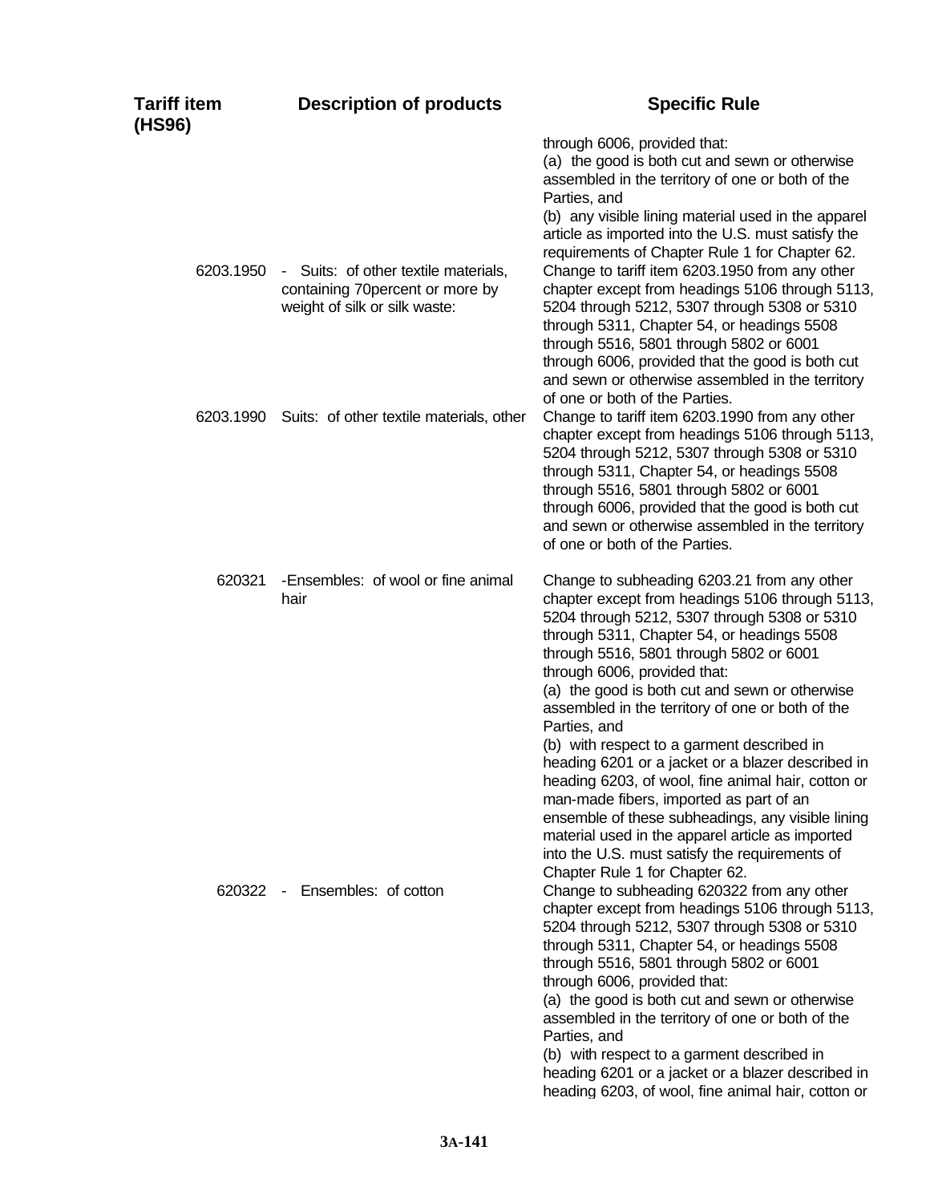| Tariff item (HS96) | Description of products | Specific Rule |
|---|---|---|
| | | through 6006, provided that:<br>(a) the good is both cut and sewn or otherwise assembled in the territory of one or both of the Parties, and<br>(b) any visible lining material used in the apparel article as imported into the U.S. must satisfy the requirements of Chapter Rule 1 for Chapter 62. |
| 6203.1950 | - Suits: of other textile materials, containing 70percent or more by weight of silk or silk waste: | Change to tariff item 6203.1950 from any other chapter except from headings 5106 through 5113, 5204 through 5212, 5307 through 5308 or 5310 through 5311, Chapter 54, or headings 5508 through 5516, 5801 through 5802 or 6001 through 6006, provided that the good is both cut and sewn or otherwise assembled in the territory of one or both of the Parties. |
| 6203.1990 | Suits: of other textile materials, other | Change to tariff item 6203.1990 from any other chapter except from headings 5106 through 5113, 5204 through 5212, 5307 through 5308 or 5310 through 5311, Chapter 54, or headings 5508 through 5516, 5801 through 5802 or 6001 through 6006, provided that the good is both cut and sewn or otherwise assembled in the territory of one or both of the Parties. |
| 620321 | -Ensembles: of wool or fine animal hair | Change to subheading 6203.21 from any other chapter except from headings 5106 through 5113, 5204 through 5212, 5307 through 5308 or 5310 through 5311, Chapter 54, or headings 5508 through 5516, 5801 through 5802 or 6001 through 6006, provided that:<br>(a) the good is both cut and sewn or otherwise assembled in the territory of one or both of the Parties, and<br>(b) with respect to a garment described in heading 6201 or a jacket or a blazer described in heading 6203, of wool, fine animal hair, cotton or man-made fibers, imported as part of an ensemble of these subheadings, any visible lining material used in the apparel article as imported into the U.S. must satisfy the requirements of Chapter Rule 1 for Chapter 62. |
| 620322 | - Ensembles: of cotton | Change to subheading 620322 from any other chapter except from headings 5106 through 5113, 5204 through 5212, 5307 through 5308 or 5310 through 5311, Chapter 54, or headings 5508 through 5516, 5801 through 5802 or 6001 through 6006, provided that:<br>(a) the good is both cut and sewn or otherwise assembled in the territory of one or both of the Parties, and<br>(b) with respect to a garment described in heading 6201 or a jacket or a blazer described in heading 6203, of wool, fine animal hair, cotton or |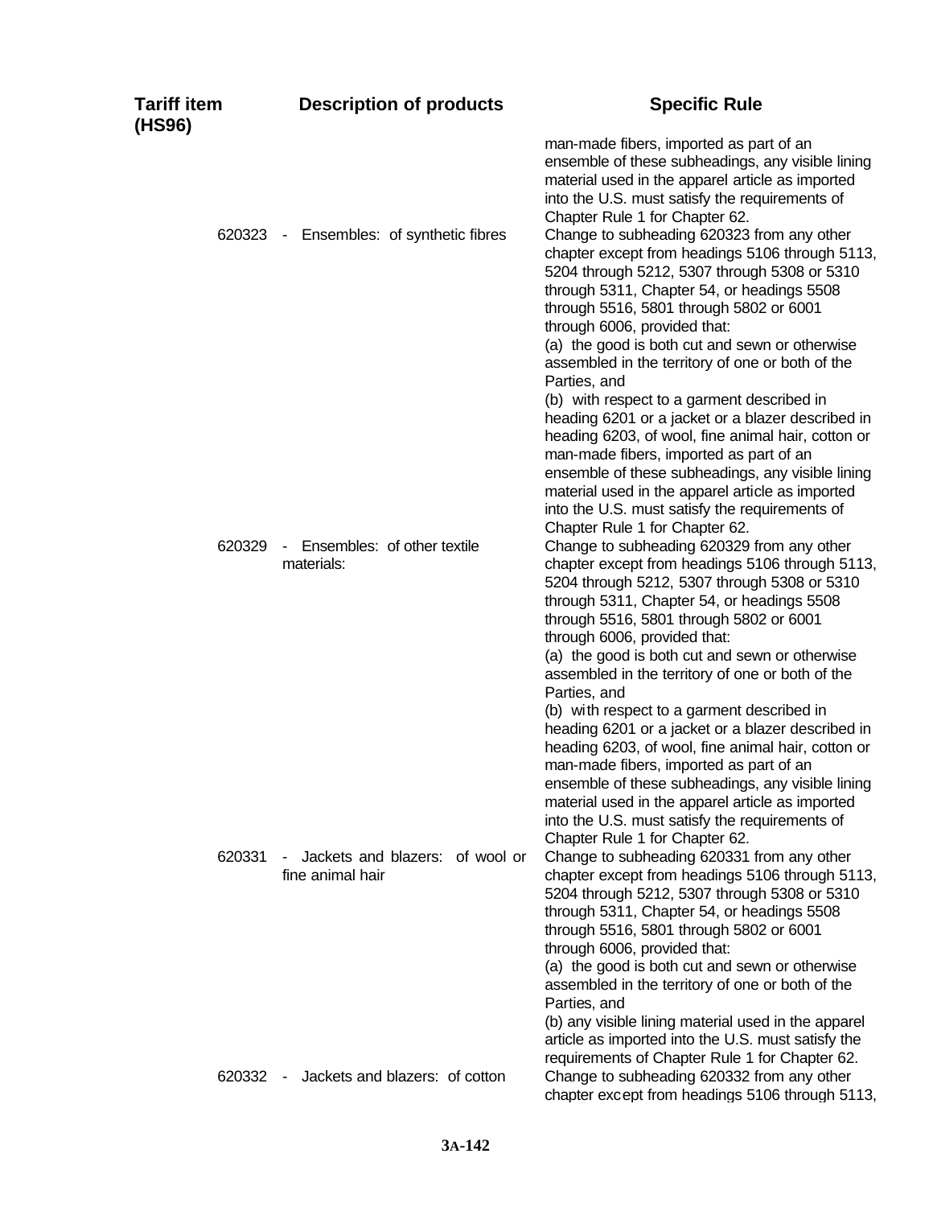| Tariff item (HS96) | Description of products | Specific Rule |
|---|---|---|
| | | man-made fibers, imported as part of an ensemble of these subheadings, any visible lining material used in the apparel article as imported into the U.S. must satisfy the requirements of Chapter Rule 1 for Chapter 62. |
| 620323 | - Ensembles: of synthetic fibres | Change to subheading 620323 from any other chapter except from headings 5106 through 5113, 5204 through 5212, 5307 through 5308 or 5310 through 5311, Chapter 54, or headings 5508 through 5516, 5801 through 5802 or 6001 through 6006, provided that:<br>(a) the good is both cut and sewn or otherwise assembled in the territory of one or both of the Parties, and<br>(b) with respect to a garment described in heading 6201 or a jacket or a blazer described in heading 6203, of wool, fine animal hair, cotton or man-made fibers, imported as part of an ensemble of these subheadings, any visible lining material used in the apparel article as imported into the U.S. must satisfy the requirements of Chapter Rule 1 for Chapter 62. |
| 620329 | - Ensembles: of other textile materials: | Change to subheading 620329 from any other chapter except from headings 5106 through 5113, 5204 through 5212, 5307 through 5308 or 5310 through 5311, Chapter 54, or headings 5508 through 5516, 5801 through 5802 or 6001 through 6006, provided that:<br>(a) the good is both cut and sewn or otherwise assembled in the territory of one or both of the Parties, and<br>(b) with respect to a garment described in heading 6201 or a jacket or a blazer described in heading 6203, of wool, fine animal hair, cotton or man-made fibers, imported as part of an ensemble of these subheadings, any visible lining material used in the apparel article as imported into the U.S. must satisfy the requirements of Chapter Rule 1 for Chapter 62. |
| 620331 | - Jackets and blazers: of wool or fine animal hair | Change to subheading 620331 from any other chapter except from headings 5106 through 5113, 5204 through 5212, 5307 through 5308 or 5310 through 5311, Chapter 54, or headings 5508 through 5516, 5801 through 5802 or 6001 through 6006, provided that:<br>(a) the good is both cut and sewn or otherwise assembled in the territory of one or both of the Parties, and<br>(b) any visible lining material used in the apparel article as imported into the U.S. must satisfy the requirements of Chapter Rule 1 for Chapter 62. |
| 620332 | - Jackets and blazers: of cotton | Change to subheading 620332 from any other chapter except from headings 5106 through 5113, |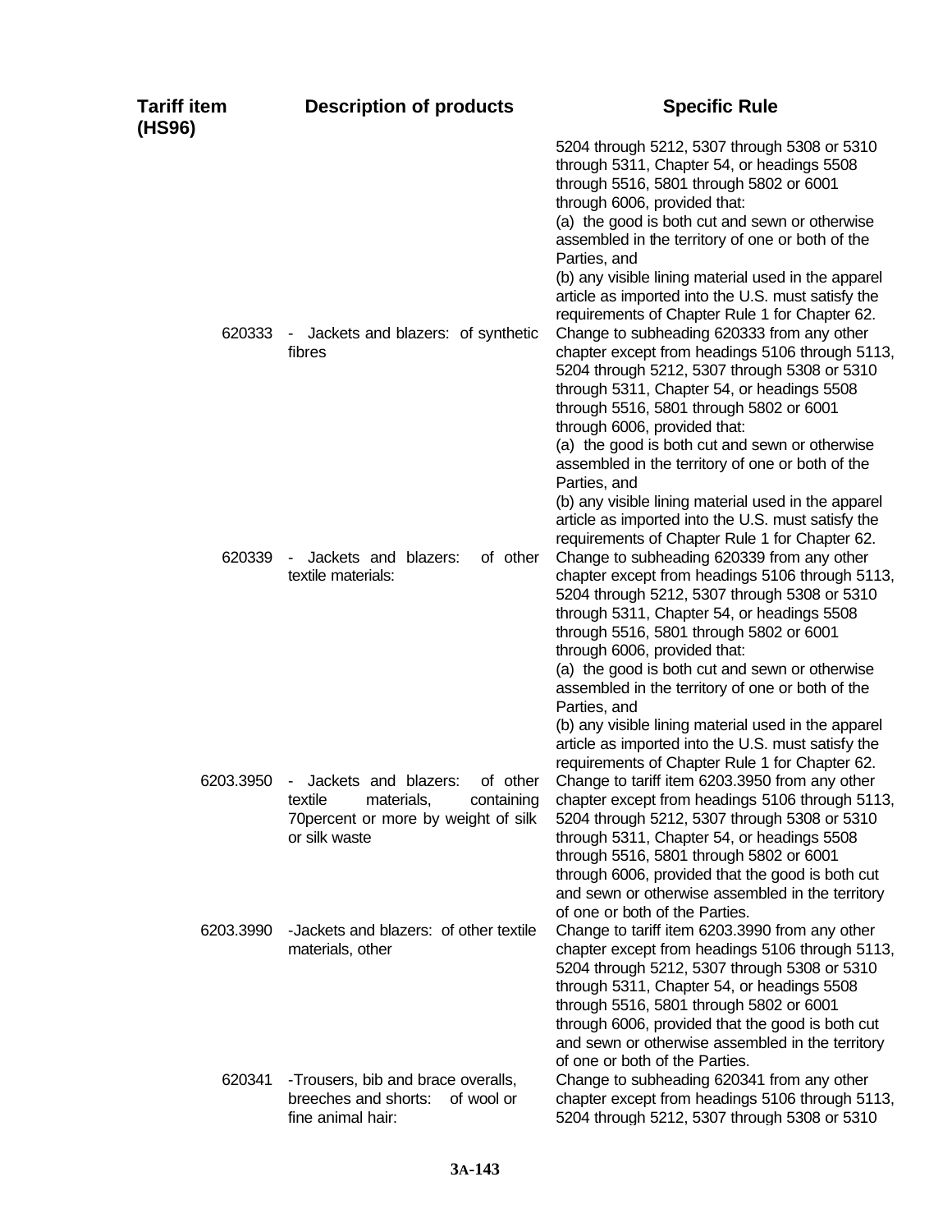| Tariff item (HS96) | Description of products | Specific Rule |
|---|---|---|
| | | 5204 through 5212, 5307 through 5308 or 5310 through 5311, Chapter 54, or headings 5508 through 5516, 5801 through 5802 or 6001 through 6006, provided that: (a) the good is both cut and sewn or otherwise assembled in the territory of one or both of the Parties, and (b) any visible lining material used in the apparel article as imported into the U.S. must satisfy the requirements of Chapter Rule 1 for Chapter 62. |
| 620333 | - Jackets and blazers: of synthetic fibres | Change to subheading 620333 from any other chapter except from headings 5106 through 5113, 5204 through 5212, 5307 through 5308 or 5310 through 5311, Chapter 54, or headings 5508 through 5516, 5801 through 5802 or 6001 through 6006, provided that: (a) the good is both cut and sewn or otherwise assembled in the territory of one or both of the Parties, and (b) any visible lining material used in the apparel article as imported into the U.S. must satisfy the requirements of Chapter Rule 1 for Chapter 62. |
| 620339 | - Jackets and blazers: of other textile materials: | Change to subheading 620339 from any other chapter except from headings 5106 through 5113, 5204 through 5212, 5307 through 5308 or 5310 through 5311, Chapter 54, or headings 5508 through 5516, 5801 through 5802 or 6001 through 6006, provided that: (a) the good is both cut and sewn or otherwise assembled in the territory of one or both of the Parties, and (b) any visible lining material used in the apparel article as imported into the U.S. must satisfy the requirements of Chapter Rule 1 for Chapter 62. |
| 6203.3950 | - Jackets and blazers: of other textile materials, containing 70percent or more by weight of silk or silk waste | Change to tariff item 6203.3950 from any other chapter except from headings 5106 through 5113, 5204 through 5212, 5307 through 5308 or 5310 through 5311, Chapter 54, or headings 5508 through 5516, 5801 through 5802 or 6001 through 6006, provided that the good is both cut and sewn or otherwise assembled in the territory of one or both of the Parties. |
| 6203.3990 | -Jackets and blazers: of other textile materials, other | Change to tariff item 6203.3990 from any other chapter except from headings 5106 through 5113, 5204 through 5212, 5307 through 5308 or 5310 through 5311, Chapter 54, or headings 5508 through 5516, 5801 through 5802 or 6001 through 6006, provided that the good is both cut and sewn or otherwise assembled in the territory of one or both of the Parties. |
| 620341 | -Trousers, bib and brace overalls, breeches and shorts: of wool or fine animal hair: | Change to subheading 620341 from any other chapter except from headings 5106 through 5113, 5204 through 5212, 5307 through 5308 or 5310 |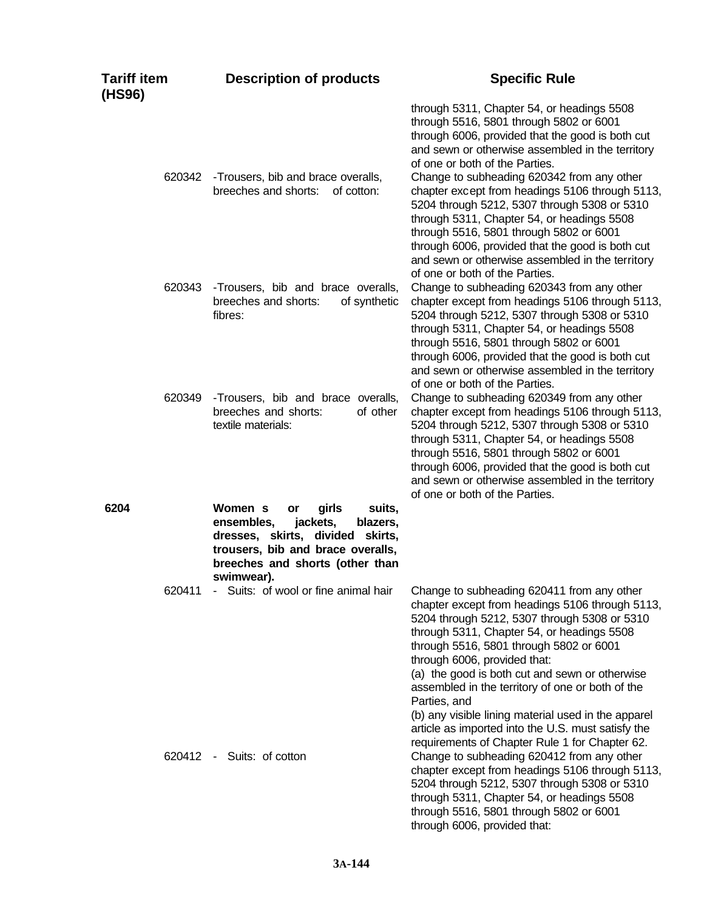| Tariff item (HS96) | | Description of products | Specific Rule |
|---|---|---|---|
| | | | through 5311, Chapter 54, or headings 5508 through 5516, 5801 through 5802 or 6001 through 6006, provided that the good is both cut and sewn or otherwise assembled in the territory of one or both of the Parties. |
| | 620342 | -Trousers, bib and brace overalls, breeches and shorts: of cotton: | Change to subheading 620342 from any other chapter except from headings 5106 through 5113, 5204 through 5212, 5307 through 5308 or 5310 through 5311, Chapter 54, or headings 5508 through 5516, 5801 through 5802 or 6001 through 6006, provided that the good is both cut and sewn or otherwise assembled in the territory of one or both of the Parties. |
| | 620343 | -Trousers, bib and brace overalls, breeches and shorts: of synthetic fibres: | Change to subheading 620343 from any other chapter except from headings 5106 through 5113, 5204 through 5212, 5307 through 5308 or 5310 through 5311, Chapter 54, or headings 5508 through 5516, 5801 through 5802 or 6001 through 6006, provided that the good is both cut and sewn or otherwise assembled in the territory of one or both of the Parties. |
| | 620349 | -Trousers, bib and brace overalls, breeches and shorts: of other textile materials: | Change to subheading 620349 from any other chapter except from headings 5106 through 5113, 5204 through 5212, 5307 through 5308 or 5310 through 5311, Chapter 54, or headings 5508 through 5516, 5801 through 5802 or 6001 through 6006, provided that the good is both cut and sewn or otherwise assembled in the territory of one or both of the Parties. |
| **6204** | | **Women s or girls suits, ensembles, jackets, blazers, dresses, skirts, divided skirts, trousers, bib and brace overalls, breeches and shorts (other than swimwear).** | |
| | 620411 | - Suits: of wool or fine animal hair | Change to subheading 620411 from any other chapter except from headings 5106 through 5113, 5204 through 5212, 5307 through 5308 or 5310 through 5311, Chapter 54, or headings 5508 through 5516, 5801 through 5802 or 6001 through 6006, provided that:<br>(a) the good is both cut and sewn or otherwise assembled in the territory of one or both of the Parties, and<br>(b) any visible lining material used in the apparel article as imported into the U.S. must satisfy the requirements of Chapter Rule 1 for Chapter 62. |
| | 620412 | - Suits: of cotton | Change to subheading 620412 from any other chapter except from headings 5106 through 5113, 5204 through 5212, 5307 through 5308 or 5310 through 5311, Chapter 54, or headings 5508 through 5516, 5801 through 5802 or 6001 through 6006, provided that: |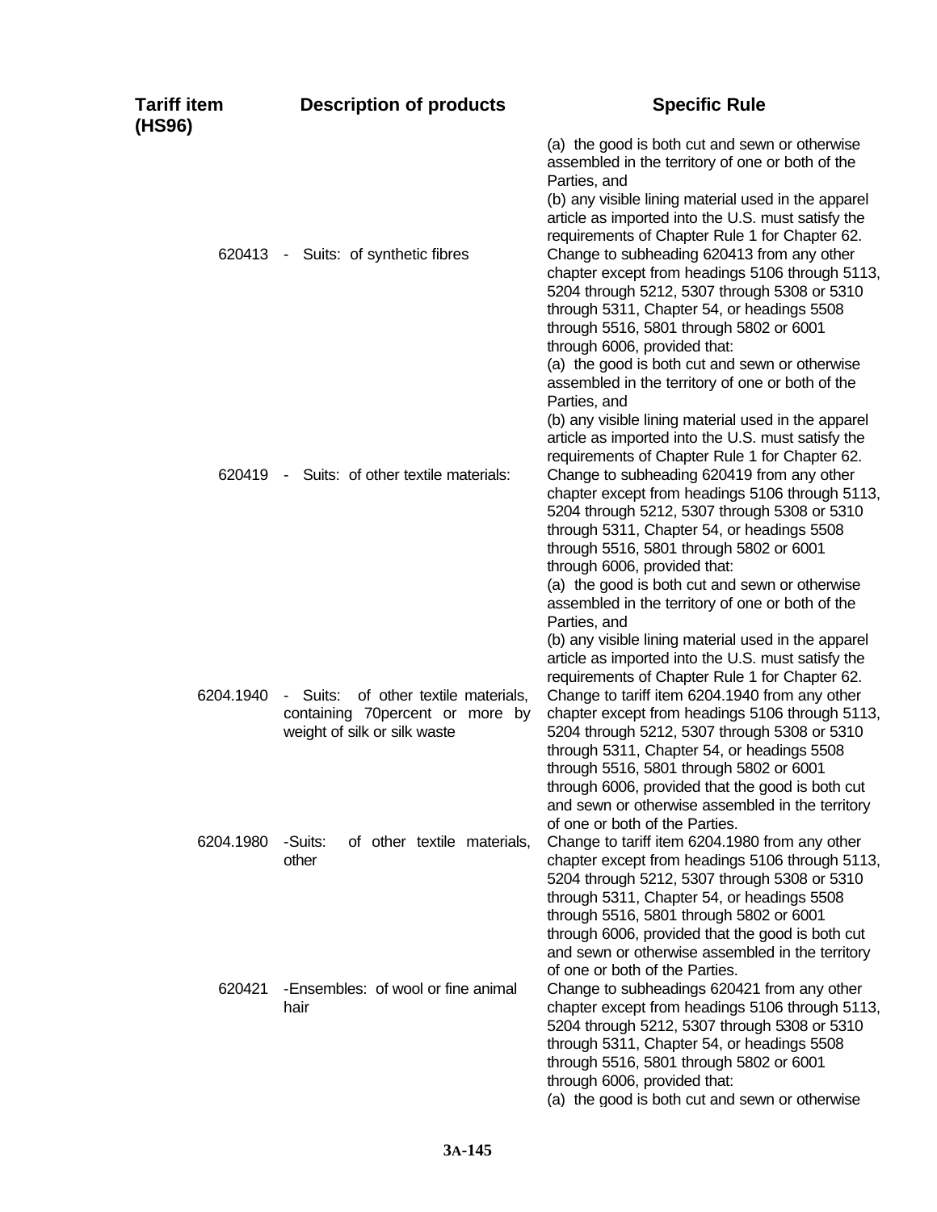| Tariff item (HS96) | Description of products | Specific Rule |
|---|---|---|
| | | (a) the good is both cut and sewn or otherwise assembled in the territory of one or both of the Parties, and<br>(b) any visible lining material used in the apparel article as imported into the U.S. must satisfy the requirements of Chapter Rule 1 for Chapter 62. |
| 620413 | - Suits: of synthetic fibres | Change to subheading 620413 from any other chapter except from headings 5106 through 5113, 5204 through 5212, 5307 through 5308 or 5310 through 5311, Chapter 54, or headings 5508 through 5516, 5801 through 5802 or 6001 through 6006, provided that:<br>(a) the good is both cut and sewn or otherwise assembled in the territory of one or both of the Parties, and<br>(b) any visible lining material used in the apparel article as imported into the U.S. must satisfy the requirements of Chapter Rule 1 for Chapter 62. |
| 620419 | - Suits: of other textile materials: | Change to subheading 620419 from any other chapter except from headings 5106 through 5113, 5204 through 5212, 5307 through 5308 or 5310 through 5311, Chapter 54, or headings 5508 through 5516, 5801 through 5802 or 6001 through 6006, provided that:<br>(a) the good is both cut and sewn or otherwise assembled in the territory of one or both of the Parties, and<br>(b) any visible lining material used in the apparel article as imported into the U.S. must satisfy the requirements of Chapter Rule 1 for Chapter 62. |
| 6204.1940 | - Suits: of other textile materials, containing 70percent or more by weight of silk or silk waste | Change to tariff item 6204.1940 from any other chapter except from headings 5106 through 5113, 5204 through 5212, 5307 through 5308 or 5310 through 5311, Chapter 54, or headings 5508 through 5516, 5801 through 5802 or 6001 through 6006, provided that the good is both cut and sewn or otherwise assembled in the territory of one or both of the Parties. |
| 6204.1980 | -Suits: of other textile materials, other | Change to tariff item 6204.1980 from any other chapter except from headings 5106 through 5113, 5204 through 5212, 5307 through 5308 or 5310 through 5311, Chapter 54, or headings 5508 through 5516, 5801 through 5802 or 6001 through 6006, provided that the good is both cut and sewn or otherwise assembled in the territory of one or both of the Parties. |
| 620421 | -Ensembles: of wool or fine animal hair | Change to subheadings 620421 from any other chapter except from headings 5106 through 5113, 5204 through 5212, 5307 through 5308 or 5310 through 5311, Chapter 54, or headings 5508 through 5516, 5801 through 5802 or 6001 through 6006, provided that:<br>(a) the good is both cut and sewn or otherwise |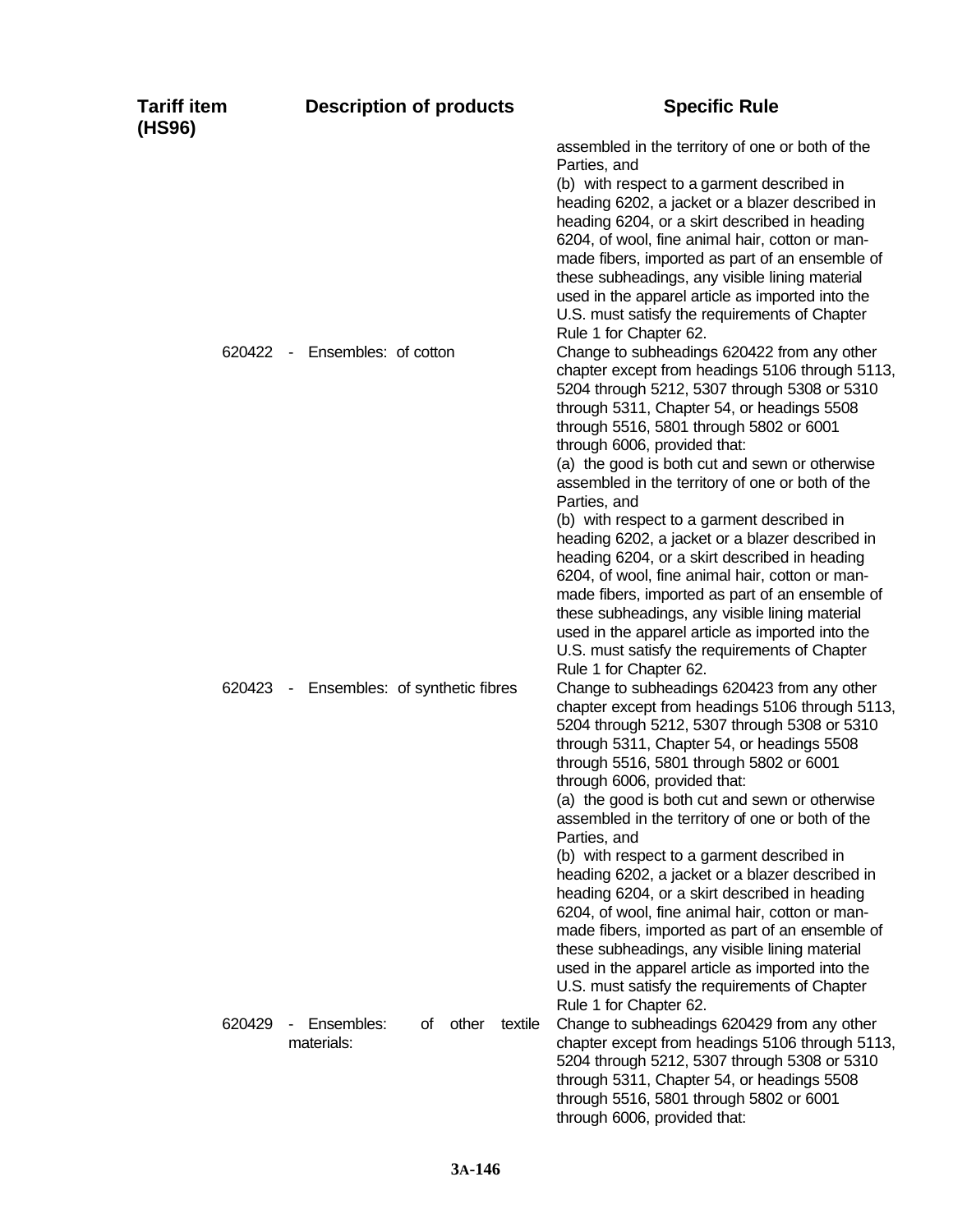| Tariff item (HS96) | Description of products | Specific Rule |
|---|---|---|
| | | assembled in the territory of one or both of the Parties, and<br>(b) with respect to a garment described in heading 6202, a jacket or a blazer described in heading 6204, or a skirt described in heading 6204, of wool, fine animal hair, cotton or man-made fibers, imported as part of an ensemble of these subheadings, any visible lining material used in the apparel article as imported into the U.S. must satisfy the requirements of Chapter Rule 1 for Chapter 62. |
| 620422 | - Ensembles: of cotton | Change to subheadings 620422 from any other chapter except from headings 5106 through 5113, 5204 through 5212, 5307 through 5308 or 5310 through 5311, Chapter 54, or headings 5508 through 5516, 5801 through 5802 or 6001 through 6006, provided that:<br>(a) the good is both cut and sewn or otherwise assembled in the territory of one or both of the Parties, and<br>(b) with respect to a garment described in heading 6202, a jacket or a blazer described in heading 6204, or a skirt described in heading 6204, of wool, fine animal hair, cotton or man-made fibers, imported as part of an ensemble of these subheadings, any visible lining material used in the apparel article as imported into the U.S. must satisfy the requirements of Chapter Rule 1 for Chapter 62. |
| 620423 | - Ensembles: of synthetic fibres | Change to subheadings 620423 from any other chapter except from headings 5106 through 5113, 5204 through 5212, 5307 through 5308 or 5310 through 5311, Chapter 54, or headings 5508 through 5516, 5801 through 5802 or 6001 through 6006, provided that:<br>(a) the good is both cut and sewn or otherwise assembled in the territory of one or both of the Parties, and<br>(b) with respect to a garment described in heading 6202, a jacket or a blazer described in heading 6204, or a skirt described in heading 6204, of wool, fine animal hair, cotton or man-made fibers, imported as part of an ensemble of these subheadings, any visible lining material used in the apparel article as imported into the U.S. must satisfy the requirements of Chapter Rule 1 for Chapter 62. |
| 620429 | - Ensembles: of other textile materials: | Change to subheadings 620429 from any other chapter except from headings 5106 through 5113, 5204 through 5212, 5307 through 5308 or 5310 through 5311, Chapter 54, or headings 5508 through 5516, 5801 through 5802 or 6001 through 6006, provided that: |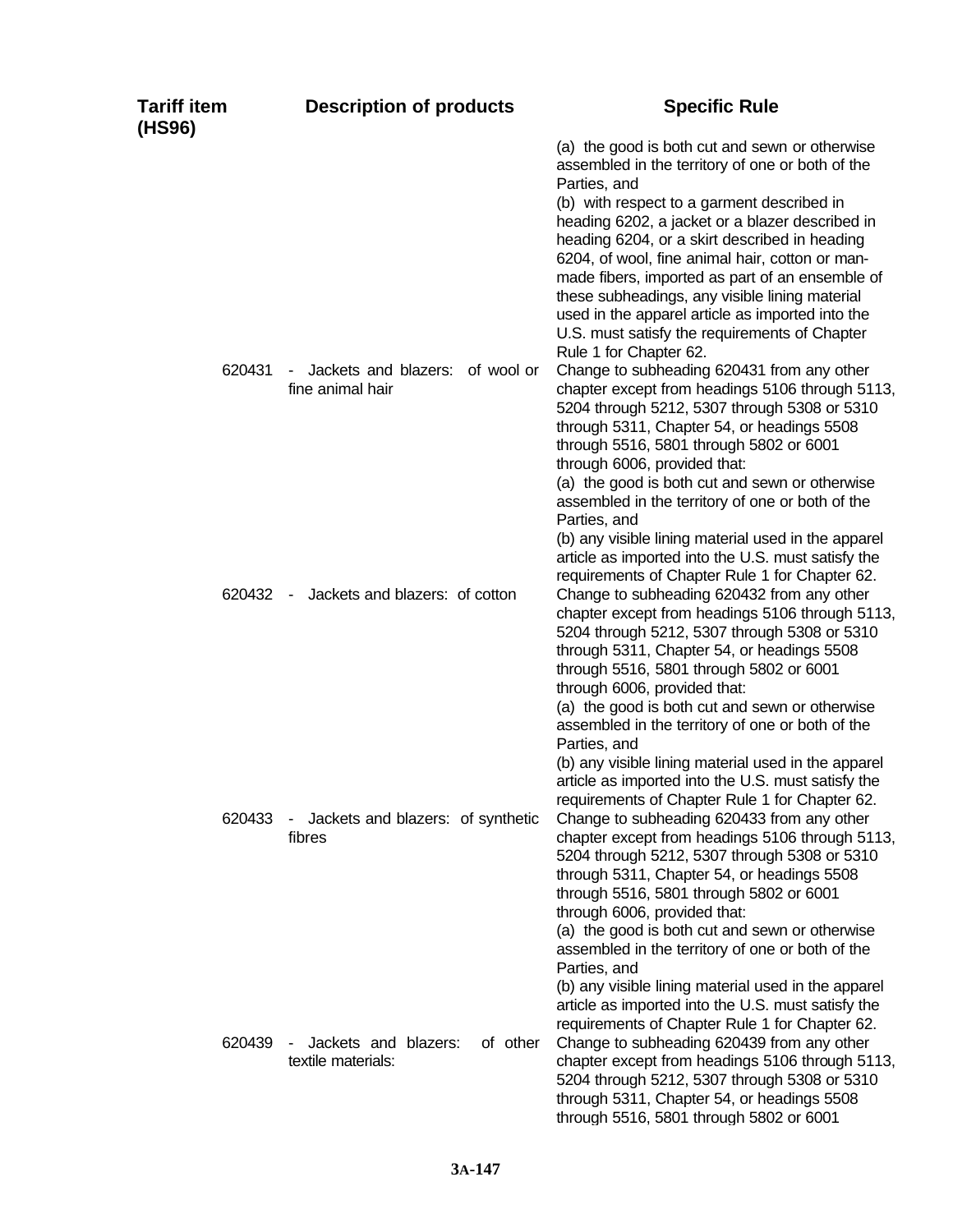| Tariff item (HS96) | Description of products | Specific Rule |
|---|---|---|
| | | (a) the good is both cut and sewn or otherwise assembled in the territory of one or both of the Parties, and<br>(b) with respect to a garment described in heading 6202, a jacket or a blazer described in heading 6204, or a skirt described in heading 6204, of wool, fine animal hair, cotton or man-made fibers, imported as part of an ensemble of these subheadings, any visible lining material used in the apparel article as imported into the U.S. must satisfy the requirements of Chapter Rule 1 for Chapter 62. |
| 620431 | - Jackets and blazers: of wool or fine animal hair | Change to subheading 620431 from any other chapter except from headings 5106 through 5113, 5204 through 5212, 5307 through 5308 or 5310 through 5311, Chapter 54, or headings 5508 through 5516, 5801 through 5802 or 6001 through 6006, provided that:<br>(a) the good is both cut and sewn or otherwise assembled in the territory of one or both of the Parties, and<br>(b) any visible lining material used in the apparel article as imported into the U.S. must satisfy the requirements of Chapter Rule 1 for Chapter 62. |
| 620432 | - Jackets and blazers: of cotton | Change to subheading 620432 from any other chapter except from headings 5106 through 5113, 5204 through 5212, 5307 through 5308 or 5310 through 5311, Chapter 54, or headings 5508 through 5516, 5801 through 5802 or 6001 through 6006, provided that:<br>(a) the good is both cut and sewn or otherwise assembled in the territory of one or both of the Parties, and<br>(b) any visible lining material used in the apparel article as imported into the U.S. must satisfy the requirements of Chapter Rule 1 for Chapter 62. |
| 620433 | - Jackets and blazers: of synthetic fibres | Change to subheading 620433 from any other chapter except from headings 5106 through 5113, 5204 through 5212, 5307 through 5308 or 5310 through 5311, Chapter 54, or headings 5508 through 5516, 5801 through 5802 or 6001 through 6006, provided that:<br>(a) the good is both cut and sewn or otherwise assembled in the territory of one or both of the Parties, and<br>(b) any visible lining material used in the apparel article as imported into the U.S. must satisfy the requirements of Chapter Rule 1 for Chapter 62. |
| 620439 | - Jackets and blazers: of other textile materials: | Change to subheading 620439 from any other chapter except from headings 5106 through 5113, 5204 through 5212, 5307 through 5308 or 5310 through 5311, Chapter 54, or headings 5508 through 5516, 5801 through 5802 or 6001 |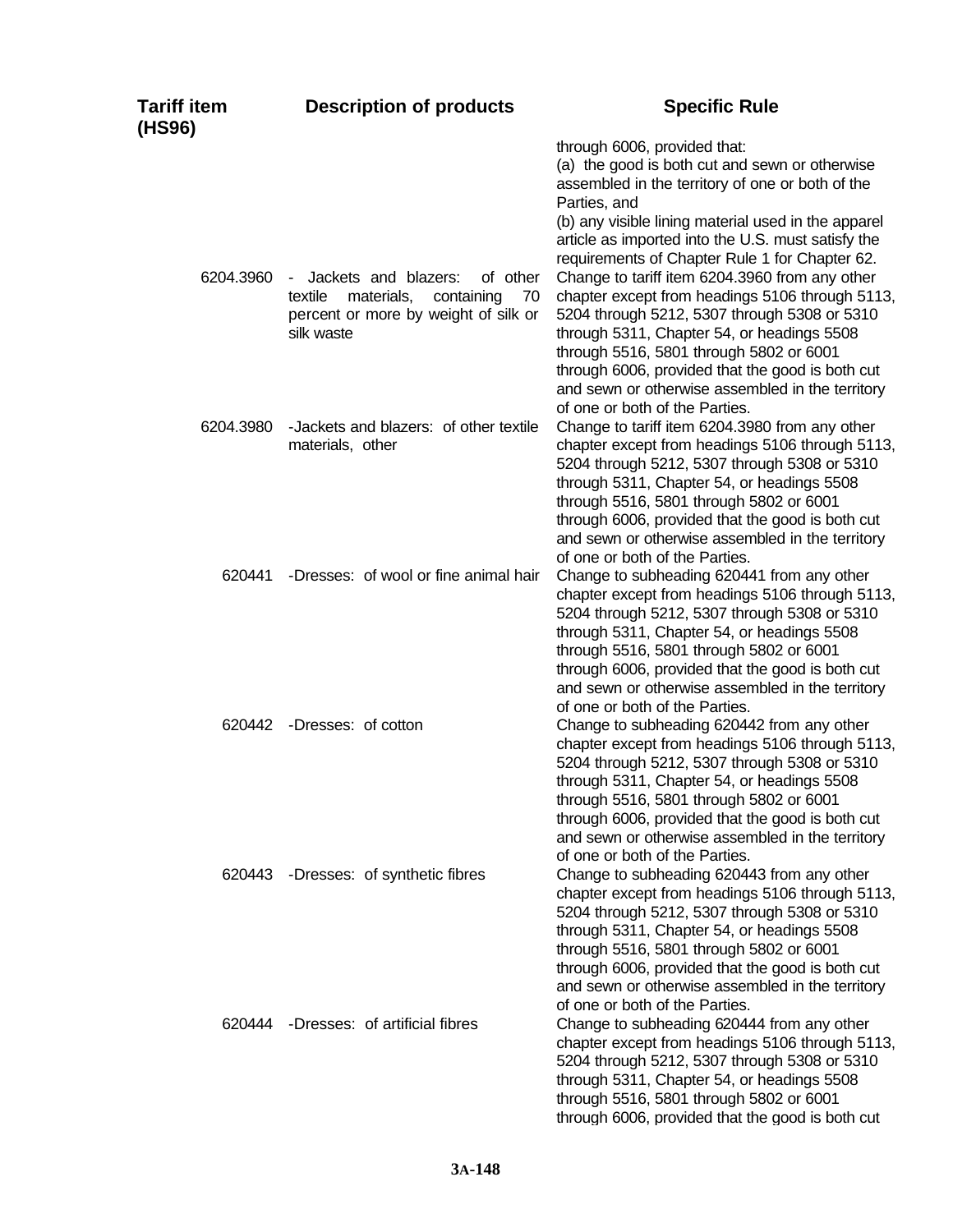| Tariff item (HS96) | Description of products | Specific Rule |
|---|---|---|
| | | through 6006, provided that: (a) the good is both cut and sewn or otherwise assembled in the territory of one or both of the Parties, and (b) any visible lining material used in the apparel article as imported into the U.S. must satisfy the requirements of Chapter Rule 1 for Chapter 62. |
| 6204.3960 | - Jackets and blazers: of other textile materials, containing 70 percent or more by weight of silk or silk waste | Change to tariff item 6204.3960 from any other chapter except from headings 5106 through 5113, 5204 through 5212, 5307 through 5308 or 5310 through 5311, Chapter 54, or headings 5508 through 5516, 5801 through 5802 or 6001 through 6006, provided that the good is both cut and sewn or otherwise assembled in the territory of one or both of the Parties. |
| 6204.3980 | -Jackets and blazers: of other textile materials, other | Change to tariff item 6204.3980 from any other chapter except from headings 5106 through 5113, 5204 through 5212, 5307 through 5308 or 5310 through 5311, Chapter 54, or headings 5508 through 5516, 5801 through 5802 or 6001 through 6006, provided that the good is both cut and sewn or otherwise assembled in the territory of one or both of the Parties. |
| 620441 | -Dresses: of wool or fine animal hair | Change to subheading 620441 from any other chapter except from headings 5106 through 5113, 5204 through 5212, 5307 through 5308 or 5310 through 5311, Chapter 54, or headings 5508 through 5516, 5801 through 5802 or 6001 through 6006, provided that the good is both cut and sewn or otherwise assembled in the territory of one or both of the Parties. |
| 620442 | -Dresses: of cotton | Change to subheading 620442 from any other chapter except from headings 5106 through 5113, 5204 through 5212, 5307 through 5308 or 5310 through 5311, Chapter 54, or headings 5508 through 5516, 5801 through 5802 or 6001 through 6006, provided that the good is both cut and sewn or otherwise assembled in the territory of one or both of the Parties. |
| 620443 | -Dresses: of synthetic fibres | Change to subheading 620443 from any other chapter except from headings 5106 through 5113, 5204 through 5212, 5307 through 5308 or 5310 through 5311, Chapter 54, or headings 5508 through 5516, 5801 through 5802 or 6001 through 6006, provided that the good is both cut and sewn or otherwise assembled in the territory of one or both of the Parties. |
| 620444 | -Dresses: of artificial fibres | Change to subheading 620444 from any other chapter except from headings 5106 through 5113, 5204 through 5212, 5307 through 5308 or 5310 through 5311, Chapter 54, or headings 5508 through 5516, 5801 through 5802 or 6001 through 6006, provided that the good is both cut |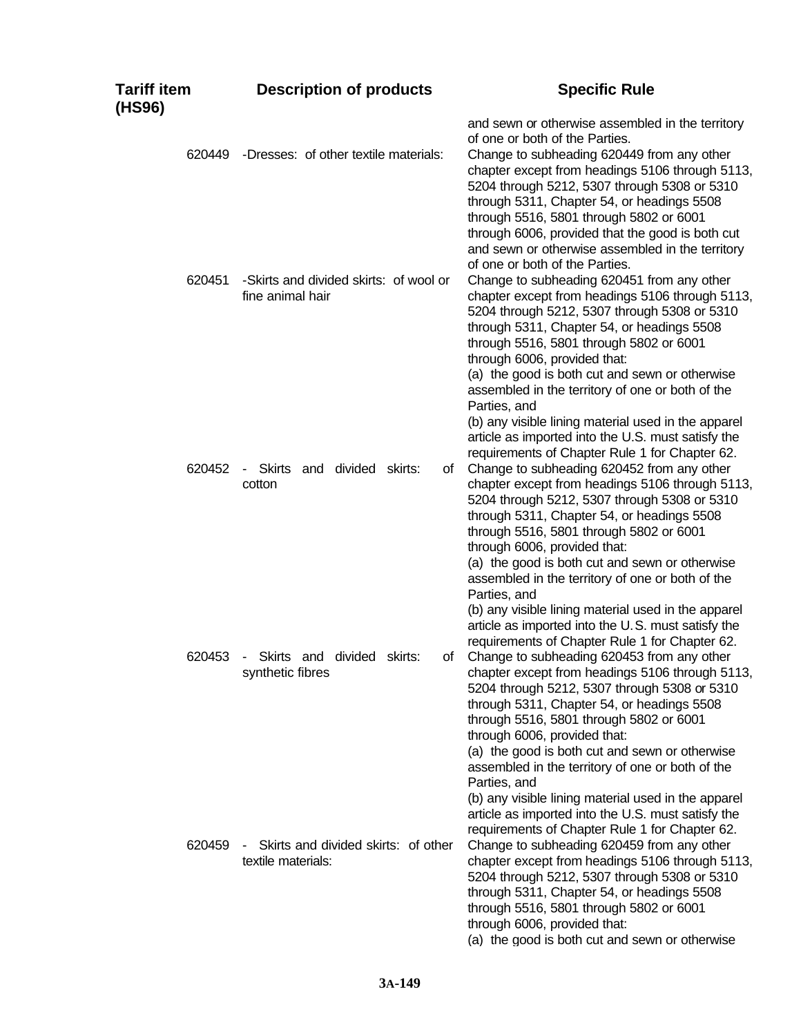| Tariff item (HS96) | Description of products | Specific Rule |
|---|---|---|
| | | and sewn or otherwise assembled in the territory of one or both of the Parties. |
| 620449 | -Dresses: of other textile materials: | Change to subheading 620449 from any other chapter except from headings 5106 through 5113, 5204 through 5212, 5307 through 5308 or 5310 through 5311, Chapter 54, or headings 5508 through 5516, 5801 through 5802 or 6001 through 6006, provided that the good is both cut and sewn or otherwise assembled in the territory of one or both of the Parties. |
| 620451 | -Skirts and divided skirts: of wool or fine animal hair | Change to subheading 620451 from any other chapter except from headings 5106 through 5113, 5204 through 5212, 5307 through 5308 or 5310 through 5311, Chapter 54, or headings 5508 through 5516, 5801 through 5802 or 6001 through 6006, provided that:<br>(a) the good is both cut and sewn or otherwise assembled in the territory of one or both of the Parties, and<br>(b) any visible lining material used in the apparel article as imported into the U.S. must satisfy the requirements of Chapter Rule 1 for Chapter 62. |
| 620452 | - Skirts and divided skirts: of cotton | Change to subheading 620452 from any other chapter except from headings 5106 through 5113, 5204 through 5212, 5307 through 5308 or 5310 through 5311, Chapter 54, or headings 5508 through 5516, 5801 through 5802 or 6001 through 6006, provided that:<br>(a) the good is both cut and sewn or otherwise assembled in the territory of one or both of the Parties, and<br>(b) any visible lining material used in the apparel article as imported into the U.S. must satisfy the requirements of Chapter Rule 1 for Chapter 62. |
| 620453 | - Skirts and divided skirts: of synthetic fibres | Change to subheading 620453 from any other chapter except from headings 5106 through 5113, 5204 through 5212, 5307 through 5308 or 5310 through 5311, Chapter 54, or headings 5508 through 5516, 5801 through 5802 or 6001 through 6006, provided that:<br>(a) the good is both cut and sewn or otherwise assembled in the territory of one or both of the Parties, and<br>(b) any visible lining material used in the apparel article as imported into the U.S. must satisfy the requirements of Chapter Rule 1 for Chapter 62. |
| 620459 | - Skirts and divided skirts: of other textile materials: | Change to subheading 620459 from any other chapter except from headings 5106 through 5113, 5204 through 5212, 5307 through 5308 or 5310 through 5311, Chapter 54, or headings 5508 through 5516, 5801 through 5802 or 6001 through 6006, provided that:<br>(a) the good is both cut and sewn or otherwise |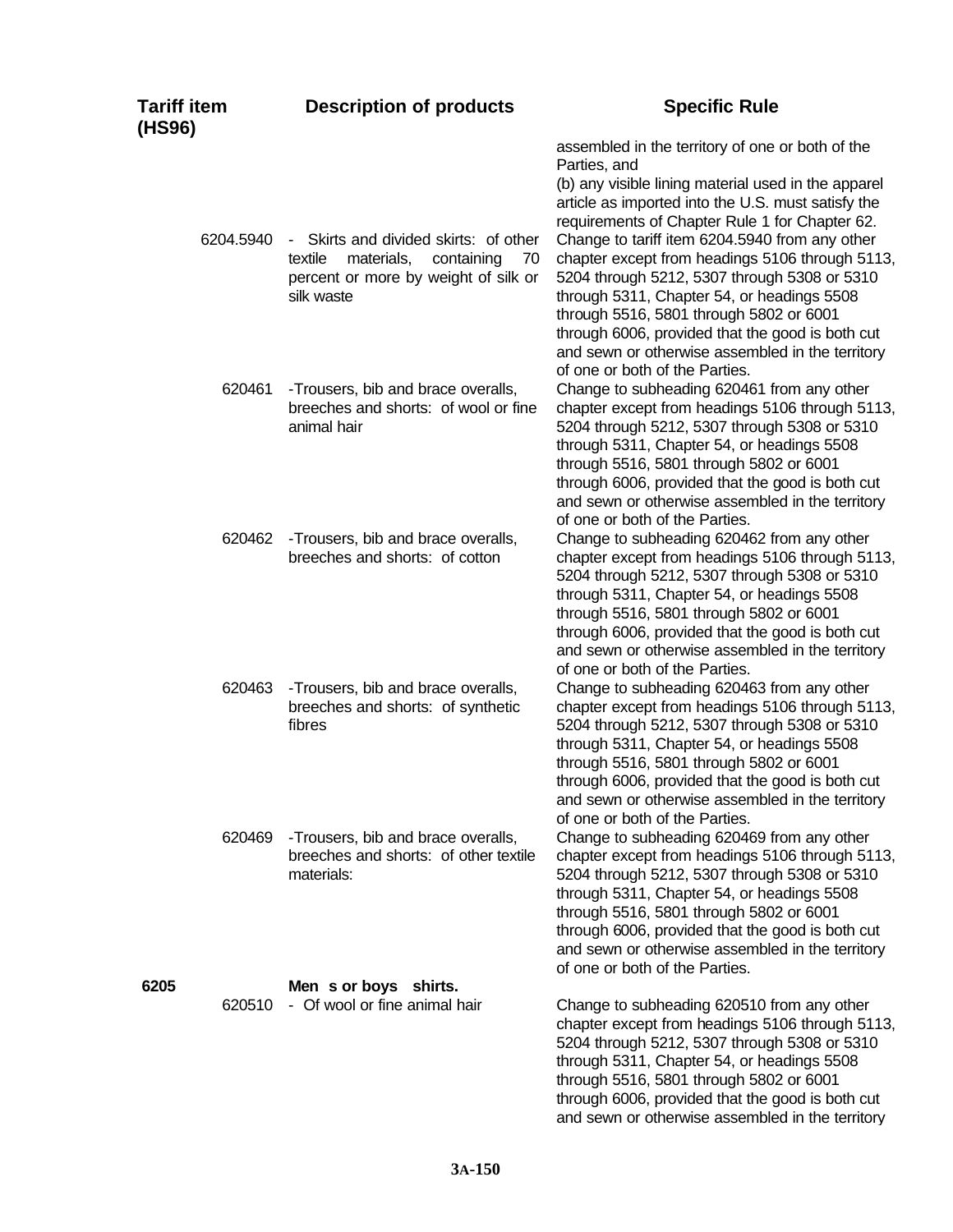| Tariff item (HS96) | | Description of products | Specific Rule |
|---|---|---|---|
| | | | assembled in the territory of one or both of the Parties, and<br>(b) any visible lining material used in the apparel article as imported into the U.S. must satisfy the requirements of Chapter Rule 1 for Chapter 62. |
| | 6204.5940 | - Skirts and divided skirts: of other textile materials, containing 70 percent or more by weight of silk or silk waste | Change to tariff item 6204.5940 from any other chapter except from headings 5106 through 5113, 5204 through 5212, 5307 through 5308 or 5310 through 5311, Chapter 54, or headings 5508 through 5516, 5801 through 5802 or 6001 through 6006, provided that the good is both cut and sewn or otherwise assembled in the territory of one or both of the Parties. |
| | 620461 | -Trousers, bib and brace overalls, breeches and shorts: of wool or fine animal hair | Change to subheading 620461 from any other chapter except from headings 5106 through 5113, 5204 through 5212, 5307 through 5308 or 5310 through 5311, Chapter 54, or headings 5508 through 5516, 5801 through 5802 or 6001 through 6006, provided that the good is both cut and sewn or otherwise assembled in the territory of one or both of the Parties. |
| | 620462 | -Trousers, bib and brace overalls, breeches and shorts: of cotton | Change to subheading 620462 from any other chapter except from headings 5106 through 5113, 5204 through 5212, 5307 through 5308 or 5310 through 5311, Chapter 54, or headings 5508 through 5516, 5801 through 5802 or 6001 through 6006, provided that the good is both cut and sewn or otherwise assembled in the territory of one or both of the Parties. |
| | 620463 | -Trousers, bib and brace overalls, breeches and shorts: of synthetic fibres | Change to subheading 620463 from any other chapter except from headings 5106 through 5113, 5204 through 5212, 5307 through 5308 or 5310 through 5311, Chapter 54, or headings 5508 through 5516, 5801 through 5802 or 6001 through 6006, provided that the good is both cut and sewn or otherwise assembled in the territory of one or both of the Parties. |
| | 620469 | -Trousers, bib and brace overalls, breeches and shorts: of other textile materials: | Change to subheading 620469 from any other chapter except from headings 5106 through 5113, 5204 through 5212, 5307 through 5308 or 5310 through 5311, Chapter 54, or headings 5508 through 5516, 5801 through 5802 or 6001 through 6006, provided that the good is both cut and sewn or otherwise assembled in the territory of one or both of the Parties. |
| **6205** | | **Men s or boys shirts.** | |
| | 620510 | - Of wool or fine animal hair | Change to subheading 620510 from any other chapter except from headings 5106 through 5113, 5204 through 5212, 5307 through 5308 or 5310 through 5311, Chapter 54, or headings 5508 through 5516, 5801 through 5802 or 6001 through 6006, provided that the good is both cut and sewn or otherwise assembled in the territory |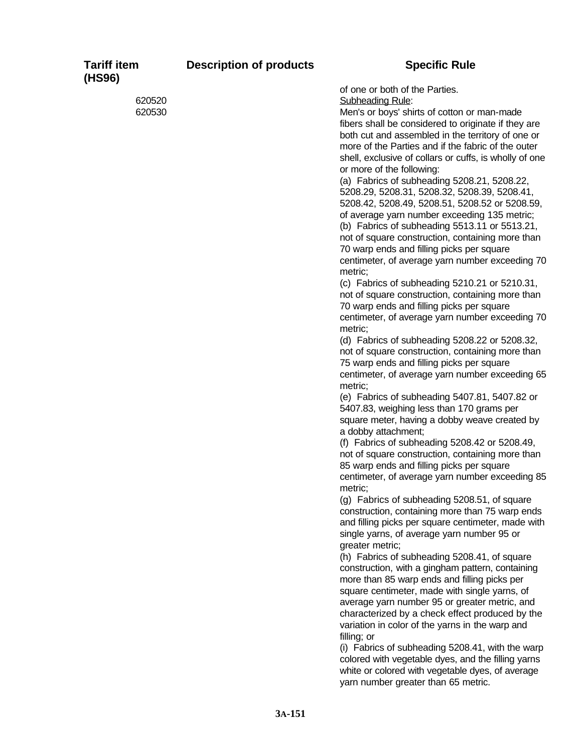| Tariff item (HS96) | Description of products | Specific Rule |
|---|---|---|
| | | of one or both of the Parties. |
| 620520<br>620530 | | Subheading Rule:<br>Men's or boys' shirts of cotton or man-made fibers shall be considered to originate if they are both cut and assembled in the territory of one or more of the Parties and if the fabric of the outer shell, exclusive of collars or cuffs, is wholly of one or more of the following:<br>(a) Fabrics of subheading 5208.21, 5208.22, 5208.29, 5208.31, 5208.32, 5208.39, 5208.41, 5208.42, 5208.49, 5208.51, 5208.52 or 5208.59, of average yarn number exceeding 135 metric;<br>(b) Fabrics of subheading 5513.11 or 5513.21, not of square construction, containing more than 70 warp ends and filling picks per square centimeter, of average yarn number exceeding 70 metric;<br>(c) Fabrics of subheading 5210.21 or 5210.31, not of square construction, containing more than 70 warp ends and filling picks per square centimeter, of average yarn number exceeding 70 metric;<br>(d) Fabrics of subheading 5208.22 or 5208.32, not of square construction, containing more than 75 warp ends and filling picks per square centimeter, of average yarn number exceeding 65 metric;<br>(e) Fabrics of subheading 5407.81, 5407.82 or 5407.83, weighing less than 170 grams per square meter, having a dobby weave created by a dobby attachment;<br>(f) Fabrics of subheading 5208.42 or 5208.49, not of square construction, containing more than 85 warp ends and filling picks per square centimeter, of average yarn number exceeding 85 metric;<br>(g) Fabrics of subheading 5208.51, of square construction, containing more than 75 warp ends and filling picks per square centimeter, made with single yarns, of average yarn number 95 or greater metric;<br>(h) Fabrics of subheading 5208.41, of square construction, with a gingham pattern, containing more than 85 warp ends and filling picks per square centimeter, made with single yarns, of average yarn number 95 or greater metric, and characterized by a check effect produced by the variation in color of the yarns in the warp and filling; or<br>(i) Fabrics of subheading 5208.41, with the warp colored with vegetable dyes, and the filling yarns white or colored with vegetable dyes, of average yarn number greater than 65 metric. |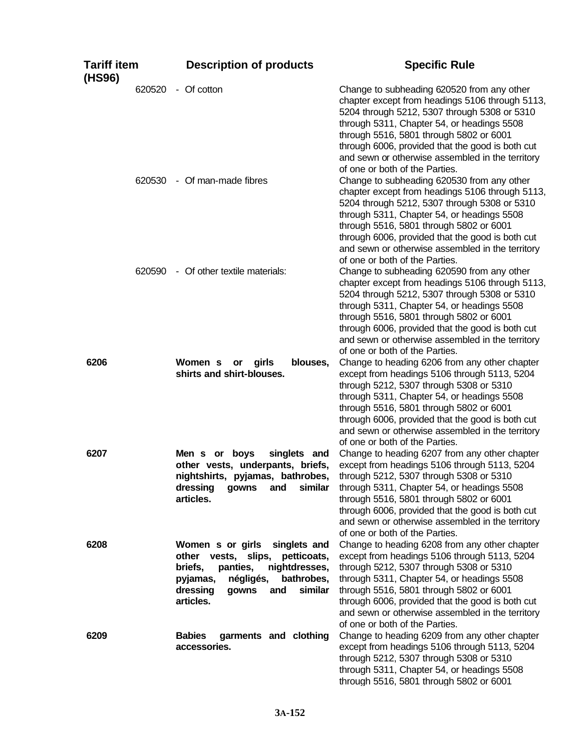| Tariff item (HS96) | Description of products | Specific Rule |
|---|---|---|
| 620520 | - Of cotton | Change to subheading 620520 from any other chapter except from headings 5106 through 5113, 5204 through 5212, 5307 through 5308 or 5310 through 5311, Chapter 54, or headings 5508 through 5516, 5801 through 5802 or 6001 through 6006, provided that the good is both cut and sewn or otherwise assembled in the territory of one or both of the Parties. |
| 620530 | - Of man-made fibres | Change to subheading 620530 from any other chapter except from headings 5106 through 5113, 5204 through 5212, 5307 through 5308 or 5310 through 5311, Chapter 54, or headings 5508 through 5516, 5801 through 5802 or 6001 through 6006, provided that the good is both cut and sewn or otherwise assembled in the territory of one or both of the Parties. |
| 620590 | - Of other textile materials: | Change to subheading 620590 from any other chapter except from headings 5106 through 5113, 5204 through 5212, 5307 through 5308 or 5310 through 5311, Chapter 54, or headings 5508 through 5516, 5801 through 5802 or 6001 through 6006, provided that the good is both cut and sewn or otherwise assembled in the territory of one or both of the Parties. |
| **6206** | **Women s or girls blouses, shirts and shirt-blouses.** | Change to heading 6206 from any other chapter except from headings 5106 through 5113, 5204 through 5212, 5307 through 5308 or 5310 through 5311, Chapter 54, or headings 5508 through 5516, 5801 through 5802 or 6001 through 6006, provided that the good is both cut and sewn or otherwise assembled in the territory of one or both of the Parties. |
| **6207** | **Men s or boys singlets and other vests, underpants, briefs, nightshirts, pyjamas, bathrobes, dressing gowns and similar articles.** | Change to heading 6207 from any other chapter except from headings 5106 through 5113, 5204 through 5212, 5307 through 5308 or 5310 through 5311, Chapter 54, or headings 5508 through 5516, 5801 through 5802 or 6001 through 6006, provided that the good is both cut and sewn or otherwise assembled in the territory of one or both of the Parties. |
| **6208** | **Women s or girls singlets and other vests, slips, petticoats, briefs, panties, nightdresses, pyjamas, négligés, bathrobes, dressing gowns and similar articles.** | Change to heading 6208 from any other chapter except from headings 5106 through 5113, 5204 through 5212, 5307 through 5308 or 5310 through 5311, Chapter 54, or headings 5508 through 5516, 5801 through 5802 or 6001 through 6006, provided that the good is both cut and sewn or otherwise assembled in the territory of one or both of the Parties. |
| **6209** | **Babies garments and clothing accessories.** | Change to heading 6209 from any other chapter except from headings 5106 through 5113, 5204 through 5212, 5307 through 5308 or 5310 through 5311, Chapter 54, or headings 5508 through 5516, 5801 through 5802 or 6001 |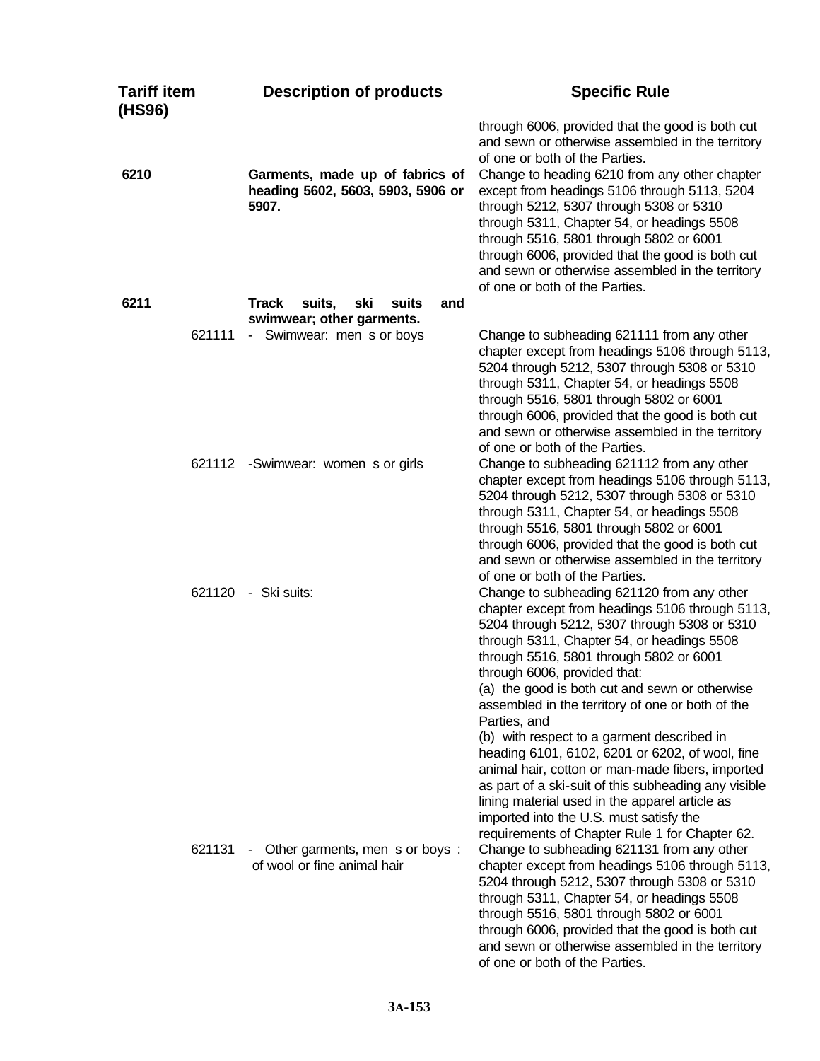| Tariff item (HS96) | | Description of products | Specific Rule |
|---|---|---|---|
| | | | through 6006, provided that the good is both cut and sewn or otherwise assembled in the territory of one or both of the Parties. |
| **6210** | | **Garments, made up of fabrics of heading 5602, 5603, 5903, 5906 or 5907.** | Change to heading 6210 from any other chapter except from headings 5106 through 5113, 5204 through 5212, 5307 through 5308 or 5310 through 5311, Chapter 54, or headings 5508 through 5516, 5801 through 5802 or 6001 through 6006, provided that the good is both cut and sewn or otherwise assembled in the territory of one or both of the Parties. |
| **6211** | | **Track suits, ski suits and swimwear; other garments.** | |
| | 621111 | - Swimwear: men s or boys | Change to subheading 621111 from any other chapter except from headings 5106 through 5113, 5204 through 5212, 5307 through 5308 or 5310 through 5311, Chapter 54, or headings 5508 through 5516, 5801 through 5802 or 6001 through 6006, provided that the good is both cut and sewn or otherwise assembled in the territory of one or both of the Parties. |
| | 621112 | -Swimwear: women s or girls | Change to subheading 621112 from any other chapter except from headings 5106 through 5113, 5204 through 5212, 5307 through 5308 or 5310 through 5311, Chapter 54, or headings 5508 through 5516, 5801 through 5802 or 6001 through 6006, provided that the good is both cut and sewn or otherwise assembled in the territory of one or both of the Parties. |
| | 621120 | - Ski suits: | Change to subheading 621120 from any other chapter except from headings 5106 through 5113, 5204 through 5212, 5307 through 5308 or 5310 through 5311, Chapter 54, or headings 5508 through 5516, 5801 through 5802 or 6001 through 6006, provided that:<br>(a) the good is both cut and sewn or otherwise assembled in the territory of one or both of the Parties, and<br>(b) with respect to a garment described in heading 6101, 6102, 6201 or 6202, of wool, fine animal hair, cotton or man-made fibers, imported as part of a ski-suit of this subheading any visible lining material used in the apparel article as imported into the U.S. must satisfy the requirements of Chapter Rule 1 for Chapter 62. |
| | 621131 | - Other garments, men s or boys : of wool or fine animal hair | Change to subheading 621131 from any other chapter except from headings 5106 through 5113, 5204 through 5212, 5307 through 5308 or 5310 through 5311, Chapter 54, or headings 5508 through 5516, 5801 through 5802 or 6001 through 6006, provided that the good is both cut and sewn or otherwise assembled in the territory of one or both of the Parties. |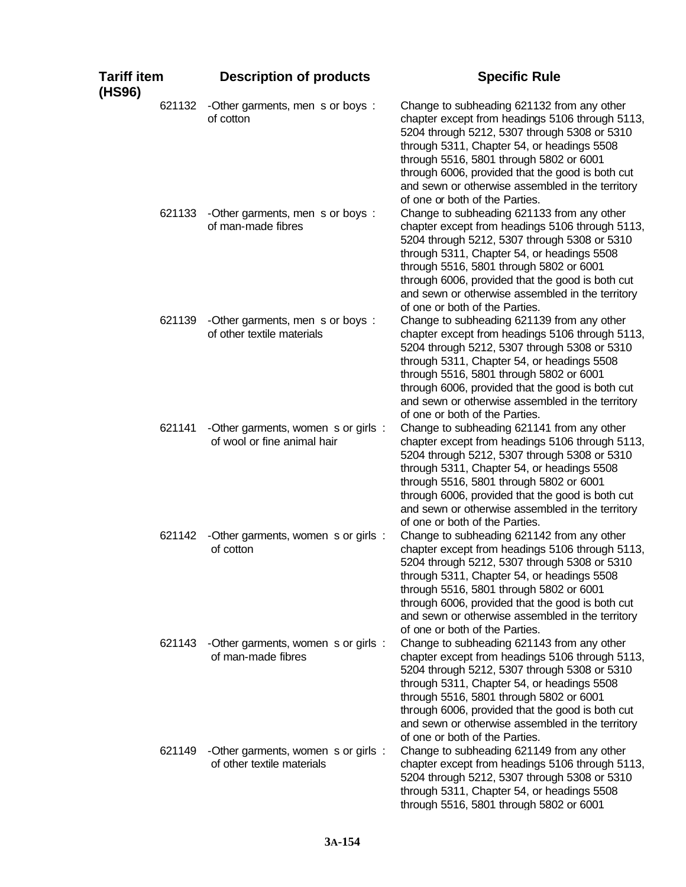| Tariff item (HS96) | Description of products | Specific Rule |
|---|---|---|
| 621132 | -Other garments, men s or boys : of cotton | Change to subheading 621132 from any other chapter except from headings 5106 through 5113, 5204 through 5212, 5307 through 5308 or 5310 through 5311, Chapter 54, or headings 5508 through 5516, 5801 through 5802 or 6001 through 6006, provided that the good is both cut and sewn or otherwise assembled in the territory of one or both of the Parties. |
| 621133 | -Other garments, men s or boys : of man-made fibres | Change to subheading 621133 from any other chapter except from headings 5106 through 5113, 5204 through 5212, 5307 through 5308 or 5310 through 5311, Chapter 54, or headings 5508 through 5516, 5801 through 5802 or 6001 through 6006, provided that the good is both cut and sewn or otherwise assembled in the territory of one or both of the Parties. |
| 621139 | -Other garments, men s or boys : of other textile materials | Change to subheading 621139 from any other chapter except from headings 5106 through 5113, 5204 through 5212, 5307 through 5308 or 5310 through 5311, Chapter 54, or headings 5508 through 5516, 5801 through 5802 or 6001 through 6006, provided that the good is both cut and sewn or otherwise assembled in the territory of one or both of the Parties. |
| 621141 | -Other garments, women s or girls : of wool or fine animal hair | Change to subheading 621141 from any other chapter except from headings 5106 through 5113, 5204 through 5212, 5307 through 5308 or 5310 through 5311, Chapter 54, or headings 5508 through 5516, 5801 through 5802 or 6001 through 6006, provided that the good is both cut and sewn or otherwise assembled in the territory of one or both of the Parties. |
| 621142 | -Other garments, women s or girls : of cotton | Change to subheading 621142 from any other chapter except from headings 5106 through 5113, 5204 through 5212, 5307 through 5308 or 5310 through 5311, Chapter 54, or headings 5508 through 5516, 5801 through 5802 or 6001 through 6006, provided that the good is both cut and sewn or otherwise assembled in the territory of one or both of the Parties. |
| 621143 | -Other garments, women s or girls : of man-made fibres | Change to subheading 621143 from any other chapter except from headings 5106 through 5113, 5204 through 5212, 5307 through 5308 or 5310 through 5311, Chapter 54, or headings 5508 through 5516, 5801 through 5802 or 6001 through 6006, provided that the good is both cut and sewn or otherwise assembled in the territory of one or both of the Parties. |
| 621149 | -Other garments, women s or girls : of other textile materials | Change to subheading 621149 from any other chapter except from headings 5106 through 5113, 5204 through 5212, 5307 through 5308 or 5310 through 5311, Chapter 54, or headings 5508 through 5516, 5801 through 5802 or 6001 |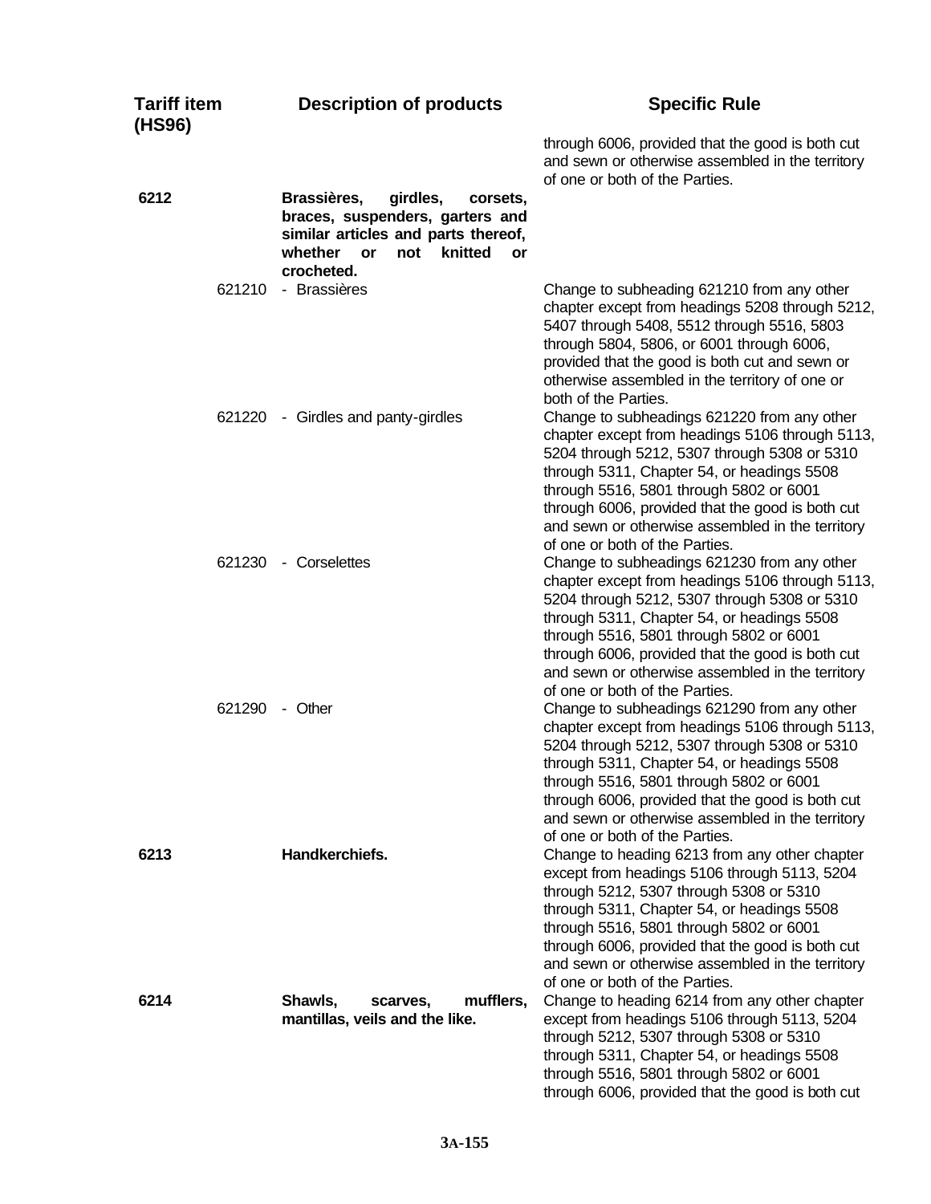| Tariff item (HS96) | | Description of products | Specific Rule |
|---|---|---|---|
| | | | through 6006, provided that the good is both cut and sewn or otherwise assembled in the territory of one or both of the Parties. |
| **6212** | | **Brassières, girdles, corsets, braces, suspenders, garters and similar articles and parts thereof, whether or not knitted or crocheted.** | |
| | 621210 | - Brassières | Change to subheading 621210 from any other chapter except from headings 5208 through 5212, 5407 through 5408, 5512 through 5516, 5803 through 5804, 5806, or 6001 through 6006, provided that the good is both cut and sewn or otherwise assembled in the territory of one or both of the Parties. |
| | 621220 | - Girdles and panty-girdles | Change to subheadings 621220 from any other chapter except from headings 5106 through 5113, 5204 through 5212, 5307 through 5308 or 5310 through 5311, Chapter 54, or headings 5508 through 5516, 5801 through 5802 or 6001 through 6006, provided that the good is both cut and sewn or otherwise assembled in the territory of one or both of the Parties. |
| | 621230 | - Corselettes | Change to subheadings 621230 from any other chapter except from headings 5106 through 5113, 5204 through 5212, 5307 through 5308 or 5310 through 5311, Chapter 54, or headings 5508 through 5516, 5801 through 5802 or 6001 through 6006, provided that the good is both cut and sewn or otherwise assembled in the territory of one or both of the Parties. |
| | 621290 | - Other | Change to subheadings 621290 from any other chapter except from headings 5106 through 5113, 5204 through 5212, 5307 through 5308 or 5310 through 5311, Chapter 54, or headings 5508 through 5516, 5801 through 5802 or 6001 through 6006, provided that the good is both cut and sewn or otherwise assembled in the territory of one or both of the Parties. |
| **6213** | | **Handkerchiefs.** | Change to heading 6213 from any other chapter except from headings 5106 through 5113, 5204 through 5212, 5307 through 5308 or 5310 through 5311, Chapter 54, or headings 5508 through 5516, 5801 through 5802 or 6001 through 6006, provided that the good is both cut and sewn or otherwise assembled in the territory of one or both of the Parties. |
| **6214** | | **Shawls, scarves, mufflers, mantillas, veils and the like.** | Change to heading 6214 from any other chapter except from headings 5106 through 5113, 5204 through 5212, 5307 through 5308 or 5310 through 5311, Chapter 54, or headings 5508 through 5516, 5801 through 5802 or 6001 through 6006, provided that the good is both cut |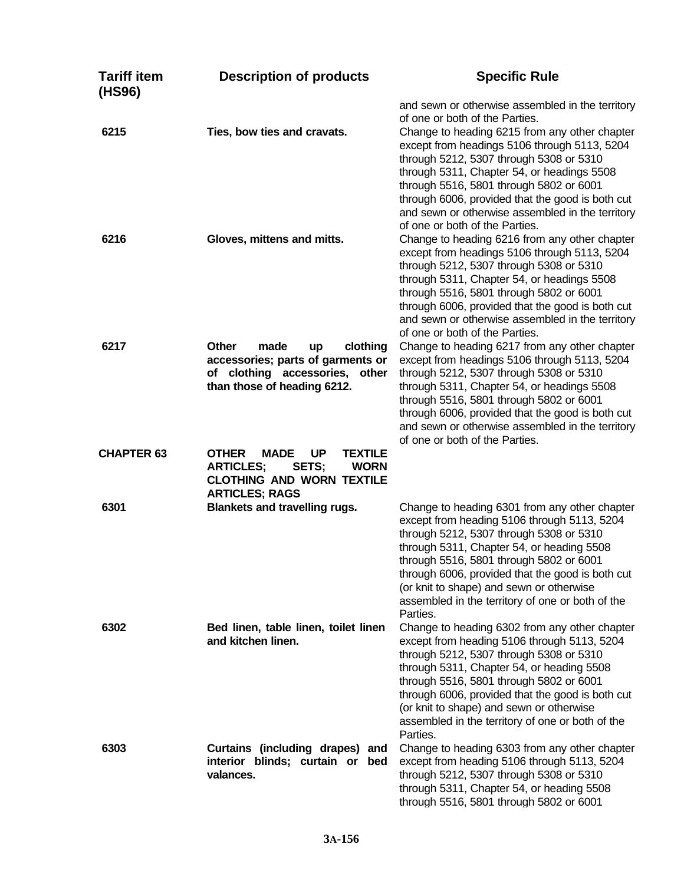| Tariff item (HS96) | Description of products | Specific Rule |
|---|---|---|
| | | and sewn or otherwise assembled in the territory of one or both of the Parties. |
| 6215 | **Ties, bow ties and cravats.** | Change to heading 6215 from any other chapter except from headings 5106 through 5113, 5204 through 5212, 5307 through 5308 or 5310 through 5311, Chapter 54, or headings 5508 through 5516, 5801 through 5802 or 6001 through 6006, provided that the good is both cut and sewn or otherwise assembled in the territory of one or both of the Parties. |
| 6216 | **Gloves, mittens and mitts.** | Change to heading 6216 from any other chapter except from headings 5106 through 5113, 5204 through 5212, 5307 through 5308 or 5310 through 5311, Chapter 54, or headings 5508 through 5516, 5801 through 5802 or 6001 through 6006, provided that the good is both cut and sewn or otherwise assembled in the territory of one or both of the Parties. |
| 6217 | **Other made up clothing accessories; parts of garments or of clothing accessories, other than those of heading 6212.** | Change to heading 6217 from any other chapter except from headings 5106 through 5113, 5204 through 5212, 5307 through 5308 or 5310 through 5311, Chapter 54, or headings 5508 through 5516, 5801 through 5802 or 6001 through 6006, provided that the good is both cut and sewn or otherwise assembled in the territory of one or both of the Parties. |
| **CHAPTER 63** | **OTHER MADE UP TEXTILE ARTICLES; SETS; WORN CLOTHING AND WORN TEXTILE ARTICLES; RAGS** | |
| 6301 | **Blankets and travelling rugs.** | Change to heading 6301 from any other chapter except from heading 5106 through 5113, 5204 through 5212, 5307 through 5308 or 5310 through 5311, Chapter 54, or heading 5508 through 5516, 5801 through 5802 or 6001 through 6006, provided that the good is both cut (or knit to shape) and sewn or otherwise assembled in the territory of one or both of the Parties. |
| 6302 | **Bed linen, table linen, toilet linen and kitchen linen.** | Change to heading 6302 from any other chapter except from heading 5106 through 5113, 5204 through 5212, 5307 through 5308 or 5310 through 5311, Chapter 54, or heading 5508 through 5516, 5801 through 5802 or 6001 through 6006, provided that the good is both cut (or knit to shape) and sewn or otherwise assembled in the territory of one or both of the Parties. |
| 6303 | **Curtains (including drapes) and interior blinds; curtain or bed valances.** | Change to heading 6303 from any other chapter except from heading 5106 through 5113, 5204 through 5212, 5307 through 5308 or 5310 through 5311, Chapter 54, or heading 5508 through 5516, 5801 through 5802 or 6001 |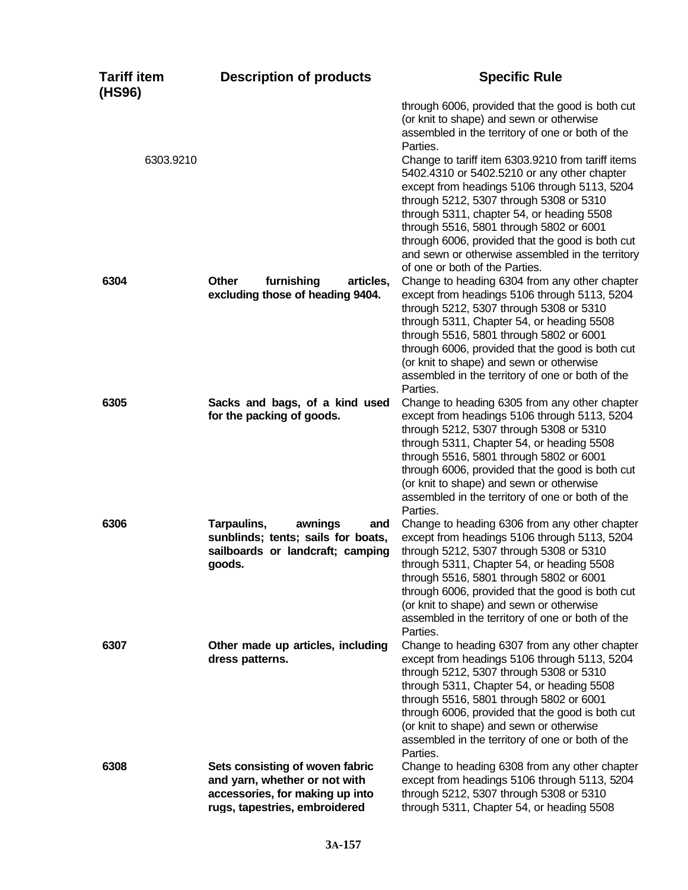| Tariff item (HS96) | Description of products | Specific Rule |
|---|---|---|
| | | through 6006, provided that the good is both cut (or knit to shape) and sewn or otherwise assembled in the territory of one or both of the Parties. |
| 6303.9210 | | Change to tariff item 6303.9210 from tariff items 5402.4310 or 5402.5210 or any other chapter except from headings 5106 through 5113, 5204 through 5212, 5307 through 5308 or 5310 through 5311, chapter 54, or heading 5508 through 5516, 5801 through 5802 or 6001 through 6006, provided that the good is both cut and sewn or otherwise assembled in the territory of one or both of the Parties. |
| **6304** | **Other furnishing articles, excluding those of heading 9404.** | Change to heading 6304 from any other chapter except from headings 5106 through 5113, 5204 through 5212, 5307 through 5308 or 5310 through 5311, Chapter 54, or heading 5508 through 5516, 5801 through 5802 or 6001 through 6006, provided that the good is both cut (or knit to shape) and sewn or otherwise assembled in the territory of one or both of the Parties. |
| **6305** | **Sacks and bags, of a kind used for the packing of goods.** | Change to heading 6305 from any other chapter except from headings 5106 through 5113, 5204 through 5212, 5307 through 5308 or 5310 through 5311, Chapter 54, or heading 5508 through 5516, 5801 through 5802 or 6001 through 6006, provided that the good is both cut (or knit to shape) and sewn or otherwise assembled in the territory of one or both of the Parties. |
| **6306** | **Tarpaulins, awnings and sunblinds; tents; sails for boats, sailboards or landcraft; camping goods.** | Change to heading 6306 from any other chapter except from headings 5106 through 5113, 5204 through 5212, 5307 through 5308 or 5310 through 5311, Chapter 54, or heading 5508 through 5516, 5801 through 5802 or 6001 through 6006, provided that the good is both cut (or knit to shape) and sewn or otherwise assembled in the territory of one or both of the Parties. |
| **6307** | **Other made up articles, including dress patterns.** | Change to heading 6307 from any other chapter except from headings 5106 through 5113, 5204 through 5212, 5307 through 5308 or 5310 through 5311, Chapter 54, or heading 5508 through 5516, 5801 through 5802 or 6001 through 6006, provided that the good is both cut (or knit to shape) and sewn or otherwise assembled in the territory of one or both of the Parties. |
| **6308** | **Sets consisting of woven fabric and yarn, whether or not with accessories, for making up into rugs, tapestries, embroidered** | Change to heading 6308 from any other chapter except from headings 5106 through 5113, 5204 through 5212, 5307 through 5308 or 5310 through 5311, Chapter 54, or heading 5508 |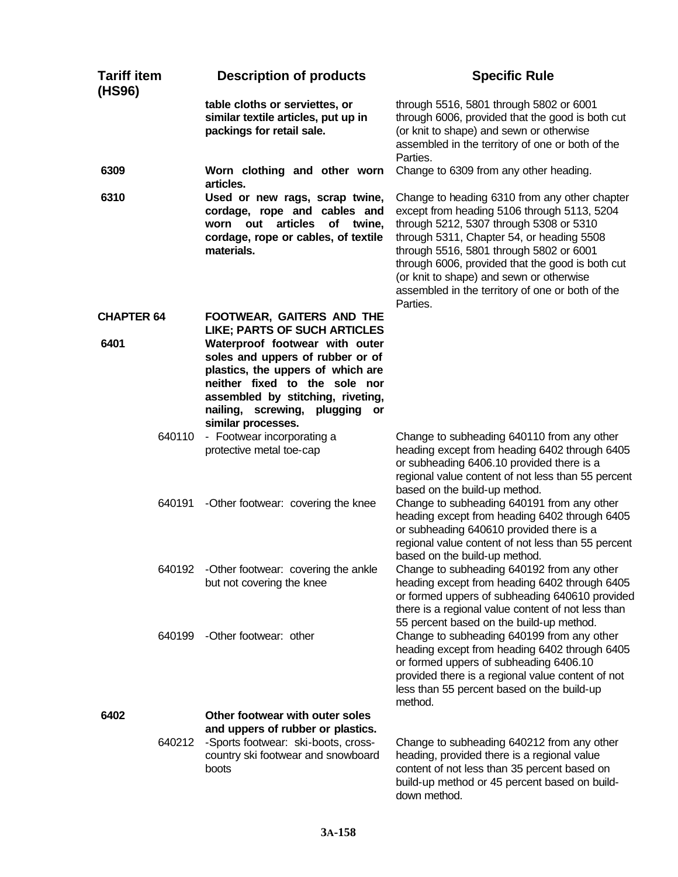| Tariff item (HS96) | Description of products | Specific Rule |
|---|---|---|
| | **table cloths or serviettes, or similar textile articles, put up in packings for retail sale.** | through 5516, 5801 through 5802 or 6001 through 6006, provided that the good is both cut (or knit to shape) and sewn or otherwise assembled in the territory of one or both of the Parties. |
| **6309** | **Worn clothing and other worn articles.** | Change to 6309 from any other heading. |
| **6310** | **Used or new rags, scrap twine, cordage, rope and cables and worn out articles of twine, cordage, rope or cables, of textile materials.** | Change to heading 6310 from any other chapter except from heading 5106 through 5113, 5204 through 5212, 5307 through 5308 or 5310 through 5311, Chapter 54, or heading 5508 through 5516, 5801 through 5802 or 6001 through 6006, provided that the good is both cut (or knit to shape) and sewn or otherwise assembled in the territory of one or both of the Parties. |
| **CHAPTER 64** | **FOOTWEAR, GAITERS AND THE LIKE; PARTS OF SUCH ARTICLES** | |
| **6401** | **Waterproof footwear with outer soles and uppers of rubber or of plastics, the uppers of which are neither fixed to the sole nor assembled by stitching, riveting, nailing, screwing, plugging or similar processes.** | |
| 640110 | - Footwear incorporating a protective metal toe-cap | Change to subheading 640110 from any other heading except from heading 6402 through 6405 or subheading 6406.10 provided there is a regional value content of not less than 55 percent based on the build-up method. |
| 640191 | -Other footwear: covering the knee | Change to subheading 640191 from any other heading except from heading 6402 through 6405 or subheading 640610 provided there is a regional value content of not less than 55 percent based on the build-up method. |
| 640192 | -Other footwear: covering the ankle but not covering the knee | Change to subheading 640192 from any other heading except from heading 6402 through 6405 or formed uppers of subheading 640610 provided there is a regional value content of not less than 55 percent based on the build-up method. |
| 640199 | -Other footwear: other | Change to subheading 640199 from any other heading except from heading 6402 through 6405 or formed uppers of subheading 6406.10 provided there is a regional value content of not less than 55 percent based on the build-up method. |
| **6402** | **Other footwear with outer soles and uppers of rubber or plastics.** | |
| 640212 | -Sports footwear: ski-boots, cross-country ski footwear and snowboard boots | Change to subheading 640212 from any other heading, provided there is a regional value content of not less than 35 percent based on build-up method or 45 percent based on build-down method. |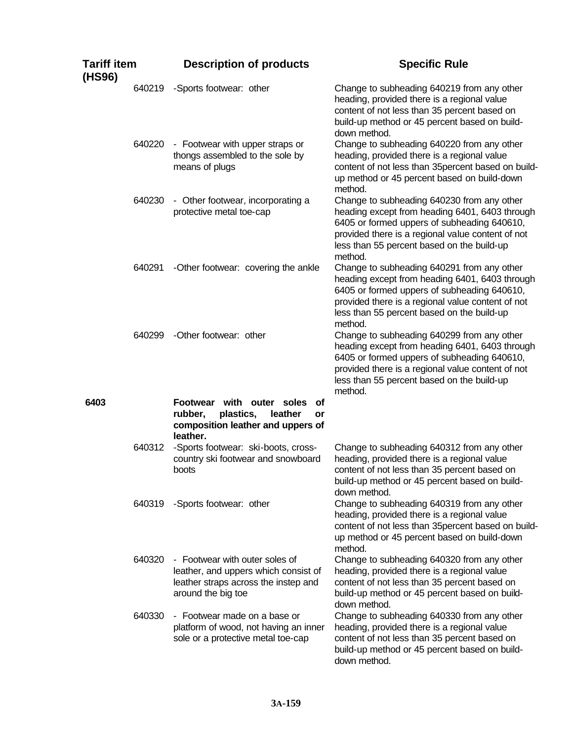| Tariff item (HS96) | | Description of products | Specific Rule |
|---|---|---|---|
| | 640219 | -Sports footwear: other | Change to subheading 640219 from any other heading, provided there is a regional value content of not less than 35 percent based on build-up method or 45 percent based on build-down method. |
| | 640220 | - Footwear with upper straps or thongs assembled to the sole by means of plugs | Change to subheading 640220 from any other heading, provided there is a regional value content of not less than 35percent based on build-up method or 45 percent based on build-down method. |
| | 640230 | - Other footwear, incorporating a protective metal toe-cap | Change to subheading 640230 from any other heading except from heading 6401, 6403 through 6405 or formed uppers of subheading 640610, provided there is a regional value content of not less than 55 percent based on the build-up method. |
| | 640291 | -Other footwear: covering the ankle | Change to subheading 640291 from any other heading except from heading 6401, 6403 through 6405 or formed uppers of subheading 640610, provided there is a regional value content of not less than 55 percent based on the build-up method. |
| | 640299 | -Other footwear: other | Change to subheading 640299 from any other heading except from heading 6401, 6403 through 6405 or formed uppers of subheading 640610, provided there is a regional value content of not less than 55 percent based on the build-up method. |
| **6403** | | **Footwear with outer soles of rubber, plastics, leather or composition leather and uppers of leather.** | |
| | 640312 | -Sports footwear: ski-boots, cross-country ski footwear and snowboard boots | Change to subheading 640312 from any other heading, provided there is a regional value content of not less than 35 percent based on build-up method or 45 percent based on build-down method. |
| | 640319 | -Sports footwear: other | Change to subheading 640319 from any other heading, provided there is a regional value content of not less than 35percent based on build-up method or 45 percent based on build-down method. |
| | 640320 | - Footwear with outer soles of leather, and uppers which consist of leather straps across the instep and around the big toe | Change to subheading 640320 from any other heading, provided there is a regional value content of not less than 35 percent based on build-up method or 45 percent based on build-down method. |
| | 640330 | - Footwear made on a base or platform of wood, not having an inner sole or a protective metal toe-cap | Change to subheading 640330 from any other heading, provided there is a regional value content of not less than 35 percent based on build-up method or 45 percent based on build-down method. |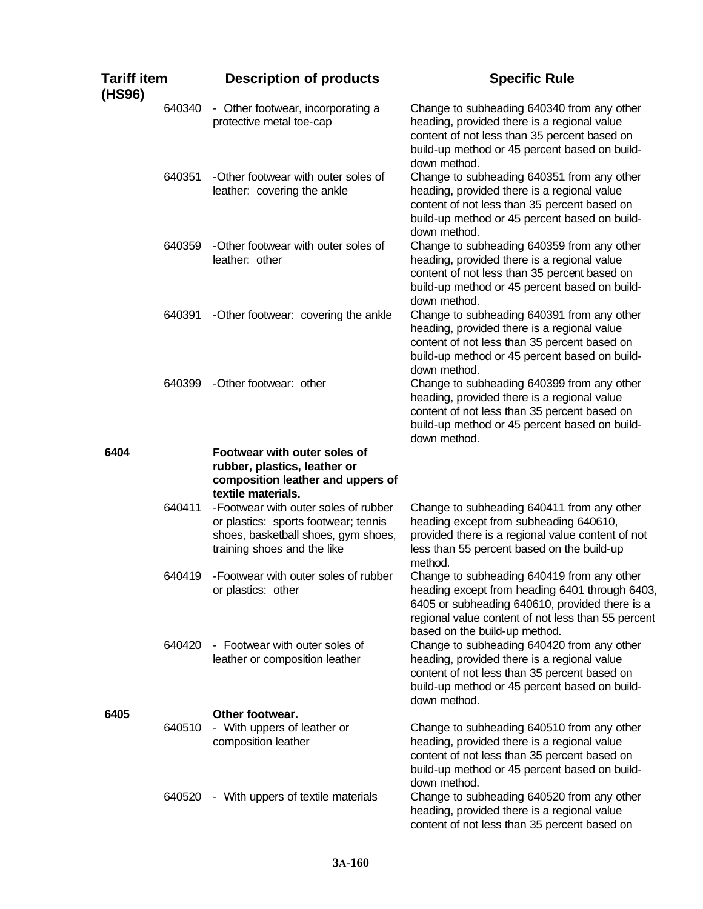| Tariff item (HS96) | | Description of products | Specific Rule |
|---|---|---|---|
| | 640340 | - Other footwear, incorporating a protective metal toe-cap | Change to subheading 640340 from any other heading, provided there is a regional value content of not less than 35 percent based on build-up method or 45 percent based on build-down method. |
| | 640351 | -Other footwear with outer soles of leather: covering the ankle | Change to subheading 640351 from any other heading, provided there is a regional value content of not less than 35 percent based on build-up method or 45 percent based on build-down method. |
| | 640359 | -Other footwear with outer soles of leather: other | Change to subheading 640359 from any other heading, provided there is a regional value content of not less than 35 percent based on build-up method or 45 percent based on build-down method. |
| | 640391 | -Other footwear: covering the ankle | Change to subheading 640391 from any other heading, provided there is a regional value content of not less than 35 percent based on build-up method or 45 percent based on build-down method. |
| | 640399 | -Other footwear: other | Change to subheading 640399 from any other heading, provided there is a regional value content of not less than 35 percent based on build-up method or 45 percent based on build-down method. |
| **6404** | | **Footwear with outer soles of rubber, plastics, leather or composition leather and uppers of textile materials.** | |
| | 640411 | -Footwear with outer soles of rubber or plastics: sports footwear; tennis shoes, basketball shoes, gym shoes, training shoes and the like | Change to subheading 640411 from any other heading except from subheading 640610, provided there is a regional value content of not less than 55 percent based on the build-up method. |
| | 640419 | -Footwear with outer soles of rubber or plastics: other | Change to subheading 640419 from any other heading except from heading 6401 through 6403, 6405 or subheading 640610, provided there is a regional value content of not less than 55 percent based on the build-up method. |
| | 640420 | - Footwear with outer soles of leather or composition leather | Change to subheading 640420 from any other heading, provided there is a regional value content of not less than 35 percent based on build-up method or 45 percent based on build-down method. |
| **6405** | | **Other footwear.** | |
| | 640510 | - With uppers of leather or composition leather | Change to subheading 640510 from any other heading, provided there is a regional value content of not less than 35 percent based on build-up method or 45 percent based on build-down method. |
| | 640520 | - With uppers of textile materials | Change to subheading 640520 from any other heading, provided there is a regional value content of not less than 35 percent based on |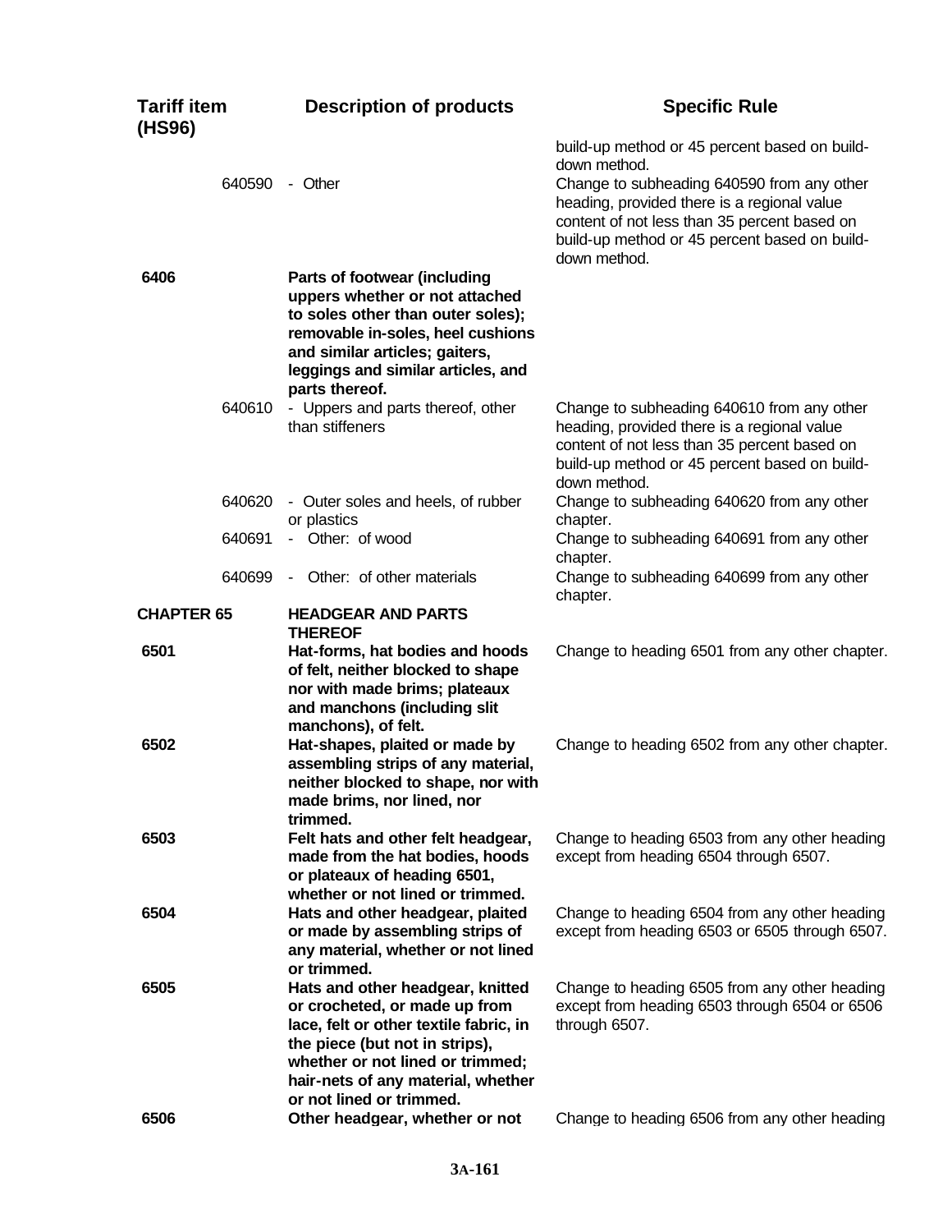| Tariff item (HS96) | Description of products | Specific Rule |
|---|---|---|
| | | build-up method or 45 percent based on build-down method. |
| 640590 | - Other | Change to subheading 640590 from any other heading, provided there is a regional value content of not less than 35 percent based on build-up method or 45 percent based on build-down method. |
| **6406** | **Parts of footwear (including uppers whether or not attached to soles other than outer soles); removable in-soles, heel cushions and similar articles; gaiters, leggings and similar articles, and parts thereof.** | |
| 640610 | - Uppers and parts thereof, other than stiffeners | Change to subheading 640610 from any other heading, provided there is a regional value content of not less than 35 percent based on build-up method or 45 percent based on build-down method. |
| 640620 | - Outer soles and heels, of rubber or plastics | Change to subheading 640620 from any other chapter. |
| 640691 | - Other: of wood | Change to subheading 640691 from any other chapter. |
| 640699 | - Other: of other materials | Change to subheading 640699 from any other chapter. |
| **CHAPTER 65** | **HEADGEAR AND PARTS THEREOF** | |
| **6501** | **Hat-forms, hat bodies and hoods of felt, neither blocked to shape nor with made brims; plateaux and manchons (including slit manchons), of felt.** | Change to heading 6501 from any other chapter. |
| **6502** | **Hat-shapes, plaited or made by assembling strips of any material, neither blocked to shape, nor with made brims, nor lined, nor trimmed.** | Change to heading 6502 from any other chapter. |
| **6503** | **Felt hats and other felt headgear, made from the hat bodies, hoods or plateaux of heading 6501, whether or not lined or trimmed.** | Change to heading 6503 from any other heading except from heading 6504 through 6507. |
| **6504** | **Hats and other headgear, plaited or made by assembling strips of any material, whether or not lined or trimmed.** | Change to heading 6504 from any other heading except from heading 6503 or 6505 through 6507. |
| **6505** | **Hats and other headgear, knitted or crocheted, or made up from lace, felt or other textile fabric, in the piece (but not in strips), whether or not lined or trimmed; hair-nets of any material, whether or not lined or trimmed.** | Change to heading 6505 from any other heading except from heading 6503 through 6504 or 6506 through 6507. |
| **6506** | **Other headgear, whether or not** | Change to heading 6506 from any other heading |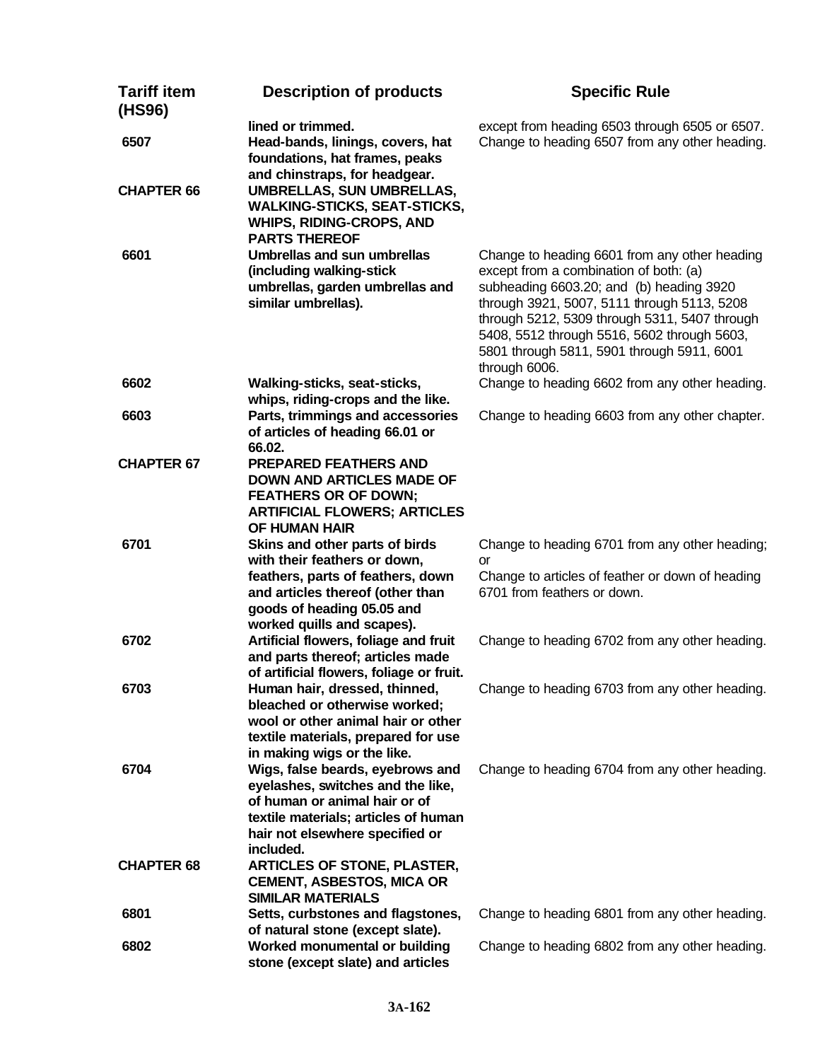| Tariff item (HS96) | Description of products | Specific Rule |
|---|---|---|
| | **lined or trimmed.** | except from heading 6503 through 6505 or 6507. |
| **6507** | **Head-bands, linings, covers, hat foundations, hat frames, peaks and chinstraps, for headgear.** | Change to heading 6507 from any other heading. |
| **CHAPTER 66** | **UMBRELLAS, SUN UMBRELLAS, WALKING-STICKS, SEAT-STICKS, WHIPS, RIDING-CROPS, AND PARTS THEREOF** | |
| **6601** | **Umbrellas and sun umbrellas (including walking-stick umbrellas, garden umbrellas and similar umbrellas).** | Change to heading 6601 from any other heading except from a combination of both: (a) subheading 6603.20; and (b) heading 3920 through 3921, 5007, 5111 through 5113, 5208 through 5212, 5309 through 5311, 5407 through 5408, 5512 through 5516, 5602 through 5603, 5801 through 5811, 5901 through 5911, 6001 through 6006. |
| **6602** | **Walking-sticks, seat-sticks, whips, riding-crops and the like.** | Change to heading 6602 from any other heading. |
| **6603** | **Parts, trimmings and accessories of articles of heading 66.01 or 66.02.** | Change to heading 6603 from any other chapter. |
| **CHAPTER 67** | **PREPARED FEATHERS AND DOWN AND ARTICLES MADE OF FEATHERS OR OF DOWN; ARTIFICIAL FLOWERS; ARTICLES OF HUMAN HAIR** | |
| **6701** | **Skins and other parts of birds with their feathers or down, feathers, parts of feathers, down and articles thereof (other than goods of heading 05.05 and worked quills and scapes).** | Change to heading 6701 from any other heading; or<br>Change to articles of feather or down of heading 6701 from feathers or down. |
| **6702** | **Artificial flowers, foliage and fruit and parts thereof; articles made of artificial flowers, foliage or fruit.** | Change to heading 6702 from any other heading. |
| **6703** | **Human hair, dressed, thinned, bleached or otherwise worked; wool or other animal hair or other textile materials, prepared for use in making wigs or the like.** | Change to heading 6703 from any other heading. |
| **6704** | **Wigs, false beards, eyebrows and eyelashes, switches and the like, of human or animal hair or of textile materials; articles of human hair not elsewhere specified or included.** | Change to heading 6704 from any other heading. |
| **CHAPTER 68** | **ARTICLES OF STONE, PLASTER, CEMENT, ASBESTOS, MICA OR SIMILAR MATERIALS** | |
| **6801** | **Setts, curbstones and flagstones, of natural stone (except slate).** | Change to heading 6801 from any other heading. |
| **6802** | **Worked monumental or building stone (except slate) and articles** | Change to heading 6802 from any other heading. |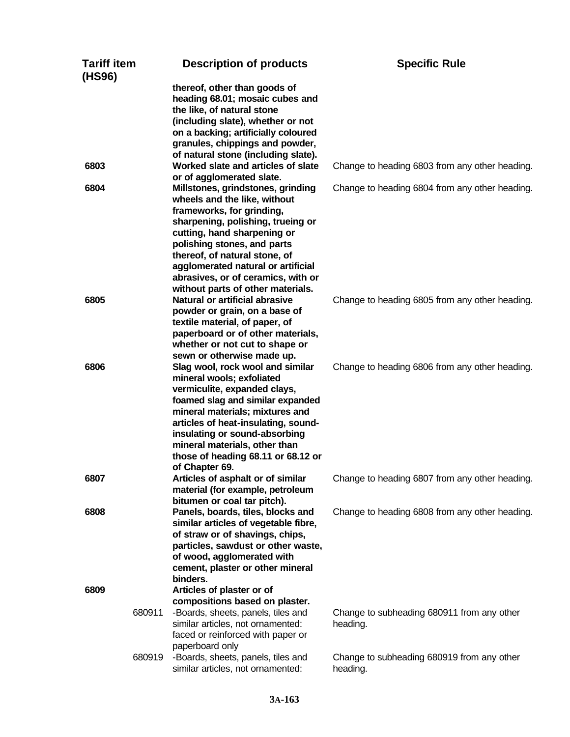| Tariff item (HS96) | | Description of products | Specific Rule |
|---|---|---|---|
| | | **thereof, other than goods of heading 68.01; mosaic cubes and the like, of natural stone (including slate), whether or not on a backing; artificially coloured granules, chippings and powder, of natural stone (including slate).** | |
| 6803 | | **Worked slate and articles of slate or of agglomerated slate.** | Change to heading 6803 from any other heading. |
| 6804 | | **Millstones, grindstones, grinding wheels and the like, without frameworks, for grinding, sharpening, polishing, trueing or cutting, hand sharpening or polishing stones, and parts thereof, of natural stone, of agglomerated natural or artificial abrasives, or of ceramics, with or without parts of other materials.** | Change to heading 6804 from any other heading. |
| 6805 | | **Natural or artificial abrasive powder or grain, on a base of textile material, of paper, of paperboard or of other materials, whether or not cut to shape or sewn or otherwise made up.** | Change to heading 6805 from any other heading. |
| 6806 | | **Slag wool, rock wool and similar mineral wools; exfoliated vermiculite, expanded clays, foamed slag and similar expanded mineral materials; mixtures and articles of heat-insulating, sound-insulating or sound-absorbing mineral materials, other than those of heading 68.11 or 68.12 or of Chapter 69.** | Change to heading 6806 from any other heading. |
| 6807 | | **Articles of asphalt or of similar material (for example, petroleum bitumen or coal tar pitch).** | Change to heading 6807 from any other heading. |
| 6808 | | **Panels, boards, tiles, blocks and similar articles of vegetable fibre, of straw or of shavings, chips, particles, sawdust or other waste, of wood, agglomerated with cement, plaster or other mineral binders.** | Change to heading 6808 from any other heading. |
| 6809 | | **Articles of plaster or of compositions based on plaster.** | |
| | 680911 | -Boards, sheets, panels, tiles and similar articles, not ornamented: faced or reinforced with paper or paperboard only | Change to subheading 680911 from any other heading. |
| | 680919 | -Boards, sheets, panels, tiles and similar articles, not ornamented: | Change to subheading 680919 from any other heading. |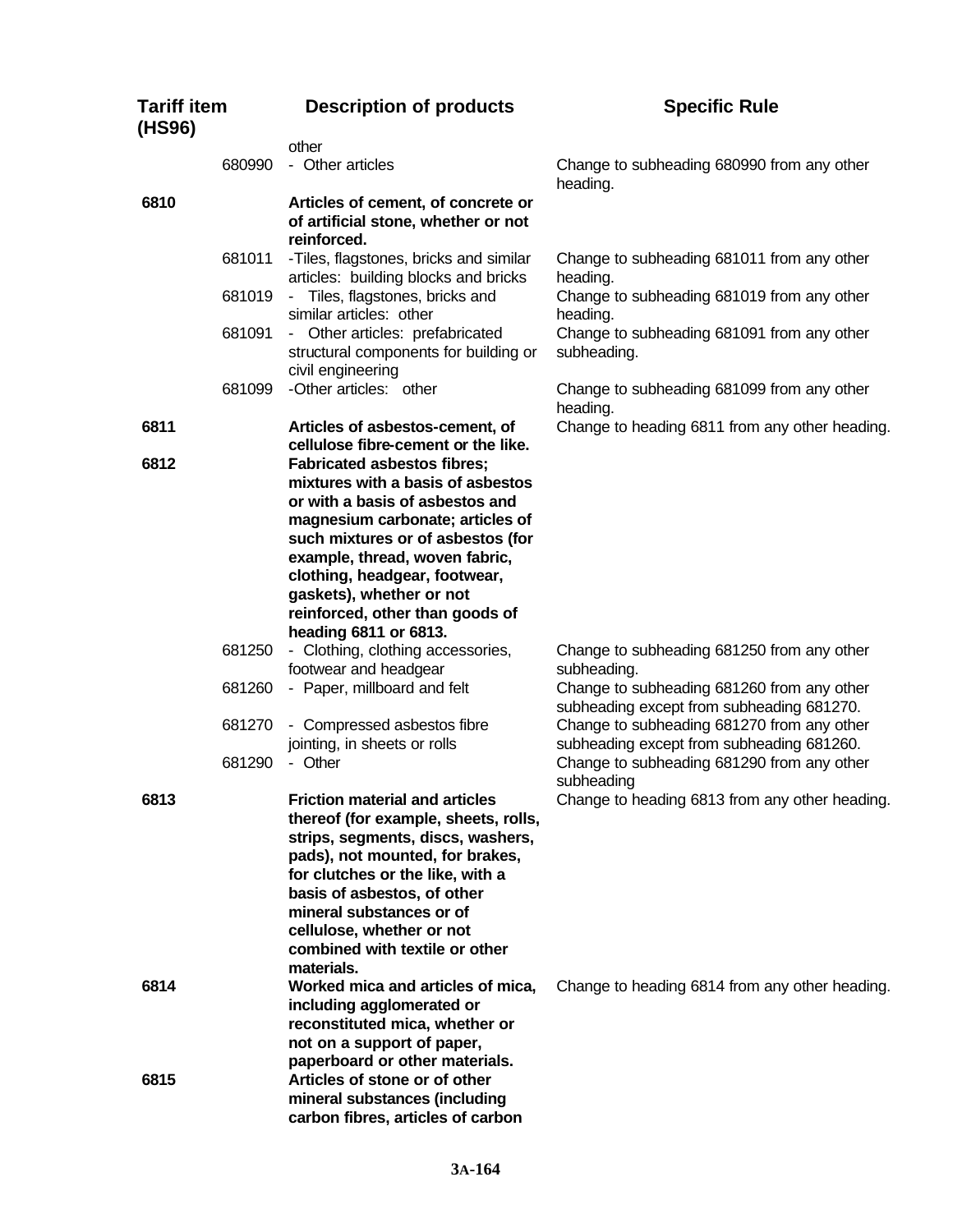| Tariff item (HS96) | | Description of products | Specific Rule |
|---|---|---|---|
| | | other | |
| | 680990 | - Other articles | Change to subheading 680990 from any other heading. |
| **6810** | | **Articles of cement, of concrete or of artificial stone, whether or not reinforced.** | |
| | 681011 | -Tiles, flagstones, bricks and similar articles: building blocks and bricks | Change to subheading 681011 from any other heading. |
| | 681019 | - Tiles, flagstones, bricks and similar articles: other | Change to subheading 681019 from any other heading. |
| | 681091 | - Other articles: prefabricated structural components for building or civil engineering | Change to subheading 681091 from any other subheading. |
| | 681099 | -Other articles: other | Change to subheading 681099 from any other heading. |
| **6811** | | **Articles of asbestos-cement, of cellulose fibre-cement or the like.** | Change to heading 6811 from any other heading. |
| **6812** | | **Fabricated asbestos fibres; mixtures with a basis of asbestos or with a basis of asbestos and magnesium carbonate; articles of such mixtures or of asbestos (for example, thread, woven fabric, clothing, headgear, footwear, gaskets), whether or not reinforced, other than goods of heading 6811 or 6813.** | |
| | 681250 | - Clothing, clothing accessories, footwear and headgear | Change to subheading 681250 from any other subheading. |
| | 681260 | - Paper, millboard and felt | Change to subheading 681260 from any other subheading except from subheading 681270. |
| | 681270 | - Compressed asbestos fibre jointing, in sheets or rolls | Change to subheading 681270 from any other subheading except from subheading 681260. |
| | 681290 | - Other | Change to subheading 681290 from any other subheading |
| **6813** | | **Friction material and articles thereof (for example, sheets, rolls, strips, segments, discs, washers, pads), not mounted, for brakes, for clutches or the like, with a basis of asbestos, of other mineral substances or of cellulose, whether or not combined with textile or other materials.** | Change to heading 6813 from any other heading. |
| **6814** | | **Worked mica and articles of mica, including agglomerated or reconstituted mica, whether or not on a support of paper, paperboard or other materials.** | Change to heading 6814 from any other heading. |
| **6815** | | **Articles of stone or of other mineral substances (including carbon fibres, articles of carbon** | |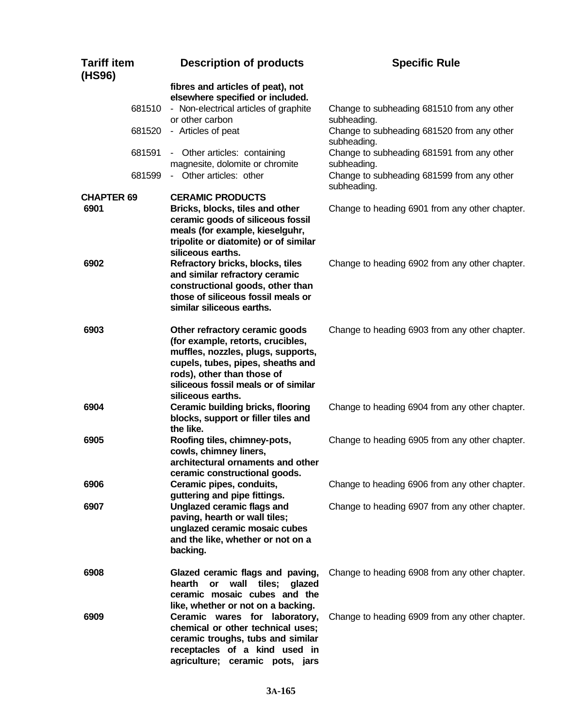| Tariff item (HS96) | Description of products | Specific Rule |
|---|---|---|
| | **fibres and articles of peat), not elsewhere specified or included.** | |
| 681510 | - Non-electrical articles of graphite or other carbon | Change to subheading 681510 from any other subheading. |
| 681520 | - Articles of peat | Change to subheading 681520 from any other subheading. |
| 681591 | - Other articles: containing magnesite, dolomite or chromite | Change to subheading 681591 from any other subheading. |
| 681599 | - Other articles: other | Change to subheading 681599 from any other subheading. |
| **CHAPTER 69** | **CERAMIC PRODUCTS** | |
| **6901** | **Bricks, blocks, tiles and other ceramic goods of siliceous fossil meals (for example, kieselguhr, tripolite or diatomite) or of similar siliceous earths.** | Change to heading 6901 from any other chapter. |
| **6902** | **Refractory bricks, blocks, tiles and similar refractory ceramic constructional goods, other than those of siliceous fossil meals or similar siliceous earths.** | Change to heading 6902 from any other chapter. |
| **6903** | **Other refractory ceramic goods (for example, retorts, crucibles, muffles, nozzles, plugs, supports, cupels, tubes, pipes, sheaths and rods), other than those of siliceous fossil meals or of similar siliceous earths.** | Change to heading 6903 from any other chapter. |
| **6904** | **Ceramic building bricks, flooring blocks, support or filler tiles and the like.** | Change to heading 6904 from any other chapter. |
| **6905** | **Roofing tiles, chimney-pots, cowls, chimney liners, architectural ornaments and other ceramic constructional goods.** | Change to heading 6905 from any other chapter. |
| **6906** | **Ceramic pipes, conduits, guttering and pipe fittings.** | Change to heading 6906 from any other chapter. |
| **6907** | **Unglazed ceramic flags and paving, hearth or wall tiles; unglazed ceramic mosaic cubes and the like, whether or not on a backing.** | Change to heading 6907 from any other chapter. |
| **6908** | **Glazed ceramic flags and paving, hearth or wall tiles; glazed ceramic mosaic cubes and the like, whether or not on a backing.** | Change to heading 6908 from any other chapter. |
| **6909** | **Ceramic wares for laboratory, chemical or other technical uses; ceramic troughs, tubs and similar receptacles of a kind used in agriculture; ceramic pots, jars** | Change to heading 6909 from any other chapter. |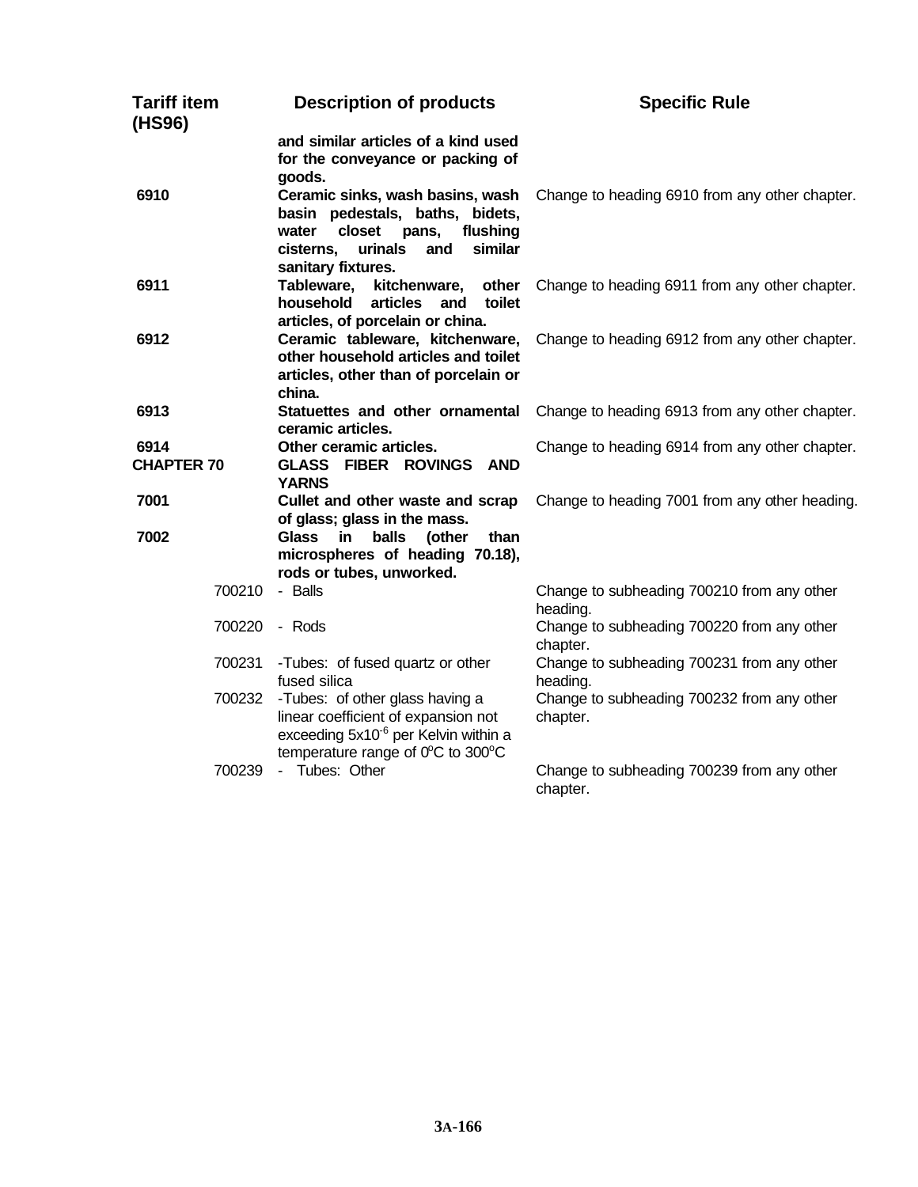| Tariff item (HS96) | | Description of products | Specific Rule |
|---|---|---|---|
| | | **and similar articles of a kind used for the conveyance or packing of goods.** | |
| **6910** | | **Ceramic sinks, wash basins, wash basin pedestals, baths, bidets, water closet pans, flushing cisterns, urinals and similar sanitary fixtures.** | Change to heading 6910 from any other chapter. |
| **6911** | | **Tableware, kitchenware, other household articles and toilet articles, of porcelain or china.** | Change to heading 6911 from any other chapter. |
| **6912** | | **Ceramic tableware, kitchenware, other household articles and toilet articles, other than of porcelain or china.** | Change to heading 6912 from any other chapter. |
| **6913** | | **Statuettes and other ornamental ceramic articles.** | Change to heading 6913 from any other chapter. |
| **6914** | | **Other ceramic articles.** | Change to heading 6914 from any other chapter. |
| **CHAPTER 70** | | **GLASS FIBER ROVINGS AND YARNS** | |
| **7001** | | **Cullet and other waste and scrap of glass; glass in the mass.** | Change to heading 7001 from any other heading. |
| **7002** | | **Glass in balls (other than microspheres of heading 70.18), rods or tubes, unworked.** | |
| | 700210 | - Balls | Change to subheading 700210 from any other heading. |
| | 700220 | - Rods | Change to subheading 700220 from any other chapter. |
| | 700231 | -Tubes: of fused quartz or other fused silica | Change to subheading 700231 from any other heading. |
| | 700232 | -Tubes: of other glass having a linear coefficient of expansion not exceeding $5x10^{-6}$ per Kelvin within a temperature range of $0^oC$ to $300^oC$ | Change to subheading 700232 from any other chapter. |
| | 700239 | - Tubes: Other | Change to subheading 700239 from any other chapter. |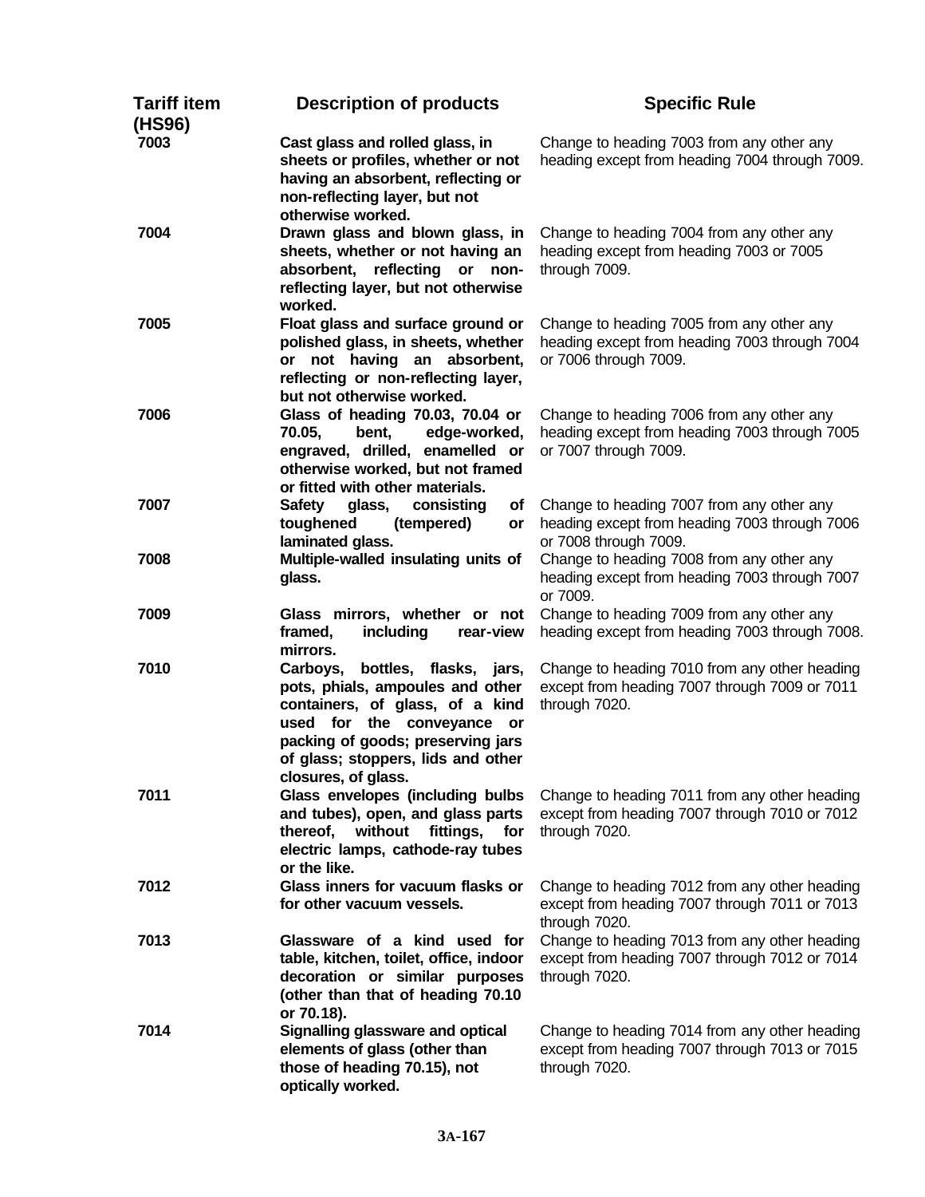| Tariff item (HS96) | Description of products | Specific Rule |
|---|---|---|
| 7003 | **Cast glass and rolled glass, in sheets or profiles, whether or not having an absorbent, reflecting or non-reflecting layer, but not otherwise worked.** | Change to heading 7003 from any other any heading except from heading 7004 through 7009. |
| 7004 | **Drawn glass and blown glass, in sheets, whether or not having an absorbent, reflecting or non-reflecting layer, but not otherwise worked.** | Change to heading 7004 from any other any heading except from heading 7003 or 7005 through 7009. |
| 7005 | **Float glass and surface ground or polished glass, in sheets, whether or not having an absorbent, reflecting or non-reflecting layer, but not otherwise worked.** | Change to heading 7005 from any other any heading except from heading 7003 through 7004 or 7006 through 7009. |
| 7006 | **Glass of heading 70.03, 70.04 or 70.05, bent, edge-worked, engraved, drilled, enamelled or otherwise worked, but not framed or fitted with other materials.** | Change to heading 7006 from any other any heading except from heading 7003 through 7005 or 7007 through 7009. |
| 7007 | **Safety glass, consisting of toughened (tempered) or laminated glass.** | Change to heading 7007 from any other any heading except from heading 7003 through 7006 or 7008 through 7009. |
| 7008 | **Multiple-walled insulating units of glass.** | Change to heading 7008 from any other any heading except from heading 7003 through 7007 or 7009. |
| 7009 | **Glass mirrors, whether or not framed, including rear-view mirrors.** | Change to heading 7009 from any other any heading except from heading 7003 through 7008. |
| 7010 | **Carboys, bottles, flasks, jars, pots, phials, ampoules and other containers, of glass, of a kind used for the conveyance or packing of goods; preserving jars of glass; stoppers, lids and other closures, of glass.** | Change to heading 7010 from any other heading except from heading 7007 through 7009 or 7011 through 7020. |
| 7011 | **Glass envelopes (including bulbs and tubes), open, and glass parts thereof, without fittings, for electric lamps, cathode-ray tubes or the like.** | Change to heading 7011 from any other heading except from heading 7007 through 7010 or 7012 through 7020. |
| 7012 | **Glass inners for vacuum flasks or for other vacuum vessels.** | Change to heading 7012 from any other heading except from heading 7007 through 7011 or 7013 through 7020. |
| 7013 | **Glassware of a kind used for table, kitchen, toilet, office, indoor decoration or similar purposes (other than that of heading 70.10 or 70.18).** | Change to heading 7013 from any other heading except from heading 7007 through 7012 or 7014 through 7020. |
| 7014 | **Signalling glassware and optical elements of glass (other than those of heading 70.15), not optically worked.** | Change to heading 7014 from any other heading except from heading 7007 through 7013 or 7015 through 7020. |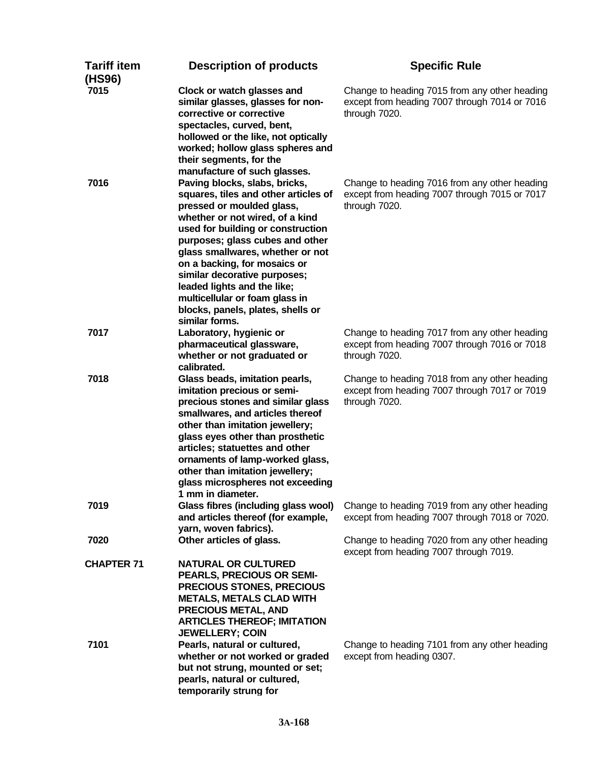| Tariff item (HS96) | Description of products | Specific Rule |
|---|---|---|
| 7015 | **Clock or watch glasses and similar glasses, glasses for non-corrective or corrective spectacles, curved, bent, hollowed or the like, not optically worked; hollow glass spheres and their segments, for the manufacture of such glasses.** | Change to heading 7015 from any other heading except from heading 7007 through 7014 or 7016 through 7020. |
| 7016 | **Paving blocks, slabs, bricks, squares, tiles and other articles of pressed or moulded glass, whether or not wired, of a kind used for building or construction purposes; glass cubes and other glass smallwares, whether or not on a backing, for mosaics or similar decorative purposes; leaded lights and the like; multicellular or foam glass in blocks, panels, plates, shells or similar forms.** | Change to heading 7016 from any other heading except from heading 7007 through 7015 or 7017 through 7020. |
| 7017 | **Laboratory, hygienic or pharmaceutical glassware, whether or not graduated or calibrated.** | Change to heading 7017 from any other heading except from heading 7007 through 7016 or 7018 through 7020. |
| 7018 | **Glass beads, imitation pearls, imitation precious or semi-precious stones and similar glass smallwares, and articles thereof other than imitation jewellery; glass eyes other than prosthetic articles; statuettes and other ornaments of lamp-worked glass, other than imitation jewellery; glass microspheres not exceeding 1 mm in diameter.** | Change to heading 7018 from any other heading except from heading 7007 through 7017 or 7019 through 7020. |
| 7019 | **Glass fibres (including glass wool) and articles thereof (for example, yarn, woven fabrics).** | Change to heading 7019 from any other heading except from heading 7007 through 7018 or 7020. |
| 7020 | **Other articles of glass.** | Change to heading 7020 from any other heading except from heading 7007 through 7019. |
| **CHAPTER 71** | **NATURAL OR CULTURED PEARLS, PRECIOUS OR SEMI-PRECIOUS STONES, PRECIOUS METALS, METALS CLAD WITH PRECIOUS METAL, AND ARTICLES THEREOF; IMITATION JEWELLERY; COIN** | |
| 7101 | **Pearls, natural or cultured, whether or not worked or graded but not strung, mounted or set; pearls, natural or cultured, temporarily strung for** | Change to heading 7101 from any other heading except from heading 0307. |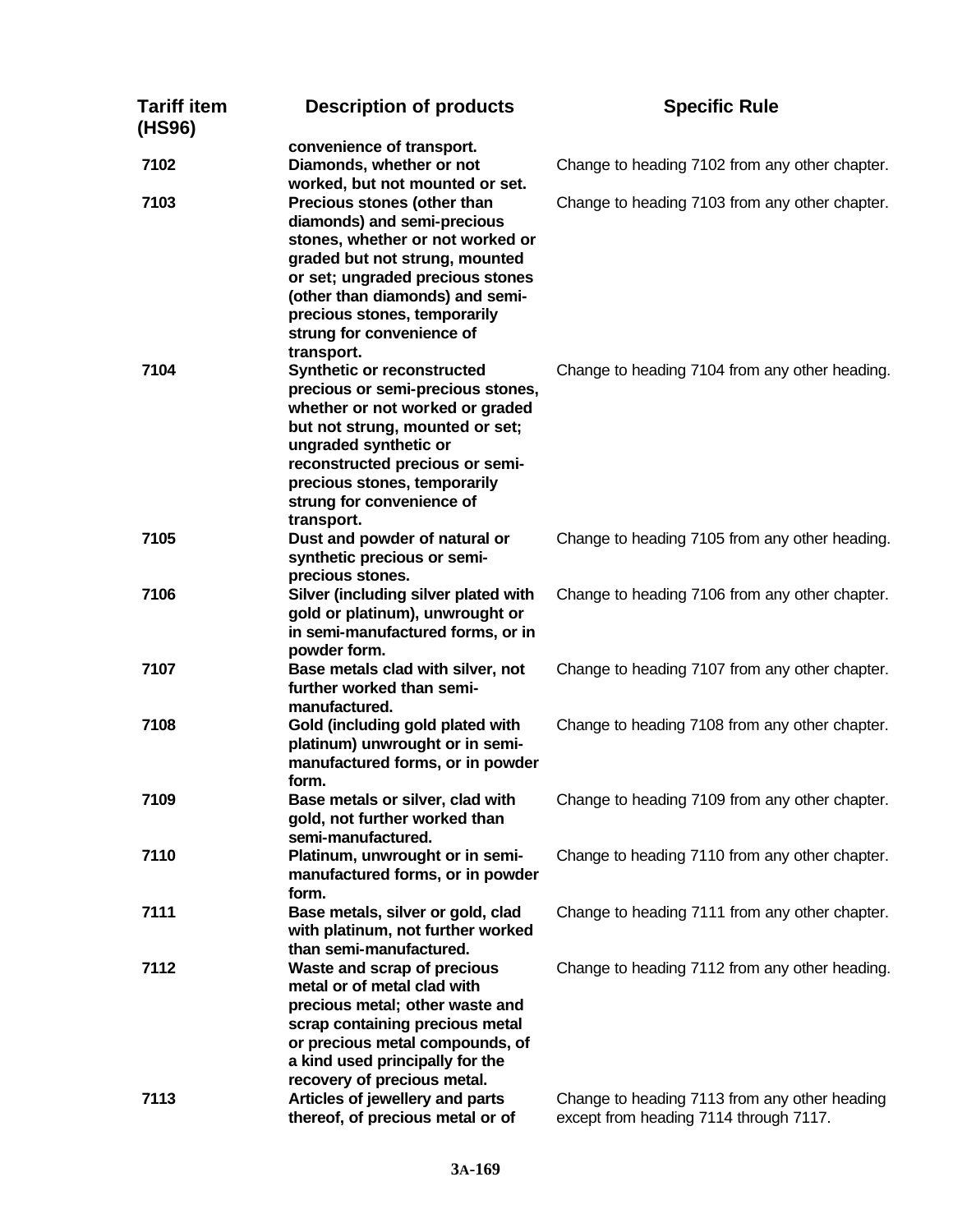| Tariff item (HS96) | Description of products | Specific Rule |
|---|---|---|
| | **convenience of transport.** | |
| 7102 | **Diamonds, whether or not worked, but not mounted or set.** | Change to heading 7102 from any other chapter. |
| 7103 | **Precious stones (other than diamonds) and semi-precious stones, whether or not worked or graded but not strung, mounted or set; ungraded precious stones (other than diamonds) and semi-precious stones, temporarily strung for convenience of transport.** | Change to heading 7103 from any other chapter. |
| 7104 | **Synthetic or reconstructed precious or semi-precious stones, whether or not worked or graded but not strung, mounted or set; ungraded synthetic or reconstructed precious or semi-precious stones, temporarily strung for convenience of transport.** | Change to heading 7104 from any other heading. |
| 7105 | **Dust and powder of natural or synthetic precious or semi-precious stones.** | Change to heading 7105 from any other heading. |
| 7106 | **Silver (including silver plated with gold or platinum), unwrought or in semi-manufactured forms, or in powder form.** | Change to heading 7106 from any other chapter. |
| 7107 | **Base metals clad with silver, not further worked than semi-manufactured.** | Change to heading 7107 from any other chapter. |
| 7108 | **Gold (including gold plated with platinum) unwrought or in semi-manufactured forms, or in powder form.** | Change to heading 7108 from any other chapter. |
| 7109 | **Base metals or silver, clad with gold, not further worked than semi-manufactured.** | Change to heading 7109 from any other chapter. |
| 7110 | **Platinum, unwrought or in semi-manufactured forms, or in powder form.** | Change to heading 7110 from any other chapter. |
| 7111 | **Base metals, silver or gold, clad with platinum, not further worked than semi-manufactured.** | Change to heading 7111 from any other chapter. |
| 7112 | **Waste and scrap of precious metal or of metal clad with precious metal; other waste and scrap containing precious metal or precious metal compounds, of a kind used principally for the recovery of precious metal.** | Change to heading 7112 from any other heading. |
| 7113 | **Articles of jewellery and parts thereof, of precious metal or of** | Change to heading 7113 from any other heading except from heading 7114 through 7117. |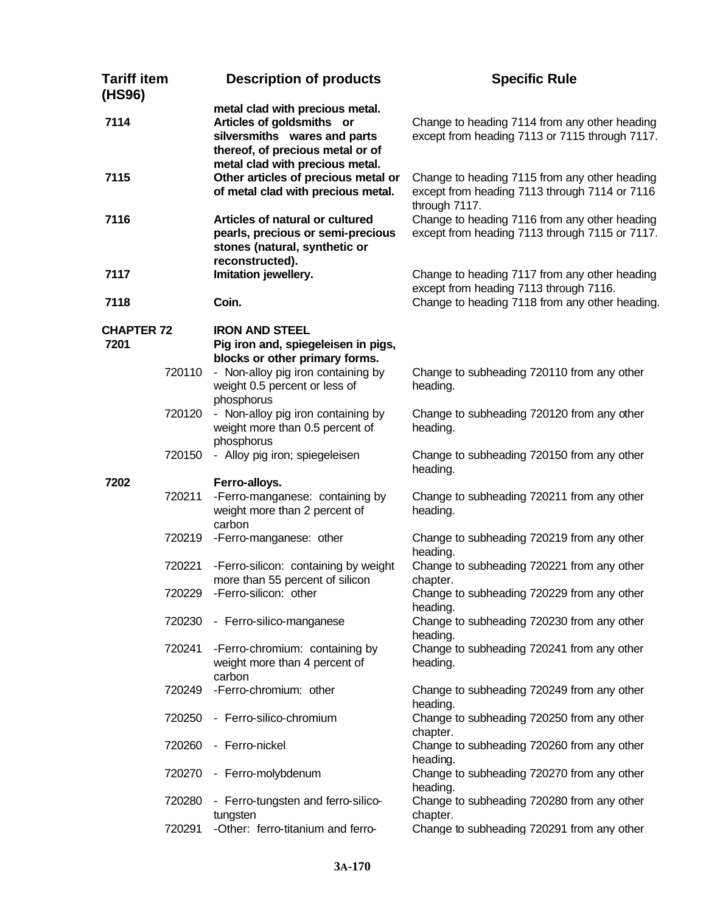| Tariff item (HS96) | | Description of products | Specific Rule |
|---|---|---|---|
| | | **metal clad with precious metal.** | |
| **7114** | | **Articles of goldsmiths or silversmiths wares and parts thereof, of precious metal or of metal clad with precious metal.** | Change to heading 7114 from any other heading except from heading 7113 or 7115 through 7117. |
| **7115** | | **Other articles of precious metal or of metal clad with precious metal.** | Change to heading 7115 from any other heading except from heading 7113 through 7114 or 7116 through 7117. |
| **7116** | | **Articles of natural or cultured pearls, precious or semi-precious stones (natural, synthetic or reconstructed).** | Change to heading 7116 from any other heading except from heading 7113 through 7115 or 7117. |
| **7117** | | **Imitation jewellery.** | Change to heading 7117 from any other heading except from heading 7113 through 7116. |
| **7118** | | **Coin.** | Change to heading 7118 from any other heading. |
| **CHAPTER 72** | | **IRON AND STEEL** | |
| **7201** | | **Pig iron and, spiegeleisen in pigs, blocks or other primary forms.** | |
| | 720110 | - Non-alloy pig iron containing by weight 0.5 percent or less of phosphorus | Change to subheading 720110 from any other heading. |
| | 720120 | - Non-alloy pig iron containing by weight more than 0.5 percent of phosphorus | Change to subheading 720120 from any other heading. |
| | 720150 | - Alloy pig iron; spiegeleisen | Change to subheading 720150 from any other heading. |
| **7202** | | **Ferro-alloys.** | |
| | 720211 | -Ferro-manganese: containing by weight more than 2 percent of carbon | Change to subheading 720211 from any other heading. |
| | 720219 | -Ferro-manganese: other | Change to subheading 720219 from any other heading. |
| | 720221 | -Ferro-silicon: containing by weight more than 55 percent of silicon | Change to subheading 720221 from any other chapter. |
| | 720229 | -Ferro-silicon: other | Change to subheading 720229 from any other heading. |
| | 720230 | - Ferro-silico-manganese | Change to subheading 720230 from any other heading. |
| | 720241 | -Ferro-chromium: containing by weight more than 4 percent of carbon | Change to subheading 720241 from any other heading. |
| | 720249 | -Ferro-chromium: other | Change to subheading 720249 from any other heading. |
| | 720250 | - Ferro-silico-chromium | Change to subheading 720250 from any other chapter. |
| | 720260 | - Ferro-nickel | Change to subheading 720260 from any other heading. |
| | 720270 | - Ferro-molybdenum | Change to subheading 720270 from any other heading. |
| | 720280 | - Ferro-tungsten and ferro-silico-tungsten | Change to subheading 720280 from any other chapter. |
| | 720291 | -Other: ferro-titanium and ferro- | Change to subheading 720291 from any other |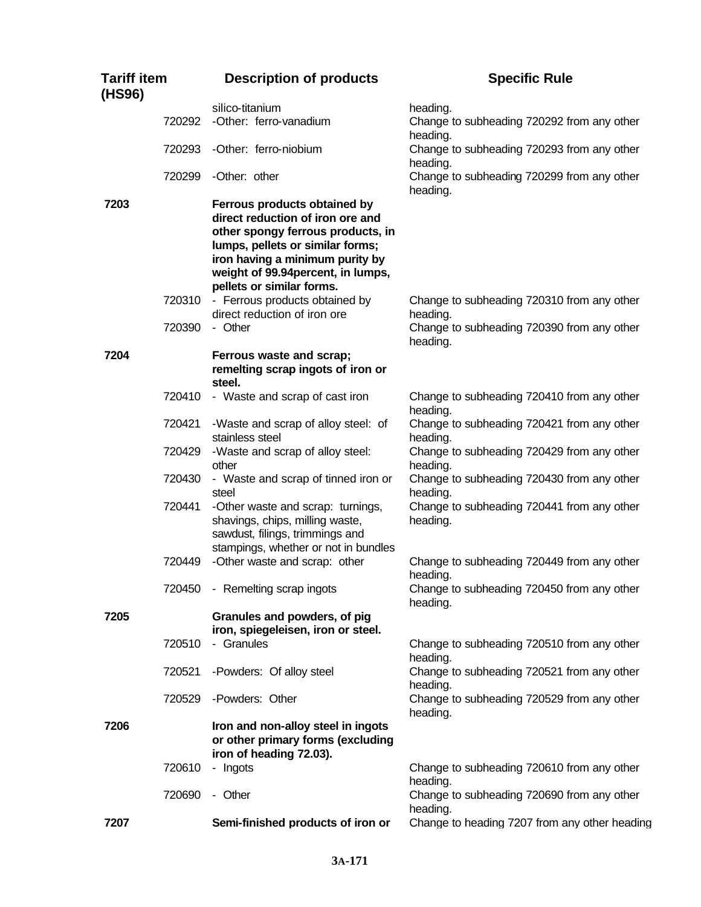| Tariff item (HS96) | | Description of products | Specific Rule |
|---|---|---|---|
| | | silico-titanium | heading. |
| | 720292 | -Other: ferro-vanadium | Change to subheading 720292 from any other heading. |
| | 720293 | -Other: ferro-niobium | Change to subheading 720293 from any other heading. |
| | 720299 | -Other: other | Change to subheading 720299 from any other heading. |
| **7203** | | **Ferrous products obtained by direct reduction of iron ore and other spongy ferrous products, in lumps, pellets or similar forms; iron having a minimum purity by weight of 99.94percent, in lumps, pellets or similar forms.** | |
| | 720310 | - Ferrous products obtained by direct reduction of iron ore | Change to subheading 720310 from any other heading. |
| | 720390 | - Other | Change to subheading 720390 from any other heading. |
| **7204** | | **Ferrous waste and scrap; remelting scrap ingots of iron or steel.** | |
| | 720410 | - Waste and scrap of cast iron | Change to subheading 720410 from any other heading. |
| | 720421 | -Waste and scrap of alloy steel: of stainless steel | Change to subheading 720421 from any other heading. |
| | 720429 | -Waste and scrap of alloy steel: other | Change to subheading 720429 from any other heading. |
| | 720430 | - Waste and scrap of tinned iron or steel | Change to subheading 720430 from any other heading. |
| | 720441 | -Other waste and scrap: turnings, shavings, chips, milling waste, sawdust, filings, trimmings and stampings, whether or not in bundles | Change to subheading 720441 from any other heading. |
| | 720449 | -Other waste and scrap: other | Change to subheading 720449 from any other heading. |
| | 720450 | - Remelting scrap ingots | Change to subheading 720450 from any other heading. |
| **7205** | | **Granules and powders, of pig iron, spiegeleisen, iron or steel.** | |
| | 720510 | - Granules | Change to subheading 720510 from any other heading. |
| | 720521 | -Powders: Of alloy steel | Change to subheading 720521 from any other heading. |
| | 720529 | -Powders: Other | Change to subheading 720529 from any other heading. |
| **7206** | | **Iron and non-alloy steel in ingots or other primary forms (excluding iron of heading 72.03).** | |
| | 720610 | - Ingots | Change to subheading 720610 from any other heading. |
| | 720690 | - Other | Change to subheading 720690 from any other heading. |
| **7207** | | **Semi-finished products of iron or** | Change to heading 7207 from any other heading |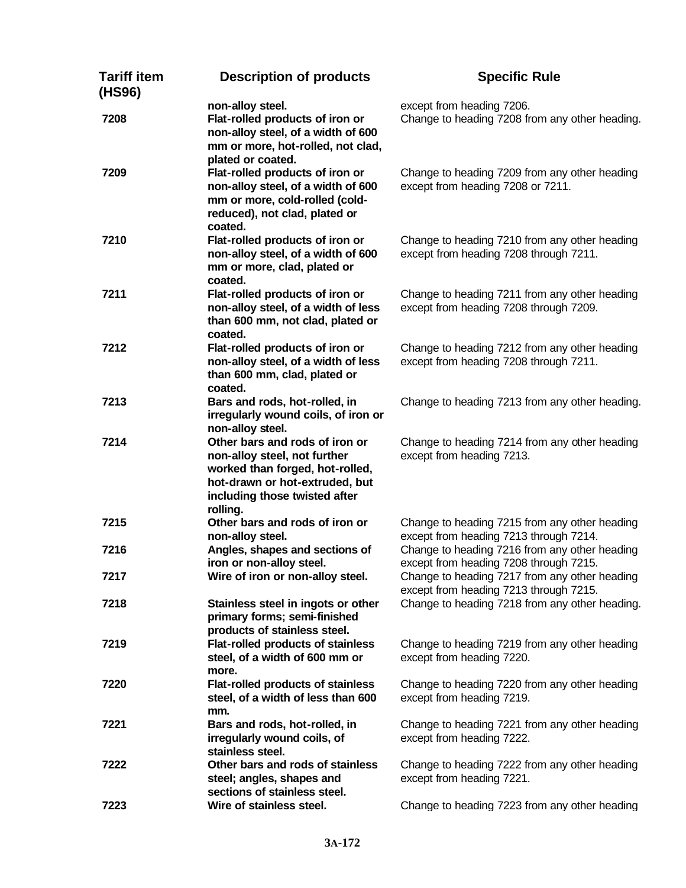| Tariff item (HS96) | Description of products | Specific Rule |
|---|---|---|
| | **non-alloy steel.** | except from heading 7206. |
| 7208 | **Flat-rolled products of iron or non-alloy steel, of a width of 600 mm or more, hot-rolled, not clad, plated or coated.** | Change to heading 7208 from any other heading. |
| 7209 | **Flat-rolled products of iron or non-alloy steel, of a width of 600 mm or more, cold-rolled (cold-reduced), not clad, plated or coated.** | Change to heading 7209 from any other heading except from heading 7208 or 7211. |
| 7210 | **Flat-rolled products of iron or non-alloy steel, of a width of 600 mm or more, clad, plated or coated.** | Change to heading 7210 from any other heading except from heading 7208 through 7211. |
| 7211 | **Flat-rolled products of iron or non-alloy steel, of a width of less than 600 mm, not clad, plated or coated.** | Change to heading 7211 from any other heading except from heading 7208 through 7209. |
| 7212 | **Flat-rolled products of iron or non-alloy steel, of a width of less than 600 mm, clad, plated or coated.** | Change to heading 7212 from any other heading except from heading 7208 through 7211. |
| 7213 | **Bars and rods, hot-rolled, in irregularly wound coils, of iron or non-alloy steel.** | Change to heading 7213 from any other heading. |
| 7214 | **Other bars and rods of iron or non-alloy steel, not further worked than forged, hot-rolled, hot-drawn or hot-extruded, but including those twisted after rolling.** | Change to heading 7214 from any other heading except from heading 7213. |
| 7215 | **Other bars and rods of iron or non-alloy steel.** | Change to heading 7215 from any other heading except from heading 7213 through 7214. |
| 7216 | **Angles, shapes and sections of iron or non-alloy steel.** | Change to heading 7216 from any other heading except from heading 7208 through 7215. |
| 7217 | **Wire of iron or non-alloy steel.** | Change to heading 7217 from any other heading except from heading 7213 through 7215. |
| 7218 | **Stainless steel in ingots or other primary forms; semi-finished products of stainless steel.** | Change to heading 7218 from any other heading. |
| 7219 | **Flat-rolled products of stainless steel, of a width of 600 mm or more.** | Change to heading 7219 from any other heading except from heading 7220. |
| 7220 | **Flat-rolled products of stainless steel, of a width of less than 600 mm.** | Change to heading 7220 from any other heading except from heading 7219. |
| 7221 | **Bars and rods, hot-rolled, in irregularly wound coils, of stainless steel.** | Change to heading 7221 from any other heading except from heading 7222. |
| 7222 | **Other bars and rods of stainless steel; angles, shapes and sections of stainless steel.** | Change to heading 7222 from any other heading except from heading 7221. |
| 7223 | **Wire of stainless steel.** | Change to heading 7223 from any other heading |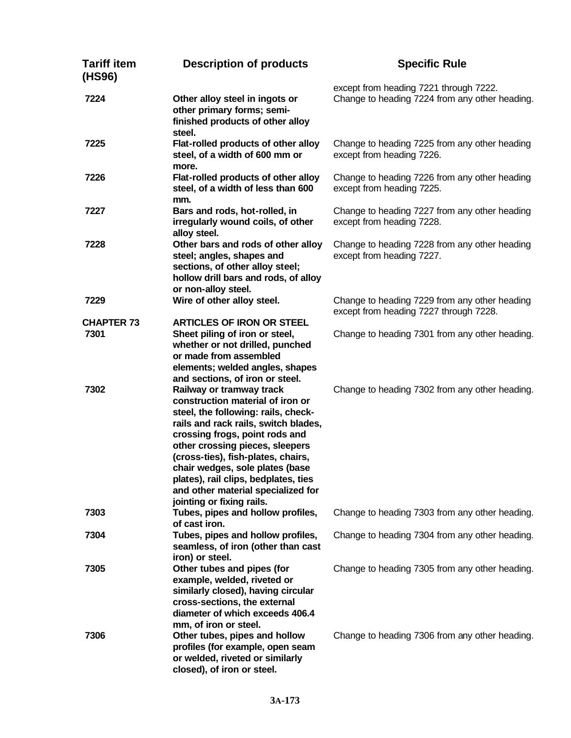| Tariff item (HS96) | Description of products | Specific Rule |
|---|---|---|
| | | except from heading 7221 through 7222. |
| 7224 | **Other alloy steel in ingots or other primary forms; semi-finished products of other alloy steel.** | Change to heading 7224 from any other heading. |
| 7225 | **Flat-rolled products of other alloy steel, of a width of 600 mm or more.** | Change to heading 7225 from any other heading except from heading 7226. |
| 7226 | **Flat-rolled products of other alloy steel, of a width of less than 600 mm.** | Change to heading 7226 from any other heading except from heading 7225. |
| 7227 | **Bars and rods, hot-rolled, in irregularly wound coils, of other alloy steel.** | Change to heading 7227 from any other heading except from heading 7228. |
| 7228 | **Other bars and rods of other alloy steel; angles, shapes and sections, of other alloy steel; hollow drill bars and rods, of alloy or non-alloy steel.** | Change to heading 7228 from any other heading except from heading 7227. |
| 7229 | **Wire of other alloy steel.** | Change to heading 7229 from any other heading except from heading 7227 through 7228. |
| **CHAPTER 73** | **ARTICLES OF IRON OR STEEL** | |
| 7301 | **Sheet piling of iron or steel, whether or not drilled, punched or made from assembled elements; welded angles, shapes and sections, of iron or steel.** | Change to heading 7301 from any other heading. |
| 7302 | **Railway or tramway track construction material of iron or steel, the following: rails, check-rails and rack rails, switch blades, crossing frogs, point rods and other crossing pieces, sleepers (cross-ties), fish-plates, chairs, chair wedges, sole plates (base plates), rail clips, bedplates, ties and other material specialized for jointing or fixing rails.** | Change to heading 7302 from any other heading. |
| 7303 | **Tubes, pipes and hollow profiles, of cast iron.** | Change to heading 7303 from any other heading. |
| 7304 | **Tubes, pipes and hollow profiles, seamless, of iron (other than cast iron) or steel.** | Change to heading 7304 from any other heading. |
| 7305 | **Other tubes and pipes (for example, welded, riveted or similarly closed), having circular cross-sections, the external diameter of which exceeds 406.4 mm, of iron or steel.** | Change to heading 7305 from any other heading. |
| 7306 | **Other tubes, pipes and hollow profiles (for example, open seam or welded, riveted or similarly closed), of iron or steel.** | Change to heading 7306 from any other heading. |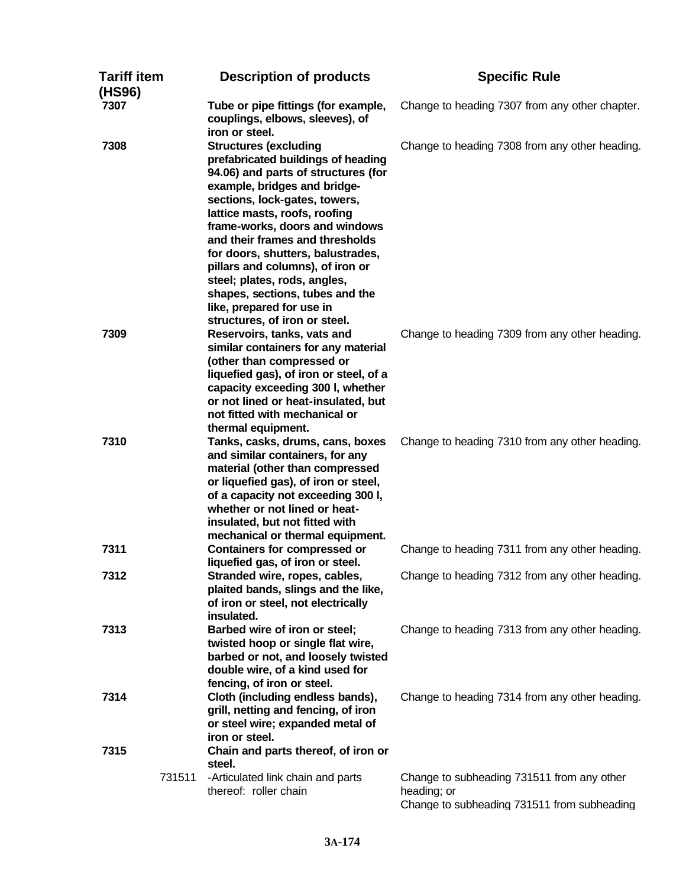| Tariff item (HS96) | | Description of products | Specific Rule |
|---|---|---|---|
| 7307 | | **Tube or pipe fittings (for example, couplings, elbows, sleeves), of iron or steel.** | Change to heading 7307 from any other chapter. |
| 7308 | | **Structures (excluding prefabricated buildings of heading 94.06) and parts of structures (for example, bridges and bridge-sections, lock-gates, towers, lattice masts, roofs, roofing frame-works, doors and windows and their frames and thresholds for doors, shutters, balustrades, pillars and columns), of iron or steel; plates, rods, angles, shapes, sections, tubes and the like, prepared for use in structures, of iron or steel.** | Change to heading 7308 from any other heading. |
| 7309 | | **Reservoirs, tanks, vats and similar containers for any material (other than compressed or liquefied gas), of iron or steel, of a capacity exceeding 300 l, whether or not lined or heat-insulated, but not fitted with mechanical or thermal equipment.** | Change to heading 7309 from any other heading. |
| 7310 | | **Tanks, casks, drums, cans, boxes and similar containers, for any material (other than compressed or liquefied gas), of iron or steel, of a capacity not exceeding 300 l, whether or not lined or heat-insulated, but not fitted with mechanical or thermal equipment.** | Change to heading 7310 from any other heading. |
| 7311 | | **Containers for compressed or liquefied gas, of iron or steel.** | Change to heading 7311 from any other heading. |
| 7312 | | **Stranded wire, ropes, cables, plaited bands, slings and the like, of iron or steel, not electrically insulated.** | Change to heading 7312 from any other heading. |
| 7313 | | **Barbed wire of iron or steel; twisted hoop or single flat wire, barbed or not, and loosely twisted double wire, of a kind used for fencing, of iron or steel.** | Change to heading 7313 from any other heading. |
| 7314 | | **Cloth (including endless bands), grill, netting and fencing, of iron or steel wire; expanded metal of iron or steel.** | Change to heading 7314 from any other heading. |
| 7315 | | **Chain and parts thereof, of iron or steel.** | |
| | 731511 | -Articulated link chain and parts thereof: roller chain | Change to subheading 731511 from any other heading; or<br>Change to subheading 731511 from subheading |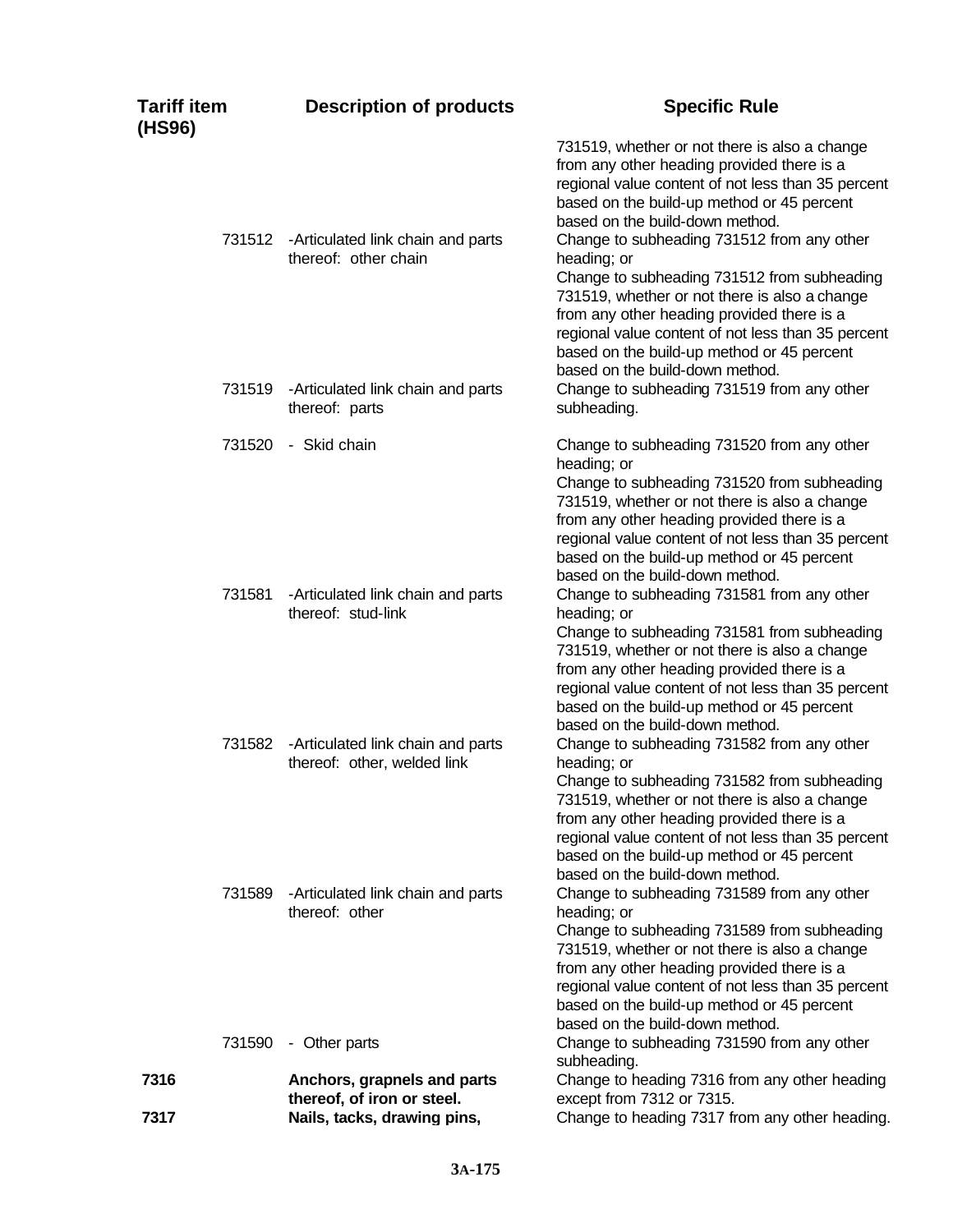| Tariff item (HS96) | Description of products | Specific Rule |
|---|---|---|
| | | 731519, whether or not there is also a change from any other heading provided there is a regional value content of not less than 35 percent based on the build-up method or 45 percent based on the build-down method. |
| 731512 | -Articulated link chain and parts thereof: other chain | Change to subheading 731512 from any other heading; or<br>Change to subheading 731512 from subheading 731519, whether or not there is also a change from any other heading provided there is a regional value content of not less than 35 percent based on the build-up method or 45 percent based on the build-down method. |
| 731519 | -Articulated link chain and parts thereof: parts | Change to subheading 731519 from any other subheading. |
| 731520 | - Skid chain | Change to subheading 731520 from any other heading; or<br>Change to subheading 731520 from subheading 731519, whether or not there is also a change from any other heading provided there is a regional value content of not less than 35 percent based on the build-up method or 45 percent based on the build-down method. |
| 731581 | -Articulated link chain and parts thereof: stud-link | Change to subheading 731581 from any other heading; or<br>Change to subheading 731581 from subheading 731519, whether or not there is also a change from any other heading provided there is a regional value content of not less than 35 percent based on the build-up method or 45 percent based on the build-down method. |
| 731582 | -Articulated link chain and parts thereof: other, welded link | Change to subheading 731582 from any other heading; or<br>Change to subheading 731582 from subheading 731519, whether or not there is also a change from any other heading provided there is a regional value content of not less than 35 percent based on the build-up method or 45 percent based on the build-down method. |
| 731589 | -Articulated link chain and parts thereof: other | Change to subheading 731589 from any other heading; or<br>Change to subheading 731589 from subheading 731519, whether or not there is also a change from any other heading provided there is a regional value content of not less than 35 percent based on the build-up method or 45 percent based on the build-down method. |
| 731590 | - Other parts | Change to subheading 731590 from any other subheading. |
| **7316** | **Anchors, grapnels and parts thereof, of iron or steel.** | Change to heading 7316 from any other heading except from 7312 or 7315. |
| **7317** | **Nails, tacks, drawing pins,** | Change to heading 7317 from any other heading. |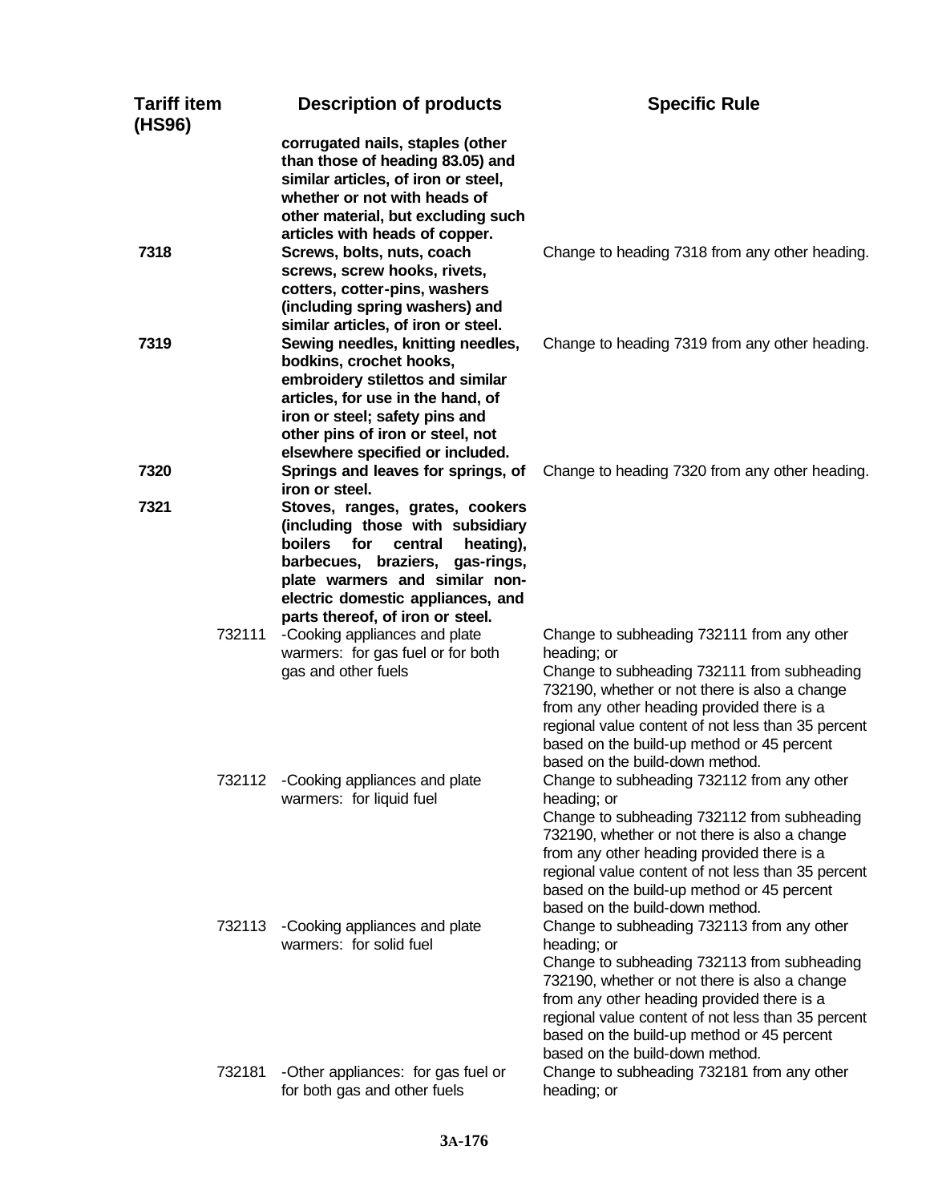| Tariff item (HS96) | | Description of products | Specific Rule |
|---|---|---|---|
| | | **corrugated nails, staples (other than those of heading 83.05) and similar articles, of iron or steel, whether or not with heads of other material, but excluding such articles with heads of copper.** | |
| **7318** | | **Screws, bolts, nuts, coach screws, screw hooks, rivets, cotters, cotter-pins, washers (including spring washers) and similar articles, of iron or steel.** | Change to heading 7318 from any other heading. |
| **7319** | | **Sewing needles, knitting needles, bodkins, crochet hooks, embroidery stilettos and similar articles, for use in the hand, of iron or steel; safety pins and other pins of iron or steel, not elsewhere specified or included.** | Change to heading 7319 from any other heading. |
| **7320** | | **Springs and leaves for springs, of iron or steel.** | Change to heading 7320 from any other heading. |
| **7321** | | **Stoves, ranges, grates, cookers (including those with subsidiary boilers for central heating), barbecues, braziers, gas-rings, plate warmers and similar non-electric domestic appliances, and parts thereof, of iron or steel.** | |
| | 732111 | -Cooking appliances and plate warmers: for gas fuel or for both gas and other fuels | Change to subheading 732111 from any other heading; or<br>Change to subheading 732111 from subheading 732190, whether or not there is also a change from any other heading provided there is a regional value content of not less than 35 percent based on the build-up method or 45 percent based on the build-down method. |
| | 732112 | -Cooking appliances and plate warmers: for liquid fuel | Change to subheading 732112 from any other heading; or<br>Change to subheading 732112 from subheading 732190, whether or not there is also a change from any other heading provided there is a regional value content of not less than 35 percent based on the build-up method or 45 percent based on the build-down method. |
| | 732113 | -Cooking appliances and plate warmers: for solid fuel | Change to subheading 732113 from any other heading; or<br>Change to subheading 732113 from subheading 732190, whether or not there is also a change from any other heading provided there is a regional value content of not less than 35 percent based on the build-up method or 45 percent based on the build-down method. |
| | 732181 | -Other appliances: for gas fuel or for both gas and other fuels | Change to subheading 732181 from any other heading; or |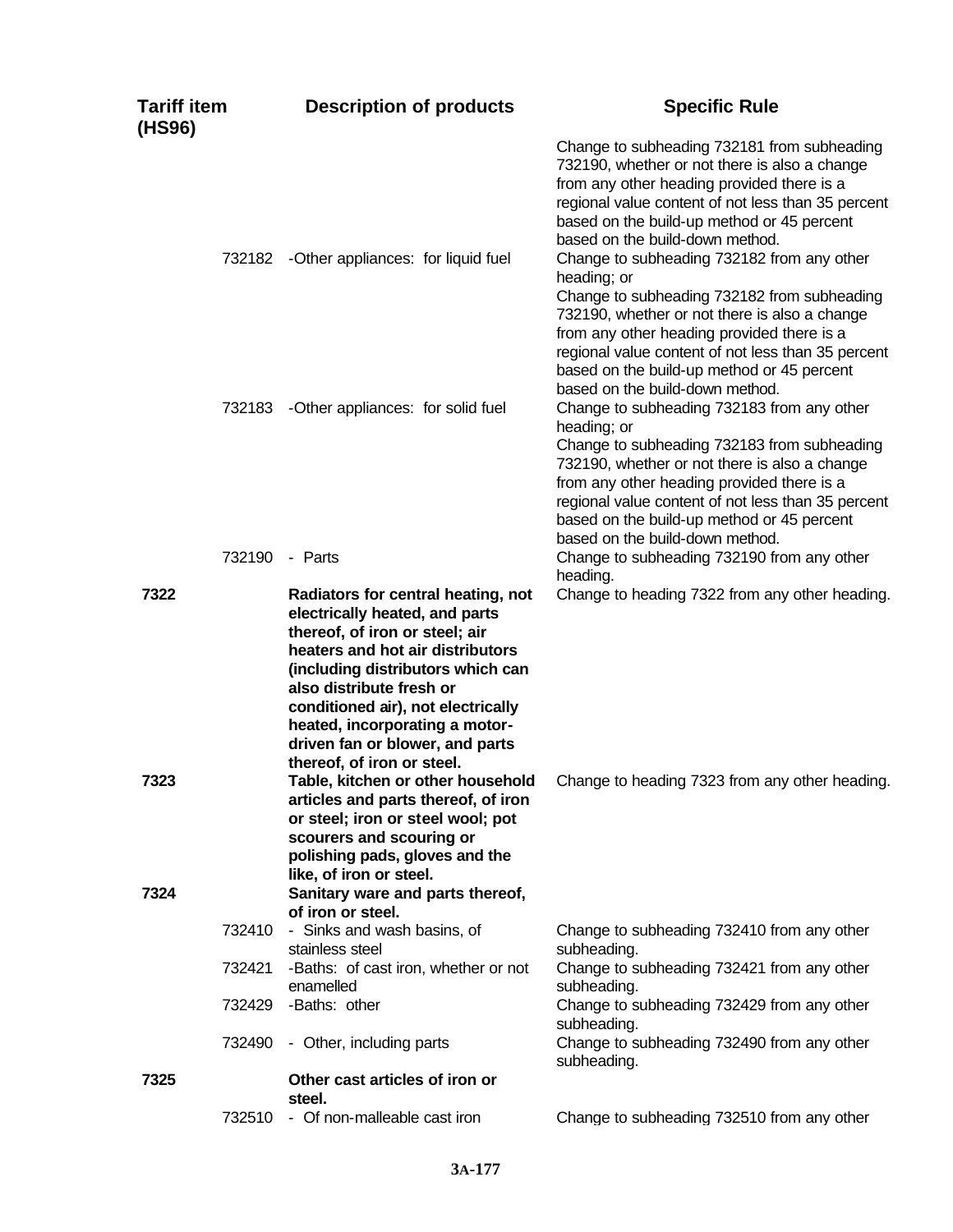| Tariff item (HS96) | | Description of products | Specific Rule |
|---|---|---|---|
| | | | Change to subheading 732181 from subheading 732190, whether or not there is also a change from any other heading provided there is a regional value content of not less than 35 percent based on the build-up method or 45 percent based on the build-down method. |
| | 732182 | -Other appliances: for liquid fuel | Change to subheading 732182 from any other heading; or<br>Change to subheading 732182 from subheading 732190, whether or not there is also a change from any other heading provided there is a regional value content of not less than 35 percent based on the build-up method or 45 percent based on the build-down method. |
| | 732183 | -Other appliances: for solid fuel | Change to subheading 732183 from any other heading; or<br>Change to subheading 732183 from subheading 732190, whether or not there is also a change from any other heading provided there is a regional value content of not less than 35 percent based on the build-up method or 45 percent based on the build-down method. |
| | 732190 | - Parts | Change to subheading 732190 from any other heading. |
| **7322** | | **Radiators for central heating, not electrically heated, and parts thereof, of iron or steel; air heaters and hot air distributors (including distributors which can also distribute fresh or conditioned air), not electrically heated, incorporating a motor-driven fan or blower, and parts thereof, of iron or steel.** | Change to heading 7322 from any other heading. |
| **7323** | | **Table, kitchen or other household articles and parts thereof, of iron or steel; iron or steel wool; pot scourers and scouring or polishing pads, gloves and the like, of iron or steel.** | Change to heading 7323 from any other heading. |
| **7324** | | **Sanitary ware and parts thereof, of iron or steel.** | |
| | 732410 | - Sinks and wash basins, of stainless steel | Change to subheading 732410 from any other subheading. |
| | 732421 | -Baths: of cast iron, whether or not enamelled | Change to subheading 732421 from any other subheading. |
| | 732429 | -Baths: other | Change to subheading 732429 from any other subheading. |
| | 732490 | - Other, including parts | Change to subheading 732490 from any other subheading. |
| **7325** | | **Other cast articles of iron or steel.** | |
| | 732510 | - Of non-malleable cast iron | Change to subheading 732510 from any other |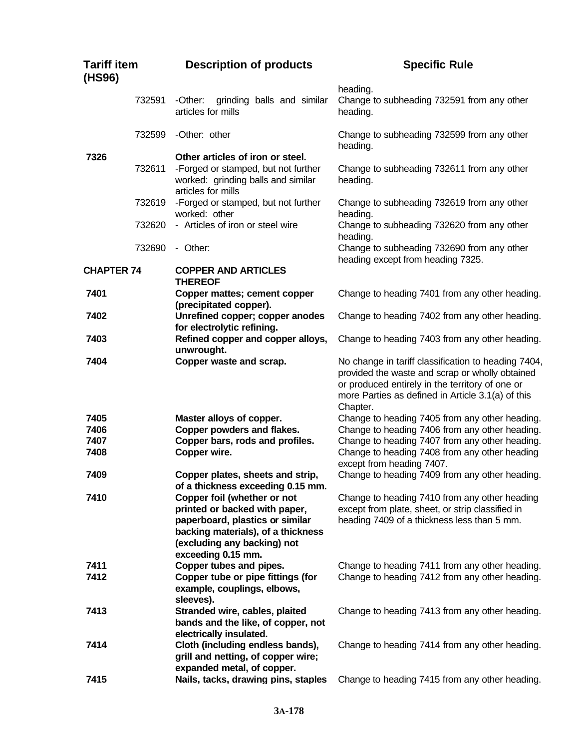| Tariff item (HS96) | | Description of products | Specific Rule |
|---|---|---|---|
| | | | heading. |
| | 732591 | -Other: grinding balls and similar articles for mills | Change to subheading 732591 from any other heading. |
| | 732599 | -Other: other | Change to subheading 732599 from any other heading. |
| **7326** | | **Other articles of iron or steel.** | |
| | 732611 | -Forged or stamped, but not further worked: grinding balls and similar articles for mills | Change to subheading 732611 from any other heading. |
| | 732619 | -Forged or stamped, but not further worked: other | Change to subheading 732619 from any other heading. |
| | 732620 | - Articles of iron or steel wire | Change to subheading 732620 from any other heading. |
| | 732690 | - Other: | Change to subheading 732690 from any other heading except from heading 7325. |
| **CHAPTER 74** | | **COPPER AND ARTICLES THEREOF** | |
| **7401** | | **Copper mattes; cement copper (precipitated copper).** | Change to heading 7401 from any other heading. |
| **7402** | | **Unrefined copper; copper anodes for electrolytic refining.** | Change to heading 7402 from any other heading. |
| **7403** | | **Refined copper and copper alloys, unwrought.** | Change to heading 7403 from any other heading. |
| **7404** | | **Copper waste and scrap.** | No change in tariff classification to heading 7404, provided the waste and scrap or wholly obtained or produced entirely in the territory of one or more Parties as defined in Article 3.1(a) of this Chapter. |
| **7405** | | **Master alloys of copper.** | Change to heading 7405 from any other heading. |
| **7406** | | **Copper powders and flakes.** | Change to heading 7406 from any other heading. |
| **7407** | | **Copper bars, rods and profiles.** | Change to heading 7407 from any other heading. |
| **7408** | | **Copper wire.** | Change to heading 7408 from any other heading except from heading 7407. |
| **7409** | | **Copper plates, sheets and strip, of a thickness exceeding 0.15 mm.** | Change to heading 7409 from any other heading. |
| **7410** | | **Copper foil (whether or not printed or backed with paper, paperboard, plastics or similar backing materials), of a thickness (excluding any backing) not exceeding 0.15 mm.** | Change to heading 7410 from any other heading except from plate, sheet, or strip classified in heading 7409 of a thickness less than 5 mm. |
| **7411** | | **Copper tubes and pipes.** | Change to heading 7411 from any other heading. |
| **7412** | | **Copper tube or pipe fittings (for example, couplings, elbows, sleeves).** | Change to heading 7412 from any other heading. |
| **7413** | | **Stranded wire, cables, plaited bands and the like, of copper, not electrically insulated.** | Change to heading 7413 from any other heading. |
| **7414** | | **Cloth (including endless bands), grill and netting, of copper wire; expanded metal, of copper.** | Change to heading 7414 from any other heading. |
| **7415** | | **Nails, tacks, drawing pins, staples** | Change to heading 7415 from any other heading. |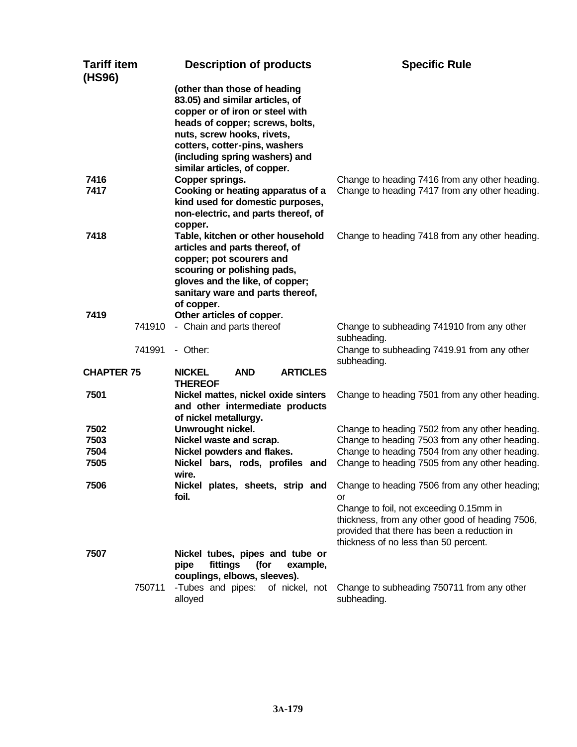| Tariff item (HS96) | | Description of products | Specific Rule |
|---|---|---|---|
| | | **(other than those of heading 83.05) and similar articles, of copper or of iron or steel with heads of copper; screws, bolts, nuts, screw hooks, rivets, cotters, cotter-pins, washers (including spring washers) and similar articles, of copper.** | |
| 7416 | | **Copper springs.** | Change to heading 7416 from any other heading. |
| 7417 | | **Cooking or heating apparatus of a kind used for domestic purposes, non-electric, and parts thereof, of copper.** | Change to heading 7417 from any other heading. |
| 7418 | | **Table, kitchen or other household articles and parts thereof, of copper; pot scourers and scouring or polishing pads, gloves and the like, of copper; sanitary ware and parts thereof, of copper.** | Change to heading 7418 from any other heading. |
| 7419 | | **Other articles of copper.** | |
| | 741910 | - Chain and parts thereof | Change to subheading 741910 from any other subheading. |
| | 741991 | - Other: | Change to subheading 7419.91 from any other subheading. |
| **CHAPTER 75** | | **NICKEL AND ARTICLES THEREOF** | |
| 7501 | | **Nickel mattes, nickel oxide sinters and other intermediate products of nickel metallurgy.** | Change to heading 7501 from any other heading. |
| 7502 | | **Unwrought nickel.** | Change to heading 7502 from any other heading. |
| 7503 | | **Nickel waste and scrap.** | Change to heading 7503 from any other heading. |
| 7504 | | **Nickel powders and flakes.** | Change to heading 7504 from any other heading. |
| 7505 | | **Nickel bars, rods, profiles and wire.** | Change to heading 7505 from any other heading. |
| 7506 | | **Nickel plates, sheets, strip and foil.** | Change to heading 7506 from any other heading; or<br>Change to foil, not exceeding 0.15mm in thickness, from any other good of heading 7506, provided that there has been a reduction in thickness of no less than 50 percent. |
| 7507 | | **Nickel tubes, pipes and tube or pipe fittings (for example, couplings, elbows, sleeves).** | |
| | 750711 | -Tubes and pipes: of nickel, not alloyed | Change to subheading 750711 from any other subheading. |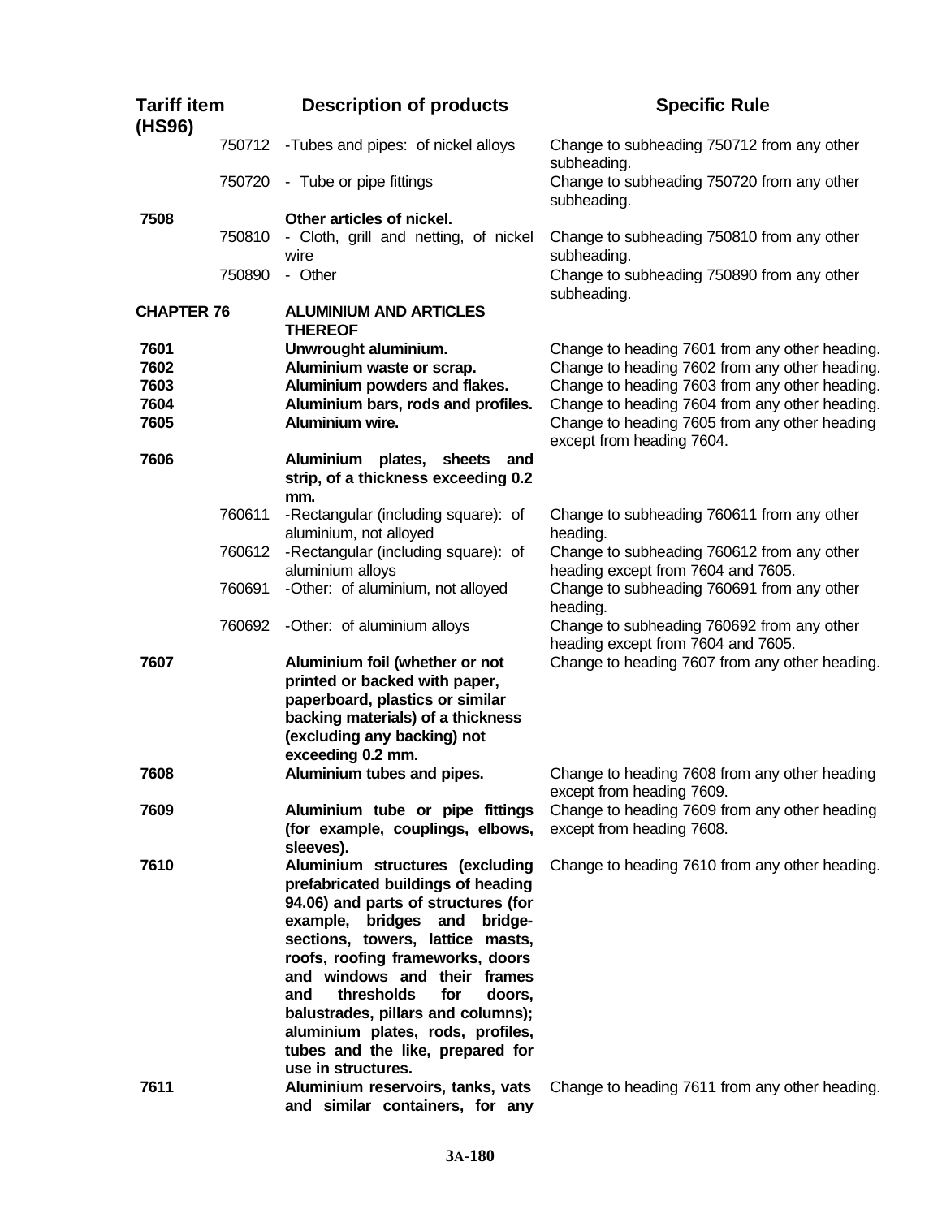| Tariff item (HS96) | | Description of products | Specific Rule |
|---|---|---|---|
| | 750712 | -Tubes and pipes: of nickel alloys | Change to subheading 750712 from any other subheading. |
| | 750720 | - Tube or pipe fittings | Change to subheading 750720 from any other subheading. |
| **7508** | | **Other articles of nickel.** | |
| | 750810 | - Cloth, grill and netting, of nickel wire | Change to subheading 750810 from any other subheading. |
| | 750890 | - Other | Change to subheading 750890 from any other subheading. |
| **CHAPTER 76** | | **ALUMINIUM AND ARTICLES THEREOF** | |
| **7601** | | **Unwrought aluminium.** | Change to heading 7601 from any other heading. |
| **7602** | | **Aluminium waste or scrap.** | Change to heading 7602 from any other heading. |
| **7603** | | **Aluminium powders and flakes.** | Change to heading 7603 from any other heading. |
| **7604** | | **Aluminium bars, rods and profiles.** | Change to heading 7604 from any other heading. |
| **7605** | | **Aluminium wire.** | Change to heading 7605 from any other heading except from heading 7604. |
| **7606** | | **Aluminium plates, sheets and strip, of a thickness exceeding 0.2 mm.** | |
| | 760611 | -Rectangular (including square): of aluminium, not alloyed | Change to subheading 760611 from any other heading. |
| | 760612 | -Rectangular (including square): of aluminium alloys | Change to subheading 760612 from any other heading except from 7604 and 7605. |
| | 760691 | -Other: of aluminium, not alloyed | Change to subheading 760691 from any other heading. |
| | 760692 | -Other: of aluminium alloys | Change to subheading 760692 from any other heading except from 7604 and 7605. |
| **7607** | | **Aluminium foil (whether or not printed or backed with paper, paperboard, plastics or similar backing materials) of a thickness (excluding any backing) not exceeding 0.2 mm.** | Change to heading 7607 from any other heading. |
| **7608** | | **Aluminium tubes and pipes.** | Change to heading 7608 from any other heading except from heading 7609. |
| **7609** | | **Aluminium tube or pipe fittings (for example, couplings, elbows, sleeves).** | Change to heading 7609 from any other heading except from heading 7608. |
| **7610** | | **Aluminium structures (excluding prefabricated buildings of heading 94.06) and parts of structures (for example, bridges and bridge-sections, towers, lattice masts, roofs, roofing frameworks, doors and windows and their frames and thresholds for doors, balustrades, pillars and columns); aluminium plates, rods, profiles, tubes and the like, prepared for use in structures.** | Change to heading 7610 from any other heading. |
| **7611** | | **Aluminium reservoirs, tanks, vats and similar containers, for any** | Change to heading 7611 from any other heading. |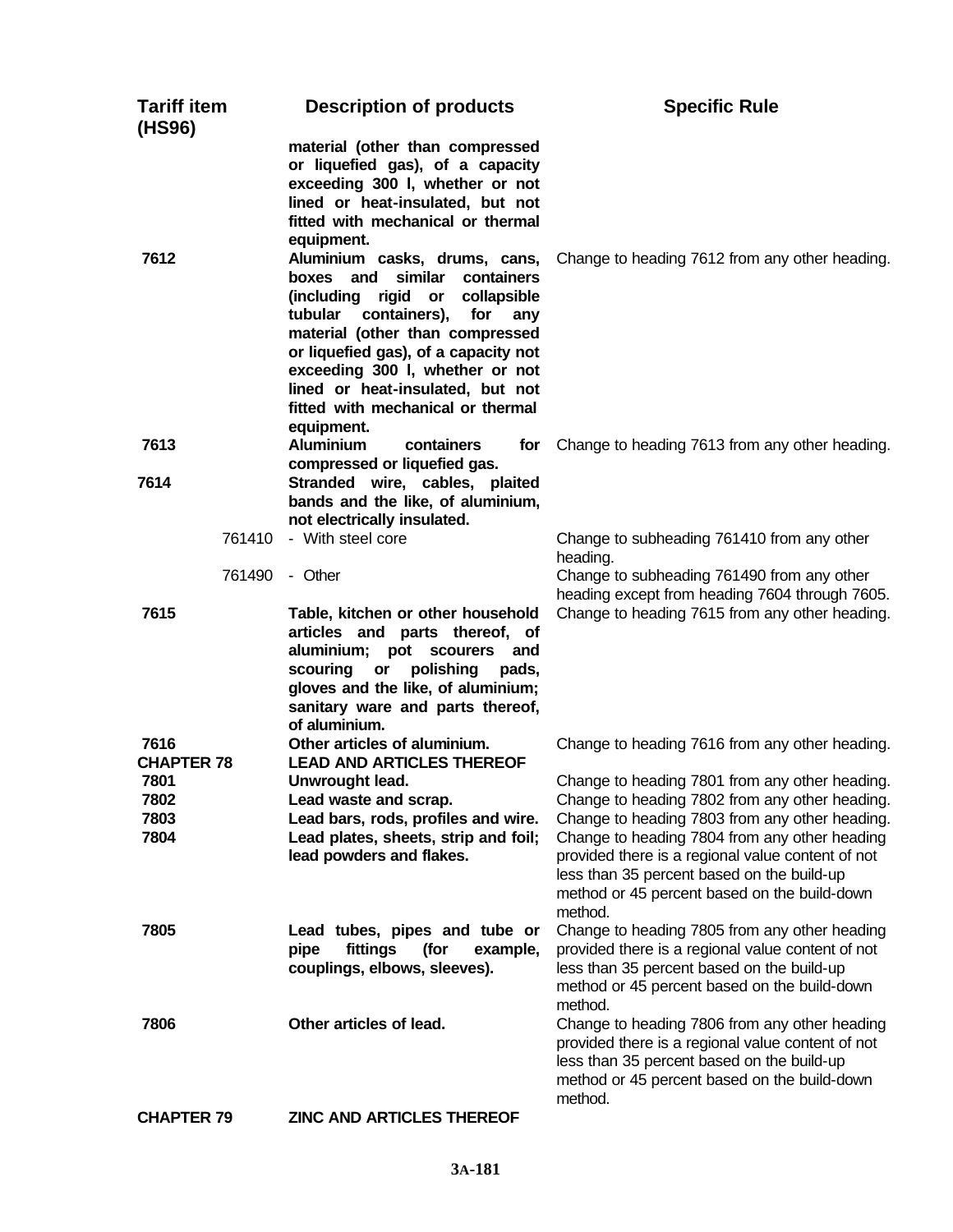| Tariff item (HS96) | Description of products | Specific Rule |
|---|---|---|
| | **material (other than compressed or liquefied gas), of a capacity exceeding 300 l, whether or not lined or heat-insulated, but not fitted with mechanical or thermal equipment.** | |
| **7612** | **Aluminium casks, drums, cans, boxes and similar containers (including rigid or collapsible tubular containers), for any material (other than compressed or liquefied gas), of a capacity not exceeding 300 l, whether or not lined or heat-insulated, but not fitted with mechanical or thermal equipment.** | Change to heading 7612 from any other heading. |
| **7613** | **Aluminium containers for compressed or liquefied gas.** | Change to heading 7613 from any other heading. |
| **7614** | **Stranded wire, cables, plaited bands and the like, of aluminium, not electrically insulated.** | |
| 761410 | - With steel core | Change to subheading 761410 from any other heading. |
| 761490 | - Other | Change to subheading 761490 from any other heading except from heading 7604 through 7605. |
| **7615** | **Table, kitchen or other household articles and parts thereof, of aluminium; pot scourers and scouring or polishing pads, gloves and the like, of aluminium; sanitary ware and parts thereof, of aluminium.** | Change to heading 7615 from any other heading. |
| **7616** | **Other articles of aluminium.** | Change to heading 7616 from any other heading. |
| **CHAPTER 78** | **LEAD AND ARTICLES THEREOF** | |
| **7801** | **Unwrought lead.** | Change to heading 7801 from any other heading. |
| **7802** | **Lead waste and scrap.** | Change to heading 7802 from any other heading. |
| **7803** | **Lead bars, rods, profiles and wire.** | Change to heading 7803 from any other heading. |
| **7804** | **Lead plates, sheets, strip and foil; lead powders and flakes.** | Change to heading 7804 from any other heading provided there is a regional value content of not less than 35 percent based on the build-up method or 45 percent based on the build-down method. |
| **7805** | **Lead tubes, pipes and tube or pipe fittings (for example, couplings, elbows, sleeves).** | Change to heading 7805 from any other heading provided there is a regional value content of not less than 35 percent based on the build-up method or 45 percent based on the build-down method. |
| **7806** | **Other articles of lead.** | Change to heading 7806 from any other heading provided there is a regional value content of not less than 35 percent based on the build-up method or 45 percent based on the build-down method. |
| **CHAPTER 79** | **ZINC AND ARTICLES THEREOF** | |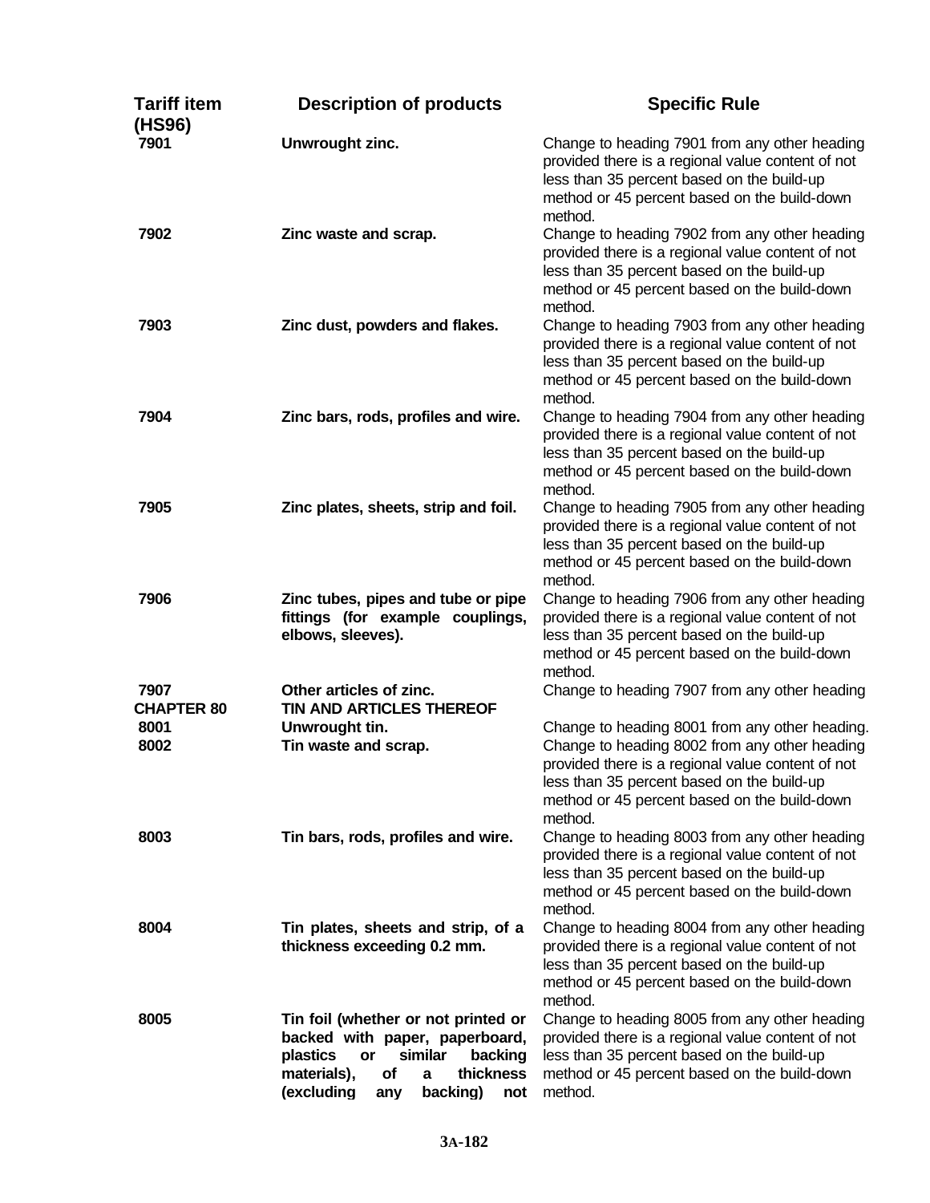| Tariff item (HS96) | Description of products | Specific Rule |
|---|---|---|
| 7901 | **Unwrought zinc.** | Change to heading 7901 from any other heading provided there is a regional value content of not less than 35 percent based on the build-up method or 45 percent based on the build-down method. |
| 7902 | **Zinc waste and scrap.** | Change to heading 7902 from any other heading provided there is a regional value content of not less than 35 percent based on the build-up method or 45 percent based on the build-down method. |
| 7903 | **Zinc dust, powders and flakes.** | Change to heading 7903 from any other heading provided there is a regional value content of not less than 35 percent based on the build-up method or 45 percent based on the build-down method. |
| 7904 | **Zinc bars, rods, profiles and wire.** | Change to heading 7904 from any other heading provided there is a regional value content of not less than 35 percent based on the build-up method or 45 percent based on the build-down method. |
| 7905 | **Zinc plates, sheets, strip and foil.** | Change to heading 7905 from any other heading provided there is a regional value content of not less than 35 percent based on the build-up method or 45 percent based on the build-down method. |
| 7906 | **Zinc tubes, pipes and tube or pipe fittings (for example couplings, elbows, sleeves).** | Change to heading 7906 from any other heading provided there is a regional value content of not less than 35 percent based on the build-up method or 45 percent based on the build-down method. |
| 7907 | **Other articles of zinc.** | Change to heading 7907 from any other heading |
| **CHAPTER 80** | **TIN AND ARTICLES THEREOF** | |
| 8001 | **Unwrought tin.** | Change to heading 8001 from any other heading. |
| 8002 | **Tin waste and scrap.** | Change to heading 8002 from any other heading provided there is a regional value content of not less than 35 percent based on the build-up method or 45 percent based on the build-down method. |
| 8003 | **Tin bars, rods, profiles and wire.** | Change to heading 8003 from any other heading provided there is a regional value content of not less than 35 percent based on the build-up method or 45 percent based on the build-down method. |
| 8004 | **Tin plates, sheets and strip, of a thickness exceeding 0.2 mm.** | Change to heading 8004 from any other heading provided there is a regional value content of not less than 35 percent based on the build-up method or 45 percent based on the build-down method. |
| 8005 | **Tin foil (whether or not printed or backed with paper, paperboard, plastics or similar backing materials), of a thickness (excluding any backing) not** | Change to heading 8005 from any other heading provided there is a regional value content of not less than 35 percent based on the build-up method or 45 percent based on the build-down method. |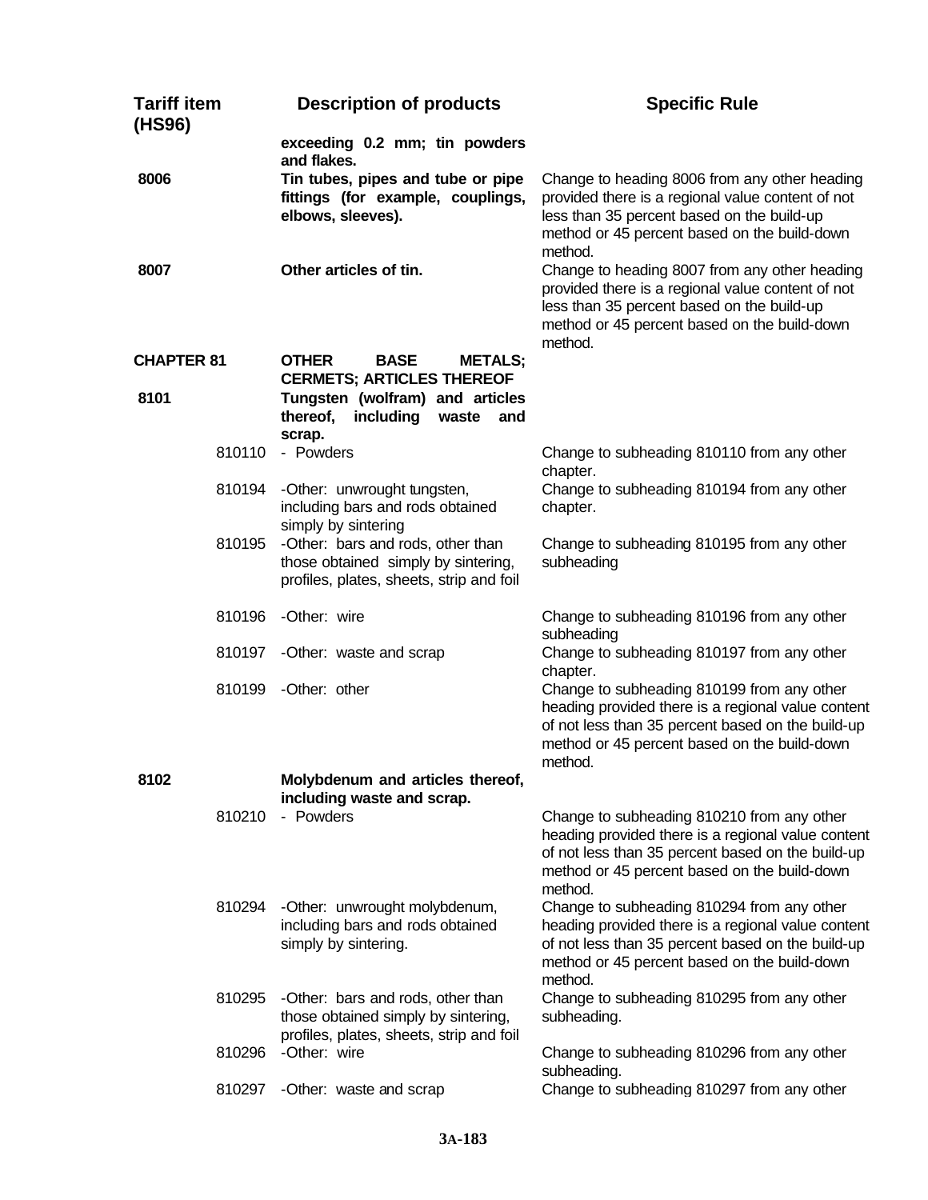| Tariff item (HS96) | | Description of products | Specific Rule |
|---|---|---|---|
| | | **exceeding 0.2 mm; tin powders and flakes.** | |
| **8006** | | **Tin tubes, pipes and tube or pipe fittings (for example, couplings, elbows, sleeves).** | Change to heading 8006 from any other heading provided there is a regional value content of not less than 35 percent based on the build-up method or 45 percent based on the build-down method. |
| **8007** | | **Other articles of tin.** | Change to heading 8007 from any other heading provided there is a regional value content of not less than 35 percent based on the build-up method or 45 percent based on the build-down method. |
| **CHAPTER 81** | | **OTHER BASE METALS; CERMETS; ARTICLES THEREOF** | |
| **8101** | | **Tungsten (wolfram) and articles thereof, including waste and scrap.** | |
| | 810110 | - Powders | Change to subheading 810110 from any other chapter. |
| | 810194 | -Other: unwrought tungsten, including bars and rods obtained simply by sintering | Change to subheading 810194 from any other chapter. |
| | 810195 | -Other: bars and rods, other than those obtained simply by sintering, profiles, plates, sheets, strip and foil | Change to subheading 810195 from any other subheading |
| | 810196 | -Other: wire | Change to subheading 810196 from any other subheading |
| | 810197 | -Other: waste and scrap | Change to subheading 810197 from any other chapter. |
| | 810199 | -Other: other | Change to subheading 810199 from any other heading provided there is a regional value content of not less than 35 percent based on the build-up method or 45 percent based on the build-down method. |
| **8102** | | **Molybdenum and articles thereof, including waste and scrap.** | |
| | 810210 | - Powders | Change to subheading 810210 from any other heading provided there is a regional value content of not less than 35 percent based on the build-up method or 45 percent based on the build-down method. |
| | 810294 | -Other: unwrought molybdenum, including bars and rods obtained simply by sintering. | Change to subheading 810294 from any other heading provided there is a regional value content of not less than 35 percent based on the build-up method or 45 percent based on the build-down method. |
| | 810295 | -Other: bars and rods, other than those obtained simply by sintering, profiles, plates, sheets, strip and foil | Change to subheading 810295 from any other subheading. |
| | 810296 | -Other: wire | Change to subheading 810296 from any other subheading. |
| | 810297 | -Other: waste and scrap | Change to subheading 810297 from any other |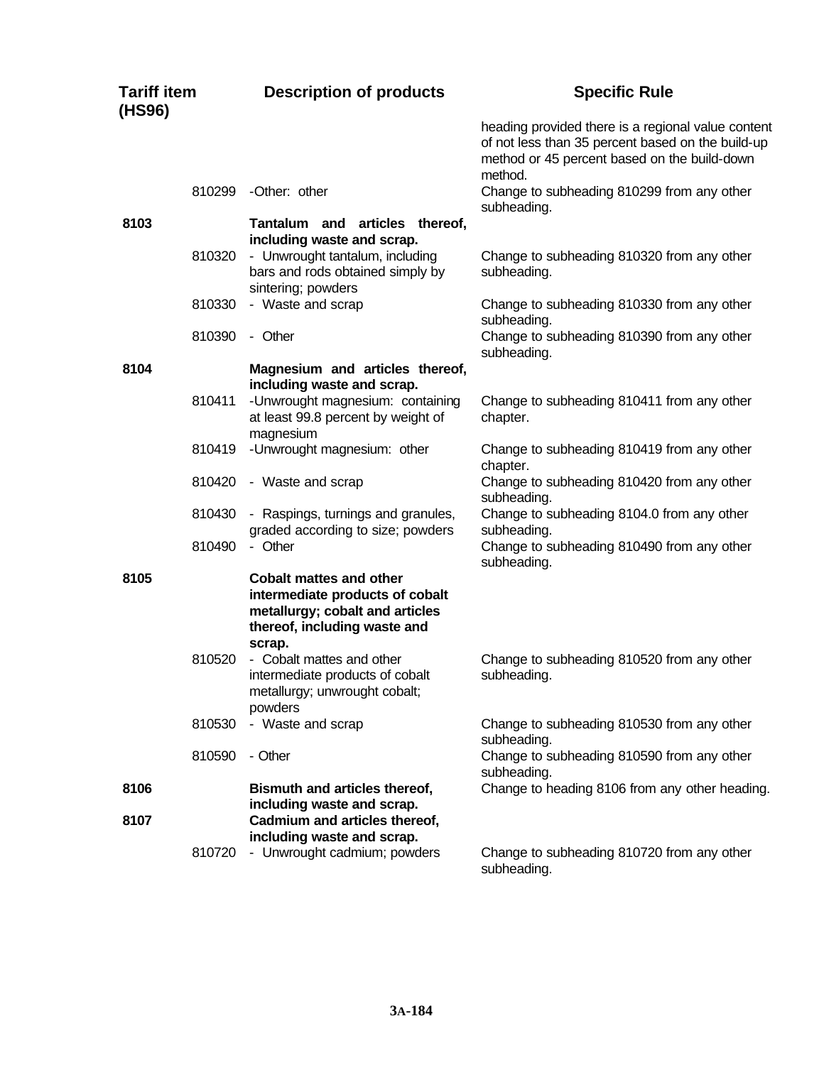| Tariff item (HS96) | | Description of products | Specific Rule |
|---|---|---|---|
| | | | heading provided there is a regional value content of not less than 35 percent based on the build-up method or 45 percent based on the build-down method. |
| | 810299 | -Other: other | Change to subheading 810299 from any other subheading. |
| **8103** | | **Tantalum and articles thereof, including waste and scrap.** | |
| | 810320 | - Unwrought tantalum, including bars and rods obtained simply by sintering; powders | Change to subheading 810320 from any other subheading. |
| | 810330 | - Waste and scrap | Change to subheading 810330 from any other subheading. |
| | 810390 | - Other | Change to subheading 810390 from any other subheading. |
| **8104** | | **Magnesium and articles thereof, including waste and scrap.** | |
| | 810411 | -Unwrought magnesium: containing at least 99.8 percent by weight of magnesium | Change to subheading 810411 from any other chapter. |
| | 810419 | -Unwrought magnesium: other | Change to subheading 810419 from any other chapter. |
| | 810420 | - Waste and scrap | Change to subheading 810420 from any other subheading. |
| | 810430 | - Raspings, turnings and granules, graded according to size; powders | Change to subheading 8104.0 from any other subheading. |
| | 810490 | - Other | Change to subheading 810490 from any other subheading. |
| **8105** | | **Cobalt mattes and other intermediate products of cobalt metallurgy; cobalt and articles thereof, including waste and scrap.** | |
| | 810520 | - Cobalt mattes and other intermediate products of cobalt metallurgy; unwrought cobalt; powders | Change to subheading 810520 from any other subheading. |
| | 810530 | - Waste and scrap | Change to subheading 810530 from any other subheading. |
| | 810590 | - Other | Change to subheading 810590 from any other subheading. |
| **8106** | | **Bismuth and articles thereof, including waste and scrap.** | Change to heading 8106 from any other heading. |
| **8107** | | **Cadmium and articles thereof, including waste and scrap.** | |
| | 810720 | - Unwrought cadmium; powders | Change to subheading 810720 from any other subheading. |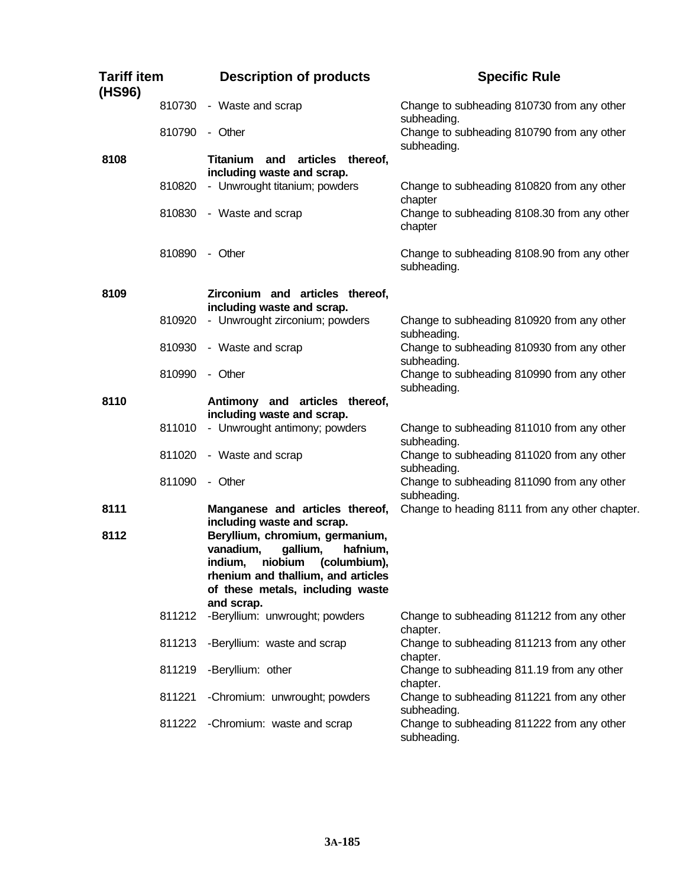| Tariff item (HS96) | | Description of products | Specific Rule |
|---|---|---|---|
| | 810730 | - Waste and scrap | Change to subheading 810730 from any other subheading. |
| | 810790 | - Other | Change to subheading 810790 from any other subheading. |
| **8108** | | **Titanium and articles thereof, including waste and scrap.** | |
| | 810820 | - Unwrought titanium; powders | Change to subheading 810820 from any other chapter |
| | 810830 | - Waste and scrap | Change to subheading 8108.30 from any other chapter |
| | 810890 | - Other | Change to subheading 8108.90 from any other subheading. |
| **8109** | | **Zirconium and articles thereof, including waste and scrap.** | |
| | 810920 | - Unwrought zirconium; powders | Change to subheading 810920 from any other subheading. |
| | 810930 | - Waste and scrap | Change to subheading 810930 from any other subheading. |
| | 810990 | - Other | Change to subheading 810990 from any other subheading. |
| **8110** | | **Antimony and articles thereof, including waste and scrap.** | |
| | 811010 | - Unwrought antimony; powders | Change to subheading 811010 from any other subheading. |
| | 811020 | - Waste and scrap | Change to subheading 811020 from any other subheading. |
| | 811090 | - Other | Change to subheading 811090 from any other subheading. |
| **8111** | | **Manganese and articles thereof, including waste and scrap.** | Change to heading 8111 from any other chapter. |
| **8112** | | **Beryllium, chromium, germanium, vanadium, gallium, hafnium, indium, niobium (columbium), rhenium and thallium, and articles of these metals, including waste and scrap.** | |
| | 811212 | -Beryllium: unwrought; powders | Change to subheading 811212 from any other chapter. |
| | 811213 | -Beryllium: waste and scrap | Change to subheading 811213 from any other chapter. |
| | 811219 | -Beryllium: other | Change to subheading 811.19 from any other chapter. |
| | 811221 | -Chromium: unwrought; powders | Change to subheading 811221 from any other subheading. |
| | 811222 | -Chromium: waste and scrap | Change to subheading 811222 from any other subheading. |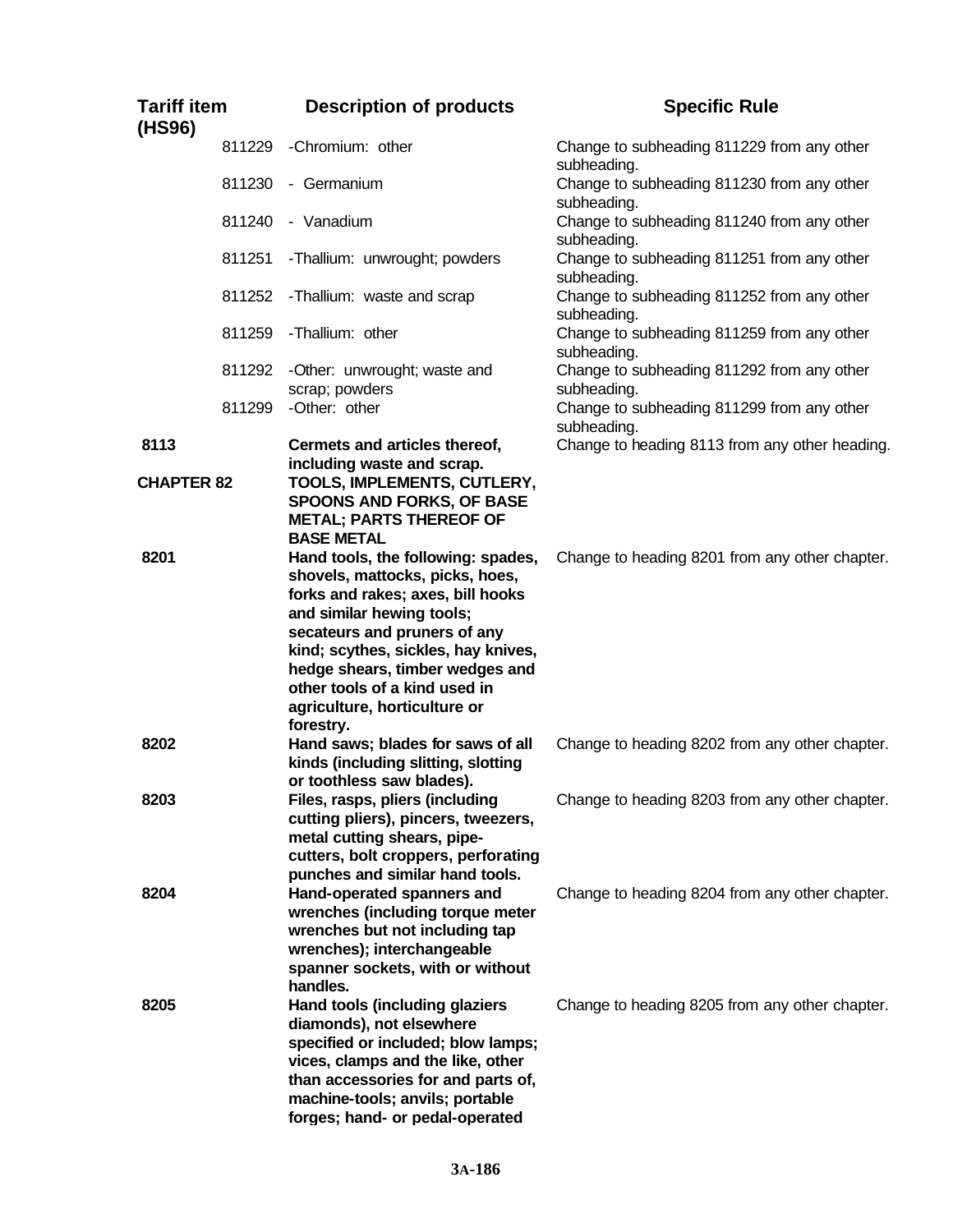| Tariff item (HS96) | Description of products | Specific Rule |
|---|---|---|
| 811229 | -Chromium: other | Change to subheading 811229 from any other subheading. |
| 811230 | - Germanium | Change to subheading 811230 from any other subheading. |
| 811240 | - Vanadium | Change to subheading 811240 from any other subheading. |
| 811251 | -Thallium: unwrought; powders | Change to subheading 811251 from any other subheading. |
| 811252 | -Thallium: waste and scrap | Change to subheading 811252 from any other subheading. |
| 811259 | -Thallium: other | Change to subheading 811259 from any other subheading. |
| 811292 | -Other: unwrought; waste and scrap; powders | Change to subheading 811292 from any other subheading. |
| 811299 | -Other: other | Change to subheading 811299 from any other subheading. |
| **8113** | **Cermets and articles thereof, including waste and scrap.** | Change to heading 8113 from any other heading. |
| **CHAPTER 82** | **TOOLS, IMPLEMENTS, CUTLERY, SPOONS AND FORKS, OF BASE METAL; PARTS THEREOF OF BASE METAL** | |
| **8201** | **Hand tools, the following: spades, shovels, mattocks, picks, hoes, forks and rakes; axes, bill hooks and similar hewing tools; secateurs and pruners of any kind; scythes, sickles, hay knives, hedge shears, timber wedges and other tools of a kind used in agriculture, horticulture or forestry.** | Change to heading 8201 from any other chapter. |
| **8202** | **Hand saws; blades for saws of all kinds (including slitting, slotting or toothless saw blades).** | Change to heading 8202 from any other chapter. |
| **8203** | **Files, rasps, pliers (including cutting pliers), pincers, tweezers, metal cutting shears, pipe-cutters, bolt croppers, perforating punches and similar hand tools.** | Change to heading 8203 from any other chapter. |
| **8204** | **Hand-operated spanners and wrenches (including torque meter wrenches but not including tap wrenches); interchangeable spanner sockets, with or without handles.** | Change to heading 8204 from any other chapter. |
| **8205** | **Hand tools (including glaziers diamonds), not elsewhere specified or included; blow lamps; vices, clamps and the like, other than accessories for and parts of, machine-tools; anvils; portable forges; hand- or pedal-operated** | Change to heading 8205 from any other chapter. |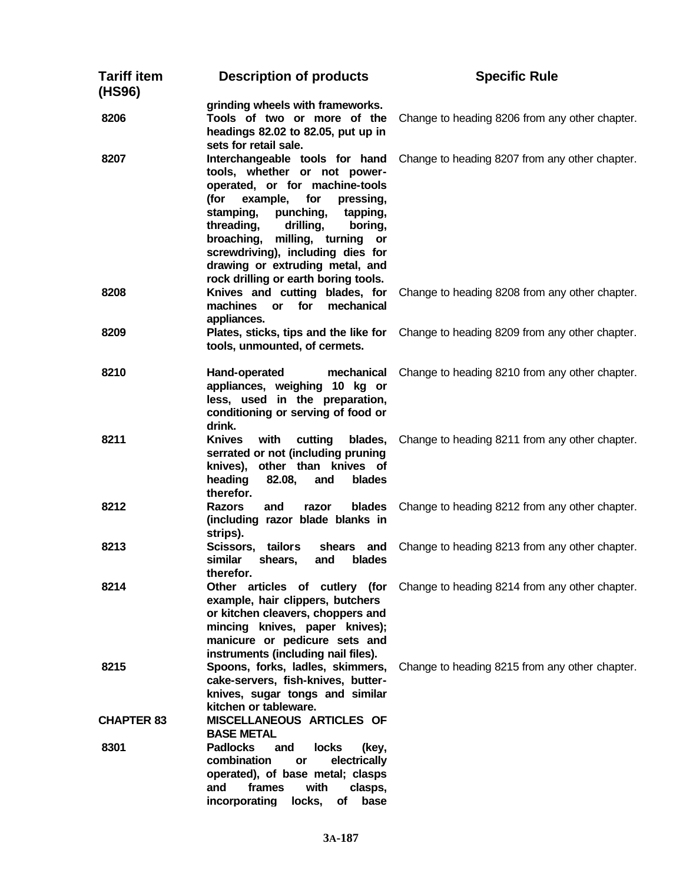| Tariff item (HS96) | Description of products | Specific Rule |
|---|---|---|
| | **grinding wheels with frameworks.** | |
| 8206 | **Tools of two or more of the headings 82.02 to 82.05, put up in sets for retail sale.** | Change to heading 8206 from any other chapter. |
| 8207 | **Interchangeable tools for hand tools, whether or not power-operated, or for machine-tools (for example, for pressing, stamping, punching, tapping, threading, drilling, boring, broaching, milling, turning or screwdriving), including dies for drawing or extruding metal, and rock drilling or earth boring tools.** | Change to heading 8207 from any other chapter. |
| 8208 | **Knives and cutting blades, for machines or for mechanical appliances.** | Change to heading 8208 from any other chapter. |
| 8209 | **Plates, sticks, tips and the like for tools, unmounted, of cermets.** | Change to heading 8209 from any other chapter. |
| 8210 | **Hand-operated mechanical appliances, weighing 10 kg or less, used in the preparation, conditioning or serving of food or drink.** | Change to heading 8210 from any other chapter. |
| 8211 | **Knives with cutting blades, serrated or not (including pruning knives), other than knives of heading 82.08, and blades therefor.** | Change to heading 8211 from any other chapter. |
| 8212 | **Razors and razor blades (including razor blade blanks in strips).** | Change to heading 8212 from any other chapter. |
| 8213 | **Scissors, tailors shears and similar shears, and blades therefor.** | Change to heading 8213 from any other chapter. |
| 8214 | **Other articles of cutlery (for example, hair clippers, butchers or kitchen cleavers, choppers and mincing knives, paper knives); manicure or pedicure sets and instruments (including nail files).** | Change to heading 8214 from any other chapter. |
| 8215 | **Spoons, forks, ladles, skimmers, cake-servers, fish-knives, butter-knives, sugar tongs and similar kitchen or tableware.** | Change to heading 8215 from any other chapter. |
| **CHAPTER 83** | **MISCELLANEOUS ARTICLES OF BASE METAL** | |
| 8301 | **Padlocks and locks (key, combination or electrically operated), of base metal; clasps and frames with clasps, incorporating locks, of base** | |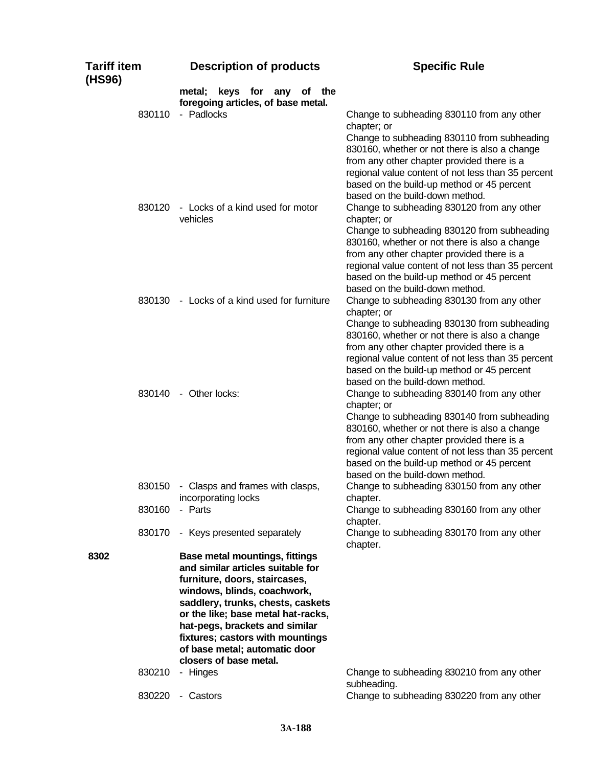| Tariff item (HS96) | | Description of products | Specific Rule |
|---|---|---|---|
| | | **metal; keys for any of the foregoing articles, of base metal.** | |
| | 830110 | - Padlocks | Change to subheading 830110 from any other chapter; or<br>Change to subheading 830110 from subheading 830160, whether or not there is also a change from any other chapter provided there is a regional value content of not less than 35 percent based on the build-up method or 45 percent based on the build-down method. |
| | 830120 | - Locks of a kind used for motor vehicles | Change to subheading 830120 from any other chapter; or<br>Change to subheading 830120 from subheading 830160, whether or not there is also a change from any other chapter provided there is a regional value content of not less than 35 percent based on the build-up method or 45 percent based on the build-down method. |
| | 830130 | - Locks of a kind used for furniture | Change to subheading 830130 from any other chapter; or<br>Change to subheading 830130 from subheading 830160, whether or not there is also a change from any other chapter provided there is a regional value content of not less than 35 percent based on the build-up method or 45 percent based on the build-down method. |
| | 830140 | - Other locks: | Change to subheading 830140 from any other chapter; or<br>Change to subheading 830140 from subheading 830160, whether or not there is also a change from any other chapter provided there is a regional value content of not less than 35 percent based on the build-up method or 45 percent based on the build-down method. |
| | 830150 | - Clasps and frames with clasps, incorporating locks | Change to subheading 830150 from any other chapter. |
| | 830160 | - Parts | Change to subheading 830160 from any other chapter. |
| | 830170 | - Keys presented separately | Change to subheading 830170 from any other chapter. |
| **8302** | | **Base metal mountings, fittings and similar articles suitable for furniture, doors, staircases, windows, blinds, coachwork, saddlery, trunks, chests, caskets or the like; base metal hat-racks, hat-pegs, brackets and similar fixtures; castors with mountings of base metal; automatic door closers of base metal.** | |
| | 830210 | - Hinges | Change to subheading 830210 from any other subheading. |
| | 830220 | - Castors | Change to subheading 830220 from any other |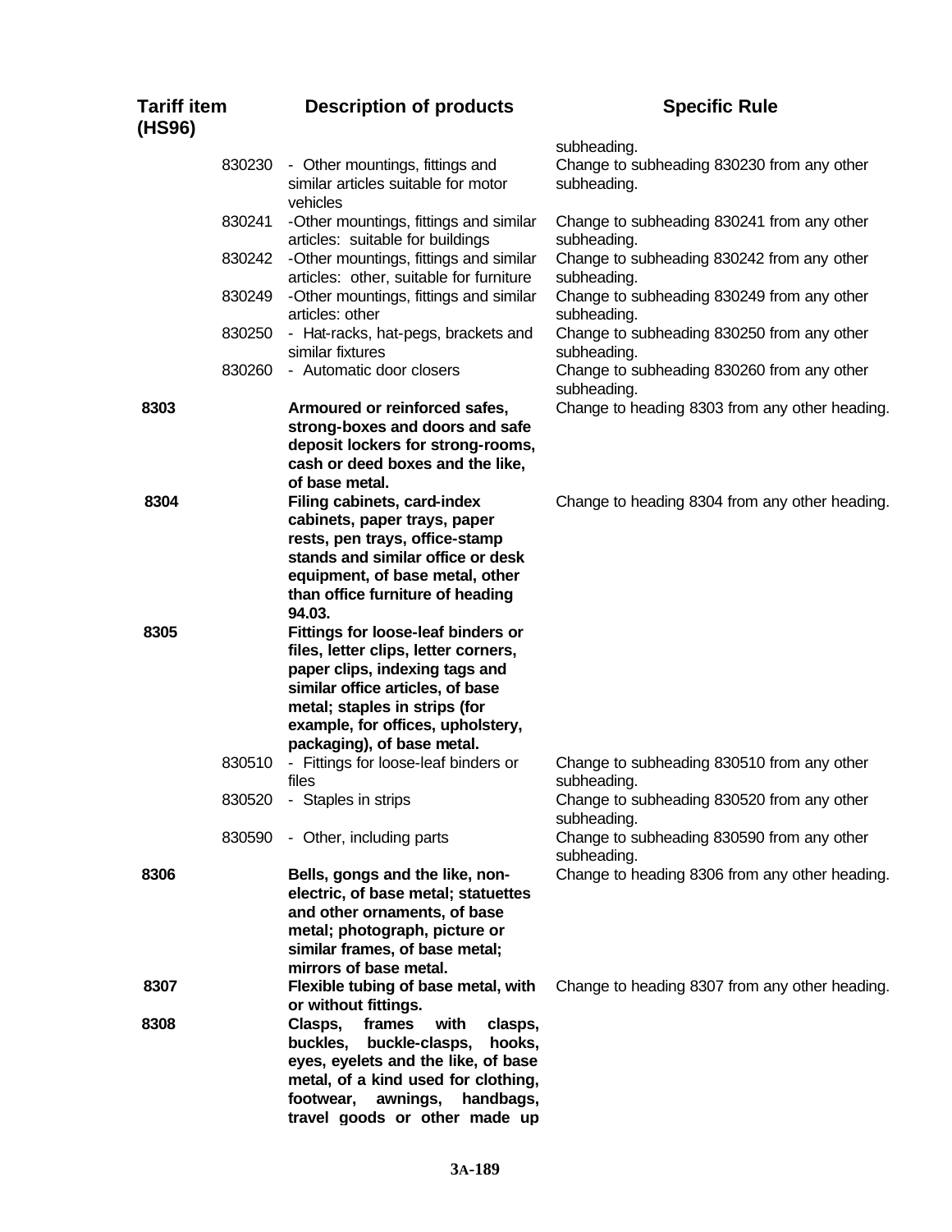| Tariff item (HS96) | | Description of products | Specific Rule |
|---|---|---|---|
| | | | subheading. |
| | 830230 | - Other mountings, fittings and similar articles suitable for motor vehicles | Change to subheading 830230 from any other subheading. |
| | 830241 | -Other mountings, fittings and similar articles: suitable for buildings | Change to subheading 830241 from any other subheading. |
| | 830242 | -Other mountings, fittings and similar articles: other, suitable for furniture | Change to subheading 830242 from any other subheading. |
| | 830249 | -Other mountings, fittings and similar articles: other | Change to subheading 830249 from any other subheading. |
| | 830250 | - Hat-racks, hat-pegs, brackets and similar fixtures | Change to subheading 830250 from any other subheading. |
| | 830260 | - Automatic door closers | Change to subheading 830260 from any other subheading. |
| **8303** | | **Armoured or reinforced safes, strong-boxes and doors and safe deposit lockers for strong-rooms, cash or deed boxes and the like, of base metal.** | Change to heading 8303 from any other heading. |
| **8304** | | **Filing cabinets, card-index cabinets, paper trays, paper rests, pen trays, office-stamp stands and similar office or desk equipment, of base metal, other than office furniture of heading 94.03.** | Change to heading 8304 from any other heading. |
| **8305** | | **Fittings for loose-leaf binders or files, letter clips, letter corners, paper clips, indexing tags and similar office articles, of base metal; staples in strips (for example, for offices, upholstery, packaging), of base metal.** | |
| | 830510 | - Fittings for loose-leaf binders or files | Change to subheading 830510 from any other subheading. |
| | 830520 | - Staples in strips | Change to subheading 830520 from any other subheading. |
| | 830590 | - Other, including parts | Change to subheading 830590 from any other subheading. |
| **8306** | | **Bells, gongs and the like, non-electric, of base metal; statuettes and other ornaments, of base metal; photograph, picture or similar frames, of base metal; mirrors of base metal.** | Change to heading 8306 from any other heading. |
| **8307** | | **Flexible tubing of base metal, with or without fittings.** | Change to heading 8307 from any other heading. |
| **8308** | | **Clasps, frames with clasps, buckles, buckle-clasps, hooks, eyes, eyelets and the like, of base metal, of a kind used for clothing, footwear, awnings, handbags, travel goods or other made up** | |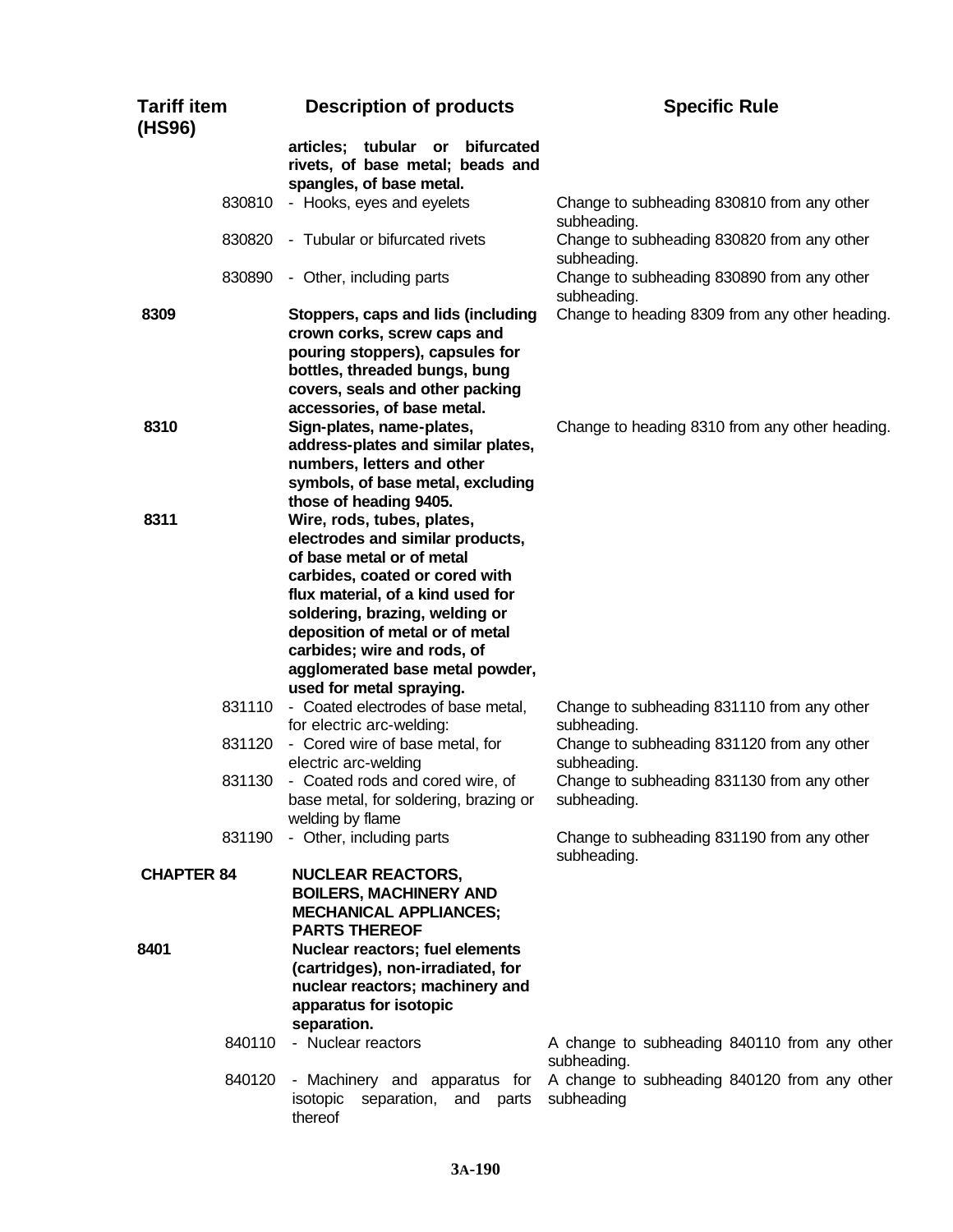| Tariff item (HS96) | | Description of products | Specific Rule |
|---|---|---|---|
| | | **articles; tubular or bifurcated rivets, of base metal; beads and spangles, of base metal.** | |
| | 830810 | - Hooks, eyes and eyelets | Change to subheading 830810 from any other subheading. |
| | 830820 | - Tubular or bifurcated rivets | Change to subheading 830820 from any other subheading. |
| | 830890 | - Other, including parts | Change to subheading 830890 from any other subheading. |
| **8309** | | **Stoppers, caps and lids (including crown corks, screw caps and pouring stoppers), capsules for bottles, threaded bungs, bung covers, seals and other packing accessories, of base metal.** | Change to heading 8309 from any other heading. |
| **8310** | | **Sign-plates, name-plates, address-plates and similar plates, numbers, letters and other symbols, of base metal, excluding those of heading 9405.** | Change to heading 8310 from any other heading. |
| **8311** | | **Wire, rods, tubes, plates, electrodes and similar products, of base metal or of metal carbides, coated or cored with flux material, of a kind used for soldering, brazing, welding or deposition of metal or of metal carbides; wire and rods, of agglomerated base metal powder, used for metal spraying.** | |
| | 831110 | - Coated electrodes of base metal, for electric arc-welding: | Change to subheading 831110 from any other subheading. |
| | 831120 | - Cored wire of base metal, for electric arc-welding | Change to subheading 831120 from any other subheading. |
| | 831130 | - Coated rods and cored wire, of base metal, for soldering, brazing or welding by flame | Change to subheading 831130 from any other subheading. |
| | 831190 | - Other, including parts | Change to subheading 831190 from any other subheading. |
| **CHAPTER 84** | | **NUCLEAR REACTORS, BOILERS, MACHINERY AND MECHANICAL APPLIANCES; PARTS THEREOF** | |
| **8401** | | **Nuclear reactors; fuel elements (cartridges), non-irradiated, for nuclear reactors; machinery and apparatus for isotopic separation.** | |
| | 840110 | - Nuclear reactors | A change to subheading 840110 from any other subheading. |
| | 840120 | - Machinery and apparatus for isotopic separation, and parts thereof | A change to subheading 840120 from any other subheading |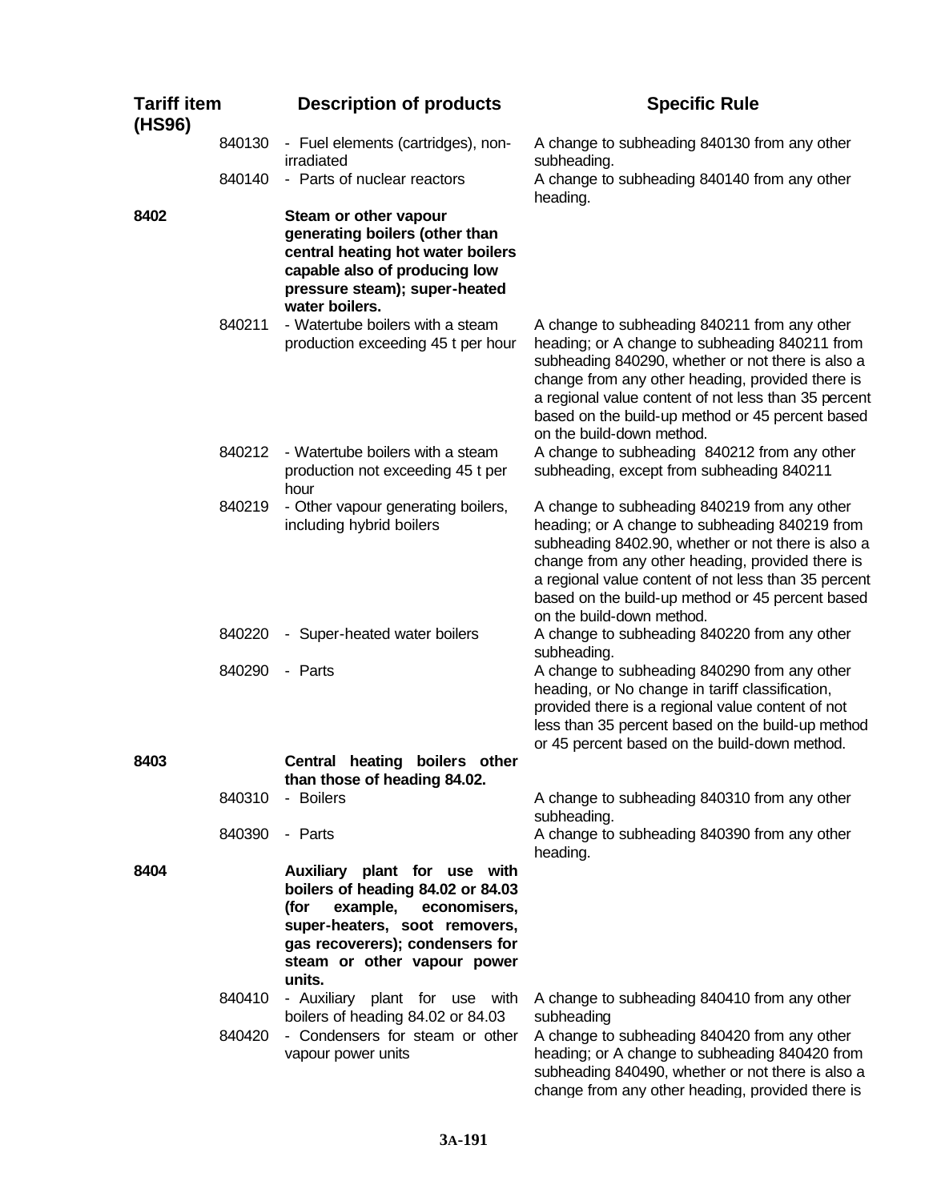| Tariff item (HS96) | | Description of products | Specific Rule |
|---|---|---|---|
| | 840130 | - Fuel elements (cartridges), non-irradiated | A change to subheading 840130 from any other subheading. |
| | 840140 | - Parts of nuclear reactors | A change to subheading 840140 from any other heading. |
| **8402** | | **Steam or other vapour generating boilers (other than central heating hot water boilers capable also of producing low pressure steam); super-heated water boilers.** | |
| | 840211 | - Watertube boilers with a steam production exceeding 45 t per hour | A change to subheading 840211 from any other heading; or A change to subheading 840211 from subheading 840290, whether or not there is also a change from any other heading, provided there is a regional value content of not less than 35 percent based on the build-up method or 45 percent based on the build-down method. |
| | 840212 | - Watertube boilers with a steam production not exceeding 45 t per hour | A change to subheading 840212 from any other subheading, except from subheading 840211 |
| | 840219 | - Other vapour generating boilers, including hybrid boilers | A change to subheading 840219 from any other heading; or A change to subheading 840219 from subheading 8402.90, whether or not there is also a change from any other heading, provided there is a regional value content of not less than 35 percent based on the build-up method or 45 percent based on the build-down method. |
| | 840220 | - Super-heated water boilers | A change to subheading 840220 from any other subheading. |
| | 840290 | - Parts | A change to subheading 840290 from any other heading, or No change in tariff classification, provided there is a regional value content of not less than 35 percent based on the build-up method or 45 percent based on the build-down method. |
| **8403** | | **Central heating boilers other than those of heading 84.02.** | |
| | 840310 | - Boilers | A change to subheading 840310 from any other subheading. |
| | 840390 | - Parts | A change to subheading 840390 from any other heading. |
| **8404** | | **Auxiliary plant for use with boilers of heading 84.02 or 84.03 (for example, economisers, super-heaters, soot removers, gas recoverers); condensers for steam or other vapour power units.** | |
| | 840410 | - Auxiliary plant for use with boilers of heading 84.02 or 84.03 | A change to subheading 840410 from any other subheading |
| | 840420 | - Condensers for steam or other vapour power units | A change to subheading 840420 from any other heading; or A change to subheading 840420 from subheading 840490, whether or not there is also a change from any other heading, provided there is |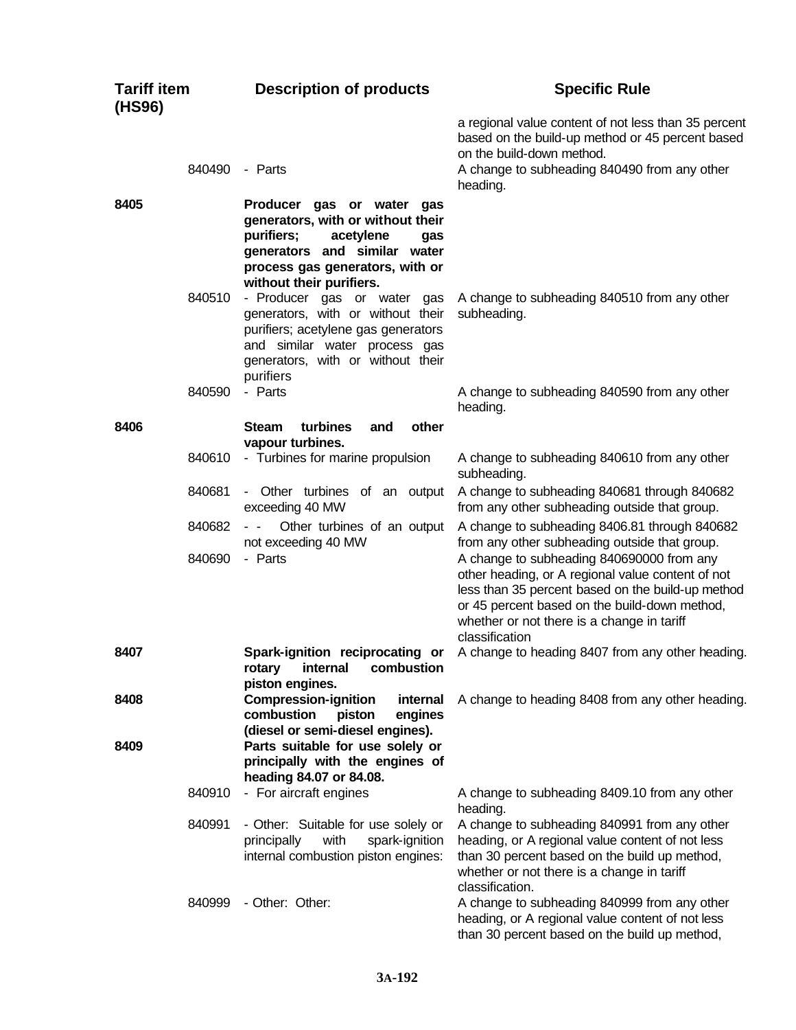| Tariff item (HS96) | | Description of products | Specific Rule |
|---|---|---|---|
| | | | a regional value content of not less than 35 percent based on the build-up method or 45 percent based on the build-down method. |
| | 840490 | - Parts | A change to subheading 840490 from any other heading. |
| **8405** | | **Producer gas or water gas generators, with or without their purifiers; acetylene gas generators and similar water process gas generators, with or without their purifiers.** | |
| | 840510 | - Producer gas or water gas generators, with or without their purifiers; acetylene gas generators and similar water process gas generators, with or without their purifiers | A change to subheading 840510 from any other subheading. |
| | 840590 | - Parts | A change to subheading 840590 from any other heading. |
| **8406** | | **Steam turbines and other vapour turbines.** | |
| | 840610 | - Turbines for marine propulsion | A change to subheading 840610 from any other subheading. |
| | 840681 | - Other turbines of an output exceeding 40 MW | A change to subheading 840681 through 840682 from any other subheading outside that group. |
| | 840682 | - - Other turbines of an output not exceeding 40 MW | A change to subheading 8406.81 through 840682 from any other subheading outside that group. |
| | 840690 | - Parts | A change to subheading 840690000 from any other heading, or A regional value content of not less than 35 percent based on the build-up method or 45 percent based on the build-down method, whether or not there is a change in tariff classification |
| **8407** | | **Spark-ignition reciprocating or rotary internal combustion piston engines.** | A change to heading 8407 from any other heading. |
| **8408** | | **Compression-ignition internal combustion piston engines (diesel or semi-diesel engines).** | A change to heading 8408 from any other heading. |
| **8409** | | **Parts suitable for use solely or principally with the engines of heading 84.07 or 84.08.** | |
| | 840910 | - For aircraft engines | A change to subheading 8409.10 from any other heading. |
| | 840991 | - Other: Suitable for use solely or principally with spark-ignition internal combustion piston engines: | A change to subheading 840991 from any other heading, or A regional value content of not less than 30 percent based on the build up method, whether or not there is a change in tariff classification. |
| | 840999 | - Other: Other: | A change to subheading 840999 from any other heading, or A regional value content of not less than 30 percent based on the build up method, |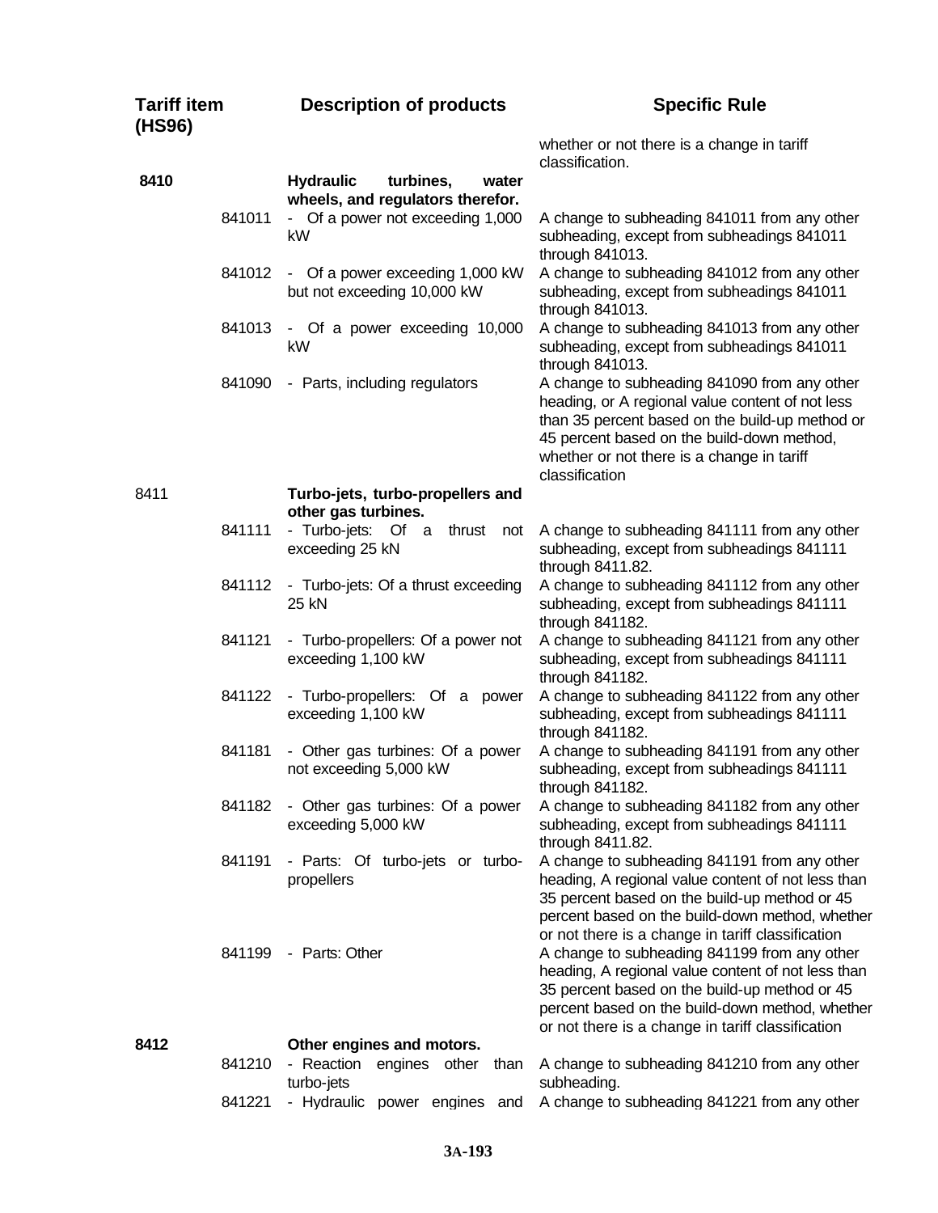| Tariff item (HS96) | | Description of products | Specific Rule |
|---|---|---|---|
| | | | whether or not there is a change in tariff classification. |
| **8410** | | **Hydraulic turbines, water wheels, and regulators therefor.** | |
| | 841011 | - Of a power not exceeding 1,000 kW | A change to subheading 841011 from any other subheading, except from subheadings 841011 through 841013. |
| | 841012 | - Of a power exceeding 1,000 kW but not exceeding 10,000 kW | A change to subheading 841012 from any other subheading, except from subheadings 841011 through 841013. |
| | 841013 | - Of a power exceeding 10,000 kW | A change to subheading 841013 from any other subheading, except from subheadings 841011 through 841013. |
| | 841090 | - Parts, including regulators | A change to subheading 841090 from any other heading, or A regional value content of not less than 35 percent based on the build-up method or 45 percent based on the build-down method, whether or not there is a change in tariff classification |
| 8411 | | **Turbo-jets, turbo-propellers and other gas turbines.** | |
| | 841111 | - Turbo-jets: Of a thrust not exceeding 25 kN | A change to subheading 841111 from any other subheading, except from subheadings 841111 through 8411.82. |
| | 841112 | - Turbo-jets: Of a thrust exceeding 25 kN | A change to subheading 841112 from any other subheading, except from subheadings 841111 through 841182. |
| | 841121 | - Turbo-propellers: Of a power not exceeding 1,100 kW | A change to subheading 841121 from any other subheading, except from subheadings 841111 through 841182. |
| | 841122 | - Turbo-propellers: Of a power exceeding 1,100 kW | A change to subheading 841122 from any other subheading, except from subheadings 841111 through 841182. |
| | 841181 | - Other gas turbines: Of a power not exceeding 5,000 kW | A change to subheading 841191 from any other subheading, except from subheadings 841111 through 841182. |
| | 841182 | - Other gas turbines: Of a power exceeding 5,000 kW | A change to subheading 841182 from any other subheading, except from subheadings 841111 through 8411.82. |
| | 841191 | - Parts: Of turbo-jets or turbo-propellers | A change to subheading 841191 from any other heading, A regional value content of not less than 35 percent based on the build-up method or 45 percent based on the build-down method, whether or not there is a change in tariff classification |
| | 841199 | - Parts: Other | A change to subheading 841199 from any other heading, A regional value content of not less than 35 percent based on the build-up method or 45 percent based on the build-down method, whether or not there is a change in tariff classification |
| **8412** | | **Other engines and motors.** | |
| | 841210 | - Reaction engines other than turbo-jets | A change to subheading 841210 from any other subheading. |
| | 841221 | - Hydraulic power engines and | A change to subheading 841221 from any other |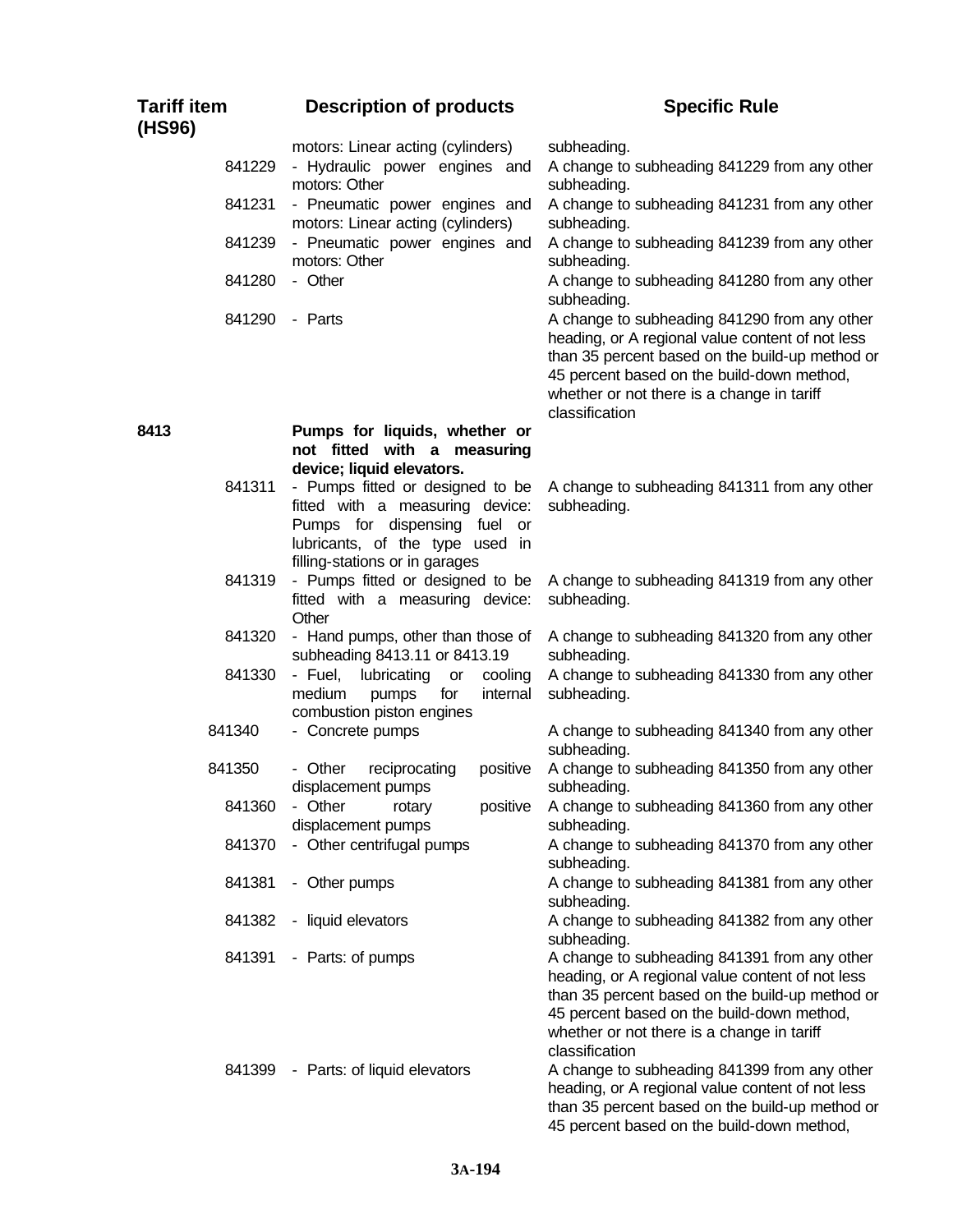| Tariff item (HS96) | Description of products | Specific Rule |
|---|---|---|
| | motors: Linear acting (cylinders) | subheading. |
| 841229 | - Hydraulic power engines and motors: Other | A change to subheading 841229 from any other subheading. |
| 841231 | - Pneumatic power engines and motors: Linear acting (cylinders) | A change to subheading 841231 from any other subheading. |
| 841239 | - Pneumatic power engines and motors: Other | A change to subheading 841239 from any other subheading. |
| 841280 | - Other | A change to subheading 841280 from any other subheading. |
| 841290 | - Parts | A change to subheading 841290 from any other heading, or A regional value content of not less than 35 percent based on the build-up method or 45 percent based on the build-down method, whether or not there is a change in tariff classification |
| **8413** | **Pumps for liquids, whether or not fitted with a measuring device; liquid elevators.** | |
| 841311 | - Pumps fitted or designed to be fitted with a measuring device: Pumps for dispensing fuel or lubricants, of the type used in filling-stations or in garages | A change to subheading 841311 from any other subheading. |
| 841319 | - Pumps fitted or designed to be fitted with a measuring device: Other | A change to subheading 841319 from any other subheading. |
| 841320 | - Hand pumps, other than those of subheading 8413.11 or 8413.19 | A change to subheading 841320 from any other subheading. |
| 841330 | - Fuel, lubricating or cooling medium pumps for internal combustion piston engines | A change to subheading 841330 from any other subheading. |
| 841340 | - Concrete pumps | A change to subheading 841340 from any other subheading. |
| 841350 | - Other reciprocating positive displacement pumps | A change to subheading 841350 from any other subheading. |
| 841360 | - Other rotary positive displacement pumps | A change to subheading 841360 from any other subheading. |
| 841370 | - Other centrifugal pumps | A change to subheading 841370 from any other subheading. |
| 841381 | - Other pumps | A change to subheading 841381 from any other subheading. |
| 841382 | - liquid elevators | A change to subheading 841382 from any other subheading. |
| 841391 | - Parts: of pumps | A change to subheading 841391 from any other heading, or A regional value content of not less than 35 percent based on the build-up method or 45 percent based on the build-down method, whether or not there is a change in tariff classification |
| 841399 | - Parts: of liquid elevators | A change to subheading 841399 from any other heading, or A regional value content of not less than 35 percent based on the build-up method or 45 percent based on the build-down method, |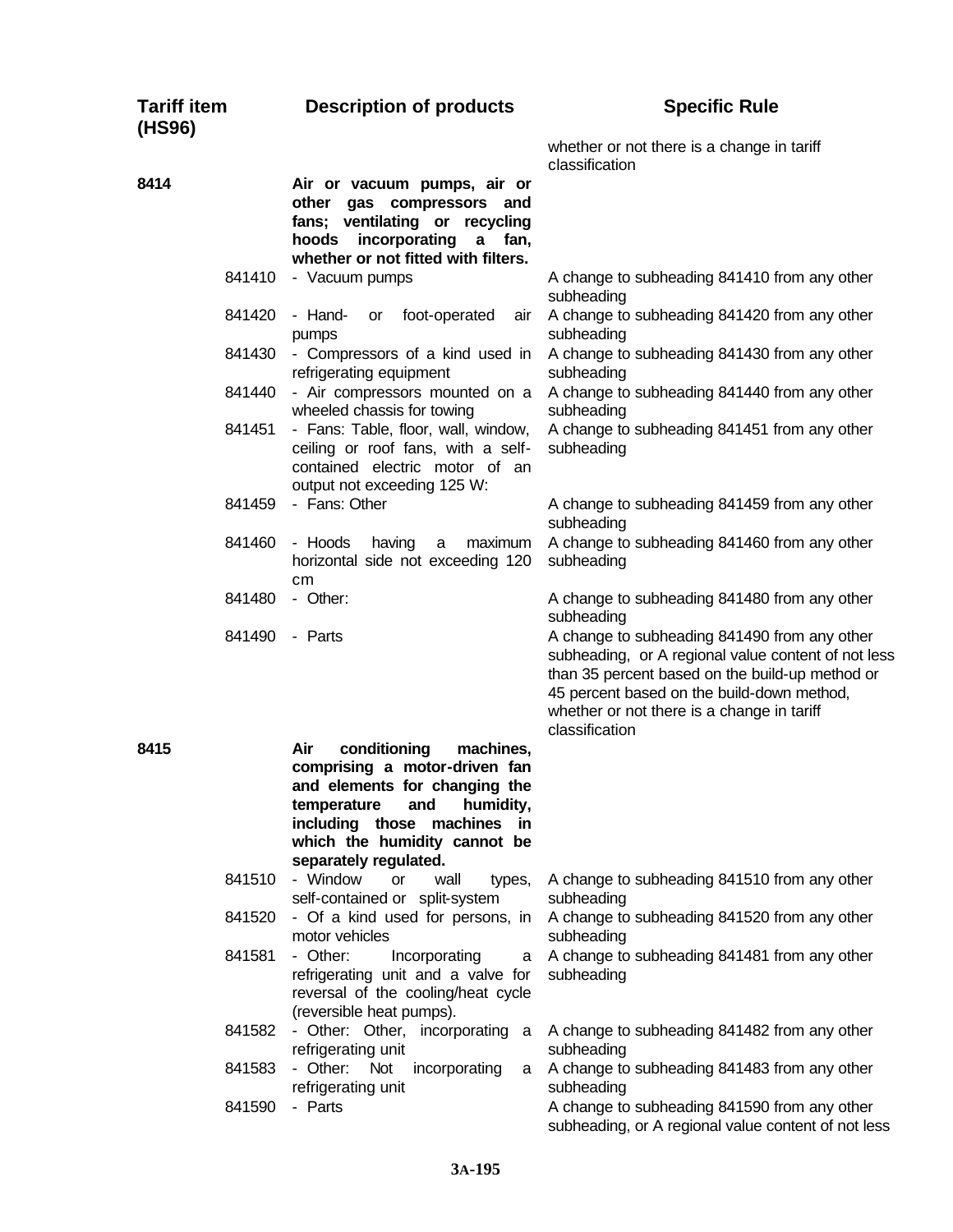| Tariff item (HS96) | | Description of products | Specific Rule |
|---|---|---|---|
| | | | whether or not there is a change in tariff classification |
| **8414** | | **Air or vacuum pumps, air or other gas compressors and fans; ventilating or recycling hoods incorporating a fan, whether or not fitted with filters.** | |
| | 841410 | - Vacuum pumps | A change to subheading 841410 from any other subheading |
| | 841420 | - Hand- or foot-operated air pumps | A change to subheading 841420 from any other subheading |
| | 841430 | - Compressors of a kind used in refrigerating equipment | A change to subheading 841430 from any other subheading |
| | 841440 | - Air compressors mounted on a wheeled chassis for towing | A change to subheading 841440 from any other subheading |
| | 841451 | - Fans: Table, floor, wall, window, ceiling or roof fans, with a self-contained electric motor of an output not exceeding 125 W: | A change to subheading 841451 from any other subheading |
| | 841459 | - Fans: Other | A change to subheading 841459 from any other subheading |
| | 841460 | - Hoods having a maximum horizontal side not exceeding 120 cm | A change to subheading 841460 from any other subheading |
| | 841480 | - Other: | A change to subheading 841480 from any other subheading |
| | 841490 | - Parts | A change to subheading 841490 from any other subheading, or A regional value content of not less than 35 percent based on the build-up method or 45 percent based on the build-down method, whether or not there is a change in tariff classification |
| **8415** | | **Air conditioning machines, comprising a motor-driven fan and elements for changing the temperature and humidity, including those machines in which the humidity cannot be separately regulated.** | |
| | 841510 | - Window or wall types, self-contained or split-system | A change to subheading 841510 from any other subheading |
| | 841520 | - Of a kind used for persons, in motor vehicles | A change to subheading 841520 from any other subheading |
| | 841581 | - Other: Incorporating a refrigerating unit and a valve for reversal of the cooling/heat cycle (reversible heat pumps). | A change to subheading 841481 from any other subheading |
| | 841582 | - Other: Other, incorporating a refrigerating unit | A change to subheading 841482 from any other subheading |
| | 841583 | - Other: Not incorporating a refrigerating unit | A change to subheading 841483 from any other subheading |
| | 841590 | - Parts | A change to subheading 841590 from any other subheading, or A regional value content of not less |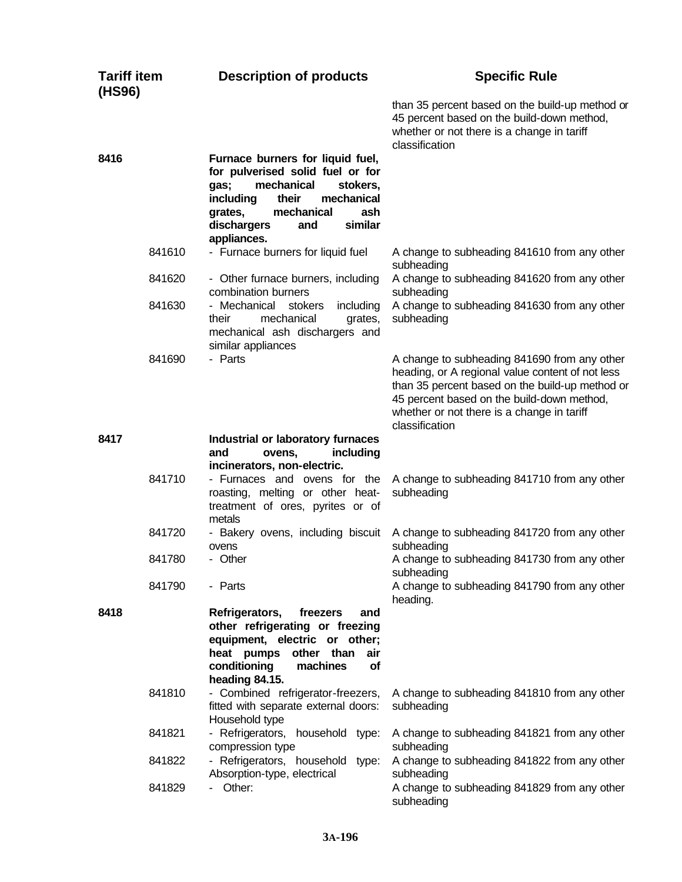| Tariff item (HS96) | | Description of products | Specific Rule |
|---|---|---|---|
| | | | than 35 percent based on the build-up method or 45 percent based on the build-down method, whether or not there is a change in tariff classification |
| **8416** | | **Furnace burners for liquid fuel, for pulverised solid fuel or for gas; mechanical stokers, including their mechanical grates, mechanical ash dischargers and similar appliances.** | |
| | 841610 | - Furnace burners for liquid fuel | A change to subheading 841610 from any other subheading |
| | 841620 | - Other furnace burners, including combination burners | A change to subheading 841620 from any other subheading |
| | 841630 | - Mechanical stokers including their mechanical grates, mechanical ash dischargers and similar appliances | A change to subheading 841630 from any other subheading |
| | 841690 | - Parts | A change to subheading 841690 from any other heading, or A regional value content of not less than 35 percent based on the build-up method or 45 percent based on the build-down method, whether or not there is a change in tariff classification |
| **8417** | | **Industrial or laboratory furnaces and ovens, including incinerators, non-electric.** | |
| | 841710 | - Furnaces and ovens for the roasting, melting or other heat-treatment of ores, pyrites or of metals | A change to subheading 841710 from any other subheading |
| | 841720 | - Bakery ovens, including biscuit ovens | A change to subheading 841720 from any other subheading |
| | 841780 | - Other | A change to subheading 841730 from any other subheading |
| | 841790 | - Parts | A change to subheading 841790 from any other heading. |
| **8418** | | **Refrigerators, freezers and other refrigerating or freezing equipment, electric or other; heat pumps other than air conditioning machines of heading 84.15.** | |
| | 841810 | - Combined refrigerator-freezers, fitted with separate external doors: Household type | A change to subheading 841810 from any other subheading |
| | 841821 | - Refrigerators, household type: compression type | A change to subheading 841821 from any other subheading |
| | 841822 | - Refrigerators, household type: Absorption-type, electrical | A change to subheading 841822 from any other subheading |
| | 841829 | - Other: | A change to subheading 841829 from any other subheading |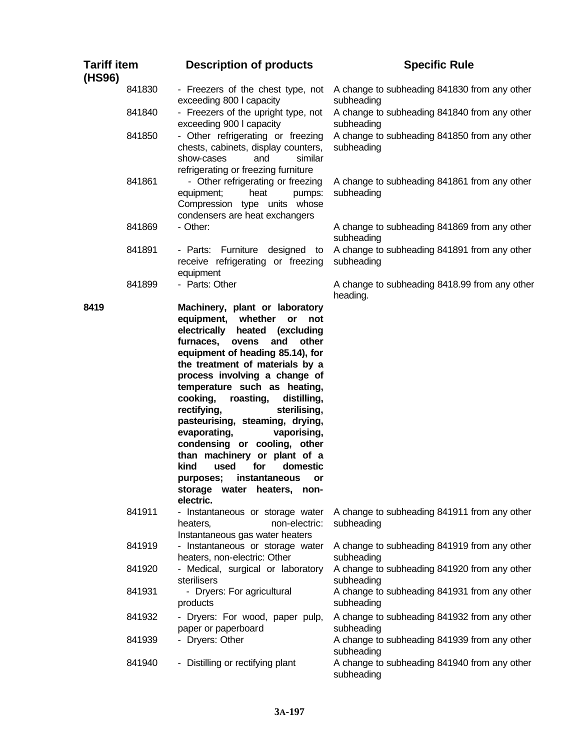| Tariff item (HS96) | Description of products | Specific Rule |
|---|---|---|
| 841830 | - Freezers of the chest type, not exceeding 800 l capacity | A change to subheading 841830 from any other subheading |
| 841840 | - Freezers of the upright type, not exceeding 900 l capacity | A change to subheading 841840 from any other subheading |
| 841850 | - Other refrigerating or freezing chests, cabinets, display counters, show-cases and similar refrigerating or freezing furniture | A change to subheading 841850 from any other subheading |
| 841861 | - Other refrigerating or freezing equipment; heat pumps: Compression type units whose condensers are heat exchangers | A change to subheading 841861 from any other subheading |
| 841869 | - Other: | A change to subheading 841869 from any other subheading |
| 841891 | - Parts: Furniture designed to receive refrigerating or freezing equipment | A change to subheading 841891 from any other subheading |
| 841899 | - Parts: Other | A change to subheading 8418.99 from any other heading. |
| **8419** | **Machinery, plant or laboratory equipment, whether or not electrically heated (excluding furnaces, ovens and other equipment of heading 85.14), for the treatment of materials by a process involving a change of temperature such as heating, cooking, roasting, distilling, rectifying, sterilising, pasteurising, steaming, drying, evaporating, vaporising, condensing or cooling, other than machinery or plant of a kind used for domestic purposes; instantaneous or storage water heaters, non-electric.** | |
| 841911 | - Instantaneous or storage water heaters, non-electric: Instantaneous gas water heaters | A change to subheading 841911 from any other subheading |
| 841919 | - Instantaneous or storage water heaters, non-electric: Other | A change to subheading 841919 from any other subheading |
| 841920 | - Medical, surgical or laboratory sterilisers | A change to subheading 841920 from any other subheading |
| 841931 | - Dryers: For agricultural products | A change to subheading 841931 from any other subheading |
| 841932 | - Dryers: For wood, paper pulp, paper or paperboard | A change to subheading 841932 from any other subheading |
| 841939 | - Dryers: Other | A change to subheading 841939 from any other subheading |
| 841940 | - Distilling or rectifying plant | A change to subheading 841940 from any other subheading |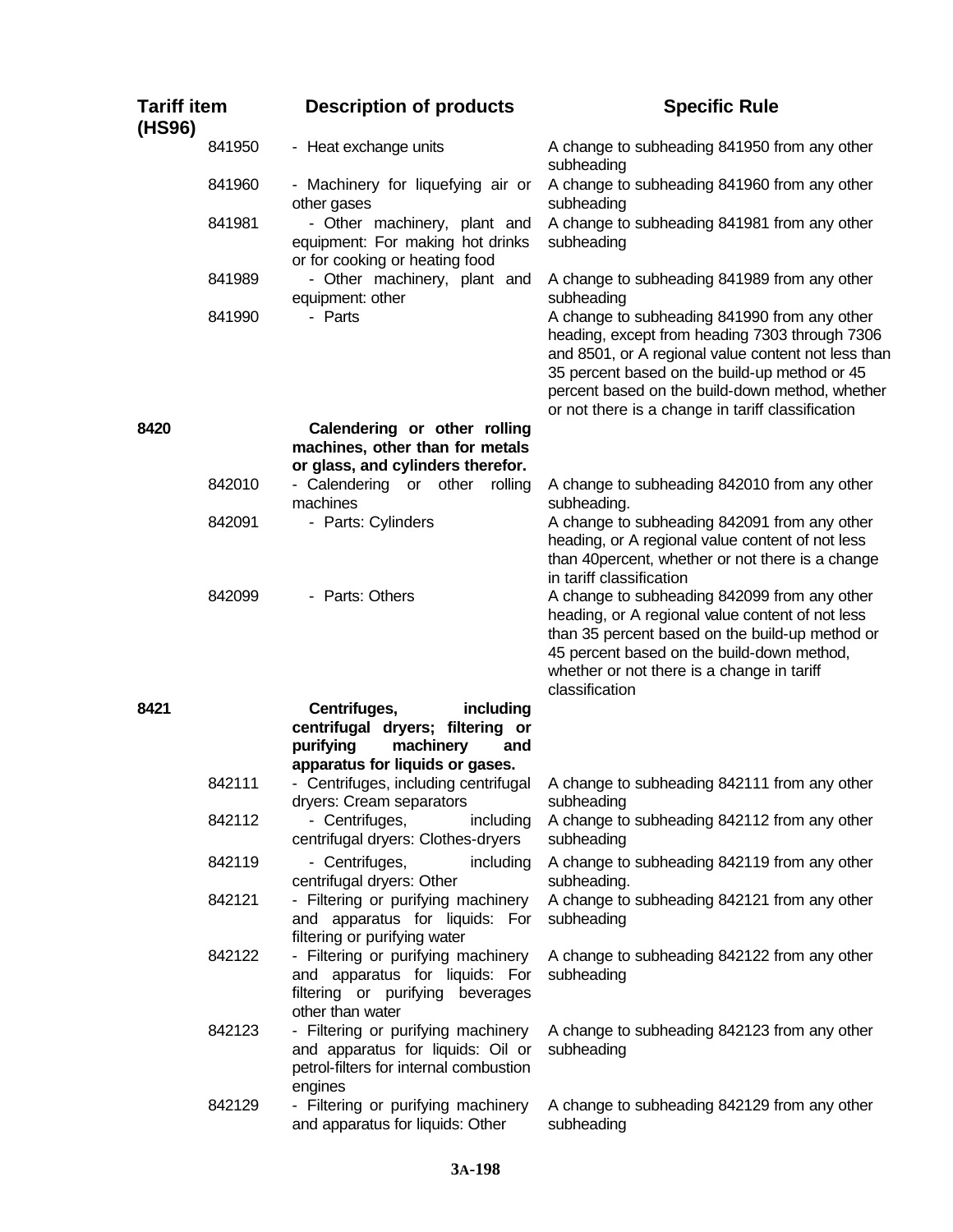| Tariff item (HS96) | | Description of products | Specific Rule |
|---|---|---|---|
| | 841950 | - Heat exchange units | A change to subheading 841950 from any other subheading |
| | 841960 | - Machinery for liquefying air or other gases | A change to subheading 841960 from any other subheading |
| | 841981 | - Other machinery, plant and equipment: For making hot drinks or for cooking or heating food | A change to subheading 841981 from any other subheading |
| | 841989 | - Other machinery, plant and equipment: other | A change to subheading 841989 from any other subheading |
| | 841990 | - Parts | A change to subheading 841990 from any other heading, except from heading 7303 through 7306 and 8501, or A regional value content not less than 35 percent based on the build-up method or 45 percent based on the build-down method, whether or not there is a change in tariff classification |
| **8420** | | **Calendering or other rolling machines, other than for metals or glass, and cylinders therefor.** | |
| | 842010 | - Calendering or other rolling machines | A change to subheading 842010 from any other subheading. |
| | 842091 | - Parts: Cylinders | A change to subheading 842091 from any other heading, or A regional value content of not less than 40percent, whether or not there is a change in tariff classification |
| | 842099 | - Parts: Others | A change to subheading 842099 from any other heading, or A regional value content of not less than 35 percent based on the build-up method or 45 percent based on the build-down method, whether or not there is a change in tariff classification |
| **8421** | | **Centrifuges, including centrifugal dryers; filtering or purifying machinery and apparatus for liquids or gases.** | |
| | 842111 | - Centrifuges, including centrifugal dryers: Cream separators | A change to subheading 842111 from any other subheading |
| | 842112 | - Centrifuges, including centrifugal dryers: Clothes-dryers | A change to subheading 842112 from any other subheading |
| | 842119 | - Centrifuges, including centrifugal dryers: Other | A change to subheading 842119 from any other subheading. |
| | 842121 | - Filtering or purifying machinery and apparatus for liquids: For filtering or purifying water | A change to subheading 842121 from any other subheading |
| | 842122 | - Filtering or purifying machinery and apparatus for liquids: For filtering or purifying beverages other than water | A change to subheading 842122 from any other subheading |
| | 842123 | - Filtering or purifying machinery and apparatus for liquids: Oil or petrol-filters for internal combustion engines | A change to subheading 842123 from any other subheading |
| | 842129 | - Filtering or purifying machinery and apparatus for liquids: Other | A change to subheading 842129 from any other subheading |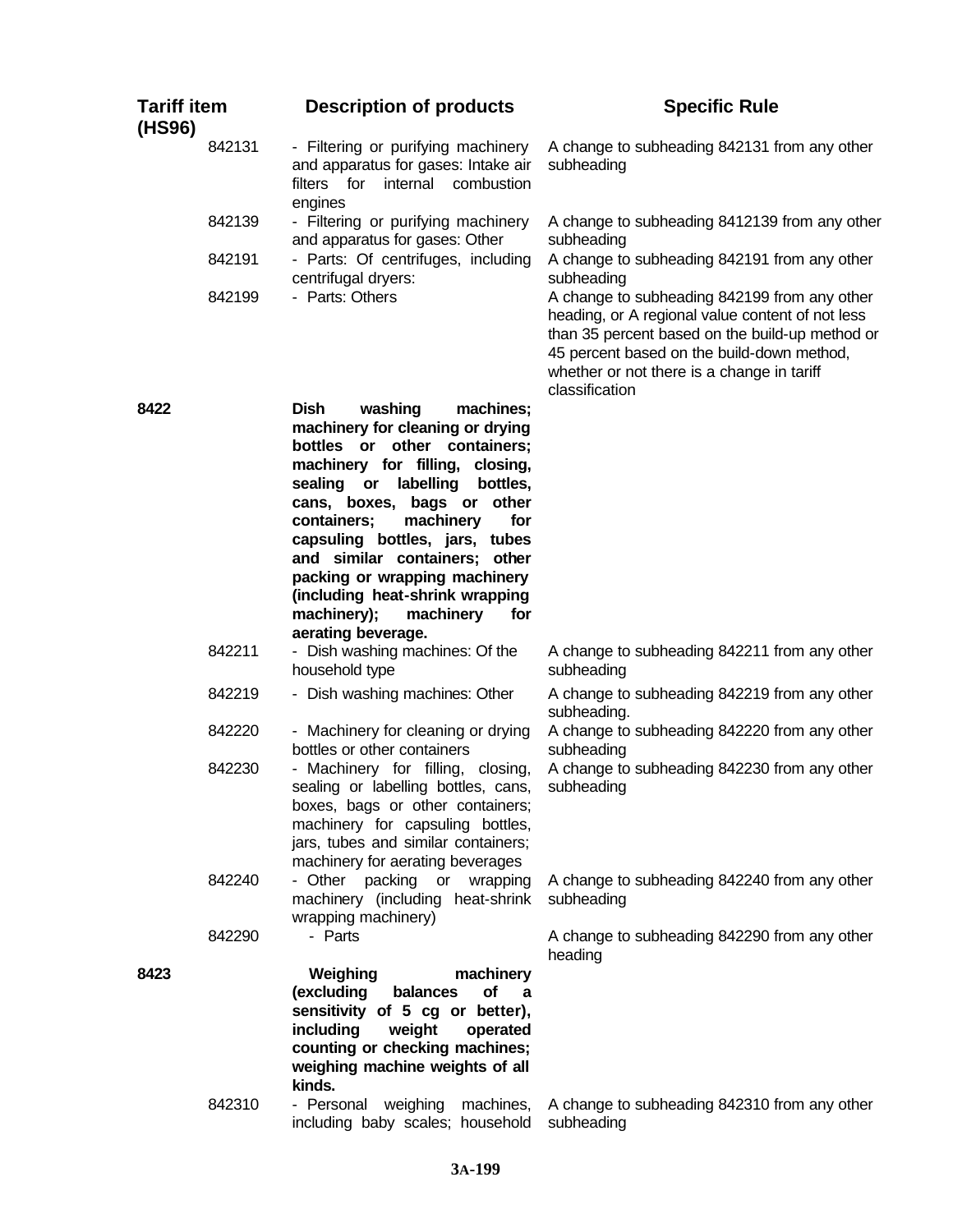| Tariff item (HS96) | | Description of products | Specific Rule |
|---|---|---|---|
| | 842131 | - Filtering or purifying machinery and apparatus for gases: Intake air filters for internal combustion engines | A change to subheading 842131 from any other subheading |
| | 842139 | - Filtering or purifying machinery and apparatus for gases: Other | A change to subheading 8412139 from any other subheading |
| | 842191 | - Parts: Of centrifuges, including centrifugal dryers: | A change to subheading 842191 from any other subheading |
| | 842199 | - Parts: Others | A change to subheading 842199 from any other heading, or A regional value content of not less than 35 percent based on the build-up method or 45 percent based on the build-down method, whether or not there is a change in tariff classification |
| **8422** | | **Dish washing machines; machinery for cleaning or drying bottles or other containers; machinery for filling, closing, sealing or labelling bottles, cans, boxes, bags or other containers; machinery for capsuling bottles, jars, tubes and similar containers; other packing or wrapping machinery (including heat-shrink wrapping machinery); machinery for aerating beverage.** | |
| | 842211 | - Dish washing machines: Of the household type | A change to subheading 842211 from any other subheading |
| | 842219 | - Dish washing machines: Other | A change to subheading 842219 from any other subheading. |
| | 842220 | - Machinery for cleaning or drying bottles or other containers | A change to subheading 842220 from any other subheading |
| | 842230 | - Machinery for filling, closing, sealing or labelling bottles, cans, boxes, bags or other containers; machinery for capsuling bottles, jars, tubes and similar containers; machinery for aerating beverages | A change to subheading 842230 from any other subheading |
| | 842240 | - Other packing or wrapping machinery (including heat-shrink wrapping machinery) | A change to subheading 842240 from any other subheading |
| | 842290 | - Parts | A change to subheading 842290 from any other heading |
| **8423** | | **Weighing machinery (excluding balances of a sensitivity of 5 cg or better), including weight operated counting or checking machines; weighing machine weights of all kinds.** | |
| | 842310 | - Personal weighing machines, including baby scales; household | A change to subheading 842310 from any other subheading |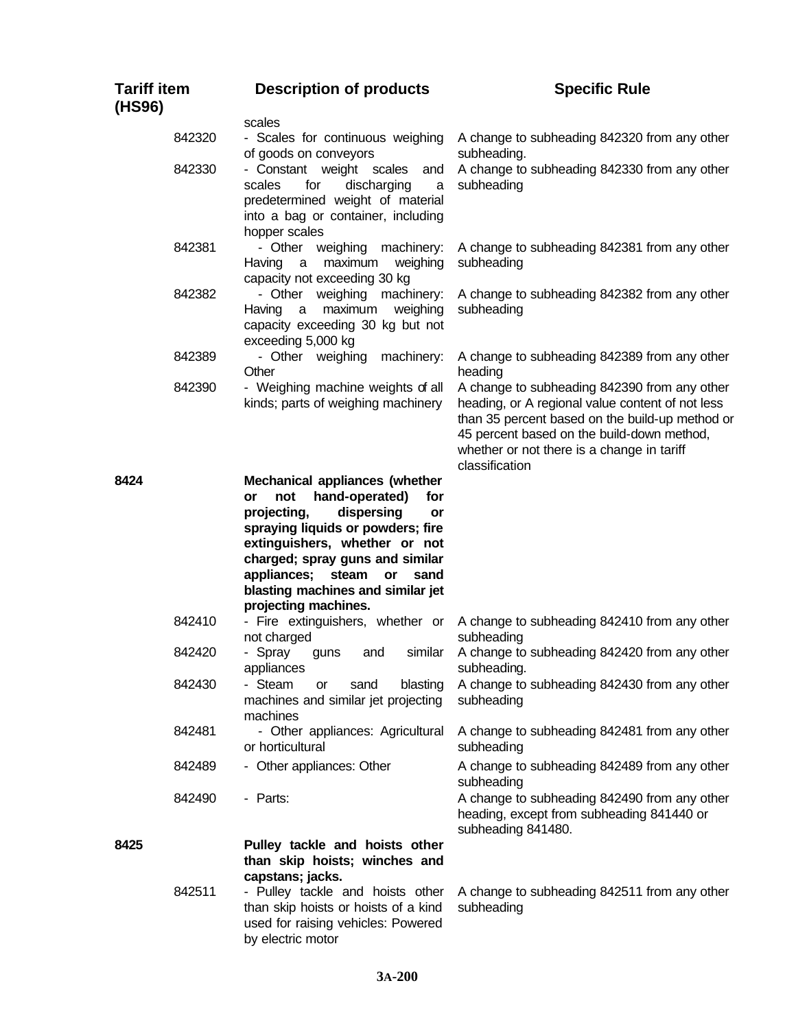| Tariff item (HS96) | | Description of products | Specific Rule |
|---|---|---|---|
| | | scales | |
| | 842320 | - Scales for continuous weighing of goods on conveyors | A change to subheading 842320 from any other subheading. |
| | 842330 | - Constant weight scales and scales for discharging a predetermined weight of material into a bag or container, including hopper scales | A change to subheading 842330 from any other subheading |
| | 842381 | - Other weighing machinery: Having a maximum weighing capacity not exceeding 30 kg | A change to subheading 842381 from any other subheading |
| | 842382 | - Other weighing machinery: Having a maximum weighing capacity exceeding 30 kg but not exceeding 5,000 kg | A change to subheading 842382 from any other subheading |
| | 842389 | - Other weighing machinery: Other | A change to subheading 842389 from any other heading |
| | 842390 | - Weighing machine weights of all kinds; parts of weighing machinery | A change to subheading 842390 from any other heading, or A regional value content of not less than 35 percent based on the build-up method or 45 percent based on the build-down method, whether or not there is a change in tariff classification |
| **8424** | | **Mechanical appliances (whether or not hand-operated) for projecting, dispersing or spraying liquids or powders; fire extinguishers, whether or not charged; spray guns and similar appliances; steam or sand blasting machines and similar jet projecting machines.** | |
| | 842410 | - Fire extinguishers, whether or not charged | A change to subheading 842410 from any other subheading |
| | 842420 | - Spray guns and similar appliances | A change to subheading 842420 from any other subheading. |
| | 842430 | - Steam or sand blasting machines and similar jet projecting machines | A change to subheading 842430 from any other subheading |
| | 842481 | - Other appliances: Agricultural or horticultural | A change to subheading 842481 from any other subheading |
| | 842489 | - Other appliances: Other | A change to subheading 842489 from any other subheading |
| | 842490 | - Parts: | A change to subheading 842490 from any other heading, except from subheading 841440 or subheading 841480. |
| **8425** | | **Pulley tackle and hoists other than skip hoists; winches and capstans; jacks.** | |
| | 842511 | - Pulley tackle and hoists other than skip hoists or hoists of a kind used for raising vehicles: Powered by electric motor | A change to subheading 842511 from any other subheading |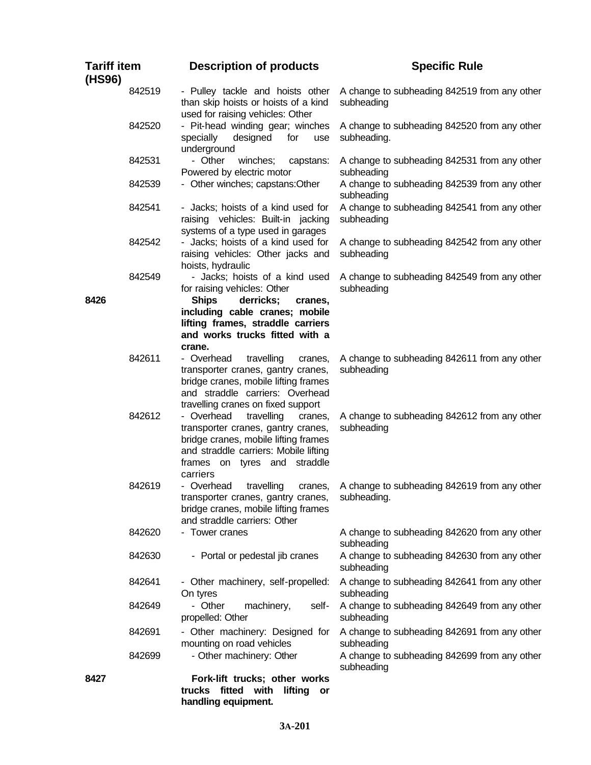| Tariff item (HS96) | | Description of products | Specific Rule |
|---|---|---|---|
| | 842519 | - Pulley tackle and hoists other than skip hoists or hoists of a kind used for raising vehicles: Other | A change to subheading 842519 from any other subheading |
| | 842520 | - Pit-head winding gear; winches specially designed for use underground | A change to subheading 842520 from any other subheading. |
| | 842531 | - Other winches; capstans: Powered by electric motor | A change to subheading 842531 from any other subheading |
| | 842539 | - Other winches; capstans:Other | A change to subheading 842539 from any other subheading |
| | 842541 | - Jacks; hoists of a kind used for raising vehicles: Built-in jacking systems of a type used in garages | A change to subheading 842541 from any other subheading |
| | 842542 | - Jacks; hoists of a kind used for raising vehicles: Other jacks and hoists, hydraulic | A change to subheading 842542 from any other subheading |
| | 842549 | - Jacks; hoists of a kind used for raising vehicles: Other | A change to subheading 842549 from any other subheading |
| **8426** | | **Ships derricks; cranes, including cable cranes; mobile lifting frames, straddle carriers and works trucks fitted with a crane.** | |
| | 842611 | - Overhead travelling cranes, transporter cranes, gantry cranes, bridge cranes, mobile lifting frames and straddle carriers: Overhead travelling cranes on fixed support | A change to subheading 842611 from any other subheading |
| | 842612 | - Overhead travelling cranes, transporter cranes, gantry cranes, bridge cranes, mobile lifting frames and straddle carriers: Mobile lifting frames on tyres and straddle carriers | A change to subheading 842612 from any other subheading |
| | 842619 | - Overhead travelling cranes, transporter cranes, gantry cranes, bridge cranes, mobile lifting frames and straddle carriers: Other | A change to subheading 842619 from any other subheading. |
| | 842620 | - Tower cranes | A change to subheading 842620 from any other subheading |
| | 842630 | - Portal or pedestal jib cranes | A change to subheading 842630 from any other subheading |
| | 842641 | - Other machinery, self-propelled: On tyres | A change to subheading 842641 from any other subheading |
| | 842649 | - Other machinery, self-propelled: Other | A change to subheading 842649 from any other subheading |
| | 842691 | - Other machinery: Designed for mounting on road vehicles | A change to subheading 842691 from any other subheading |
| | 842699 | - Other machinery: Other | A change to subheading 842699 from any other subheading |
| **8427** | | **Fork-lift trucks; other works trucks fitted with lifting or handling equipment.** | |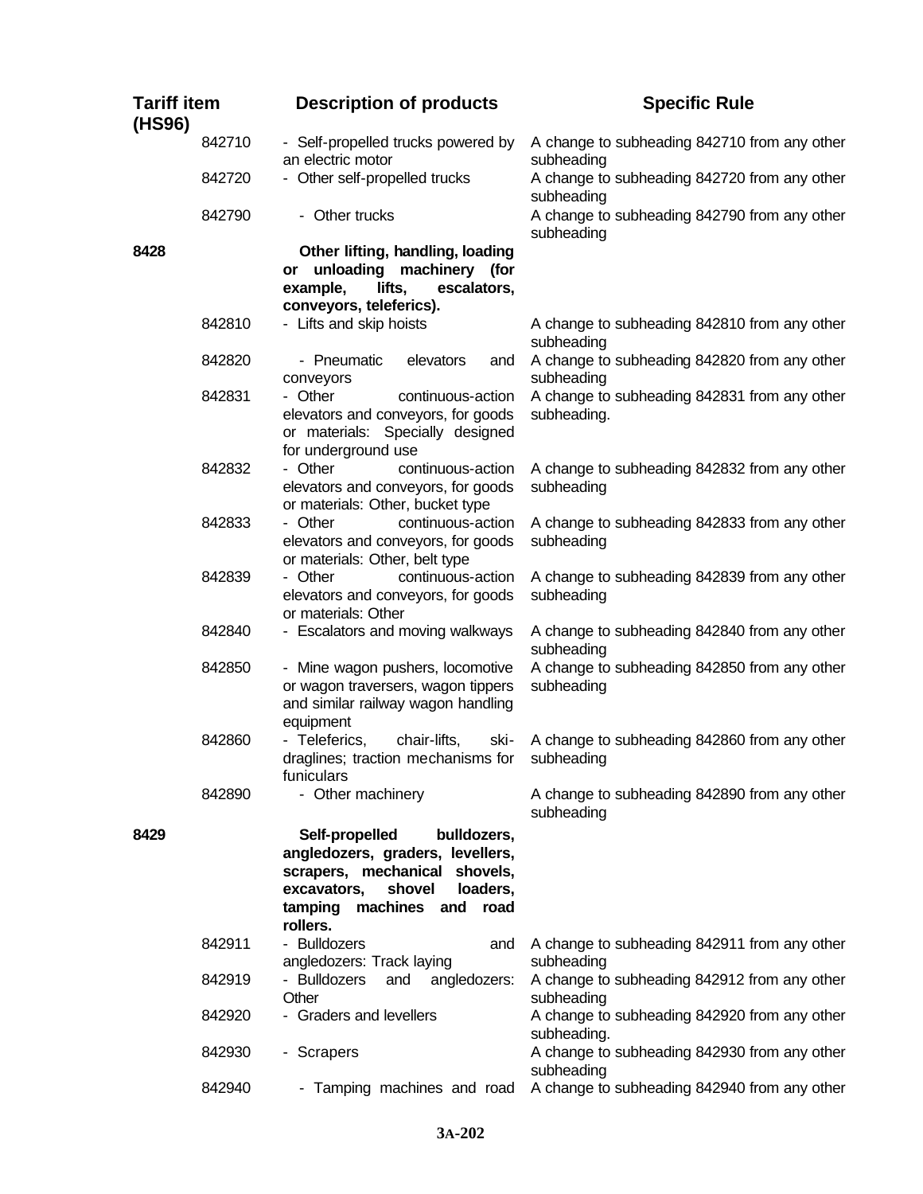| Tariff item (HS96) | | Description of products | Specific Rule |
|---|---|---|---|
| | 842710 | - Self-propelled trucks powered by an electric motor | A change to subheading 842710 from any other subheading |
| | 842720 | - Other self-propelled trucks | A change to subheading 842720 from any other subheading |
| | 842790 | - Other trucks | A change to subheading 842790 from any other subheading |
| **8428** | | **Other lifting, handling, loading or unloading machinery (for example, lifts, escalators, conveyors, teleferics).** | |
| | 842810 | - Lifts and skip hoists | A change to subheading 842810 from any other subheading |
| | 842820 | - Pneumatic elevators and conveyors | A change to subheading 842820 from any other subheading |
| | 842831 | - Other continuous-action elevators and conveyors, for goods or materials: Specially designed for underground use | A change to subheading 842831 from any other subheading. |
| | 842832 | - Other continuous-action elevators and conveyors, for goods or materials: Other, bucket type | A change to subheading 842832 from any other subheading |
| | 842833 | - Other continuous-action elevators and conveyors, for goods or materials: Other, belt type | A change to subheading 842833 from any other subheading |
| | 842839 | - Other continuous-action elevators and conveyors, for goods or materials: Other | A change to subheading 842839 from any other subheading |
| | 842840 | - Escalators and moving walkways | A change to subheading 842840 from any other subheading |
| | 842850 | - Mine wagon pushers, locomotive or wagon traversers, wagon tippers and similar railway wagon handling equipment | A change to subheading 842850 from any other subheading |
| | 842860 | - Teleferics, chair-lifts, ski-draglines; traction mechanisms for funiculars | A change to subheading 842860 from any other subheading |
| | 842890 | - Other machinery | A change to subheading 842890 from any other subheading |
| **8429** | | **Self-propelled bulldozers, angledozers, graders, levellers, scrapers, mechanical shovels, excavators, shovel loaders, tamping machines and road rollers.** | |
| | 842911 | - Bulldozers and angledozers: Track laying | A change to subheading 842911 from any other subheading |
| | 842919 | - Bulldozers and angledozers: Other | A change to subheading 842912 from any other subheading |
| | 842920 | - Graders and levellers | A change to subheading 842920 from any other subheading. |
| | 842930 | - Scrapers | A change to subheading 842930 from any other subheading |
| | 842940 | - Tamping machines and road | A change to subheading 842940 from any other |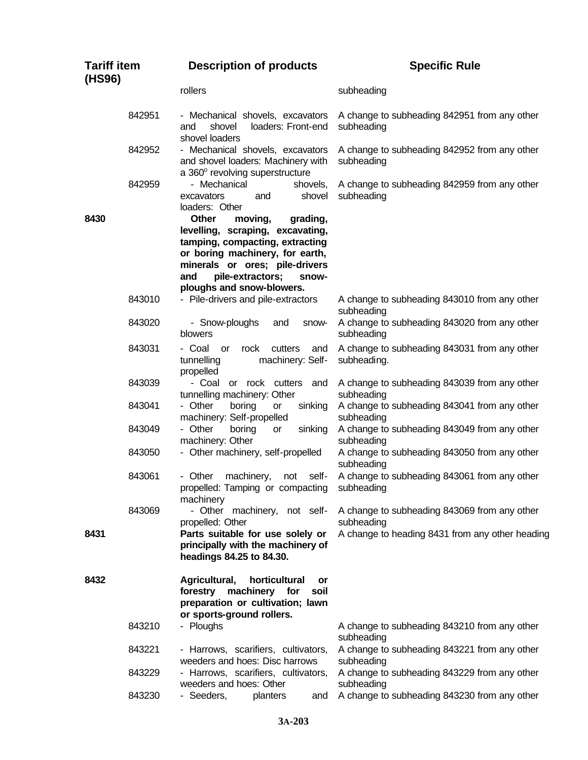| Tariff item (HS96) | | Description of products | Specific Rule |
|---|---|---|---|
| | | rollers | subheading |
| | 842951 | - Mechanical shovels, excavators and shovel loaders: Front-end shovel loaders | A change to subheading 842951 from any other subheading |
| | 842952 | - Mechanical shovels, excavators and shovel loaders: Machinery with a 360° revolving superstructure | A change to subheading 842952 from any other subheading |
| | 842959 | - Mechanical shovels, excavators and shovel loaders: Other | A change to subheading 842959 from any other subheading |
| **8430** | | **Other moving, grading, levelling, scraping, excavating, tamping, compacting, extracting or boring machinery, for earth, minerals or ores; pile-drivers and pile-extractors; snow-ploughs and snow-blowers.** | |
| | 843010 | - Pile-drivers and pile-extractors | A change to subheading 843010 from any other subheading |
| | 843020 | - Snow-ploughs and snow-blowers | A change to subheading 843020 from any other subheading |
| | 843031 | - Coal or rock cutters and tunnelling machinery: Self-propelled | A change to subheading 843031 from any other subheading. |
| | 843039 | - Coal or rock cutters and tunnelling machinery: Other | A change to subheading 843039 from any other subheading |
| | 843041 | - Other boring or sinking machinery: Self-propelled | A change to subheading 843041 from any other subheading |
| | 843049 | - Other boring or sinking machinery: Other | A change to subheading 843049 from any other subheading |
| | 843050 | - Other machinery, self-propelled | A change to subheading 843050 from any other subheading |
| | 843061 | - Other machinery, not self-propelled: Tamping or compacting machinery | A change to subheading 843061 from any other subheading |
| | 843069 | - Other machinery, not self-propelled: Other | A change to subheading 843069 from any other subheading |
| **8431** | | **Parts suitable for use solely or principally with the machinery of headings 84.25 to 84.30.** | A change to heading 8431 from any other heading |
| **8432** | | **Agricultural, horticultural or forestry machinery for soil preparation or cultivation; lawn or sports-ground rollers.** | |
| | 843210 | - Ploughs | A change to subheading 843210 from any other subheading |
| | 843221 | - Harrows, scarifiers, cultivators, weeders and hoes: Disc harrows | A change to subheading 843221 from any other subheading |
| | 843229 | - Harrows, scarifiers, cultivators, weeders and hoes: Other | A change to subheading 843229 from any other subheading |
| | 843230 | - Seeders, planters and | A change to subheading 843230 from any other |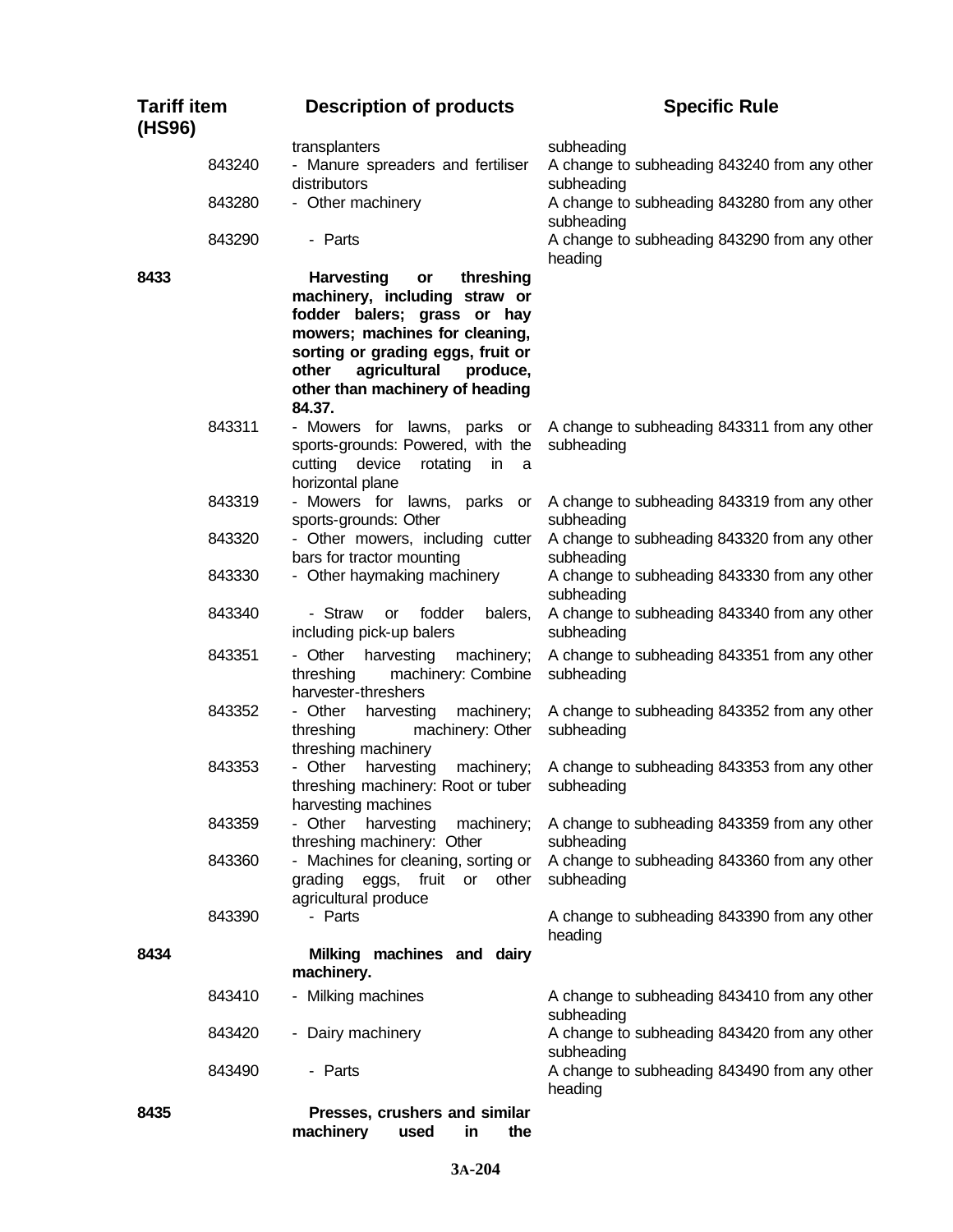| Tariff item (HS96) | Description of products | Specific Rule |
|---|---|---|
| | transplanters | subheading |
| 843240 | - Manure spreaders and fertiliser distributors | A change to subheading 843240 from any other subheading |
| 843280 | - Other machinery | A change to subheading 843280 from any other subheading |
| 843290 | - Parts | A change to subheading 843290 from any other heading |
| **8433** | **Harvesting or threshing machinery, including straw or fodder balers; grass or hay mowers; machines for cleaning, sorting or grading eggs, fruit or other agricultural produce, other than machinery of heading 84.37.** | |
| 843311 | - Mowers for lawns, parks or sports-grounds: Powered, with the cutting device rotating in a horizontal plane | A change to subheading 843311 from any other subheading |
| 843319 | - Mowers for lawns, parks or sports-grounds: Other | A change to subheading 843319 from any other subheading |
| 843320 | - Other mowers, including cutter bars for tractor mounting | A change to subheading 843320 from any other subheading |
| 843330 | - Other haymaking machinery | A change to subheading 843330 from any other subheading |
| 843340 | - Straw or fodder balers, including pick-up balers | A change to subheading 843340 from any other subheading |
| 843351 | - Other harvesting machinery; threshing machinery: Combine harvester-threshers | A change to subheading 843351 from any other subheading |
| 843352 | - Other harvesting machinery; threshing machinery: Other threshing machinery | A change to subheading 843352 from any other subheading |
| 843353 | - Other harvesting machinery; threshing machinery: Root or tuber harvesting machines | A change to subheading 843353 from any other subheading |
| 843359 | - Other harvesting machinery; threshing machinery: Other | A change to subheading 843359 from any other subheading |
| 843360 | - Machines for cleaning, sorting or grading eggs, fruit or other agricultural produce | A change to subheading 843360 from any other subheading |
| 843390 | - Parts | A change to subheading 843390 from any other heading |
| **8434** | **Milking machines and dairy machinery.** | |
| 843410 | - Milking machines | A change to subheading 843410 from any other subheading |
| 843420 | - Dairy machinery | A change to subheading 843420 from any other subheading |
| 843490 | - Parts | A change to subheading 843490 from any other heading |
| **8435** | **Presses, crushers and similar machinery used in the** | |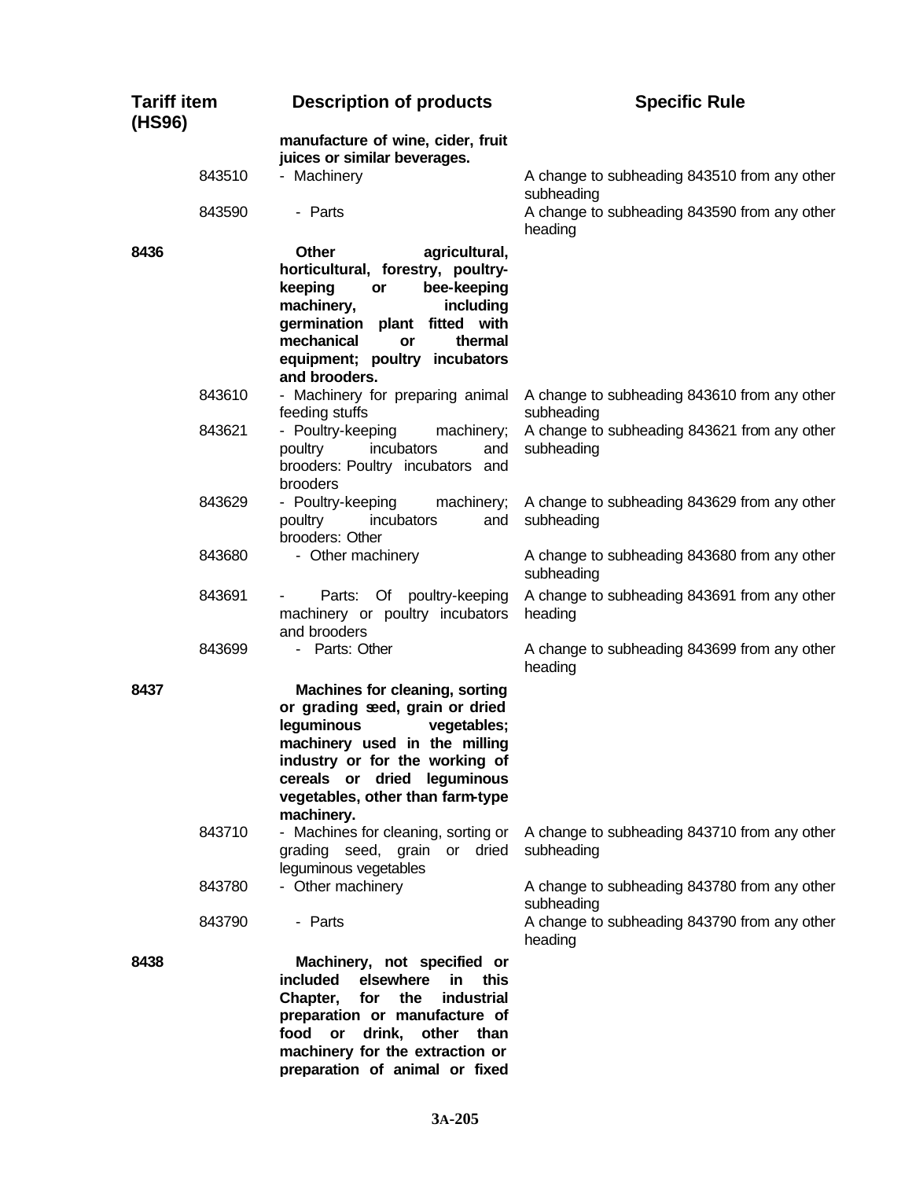| Tariff item (HS96) | | Description of products | Specific Rule |
|---|---|---|---|
| | | **manufacture of wine, cider, fruit juices or similar beverages.** | |
| | 843510 | - Machinery | A change to subheading 843510 from any other subheading |
| | 843590 | - Parts | A change to subheading 843590 from any other heading |
| **8436** | | **Other agricultural, horticultural, forestry, poultry-keeping or bee-keeping machinery, including germination plant fitted with mechanical or thermal equipment; poultry incubators and brooders.** | |
| | 843610 | - Machinery for preparing animal feeding stuffs | A change to subheading 843610 from any other subheading |
| | 843621 | - Poultry-keeping machinery; poultry incubators and brooders: Poultry incubators and brooders | A change to subheading 843621 from any other subheading |
| | 843629 | - Poultry-keeping machinery; poultry incubators and brooders: Other | A change to subheading 843629 from any other subheading |
| | 843680 | - Other machinery | A change to subheading 843680 from any other subheading |
| | 843691 | - Parts: Of poultry-keeping machinery or poultry incubators and brooders | A change to subheading 843691 from any other heading |
| | 843699 | - Parts: Other | A change to subheading 843699 from any other heading |
| **8437** | | **Machines for cleaning, sorting or grading seed, grain or dried leguminous vegetables; machinery used in the milling industry or for the working of cereals or dried leguminous vegetables, other than farm-type machinery.** | |
| | 843710 | - Machines for cleaning, sorting or grading seed, grain or dried leguminous vegetables | A change to subheading 843710 from any other subheading |
| | 843780 | - Other machinery | A change to subheading 843780 from any other subheading |
| | 843790 | - Parts | A change to subheading 843790 from any other heading |
| **8438** | | **Machinery, not specified or included elsewhere in this Chapter, for the industrial preparation or manufacture of food or drink, other than machinery for the extraction or preparation of animal or fixed** | |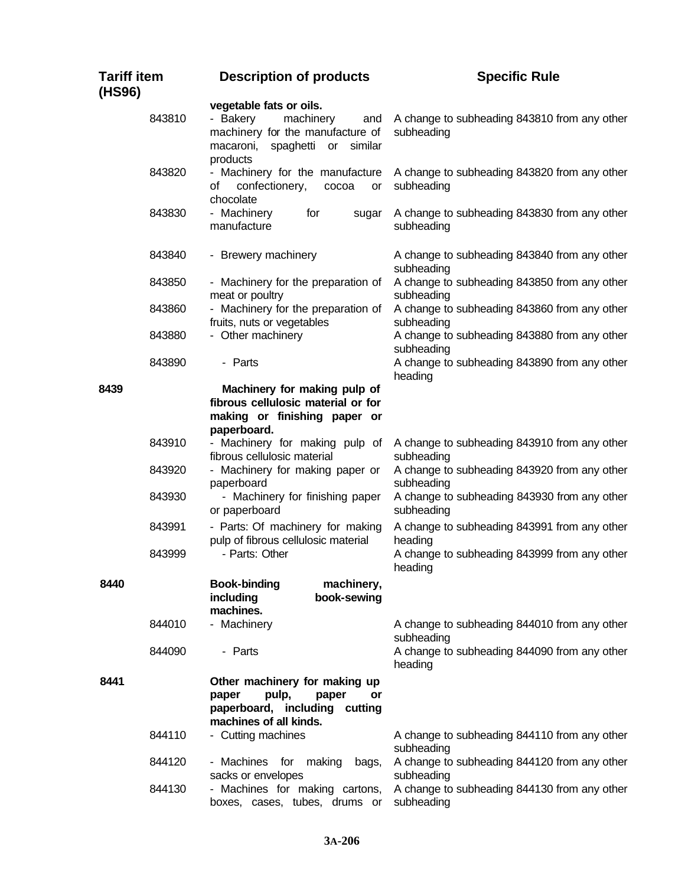| Tariff item (HS96) | | Description of products | Specific Rule |
|---|---|---|---|
| | | **vegetable fats or oils.** | |
| | 843810 | - Bakery machinery and machinery for the manufacture of macaroni, spaghetti or similar products | A change to subheading 843810 from any other subheading |
| | 843820 | - Machinery for the manufacture of confectionery, cocoa or chocolate | A change to subheading 843820 from any other subheading |
| | 843830 | - Machinery for sugar manufacture | A change to subheading 843830 from any other subheading |
| | 843840 | - Brewery machinery | A change to subheading 843840 from any other subheading |
| | 843850 | - Machinery for the preparation of meat or poultry | A change to subheading 843850 from any other subheading |
| | 843860 | - Machinery for the preparation of fruits, nuts or vegetables | A change to subheading 843860 from any other subheading |
| | 843880 | - Other machinery | A change to subheading 843880 from any other subheading |
| | 843890 | - Parts | A change to subheading 843890 from any other heading |
| **8439** | | **Machinery for making pulp of fibrous cellulosic material or for making or finishing paper or paperboard.** | |
| | 843910 | - Machinery for making pulp of fibrous cellulosic material | A change to subheading 843910 from any other subheading |
| | 843920 | - Machinery for making paper or paperboard | A change to subheading 843920 from any other subheading |
| | 843930 | - Machinery for finishing paper or paperboard | A change to subheading 843930 from any other subheading |
| | 843991 | - Parts: Of machinery for making pulp of fibrous cellulosic material | A change to subheading 843991 from any other heading |
| | 843999 | - Parts: Other | A change to subheading 843999 from any other heading |
| **8440** | | **Book-binding machinery, including book-sewing machines.** | |
| | 844010 | - Machinery | A change to subheading 844010 from any other subheading |
| | 844090 | - Parts | A change to subheading 844090 from any other heading |
| **8441** | | **Other machinery for making up paper pulp, paper or paperboard, including cutting machines of all kinds.** | |
| | 844110 | - Cutting machines | A change to subheading 844110 from any other subheading |
| | 844120 | - Machines for making bags, sacks or envelopes | A change to subheading 844120 from any other subheading |
| | 844130 | - Machines for making cartons, boxes, cases, tubes, drums or | A change to subheading 844130 from any other subheading |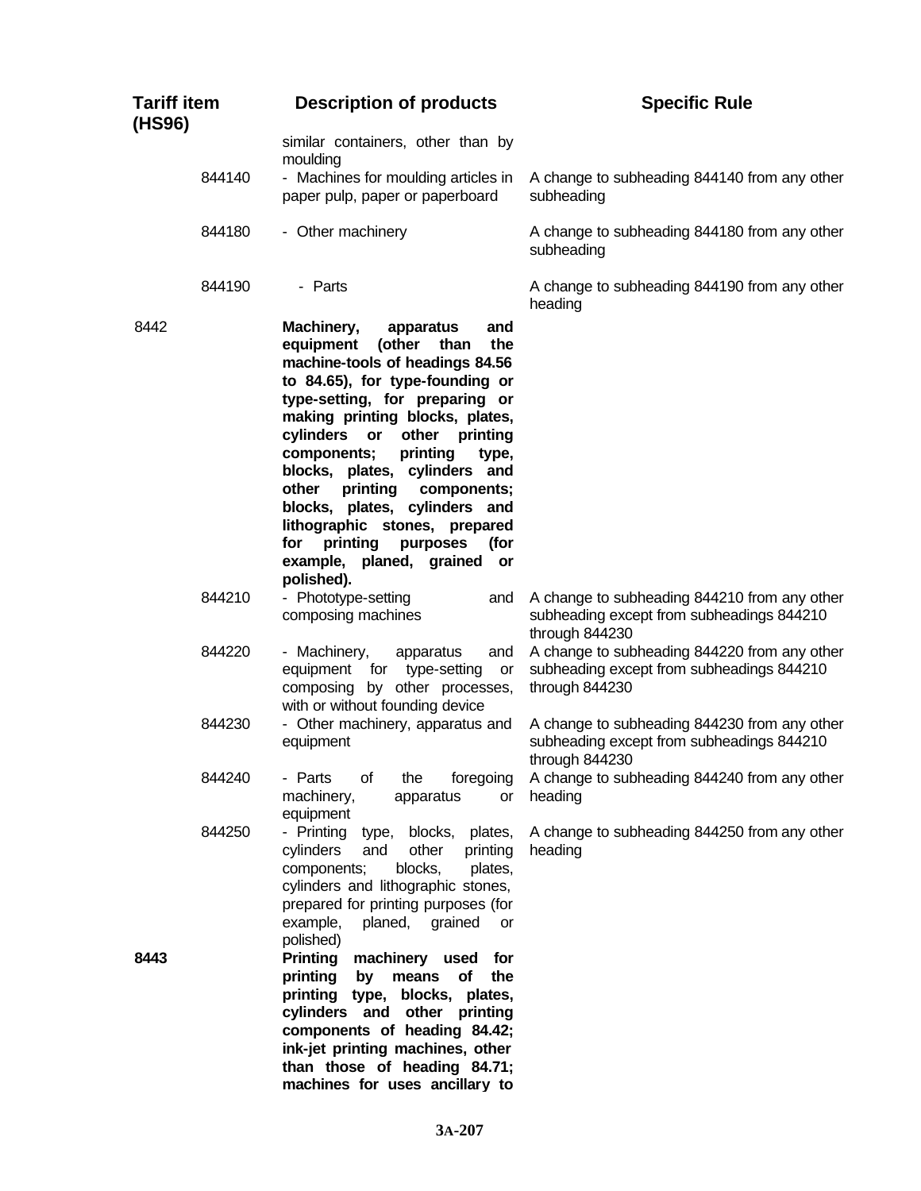| Tariff item (HS96) | | Description of products | Specific Rule |
|---|---|---|---|
| | | similar containers, other than by moulding | |
| | 844140 | - Machines for moulding articles in paper pulp, paper or paperboard | A change to subheading 844140 from any other subheading |
| | 844180 | - Other machinery | A change to subheading 844180 from any other subheading |
| | 844190 | - Parts | A change to subheading 844190 from any other heading |
| 8442 | | **Machinery, apparatus and equipment (other than the machine-tools of headings 84.56 to 84.65), for type-founding or type-setting, for preparing or making printing blocks, plates, cylinders or other printing components; printing type, blocks, plates, cylinders and other printing components; blocks, plates, cylinders and lithographic stones, prepared for printing purposes (for example, planed, grained or polished).** | |
| | 844210 | - Phototype-setting and composing machines | A change to subheading 844210 from any other subheading except from subheadings 844210 through 844230 |
| | 844220 | - Machinery, apparatus and equipment for type-setting or composing by other processes, with or without founding device | A change to subheading 844220 from any other subheading except from subheadings 844210 through 844230 |
| | 844230 | - Other machinery, apparatus and equipment | A change to subheading 844230 from any other subheading except from subheadings 844210 through 844230 |
| | 844240 | - Parts of the foregoing machinery, apparatus or equipment | A change to subheading 844240 from any other heading |
| | 844250 | - Printing type, blocks, plates, cylinders and other printing components; blocks, plates, cylinders and lithographic stones, prepared for printing purposes (for example, planed, grained or polished) | A change to subheading 844250 from any other heading |
| **8443** | | **Printing machinery used for printing by means of the printing type, blocks, plates, cylinders and other printing components of heading 84.42; ink-jet printing machines, other than those of heading 84.71; machines for uses ancillary to** | |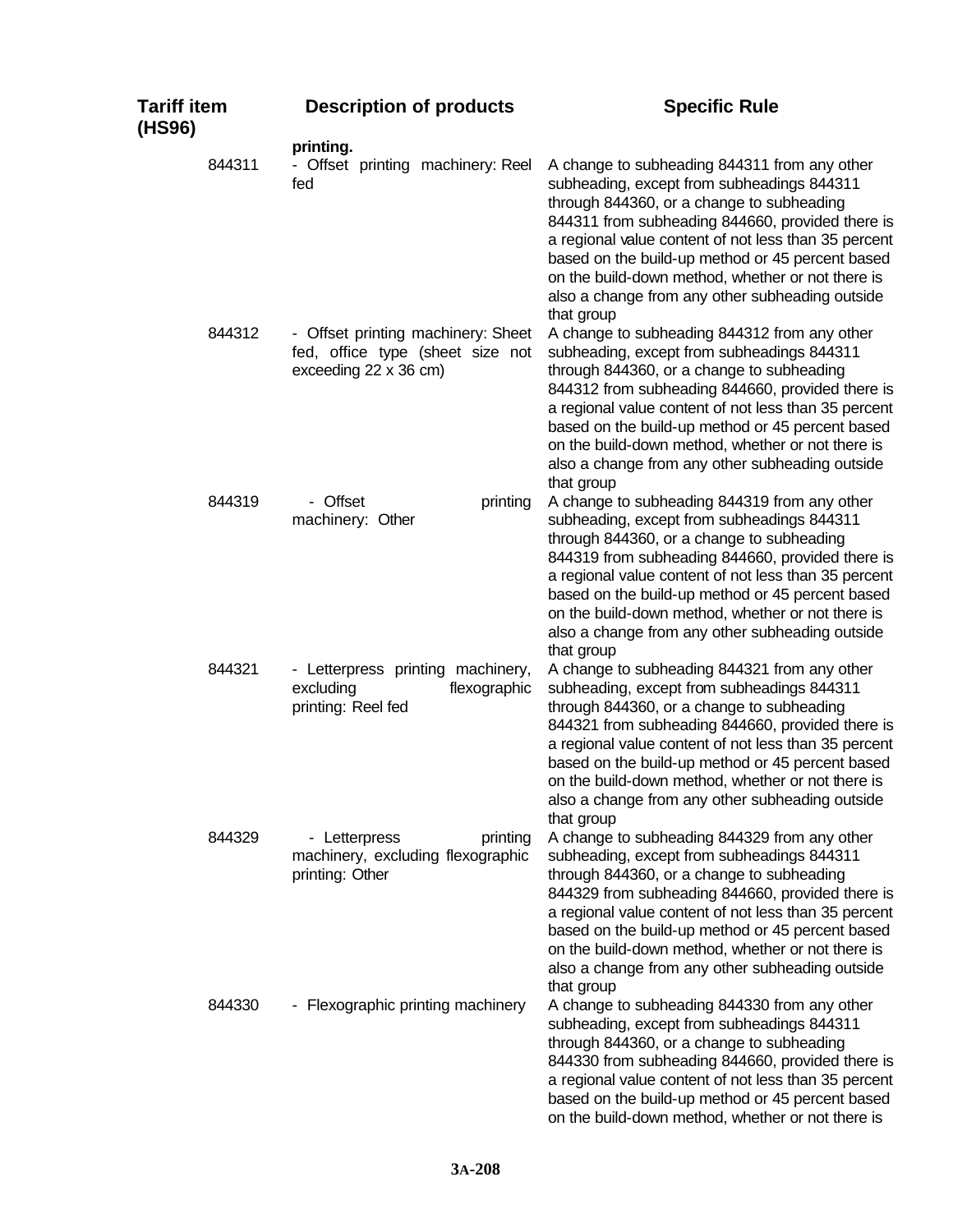| Tariff item (HS96) | Description of products | Specific Rule |
|---|---|---|
| | printing. | |
| 844311 | - Offset printing machinery: Reel fed | A change to subheading 844311 from any other subheading, except from subheadings 844311 through 844360, or a change to subheading 844311 from subheading 844660, provided there is a regional value content of not less than 35 percent based on the build-up method or 45 percent based on the build-down method, whether or not there is also a change from any other subheading outside that group |
| 844312 | - Offset printing machinery: Sheet fed, office type (sheet size not exceeding 22 x 36 cm) | A change to subheading 844312 from any other subheading, except from subheadings 844311 through 844360, or a change to subheading 844312 from subheading 844660, provided there is a regional value content of not less than 35 percent based on the build-up method or 45 percent based on the build-down method, whether or not there is also a change from any other subheading outside that group |
| 844319 | - Offset printing machinery: Other | A change to subheading 844319 from any other subheading, except from subheadings 844311 through 844360, or a change to subheading 844319 from subheading 844660, provided there is a regional value content of not less than 35 percent based on the build-up method or 45 percent based on the build-down method, whether or not there is also a change from any other subheading outside that group |
| 844321 | - Letterpress printing machinery, excluding flexographic printing: Reel fed | A change to subheading 844321 from any other subheading, except from subheadings 844311 through 844360, or a change to subheading 844321 from subheading 844660, provided there is a regional value content of not less than 35 percent based on the build-up method or 45 percent based on the build-down method, whether or not there is also a change from any other subheading outside that group |
| 844329 | - Letterpress printing machinery, excluding flexographic printing: Other | A change to subheading 844329 from any other subheading, except from subheadings 844311 through 844360, or a change to subheading 844329 from subheading 844660, provided there is a regional value content of not less than 35 percent based on the build-up method or 45 percent based on the build-down method, whether or not there is also a change from any other subheading outside that group |
| 844330 | - Flexographic printing machinery | A change to subheading 844330 from any other subheading, except from subheadings 844311 through 844360, or a change to subheading 844330 from subheading 844660, provided there is a regional value content of not less than 35 percent based on the build-up method or 45 percent based on the build-down method, whether or not there is |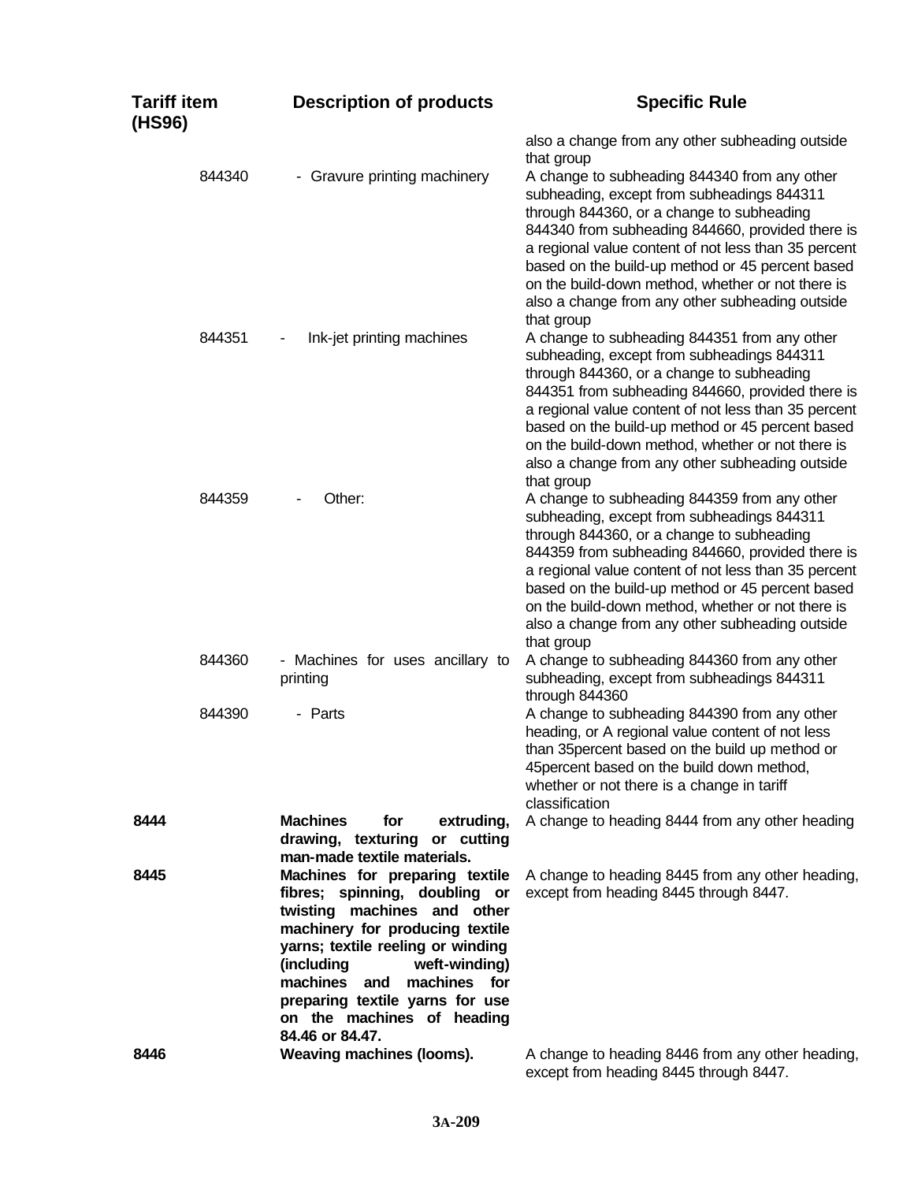| Tariff item (HS96) | Description of products | Specific Rule |
|---|---|---|
| | | also a change from any other subheading outside that group |
| 844340 | - Gravure printing machinery | A change to subheading 844340 from any other subheading, except from subheadings 844311 through 844360, or a change to subheading 844340 from subheading 844660, provided there is a regional value content of not less than 35 percent based on the build-up method or 45 percent based on the build-down method, whether or not there is also a change from any other subheading outside that group |
| 844351 | - Ink-jet printing machines | A change to subheading 844351 from any other subheading, except from subheadings 844311 through 844360, or a change to subheading 844351 from subheading 844660, provided there is a regional value content of not less than 35 percent based on the build-up method or 45 percent based on the build-down method, whether or not there is also a change from any other subheading outside that group |
| 844359 | - Other: | A change to subheading 844359 from any other subheading, except from subheadings 844311 through 844360, or a change to subheading 844359 from subheading 844660, provided there is a regional value content of not less than 35 percent based on the build-up method or 45 percent based on the build-down method, whether or not there is also a change from any other subheading outside that group |
| 844360 | - Machines for uses ancillary to printing | A change to subheading 844360 from any other subheading, except from subheadings 844311 through 844360 |
| 844390 | - Parts | A change to subheading 844390 from any other heading, or A regional value content of not less than 35percent based on the build up method or 45percent based on the build down method, whether or not there is a change in tariff classification |
| **8444** | **Machines for extruding, drawing, texturing or cutting man-made textile materials.** | A change to heading 8444 from any other heading |
| **8445** | **Machines for preparing textile fibres; spinning, doubling or twisting machines and other machinery for producing textile yarns; textile reeling or winding (including weft-winding) machines and machines for preparing textile yarns for use on the machines of heading 84.46 or 84.47.** | A change to heading 8445 from any other heading, except from heading 8445 through 8447. |
| **8446** | **Weaving machines (looms).** | A change to heading 8446 from any other heading, except from heading 8445 through 8447. |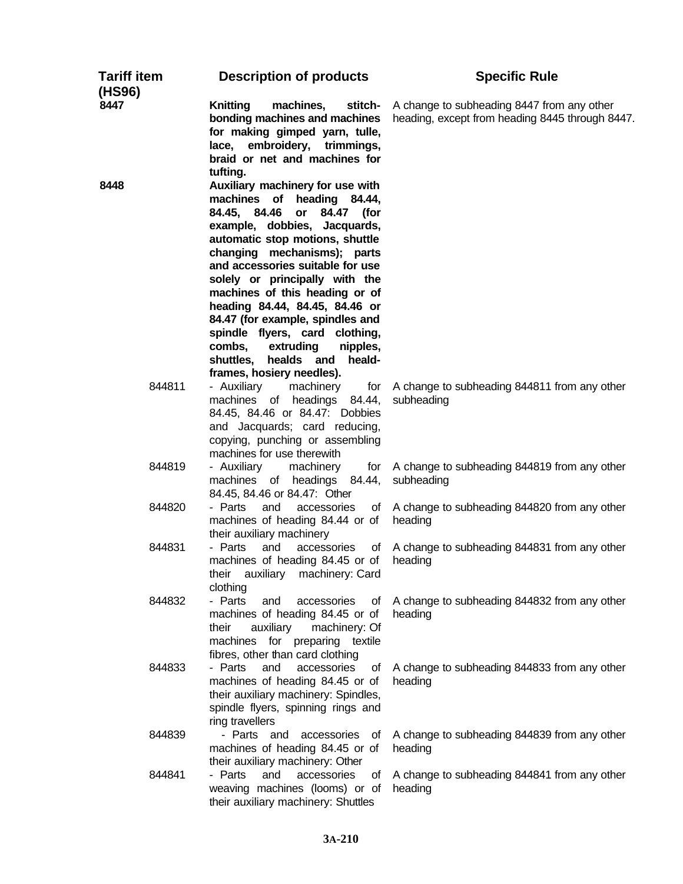| Tariff item (HS96) | Description of products | Specific Rule |
|---|---|---|
| **8447** | **Knitting machines, stitch-bonding machines and machines for making gimped yarn, tulle, lace, embroidery, trimmings, braid or net and machines for tufting.** | A change to subheading 8447 from any other heading, except from heading 8445 through 8447. |
| **8448** | **Auxiliary machinery for use with machines of heading 84.44, 84.45, 84.46 or 84.47 (for example, dobbies, Jacquards, automatic stop motions, shuttle changing mechanisms); parts and accessories suitable for use solely or principally with the machines of this heading or of heading 84.44, 84.45, 84.46 or 84.47 (for example, spindles and spindle flyers, card clothing, combs, extruding nipples, shuttles, healds and heald-frames, hosiery needles).** | |
| 844811 | - Auxiliary machinery for machines of headings 84.44, 84.45, 84.46 or 84.47: Dobbies and Jacquards; card reducing, copying, punching or assembling machines for use therewith | A change to subheading 844811 from any other subheading |
| 844819 | - Auxiliary machinery for machines of headings 84.44, 84.45, 84.46 or 84.47: Other | A change to subheading 844819 from any other subheading |
| 844820 | - Parts and accessories of machines of heading 84.44 or of their auxiliary machinery | A change to subheading 844820 from any other heading |
| 844831 | - Parts and accessories of machines of heading 84.45 or of their auxiliary machinery: Card clothing | A change to subheading 844831 from any other heading |
| 844832 | - Parts and accessories of machines of heading 84.45 or of their auxiliary machinery: Of machines for preparing textile fibres, other than card clothing | A change to subheading 844832 from any other heading |
| 844833 | - Parts and accessories of machines of heading 84.45 or of their auxiliary machinery: Spindles, spindle flyers, spinning rings and ring travellers | A change to subheading 844833 from any other heading |
| 844839 | - Parts and accessories of machines of heading 84.45 or of their auxiliary machinery: Other | A change to subheading 844839 from any other heading |
| 844841 | - Parts and accessories of weaving machines (looms) or of their auxiliary machinery: Shuttles | A change to subheading 844841 from any other heading |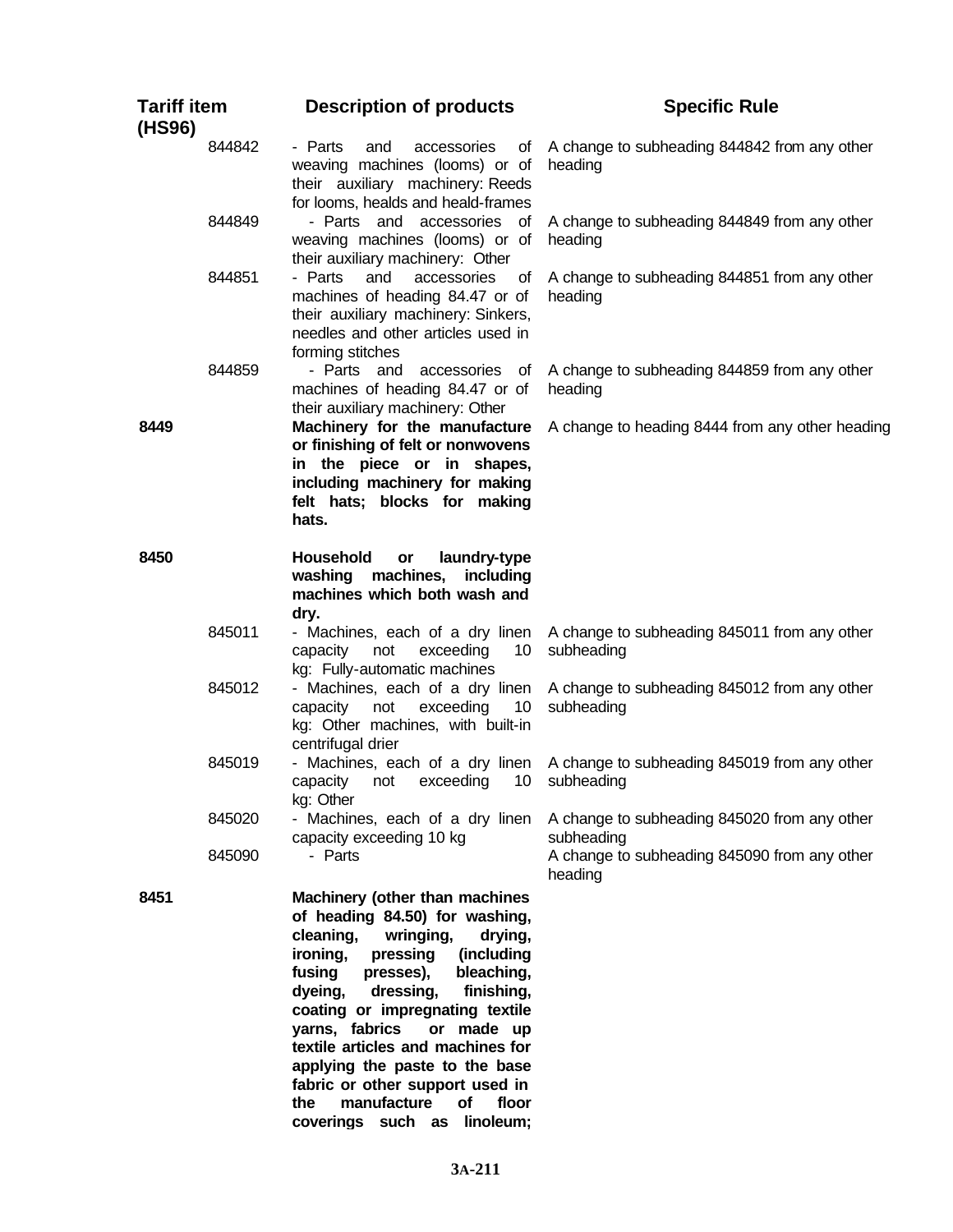| Tariff item (HS96) | | Description of products | Specific Rule |
|---|---|---|---|
| | 844842 | - Parts and accessories of weaving machines (looms) or of their auxiliary machinery: Reeds for looms, healds and heald-frames | A change to subheading 844842 from any other heading |
| | 844849 | - Parts and accessories of weaving machines (looms) or of their auxiliary machinery: Other | A change to subheading 844849 from any other heading |
| | 844851 | - Parts and accessories of machines of heading 84.47 or of their auxiliary machinery: Sinkers, needles and other articles used in forming stitches | A change to subheading 844851 from any other heading |
| | 844859 | - Parts and accessories of machines of heading 84.47 or of their auxiliary machinery: Other | A change to subheading 844859 from any other heading |
| **8449** | | **Machinery for the manufacture or finishing of felt or nonwovens in the piece or in shapes, including machinery for making felt hats; blocks for making hats.** | A change to heading 8444 from any other heading |
| **8450** | | **Household or laundry-type washing machines, including machines which both wash and dry.** | |
| | 845011 | - Machines, each of a dry linen capacity not exceeding 10 kg: Fully-automatic machines | A change to subheading 845011 from any other subheading |
| | 845012 | - Machines, each of a dry linen capacity not exceeding 10 kg: Other machines, with built-in centrifugal drier | A change to subheading 845012 from any other subheading |
| | 845019 | - Machines, each of a dry linen capacity not exceeding 10 kg: Other | A change to subheading 845019 from any other subheading |
| | 845020 | - Machines, each of a dry linen capacity exceeding 10 kg | A change to subheading 845020 from any other subheading |
| | 845090 | - Parts | A change to subheading 845090 from any other heading |
| **8451** | | **Machinery (other than machines of heading 84.50) for washing, cleaning, wringing, drying, ironing, pressing (including fusing presses), bleaching, dyeing, dressing, finishing, coating or impregnating textile yarns, fabrics or made up textile articles and machines for applying the paste to the base fabric or other support used in the manufacture of floor coverings such as linoleum;** | |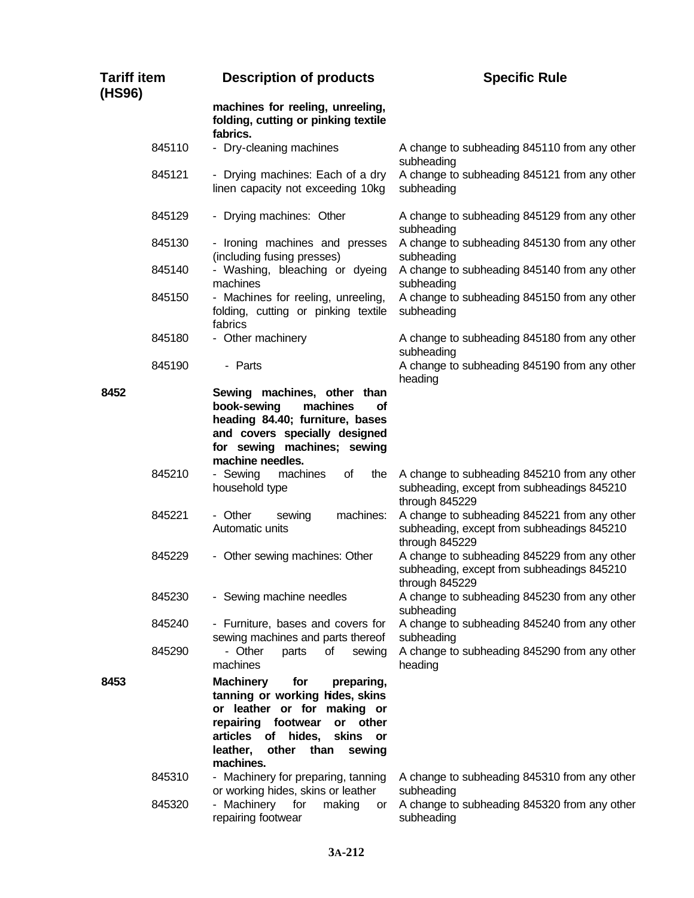| Tariff item (HS96) | | Description of products | Specific Rule |
|---|---|---|---|
| | | **machines for reeling, unreeling, folding, cutting or pinking textile fabrics.** | |
| | 845110 | - Dry-cleaning machines | A change to subheading 845110 from any other subheading |
| | 845121 | - Drying machines: Each of a dry linen capacity not exceeding 10kg | A change to subheading 845121 from any other subheading |
| | 845129 | - Drying machines: Other | A change to subheading 845129 from any other subheading |
| | 845130 | - Ironing machines and presses (including fusing presses) | A change to subheading 845130 from any other subheading |
| | 845140 | - Washing, bleaching or dyeing machines | A change to subheading 845140 from any other subheading |
| | 845150 | - Machines for reeling, unreeling, folding, cutting or pinking textile fabrics | A change to subheading 845150 from any other subheading |
| | 845180 | - Other machinery | A change to subheading 845180 from any other subheading |
| | 845190 | - Parts | A change to subheading 845190 from any other heading |
| **8452** | | **Sewing machines, other than book-sewing machines of heading 84.40; furniture, bases and covers specially designed for sewing machines; sewing machine needles.** | |
| | 845210 | - Sewing machines of the household type | A change to subheading 845210 from any other subheading, except from subheadings 845210 through 845229 |
| | 845221 | - Other sewing machines: Automatic units | A change to subheading 845221 from any other subheading, except from subheadings 845210 through 845229 |
| | 845229 | - Other sewing machines: Other | A change to subheading 845229 from any other subheading, except from subheadings 845210 through 845229 |
| | 845230 | - Sewing machine needles | A change to subheading 845230 from any other subheading |
| | 845240 | - Furniture, bases and covers for sewing machines and parts thereof | A change to subheading 845240 from any other subheading |
| | 845290 | - Other parts of sewing machines | A change to subheading 845290 from any other heading |
| **8453** | | **Machinery for preparing, tanning or working hides, skins or leather or for making or repairing footwear or other articles of hides, skins or leather, other than sewing machines.** | |
| | 845310 | - Machinery for preparing, tanning or working hides, skins or leather | A change to subheading 845310 from any other subheading |
| | 845320 | - Machinery for making or repairing footwear | A change to subheading 845320 from any other subheading |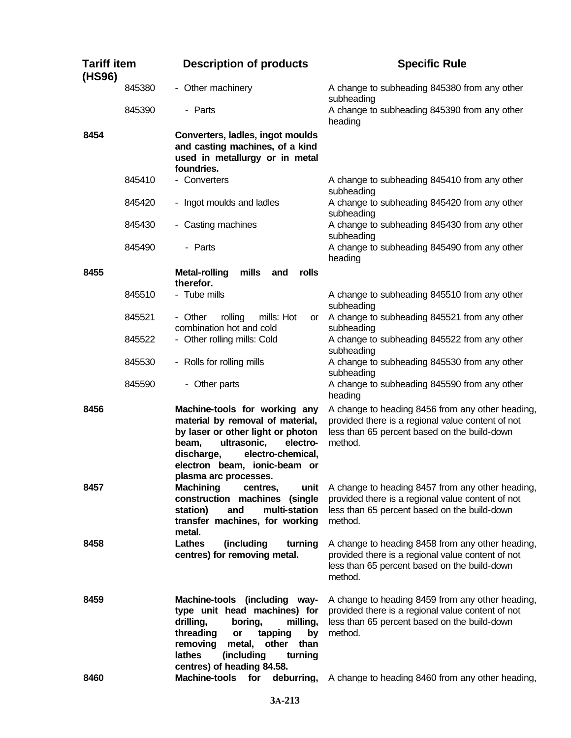| Tariff item (HS96) | | Description of products | Specific Rule |
|---|---|---|---|
| | 845380 | - Other machinery | A change to subheading 845380 from any other subheading |
| | 845390 | - Parts | A change to subheading 845390 from any other heading |
| **8454** | | **Converters, ladles, ingot moulds and casting machines, of a kind used in metallurgy or in metal foundries.** | |
| | 845410 | - Converters | A change to subheading 845410 from any other subheading |
| | 845420 | - Ingot moulds and ladles | A change to subheading 845420 from any other subheading |
| | 845430 | - Casting machines | A change to subheading 845430 from any other subheading |
| | 845490 | - Parts | A change to subheading 845490 from any other heading |
| **8455** | | **Metal-rolling mills and rolls therefor.** | |
| | 845510 | - Tube mills | A change to subheading 845510 from any other subheading |
| | 845521 | - Other rolling mills: Hot or combination hot and cold | A change to subheading 845521 from any other subheading |
| | 845522 | - Other rolling mills: Cold | A change to subheading 845522 from any other subheading |
| | 845530 | - Rolls for rolling mills | A change to subheading 845530 from any other subheading |
| | 845590 | - Other parts | A change to subheading 845590 from any other heading |
| **8456** | | **Machine-tools for working any material by removal of material, by laser or other light or photon beam, ultrasonic, electro-discharge, electro-chemical, electron beam, ionic-beam or plasma arc processes.** | A change to heading 8456 from any other heading, provided there is a regional value content of not less than 65 percent based on the build-down method. |
| **8457** | | **Machining centres, unit construction machines (single station) and multi-station transfer machines, for working metal.** | A change to heading 8457 from any other heading, provided there is a regional value content of not less than 65 percent based on the build-down method. |
| **8458** | | **Lathes (including turning centres) for removing metal.** | A change to heading 8458 from any other heading, provided there is a regional value content of not less than 65 percent based on the build-down method. |
| **8459** | | **Machine-tools (including way-type unit head machines) for drilling, boring, milling, threading or tapping by removing metal, other than lathes (including turning centres) of heading 84.58.** | A change to heading 8459 from any other heading, provided there is a regional value content of not less than 65 percent based on the build-down method. |
| **8460** | | **Machine-tools for deburring,** | A change to heading 8460 from any other heading, |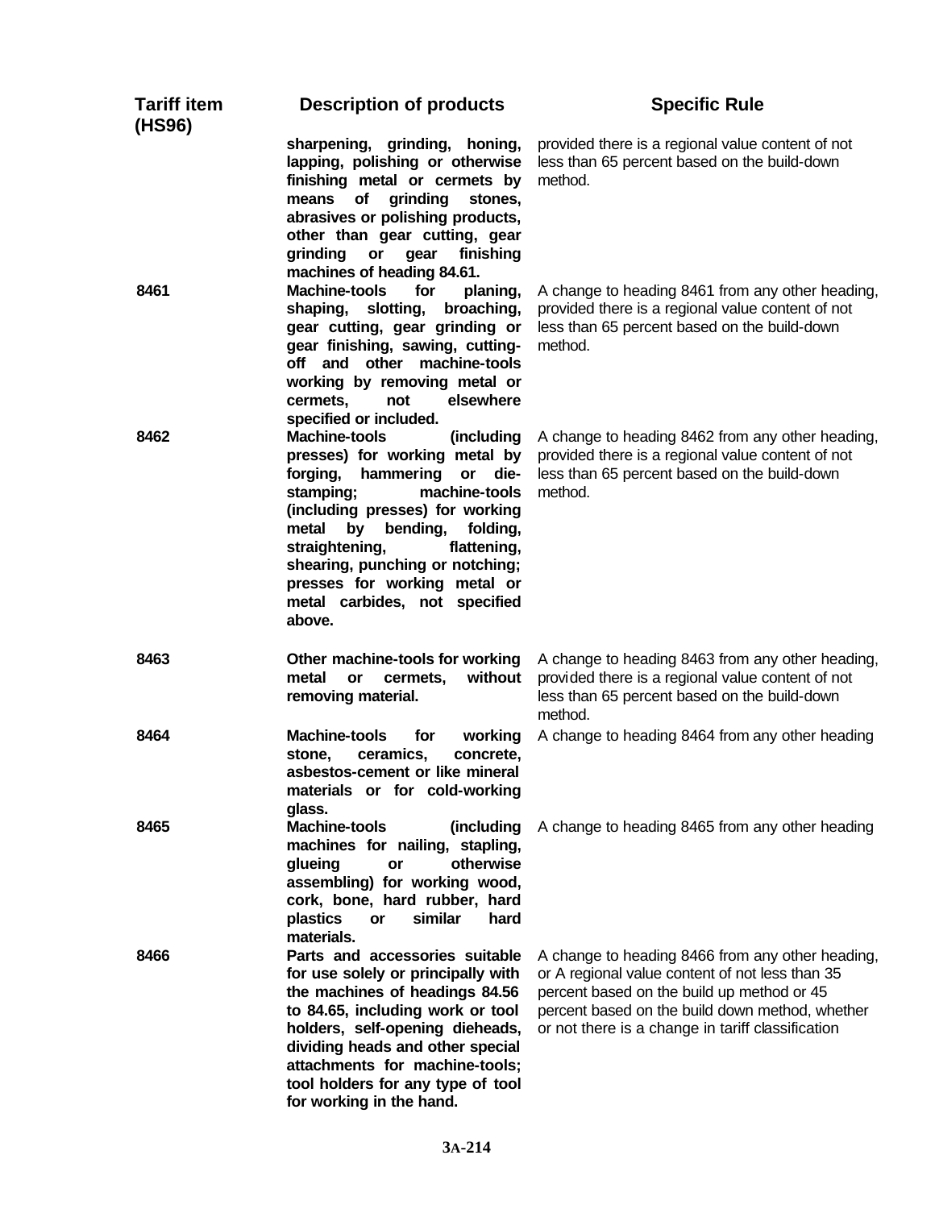| Tariff item (HS96) | Description of products | Specific Rule |
|---|---|---|
| | **sharpening, grinding, honing, lapping, polishing or otherwise finishing metal or cermets by means of grinding stones, abrasives or polishing products, other than gear cutting, gear grinding or gear finishing machines of heading 84.61.** | provided there is a regional value content of not less than 65 percent based on the build-down method. |
| 8461 | **Machine-tools for planing, shaping, slotting, broaching, gear cutting, gear grinding or gear finishing, sawing, cutting-off and other machine-tools working by removing metal or cermets, not elsewhere specified or included.** | A change to heading 8461 from any other heading, provided there is a regional value content of not less than 65 percent based on the build-down method. |
| 8462 | **Machine-tools (including presses) for working metal by forging, hammering or die-stamping; machine-tools (including presses) for working metal by bending, folding, straightening, flattening, shearing, punching or notching; presses for working metal or metal carbides, not specified above.** | A change to heading 8462 from any other heading, provided there is a regional value content of not less than 65 percent based on the build-down method. |
| 8463 | **Other machine-tools for working metal or cermets, without removing material.** | A change to heading 8463 from any other heading, provided there is a regional value content of not less than 65 percent based on the build-down method. |
| 8464 | **Machine-tools for working stone, ceramics, concrete, asbestos-cement or like mineral materials or for cold-working glass.** | A change to heading 8464 from any other heading |
| 8465 | **Machine-tools (including machines for nailing, stapling, glueing or otherwise assembling) for working wood, cork, bone, hard rubber, hard plastics or similar hard materials.** | A change to heading 8465 from any other heading |
| 8466 | **Parts and accessories suitable for use solely or principally with the machines of headings 84.56 to 84.65, including work or tool holders, self-opening dieheads, dividing heads and other special attachments for machine-tools; tool holders for any type of tool for working in the hand.** | A change to heading 8466 from any other heading, or A regional value content of not less than 35 percent based on the build up method or 45 percent based on the build down method, whether or not there is a change in tariff classification |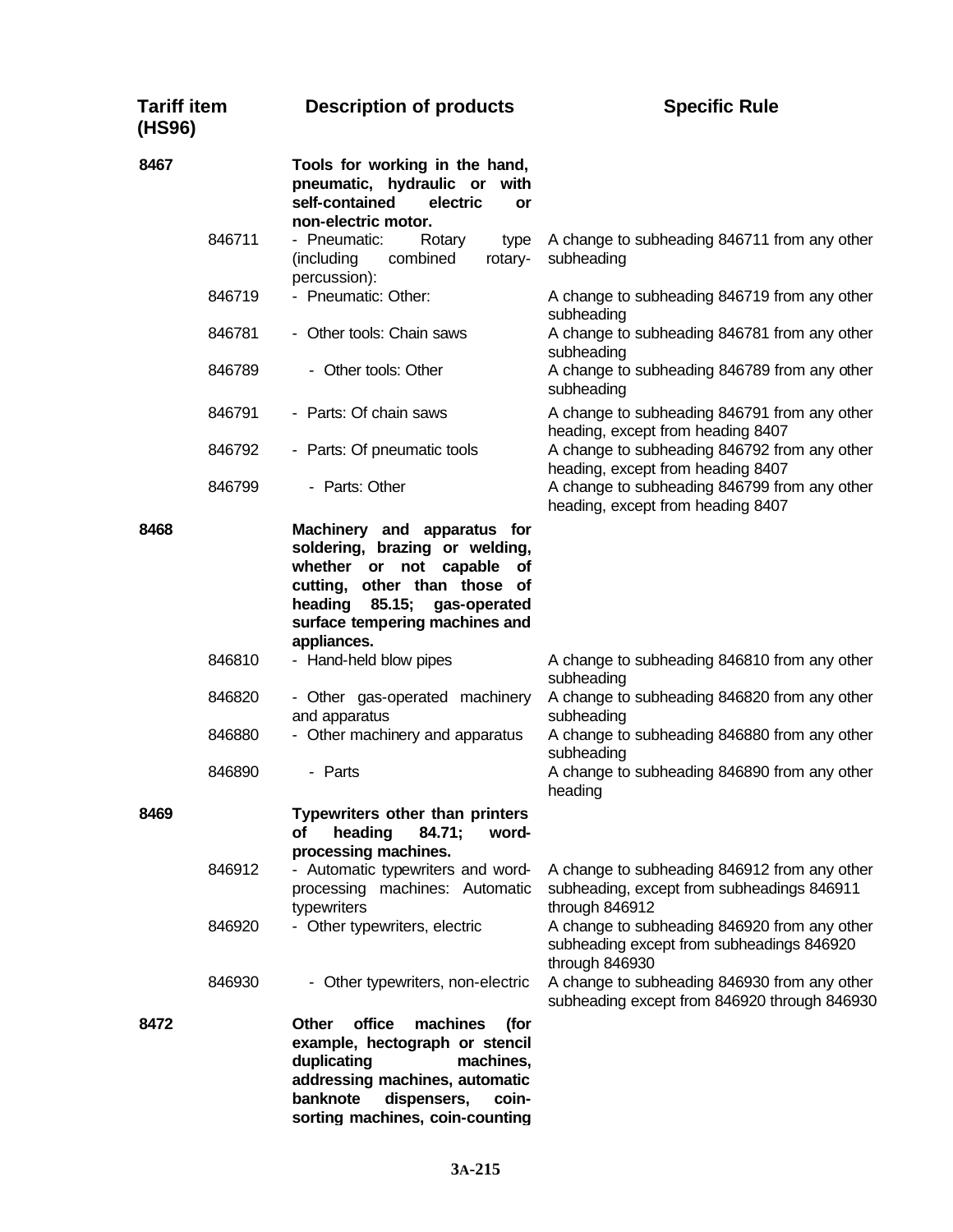| Tariff item (HS96) | | Description of products | Specific Rule |
|---|---|---|---|
| **8467** | | **Tools for working in the hand, pneumatic, hydraulic or with self-contained electric or non-electric motor.** | |
| | 846711 | - Pneumatic: Rotary type (including combined rotary-percussion): | A change to subheading 846711 from any other subheading |
| | 846719 | - Pneumatic: Other: | A change to subheading 846719 from any other subheading |
| | 846781 | - Other tools: Chain saws | A change to subheading 846781 from any other subheading |
| | 846789 | - Other tools: Other | A change to subheading 846789 from any other subheading |
| | 846791 | - Parts: Of chain saws | A change to subheading 846791 from any other heading, except from heading 8407 |
| | 846792 | - Parts: Of pneumatic tools | A change to subheading 846792 from any other heading, except from heading 8407 |
| | 846799 | - Parts: Other | A change to subheading 846799 from any other heading, except from heading 8407 |
| **8468** | | **Machinery and apparatus for soldering, brazing or welding, whether or not capable of cutting, other than those of heading 85.15; gas-operated surface tempering machines and appliances.** | |
| | 846810 | - Hand-held blow pipes | A change to subheading 846810 from any other subheading |
| | 846820 | - Other gas-operated machinery and apparatus | A change to subheading 846820 from any other subheading |
| | 846880 | - Other machinery and apparatus | A change to subheading 846880 from any other subheading |
| | 846890 | - Parts | A change to subheading 846890 from any other heading |
| **8469** | | **Typewriters other than printers of heading 84.71; word-processing machines.** | |
| | 846912 | - Automatic typewriters and word-processing machines: Automatic typewriters | A change to subheading 846912 from any other subheading, except from subheadings 846911 through 846912 |
| | 846920 | - Other typewriters, electric | A change to subheading 846920 from any other subheading except from subheadings 846920 through 846930 |
| | 846930 | - Other typewriters, non-electric | A change to subheading 846930 from any other subheading except from 846920 through 846930 |
| **8472** | | **Other office machines (for example, hectograph or stencil duplicating machines, addressing machines, automatic banknote dispensers, coin-sorting machines, coin-counting** | |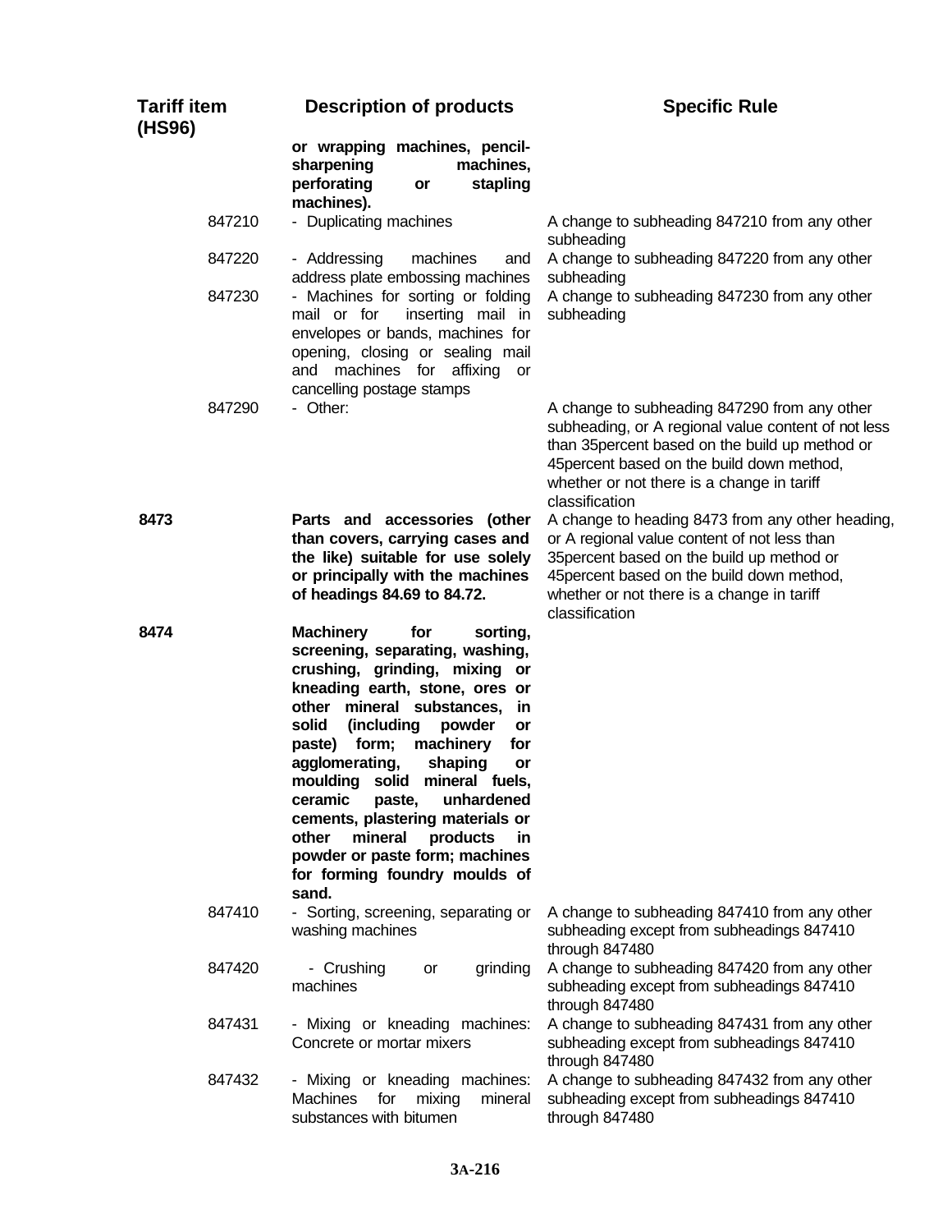| Tariff item (HS96) | | Description of products | Specific Rule |
|---|---|---|---|
| | | **or wrapping machines, pencil-sharpening machines, perforating or stapling machines).** | |
| | 847210 | - Duplicating machines | A change to subheading 847210 from any other subheading |
| | 847220 | - Addressing machines and address plate embossing machines | A change to subheading 847220 from any other subheading |
| | 847230 | - Machines for sorting or folding mail or for inserting mail in envelopes or bands, machines for opening, closing or sealing mail and machines for affixing or cancelling postage stamps | A change to subheading 847230 from any other subheading |
| | 847290 | - Other: | A change to subheading 847290 from any other subheading, or A regional value content of not less than 35percent based on the build up method or 45percent based on the build down method, whether or not there is a change in tariff classification |
| **8473** | | **Parts and accessories (other than covers, carrying cases and the like) suitable for use solely or principally with the machines of headings 84.69 to 84.72.** | A change to heading 8473 from any other heading, or A regional value content of not less than 35percent based on the build up method or 45percent based on the build down method, whether or not there is a change in tariff classification |
| **8474** | | **Machinery for sorting, screening, separating, washing, crushing, grinding, mixing or kneading earth, stone, ores or other mineral substances, in solid (including powder or paste) form; machinery for agglomerating, shaping or moulding solid mineral fuels, ceramic paste, unhardened cements, plastering materials or other mineral products in powder or paste form; machines for forming foundry moulds of sand.** | |
| | 847410 | - Sorting, screening, separating or washing machines | A change to subheading 847410 from any other subheading except from subheadings 847410 through 847480 |
| | 847420 | - Crushing or grinding machines | A change to subheading 847420 from any other subheading except from subheadings 847410 through 847480 |
| | 847431 | - Mixing or kneading machines: Concrete or mortar mixers | A change to subheading 847431 from any other subheading except from subheadings 847410 through 847480 |
| | 847432 | - Mixing or kneading machines: Machines for mixing mineral substances with bitumen | A change to subheading 847432 from any other subheading except from subheadings 847410 through 847480 |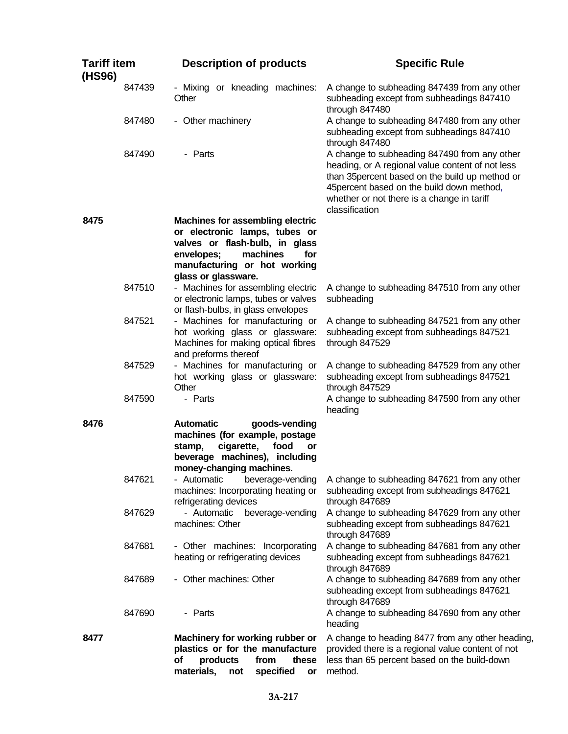| Tariff item (HS96) | | Description of products | Specific Rule |
|---|---|---|---|
| | 847439 | - Mixing or kneading machines: Other | A change to subheading 847439 from any other subheading except from subheadings 847410 through 847480 |
| | 847480 | - Other machinery | A change to subheading 847480 from any other subheading except from subheadings 847410 through 847480 |
| | 847490 | - Parts | A change to subheading 847490 from any other heading, or A regional value content of not less than 35percent based on the build up method or 45percent based on the build down method, whether or not there is a change in tariff classification |
| **8475** | | **Machines for assembling electric or electronic lamps, tubes or valves or flash-bulb, in glass envelopes; machines for manufacturing or hot working glass or glassware.** | |
| | 847510 | - Machines for assembling electric or electronic lamps, tubes or valves or flash-bulbs, in glass envelopes | A change to subheading 847510 from any other subheading |
| | 847521 | - Machines for manufacturing or hot working glass or glassware: Machines for making optical fibres and preforms thereof | A change to subheading 847521 from any other subheading except from subheadings 847521 through 847529 |
| | 847529 | - Machines for manufacturing or hot working glass or glassware: Other | A change to subheading 847529 from any other subheading except from subheadings 847521 through 847529 |
| | 847590 | - Parts | A change to subheading 847590 from any other heading |
| **8476** | | **Automatic goods-vending machines (for example, postage stamp, cigarette, food or beverage machines), including money-changing machines.** | |
| | 847621 | - Automatic beverage-vending machines: Incorporating heating or refrigerating devices | A change to subheading 847621 from any other subheading except from subheadings 847621 through 847689 |
| | 847629 | - Automatic beverage-vending machines: Other | A change to subheading 847629 from any other subheading except from subheadings 847621 through 847689 |
| | 847681 | - Other machines: Incorporating heating or refrigerating devices | A change to subheading 847681 from any other subheading except from subheadings 847621 through 847689 |
| | 847689 | - Other machines: Other | A change to subheading 847689 from any other subheading except from subheadings 847621 through 847689 |
| | 847690 | - Parts | A change to subheading 847690 from any other heading |
| **8477** | | **Machinery for working rubber or plastics or for the manufacture of products from these materials, not specified or** | A change to heading 8477 from any other heading, provided there is a regional value content of not less than 65 percent based on the build-down method. |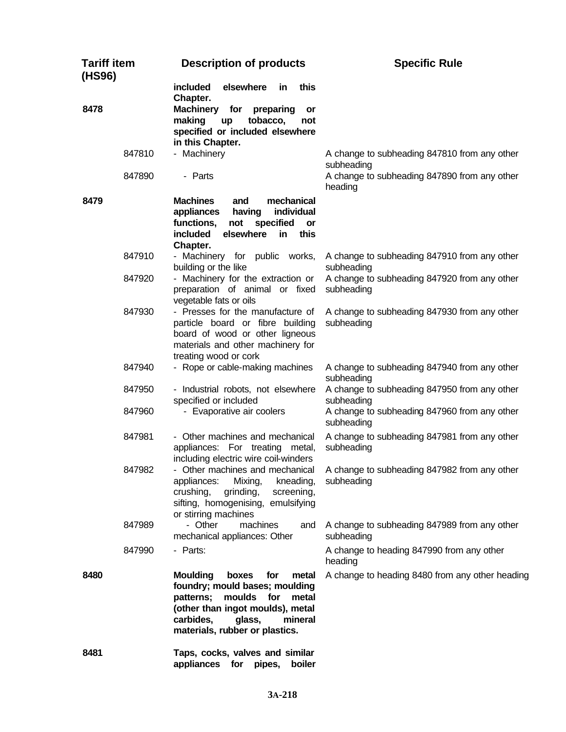| Tariff item (HS96) | | Description of products | Specific Rule |
|---|---|---|---|
| | | **included elsewhere in this Chapter.** | |
| **8478** | | **Machinery for preparing or making up tobacco, not specified or included elsewhere in this Chapter.** | |
| | 847810 | - Machinery | A change to subheading 847810 from any other subheading |
| | 847890 | - Parts | A change to subheading 847890 from any other heading |
| **8479** | | **Machines and mechanical appliances having individual functions, not specified or included elsewhere in this Chapter.** | |
| | 847910 | - Machinery for public works, building or the like | A change to subheading 847910 from any other subheading |
| | 847920 | - Machinery for the extraction or preparation of animal or fixed vegetable fats or oils | A change to subheading 847920 from any other subheading |
| | 847930 | - Presses for the manufacture of particle board or fibre building board of wood or other ligneous materials and other machinery for treating wood or cork | A change to subheading 847930 from any other subheading |
| | 847940 | - Rope or cable-making machines | A change to subheading 847940 from any other subheading |
| | 847950 | - Industrial robots, not elsewhere specified or included | A change to subheading 847950 from any other subheading |
| | 847960 | - Evaporative air coolers | A change to subheading 847960 from any other subheading |
| | 847981 | - Other machines and mechanical appliances: For treating metal, including electric wire coil-winders | A change to subheading 847981 from any other subheading |
| | 847982 | - Other machines and mechanical appliances: Mixing, kneading, crushing, grinding, screening, sifting, homogenising, emulsifying or stirring machines | A change to subheading 847982 from any other subheading |
| | 847989 | - Other machines and mechanical appliances: Other | A change to subheading 847989 from any other subheading |
| | 847990 | - Parts: | A change to heading 847990 from any other heading |
| **8480** | | **Moulding boxes for metal foundry; mould bases; moulding patterns; moulds for metal (other than ingot moulds), metal carbides, glass, mineral materials, rubber or plastics.** | A change to heading 8480 from any other heading |
| **8481** | | **Taps, cocks, valves and similar appliances for pipes, boiler** | |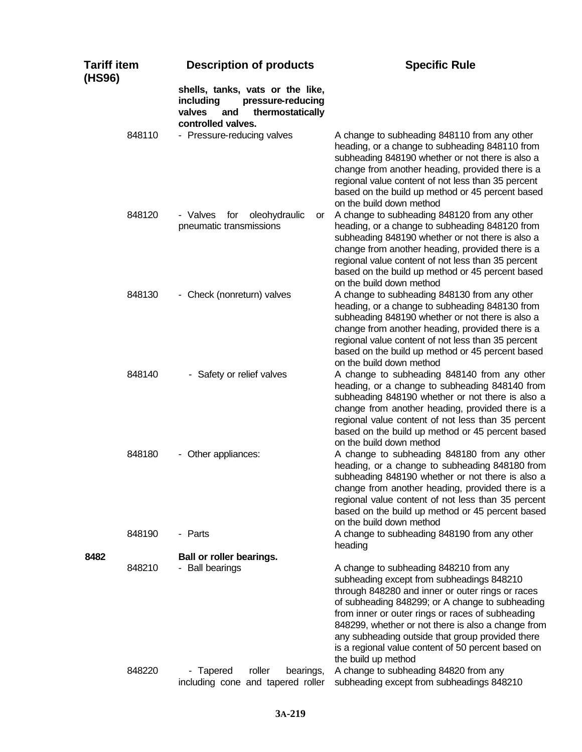| Tariff item (HS96) | | Description of products | Specific Rule |
|---|---|---|---|
| | | **shells, tanks, vats or the like, including pressure-reducing valves and thermostatically controlled valves.** | |
| | 848110 | - Pressure-reducing valves | A change to subheading 848110 from any other heading, or a change to subheading 848110 from subheading 848190 whether or not there is also a change from another heading, provided there is a regional value content of not less than 35 percent based on the build up method or 45 percent based on the build down method |
| | 848120 | - Valves for oleohydraulic or pneumatic transmissions | A change to subheading 848120 from any other heading, or a change to subheading 848120 from subheading 848190 whether or not there is also a change from another heading, provided there is a regional value content of not less than 35 percent based on the build up method or 45 percent based on the build down method |
| | 848130 | - Check (nonreturn) valves | A change to subheading 848130 from any other heading, or a change to subheading 848130 from subheading 848190 whether or not there is also a change from another heading, provided there is a regional value content of not less than 35 percent based on the build up method or 45 percent based on the build down method |
| | 848140 | - Safety or relief valves | A change to subheading 848140 from any other heading, or a change to subheading 848140 from subheading 848190 whether or not there is also a change from another heading, provided there is a regional value content of not less than 35 percent based on the build up method or 45 percent based on the build down method |
| | 848180 | - Other appliances: | A change to subheading 848180 from any other heading, or a change to subheading 848180 from subheading 848190 whether or not there is also a change from another heading, provided there is a regional value content of not less than 35 percent based on the build up method or 45 percent based on the build down method |
| | 848190 | - Parts | A change to subheading 848190 from any other heading |
| **8482** | | **Ball or roller bearings.** | |
| | 848210 | - Ball bearings | A change to subheading 848210 from any subheading except from subheadings 848210 through 848280 and inner or outer rings or races of subheading 848299; or A change to subheading from inner or outer rings or races of subheading 848299, whether or not there is also a change from any subheading outside that group provided there is a regional value content of 50 percent based on the build up method |
| | 848220 | - Tapered roller bearings, including cone and tapered roller | A change to subheading 84820 from any subheading except from subheadings 848210 |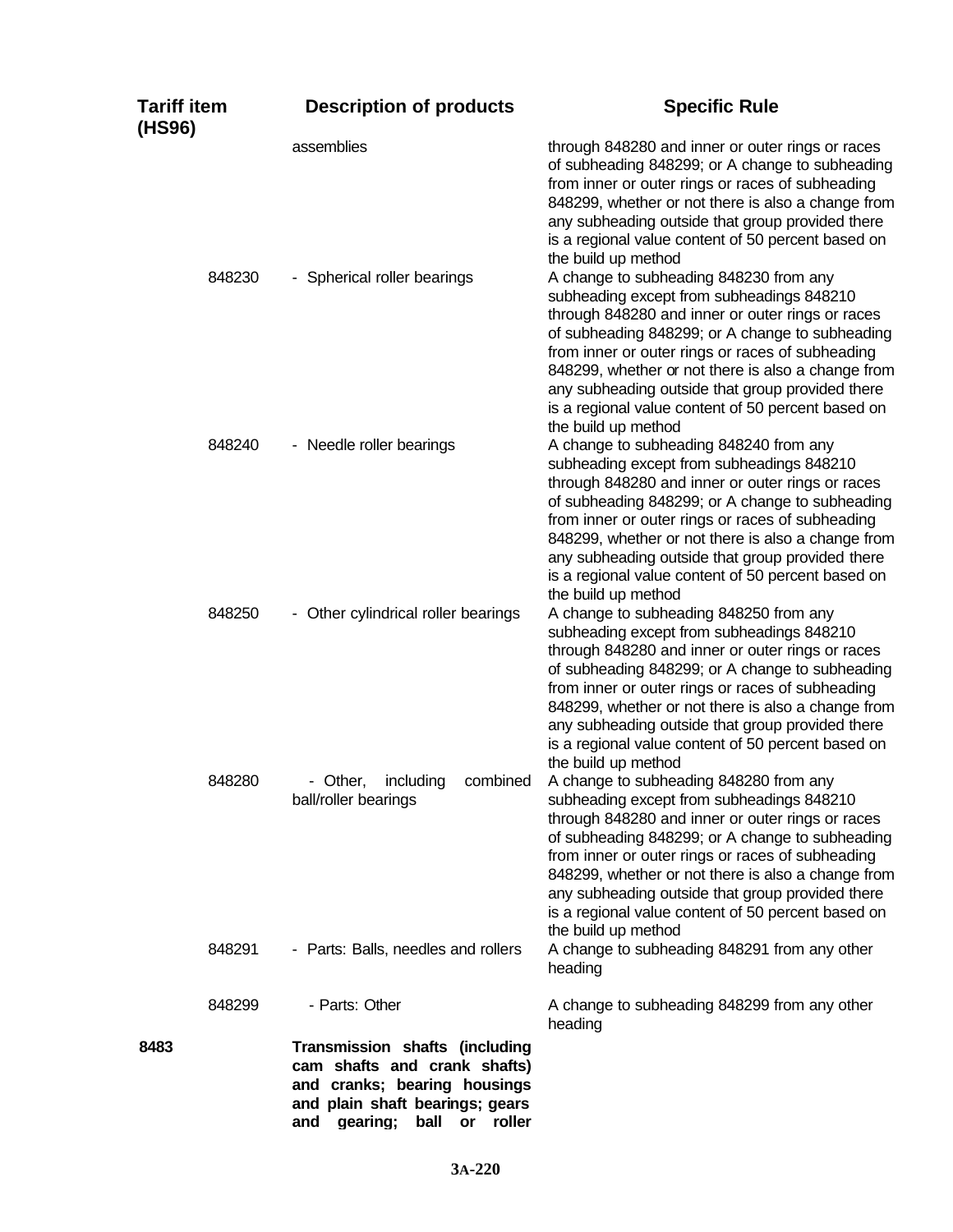| Tariff item (HS96) | Description of products | Specific Rule |
|---|---|---|
| | assemblies | through 848280 and inner or outer rings or races of subheading 848299; or A change to subheading from inner or outer rings or races of subheading 848299, whether or not there is also a change from any subheading outside that group provided there is a regional value content of 50 percent based on the build up method |
| 848230 | - Spherical roller bearings | A change to subheading 848230 from any subheading except from subheadings 848210 through 848280 and inner or outer rings or races of subheading 848299; or A change to subheading from inner or outer rings or races of subheading 848299, whether or not there is also a change from any subheading outside that group provided there is a regional value content of 50 percent based on the build up method |
| 848240 | - Needle roller bearings | A change to subheading 848240 from any subheading except from subheadings 848210 through 848280 and inner or outer rings or races of subheading 848299; or A change to subheading from inner or outer rings or races of subheading 848299, whether or not there is also a change from any subheading outside that group provided there is a regional value content of 50 percent based on the build up method |
| 848250 | - Other cylindrical roller bearings | A change to subheading 848250 from any subheading except from subheadings 848210 through 848280 and inner or outer rings or races of subheading 848299; or A change to subheading from inner or outer rings or races of subheading 848299, whether or not there is also a change from any subheading outside that group provided there is a regional value content of 50 percent based on the build up method |
| 848280 | - Other, including combined ball/roller bearings | A change to subheading 848280 from any subheading except from subheadings 848210 through 848280 and inner or outer rings or races of subheading 848299; or A change to subheading from inner or outer rings or races of subheading 848299, whether or not there is also a change from any subheading outside that group provided there is a regional value content of 50 percent based on the build up method |
| 848291 | - Parts: Balls, needles and rollers | A change to subheading 848291 from any other heading |
| 848299 | - Parts: Other | A change to subheading 848299 from any other heading |
| **8483** | **Transmission shafts (including cam shafts and crank shafts) and cranks; bearing housings and plain shaft bearings; gears and gearing; ball or roller** | |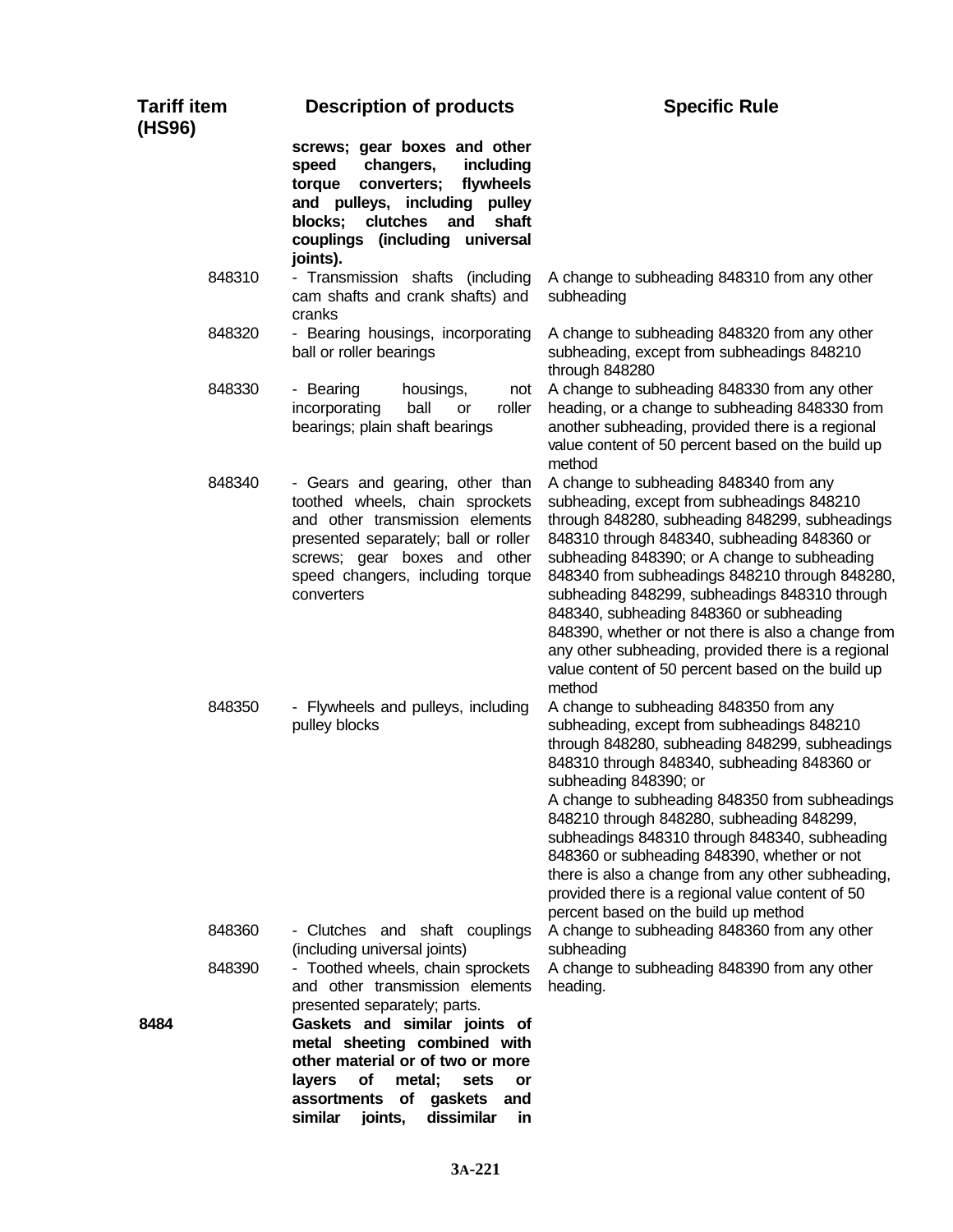| Tariff item (HS96) | Description of products | Specific Rule |
|---|---|---|
| | **screws; gear boxes and other speed changers, including torque converters; flywheels and pulleys, including pulley blocks; clutches and shaft couplings (including universal joints).** | |
| 848310 | - Transmission shafts (including cam shafts and crank shafts) and cranks | A change to subheading 848310 from any other subheading |
| 848320 | - Bearing housings, incorporating ball or roller bearings | A change to subheading 848320 from any other subheading, except from subheadings 848210 through 848280 |
| 848330 | - Bearing housings, not incorporating ball or roller bearings; plain shaft bearings | A change to subheading 848330 from any other heading, or a change to subheading 848330 from another subheading, provided there is a regional value content of 50 percent based on the build up method |
| 848340 | - Gears and gearing, other than toothed wheels, chain sprockets and other transmission elements presented separately; ball or roller screws; gear boxes and other speed changers, including torque converters | A change to subheading 848340 from any subheading, except from subheadings 848210 through 848280, subheading 848299, subheadings 848310 through 848340, subheading 848360 or subheading 848390; or A change to subheading 848340 from subheadings 848210 through 848280, subheading 848299, subheadings 848310 through 848340, subheading 848360 or subheading 848390, whether or not there is also a change from any other subheading, provided there is a regional value content of 50 percent based on the build up method |
| 848350 | - Flywheels and pulleys, including pulley blocks | A change to subheading 848350 from any subheading, except from subheadings 848210 through 848280, subheading 848299, subheadings 848310 through 848340, subheading 848360 or subheading 848390; or<br>A change to subheading 848350 from subheadings 848210 through 848280, subheading 848299, subheadings 848310 through 848340, subheading 848360 or subheading 848390, whether or not there is also a change from any other subheading, provided there is a regional value content of 50 percent based on the build up method |
| 848360 | - Clutches and shaft couplings (including universal joints) | A change to subheading 848360 from any other subheading |
| 848390 | - Toothed wheels, chain sprockets and other transmission elements presented separately; parts. | A change to subheading 848390 from any other heading. |
| **8484** | **Gaskets and similar joints of metal sheeting combined with other material or of two or more layers of metal; sets or assortments of gaskets and similar joints, dissimilar in** | |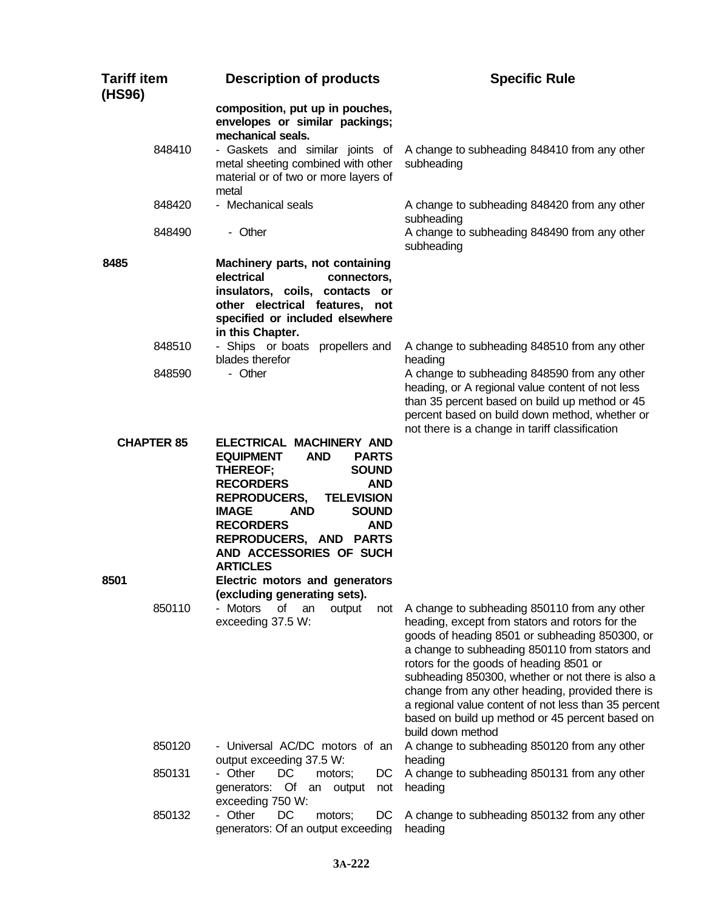| Tariff item (HS96) | Description of products | Specific Rule |
|---|---|---|
| | **composition, put up in pouches, envelopes or similar packings; mechanical seals.** | |
| 848410 | - Gaskets and similar joints of metal sheeting combined with other material or of two or more layers of metal | A change to subheading 848410 from any other subheading |
| 848420 | - Mechanical seals | A change to subheading 848420 from any other subheading |
| 848490 | - Other | A change to subheading 848490 from any other subheading |
| **8485** | **Machinery parts, not containing electrical connectors, insulators, coils, contacts or other electrical features, not specified or included elsewhere in this Chapter.** | |
| 848510 | - Ships or boats propellers and blades therefor | A change to subheading 848510 from any other heading |
| 848590 | - Other | A change to subheading 848590 from any other heading, or A regional value content of not less than 35 percent based on build up method or 45 percent based on build down method, whether or not there is a change in tariff classification |
| **CHAPTER 85** | **ELECTRICAL MACHINERY AND EQUIPMENT AND PARTS THEREOF; SOUND RECORDERS AND REPRODUCERS, TELEVISION IMAGE AND SOUND RECORDERS AND REPRODUCERS, AND PARTS AND ACCESSORIES OF SUCH ARTICLES** | |
| **8501** | **Electric motors and generators (excluding generating sets).** | |
| 850110 | - Motors of an output not exceeding 37.5 W: | A change to subheading 850110 from any other heading, except from stators and rotors for the goods of heading 8501 or subheading 850300, or a change to subheading 850110 from stators and rotors for the goods of heading 8501 or subheading 850300, whether or not there is also a change from any other heading, provided there is a regional value content of not less than 35 percent based on build up method or 45 percent based on build down method |
| 850120 | - Universal AC/DC motors of an output exceeding 37.5 W: | A change to subheading 850120 from any other heading |
| 850131 | - Other DC motors; DC generators: Of an output not exceeding 750 W: | A change to subheading 850131 from any other heading |
| 850132 | - Other DC motors; DC generators: Of an output exceeding | A change to subheading 850132 from any other heading |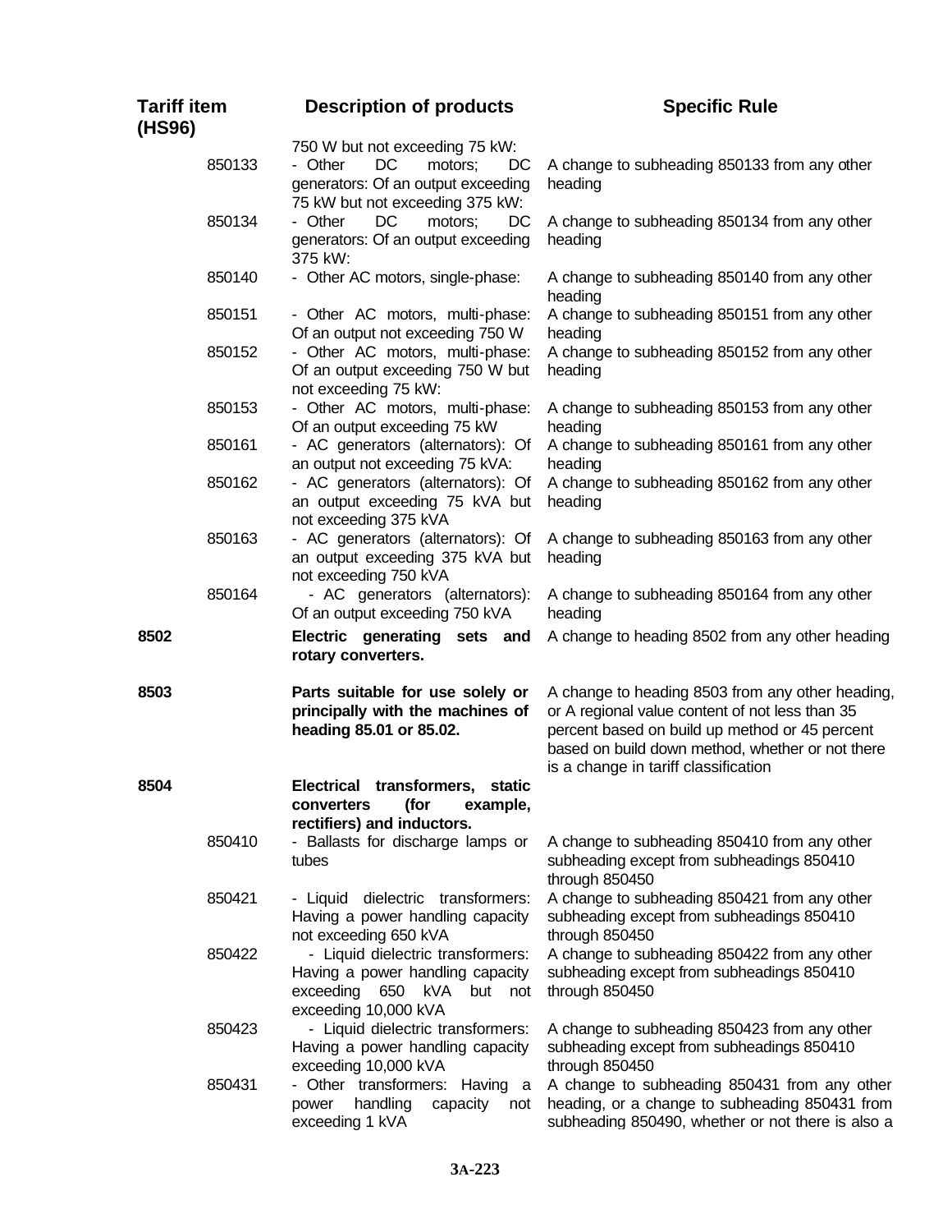| Tariff item (HS96) | | Description of products | Specific Rule |
|---|---|---|---|
| | | 750 W but not exceeding 75 kW: | |
| | 850133 | - Other DC motors; DC generators: Of an output exceeding 75 kW but not exceeding 375 kW: | A change to subheading 850133 from any other heading |
| | 850134 | - Other DC motors; DC generators: Of an output exceeding 375 kW: | A change to subheading 850134 from any other heading |
| | 850140 | - Other AC motors, single-phase: | A change to subheading 850140 from any other heading |
| | 850151 | - Other AC motors, multi-phase: Of an output not exceeding 750 W | A change to subheading 850151 from any other heading |
| | 850152 | - Other AC motors, multi-phase: Of an output exceeding 750 W but not exceeding 75 kW: | A change to subheading 850152 from any other heading |
| | 850153 | - Other AC motors, multi-phase: Of an output exceeding 75 kW | A change to subheading 850153 from any other heading |
| | 850161 | - AC generators (alternators): Of an output not exceeding 75 kVA: | A change to subheading 850161 from any other heading |
| | 850162 | - AC generators (alternators): Of an output exceeding 75 kVA but not exceeding 375 kVA | A change to subheading 850162 from any other heading |
| | 850163 | - AC generators (alternators): Of an output exceeding 375 kVA but not exceeding 750 kVA | A change to subheading 850163 from any other heading |
| | 850164 | - AC generators (alternators): Of an output exceeding 750 kVA | A change to subheading 850164 from any other heading |
| **8502** | | **Electric generating sets and rotary converters.** | A change to heading 8502 from any other heading |
| **8503** | | **Parts suitable for use solely or principally with the machines of heading 85.01 or 85.02.** | A change to heading 8503 from any other heading, or A regional value content of not less than 35 percent based on build up method or 45 percent based on build down method, whether or not there is a change in tariff classification |
| **8504** | | **Electrical transformers, static converters (for example, rectifiers) and inductors.** | |
| | 850410 | - Ballasts for discharge lamps or tubes | A change to subheading 850410 from any other subheading except from subheadings 850410 through 850450 |
| | 850421 | - Liquid dielectric transformers: Having a power handling capacity not exceeding 650 kVA | A change to subheading 850421 from any other subheading except from subheadings 850410 through 850450 |
| | 850422 | - Liquid dielectric transformers: Having a power handling capacity exceeding 650 kVA but not exceeding 10,000 kVA | A change to subheading 850422 from any other subheading except from subheadings 850410 through 850450 |
| | 850423 | - Liquid dielectric transformers: Having a power handling capacity exceeding 10,000 kVA | A change to subheading 850423 from any other subheading except from subheadings 850410 through 850450 |
| | 850431 | - Other transformers: Having a power handling capacity not exceeding 1 kVA | A change to subheading 850431 from any other heading, or a change to subheading 850431 from subheading 850490, whether or not there is also a |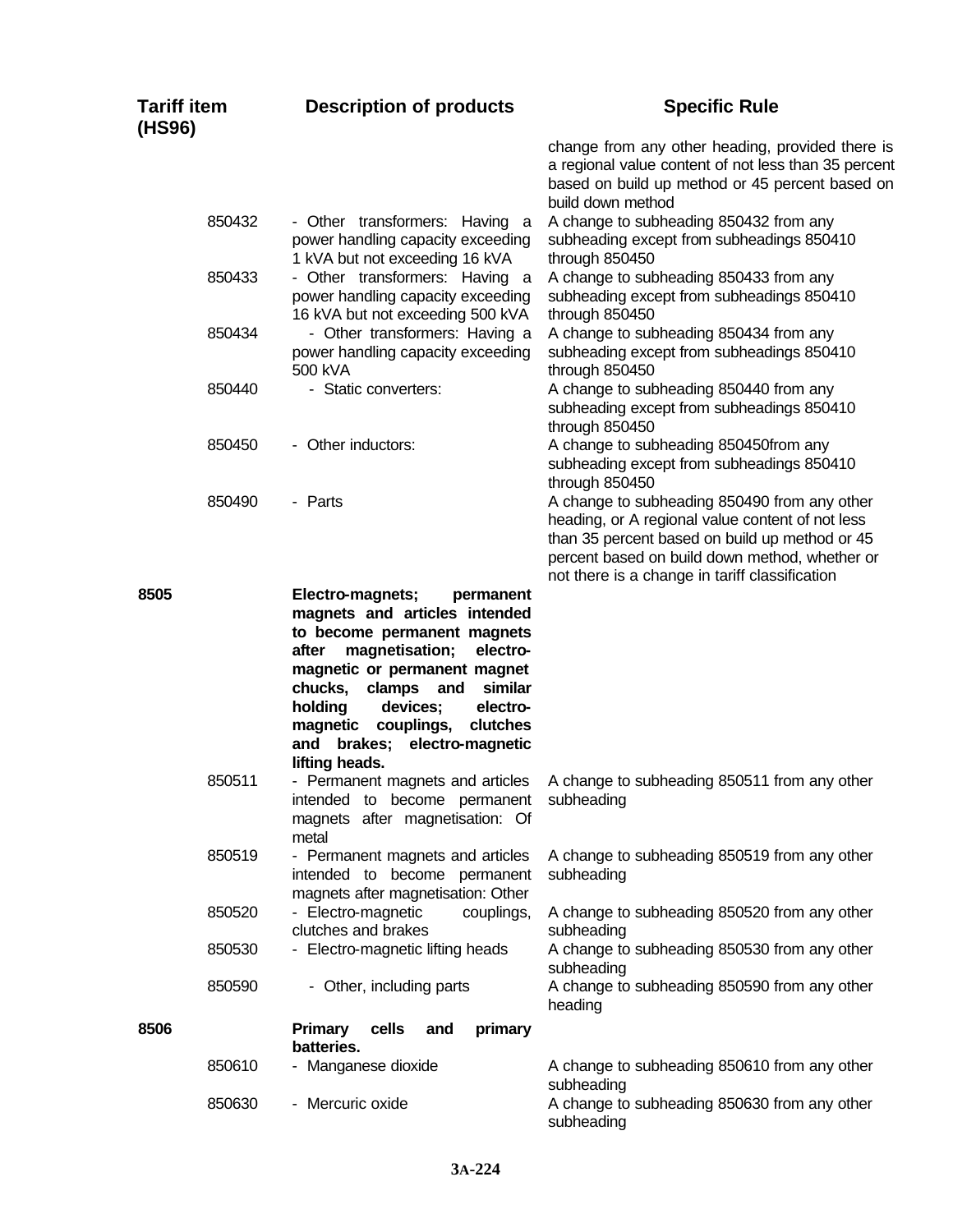| Tariff item (HS96) | | Description of products | Specific Rule |
|---|---|---|---|
| | | | change from any other heading, provided there is a regional value content of not less than 35 percent based on build up method or 45 percent based on build down method |
| | 850432 | - Other transformers: Having a power handling capacity exceeding 1 kVA but not exceeding 16 kVA | A change to subheading 850432 from any subheading except from subheadings 850410 through 850450 |
| | 850433 | - Other transformers: Having a power handling capacity exceeding 16 kVA but not exceeding 500 kVA | A change to subheading 850433 from any subheading except from subheadings 850410 through 850450 |
| | 850434 | - Other transformers: Having a power handling capacity exceeding 500 kVA | A change to subheading 850434 from any subheading except from subheadings 850410 through 850450 |
| | 850440 | - Static converters: | A change to subheading 850440 from any subheading except from subheadings 850410 through 850450 |
| | 850450 | - Other inductors: | A change to subheading 850450from any subheading except from subheadings 850410 through 850450 |
| | 850490 | - Parts | A change to subheading 850490 from any other heading, or A regional value content of not less than 35 percent based on build up method or 45 percent based on build down method, whether or not there is a change in tariff classification |
| **8505** | | **Electro-magnets; permanent magnets and articles intended to become permanent magnets after magnetisation; electro-magnetic or permanent magnet chucks, clamps and similar holding devices; electro-magnetic couplings, clutches and brakes; electro-magnetic lifting heads.** | |
| | 850511 | - Permanent magnets and articles intended to become permanent magnets after magnetisation: Of metal | A change to subheading 850511 from any other subheading |
| | 850519 | - Permanent magnets and articles intended to become permanent magnets after magnetisation: Other | A change to subheading 850519 from any other subheading |
| | 850520 | - Electro-magnetic couplings, clutches and brakes | A change to subheading 850520 from any other subheading |
| | 850530 | - Electro-magnetic lifting heads | A change to subheading 850530 from any other subheading |
| | 850590 | - Other, including parts | A change to subheading 850590 from any other heading |
| **8506** | | **Primary cells and primary batteries.** | |
| | 850610 | - Manganese dioxide | A change to subheading 850610 from any other subheading |
| | 850630 | - Mercuric oxide | A change to subheading 850630 from any other subheading |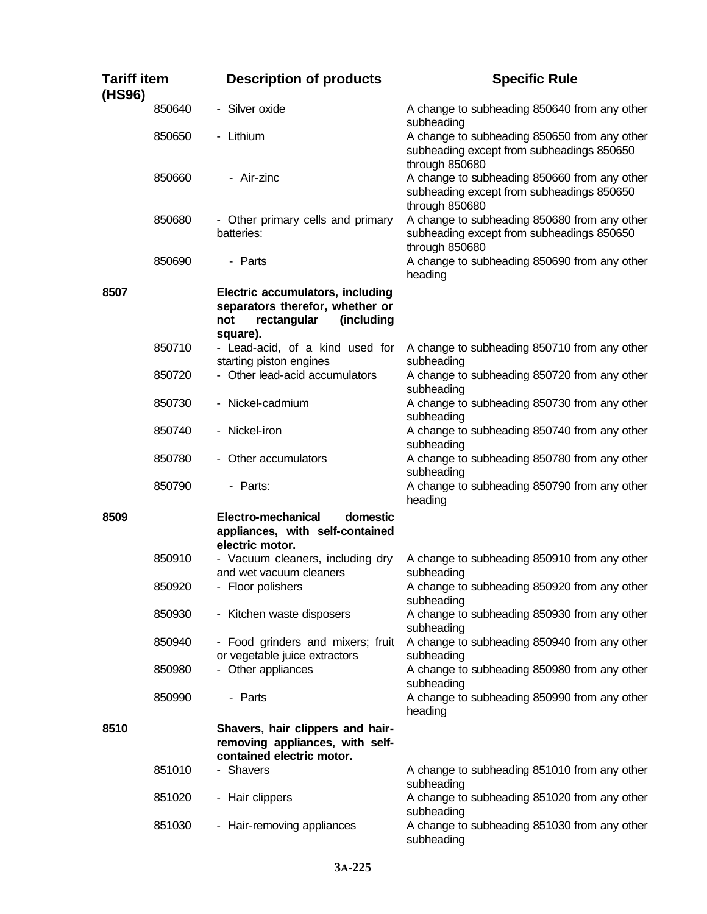| Tariff item (HS96) | | Description of products | Specific Rule |
|---|---|---|---|
| | 850640 | - Silver oxide | A change to subheading 850640 from any other subheading |
| | 850650 | - Lithium | A change to subheading 850650 from any other subheading except from subheadings 850650 through 850680 |
| | 850660 | - Air-zinc | A change to subheading 850660 from any other subheading except from subheadings 850650 through 850680 |
| | 850680 | - Other primary cells and primary batteries: | A change to subheading 850680 from any other subheading except from subheadings 850650 through 850680 |
| | 850690 | - Parts | A change to subheading 850690 from any other heading |
| **8507** | | **Electric accumulators, including separators therefor, whether or not rectangular (including square).** | |
| | 850710 | - Lead-acid, of a kind used for starting piston engines | A change to subheading 850710 from any other subheading |
| | 850720 | - Other lead-acid accumulators | A change to subheading 850720 from any other subheading |
| | 850730 | - Nickel-cadmium | A change to subheading 850730 from any other subheading |
| | 850740 | - Nickel-iron | A change to subheading 850740 from any other subheading |
| | 850780 | - Other accumulators | A change to subheading 850780 from any other subheading |
| | 850790 | - Parts: | A change to subheading 850790 from any other heading |
| **8509** | | **Electro-mechanical domestic appliances, with self-contained electric motor.** | |
| | 850910 | - Vacuum cleaners, including dry and wet vacuum cleaners | A change to subheading 850910 from any other subheading |
| | 850920 | - Floor polishers | A change to subheading 850920 from any other subheading |
| | 850930 | - Kitchen waste disposers | A change to subheading 850930 from any other subheading |
| | 850940 | - Food grinders and mixers; fruit or vegetable juice extractors | A change to subheading 850940 from any other subheading |
| | 850980 | - Other appliances | A change to subheading 850980 from any other subheading |
| | 850990 | - Parts | A change to subheading 850990 from any other heading |
| **8510** | | **Shavers, hair clippers and hair-removing appliances, with self-contained electric motor.** | |
| | 851010 | - Shavers | A change to subheading 851010 from any other subheading |
| | 851020 | - Hair clippers | A change to subheading 851020 from any other subheading |
| | 851030 | - Hair-removing appliances | A change to subheading 851030 from any other subheading |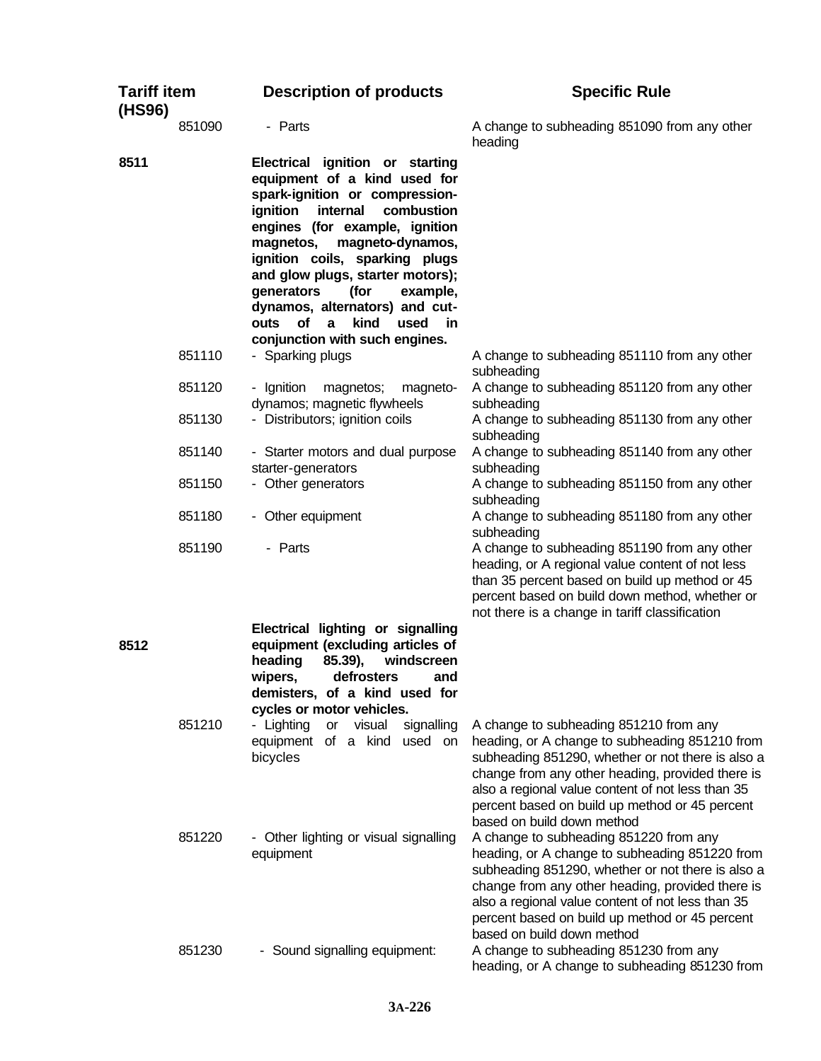| Tariff item (HS96) | | Description of products | Specific Rule |
|---|---|---|---|
| | 851090 | - Parts | A change to subheading 851090 from any other heading |
| **8511** | | **Electrical ignition or starting equipment of a kind used for spark-ignition or compression-ignition internal combustion engines (for example, ignition magnetos, magneto-dynamos, ignition coils, sparking plugs and glow plugs, starter motors); generators (for example, dynamos, alternators) and cut-outs of a kind used in conjunction with such engines.** | |
| | 851110 | - Sparking plugs | A change to subheading 851110 from any other subheading |
| | 851120 | - Ignition magnetos; magneto-dynamos; magnetic flywheels | A change to subheading 851120 from any other subheading |
| | 851130 | - Distributors; ignition coils | A change to subheading 851130 from any other subheading |
| | 851140 | - Starter motors and dual purpose starter-generators | A change to subheading 851140 from any other subheading |
| | 851150 | - Other generators | A change to subheading 851150 from any other subheading |
| | 851180 | - Other equipment | A change to subheading 851180 from any other subheading |
| | 851190 | - Parts | A change to subheading 851190 from any other heading, or A regional value content of not less than 35 percent based on build up method or 45 percent based on build down method, whether or not there is a change in tariff classification |
| **8512** | | **Electrical lighting or signalling equipment (excluding articles of heading 85.39), windscreen wipers, defrosters and demisters, of a kind used for cycles or motor vehicles.** | |
| | 851210 | - Lighting or visual signalling equipment of a kind used on bicycles | A change to subheading 851210 from any heading, or A change to subheading 851210 from subheading 851290, whether or not there is also a change from any other heading, provided there is also a regional value content of not less than 35 percent based on build up method or 45 percent based on build down method |
| | 851220 | - Other lighting or visual signalling equipment | A change to subheading 851220 from any heading, or A change to subheading 851220 from subheading 851290, whether or not there is also a change from any other heading, provided there is also a regional value content of not less than 35 percent based on build up method or 45 percent based on build down method |
| | 851230 | - Sound signalling equipment: | A change to subheading 851230 from any heading, or A change to subheading 851230 from |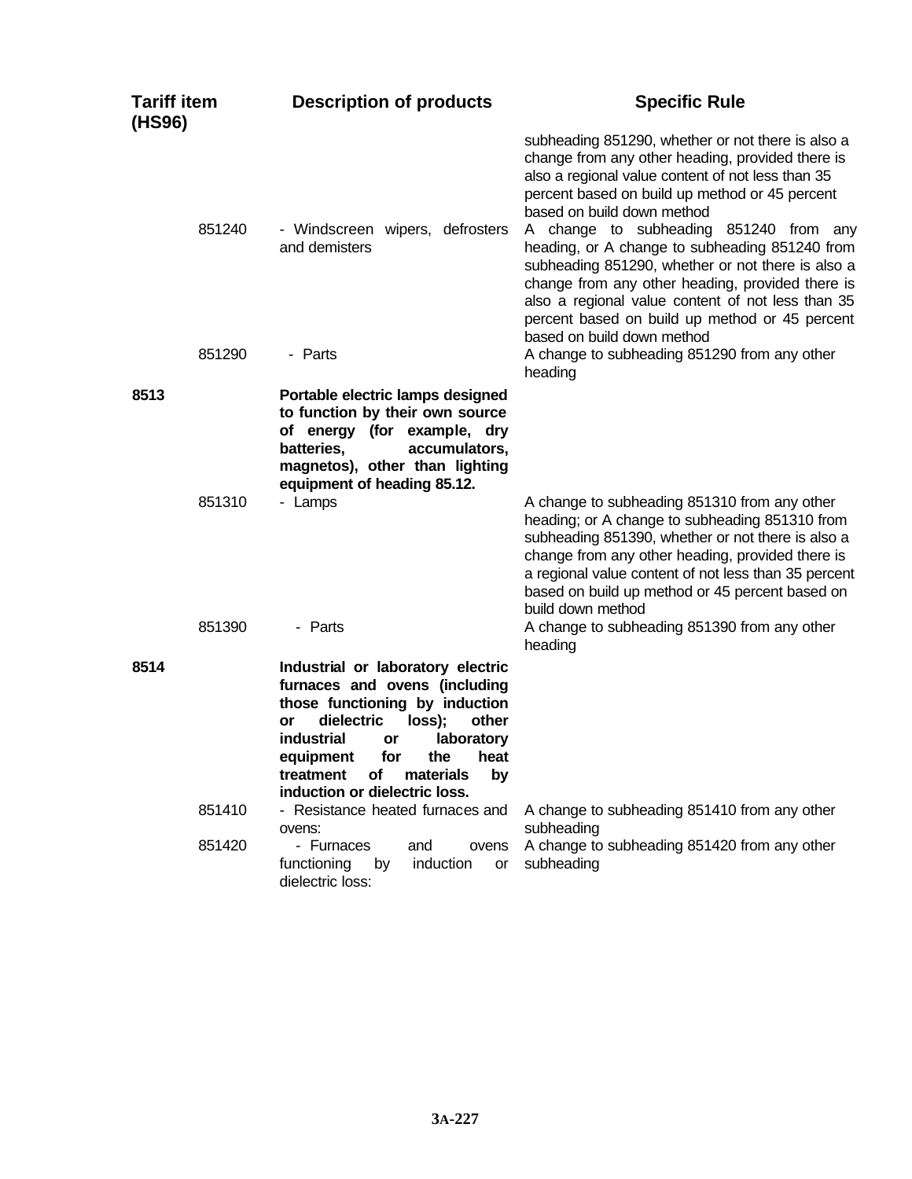| Tariff item (HS96) | | Description of products | Specific Rule |
|---|---|---|---|
| | | | subheading 851290, whether or not there is also a change from any other heading, provided there is also a regional value content of not less than 35 percent based on build up method or 45 percent based on build down method |
| | 851240 | - Windscreen wipers, defrosters and demisters | A change to subheading 851240 from any heading, or A change to subheading 851240 from subheading 851290, whether or not there is also a change from any other heading, provided there is also a regional value content of not less than 35 percent based on build up method or 45 percent based on build down method |
| | 851290 | - Parts | A change to subheading 851290 from any other heading |
| **8513** | | **Portable electric lamps designed to function by their own source of energy (for example, dry batteries, accumulators, magnetos), other than lighting equipment of heading 85.12.** | |
| | 851310 | - Lamps | A change to subheading 851310 from any other heading; or A change to subheading 851310 from subheading 851390, whether or not there is also a change from any other heading, provided there is a regional value content of not less than 35 percent based on build up method or 45 percent based on build down method |
| | 851390 | - Parts | A change to subheading 851390 from any other heading |
| **8514** | | **Industrial or laboratory electric furnaces and ovens (including those functioning by induction or dielectric loss); other industrial or laboratory equipment for the heat treatment of materials by induction or dielectric loss.** | |
| | 851410 | - Resistance heated furnaces and ovens: | A change to subheading 851410 from any other subheading |
| | 851420 | - Furnaces and ovens functioning by induction or dielectric loss: | A change to subheading 851420 from any other subheading |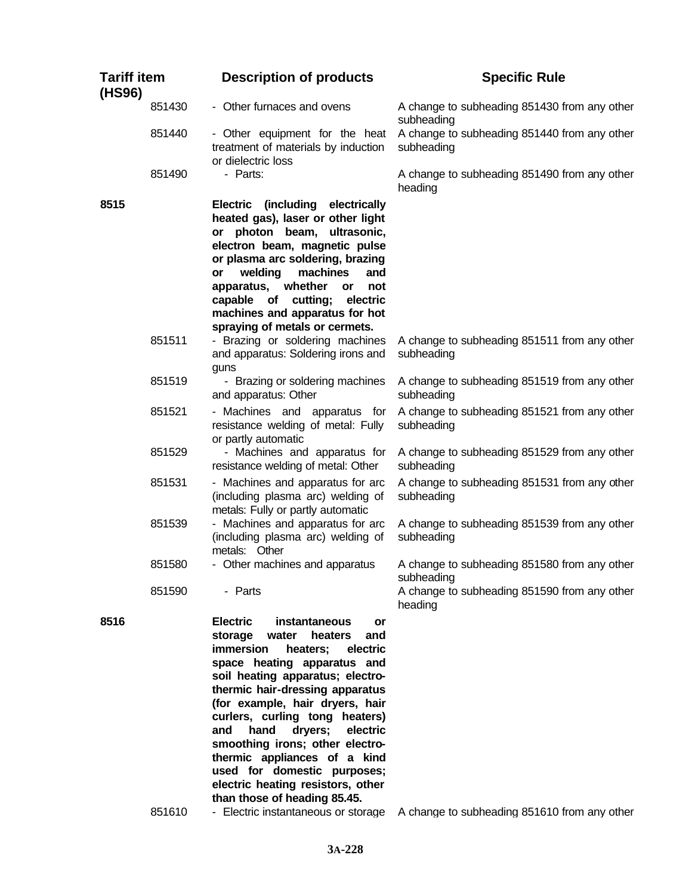| Tariff item (HS96) | | Description of products | Specific Rule |
|---|---|---|---|
| | 851430 | - Other furnaces and ovens | A change to subheading 851430 from any other subheading |
| | 851440 | - Other equipment for the heat treatment of materials by induction or dielectric loss | A change to subheading 851440 from any other subheading |
| | 851490 | - Parts: | A change to subheading 851490 from any other heading |
| **8515** | | **Electric (including electrically heated gas), laser or other light or photon beam, ultrasonic, electron beam, magnetic pulse or plasma arc soldering, brazing or welding machines and apparatus, whether or not capable of cutting; electric machines and apparatus for hot spraying of metals or cermets.** | |
| | 851511 | - Brazing or soldering machines and apparatus: Soldering irons and guns | A change to subheading 851511 from any other subheading |
| | 851519 | - Brazing or soldering machines and apparatus: Other | A change to subheading 851519 from any other subheading |
| | 851521 | - Machines and apparatus for resistance welding of metal: Fully or partly automatic | A change to subheading 851521 from any other subheading |
| | 851529 | - Machines and apparatus for resistance welding of metal: Other | A change to subheading 851529 from any other subheading |
| | 851531 | - Machines and apparatus for arc (including plasma arc) welding of metals: Fully or partly automatic | A change to subheading 851531 from any other subheading |
| | 851539 | - Machines and apparatus for arc (including plasma arc) welding of metals: Other | A change to subheading 851539 from any other subheading |
| | 851580 | - Other machines and apparatus | A change to subheading 851580 from any other subheading |
| | 851590 | - Parts | A change to subheading 851590 from any other heading |
| **8516** | | **Electric instantaneous or storage water heaters and immersion heaters; electric space heating apparatus and soil heating apparatus; electro-thermic hair-dressing apparatus (for example, hair dryers, hair curlers, curling tong heaters) and hand dryers; electric smoothing irons; other electro-thermic appliances of a kind used for domestic purposes; electric heating resistors, other than those of heading 85.45.** | |
| | 851610 | - Electric instantaneous or storage | A change to subheading 851610 from any other |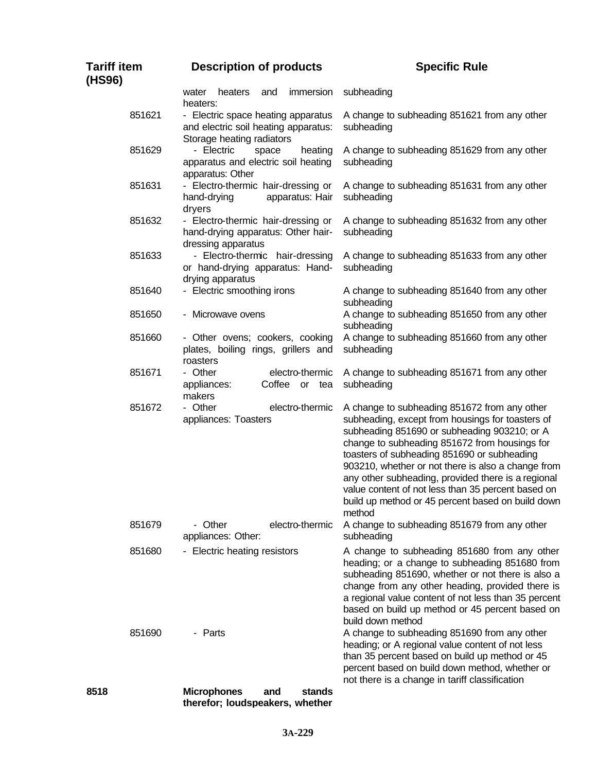| Tariff item (HS96) | Description of products | Specific Rule |
|---|---|---|
| | water heaters and immersion heaters: | subheading |
| 851621 | - Electric space heating apparatus and electric soil heating apparatus: Storage heating radiators | A change to subheading 851621 from any other subheading |
| 851629 | - Electric space heating apparatus and electric soil heating apparatus: Other | A change to subheading 851629 from any other subheading |
| 851631 | - Electro-thermic hair-dressing or hand-drying apparatus: Hair dryers | A change to subheading 851631 from any other subheading |
| 851632 | - Electro-thermic hair-dressing or hand-drying apparatus: Other hair-dressing apparatus | A change to subheading 851632 from any other subheading |
| 851633 | - Electro-thermic hair-dressing or hand-drying apparatus: Hand-drying apparatus | A change to subheading 851633 from any other subheading |
| 851640 | - Electric smoothing irons | A change to subheading 851640 from any other subheading |
| 851650 | - Microwave ovens | A change to subheading 851650 from any other subheading |
| 851660 | - Other ovens; cookers, cooking plates, boiling rings, grillers and roasters | A change to subheading 851660 from any other subheading |
| 851671 | - Other electro-thermic appliances: Coffee or tea makers | A change to subheading 851671 from any other subheading |
| 851672 | - Other electro-thermic appliances: Toasters | A change to subheading 851672 from any other subheading, except from housings for toasters of subheading 851690 or subheading 903210; or A change to subheading 851672 from housings for toasters of subheading 851690 or subheading 903210, whether or not there is also a change from any other subheading, provided there is a regional value content of not less than 35 percent based on build up method or 45 percent based on build down method |
| 851679 | - Other electro-thermic appliances: Other: | A change to subheading 851679 from any other subheading |
| 851680 | - Electric heating resistors | A change to subheading 851680 from any other heading; or a change to subheading 851680 from subheading 851690, whether or not there is also a change from any other heading, provided there is a regional value content of not less than 35 percent based on build up method or 45 percent based on build down method |
| 851690 | - Parts | A change to subheading 851690 from any other heading; or A regional value content of not less than 35 percent based on build up method or 45 percent based on build down method, whether or not there is a change in tariff classification |
| **8518** | **Microphones and stands therefor; loudspeakers, whether** | |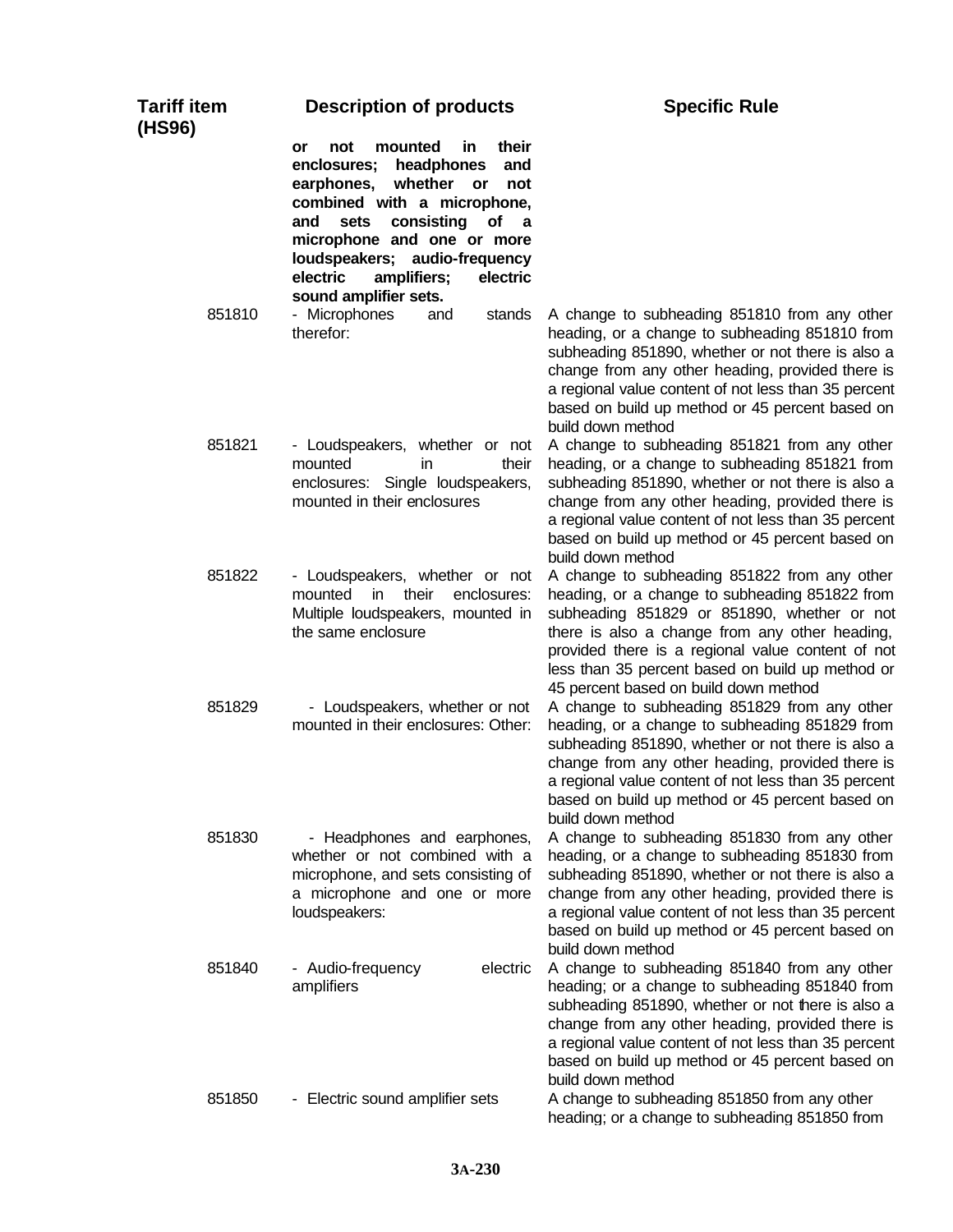| Tariff item (HS96) | Description of products | Specific Rule |
|---|---|---|
| | **or not mounted in their enclosures; headphones and earphones, whether or not combined with a microphone, and sets consisting of a microphone and one or more loudspeakers; audio-frequency electric amplifiers; electric sound amplifier sets.** | |
| 851810 | - Microphones and stands therefor: | A change to subheading 851810 from any other heading, or a change to subheading 851810 from subheading 851890, whether or not there is also a change from any other heading, provided there is a regional value content of not less than 35 percent based on build up method or 45 percent based on build down method |
| 851821 | - Loudspeakers, whether or not mounted in their enclosures: Single loudspeakers, mounted in their enclosures | A change to subheading 851821 from any other heading, or a change to subheading 851821 from subheading 851890, whether or not there is also a change from any other heading, provided there is a regional value content of not less than 35 percent based on build up method or 45 percent based on build down method |
| 851822 | - Loudspeakers, whether or not mounted in their enclosures: Multiple loudspeakers, mounted in the same enclosure | A change to subheading 851822 from any other heading, or a change to subheading 851822 from subheading 851829 or 851890, whether or not there is also a change from any other heading, provided there is a regional value content of not less than 35 percent based on build up method or 45 percent based on build down method |
| 851829 | - Loudspeakers, whether or not mounted in their enclosures: Other: | A change to subheading 851829 from any other heading, or a change to subheading 851829 from subheading 851890, whether or not there is also a change from any other heading, provided there is a regional value content of not less than 35 percent based on build up method or 45 percent based on build down method |
| 851830 | - Headphones and earphones, whether or not combined with a microphone, and sets consisting of a microphone and one or more loudspeakers: | A change to subheading 851830 from any other heading, or a change to subheading 851830 from subheading 851890, whether or not there is also a change from any other heading, provided there is a regional value content of not less than 35 percent based on build up method or 45 percent based on build down method |
| 851840 | - Audio-frequency electric amplifiers | A change to subheading 851840 from any other heading; or a change to subheading 851840 from subheading 851890, whether or not there is also a change from any other heading, provided there is a regional value content of not less than 35 percent based on build up method or 45 percent based on build down method |
| 851850 | - Electric sound amplifier sets | A change to subheading 851850 from any other heading; or a change to subheading 851850 from |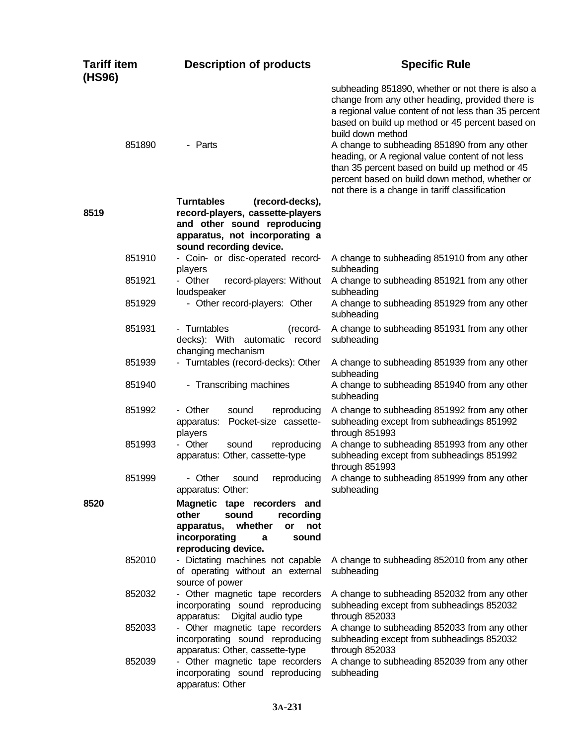| Tariff item (HS96) | | Description of products | Specific Rule |
|---|---|---|---|
| | | | subheading 851890, whether or not there is also a change from any other heading, provided there is a regional value content of not less than 35 percent based on build up method or 45 percent based on build down method |
| | 851890 | - Parts | A change to subheading 851890 from any other heading, or A regional value content of not less than 35 percent based on build up method or 45 percent based on build down method, whether or not there is a change in tariff classification |
| **8519** | | **Turntables (record-decks), record-players, cassette-players and other sound reproducing apparatus, not incorporating a sound recording device.** | |
| | 851910 | - Coin- or disc-operated record-players | A change to subheading 851910 from any other subheading |
| | 851921 | - Other record-players: Without loudspeaker | A change to subheading 851921 from any other subheading |
| | 851929 | - Other record-players: Other | A change to subheading 851929 from any other subheading |
| | 851931 | - Turntables (record-decks): With automatic record changing mechanism | A change to subheading 851931 from any other subheading |
| | 851939 | - Turntables (record-decks): Other | A change to subheading 851939 from any other subheading |
| | 851940 | - Transcribing machines | A change to subheading 851940 from any other subheading |
| | 851992 | - Other sound reproducing apparatus: Pocket-size cassette-players | A change to subheading 851992 from any other subheading except from subheadings 851992 through 851993 |
| | 851993 | - Other sound reproducing apparatus: Other, cassette-type | A change to subheading 851993 from any other subheading except from subheadings 851992 through 851993 |
| | 851999 | - Other sound reproducing apparatus: Other: | A change to subheading 851999 from any other subheading |
| **8520** | | **Magnetic tape recorders and other sound recording apparatus, whether or not incorporating a sound reproducing device.** | |
| | 852010 | - Dictating machines not capable of operating without an external source of power | A change to subheading 852010 from any other subheading |
| | 852032 | - Other magnetic tape recorders incorporating sound reproducing apparatus: Digital audio type | A change to subheading 852032 from any other subheading except from subheadings 852032 through 852033 |
| | 852033 | - Other magnetic tape recorders incorporating sound reproducing apparatus: Other, cassette-type | A change to subheading 852033 from any other subheading except from subheadings 852032 through 852033 |
| | 852039 | - Other magnetic tape recorders incorporating sound reproducing apparatus: Other | A change to subheading 852039 from any other subheading |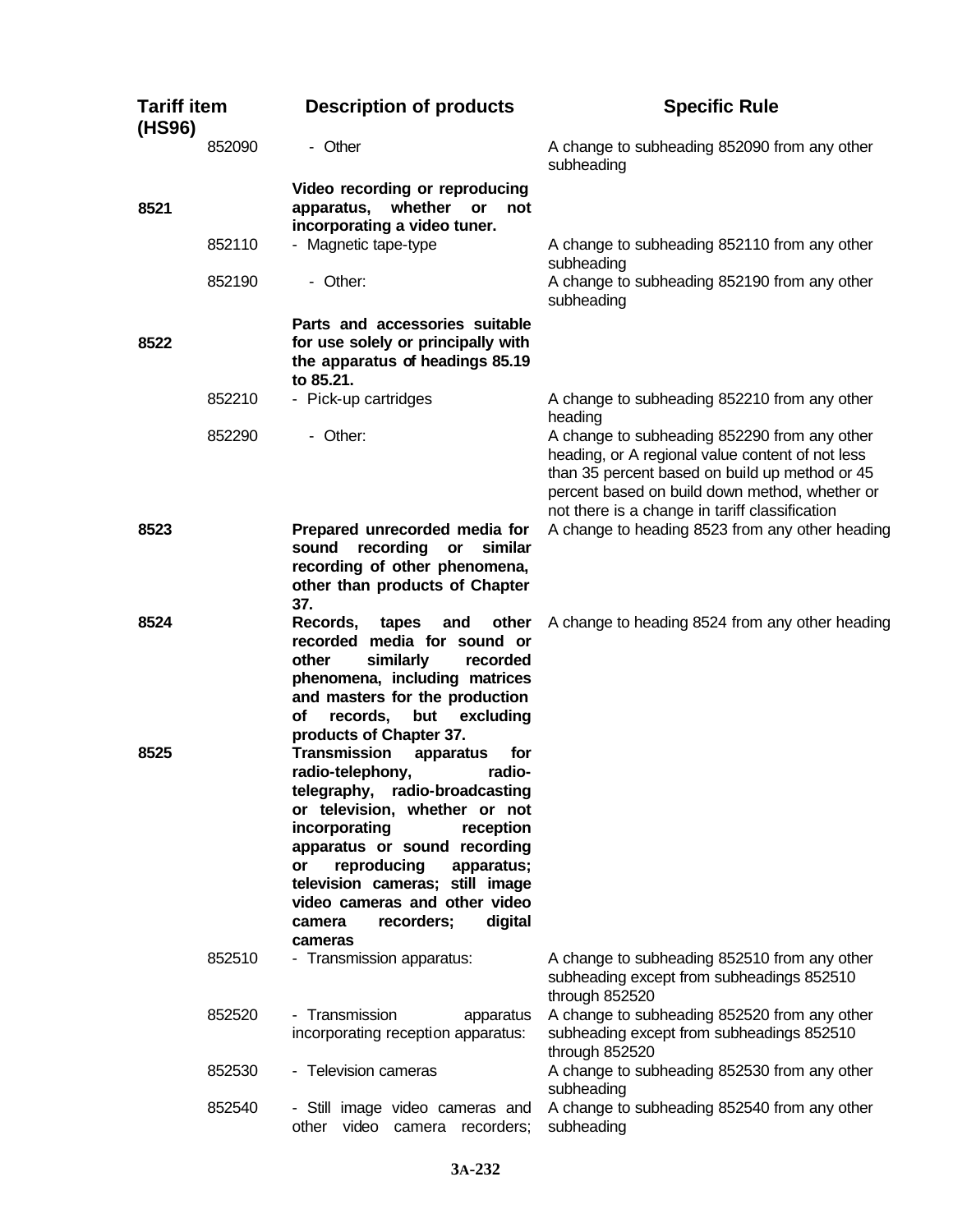| Tariff item (HS96) | | Description of products | Specific Rule |
|---|---|---|---|
| | 852090 | - Other | A change to subheading 852090 from any other subheading |
| 8521 | | **Video recording or reproducing apparatus, whether or not incorporating a video tuner.** | |
| | 852110 | - Magnetic tape-type | A change to subheading 852110 from any other subheading |
| | 852190 | - Other: | A change to subheading 852190 from any other subheading |
| 8522 | | **Parts and accessories suitable for use solely or principally with the apparatus of headings 85.19 to 85.21.** | |
| | 852210 | - Pick-up cartridges | A change to subheading 852210 from any other heading |
| | 852290 | - Other: | A change to subheading 852290 from any other heading, or A regional value content of not less than 35 percent based on build up method or 45 percent based on build down method, whether or not there is a change in tariff classification |
| 8523 | | **Prepared unrecorded media for sound recording or similar recording of other phenomena, other than products of Chapter 37.** | A change to heading 8523 from any other heading |
| 8524 | | **Records, tapes and other recorded media for sound or other similarly recorded phenomena, including matrices and masters for the production of records, but excluding products of Chapter 37.** | A change to heading 8524 from any other heading |
| 8525 | | **Transmission apparatus for radio-telephony, radio-telegraphy, radio-broadcasting or television, whether or not incorporating reception apparatus or sound recording or reproducing apparatus; television cameras; still image video cameras and other video camera recorders; digital cameras** | |
| | 852510 | - Transmission apparatus: | A change to subheading 852510 from any other subheading except from subheadings 852510 through 852520 |
| | 852520 | - Transmission apparatus incorporating reception apparatus: | A change to subheading 852520 from any other subheading except from subheadings 852510 through 852520 |
| | 852530 | - Television cameras | A change to subheading 852530 from any other subheading |
| | 852540 | - Still image video cameras and other video camera recorders; | A change to subheading 852540 from any other subheading |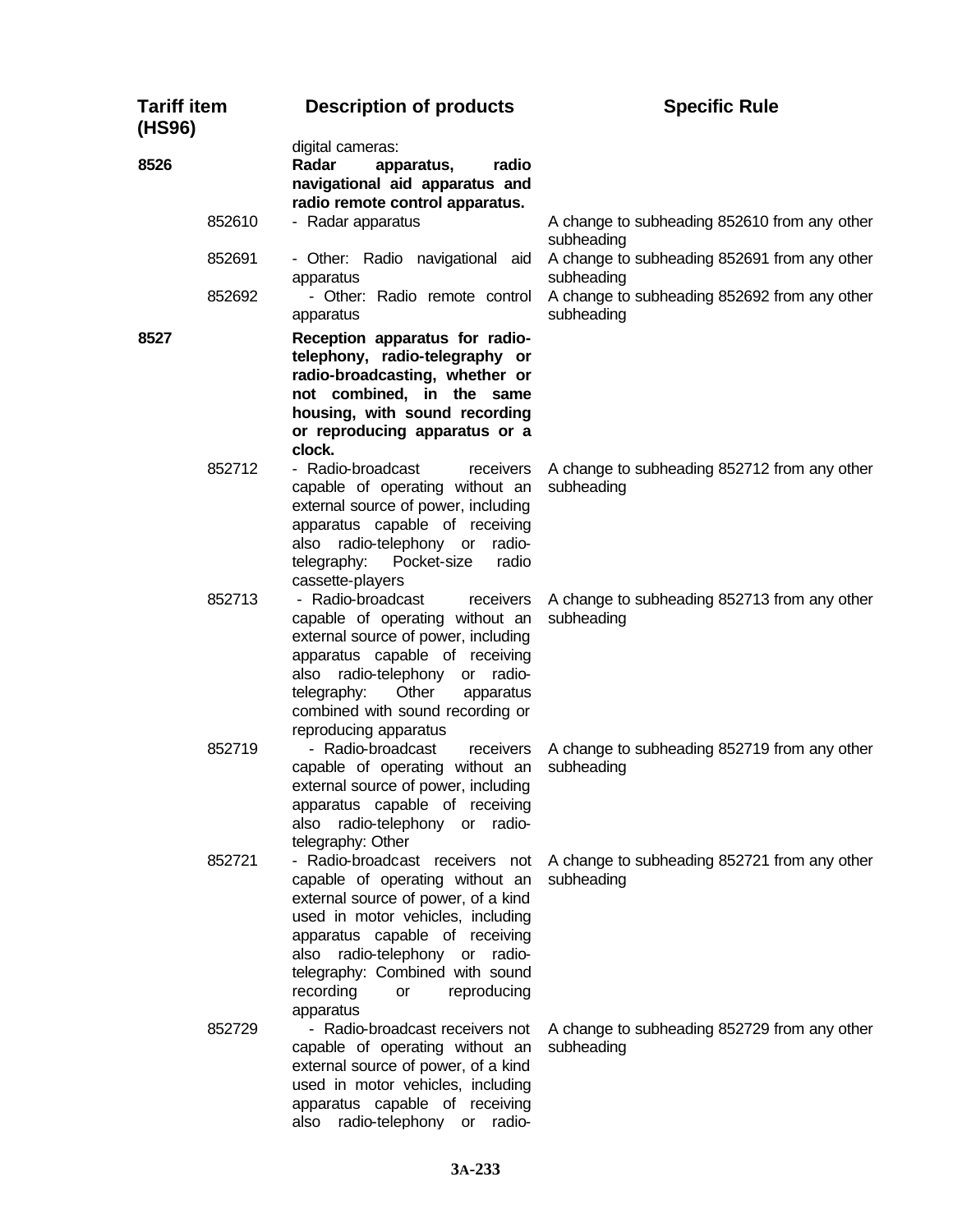| Tariff item (HS96) | | Description of products | Specific Rule |
|---|---|---|---|
| | | digital cameras: | |
| **8526** | | **Radar apparatus, radio navigational aid apparatus and radio remote control apparatus.** | |
| | 852610 | - Radar apparatus | A change to subheading 852610 from any other subheading |
| | 852691 | - Other: Radio navigational aid apparatus | A change to subheading 852691 from any other subheading |
| | 852692 | - Other: Radio remote control apparatus | A change to subheading 852692 from any other subheading |
| **8527** | | **Reception apparatus for radio-telephony, radio-telegraphy or radio-broadcasting, whether or not combined, in the same housing, with sound recording or reproducing apparatus or a clock.** | |
| | 852712 | - Radio-broadcast receivers capable of operating without an external source of power, including apparatus capable of receiving also radio-telephony or radio-telegraphy: Pocket-size radio cassette-players | A change to subheading 852712 from any other subheading |
| | 852713 | - Radio-broadcast receivers capable of operating without an external source of power, including apparatus capable of receiving also radio-telephony or radio-telegraphy: Other apparatus combined with sound recording or reproducing apparatus | A change to subheading 852713 from any other subheading |
| | 852719 | - Radio-broadcast receivers capable of operating without an external source of power, including apparatus capable of receiving also radio-telephony or radio-telegraphy: Other | A change to subheading 852719 from any other subheading |
| | 852721 | - Radio-broadcast receivers not capable of operating without an external source of power, of a kind used in motor vehicles, including apparatus capable of receiving also radio-telephony or radio-telegraphy: Combined with sound recording or reproducing apparatus | A change to subheading 852721 from any other subheading |
| | 852729 | - Radio-broadcast receivers not capable of operating without an external source of power, of a kind used in motor vehicles, including apparatus capable of receiving also radio-telephony or radio- | A change to subheading 852729 from any other subheading |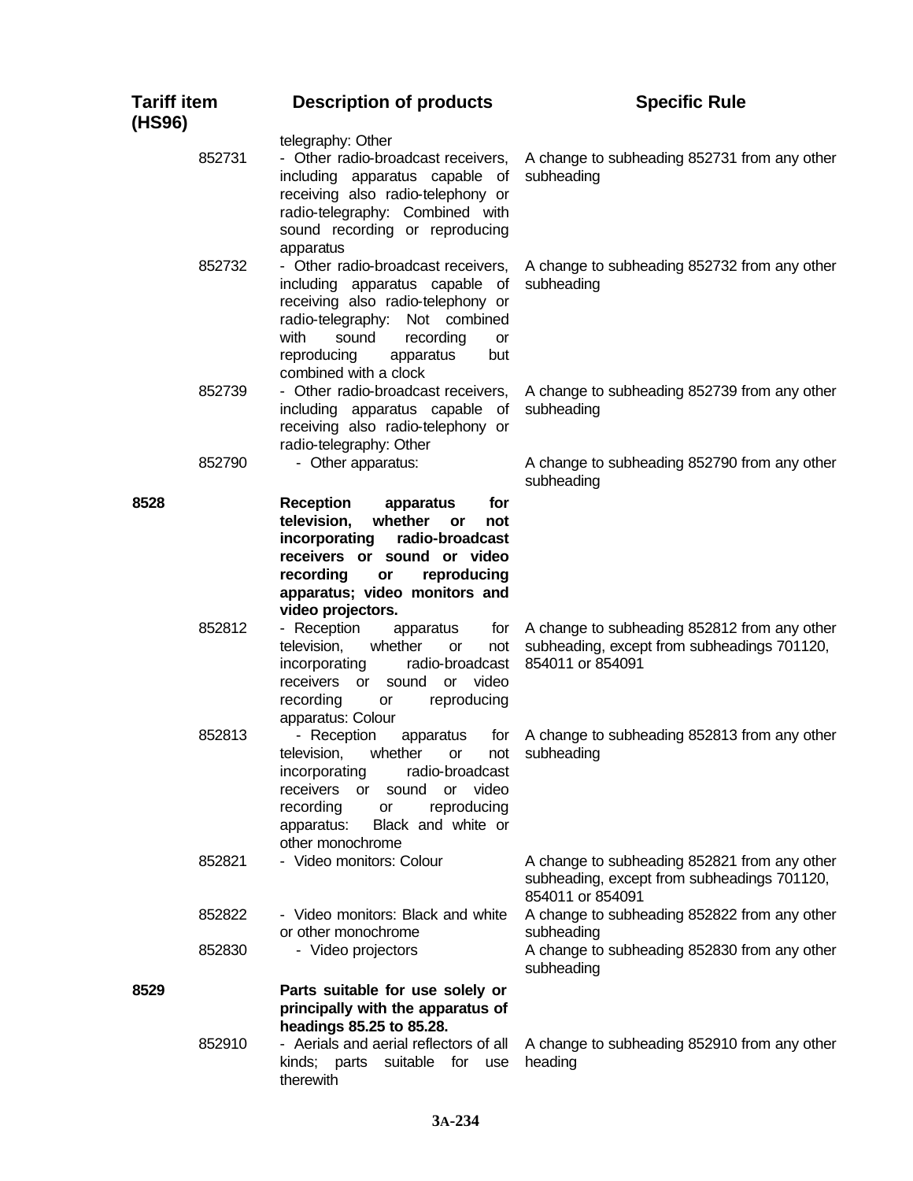| Tariff item (HS96) | | Description of products | Specific Rule |
|---|---|---|---|
| | | telegraphy: Other | |
| | 852731 | - Other radio-broadcast receivers, including apparatus capable of receiving also radio-telephony or radio-telegraphy: Combined with sound recording or reproducing apparatus | A change to subheading 852731 from any other subheading |
| | 852732 | - Other radio-broadcast receivers, including apparatus capable of receiving also radio-telephony or radio-telegraphy: Not combined with sound recording or reproducing apparatus but combined with a clock | A change to subheading 852732 from any other subheading |
| | 852739 | - Other radio-broadcast receivers, including apparatus capable of receiving also radio-telephony or radio-telegraphy: Other | A change to subheading 852739 from any other subheading |
| | 852790 | - Other apparatus: | A change to subheading 852790 from any other subheading |
| **8528** | | **Reception apparatus for television, whether or not incorporating radio-broadcast receivers or sound or video recording or reproducing apparatus; video monitors and video projectors.** | |
| | 852812 | - Reception apparatus for television, whether or not incorporating radio-broadcast receivers or sound or video recording or reproducing apparatus: Colour | A change to subheading 852812 from any other subheading, except from subheadings 701120, 854011 or 854091 |
| | 852813 | - Reception apparatus for television, whether or not incorporating radio-broadcast receivers or sound or video recording or reproducing apparatus: Black and white or other monochrome | A change to subheading 852813 from any other subheading |
| | 852821 | - Video monitors: Colour | A change to subheading 852821 from any other subheading, except from subheadings 701120, 854011 or 854091 |
| | 852822 | - Video monitors: Black and white or other monochrome | A change to subheading 852822 from any other subheading |
| | 852830 | - Video projectors | A change to subheading 852830 from any other subheading |
| **8529** | | **Parts suitable for use solely or principally with the apparatus of headings 85.25 to 85.28.** | |
| | 852910 | - Aerials and aerial reflectors of all kinds; parts suitable for use therewith | A change to subheading 852910 from any other heading |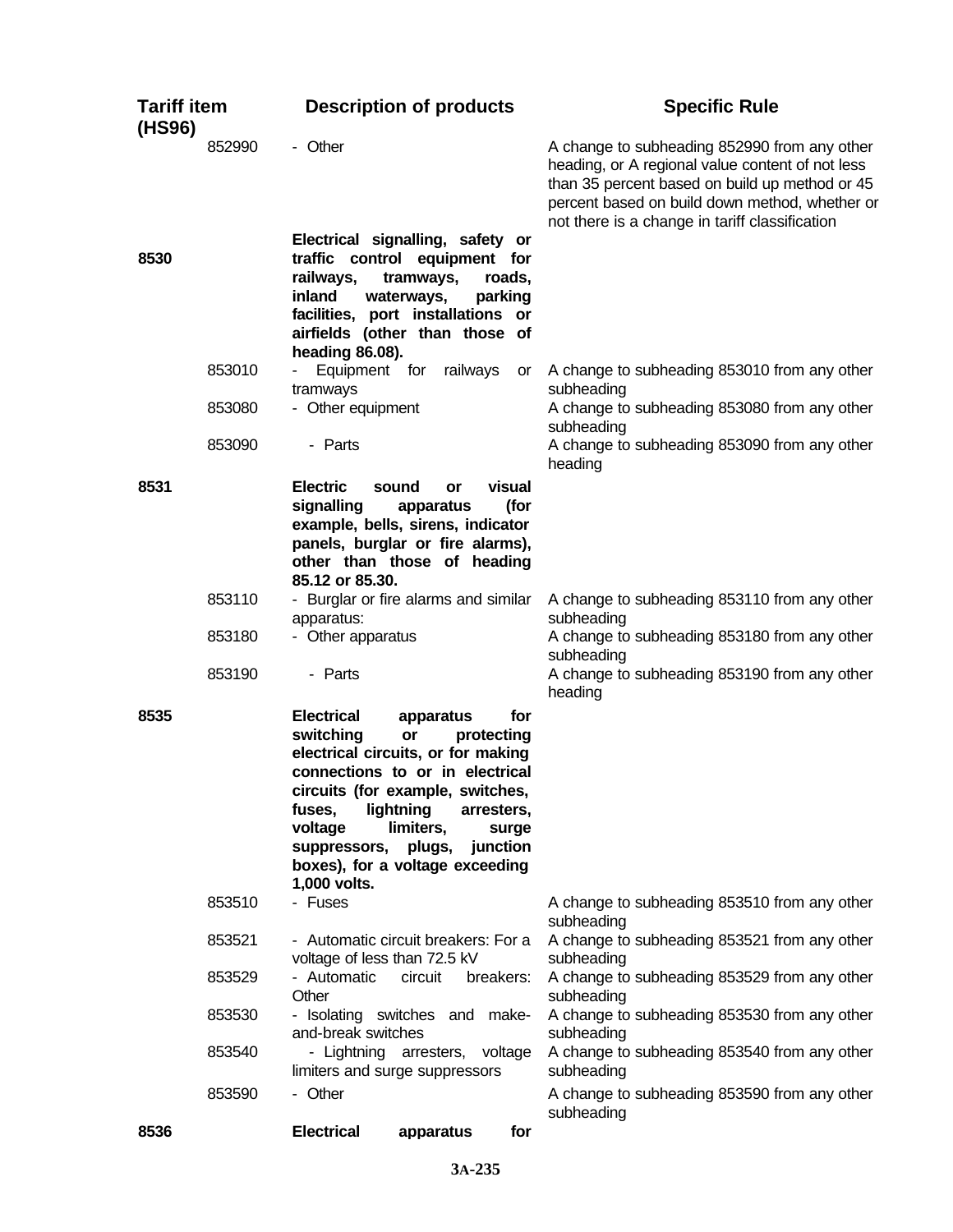| Tariff item (HS96) | | Description of products | Specific Rule |
|---|---|---|---|
| | 852990 | - Other | A change to subheading 852990 from any other heading, or A regional value content of not less than 35 percent based on build up method or 45 percent based on build down method, whether or not there is a change in tariff classification |
| **8530** | | **Electrical signalling, safety or traffic control equipment for railways, tramways, roads, inland waterways, parking facilities, port installations or airfields (other than those of heading 86.08).** | |
| | 853010 | - Equipment for railways or tramways | A change to subheading 853010 from any other subheading |
| | 853080 | - Other equipment | A change to subheading 853080 from any other subheading |
| | 853090 | - Parts | A change to subheading 853090 from any other heading |
| **8531** | | **Electric sound or visual signalling apparatus (for example, bells, sirens, indicator panels, burglar or fire alarms), other than those of heading 85.12 or 85.30.** | |
| | 853110 | - Burglar or fire alarms and similar apparatus: | A change to subheading 853110 from any other subheading |
| | 853180 | - Other apparatus | A change to subheading 853180 from any other subheading |
| | 853190 | - Parts | A change to subheading 853190 from any other heading |
| **8535** | | **Electrical apparatus for switching or protecting electrical circuits, or for making connections to or in electrical circuits (for example, switches, fuses, lightning arresters, voltage limiters, surge suppressors, plugs, junction boxes), for a voltage exceeding 1,000 volts.** | |
| | 853510 | - Fuses | A change to subheading 853510 from any other subheading |
| | 853521 | - Automatic circuit breakers: For a voltage of less than 72.5 kV | A change to subheading 853521 from any other subheading |
| | 853529 | - Automatic circuit breakers: Other | A change to subheading 853529 from any other subheading |
| | 853530 | - Isolating switches and make-and-break switches | A change to subheading 853530 from any other subheading |
| | 853540 | - Lightning arresters, voltage limiters and surge suppressors | A change to subheading 853540 from any other subheading |
| | 853590 | - Other | A change to subheading 853590 from any other subheading |
| **8536** | | **Electrical apparatus for** | |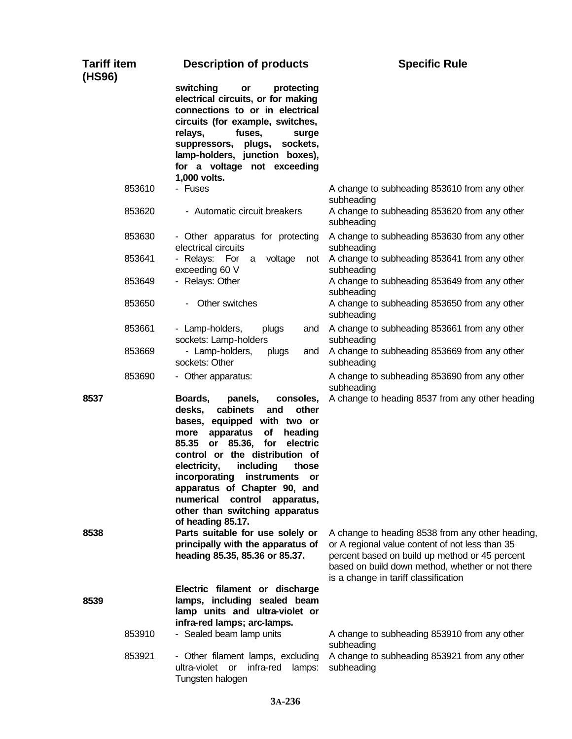| Tariff item (HS96) | | Description of products | Specific Rule |
|---|---|---|---|
| | | **switching or protecting electrical circuits, or for making connections to or in electrical circuits (for example, switches, relays, fuses, surge suppressors, plugs, sockets, lamp-holders, junction boxes), for a voltage not exceeding 1,000 volts.** | |
| | 853610 | - Fuses | A change to subheading 853610 from any other subheading |
| | 853620 | - Automatic circuit breakers | A change to subheading 853620 from any other subheading |
| | 853630 | - Other apparatus for protecting electrical circuits | A change to subheading 853630 from any other subheading |
| | 853641 | - Relays: For a voltage not exceeding 60 V | A change to subheading 853641 from any other subheading |
| | 853649 | - Relays: Other | A change to subheading 853649 from any other subheading |
| | 853650 | - Other switches | A change to subheading 853650 from any other subheading |
| | 853661 | - Lamp-holders, plugs and sockets: Lamp-holders | A change to subheading 853661 from any other subheading |
| | 853669 | - Lamp-holders, plugs and sockets: Other | A change to subheading 853669 from any other subheading |
| | 853690 | - Other apparatus: | A change to subheading 853690 from any other subheading |
| **8537** | | **Boards, panels, consoles, desks, cabinets and other bases, equipped with two or more apparatus of heading 85.35 or 85.36, for electric control or the distribution of electricity, including those incorporating instruments or apparatus of Chapter 90, and numerical control apparatus, other than switching apparatus of heading 85.17.** | A change to heading 8537 from any other heading |
| **8538** | | **Parts suitable for use solely or principally with the apparatus of heading 85.35, 85.36 or 85.37.** | A change to heading 8538 from any other heading, or A regional value content of not less than 35 percent based on build up method or 45 percent based on build down method, whether or not there is a change in tariff classification |
| **8539** | | **Electric filament or discharge lamps, including sealed beam lamp units and ultra-violet or infra-red lamps; arc-lamps.** | |
| | 853910 | - Sealed beam lamp units | A change to subheading 853910 from any other subheading |
| | 853921 | - Other filament lamps, excluding ultra-violet or infra-red lamps: Tungsten halogen | A change to subheading 853921 from any other subheading |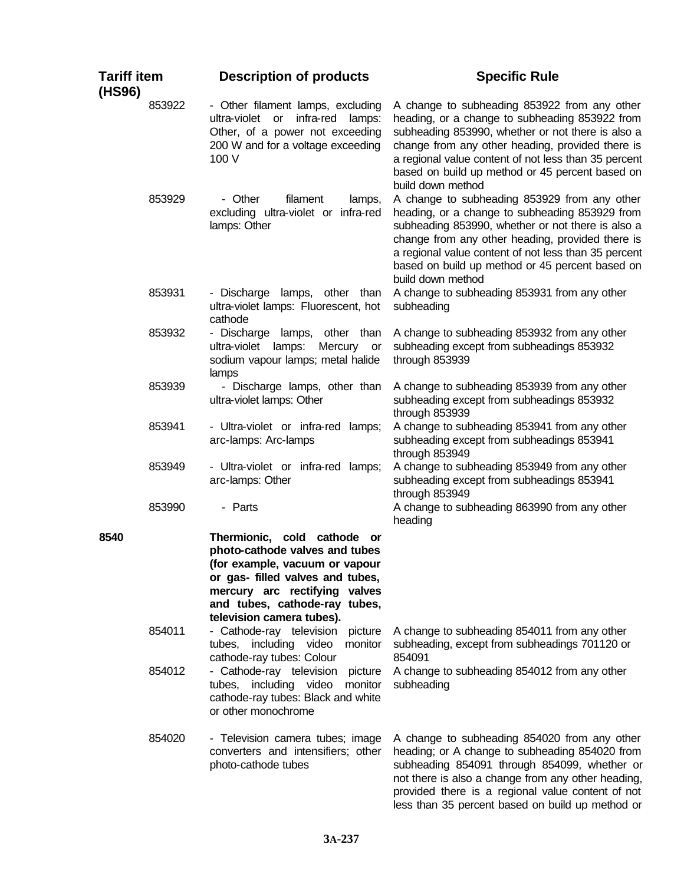| Tariff item (HS96) | | Description of products | Specific Rule |
|---|---|---|---|
| | 853922 | - Other filament lamps, excluding ultra-violet or infra-red lamps: Other, of a power not exceeding 200 W and for a voltage exceeding 100 V | A change to subheading 853922 from any other heading, or a change to subheading 853922 from subheading 853990, whether or not there is also a change from any other heading, provided there is a regional value content of not less than 35 percent based on build up method or 45 percent based on build down method |
| | 853929 | - Other filament lamps, excluding ultra-violet or infra-red lamps: Other | A change to subheading 853929 from any other heading, or a change to subheading 853929 from subheading 853990, whether or not there is also a change from any other heading, provided there is a regional value content of not less than 35 percent based on build up method or 45 percent based on build down method |
| | 853931 | - Discharge lamps, other than ultra-violet lamps: Fluorescent, hot cathode | A change to subheading 853931 from any other subheading |
| | 853932 | - Discharge lamps, other than ultra-violet lamps: Mercury or sodium vapour lamps; metal halide lamps | A change to subheading 853932 from any other subheading except from subheadings 853932 through 853939 |
| | 853939 | - Discharge lamps, other than ultra-violet lamps: Other | A change to subheading 853939 from any other subheading except from subheadings 853932 through 853939 |
| | 853941 | - Ultra-violet or infra-red lamps; arc-lamps: Arc-lamps | A change to subheading 853941 from any other subheading except from subheadings 853941 through 853949 |
| | 853949 | - Ultra-violet or infra-red lamps; arc-lamps: Other | A change to subheading 853949 from any other subheading except from subheadings 853941 through 853949 |
| | 853990 | - Parts | A change to subheading 863990 from any other heading |
| **8540** | | **Thermionic, cold cathode or photo-cathode valves and tubes (for example, vacuum or vapour or gas- filled valves and tubes, mercury arc rectifying valves and tubes, cathode-ray tubes, television camera tubes).** | |
| | 854011 | - Cathode-ray television picture tubes, including video monitor cathode-ray tubes: Colour | A change to subheading 854011 from any other subheading, except from subheadings 701120 or 854091 |
| | 854012 | - Cathode-ray television picture tubes, including video monitor cathode-ray tubes: Black and white or other monochrome | A change to subheading 854012 from any other subheading |
| | 854020 | - Television camera tubes; image converters and intensifiers; other photo-cathode tubes | A change to subheading 854020 from any other heading; or A change to subheading 854020 from subheading 854091 through 854099, whether or not there is also a change from any other heading, provided there is a regional value content of not less than 35 percent based on build up method or |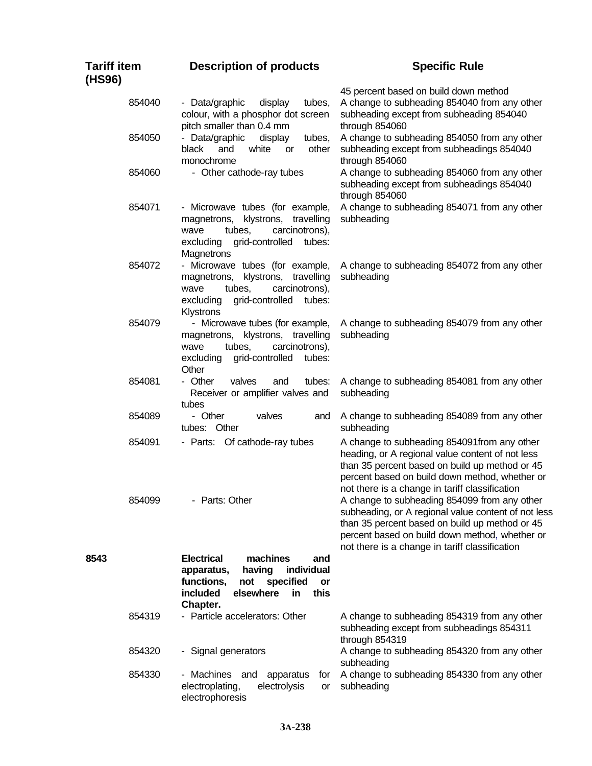| Tariff item (HS96) | | Description of products | Specific Rule |
|---|---|---|---|
| | | | 45 percent based on build down method |
| | 854040 | - Data/graphic display tubes, colour, with a phosphor dot screen pitch smaller than 0.4 mm | A change to subheading 854040 from any other subheading except from subheading 854040 through 854060 |
| | 854050 | - Data/graphic display tubes, black and white or other monochrome | A change to subheading 854050 from any other subheading except from subheadings 854040 through 854060 |
| | 854060 | - Other cathode-ray tubes | A change to subheading 854060 from any other subheading except from subheadings 854040 through 854060 |
| | 854071 | - Microwave tubes (for example, magnetrons, klystrons, travelling wave tubes, carcinotrons), excluding grid-controlled tubes: Magnetrons | A change to subheading 854071 from any other subheading |
| | 854072 | - Microwave tubes (for example, magnetrons, klystrons, travelling wave tubes, carcinotrons), excluding grid-controlled tubes: Klystrons | A change to subheading 854072 from any other subheading |
| | 854079 | - Microwave tubes (for example, magnetrons, klystrons, travelling wave tubes, carcinotrons), excluding grid-controlled tubes: Other | A change to subheading 854079 from any other subheading |
| | 854081 | - Other valves and tubes: Receiver or amplifier valves and tubes | A change to subheading 854081 from any other subheading |
| | 854089 | - Other valves and tubes: Other | A change to subheading 854089 from any other subheading |
| | 854091 | - Parts: Of cathode-ray tubes | A change to subheading 854091from any other heading, or A regional value content of not less than 35 percent based on build up method or 45 percent based on build down method, whether or not there is a change in tariff classification |
| | 854099 | - Parts: Other | A change to subheading 854099 from any other subheading, or A regional value content of not less than 35 percent based on build up method or 45 percent based on build down method, whether or not there is a change in tariff classification |
| **8543** | | **Electrical machines and apparatus, having individual functions, not specified or included elsewhere in this Chapter.** | |
| | 854319 | - Particle accelerators: Other | A change to subheading 854319 from any other subheading except from subheadings 854311 through 854319 |
| | 854320 | - Signal generators | A change to subheading 854320 from any other subheading |
| | 854330 | - Machines and apparatus for electroplating, electrolysis or electrophoresis | A change to subheading 854330 from any other subheading |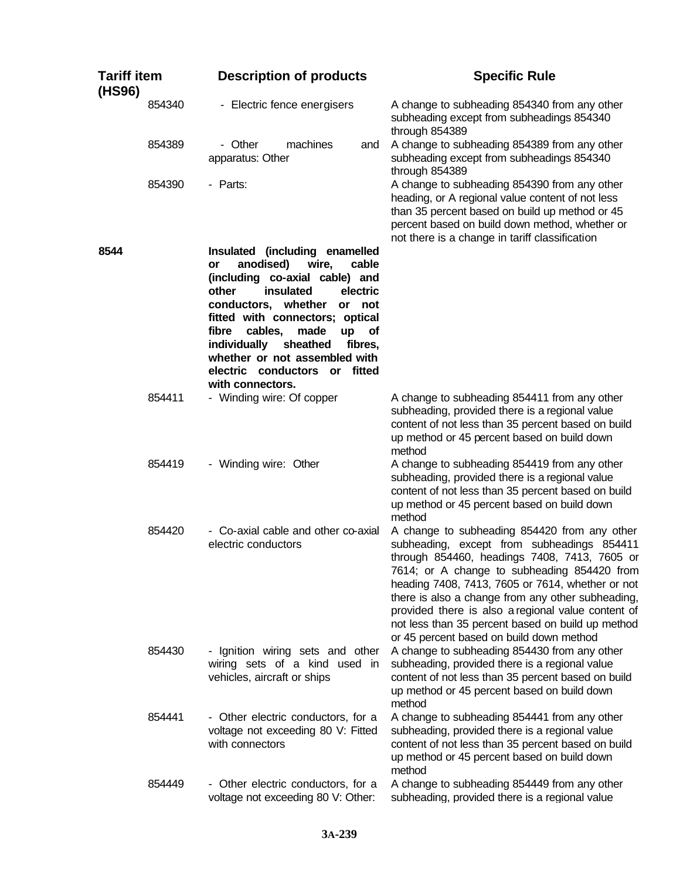| Tariff item (HS96) | | Description of products | Specific Rule |
|---|---|---|---|
| | 854340 | - Electric fence energisers | A change to subheading 854340 from any other subheading except from subheadings 854340 through 854389 |
| | 854389 | - Other machines and apparatus: Other | A change to subheading 854389 from any other subheading except from subheadings 854340 through 854389 |
| | 854390 | - Parts: | A change to subheading 854390 from any other heading, or A regional value content of not less than 35 percent based on build up method or 45 percent based on build down method, whether or not there is a change in tariff classification |
| **8544** | | **Insulated (including enamelled or anodised) wire, cable (including co-axial cable) and other insulated electric conductors, whether or not fitted with connectors; optical fibre cables, made up of individually sheathed fibres, whether or not assembled with electric conductors or fitted with connectors.** | |
| | 854411 | - Winding wire: Of copper | A change to subheading 854411 from any other subheading, provided there is a regional value content of not less than 35 percent based on build up method or 45 percent based on build down method |
| | 854419 | - Winding wire: Other | A change to subheading 854419 from any other subheading, provided there is a regional value content of not less than 35 percent based on build up method or 45 percent based on build down method |
| | 854420 | - Co-axial cable and other co-axial electric conductors | A change to subheading 854420 from any other subheading, except from subheadings 854411 through 854460, headings 7408, 7413, 7605 or 7614; or A change to subheading 854420 from heading 7408, 7413, 7605 or 7614, whether or not there is also a change from any other subheading, provided there is also a regional value content of not less than 35 percent based on build up method or 45 percent based on build down method |
| | 854430 | - Ignition wiring sets and other wiring sets of a kind used in vehicles, aircraft or ships | A change to subheading 854430 from any other subheading, provided there is a regional value content of not less than 35 percent based on build up method or 45 percent based on build down method |
| | 854441 | - Other electric conductors, for a voltage not exceeding 80 V: Fitted with connectors | A change to subheading 854441 from any other subheading, provided there is a regional value content of not less than 35 percent based on build up method or 45 percent based on build down method |
| | 854449 | - Other electric conductors, for a voltage not exceeding 80 V: Other: | A change to subheading 854449 from any other subheading, provided there is a regional value |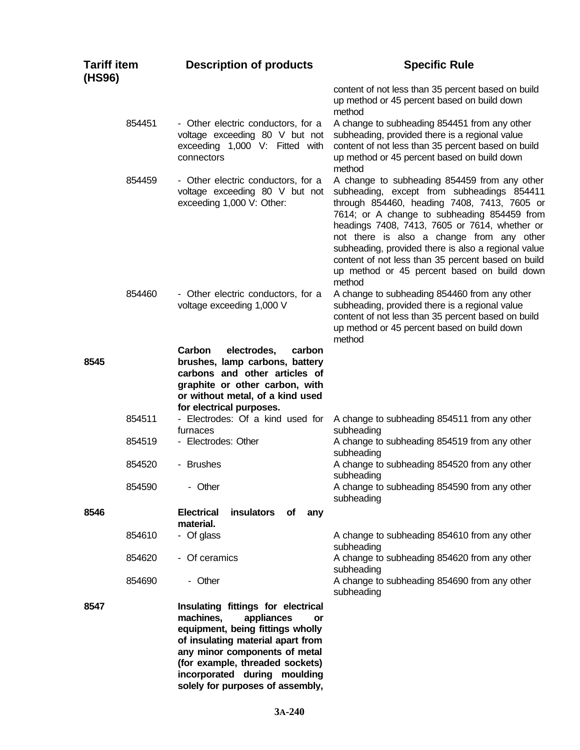| Tariff item (HS96) | | Description of products | Specific Rule |
|---|---|---|---|
| | | | content of not less than 35 percent based on build up method or 45 percent based on build down method |
| | 854451 | - Other electric conductors, for a voltage exceeding 80 V but not exceeding 1,000 V: Fitted with connectors | A change to subheading 854451 from any other subheading, provided there is a regional value content of not less than 35 percent based on build up method or 45 percent based on build down method |
| | 854459 | - Other electric conductors, for a voltage exceeding 80 V but not exceeding 1,000 V: Other: | A change to subheading 854459 from any other subheading, except from subheadings 854411 through 854460, heading 7408, 7413, 7605 or 7614; or A change to subheading 854459 from headings 7408, 7413, 7605 or 7614, whether or not there is also a change from any other subheading, provided there is also a regional value content of not less than 35 percent based on build up method or 45 percent based on build down method |
| | 854460 | - Other electric conductors, for a voltage exceeding 1,000 V | A change to subheading 854460 from any other subheading, provided there is a regional value content of not less than 35 percent based on build up method or 45 percent based on build down method |
| **8545** | | **Carbon electrodes, carbon brushes, lamp carbons, battery carbons and other articles of graphite or other carbon, with or without metal, of a kind used for electrical purposes.** | |
| | 854511 | - Electrodes: Of a kind used for furnaces | A change to subheading 854511 from any other subheading |
| | 854519 | - Electrodes: Other | A change to subheading 854519 from any other subheading |
| | 854520 | - Brushes | A change to subheading 854520 from any other subheading |
| | 854590 | - Other | A change to subheading 854590 from any other subheading |
| **8546** | | **Electrical insulators of any material.** | |
| | 854610 | - Of glass | A change to subheading 854610 from any other subheading |
| | 854620 | - Of ceramics | A change to subheading 854620 from any other subheading |
| | 854690 | - Other | A change to subheading 854690 from any other subheading |
| **8547** | | **Insulating fittings for electrical machines, appliances or equipment, being fittings wholly of insulating material apart from any minor components of metal (for example, threaded sockets) incorporated during moulding solely for purposes of assembly,** | |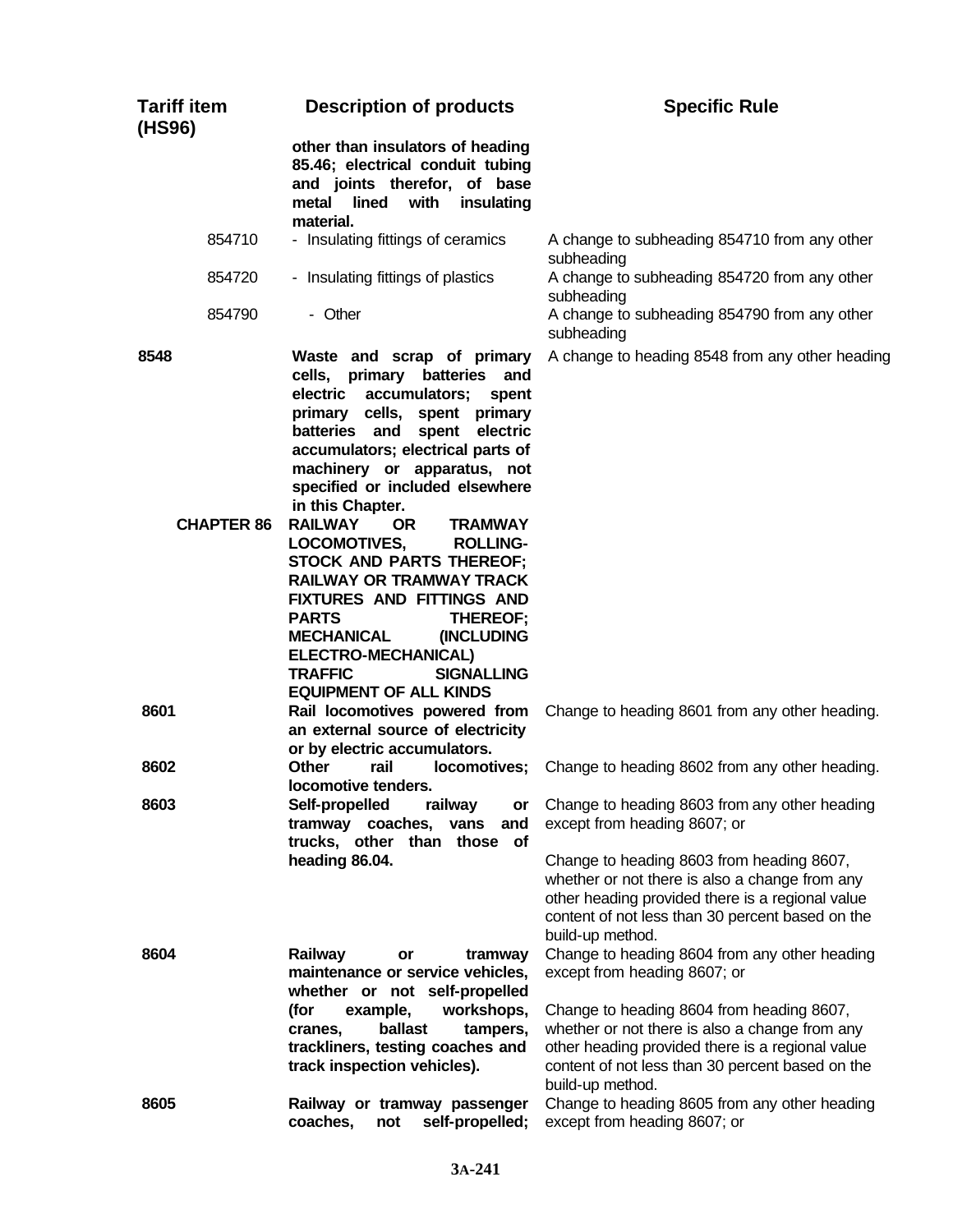| Tariff item (HS96) | Description of products | Specific Rule |
|---|---|---|
| | **other than insulators of heading 85.46; electrical conduit tubing and joints therefor, of base metal lined with insulating material.** | |
| 854710 | - Insulating fittings of ceramics | A change to subheading 854710 from any other subheading |
| 854720 | - Insulating fittings of plastics | A change to subheading 854720 from any other subheading |
| 854790 | - Other | A change to subheading 854790 from any other subheading |
| **8548** | **Waste and scrap of primary cells, primary batteries and electric accumulators; spent primary cells, spent primary batteries and spent electric accumulators; electrical parts of machinery or apparatus, not specified or included elsewhere in this Chapter.** | A change to heading 8548 from any other heading |
| **CHAPTER 86** | **RAILWAY OR TRAMWAY LOCOMOTIVES, ROLLING-STOCK AND PARTS THEREOF; RAILWAY OR TRAMWAY TRACK FIXTURES AND FITTINGS AND PARTS THEREOF; MECHANICAL (INCLUDING ELECTRO-MECHANICAL) TRAFFIC SIGNALLING EQUIPMENT OF ALL KINDS** | |
| **8601** | **Rail locomotives powered from an external source of electricity or by electric accumulators.** | Change to heading 8601 from any other heading. |
| **8602** | **Other rail locomotives; locomotive tenders.** | Change to heading 8602 from any other heading. |
| **8603** | **Self-propelled railway or tramway coaches, vans and trucks, other than those of heading 86.04.** | Change to heading 8603 from any other heading except from heading 8607; or<br><br>Change to heading 8603 from heading 8607, whether or not there is also a change from any other heading provided there is a regional value content of not less than 30 percent based on the build-up method. |
| **8604** | **Railway or tramway maintenance or service vehicles, whether or not self-propelled (for example, workshops, cranes, ballast tampers, trackliners, testing coaches and track inspection vehicles).** | Change to heading 8604 from any other heading except from heading 8607; or<br><br>Change to heading 8604 from heading 8607, whether or not there is also a change from any other heading provided there is a regional value content of not less than 30 percent based on the build-up method. |
| **8605** | **Railway or tramway passenger coaches, not self-propelled;** | Change to heading 8605 from any other heading except from heading 8607; or |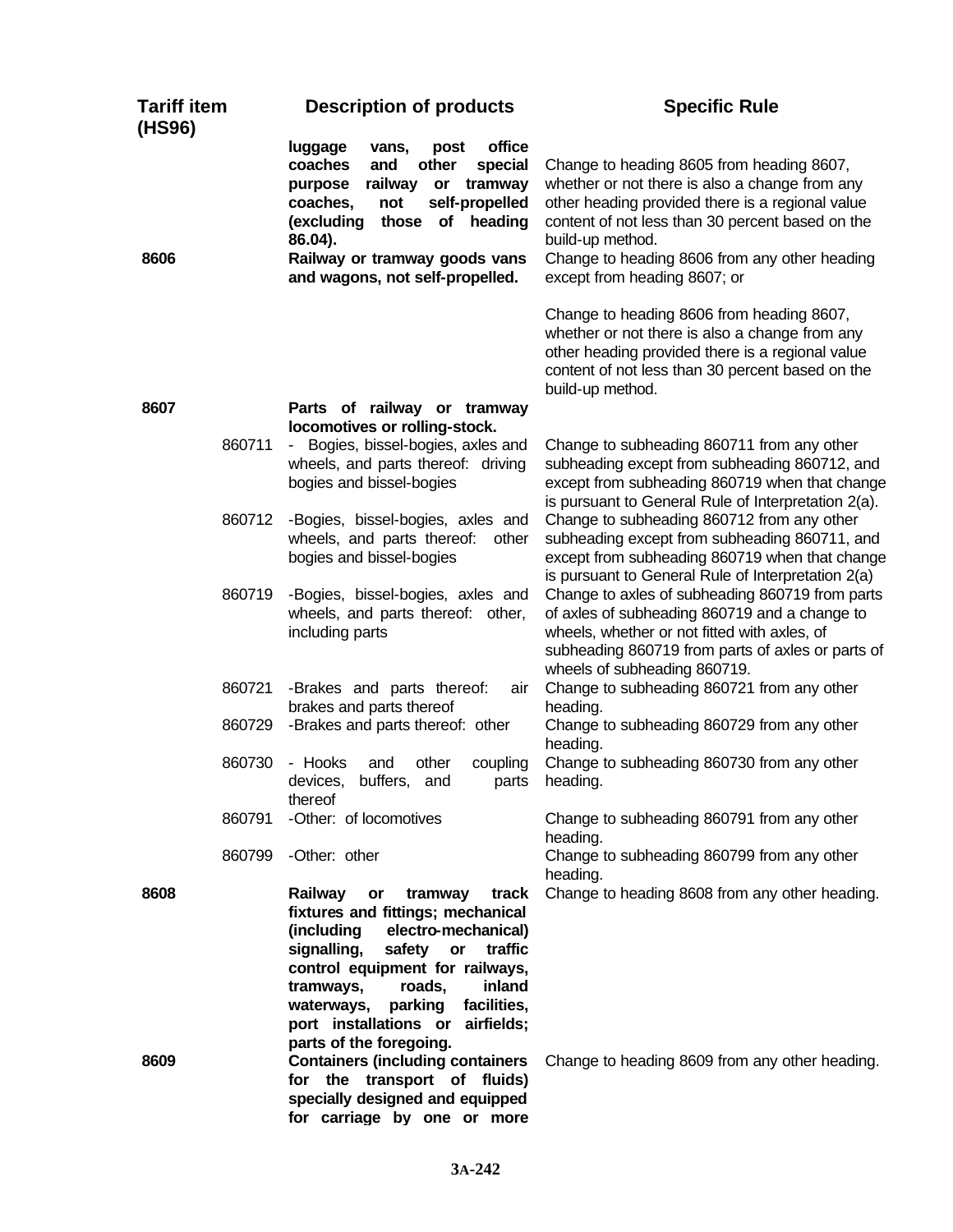| Tariff item (HS96) | | Description of products | Specific Rule |
|---|---|---|---|
| | | **luggage vans, post office coaches and other special purpose railway or tramway coaches, not self-propelled (excluding those of heading 86.04).** | Change to heading 8605 from heading 8607, whether or not there is also a change from any other heading provided there is a regional value content of not less than 30 percent based on the build-up method. |
| **8606** | | **Railway or tramway goods vans and wagons, not self-propelled.** | Change to heading 8606 from any other heading except from heading 8607; or<br><br>Change to heading 8606 from heading 8607, whether or not there is also a change from any other heading provided there is a regional value content of not less than 30 percent based on the build-up method. |
| **8607** | | **Parts of railway or tramway locomotives or rolling-stock.** | |
| | 860711 | - Bogies, bissel-bogies, axles and wheels, and parts thereof: driving bogies and bissel-bogies | Change to subheading 860711 from any other subheading except from subheading 860712, and except from subheading 860719 when that change is pursuant to General Rule of Interpretation 2(a). |
| | 860712 | -Bogies, bissel-bogies, axles and wheels, and parts thereof: other bogies and bissel-bogies | Change to subheading 860712 from any other subheading except from subheading 860711, and except from subheading 860719 when that change is pursuant to General Rule of Interpretation 2(a) |
| | 860719 | -Bogies, bissel-bogies, axles and wheels, and parts thereof: other, including parts | Change to axles of subheading 860719 from parts of axles of subheading 860719 and a change to wheels, whether or not fitted with axles, of subheading 860719 from parts of axles or parts of wheels of subheading 860719. |
| | 860721 | -Brakes and parts thereof: air brakes and parts thereof | Change to subheading 860721 from any other heading. |
| | 860729 | -Brakes and parts thereof: other | Change to subheading 860729 from any other heading. |
| | 860730 | - Hooks and other coupling devices, buffers, and parts thereof | Change to subheading 860730 from any other heading. |
| | 860791 | -Other: of locomotives | Change to subheading 860791 from any other heading. |
| | 860799 | -Other: other | Change to subheading 860799 from any other heading. |
| **8608** | | **Railway or tramway track fixtures and fittings; mechanical (including electro-mechanical) signalling, safety or traffic control equipment for railways, tramways, roads, inland waterways, parking facilities, port installations or airfields; parts of the foregoing.** | Change to heading 8608 from any other heading. |
| **8609** | | **Containers (including containers for the transport of fluids) specially designed and equipped for carriage by one or more** | Change to heading 8609 from any other heading. |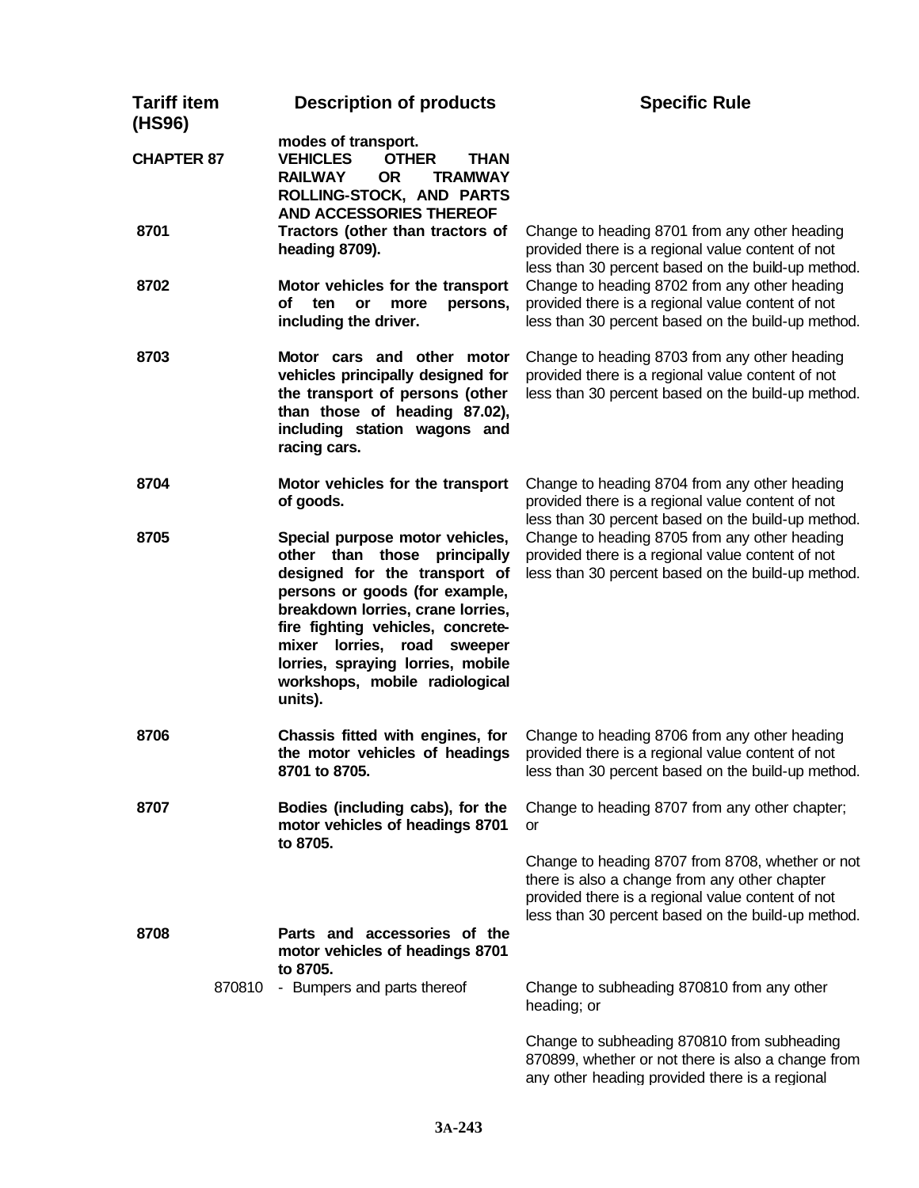| Tariff item (HS96) | Description of products | Specific Rule |
|---|---|---|
| | **modes of transport.** | |
| **CHAPTER 87** | **VEHICLES OTHER THAN RAILWAY OR TRAMWAY ROLLING-STOCK, AND PARTS AND ACCESSORIES THEREOF** | |
| **8701** | **Tractors (other than tractors of heading 8709).** | Change to heading 8701 from any other heading provided there is a regional value content of not less than 30 percent based on the build-up method. |
| **8702** | **Motor vehicles for the transport of ten or more persons, including the driver.** | Change to heading 8702 from any other heading provided there is a regional value content of not less than 30 percent based on the build-up method. |
| **8703** | **Motor cars and other motor vehicles principally designed for the transport of persons (other than those of heading 87.02), including station wagons and racing cars.** | Change to heading 8703 from any other heading provided there is a regional value content of not less than 30 percent based on the build-up method. |
| **8704** | **Motor vehicles for the transport of goods.** | Change to heading 8704 from any other heading provided there is a regional value content of not less than 30 percent based on the build-up method. |
| **8705** | **Special purpose motor vehicles, other than those principally designed for the transport of persons or goods (for example, breakdown lorries, crane lorries, fire fighting vehicles, concrete-mixer lorries, road sweeper lorries, spraying lorries, mobile workshops, mobile radiological units).** | Change to heading 8705 from any other heading provided there is a regional value content of not less than 30 percent based on the build-up method. |
| **8706** | **Chassis fitted with engines, for the motor vehicles of headings 8701 to 8705.** | Change to heading 8706 from any other heading provided there is a regional value content of not less than 30 percent based on the build-up method. |
| **8707** | **Bodies (including cabs), for the motor vehicles of headings 8701 to 8705.** | Change to heading 8707 from any other chapter; or<br><br>Change to heading 8707 from 8708, whether or not there is also a change from any other chapter provided there is a regional value content of not less than 30 percent based on the build-up method. |
| **8708** | **Parts and accessories of the motor vehicles of headings 8701 to 8705.** | |
| 870810 | - Bumpers and parts thereof | Change to subheading 870810 from any other heading; or<br><br>Change to subheading 870810 from subheading 870899, whether or not there is also a change from any other heading provided there is a regional |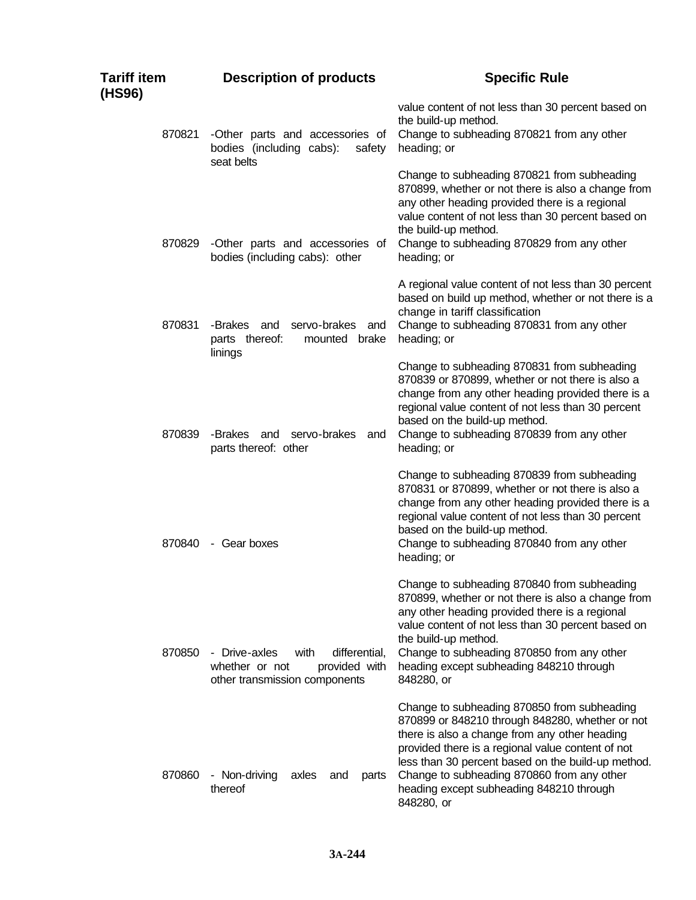| Tariff item (HS96) | Description of products | Specific Rule |
|---|---|---|
| | | value content of not less than 30 percent based on the build-up method. |
| 870821 | -Other parts and accessories of bodies (including cabs): safety seat belts | Change to subheading 870821 from any other heading; or<br><br>Change to subheading 870821 from subheading 870899, whether or not there is also a change from any other heading provided there is a regional value content of not less than 30 percent based on the build-up method. |
| 870829 | -Other parts and accessories of bodies (including cabs): other | Change to subheading 870829 from any other heading; or<br><br>A regional value content of not less than 30 percent based on build up method, whether or not there is a change in tariff classification |
| 870831 | -Brakes and servo-brakes and parts thereof: mounted brake linings | Change to subheading 870831 from any other heading; or<br><br>Change to subheading 870831 from subheading 870839 or 870899, whether or not there is also a change from any other heading provided there is a regional value content of not less than 30 percent based on the build-up method. |
| 870839 | -Brakes and servo-brakes and parts thereof: other | Change to subheading 870839 from any other heading; or<br><br>Change to subheading 870839 from subheading 870831 or 870899, whether or not there is also a change from any other heading provided there is a regional value content of not less than 30 percent based on the build-up method. |
| 870840 | - Gear boxes | Change to subheading 870840 from any other heading; or<br><br>Change to subheading 870840 from subheading 870899, whether or not there is also a change from any other heading provided there is a regional value content of not less than 30 percent based on the build-up method. |
| 870850 | - Drive-axles with differential, whether or not provided with other transmission components | Change to subheading 870850 from any other heading except subheading 848210 through 848280, or<br><br>Change to subheading 870850 from subheading 870899 or 848210 through 848280, whether or not there is also a change from any other heading provided there is a regional value content of not less than 30 percent based on the build-up method. |
| 870860 | - Non-driving axles and parts thereof | Change to subheading 870860 from any other heading except subheading 848210 through 848280, or |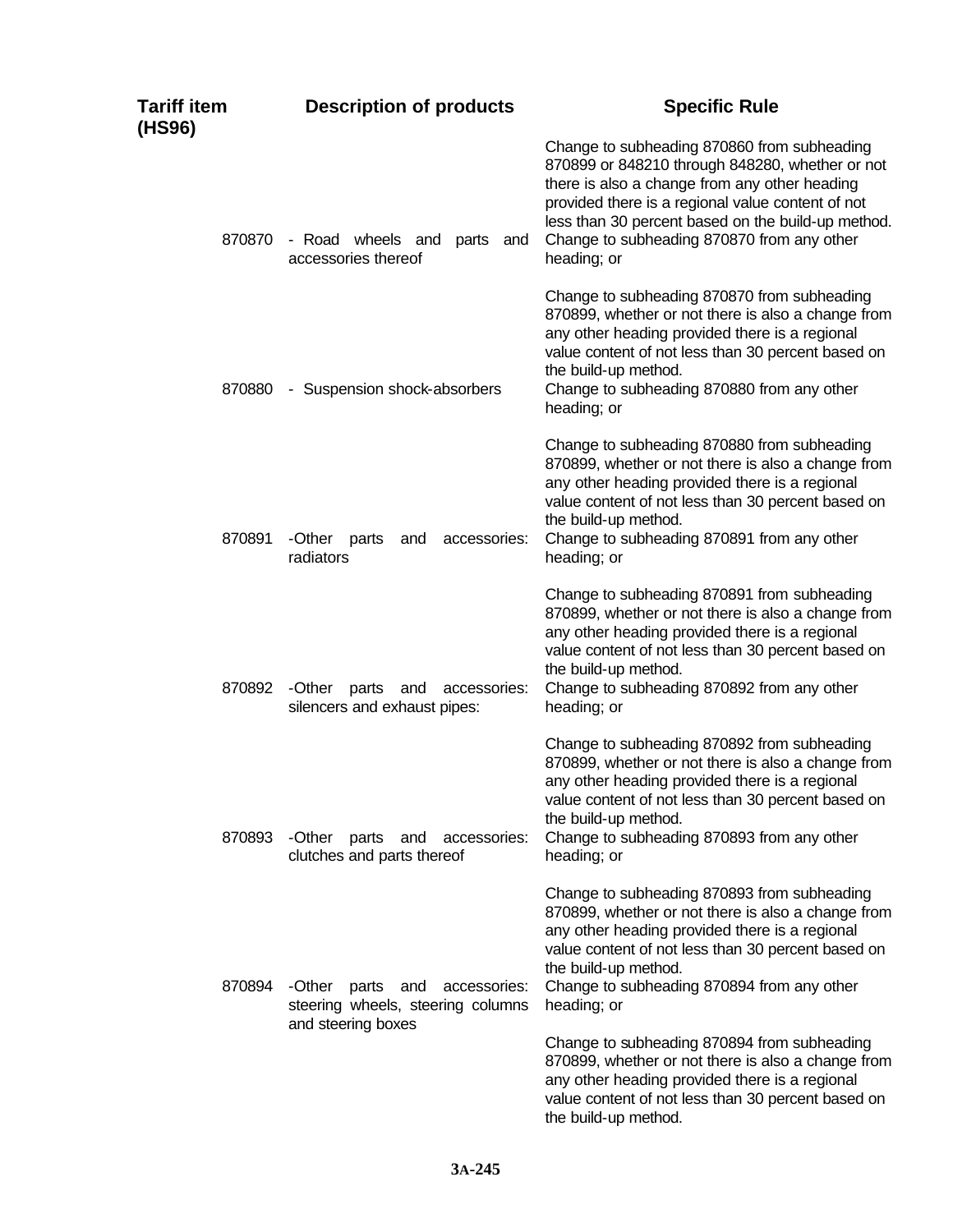| Tariff item (HS96) | Description of products | Specific Rule |
|---|---|---|
| | | Change to subheading 870860 from subheading 870899 or 848210 through 848280, whether or not there is also a change from any other heading provided there is a regional value content of not less than 30 percent based on the build-up method. |
| 870870 | - Road wheels and parts and accessories thereof | Change to subheading 870870 from any other heading; or<br><br>Change to subheading 870870 from subheading 870899, whether or not there is also a change from any other heading provided there is a regional value content of not less than 30 percent based on the build-up method. |
| 870880 | - Suspension shock-absorbers | Change to subheading 870880 from any other heading; or<br><br>Change to subheading 870880 from subheading 870899, whether or not there is also a change from any other heading provided there is a regional value content of not less than 30 percent based on the build-up method. |
| 870891 | -Other parts and accessories: radiators | Change to subheading 870891 from any other heading; or<br><br>Change to subheading 870891 from subheading 870899, whether or not there is also a change from any other heading provided there is a regional value content of not less than 30 percent based on the build-up method. |
| 870892 | -Other parts and accessories: silencers and exhaust pipes: | Change to subheading 870892 from any other heading; or<br><br>Change to subheading 870892 from subheading 870899, whether or not there is also a change from any other heading provided there is a regional value content of not less than 30 percent based on the build-up method. |
| 870893 | -Other parts and accessories: clutches and parts thereof | Change to subheading 870893 from any other heading; or<br><br>Change to subheading 870893 from subheading 870899, whether or not there is also a change from any other heading provided there is a regional value content of not less than 30 percent based on the build-up method. |
| 870894 | -Other parts and accessories: steering wheels, steering columns and steering boxes | Change to subheading 870894 from any other heading; or<br><br>Change to subheading 870894 from subheading 870899, whether or not there is also a change from any other heading provided there is a regional value content of not less than 30 percent based on the build-up method. |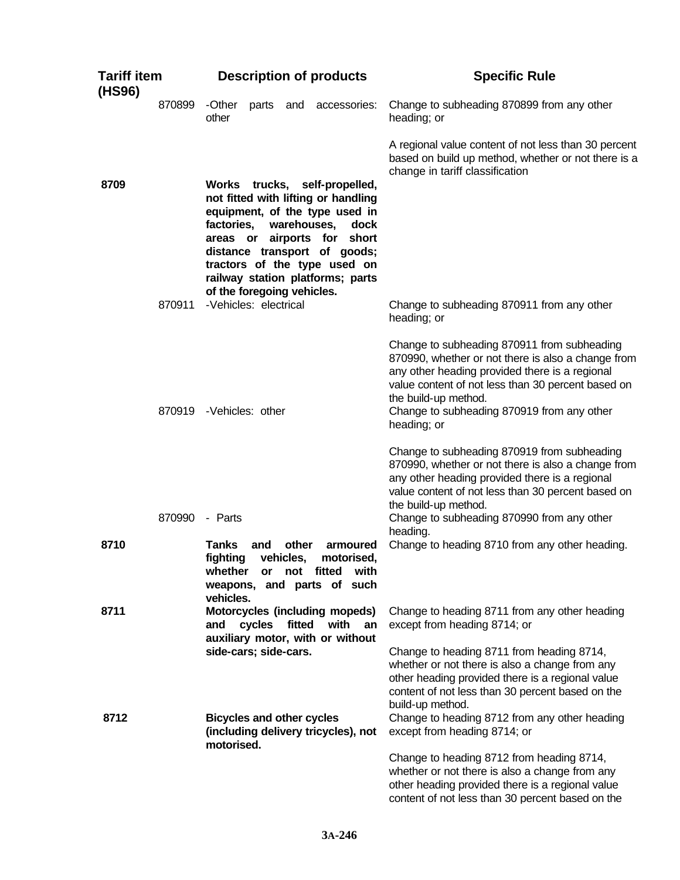| Tariff item (HS96) | | Description of products | Specific Rule |
|---|---|---|---|
| | 870899 | -Other parts and accessories: other | Change to subheading 870899 from any other heading; or<br><br>A regional value content of not less than 30 percent based on build up method, whether or not there is a change in tariff classification |
| **8709** | | **Works trucks, self-propelled, not fitted with lifting or handling equipment, of the type used in factories, warehouses, dock areas or airports for short distance transport of goods; tractors of the type used on railway station platforms; parts of the foregoing vehicles.** | |
| | 870911 | -Vehicles: electrical | Change to subheading 870911 from any other heading; or<br><br>Change to subheading 870911 from subheading 870990, whether or not there is also a change from any other heading provided there is a regional value content of not less than 30 percent based on the build-up method. |
| | 870919 | -Vehicles: other | Change to subheading 870919 from any other heading; or<br><br>Change to subheading 870919 from subheading 870990, whether or not there is also a change from any other heading provided there is a regional value content of not less than 30 percent based on the build-up method. |
| | 870990 | - Parts | Change to subheading 870990 from any other heading. |
| **8710** | | **Tanks and other armoured fighting vehicles, motorised, whether or not fitted with weapons, and parts of such vehicles.** | Change to heading 8710 from any other heading. |
| **8711** | | **Motorcycles (including mopeds) and cycles fitted with an auxiliary motor, with or without side-cars; side-cars.** | Change to heading 8711 from any other heading except from heading 8714; or<br><br>Change to heading 8711 from heading 8714, whether or not there is also a change from any other heading provided there is a regional value content of not less than 30 percent based on the build-up method. |
| **8712** | | **Bicycles and other cycles (including delivery tricycles), not motorised.** | Change to heading 8712 from any other heading except from heading 8714; or<br><br>Change to heading 8712 from heading 8714, whether or not there is also a change from any other heading provided there is a regional value content of not less than 30 percent based on the |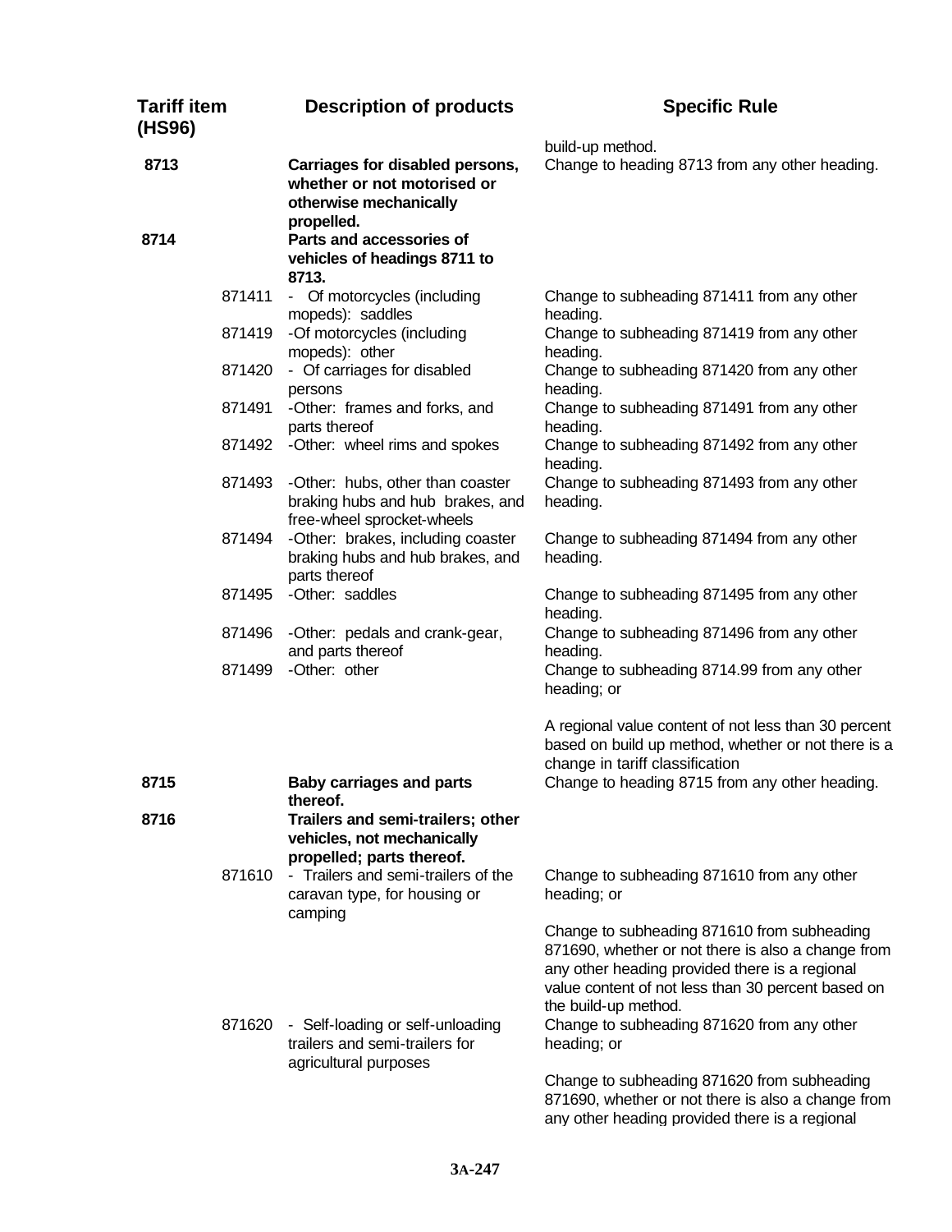| Tariff item (HS96) | | Description of products | Specific Rule |
|---|---|---|---|
| | | | build-up method. |
| 8713 | | **Carriages for disabled persons, whether or not motorised or otherwise mechanically propelled.** | Change to heading 8713 from any other heading. |
| 8714 | | **Parts and accessories of vehicles of headings 8711 to 8713.** | |
| | 871411 | - Of motorcycles (including mopeds): saddles | Change to subheading 871411 from any other heading. |
| | 871419 | -Of motorcycles (including mopeds): other | Change to subheading 871419 from any other heading. |
| | 871420 | - Of carriages for disabled persons | Change to subheading 871420 from any other heading. |
| | 871491 | -Other: frames and forks, and parts thereof | Change to subheading 871491 from any other heading. |
| | 871492 | -Other: wheel rims and spokes | Change to subheading 871492 from any other heading. |
| | 871493 | -Other: hubs, other than coaster braking hubs and hub brakes, and free-wheel sprocket-wheels | Change to subheading 871493 from any other heading. |
| | 871494 | -Other: brakes, including coaster braking hubs and hub brakes, and parts thereof | Change to subheading 871494 from any other heading. |
| | 871495 | -Other: saddles | Change to subheading 871495 from any other heading. |
| | 871496 | -Other: pedals and crank-gear, and parts thereof | Change to subheading 871496 from any other heading. |
| | 871499 | -Other: other | Change to subheading 8714.99 from any other heading; or<br><br>A regional value content of not less than 30 percent based on build up method, whether or not there is a change in tariff classification |
| 8715 | | **Baby carriages and parts thereof.** | Change to heading 8715 from any other heading. |
| 8716 | | **Trailers and semi-trailers; other vehicles, not mechanically propelled; parts thereof.** | |
| | 871610 | - Trailers and semi-trailers of the caravan type, for housing or camping | Change to subheading 871610 from any other heading; or<br><br>Change to subheading 871610 from subheading 871690, whether or not there is also a change from any other heading provided there is a regional value content of not less than 30 percent based on the build-up method. |
| | 871620 | - Self-loading or self-unloading trailers and semi-trailers for agricultural purposes | Change to subheading 871620 from any other heading; or<br><br>Change to subheading 871620 from subheading 871690, whether or not there is also a change from any other heading provided there is a regional |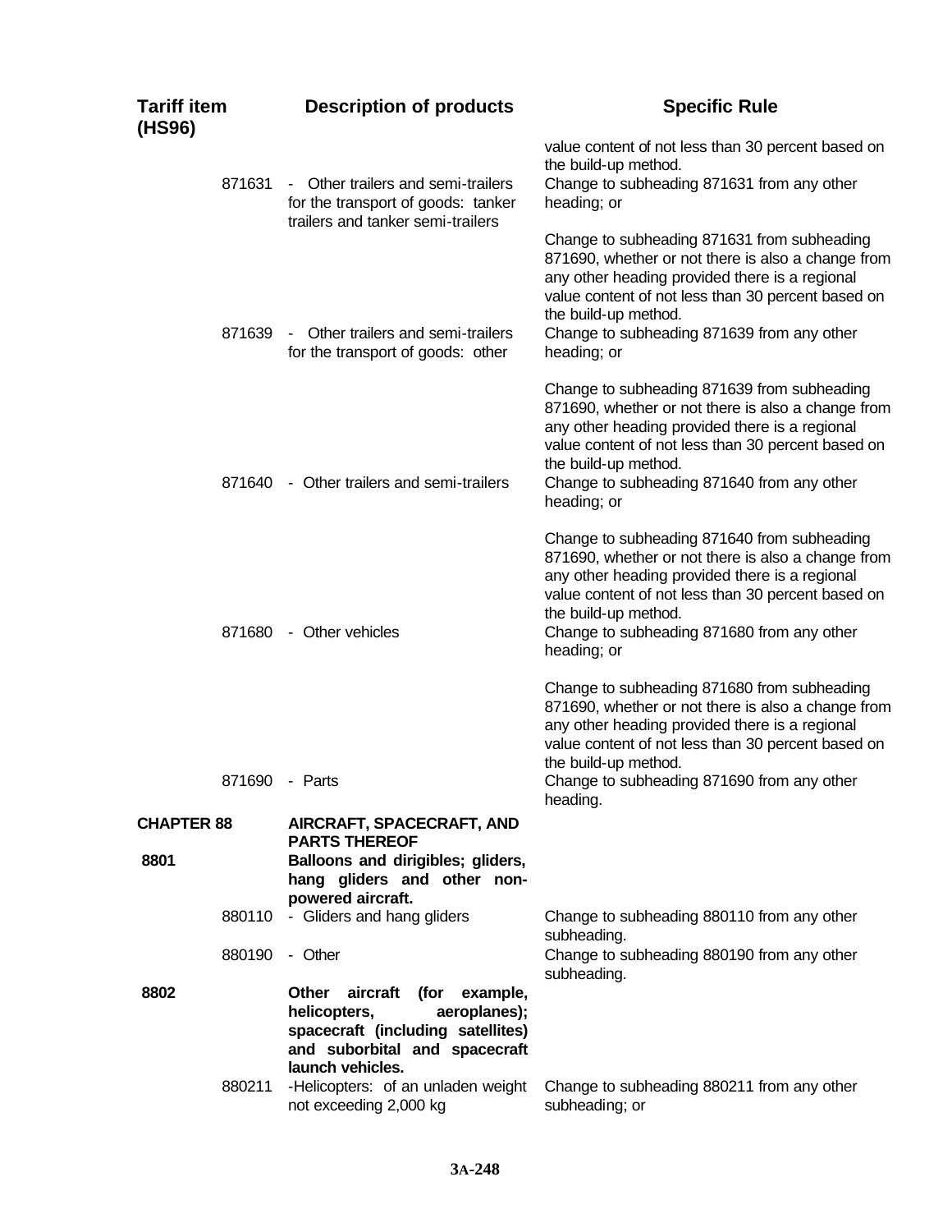| Tariff item (HS96) | Description of products | Specific Rule |
|---|---|---|
| | | value content of not less than 30 percent based on the build-up method. |
| 871631 | - Other trailers and semi-trailers for the transport of goods: tanker trailers and tanker semi-trailers | Change to subheading 871631 from any other heading; or<br><br>Change to subheading 871631 from subheading 871690, whether or not there is also a change from any other heading provided there is a regional value content of not less than 30 percent based on the build-up method. |
| 871639 | - Other trailers and semi-trailers for the transport of goods: other | Change to subheading 871639 from any other heading; or<br><br>Change to subheading 871639 from subheading 871690, whether or not there is also a change from any other heading provided there is a regional value content of not less than 30 percent based on the build-up method. |
| 871640 | - Other trailers and semi-trailers | Change to subheading 871640 from any other heading; or<br><br>Change to subheading 871640 from subheading 871690, whether or not there is also a change from any other heading provided there is a regional value content of not less than 30 percent based on the build-up method. |
| 871680 | - Other vehicles | Change to subheading 871680 from any other heading; or<br><br>Change to subheading 871680 from subheading 871690, whether or not there is also a change from any other heading provided there is a regional value content of not less than 30 percent based on the build-up method. |
| 871690 | - Parts | Change to subheading 871690 from any other heading. |
| **CHAPTER 88** | **AIRCRAFT, SPACECRAFT, AND PARTS THEREOF** | |
| **8801** | **Balloons and dirigibles; gliders, hang gliders and other non-powered aircraft.** | |
| 880110 | - Gliders and hang gliders | Change to subheading 880110 from any other subheading. |
| 880190 | - Other | Change to subheading 880190 from any other subheading. |
| **8802** | **Other aircraft (for example, helicopters, aeroplanes); spacecraft (including satellites) and suborbital and spacecraft launch vehicles.** | |
| 880211 | -Helicopters: of an unladen weight not exceeding 2,000 kg | Change to subheading 880211 from any other subheading; or |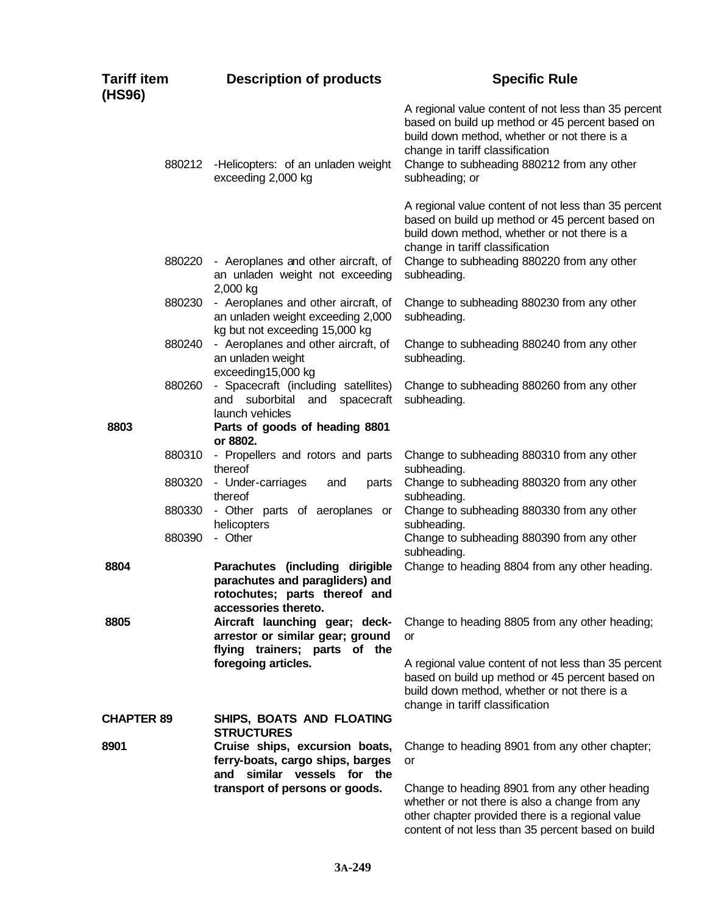| Tariff item (HS96) | | Description of products | Specific Rule |
|---|---|---|---|
| | | | A regional value content of not less than 35 percent based on build up method or 45 percent based on build down method, whether or not there is a change in tariff classification |
| | 880212 | -Helicopters: of an unladen weight exceeding 2,000 kg | Change to subheading 880212 from any other subheading; or<br><br>A regional value content of not less than 35 percent based on build up method or 45 percent based on build down method, whether or not there is a change in tariff classification |
| | 880220 | - Aeroplanes and other aircraft, of an unladen weight not exceeding 2,000 kg | Change to subheading 880220 from any other subheading. |
| | 880230 | - Aeroplanes and other aircraft, of an unladen weight exceeding 2,000 kg but not exceeding 15,000 kg | Change to subheading 880230 from any other subheading. |
| | 880240 | - Aeroplanes and other aircraft, of an unladen weight exceeding15,000 kg | Change to subheading 880240 from any other subheading. |
| | 880260 | - Spacecraft (including satellites) and suborbital and spacecraft launch vehicles | Change to subheading 880260 from any other subheading. |
| **8803** | | **Parts of goods of heading 8801 or 8802.** | |
| | 880310 | - Propellers and rotors and parts thereof | Change to subheading 880310 from any other subheading. |
| | 880320 | - Under-carriages and parts thereof | Change to subheading 880320 from any other subheading. |
| | 880330 | - Other parts of aeroplanes or helicopters | Change to subheading 880330 from any other subheading. |
| | 880390 | - Other | Change to subheading 880390 from any other subheading. |
| **8804** | | **Parachutes (including dirigible parachutes and paragliders) and rotochutes; parts thereof and accessories thereto.** | Change to heading 8804 from any other heading. |
| **8805** | | **Aircraft launching gear; deck-arrestor or similar gear; ground flying trainers; parts of the foregoing articles.** | Change to heading 8805 from any other heading; or<br><br>A regional value content of not less than 35 percent based on build up method or 45 percent based on build down method, whether or not there is a change in tariff classification |
| **CHAPTER 89** | | **SHIPS, BOATS AND FLOATING STRUCTURES** | |
| **8901** | | **Cruise ships, excursion boats, ferry-boats, cargo ships, barges and similar vessels for the transport of persons or goods.** | Change to heading 8901 from any other chapter; or<br><br>Change to heading 8901 from any other heading whether or not there is also a change from any other chapter provided there is a regional value content of not less than 35 percent based on build |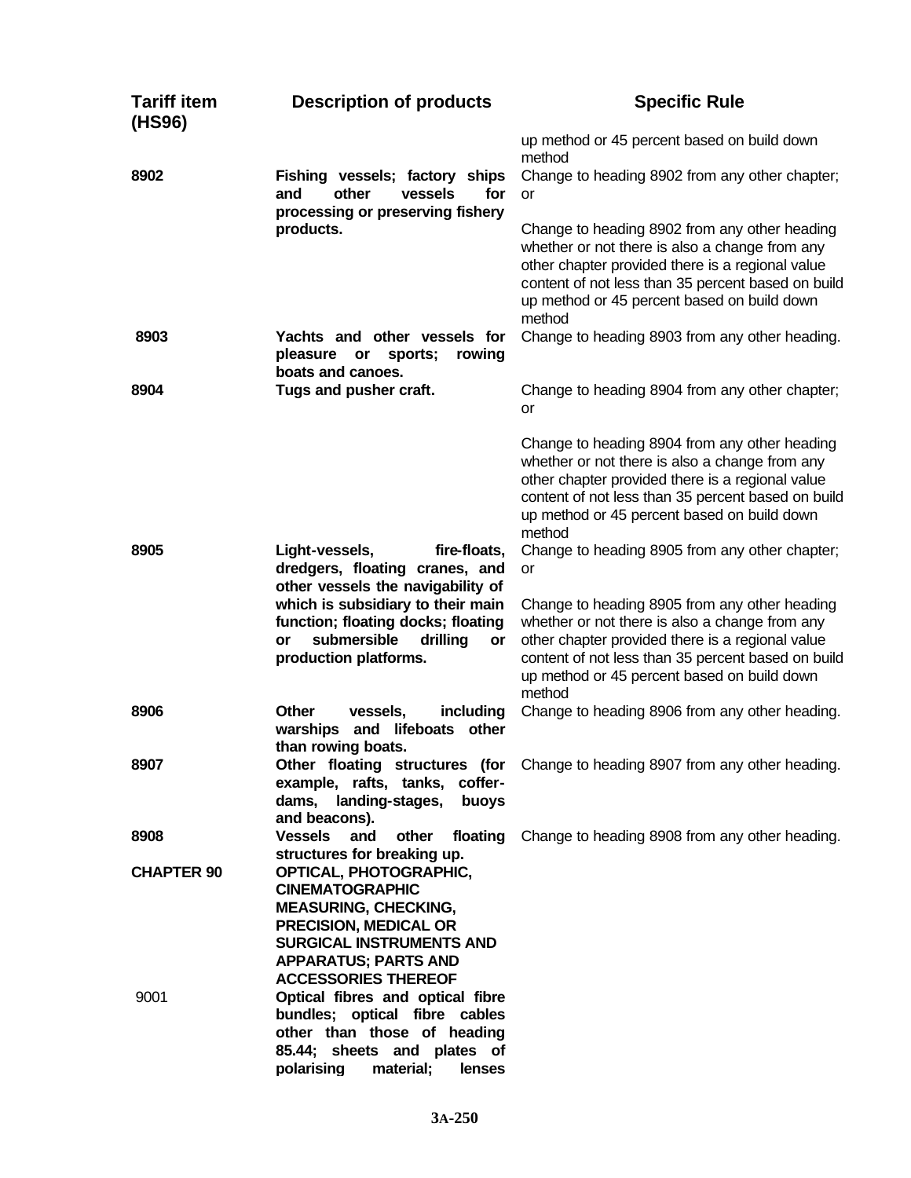| Tariff item (HS96) | Description of products | Specific Rule |
|---|---|---|
| | | up method or 45 percent based on build down method |
| **8902** | **Fishing vessels; factory ships and other vessels for processing or preserving fishery products.** | Change to heading 8902 from any other chapter; or<br><br>Change to heading 8902 from any other heading whether or not there is also a change from any other chapter provided there is a regional value content of not less than 35 percent based on build up method or 45 percent based on build down method |
| **8903** | **Yachts and other vessels for pleasure or sports; rowing boats and canoes.** | Change to heading 8903 from any other heading. |
| **8904** | **Tugs and pusher craft.** | Change to heading 8904 from any other chapter; or<br><br>Change to heading 8904 from any other heading whether or not there is also a change from any other chapter provided there is a regional value content of not less than 35 percent based on build up method or 45 percent based on build down method |
| **8905** | **Light-vessels, fire-floats, dredgers, floating cranes, and other vessels the navigability of which is subsidiary to their main function; floating docks; floating or submersible drilling or production platforms.** | Change to heading 8905 from any other chapter; or<br><br>Change to heading 8905 from any other heading whether or not there is also a change from any other chapter provided there is a regional value content of not less than 35 percent based on build up method or 45 percent based on build down method |
| **8906** | **Other vessels, including warships and lifeboats other than rowing boats.** | Change to heading 8906 from any other heading. |
| **8907** | **Other floating structures (for example, rafts, tanks, coffer-dams, landing-stages, buoys and beacons).** | Change to heading 8907 from any other heading. |
| **8908** | **Vessels and other floating structures for breaking up.** | Change to heading 8908 from any other heading. |
| **CHAPTER 90** | **OPTICAL, PHOTOGRAPHIC, CINEMATOGRAPHIC MEASURING, CHECKING, PRECISION, MEDICAL OR SURGICAL INSTRUMENTS AND APPARATUS; PARTS AND ACCESSORIES THEREOF** | |
| 9001 | **Optical fibres and optical fibre bundles; optical fibre cables other than those of heading 85.44; sheets and plates of polarising material; lenses** | |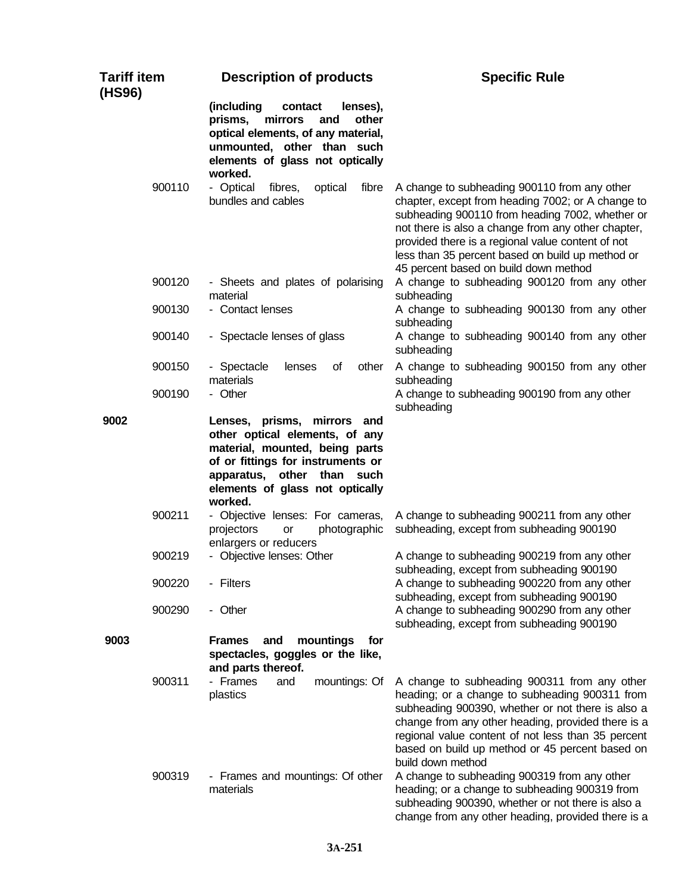| Tariff item (HS96) | | Description of products | Specific Rule |
|---|---|---|---|
| | | **(including contact lenses), prisms, mirrors and other optical elements, of any material, unmounted, other than such elements of glass not optically worked.** | |
| | 900110 | - Optical fibres, optical fibre bundles and cables | A change to subheading 900110 from any other chapter, except from heading 7002; or A change to subheading 900110 from heading 7002, whether or not there is also a change from any other chapter, provided there is a regional value content of not less than 35 percent based on build up method or 45 percent based on build down method |
| | 900120 | - Sheets and plates of polarising material | A change to subheading 900120 from any other subheading |
| | 900130 | - Contact lenses | A change to subheading 900130 from any other subheading |
| | 900140 | - Spectacle lenses of glass | A change to subheading 900140 from any other subheading |
| | 900150 | - Spectacle lenses of other materials | A change to subheading 900150 from any other subheading |
| | 900190 | - Other | A change to subheading 900190 from any other subheading |
| **9002** | | **Lenses, prisms, mirrors and other optical elements, of any material, mounted, being parts of or fittings for instruments or apparatus, other than such elements of glass not optically worked.** | |
| | 900211 | - Objective lenses: For cameras, projectors or photographic enlargers or reducers | A change to subheading 900211 from any other subheading, except from subheading 900190 |
| | 900219 | - Objective lenses: Other | A change to subheading 900219 from any other subheading, except from subheading 900190 |
| | 900220 | - Filters | A change to subheading 900220 from any other subheading, except from subheading 900190 |
| | 900290 | - Other | A change to subheading 900290 from any other subheading, except from subheading 900190 |
| **9003** | | **Frames and mountings for spectacles, goggles or the like, and parts thereof.** | |
| | 900311 | - Frames and mountings: Of plastics | A change to subheading 900311 from any other heading; or a change to subheading 900311 from subheading 900390, whether or not there is also a change from any other heading, provided there is a regional value content of not less than 35 percent based on build up method or 45 percent based on build down method |
| | 900319 | - Frames and mountings: Of other materials | A change to subheading 900319 from any other heading; or a change to subheading 900319 from subheading 900390, whether or not there is also a change from any other heading, provided there is a |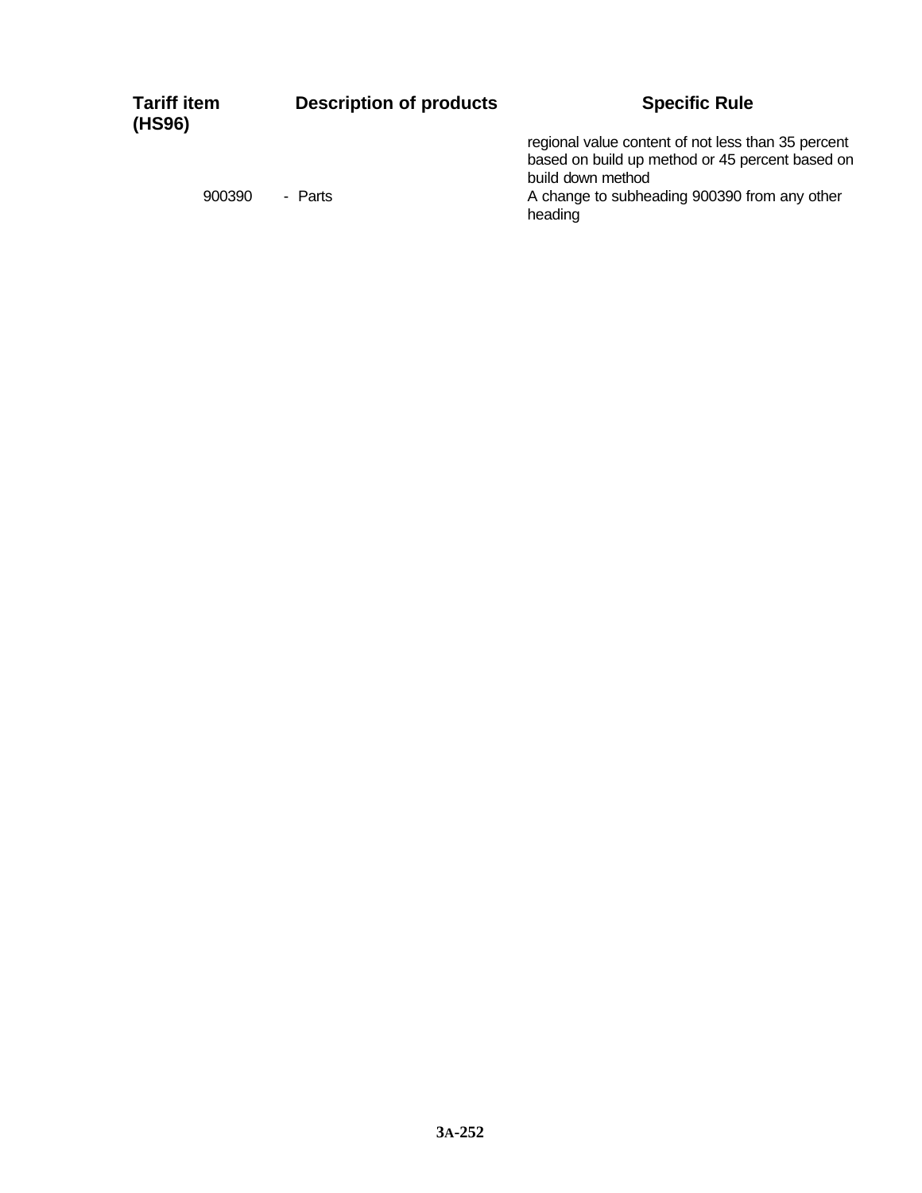| Tariff item (HS96) | Description of products | Specific Rule |
| --- | --- | --- |
| | | regional value content of not less than 35 percent based on build up method or 45 percent based on build down method |
| 900390 | - Parts | A change to subheading 900390 from any other heading |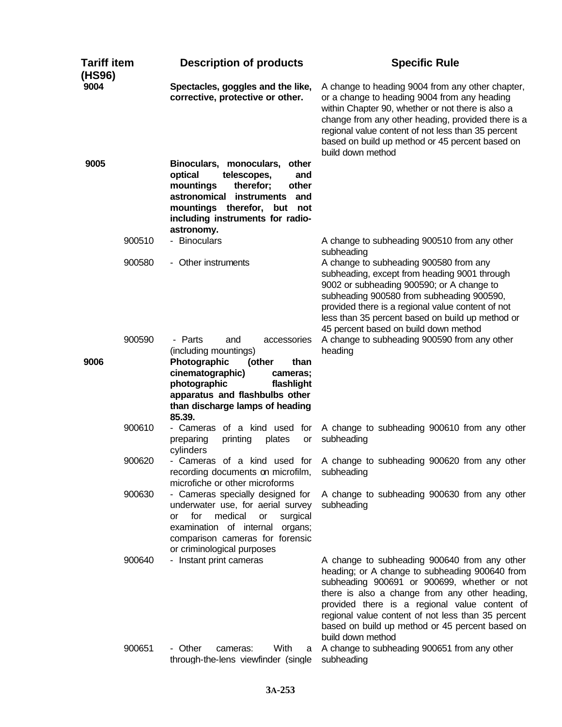| Tariff item (HS96) | | Description of products | Specific Rule |
|---|---|---|---|
| **9004** | | **Spectacles, goggles and the like, corrective, protective or other.** | A change to heading 9004 from any other chapter, or a change to heading 9004 from any heading within Chapter 90, whether or not there is also a change from any other heading, provided there is a regional value content of not less than 35 percent based on build up method or 45 percent based on build down method |
| **9005** | | **Binoculars, monoculars, other optical telescopes, and mountings therefor; other astronomical instruments and mountings therefor, but not including instruments for radio-astronomy.** | |
| | 900510 | - Binoculars | A change to subheading 900510 from any other subheading |
| | 900580 | - Other instruments | A change to subheading 900580 from any subheading, except from heading 9001 through 9002 or subheading 900590; or A change to subheading 900580 from subheading 900590, provided there is a regional value content of not less than 35 percent based on build up method or 45 percent based on build down method |
| | 900590 | - Parts and accessories (including mountings) | A change to subheading 900590 from any other heading |
| **9006** | | **Photographic (other than cinematographic) cameras; photographic flashlight apparatus and flashbulbs other than discharge lamps of heading 85.39.** | |
| | 900610 | - Cameras of a kind used for preparing printing plates or cylinders | A change to subheading 900610 from any other subheading |
| | 900620 | - Cameras of a kind used for recording documents on microfilm, microfiche or other microforms | A change to subheading 900620 from any other subheading |
| | 900630 | - Cameras specially designed for underwater use, for aerial survey or for medical or surgical examination of internal organs; comparison cameras for forensic or criminological purposes | A change to subheading 900630 from any other subheading |
| | 900640 | - Instant print cameras | A change to subheading 900640 from any other heading; or A change to subheading 900640 from subheading 900691 or 900699, whether or not there is also a change from any other heading, provided there is a regional value content of not less than 35 percent based on build up method or 45 percent based on build down method |
| | 900651 | - Other cameras: With a through-the-lens viewfinder (single | A change to subheading 900651 from any other subheading |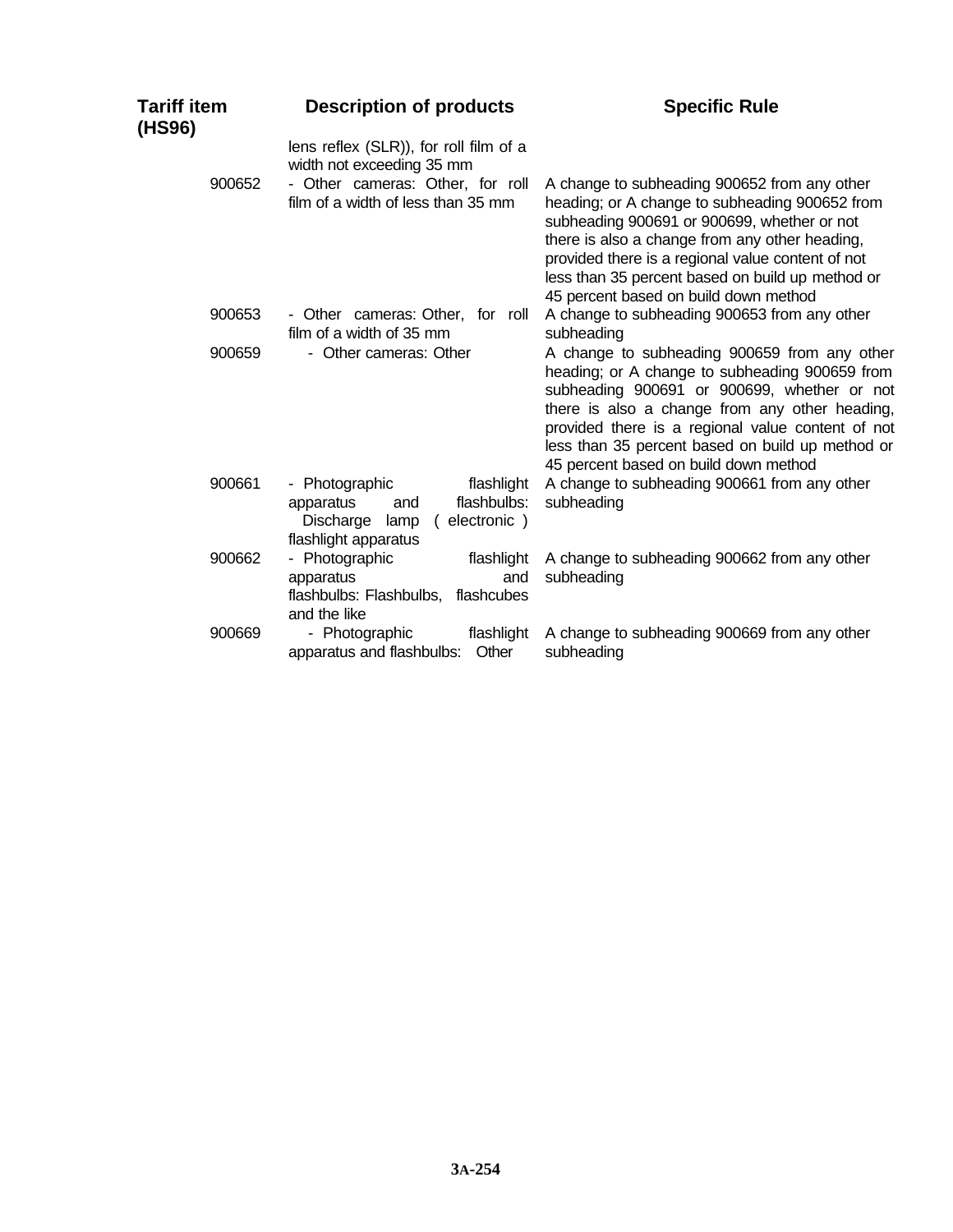| Tariff item (HS96) | Description of products | Specific Rule |
|---|---|---|
| | lens reflex (SLR)), for roll film of a width not exceeding 35 mm | |
| 900652 | - Other cameras: Other, for roll film of a width of less than 35 mm | A change to subheading 900652 from any other heading; or A change to subheading 900652 from subheading 900691 or 900699, whether or not there is also a change from any other heading, provided there is a regional value content of not less than 35 percent based on build up method or 45 percent based on build down method |
| 900653 | - Other cameras: Other, for roll film of a width of 35 mm | A change to subheading 900653 from any other subheading |
| 900659 | - Other cameras: Other | A change to subheading 900659 from any other heading; or A change to subheading 900659 from subheading 900691 or 900699, whether or not there is also a change from any other heading, provided there is a regional value content of not less than 35 percent based on build up method or 45 percent based on build down method |
| 900661 | - Photographic flashlight apparatus and flashbulbs: Discharge lamp ( electronic ) flashlight apparatus | A change to subheading 900661 from any other subheading |
| 900662 | - Photographic flashlight apparatus and flashbulbs: Flashbulbs, flashcubes and the like | A change to subheading 900662 from any other subheading |
| 900669 | - Photographic flashlight apparatus and flashbulbs: Other | A change to subheading 900669 from any other subheading |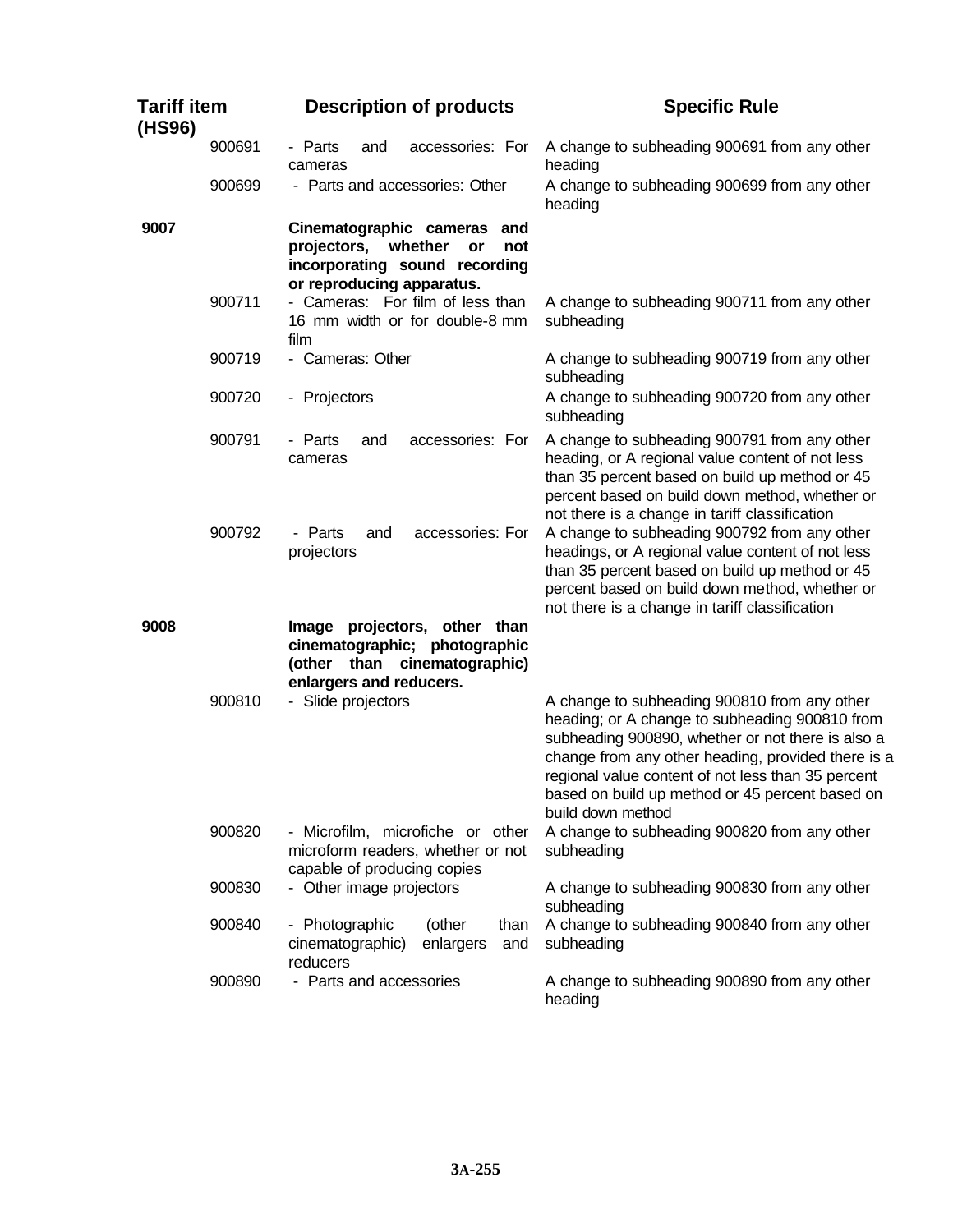| Tariff item (HS96) | | Description of products | Specific Rule |
|---|---|---|---|
| | 900691 | - Parts and accessories: For cameras | A change to subheading 900691 from any other heading |
| | 900699 | - Parts and accessories: Other | A change to subheading 900699 from any other heading |
| **9007** | | **Cinematographic cameras and projectors, whether or not incorporating sound recording or reproducing apparatus.** | |
| | 900711 | - Cameras: For film of less than 16 mm width or for double-8 mm film | A change to subheading 900711 from any other subheading |
| | 900719 | - Cameras: Other | A change to subheading 900719 from any other subheading |
| | 900720 | - Projectors | A change to subheading 900720 from any other subheading |
| | 900791 | - Parts and accessories: For cameras | A change to subheading 900791 from any other heading, or A regional value content of not less than 35 percent based on build up method or 45 percent based on build down method, whether or not there is a change in tariff classification |
| | 900792 | - Parts and accessories: For projectors | A change to subheading 900792 from any other headings, or A regional value content of not less than 35 percent based on build up method or 45 percent based on build down method, whether or not there is a change in tariff classification |
| **9008** | | **Image projectors, other than cinematographic; photographic (other than cinematographic) enlargers and reducers.** | |
| | 900810 | - Slide projectors | A change to subheading 900810 from any other heading; or A change to subheading 900810 from subheading 900890, whether or not there is also a change from any other heading, provided there is a regional value content of not less than 35 percent based on build up method or 45 percent based on build down method |
| | 900820 | - Microfilm, microfiche or other microform readers, whether or not capable of producing copies | A change to subheading 900820 from any other subheading |
| | 900830 | - Other image projectors | A change to subheading 900830 from any other subheading |
| | 900840 | - Photographic (other than cinematographic) enlargers and reducers | A change to subheading 900840 from any other subheading |
| | 900890 | - Parts and accessories | A change to subheading 900890 from any other heading |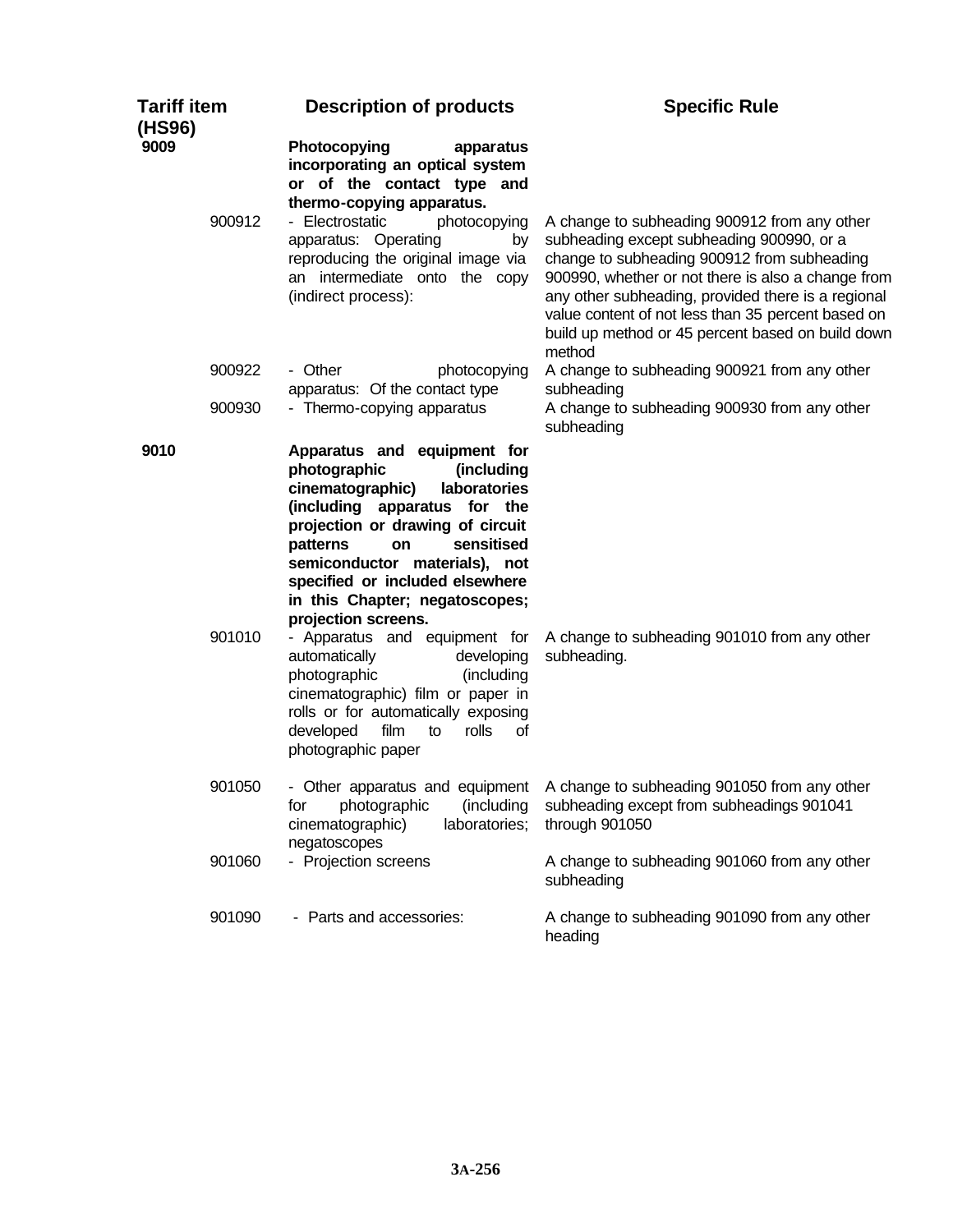| Tariff item (HS96) | | Description of products | Specific Rule |
|---|---|---|---|
| **9009** | | **Photocopying apparatus incorporating an optical system or of the contact type and thermo-copying apparatus.** | |
| | 900912 | - Electrostatic photocopying apparatus: Operating by reproducing the original image via an intermediate onto the copy (indirect process): | A change to subheading 900912 from any other subheading except subheading 900990, or a change to subheading 900912 from subheading 900990, whether or not there is also a change from any other subheading, provided there is a regional value content of not less than 35 percent based on build up method or 45 percent based on build down method |
| | 900922 | - Other photocopying apparatus: Of the contact type | A change to subheading 900921 from any other subheading |
| | 900930 | - Thermo-copying apparatus | A change to subheading 900930 from any other subheading |
| **9010** | | **Apparatus and equipment for photographic (including cinematographic) laboratories (including apparatus for the projection or drawing of circuit patterns on sensitised semiconductor materials), not specified or included elsewhere in this Chapter; negatoscopes; projection screens.** | |
| | 901010 | - Apparatus and equipment for automatically developing photographic (including cinematographic) film or paper in rolls or for automatically exposing developed film to rolls of photographic paper | A change to subheading 901010 from any other subheading. |
| | 901050 | - Other apparatus and equipment for photographic (including cinematographic) laboratories; negatoscopes | A change to subheading 901050 from any other subheading except from subheadings 901041 through 901050 |
| | 901060 | - Projection screens | A change to subheading 901060 from any other subheading |
| | 901090 | - Parts and accessories: | A change to subheading 901090 from any other heading |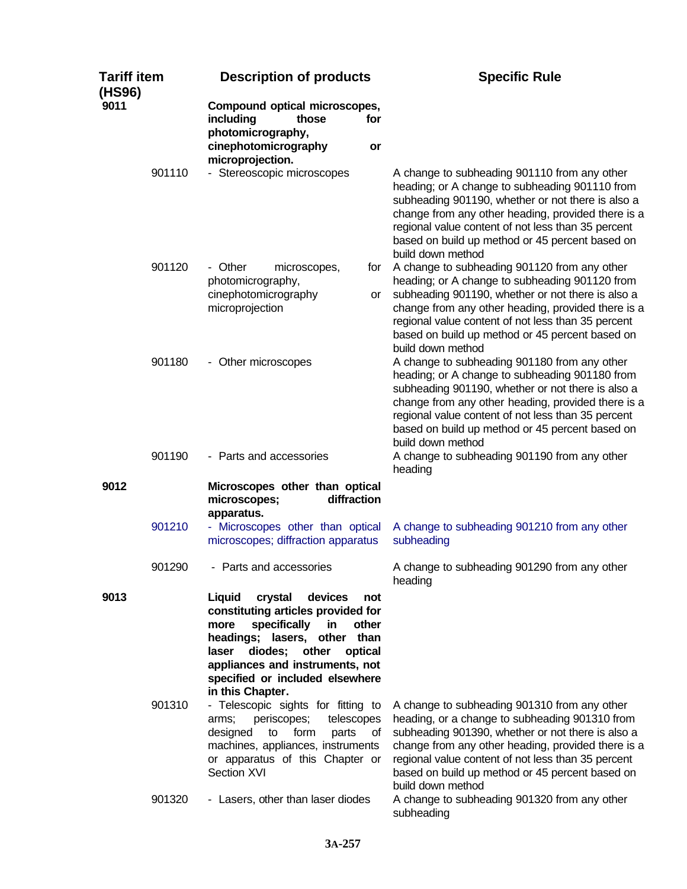| Tariff item (HS96) | | Description of products | Specific Rule |
|---|---|---|---|
| **9011** | | **Compound optical microscopes, including those for photomicrography, cinephotomicrography or microprojection.** | |
| | 901110 | - Stereoscopic microscopes | A change to subheading 901110 from any other heading; or A change to subheading 901110 from subheading 901190, whether or not there is also a change from any other heading, provided there is a regional value content of not less than 35 percent based on build up method or 45 percent based on build down method |
| | 901120 | - Other microscopes, for photomicrography, cinephotomicrography or microprojection | A change to subheading 901120 from any other heading; or A change to subheading 901120 from subheading 901190, whether or not there is also a change from any other heading, provided there is a regional value content of not less than 35 percent based on build up method or 45 percent based on build down method |
| | 901180 | - Other microscopes | A change to subheading 901180 from any other heading; or A change to subheading 901180 from subheading 901190, whether or not there is also a change from any other heading, provided there is a regional value content of not less than 35 percent based on build up method or 45 percent based on build down method |
| | 901190 | - Parts and accessories | A change to subheading 901190 from any other heading |
| **9012** | | **Microscopes other than optical microscopes; diffraction apparatus.** | |
| | 901210 | - Microscopes other than optical microscopes; diffraction apparatus | A change to subheading 901210 from any other subheading |
| | 901290 | - Parts and accessories | A change to subheading 901290 from any other heading |
| **9013** | | **Liquid crystal devices not constituting articles provided for more specifically in other headings; lasers, other than laser diodes; other optical appliances and instruments, not specified or included elsewhere in this Chapter.** | |
| | 901310 | - Telescopic sights for fitting to arms; periscopes; telescopes designed to form parts of machines, appliances, instruments or apparatus of this Chapter or Section XVI | A change to subheading 901310 from any other heading, or a change to subheading 901310 from subheading 901390, whether or not there is also a change from any other heading, provided there is a regional value content of not less than 35 percent based on build up method or 45 percent based on build down method |
| | 901320 | - Lasers, other than laser diodes | A change to subheading 901320 from any other subheading |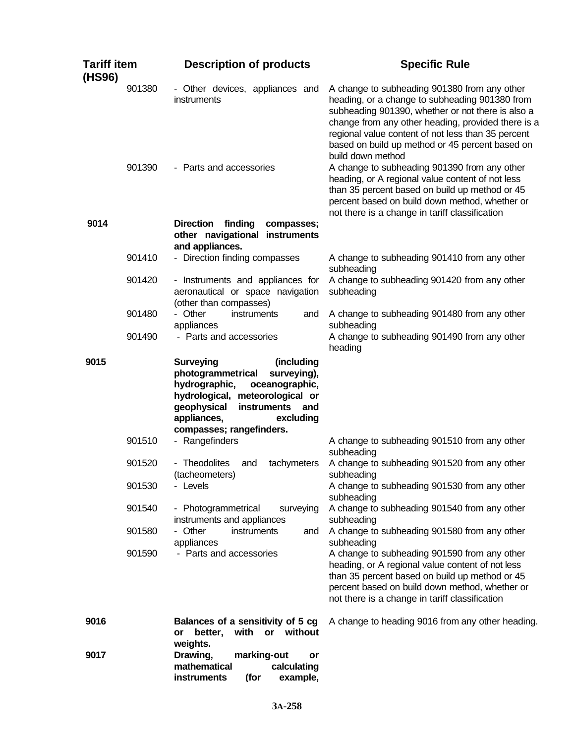| Tariff item (HS96) | | Description of products | Specific Rule |
|---|---|---|---|
| | 901380 | - Other devices, appliances and instruments | A change to subheading 901380 from any other heading, or a change to subheading 901380 from subheading 901390, whether or not there is also a change from any other heading, provided there is a regional value content of not less than 35 percent based on build up method or 45 percent based on build down method |
| | 901390 | - Parts and accessories | A change to subheading 901390 from any other heading, or A regional value content of not less than 35 percent based on build up method or 45 percent based on build down method, whether or not there is a change in tariff classification |
| **9014** | | **Direction finding compasses; other navigational instruments and appliances.** | |
| | 901410 | - Direction finding compasses | A change to subheading 901410 from any other subheading |
| | 901420 | - Instruments and appliances for aeronautical or space navigation (other than compasses) | A change to subheading 901420 from any other subheading |
| | 901480 | - Other instruments and appliances | A change to subheading 901480 from any other subheading |
| | 901490 | - Parts and accessories | A change to subheading 901490 from any other heading |
| **9015** | | **Surveying (including photogrammetrical surveying), hydrographic, oceanographic, hydrological, meteorological or geophysical instruments and appliances, excluding compasses; rangefinders.** | |
| | 901510 | - Rangefinders | A change to subheading 901510 from any other subheading |
| | 901520 | - Theodolites and tachymeters (tacheometers) | A change to subheading 901520 from any other subheading |
| | 901530 | - Levels | A change to subheading 901530 from any other subheading |
| | 901540 | - Photogrammetrical surveying instruments and appliances | A change to subheading 901540 from any other subheading |
| | 901580 | - Other instruments and appliances | A change to subheading 901580 from any other subheading |
| | 901590 | - Parts and accessories | A change to subheading 901590 from any other heading, or A regional value content of not less than 35 percent based on build up method or 45 percent based on build down method, whether or not there is a change in tariff classification |
| **9016** | | **Balances of a sensitivity of 5 cg or better, with or without weights.** | A change to heading 9016 from any other heading. |
| **9017** | | **Drawing, marking-out or mathematical calculating instruments (for example,** | |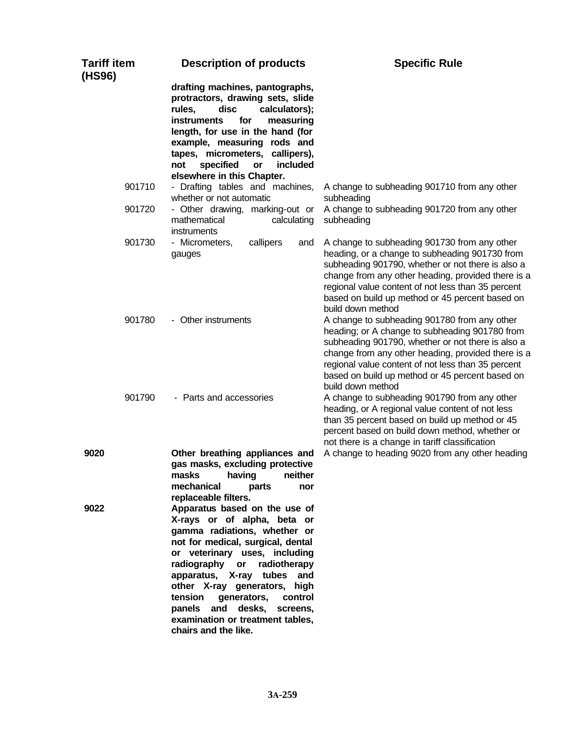| Tariff item (HS96) | | Description of products | Specific Rule |
|---|---|---|---|
| | | **drafting machines, pantographs, protractors, drawing sets, slide rules, disc calculators); instruments for measuring length, for use in the hand (for example, measuring rods and tapes, micrometers, callipers), not specified or included elsewhere in this Chapter.** | |
| | 901710 | - Drafting tables and machines, whether or not automatic | A change to subheading 901710 from any other subheading |
| | 901720 | - Other drawing, marking-out or mathematical calculating instruments | A change to subheading 901720 from any other subheading |
| | 901730 | - Micrometers, callipers and gauges | A change to subheading 901730 from any other heading, or a change to subheading 901730 from subheading 901790, whether or not there is also a change from any other heading, provided there is a regional value content of not less than 35 percent based on build up method or 45 percent based on build down method |
| | 901780 | - Other instruments | A change to subheading 901780 from any other heading; or A change to subheading 901780 from subheading 901790, whether or not there is also a change from any other heading, provided there is a regional value content of not less than 35 percent based on build up method or 45 percent based on build down method |
| | 901790 | - Parts and accessories | A change to subheading 901790 from any other heading, or A regional value content of not less than 35 percent based on build up method or 45 percent based on build down method, whether or not there is a change in tariff classification |
| **9020** | | **Other breathing appliances and gas masks, excluding protective masks having neither mechanical parts nor replaceable filters.** | A change to heading 9020 from any other heading |
| **9022** | | **Apparatus based on the use of X-rays or of alpha, beta or gamma radiations, whether or not for medical, surgical, dental or veterinary uses, including radiography or radiotherapy apparatus, X-ray tubes and other X-ray generators, high tension generators, control panels and desks, screens, examination or treatment tables, chairs and the like.** | |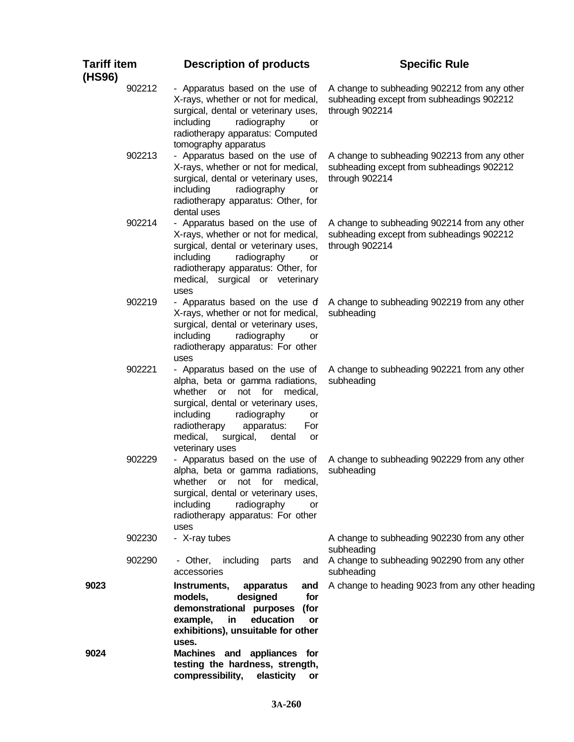| Tariff item (HS96) | | Description of products | Specific Rule |
|---|---|---|---|
| | 902212 | - Apparatus based on the use of X-rays, whether or not for medical, surgical, dental or veterinary uses, including radiography or radiotherapy apparatus: Computed tomography apparatus | A change to subheading 902212 from any other subheading except from subheadings 902212 through 902214 |
| | 902213 | - Apparatus based on the use of X-rays, whether or not for medical, surgical, dental or veterinary uses, including radiography or radiotherapy apparatus: Other, for dental uses | A change to subheading 902213 from any other subheading except from subheadings 902212 through 902214 |
| | 902214 | - Apparatus based on the use of X-rays, whether or not for medical, surgical, dental or veterinary uses, including radiography or radiotherapy apparatus: Other, for medical, surgical or veterinary uses | A change to subheading 902214 from any other subheading except from subheadings 902212 through 902214 |
| | 902219 | - Apparatus based on the use of X-rays, whether or not for medical, surgical, dental or veterinary uses, including radiography or radiotherapy apparatus: For other uses | A change to subheading 902219 from any other subheading |
| | 902221 | - Apparatus based on the use of alpha, beta or gamma radiations, whether or not for medical, surgical, dental or veterinary uses, including radiography or radiotherapy apparatus: For medical, surgical, dental or veterinary uses | A change to subheading 902221 from any other subheading |
| | 902229 | - Apparatus based on the use of alpha, beta or gamma radiations, whether or not for medical, surgical, dental or veterinary uses, including radiography or radiotherapy apparatus: For other uses | A change to subheading 902229 from any other subheading |
| | 902230 | - X-ray tubes | A change to subheading 902230 from any other subheading |
| | 902290 | - Other, including parts and accessories | A change to subheading 902290 from any other subheading |
| **9023** | | **Instruments, apparatus and models, designed for demonstrational purposes (for example, in education or exhibitions), unsuitable for other uses.** | A change to heading 9023 from any other heading |
| **9024** | | **Machines and appliances for testing the hardness, strength, compressibility, elasticity or** | |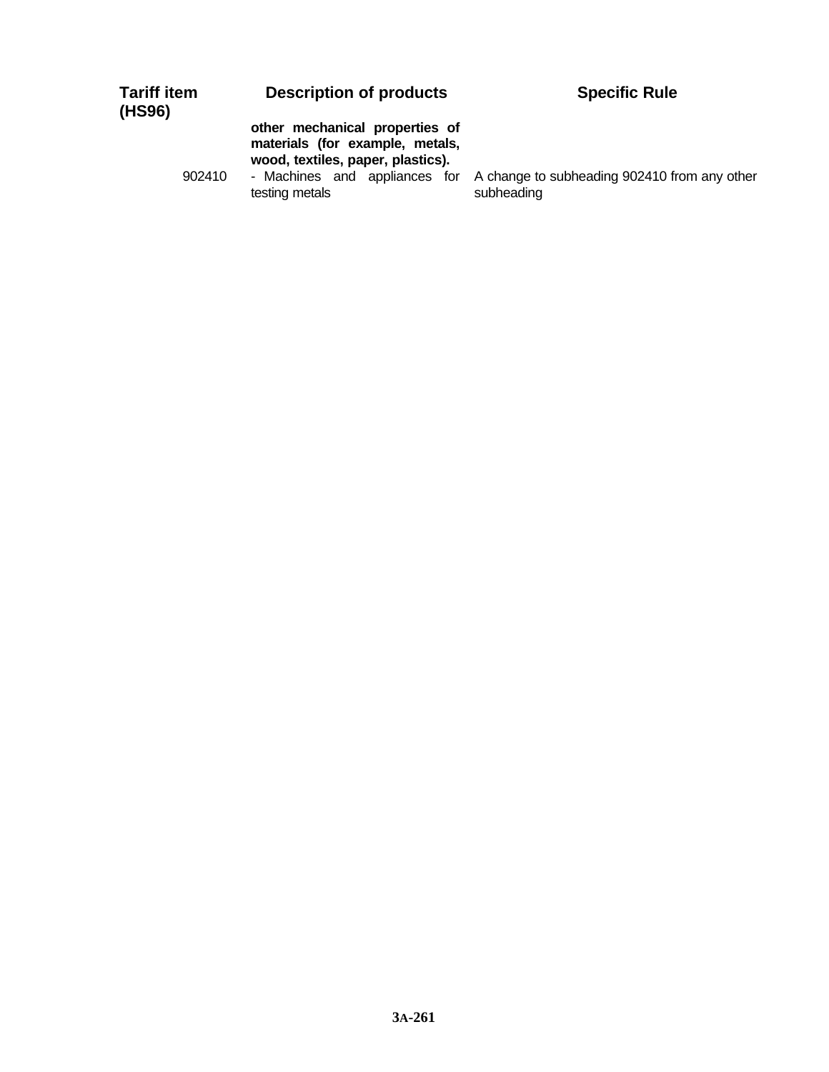| Tariff item (HS96) | Description of products | Specific Rule |
|---|---|---|
| | **other mechanical properties of materials (for example, metals, wood, textiles, paper, plastics).** | |
| 902410 | - Machines and appliances for testing metals | A change to subheading 902410 from any other subheading |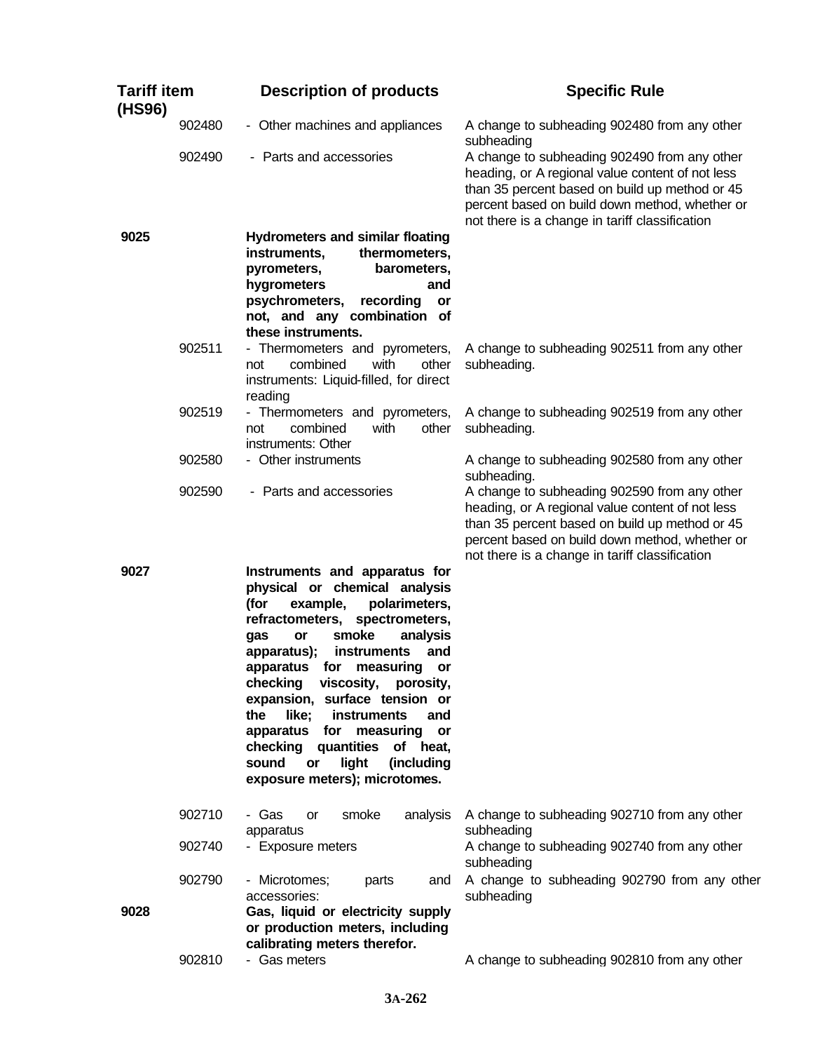| Tariff item (HS96) | | Description of products | Specific Rule |
|---|---|---|---|
| | 902480 | - Other machines and appliances | A change to subheading 902480 from any other subheading |
| | 902490 | - Parts and accessories | A change to subheading 902490 from any other heading, or A regional value content of not less than 35 percent based on build up method or 45 percent based on build down method, whether or not there is a change in tariff classification |
| **9025** | | **Hydrometers and similar floating instruments, thermometers, pyrometers, barometers, hygrometers and psychrometers, recording or not, and any combination of these instruments.** | |
| | 902511 | - Thermometers and pyrometers, not combined with other instruments: Liquid-filled, for direct reading | A change to subheading 902511 from any other subheading. |
| | 902519 | - Thermometers and pyrometers, not combined with other instruments: Other | A change to subheading 902519 from any other subheading. |
| | 902580 | - Other instruments | A change to subheading 902580 from any other subheading. |
| | 902590 | - Parts and accessories | A change to subheading 902590 from any other heading, or A regional value content of not less than 35 percent based on build up method or 45 percent based on build down method, whether or not there is a change in tariff classification |
| **9027** | | **Instruments and apparatus for physical or chemical analysis (for example, polarimeters, refractometers, spectrometers, gas or smoke analysis apparatus); instruments and apparatus for measuring or checking viscosity, porosity, expansion, surface tension or the like; instruments and apparatus for measuring or checking quantities of heat, sound or light (including exposure meters); microtomes.** | |
| | 902710 | - Gas or smoke analysis apparatus | A change to subheading 902710 from any other subheading |
| | 902740 | - Exposure meters | A change to subheading 902740 from any other subheading |
| | 902790 | - Microtomes; parts and accessories: | A change to subheading 902790 from any other subheading |
| **9028** | | **Gas, liquid or electricity supply or production meters, including calibrating meters therefor.** | |
| | 902810 | - Gas meters | A change to subheading 902810 from any other |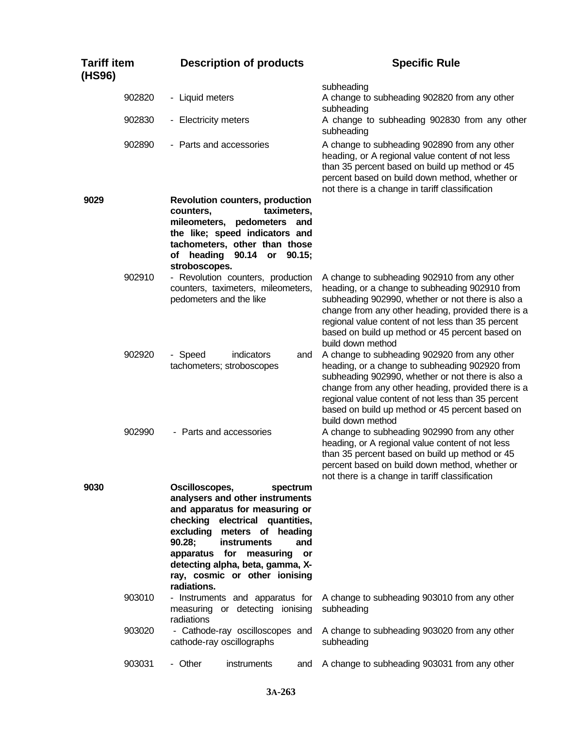| Tariff item (HS96) | | Description of products | Specific Rule |
|---|---|---|---|
| | | | subheading |
| | 902820 | - Liquid meters | A change to subheading 902820 from any other subheading |
| | 902830 | - Electricity meters | A change to subheading 902830 from any other subheading |
| | 902890 | - Parts and accessories | A change to subheading 902890 from any other heading, or A regional value content of not less than 35 percent based on build up method or 45 percent based on build down method, whether or not there is a change in tariff classification |
| **9029** | | **Revolution counters, production counters, taximeters, mileometers, pedometers and the like; speed indicators and tachometers, other than those of heading 90.14 or 90.15; stroboscopes.** | |
| | 902910 | - Revolution counters, production counters, taximeters, mileometers, pedometers and the like | A change to subheading 902910 from any other heading, or a change to subheading 902910 from subheading 902990, whether or not there is also a change from any other heading, provided there is a regional value content of not less than 35 percent based on build up method or 45 percent based on build down method |
| | 902920 | - Speed indicators and tachometers; stroboscopes | A change to subheading 902920 from any other heading, or a change to subheading 902920 from subheading 902990, whether or not there is also a change from any other heading, provided there is a regional value content of not less than 35 percent based on build up method or 45 percent based on build down method |
| | 902990 | - Parts and accessories | A change to subheading 902990 from any other heading, or A regional value content of not less than 35 percent based on build up method or 45 percent based on build down method, whether or not there is a change in tariff classification |
| **9030** | | **Oscilloscopes, spectrum analysers and other instruments and apparatus for measuring or checking electrical quantities, excluding meters of heading 90.28; instruments and apparatus for measuring or detecting alpha, beta, gamma, X-ray, cosmic or other ionising radiations.** | |
| | 903010 | - Instruments and apparatus for measuring or detecting ionising radiations | A change to subheading 903010 from any other subheading |
| | 903020 | - Cathode-ray oscilloscopes and cathode-ray oscillographs | A change to subheading 903020 from any other subheading |
| | 903031 | - Other instruments and | A change to subheading 903031 from any other |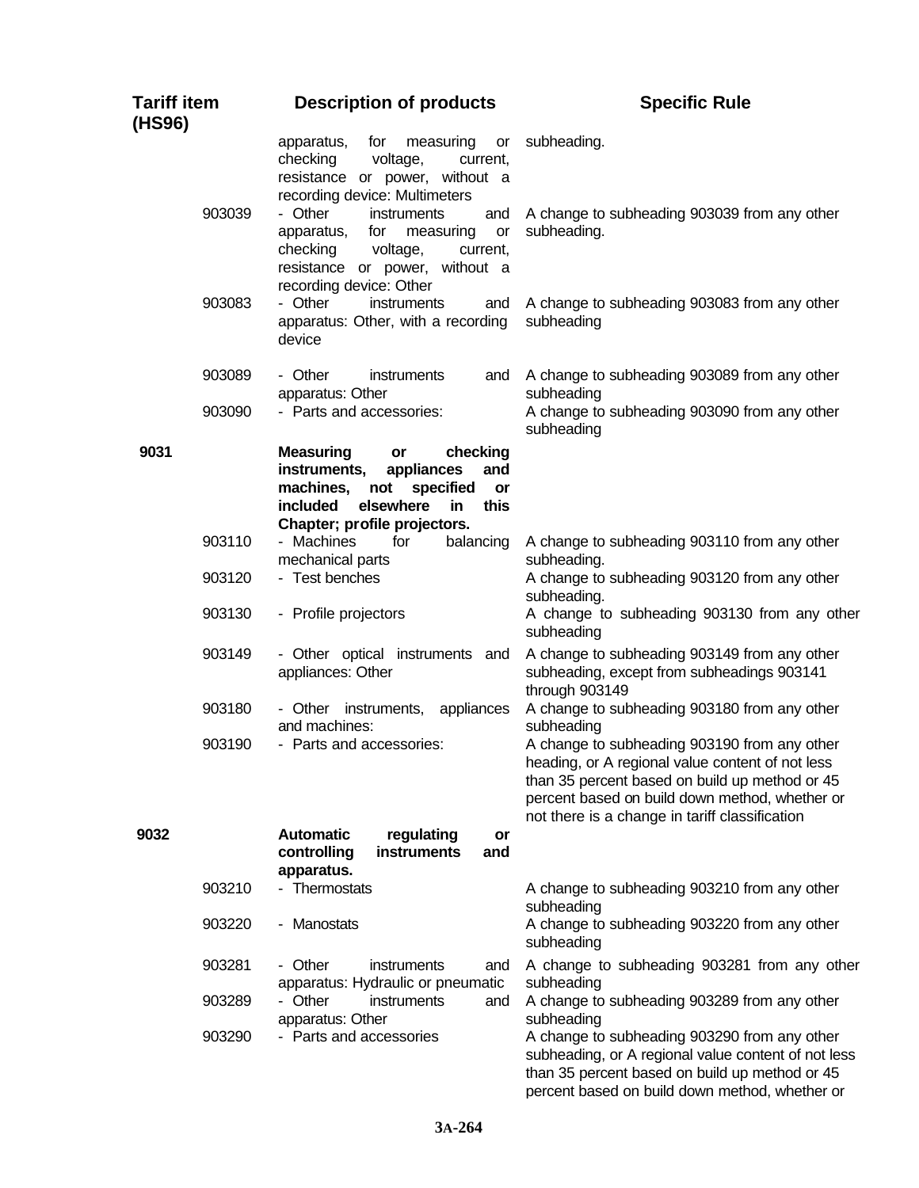| Tariff item (HS96) | | Description of products | Specific Rule |
|---|---|---|---|
| | | apparatus, for measuring or checking voltage, current, resistance or power, without a recording device: Multimeters | subheading. |
| | 903039 | - Other instruments and apparatus, for measuring or checking voltage, current, resistance or power, without a recording device: Other | A change to subheading 903039 from any other subheading. |
| | 903083 | - Other instruments and apparatus: Other, with a recording device | A change to subheading 903083 from any other subheading |
| | 903089 | - Other instruments and apparatus: Other | A change to subheading 903089 from any other subheading |
| | 903090 | - Parts and accessories: | A change to subheading 903090 from any other subheading |
| **9031** | | **Measuring or checking instruments, appliances and machines, not specified or included elsewhere in this Chapter; profile projectors.** | |
| | 903110 | - Machines for balancing mechanical parts | A change to subheading 903110 from any other subheading. |
| | 903120 | - Test benches | A change to subheading 903120 from any other subheading. |
| | 903130 | - Profile projectors | A change to subheading 903130 from any other subheading |
| | 903149 | - Other optical instruments and appliances: Other | A change to subheading 903149 from any other subheading, except from subheadings 903141 through 903149 |
| | 903180 | - Other instruments, appliances and machines: | A change to subheading 903180 from any other subheading |
| | 903190 | - Parts and accessories: | A change to subheading 903190 from any other heading, or A regional value content of not less than 35 percent based on build up method or 45 percent based on build down method, whether or not there is a change in tariff classification |
| **9032** | | **Automatic regulating or controlling instruments and apparatus.** | |
| | 903210 | - Thermostats | A change to subheading 903210 from any other subheading |
| | 903220 | - Manostats | A change to subheading 903220 from any other subheading |
| | 903281 | - Other instruments and apparatus: Hydraulic or pneumatic | A change to subheading 903281 from any other subheading |
| | 903289 | - Other instruments and apparatus: Other | A change to subheading 903289 from any other subheading |
| | 903290 | - Parts and accessories | A change to subheading 903290 from any other subheading, or A regional value content of not less than 35 percent based on build up method or 45 percent based on build down method, whether or |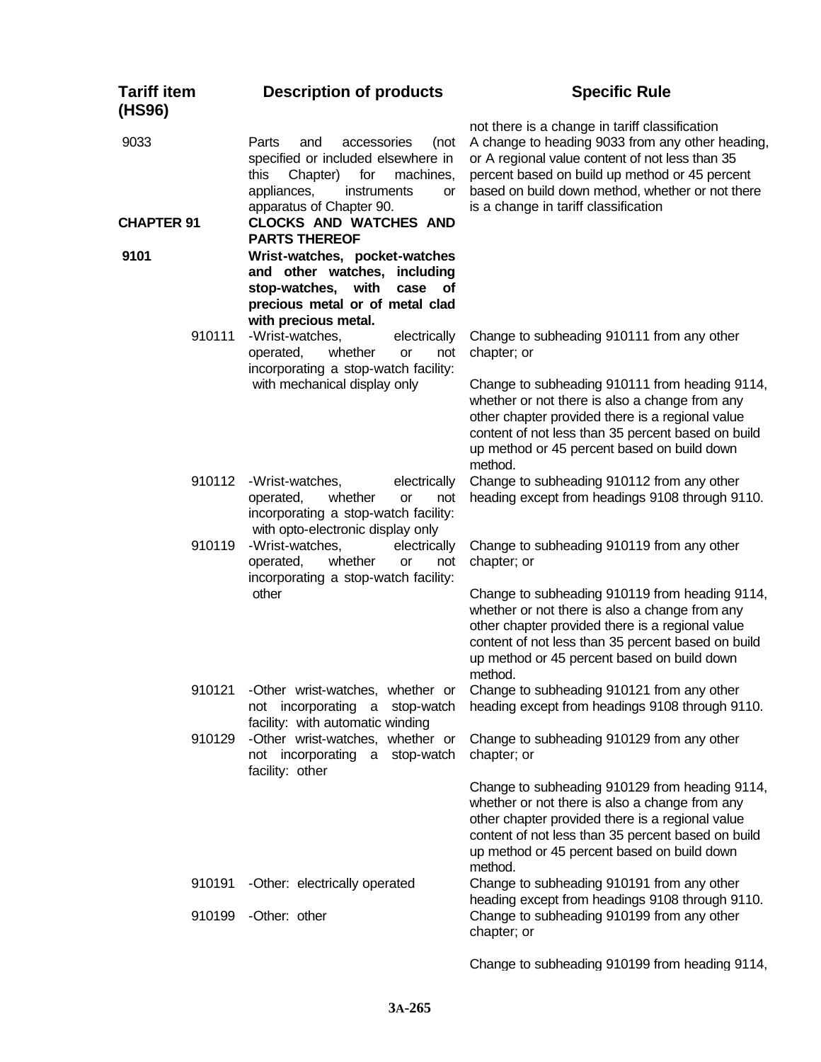| Tariff item (HS96) | Description of products | Specific Rule |
|---|---|---|
| | | not there is a change in tariff classification |
| 9033 | Parts and accessories (not specified or included elsewhere in this Chapter) for machines, appliances, instruments or apparatus of Chapter 90. | A change to heading 9033 from any other heading, or A regional value content of not less than 35 percent based on build up method or 45 percent based on build down method, whether or not there is a change in tariff classification |
| **CHAPTER 91** | **CLOCKS AND WATCHES AND PARTS THEREOF** | |
| **9101** | **Wrist-watches, pocket-watches and other watches, including stop-watches, with case of precious metal or of metal clad with precious metal.** | |
| 910111 | -Wrist-watches, electrically operated, whether or not incorporating a stop-watch facility: with mechanical display only | Change to subheading 910111 from any other chapter; or<br><br>Change to subheading 910111 from heading 9114, whether or not there is also a change from any other chapter provided there is a regional value content of not less than 35 percent based on build up method or 45 percent based on build down method. |
| 910112 | -Wrist-watches, electrically operated, whether or not incorporating a stop-watch facility: with opto-electronic display only | Change to subheading 910112 from any other heading except from headings 9108 through 9110. |
| 910119 | -Wrist-watches, electrically operated, whether or not incorporating a stop-watch facility: other | Change to subheading 910119 from any other chapter; or<br><br>Change to subheading 910119 from heading 9114, whether or not there is also a change from any other chapter provided there is a regional value content of not less than 35 percent based on build up method or 45 percent based on build down method. |
| 910121 | -Other wrist-watches, whether or not incorporating a stop-watch facility: with automatic winding | Change to subheading 910121 from any other heading except from headings 9108 through 9110. |
| 910129 | -Other wrist-watches, whether or not incorporating a stop-watch facility: other | Change to subheading 910129 from any other chapter; or<br><br>Change to subheading 910129 from heading 9114, whether or not there is also a change from any other chapter provided there is a regional value content of not less than 35 percent based on build up method or 45 percent based on build down method. |
| 910191 | -Other: electrically operated | Change to subheading 910191 from any other heading except from headings 9108 through 9110. |
| 910199 | -Other: other | Change to subheading 910199 from any other chapter; or<br><br>Change to subheading 910199 from heading 9114, |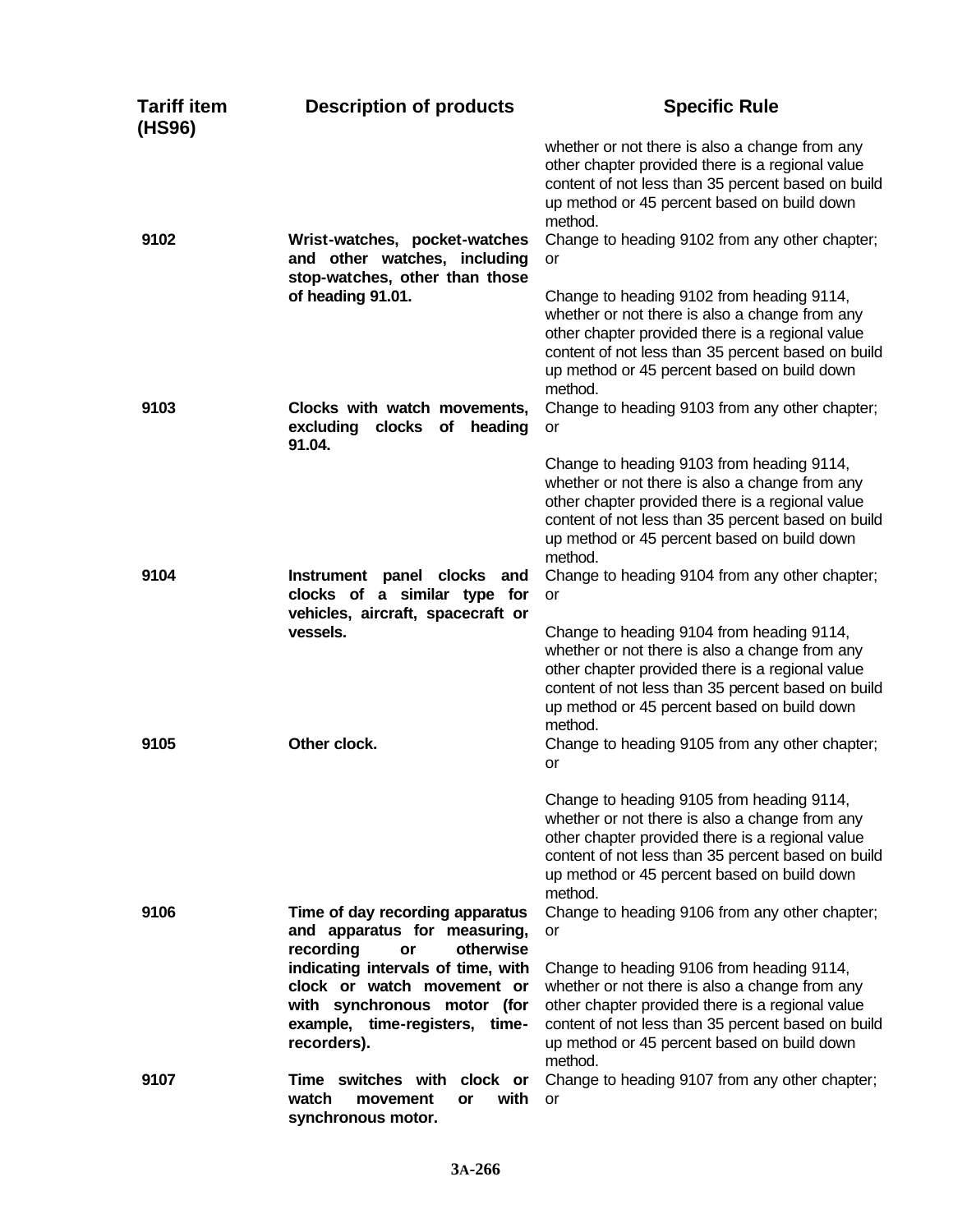| Tariff item (HS96) | Description of products | Specific Rule |
|---|---|---|
| | | whether or not there is also a change from any other chapter provided there is a regional value content of not less than 35 percent based on build up method or 45 percent based on build down method. |
| 9102 | **Wrist-watches, pocket-watches and other watches, including stop-watches, other than those of heading 91.01.** | Change to heading 9102 from any other chapter; or<br><br>Change to heading 9102 from heading 9114, whether or not there is also a change from any other chapter provided there is a regional value content of not less than 35 percent based on build up method or 45 percent based on build down method. |
| 9103 | **Clocks with watch movements, excluding clocks of heading 91.04.** | Change to heading 9103 from any other chapter; or<br><br>Change to heading 9103 from heading 9114, whether or not there is also a change from any other chapter provided there is a regional value content of not less than 35 percent based on build up method or 45 percent based on build down method. |
| 9104 | **Instrument panel clocks and clocks of a similar type for vehicles, aircraft, spacecraft or vessels.** | Change to heading 9104 from any other chapter; or<br><br>Change to heading 9104 from heading 9114, whether or not there is also a change from any other chapter provided there is a regional value content of not less than 35 percent based on build up method or 45 percent based on build down method. |
| 9105 | **Other clock.** | Change to heading 9105 from any other chapter; or<br><br>Change to heading 9105 from heading 9114, whether or not there is also a change from any other chapter provided there is a regional value content of not less than 35 percent based on build up method or 45 percent based on build down method. |
| 9106 | **Time of day recording apparatus and apparatus for measuring, recording or otherwise indicating intervals of time, with clock or watch movement or with synchronous motor (for example, time-registers, time-recorders).** | Change to heading 9106 from any other chapter; or<br><br>Change to heading 9106 from heading 9114, whether or not there is also a change from any other chapter provided there is a regional value content of not less than 35 percent based on build up method or 45 percent based on build down method. |
| 9107 | **Time switches with clock or watch movement or with synchronous motor.** | Change to heading 9107 from any other chapter; or |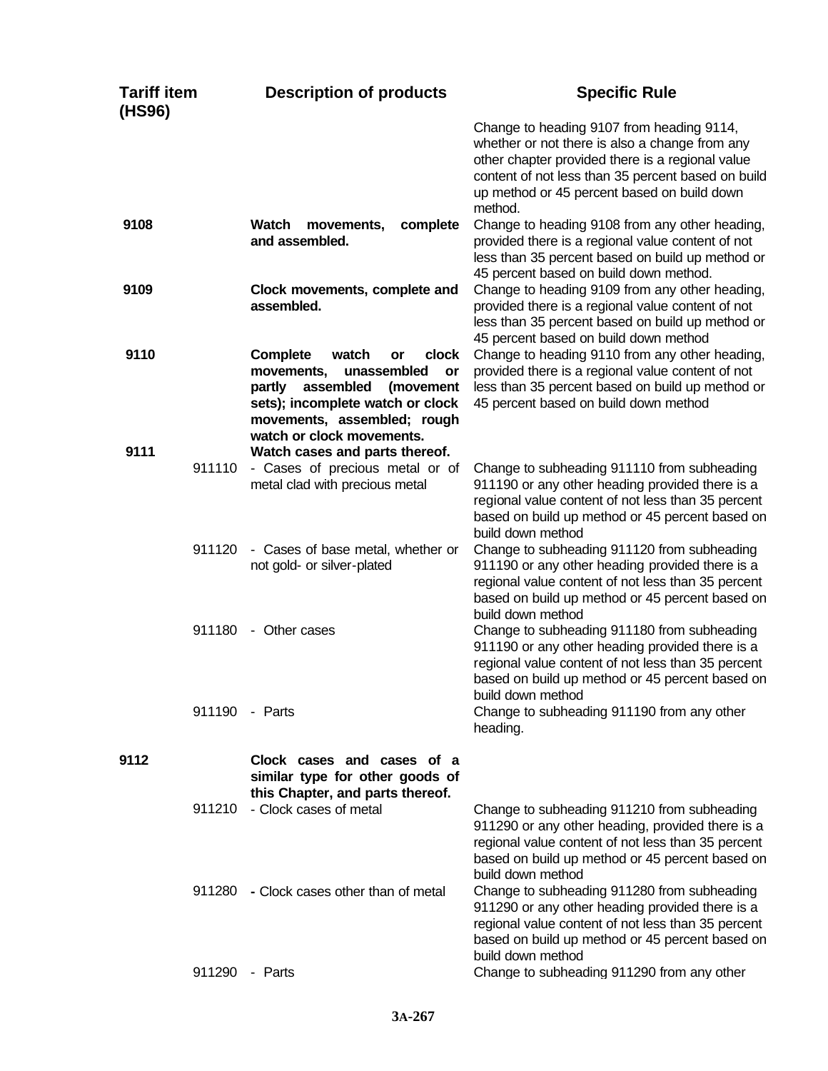| Tariff item (HS96) | | Description of products | Specific Rule |
|---|---|---|---|
| | | | Change to heading 9107 from heading 9114, whether or not there is also a change from any other chapter provided there is a regional value content of not less than 35 percent based on build up method or 45 percent based on build down method. |
| **9108** | | **Watch movements, complete and assembled.** | Change to heading 9108 from any other heading, provided there is a regional value content of not less than 35 percent based on build up method or 45 percent based on build down method. |
| **9109** | | **Clock movements, complete and assembled.** | Change to heading 9109 from any other heading, provided there is a regional value content of not less than 35 percent based on build up method or 45 percent based on build down method |
| **9110** | | **Complete watch or clock movements, unassembled or partly assembled (movement sets); incomplete watch or clock movements, assembled; rough watch or clock movements.** | Change to heading 9110 from any other heading, provided there is a regional value content of not less than 35 percent based on build up method or 45 percent based on build down method |
| **9111** | | **Watch cases and parts thereof.** | |
| | 911110 | - Cases of precious metal or of metal clad with precious metal | Change to subheading 911110 from subheading 911190 or any other heading provided there is a regional value content of not less than 35 percent based on build up method or 45 percent based on build down method |
| | 911120 | - Cases of base metal, whether or not gold- or silver-plated | Change to subheading 911120 from subheading 911190 or any other heading provided there is a regional value content of not less than 35 percent based on build up method or 45 percent based on build down method |
| | 911180 | - Other cases | Change to subheading 911180 from subheading 911190 or any other heading provided there is a regional value content of not less than 35 percent based on build up method or 45 percent based on build down method |
| | 911190 | - Parts | Change to subheading 911190 from any other heading. |
| **9112** | | **Clock cases and cases of a similar type for other goods of this Chapter, and parts thereof.** | |
| | 911210 | - Clock cases of metal | Change to subheading 911210 from subheading 911290 or any other heading, provided there is a regional value content of not less than 35 percent based on build up method or 45 percent based on build down method |
| | 911280 | - Clock cases other than of metal | Change to subheading 911280 from subheading 911290 or any other heading provided there is a regional value content of not less than 35 percent based on build up method or 45 percent based on build down method |
| | 911290 | - Parts | Change to subheading 911290 from any other |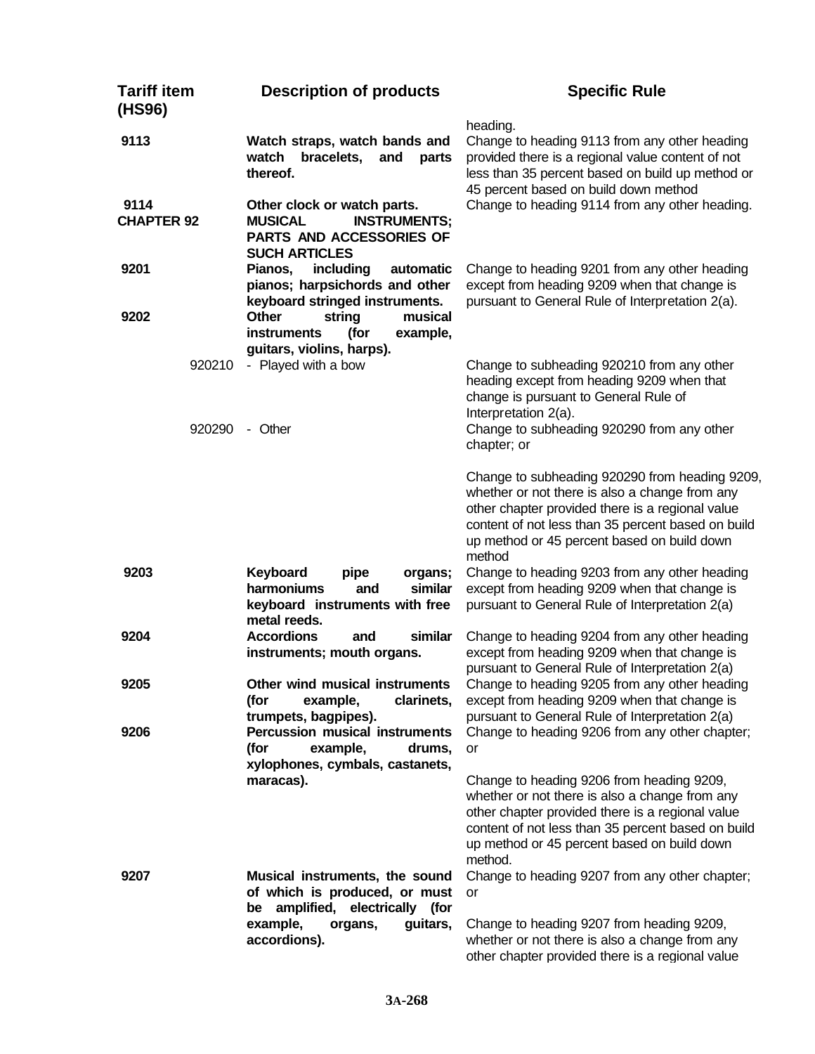| Tariff item (HS96) | Description of products | Specific Rule |
|---|---|---|
| | | heading. |
| 9113 | **Watch straps, watch bands and watch bracelets, and parts thereof.** | Change to heading 9113 from any other heading provided there is a regional value content of not less than 35 percent based on build up method or 45 percent based on build down method |
| 9114 | **Other clock or watch parts.** | Change to heading 9114 from any other heading. |
| **CHAPTER 92** | **MUSICAL INSTRUMENTS; PARTS AND ACCESSORIES OF SUCH ARTICLES** | |
| 9201 | **Pianos, including automatic pianos; harpsichords and other keyboard stringed instruments.** | Change to heading 9201 from any other heading except from heading 9209 when that change is pursuant to General Rule of Interpretation 2(a). |
| 9202 | **Other string musical instruments (for example, guitars, violins, harps).** | |
| 920210 | - Played with a bow | Change to subheading 920210 from any other heading except from heading 9209 when that change is pursuant to General Rule of Interpretation 2(a). |
| 920290 | - Other | Change to subheading 920290 from any other chapter; or<br><br>Change to subheading 920290 from heading 9209, whether or not there is also a change from any other chapter provided there is a regional value content of not less than 35 percent based on build up method or 45 percent based on build down method |
| 9203 | **Keyboard pipe organs; harmoniums and similar keyboard instruments with free metal reeds.** | Change to heading 9203 from any other heading except from heading 9209 when that change is pursuant to General Rule of Interpretation 2(a) |
| 9204 | **Accordions and similar instruments; mouth organs.** | Change to heading 9204 from any other heading except from heading 9209 when that change is pursuant to General Rule of Interpretation 2(a) |
| 9205 | **Other wind musical instruments (for example, clarinets, trumpets, bagpipes).** | Change to heading 9205 from any other heading except from heading 9209 when that change is pursuant to General Rule of Interpretation 2(a) |
| 9206 | **Percussion musical instruments (for example, drums, xylophones, cymbals, castanets, maracas).** | Change to heading 9206 from any other chapter; or<br><br>Change to heading 9206 from heading 9209, whether or not there is also a change from any other chapter provided there is a regional value content of not less than 35 percent based on build up method or 45 percent based on build down method. |
| 9207 | **Musical instruments, the sound of which is produced, or must be amplified, electrically (for example, organs, guitars, accordions).** | Change to heading 9207 from any other chapter; or<br><br>Change to heading 9207 from heading 9209, whether or not there is also a change from any other chapter provided there is a regional value |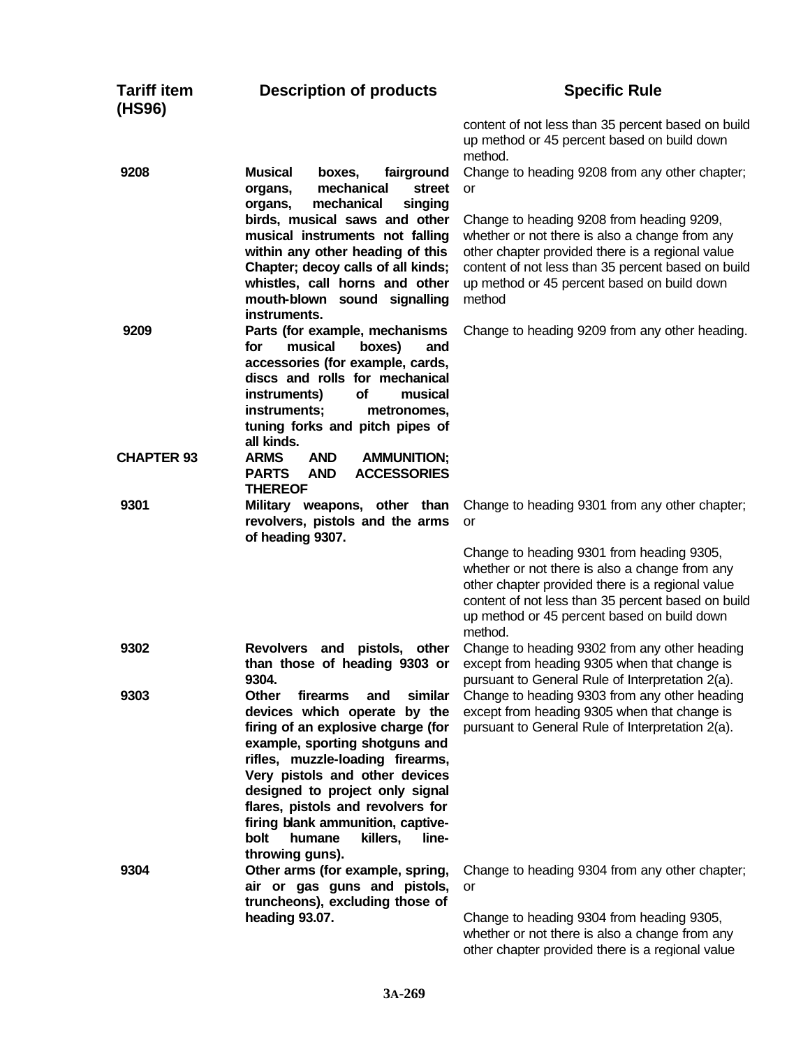| Tariff item (HS96) | Description of products | Specific Rule |
|---|---|---|
| | | content of not less than 35 percent based on build up method or 45 percent based on build down method. |
| 9208 | **Musical boxes, fairground organs, mechanical street organs, mechanical singing birds, musical saws and other musical instruments not falling within any other heading of this Chapter; decoy calls of all kinds; whistles, call horns and other mouth-blown sound signalling instruments.** | Change to heading 9208 from any other chapter; or<br><br>Change to heading 9208 from heading 9209, whether or not there is also a change from any other chapter provided there is a regional value content of not less than 35 percent based on build up method or 45 percent based on build down method |
| 9209 | **Parts (for example, mechanisms for musical boxes) and accessories (for example, cards, discs and rolls for mechanical instruments) of musical instruments; metronomes, tuning forks and pitch pipes of all kinds.** | Change to heading 9209 from any other heading. |
| **CHAPTER 93** | **ARMS AND AMMUNITION; PARTS AND ACCESSORIES THEREOF** | |
| 9301 | **Military weapons, other than revolvers, pistols and the arms of heading 9307.** | Change to heading 9301 from any other chapter; or<br><br>Change to heading 9301 from heading 9305, whether or not there is also a change from any other chapter provided there is a regional value content of not less than 35 percent based on build up method or 45 percent based on build down method. |
| 9302 | **Revolvers and pistols, other than those of heading 9303 or 9304.** | Change to heading 9302 from any other heading except from heading 9305 when that change is pursuant to General Rule of Interpretation 2(a). |
| 9303 | **Other firearms and similar devices which operate by the firing of an explosive charge (for example, sporting shotguns and rifles, muzzle-loading firearms, Very pistols and other devices designed to project only signal flares, pistols and revolvers for firing blank ammunition, captive-bolt humane killers, line-throwing guns).** | Change to heading 9303 from any other heading except from heading 9305 when that change is pursuant to General Rule of Interpretation 2(a). |
| 9304 | **Other arms (for example, spring, air or gas guns and pistols, truncheons), excluding those of heading 93.07.** | Change to heading 9304 from any other chapter; or<br><br>Change to heading 9304 from heading 9305, whether or not there is also a change from any other chapter provided there is a regional value |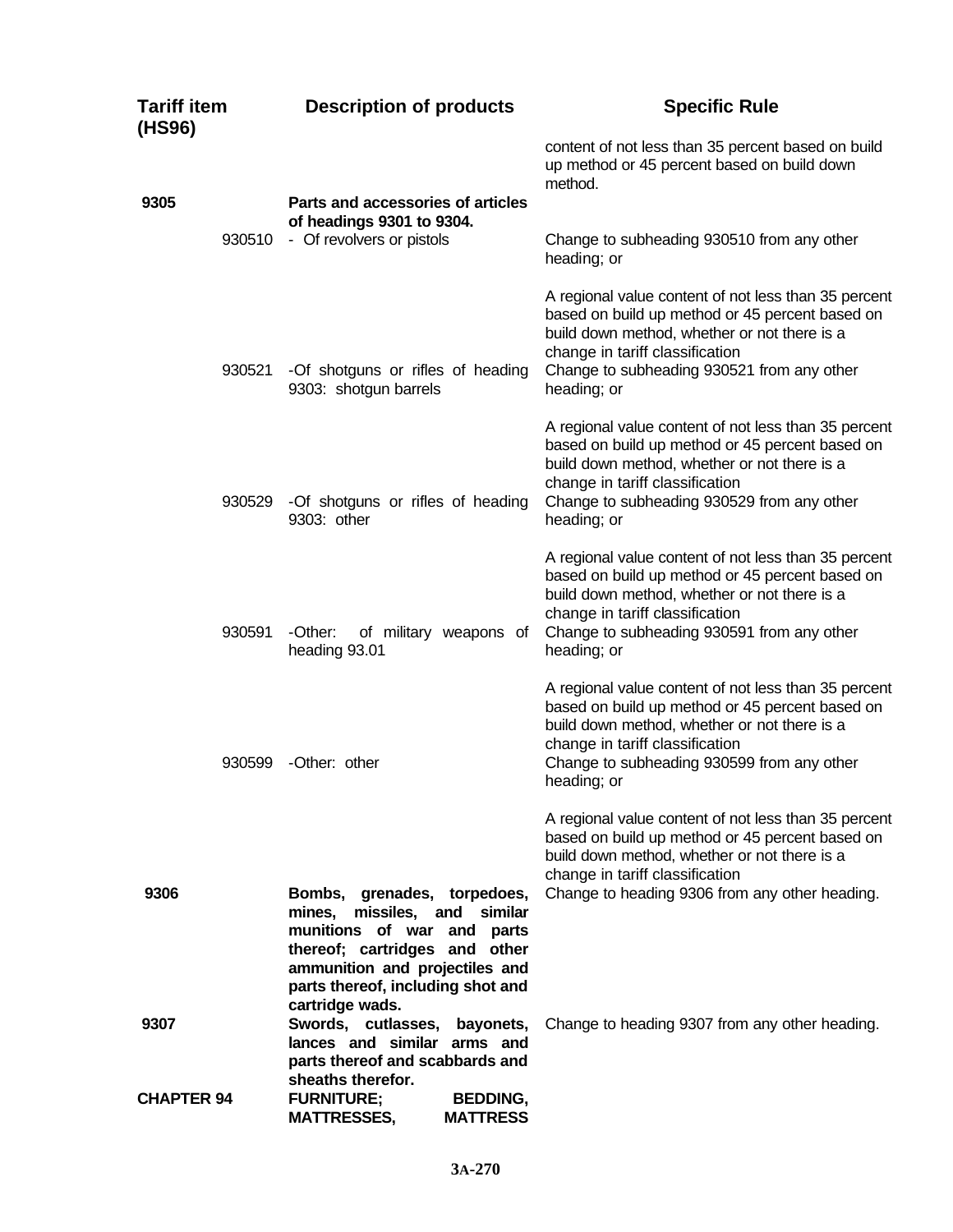| Tariff item (HS96) | | Description of products | Specific Rule |
|---|---|---|---|
| | | | content of not less than 35 percent based on build up method or 45 percent based on build down method. |
| **9305** | | **Parts and accessories of articles of headings 9301 to 9304.** | |
| | 930510 | - Of revolvers or pistols | Change to subheading 930510 from any other heading; or<br><br>A regional value content of not less than 35 percent based on build up method or 45 percent based on build down method, whether or not there is a change in tariff classification |
| | 930521 | -Of shotguns or rifles of heading 9303: shotgun barrels | Change to subheading 930521 from any other heading; or<br><br>A regional value content of not less than 35 percent based on build up method or 45 percent based on build down method, whether or not there is a change in tariff classification |
| | 930529 | -Of shotguns or rifles of heading 9303: other | Change to subheading 930529 from any other heading; or<br><br>A regional value content of not less than 35 percent based on build up method or 45 percent based on build down method, whether or not there is a change in tariff classification |
| | 930591 | -Other: of military weapons of heading 93.01 | Change to subheading 930591 from any other heading; or<br><br>A regional value content of not less than 35 percent based on build up method or 45 percent based on build down method, whether or not there is a change in tariff classification |
| | 930599 | -Other: other | Change to subheading 930599 from any other heading; or<br><br>A regional value content of not less than 35 percent based on build up method or 45 percent based on build down method, whether or not there is a change in tariff classification |
| **9306** | | **Bombs, grenades, torpedoes, mines, missiles, and similar munitions of war and parts thereof; cartridges and other ammunition and projectiles and parts thereof, including shot and cartridge wads.** | Change to heading 9306 from any other heading. |
| **9307** | | **Swords, cutlasses, bayonets, lances and similar arms and parts thereof and scabbards and sheaths therefor.** | Change to heading 9307 from any other heading. |
| **CHAPTER 94** | | **FURNITURE; BEDDING, MATTRESSES, MATTRESS** | |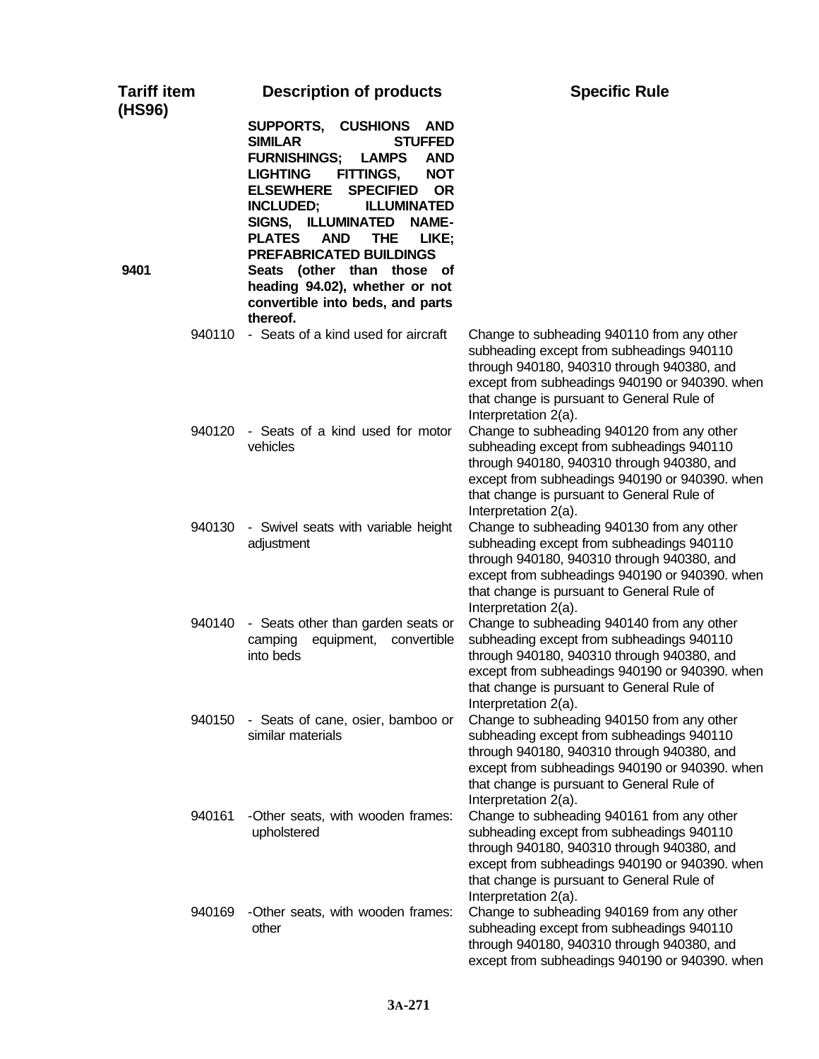| Tariff item (HS96) | Description of products | Specific Rule |
|---|---|---|
| | **SUPPORTS, CUSHIONS AND SIMILAR STUFFED FURNISHINGS; LAMPS AND LIGHTING FITTINGS, NOT ELSEWHERE SPECIFIED OR INCLUDED; ILLUMINATED SIGNS, ILLUMINATED NAME-PLATES AND THE LIKE; PREFABRICATED BUILDINGS** | |
| **9401** | **Seats (other than those of heading 94.02), whether or not convertible into beds, and parts thereof.** | |
| 940110 | - Seats of a kind used for aircraft | Change to subheading 940110 from any other subheading except from subheadings 940110 through 940180, 940310 through 940380, and except from subheadings 940190 or 940390. when that change is pursuant to General Rule of Interpretation 2(a). |
| 940120 | - Seats of a kind used for motor vehicles | Change to subheading 940120 from any other subheading except from subheadings 940110 through 940180, 940310 through 940380, and except from subheadings 940190 or 940390. when that change is pursuant to General Rule of Interpretation 2(a). |
| 940130 | - Swivel seats with variable height adjustment | Change to subheading 940130 from any other subheading except from subheadings 940110 through 940180, 940310 through 940380, and except from subheadings 940190 or 940390. when that change is pursuant to General Rule of Interpretation 2(a). |
| 940140 | - Seats other than garden seats or camping equipment, convertible into beds | Change to subheading 940140 from any other subheading except from subheadings 940110 through 940180, 940310 through 940380, and except from subheadings 940190 or 940390. when that change is pursuant to General Rule of Interpretation 2(a). |
| 940150 | - Seats of cane, osier, bamboo or similar materials | Change to subheading 940150 from any other subheading except from subheadings 940110 through 940180, 940310 through 940380, and except from subheadings 940190 or 940390. when that change is pursuant to General Rule of Interpretation 2(a). |
| 940161 | -Other seats, with wooden frames: upholstered | Change to subheading 940161 from any other subheading except from subheadings 940110 through 940180, 940310 through 940380, and except from subheadings 940190 or 940390. when that change is pursuant to General Rule of Interpretation 2(a). |
| 940169 | -Other seats, with wooden frames: other | Change to subheading 940169 from any other subheading except from subheadings 940110 through 940180, 940310 through 940380, and except from subheadings 940190 or 940390. when |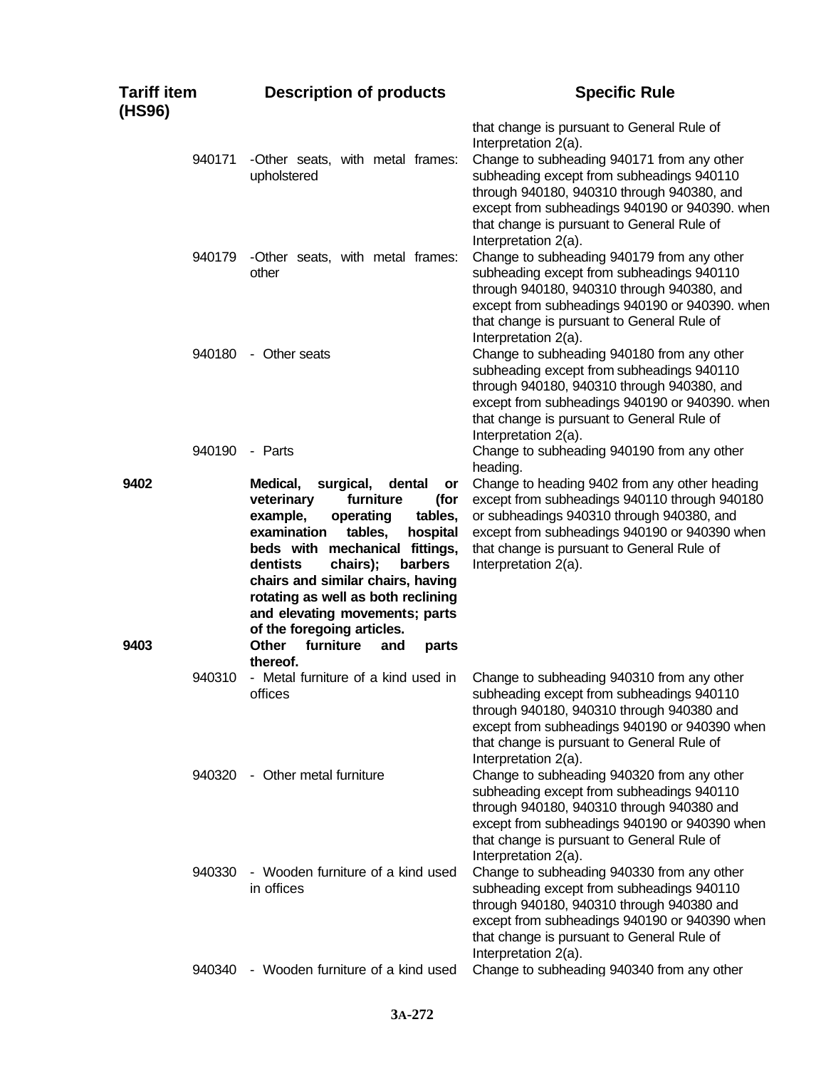| Tariff item (HS96) | | Description of products | Specific Rule |
|---|---|---|---|
| | | | that change is pursuant to General Rule of Interpretation 2(a). |
| | 940171 | -Other seats, with metal frames: upholstered | Change to subheading 940171 from any other subheading except from subheadings 940110 through 940180, 940310 through 940380, and except from subheadings 940190 or 940390. when that change is pursuant to General Rule of Interpretation 2(a). |
| | 940179 | -Other seats, with metal frames: other | Change to subheading 940179 from any other subheading except from subheadings 940110 through 940180, 940310 through 940380, and except from subheadings 940190 or 940390. when that change is pursuant to General Rule of Interpretation 2(a). |
| | 940180 | - Other seats | Change to subheading 940180 from any other subheading except from subheadings 940110 through 940180, 940310 through 940380, and except from subheadings 940190 or 940390. when that change is pursuant to General Rule of Interpretation 2(a). |
| | 940190 | - Parts | Change to subheading 940190 from any other heading. |
| **9402** | | **Medical, surgical, dental or veterinary furniture (for example, operating tables, examination tables, hospital beds with mechanical fittings, dentists chairs); barbers chairs and similar chairs, having rotating as well as both reclining and elevating movements; parts of the foregoing articles.** | Change to heading 9402 from any other heading except from subheadings 940110 through 940180 or subheadings 940310 through 940380, and except from subheadings 940190 or 940390 when that change is pursuant to General Rule of Interpretation 2(a). |
| **9403** | | **Other furniture and parts thereof.** | |
| | 940310 | - Metal furniture of a kind used in offices | Change to subheading 940310 from any other subheading except from subheadings 940110 through 940180, 940310 through 940380 and except from subheadings 940190 or 940390 when that change is pursuant to General Rule of Interpretation 2(a). |
| | 940320 | - Other metal furniture | Change to subheading 940320 from any other subheading except from subheadings 940110 through 940180, 940310 through 940380 and except from subheadings 940190 or 940390 when that change is pursuant to General Rule of Interpretation 2(a). |
| | 940330 | - Wooden furniture of a kind used in offices | Change to subheading 940330 from any other subheading except from subheadings 940110 through 940180, 940310 through 940380 and except from subheadings 940190 or 940390 when that change is pursuant to General Rule of Interpretation 2(a). |
| | 940340 | - Wooden furniture of a kind used | Change to subheading 940340 from any other |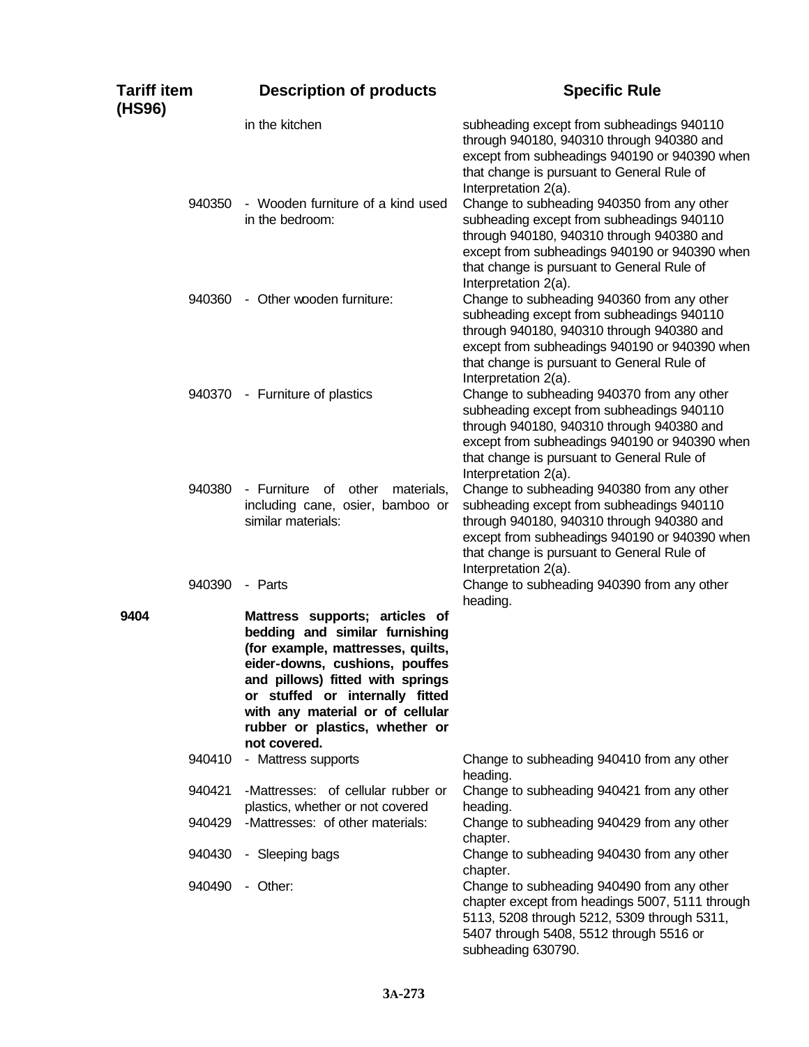| Tariff item (HS96) | | Description of products | Specific Rule |
|---|---|---|---|
| | | in the kitchen | subheading except from subheadings 940110 through 940180, 940310 through 940380 and except from subheadings 940190 or 940390 when that change is pursuant to General Rule of Interpretation 2(a). |
| | 940350 | - Wooden furniture of a kind used in the bedroom: | Change to subheading 940350 from any other subheading except from subheadings 940110 through 940180, 940310 through 940380 and except from subheadings 940190 or 940390 when that change is pursuant to General Rule of Interpretation 2(a). |
| | 940360 | - Other wooden furniture: | Change to subheading 940360 from any other subheading except from subheadings 940110 through 940180, 940310 through 940380 and except from subheadings 940190 or 940390 when that change is pursuant to General Rule of Interpretation 2(a). |
| | 940370 | - Furniture of plastics | Change to subheading 940370 from any other subheading except from subheadings 940110 through 940180, 940310 through 940380 and except from subheadings 940190 or 940390 when that change is pursuant to General Rule of Interpretation 2(a). |
| | 940380 | - Furniture of other materials, including cane, osier, bamboo or similar materials: | Change to subheading 940380 from any other subheading except from subheadings 940110 through 940180, 940310 through 940380 and except from subheadings 940190 or 940390 when that change is pursuant to General Rule of Interpretation 2(a). |
| | 940390 | - Parts | Change to subheading 940390 from any other heading. |
| **9404** | | **Mattress supports; articles of bedding and similar furnishing (for example, mattresses, quilts, eider-downs, cushions, pouffes and pillows) fitted with springs or stuffed or internally fitted with any material or of cellular rubber or plastics, whether or not covered.** | |
| | 940410 | - Mattress supports | Change to subheading 940410 from any other heading. |
| | 940421 | -Mattresses: of cellular rubber or plastics, whether or not covered | Change to subheading 940421 from any other heading. |
| | 940429 | -Mattresses: of other materials: | Change to subheading 940429 from any other chapter. |
| | 940430 | - Sleeping bags | Change to subheading 940430 from any other chapter. |
| | 940490 | - Other: | Change to subheading 940490 from any other chapter except from headings 5007, 5111 through 5113, 5208 through 5212, 5309 through 5311, 5407 through 5408, 5512 through 5516 or subheading 630790. |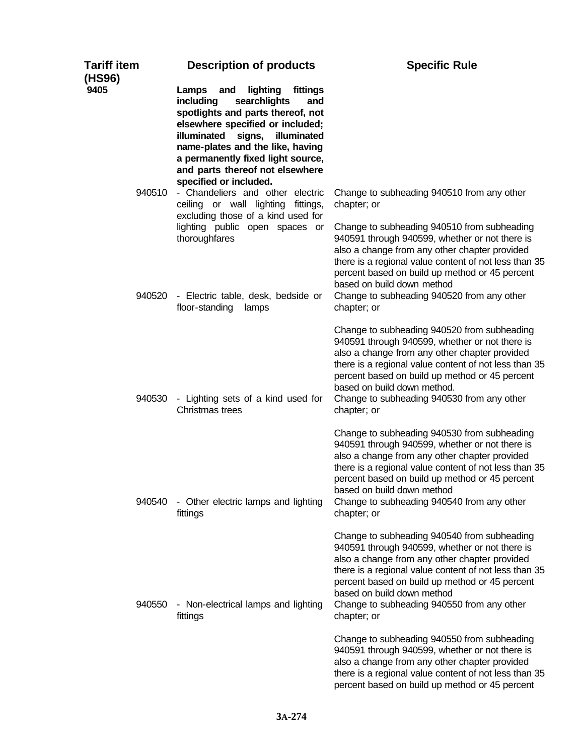| Tariff item (HS96) | Description of products | Specific Rule |
|---|---|---|
| **9405** | **Lamps and lighting fittings including searchlights and spotlights and parts thereof, not elsewhere specified or included; illuminated signs, illuminated name-plates and the like, having a permanently fixed light source, and parts thereof not elsewhere specified or included.** | |
| 940510 | - Chandeliers and other electric ceiling or wall lighting fittings, excluding those of a kind used for lighting public open spaces or thoroughfares | Change to subheading 940510 from any other chapter; or<br><br>Change to subheading 940510 from subheading 940591 through 940599, whether or not there is also a change from any other chapter provided there is a regional value content of not less than 35 percent based on build up method or 45 percent based on build down method |
| 940520 | - Electric table, desk, bedside or floor-standing lamps | Change to subheading 940520 from any other chapter; or<br><br>Change to subheading 940520 from subheading 940591 through 940599, whether or not there is also a change from any other chapter provided there is a regional value content of not less than 35 percent based on build up method or 45 percent based on build down method. |
| 940530 | - Lighting sets of a kind used for Christmas trees | Change to subheading 940530 from any other chapter; or<br><br>Change to subheading 940530 from subheading 940591 through 940599, whether or not there is also a change from any other chapter provided there is a regional value content of not less than 35 percent based on build up method or 45 percent based on build down method |
| 940540 | - Other electric lamps and lighting fittings | Change to subheading 940540 from any other chapter; or<br><br>Change to subheading 940540 from subheading 940591 through 940599, whether or not there is also a change from any other chapter provided there is a regional value content of not less than 35 percent based on build up method or 45 percent based on build down method |
| 940550 | - Non-electrical lamps and lighting fittings | Change to subheading 940550 from any other chapter; or<br><br>Change to subheading 940550 from subheading 940591 through 940599, whether or not there is also a change from any other chapter provided there is a regional value content of not less than 35 percent based on build up method or 45 percent |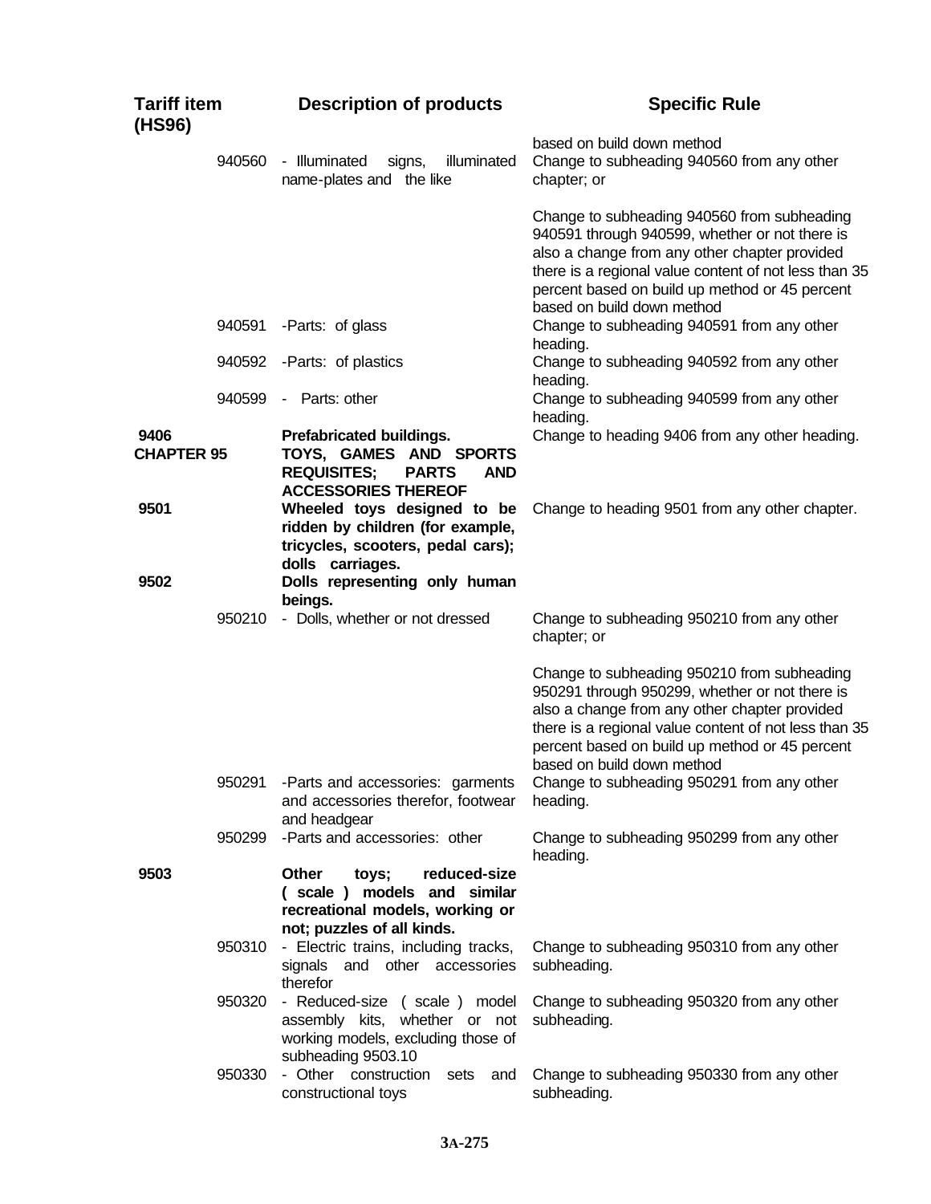| Tariff item (HS96) | | Description of products | Specific Rule |
|---|---|---|---|
| | | | based on build down method |
| | 940560 | - Illuminated signs, illuminated name-plates and the like | Change to subheading 940560 from any other chapter; or<br><br>Change to subheading 940560 from subheading 940591 through 940599, whether or not there is also a change from any other chapter provided there is a regional value content of not less than 35 percent based on build up method or 45 percent based on build down method |
| | 940591 | -Parts: of glass | Change to subheading 940591 from any other heading. |
| | 940592 | -Parts: of plastics | Change to subheading 940592 from any other heading. |
| | 940599 | - Parts: other | Change to subheading 940599 from any other heading. |
| **9406** | | **Prefabricated buildings.** | Change to heading 9406 from any other heading. |
| **CHAPTER 95** | | **TOYS, GAMES AND SPORTS REQUISITES; PARTS AND ACCESSORIES THEREOF** | |
| **9501** | | **Wheeled toys designed to be ridden by children (for example, tricycles, scooters, pedal cars); dolls carriages.** | Change to heading 9501 from any other chapter. |
| **9502** | | **Dolls representing only human beings.** | |
| | 950210 | - Dolls, whether or not dressed | Change to subheading 950210 from any other chapter; or<br><br>Change to subheading 950210 from subheading 950291 through 950299, whether or not there is also a change from any other chapter provided there is a regional value content of not less than 35 percent based on build up method or 45 percent based on build down method |
| | 950291 | -Parts and accessories: garments and accessories therefor, footwear and headgear | Change to subheading 950291 from any other heading. |
| | 950299 | -Parts and accessories: other | Change to subheading 950299 from any other heading. |
| **9503** | | **Other toys; reduced-size ( scale ) models and similar recreational models, working or not; puzzles of all kinds.** | |
| | 950310 | - Electric trains, including tracks, signals and other accessories therefor | Change to subheading 950310 from any other subheading. |
| | 950320 | - Reduced-size ( scale ) model assembly kits, whether or not working models, excluding those of subheading 9503.10 | Change to subheading 950320 from any other subheading. |
| | 950330 | - Other construction sets and constructional toys | Change to subheading 950330 from any other subheading. |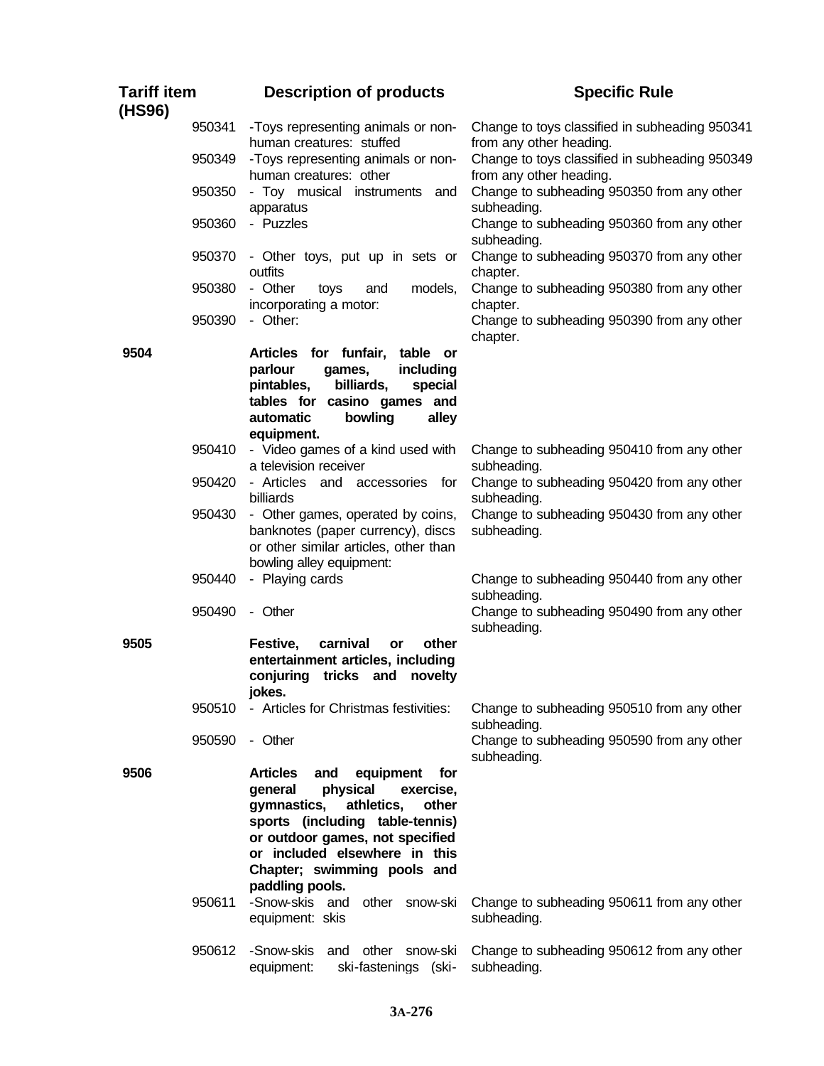| Tariff item (HS96) | | Description of products | Specific Rule |
|---|---|---|---|
| | 950341 | -Toys representing animals or non-human creatures: stuffed | Change to toys classified in subheading 950341 from any other heading. |
| | 950349 | -Toys representing animals or non-human creatures: other | Change to toys classified in subheading 950349 from any other heading. |
| | 950350 | - Toy musical instruments and apparatus | Change to subheading 950350 from any other subheading. |
| | 950360 | - Puzzles | Change to subheading 950360 from any other subheading. |
| | 950370 | - Other toys, put up in sets or outfits | Change to subheading 950370 from any other chapter. |
| | 950380 | - Other toys and models, incorporating a motor: | Change to subheading 950380 from any other chapter. |
| | 950390 | - Other: | Change to subheading 950390 from any other chapter. |
| **9504** | | **Articles for funfair, table or parlour games, including pintables, billiards, special tables for casino games and automatic bowling alley equipment.** | |
| | 950410 | - Video games of a kind used with a television receiver | Change to subheading 950410 from any other subheading. |
| | 950420 | - Articles and accessories for billiards | Change to subheading 950420 from any other subheading. |
| | 950430 | - Other games, operated by coins, banknotes (paper currency), discs or other similar articles, other than bowling alley equipment: | Change to subheading 950430 from any other subheading. |
| | 950440 | - Playing cards | Change to subheading 950440 from any other subheading. |
| | 950490 | - Other | Change to subheading 950490 from any other subheading. |
| **9505** | | **Festive, carnival or other entertainment articles, including conjuring tricks and novelty jokes.** | |
| | 950510 | - Articles for Christmas festivities: | Change to subheading 950510 from any other subheading. |
| | 950590 | - Other | Change to subheading 950590 from any other subheading. |
| **9506** | | **Articles and equipment for general physical exercise, gymnastics, athletics, other sports (including table-tennis) or outdoor games, not specified or included elsewhere in this Chapter; swimming pools and paddling pools.** | |
| | 950611 | -Snow-skis and other snow-ski equipment: skis | Change to subheading 950611 from any other subheading. |
| | 950612 | -Snow-skis and other snow-ski equipment: ski-fastenings (ski- | Change to subheading 950612 from any other subheading. |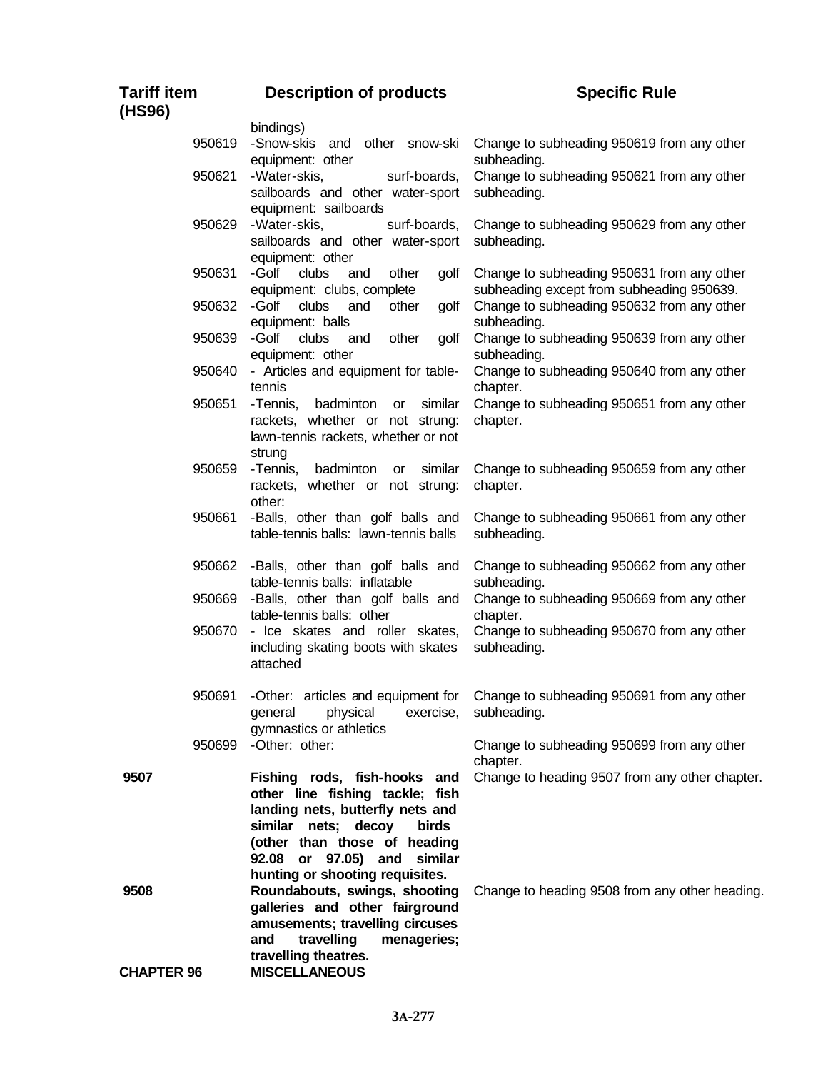| Tariff item (HS96) | Description of products | Specific Rule |
|---|---|---|
| | bindings) | |
| 950619 | -Snow-skis and other snow-ski equipment: other | Change to subheading 950619 from any other subheading. |
| 950621 | -Water-skis, surf-boards, sailboards and other water-sport equipment: sailboards | Change to subheading 950621 from any other subheading. |
| 950629 | -Water-skis, surf-boards, sailboards and other water-sport equipment: other | Change to subheading 950629 from any other subheading. |
| 950631 | -Golf clubs and other golf equipment: clubs, complete | Change to subheading 950631 from any other subheading except from subheading 950639. |
| 950632 | -Golf clubs and other golf equipment: balls | Change to subheading 950632 from any other subheading. |
| 950639 | -Golf clubs and other golf equipment: other | Change to subheading 950639 from any other subheading. |
| 950640 | - Articles and equipment for table-tennis | Change to subheading 950640 from any other chapter. |
| 950651 | -Tennis, badminton or similar rackets, whether or not strung: lawn-tennis rackets, whether or not strung | Change to subheading 950651 from any other chapter. |
| 950659 | -Tennis, badminton or similar rackets, whether or not strung: other: | Change to subheading 950659 from any other chapter. |
| 950661 | -Balls, other than golf balls and table-tennis balls: lawn-tennis balls | Change to subheading 950661 from any other subheading. |
| 950662 | -Balls, other than golf balls and table-tennis balls: inflatable | Change to subheading 950662 from any other subheading. |
| 950669 | -Balls, other than golf balls and table-tennis balls: other | Change to subheading 950669 from any other chapter. |
| 950670 | - Ice skates and roller skates, including skating boots with skates attached | Change to subheading 950670 from any other subheading. |
| 950691 | -Other: articles and equipment for general physical exercise, gymnastics or athletics | Change to subheading 950691 from any other subheading. |
| 950699 | -Other: other: | Change to subheading 950699 from any other chapter. |
| **9507** | **Fishing rods, fish-hooks and other line fishing tackle; fish landing nets, butterfly nets and similar nets; decoy birds (other than those of heading 92.08 or 97.05) and similar hunting or shooting requisites.** | Change to heading 9507 from any other chapter. |
| **9508** | **Roundabouts, swings, shooting galleries and other fairground amusements; travelling circuses and travelling menageries; travelling theatres.** | Change to heading 9508 from any other heading. |
| **CHAPTER 96** | **MISCELLANEOUS** | |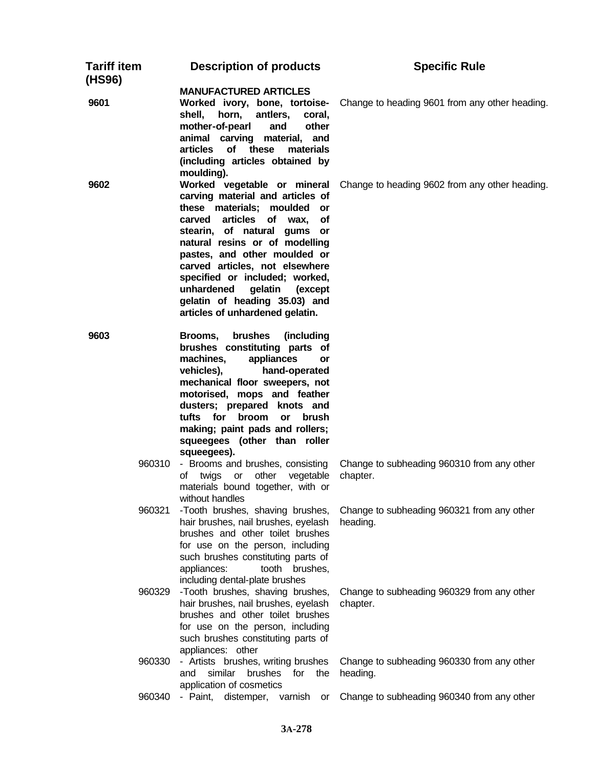| Tariff item (HS96) | | Description of products | Specific Rule |
|---|---|---|---|
| | | **MANUFACTURED ARTICLES** | |
| **9601** | | **Worked ivory, bone, tortoise-shell, horn, antlers, coral, mother-of-pearl and other animal carving material, and articles of these materials (including articles obtained by moulding).** | Change to heading 9601 from any other heading. |
| **9602** | | **Worked vegetable or mineral carving material and articles of these materials; moulded or carved articles of wax, of stearin, of natural gums or natural resins or of modelling pastes, and other moulded or carved articles, not elsewhere specified or included; worked, unhardened gelatin (except gelatin of heading 35.03) and articles of unhardened gelatin.** | Change to heading 9602 from any other heading. |
| **9603** | | **Brooms, brushes (including brushes constituting parts of machines, appliances or vehicles), hand-operated mechanical floor sweepers, not motorised, mops and feather dusters; prepared knots and tufts for broom or brush making; paint pads and rollers; squeegees (other than roller squeegees).** | |
| | 960310 | - Brooms and brushes, consisting of twigs or other vegetable materials bound together, with or without handles | Change to subheading 960310 from any other chapter. |
| | 960321 | -Tooth brushes, shaving brushes, hair brushes, nail brushes, eyelash brushes and other toilet brushes for use on the person, including such brushes constituting parts of appliances: tooth brushes, including dental-plate brushes | Change to subheading 960321 from any other heading. |
| | 960329 | -Tooth brushes, shaving brushes, hair brushes, nail brushes, eyelash brushes and other toilet brushes for use on the person, including such brushes constituting parts of appliances: other | Change to subheading 960329 from any other chapter. |
| | 960330 | - Artists brushes, writing brushes and similar brushes for the application of cosmetics | Change to subheading 960330 from any other heading. |
| | 960340 | - Paint, distemper, varnish or | Change to subheading 960340 from any other |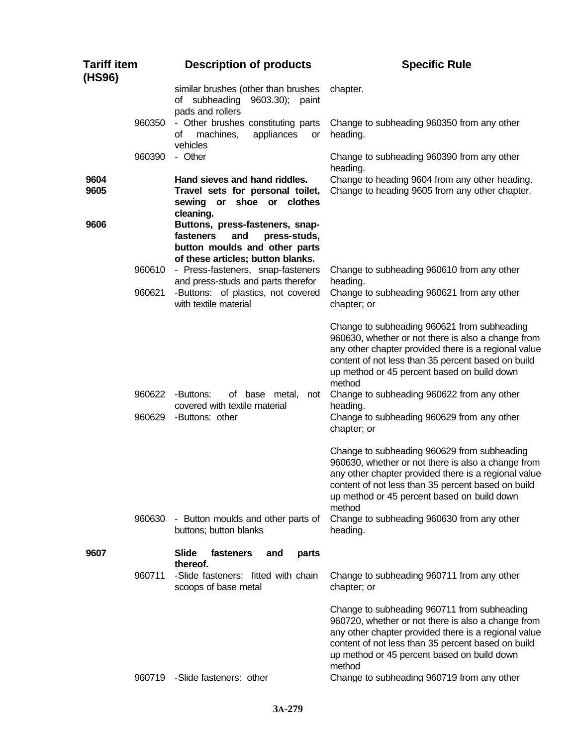| Tariff item (HS96) | | Description of products | Specific Rule |
|---|---|---|---|
| | | similar brushes (other than brushes of subheading 9603.30); paint pads and rollers | chapter. |
| | 960350 | - Other brushes constituting parts of machines, appliances or vehicles | Change to subheading 960350 from any other heading. |
| | 960390 | - Other | Change to subheading 960390 from any other heading. |
| **9604** | | **Hand sieves and hand riddles.** | Change to heading 9604 from any other heading. |
| **9605** | | **Travel sets for personal toilet, sewing or shoe or clothes cleaning.** | Change to heading 9605 from any other chapter. |
| **9606** | | **Buttons, press-fasteners, snap-fasteners and press-studs, button moulds and other parts of these articles; button blanks.** | |
| | 960610 | - Press-fasteners, snap-fasteners and press-studs and parts therefor | Change to subheading 960610 from any other heading. |
| | 960621 | -Buttons: of plastics, not covered with textile material | Change to subheading 960621 from any other chapter; or<br><br>Change to subheading 960621 from subheading 960630, whether or not there is also a change from any other chapter provided there is a regional value content of not less than 35 percent based on build up method or 45 percent based on build down method |
| | 960622 | -Buttons: of base metal, not covered with textile material | Change to subheading 960622 from any other heading. |
| | 960629 | -Buttons: other | Change to subheading 960629 from any other chapter; or<br><br>Change to subheading 960629 from subheading 960630, whether or not there is also a change from any other chapter provided there is a regional value content of not less than 35 percent based on build up method or 45 percent based on build down method |
| | 960630 | - Button moulds and other parts of buttons; button blanks | Change to subheading 960630 from any other heading. |
| **9607** | | **Slide fasteners and parts thereof.** | |
| | 960711 | -Slide fasteners: fitted with chain scoops of base metal | Change to subheading 960711 from any other chapter; or<br><br>Change to subheading 960711 from subheading 960720, whether or not there is also a change from any other chapter provided there is a regional value content of not less than 35 percent based on build up method or 45 percent based on build down method |
| | 960719 | -Slide fasteners: other | Change to subheading 960719 from any other |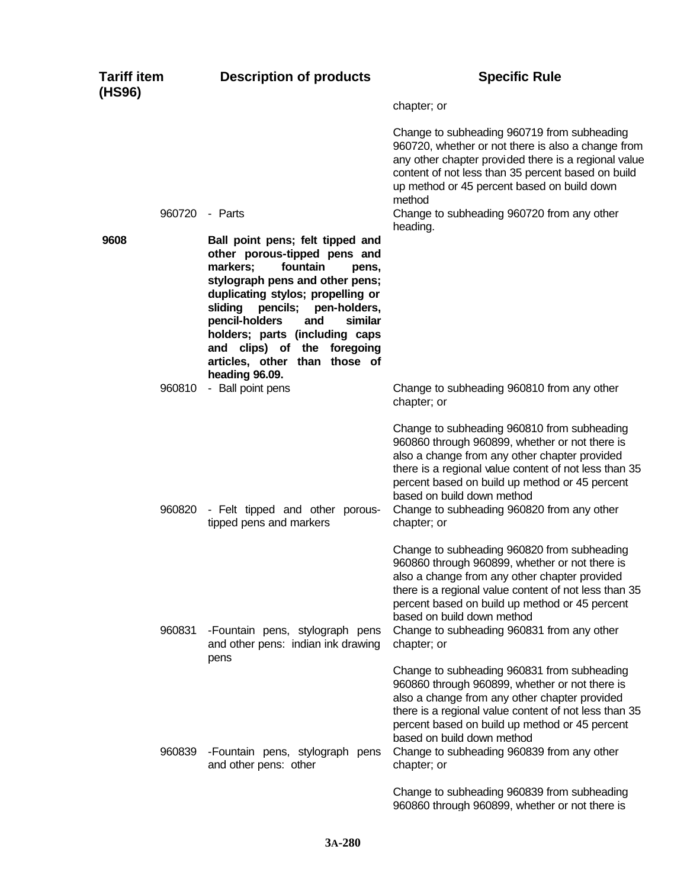| Tariff item (HS96) | | Description of products | Specific Rule |
|---|---|---|---|
| | | | chapter; or<br><br>Change to subheading 960719 from subheading 960720, whether or not there is also a change from any other chapter provided there is a regional value content of not less than 35 percent based on build up method or 45 percent based on build down method |
| | 960720 | - Parts | Change to subheading 960720 from any other heading. |
| **9608** | | **Ball point pens; felt tipped and other porous-tipped pens and markers; fountain pens, stylograph pens and other pens; duplicating stylos; propelling or sliding pencils; pen-holders, pencil-holders and similar holders; parts (including caps and clips) of the foregoing articles, other than those of heading 96.09.** | |
| | 960810 | - Ball point pens | Change to subheading 960810 from any other chapter; or<br><br>Change to subheading 960810 from subheading 960860 through 960899, whether or not there is also a change from any other chapter provided there is a regional value content of not less than 35 percent based on build up method or 45 percent based on build down method |
| | 960820 | - Felt tipped and other porous-tipped pens and markers | Change to subheading 960820 from any other chapter; or<br><br>Change to subheading 960820 from subheading 960860 through 960899, whether or not there is also a change from any other chapter provided there is a regional value content of not less than 35 percent based on build up method or 45 percent based on build down method |
| | 960831 | -Fountain pens, stylograph pens and other pens: indian ink drawing pens | Change to subheading 960831 from any other chapter; or<br><br>Change to subheading 960831 from subheading 960860 through 960899, whether or not there is also a change from any other chapter provided there is a regional value content of not less than 35 percent based on build up method or 45 percent based on build down method |
| | 960839 | -Fountain pens, stylograph pens and other pens: other | Change to subheading 960839 from any other chapter; or<br><br>Change to subheading 960839 from subheading 960860 through 960899, whether or not there is |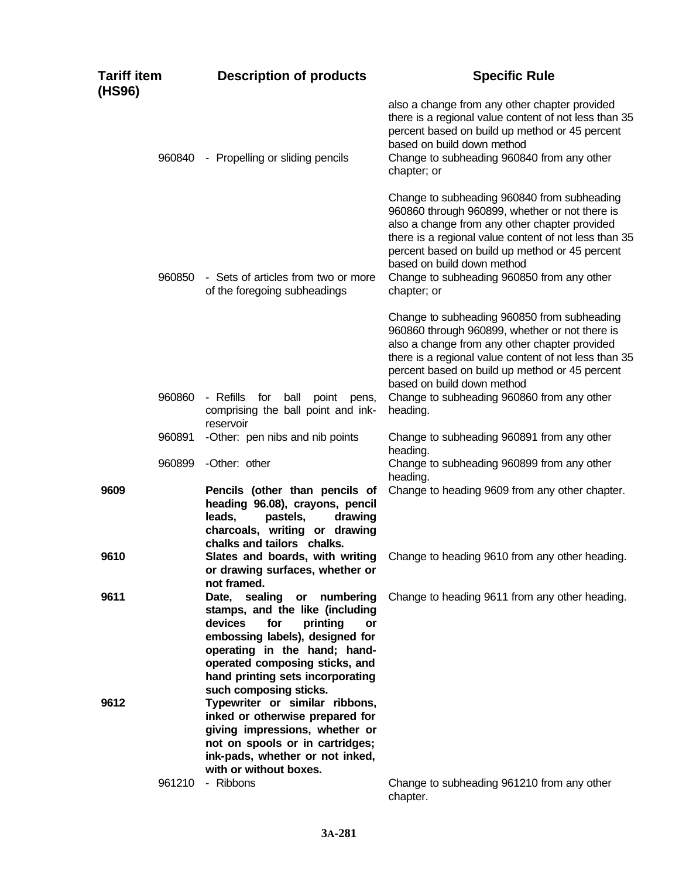| Tariff item (HS96) | | Description of products | Specific Rule |
|---|---|---|---|
| | | | also a change from any other chapter provided there is a regional value content of not less than 35 percent based on build up method or 45 percent based on build down method |
| | 960840 | - Propelling or sliding pencils | Change to subheading 960840 from any other chapter; or<br><br>Change to subheading 960840 from subheading 960860 through 960899, whether or not there is also a change from any other chapter provided there is a regional value content of not less than 35 percent based on build up method or 45 percent based on build down method |
| | 960850 | - Sets of articles from two or more of the foregoing subheadings | Change to subheading 960850 from any other chapter; or<br><br>Change to subheading 960850 from subheading 960860 through 960899, whether or not there is also a change from any other chapter provided there is a regional value content of not less than 35 percent based on build up method or 45 percent based on build down method |
| | 960860 | - Refills for ball point pens, comprising the ball point and ink-reservoir | Change to subheading 960860 from any other heading. |
| | 960891 | -Other: pen nibs and nib points | Change to subheading 960891 from any other heading. |
| | 960899 | -Other: other | Change to subheading 960899 from any other heading. |
| **9609** | | **Pencils (other than pencils of heading 96.08), crayons, pencil leads, pastels, drawing charcoals, writing or drawing chalks and tailors chalks.** | Change to heading 9609 from any other chapter. |
| **9610** | | **Slates and boards, with writing or drawing surfaces, whether or not framed.** | Change to heading 9610 from any other heading. |
| **9611** | | **Date, sealing or numbering stamps, and the like (including devices for printing or embossing labels), designed for operating in the hand; hand-operated composing sticks, and hand printing sets incorporating such composing sticks.** | Change to heading 9611 from any other heading. |
| **9612** | | **Typewriter or similar ribbons, inked or otherwise prepared for giving impressions, whether or not on spools or in cartridges; ink-pads, whether or not inked, with or without boxes.** | |
| | 961210 | - Ribbons | Change to subheading 961210 from any other chapter. |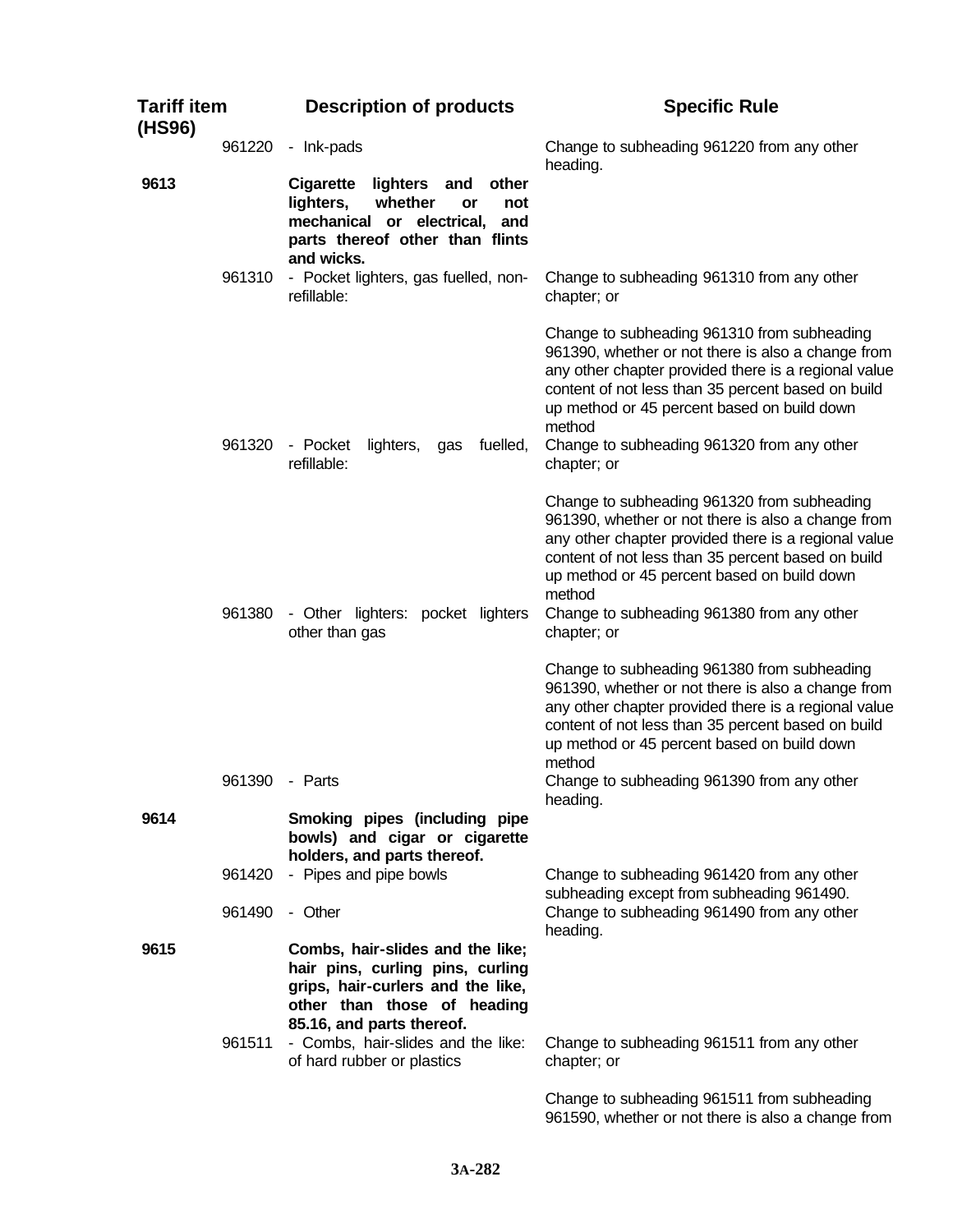| Tariff item (HS96) | | Description of products | Specific Rule |
|---|---|---|---|
| | 961220 | - Ink-pads | Change to subheading 961220 from any other heading. |
| **9613** | | **Cigarette lighters and other lighters, whether or not mechanical or electrical, and parts thereof other than flints and wicks.** | |
| | 961310 | - Pocket lighters, gas fuelled, non-refillable: | Change to subheading 961310 from any other chapter; or<br><br>Change to subheading 961310 from subheading 961390, whether or not there is also a change from any other chapter provided there is a regional value content of not less than 35 percent based on build up method or 45 percent based on build down method |
| | 961320 | - Pocket lighters, gas fuelled, refillable: | Change to subheading 961320 from any other chapter; or<br><br>Change to subheading 961320 from subheading 961390, whether or not there is also a change from any other chapter provided there is a regional value content of not less than 35 percent based on build up method or 45 percent based on build down method |
| | 961380 | - Other lighters: pocket lighters other than gas | Change to subheading 961380 from any other chapter; or<br><br>Change to subheading 961380 from subheading 961390, whether or not there is also a change from any other chapter provided there is a regional value content of not less than 35 percent based on build up method or 45 percent based on build down method |
| | 961390 | - Parts | Change to subheading 961390 from any other heading. |
| **9614** | | **Smoking pipes (including pipe bowls) and cigar or cigarette holders, and parts thereof.** | |
| | 961420 | - Pipes and pipe bowls | Change to subheading 961420 from any other subheading except from subheading 961490. |
| | 961490 | - Other | Change to subheading 961490 from any other heading. |
| **9615** | | **Combs, hair-slides and the like; hair pins, curling pins, curling grips, hair-curlers and the like, other than those of heading 85.16, and parts thereof.** | |
| | 961511 | - Combs, hair-slides and the like: of hard rubber or plastics | Change to subheading 961511 from any other chapter; or<br><br>Change to subheading 961511 from subheading 961590, whether or not there is also a change from |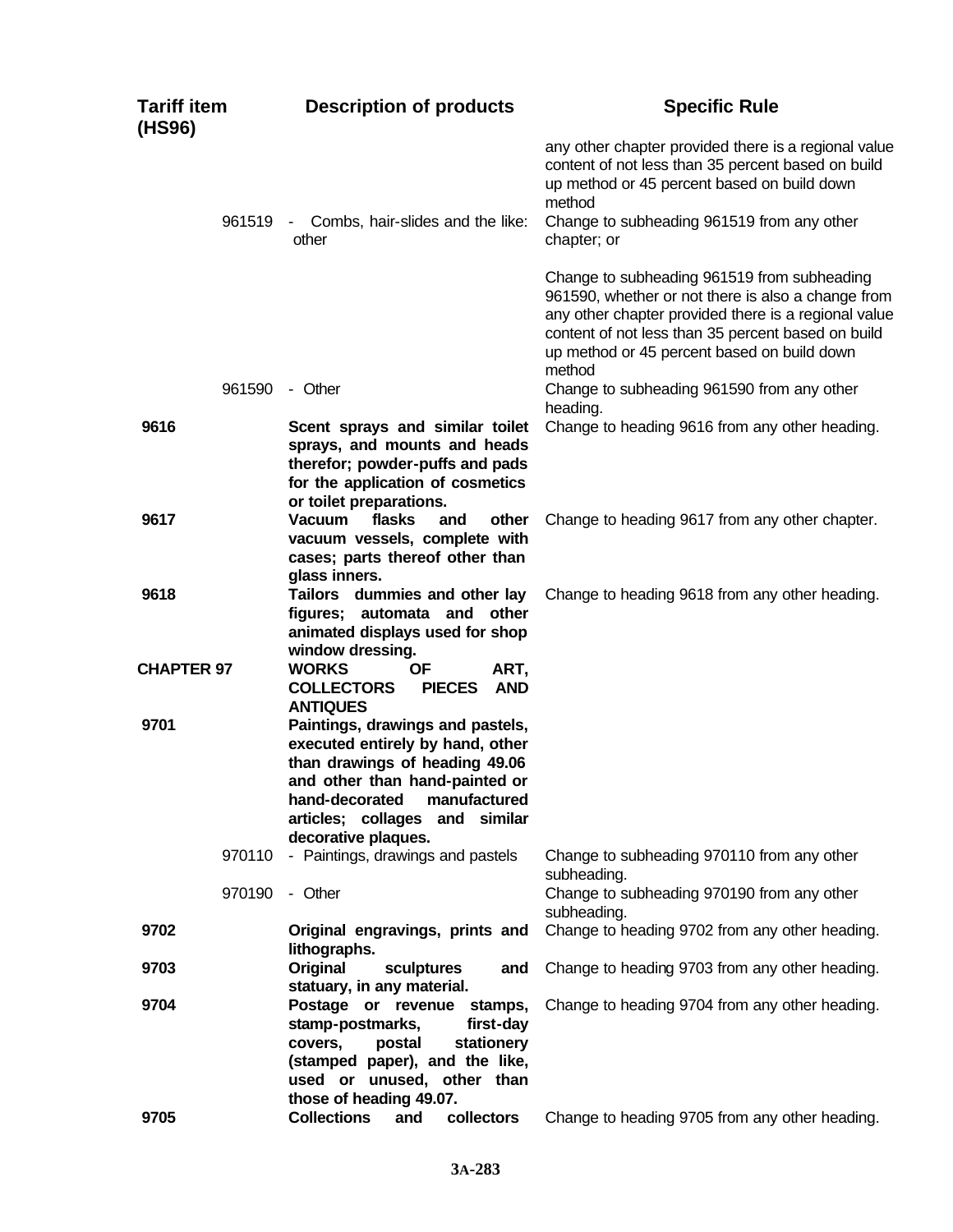| Tariff item (HS96) | Description of products | Specific Rule |
|---|---|---|
| | | any other chapter provided there is a regional value content of not less than 35 percent based on build up method or 45 percent based on build down method |
| 961519 | - Combs, hair-slides and the like: other | Change to subheading 961519 from any other chapter; or<br><br>Change to subheading 961519 from subheading 961590, whether or not there is also a change from any other chapter provided there is a regional value content of not less than 35 percent based on build up method or 45 percent based on build down method |
| 961590 | - Other | Change to subheading 961590 from any other heading. |
| **9616** | **Scent sprays and similar toilet sprays, and mounts and heads therefor; powder-puffs and pads for the application of cosmetics or toilet preparations.** | Change to heading 9616 from any other heading. |
| **9617** | **Vacuum flasks and other vacuum vessels, complete with cases; parts thereof other than glass inners.** | Change to heading 9617 from any other chapter. |
| **9618** | **Tailors dummies and other lay figures; automata and other animated displays used for shop window dressing.** | Change to heading 9618 from any other heading. |
| **CHAPTER 97** | **WORKS OF ART, COLLECTORS PIECES AND ANTIQUES** | |
| **9701** | **Paintings, drawings and pastels, executed entirely by hand, other than drawings of heading 49.06 and other than hand-painted or hand-decorated manufactured articles; collages and similar decorative plaques.** | |
| 970110 | - Paintings, drawings and pastels | Change to subheading 970110 from any other subheading. |
| 970190 | - Other | Change to subheading 970190 from any other subheading. |
| **9702** | **Original engravings, prints and lithographs.** | Change to heading 9702 from any other heading. |
| **9703** | **Original sculptures and statuary, in any material.** | Change to heading 9703 from any other heading. |
| **9704** | **Postage or revenue stamps, stamp-postmarks, first-day covers, postal stationery (stamped paper), and the like, used or unused, other than those of heading 49.07.** | Change to heading 9704 from any other heading. |
| **9705** | **Collections and collectors** | Change to heading 9705 from any other heading. |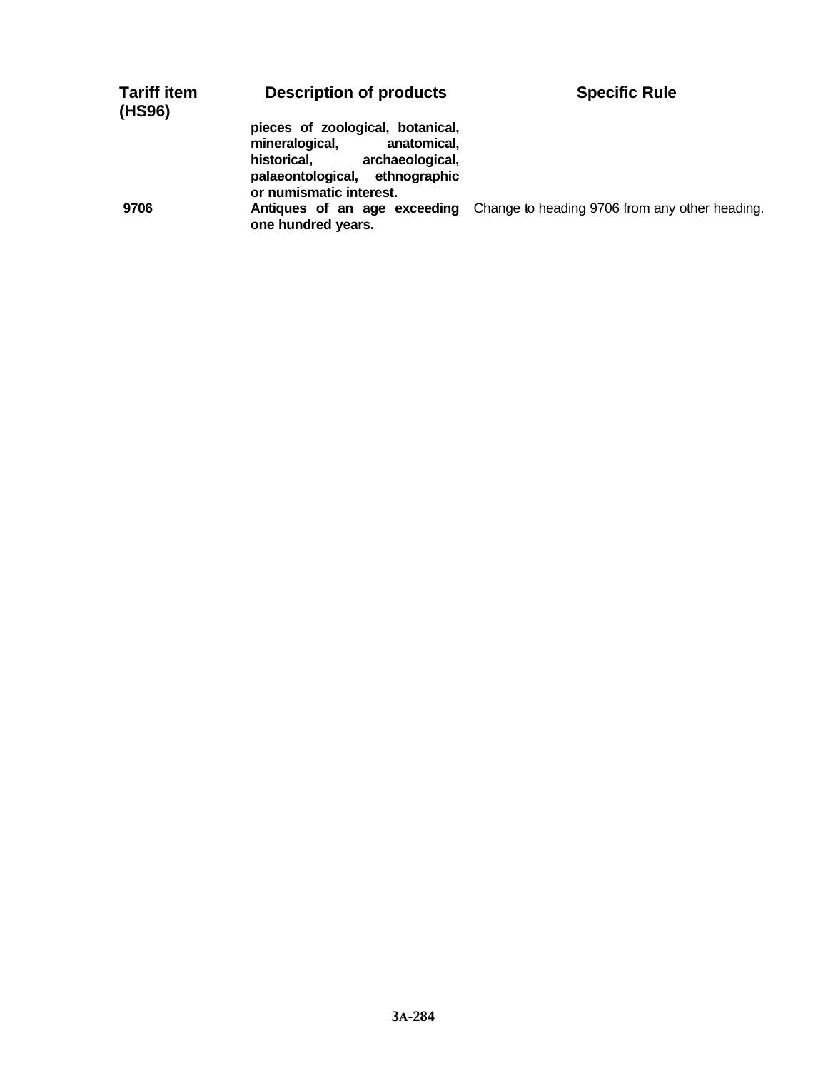| Tariff item (HS96) | Description of products | Specific Rule |
| --- | --- | --- |
| | **pieces of zoological, botanical, mineralogical, anatomical, historical, archaeological, palaeontological, ethnographic or numismatic interest.** | |
| 9706 | **Antiques of an age exceeding one hundred years.** | Change to heading 9706 from any other heading. |